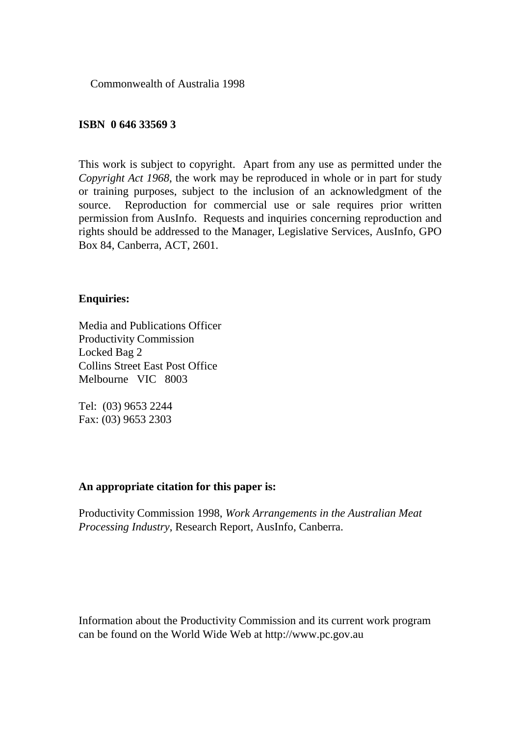Commonwealth of Australia 1998

**ISBN 0 646 33569 3**

This work is subject to copyright. Apart from any use as permitted under the *Copyright Act 1968*, the work may be reproduced in whole or in part for study or training purposes, subject to the inclusion of an acknowledgment of the source. Reproduction for commercial use or sale requires prior written permission from AusInfo. Requests and inquiries concerning reproduction and rights should be addressed to the Manager, Legislative Services, AusInfo, GPO Box 84, Canberra, ACT, 2601.

**Enquiries:**

Media and Publications Officer
Productivity Commission
Locked Bag 2
Collins Street East Post Office
Melbourne VIC 8003

Tel: (03) 9653 2244
Fax: (03) 9653 2303

**An appropriate citation for this paper is:**

Productivity Commission 1998, *Work Arrangements in the Australian Meat Processing Industry*, Research Report, AusInfo, Canberra.

Information about the Productivity Commission and its current work program can be found on the World Wide Web at http://www.pc.gov.au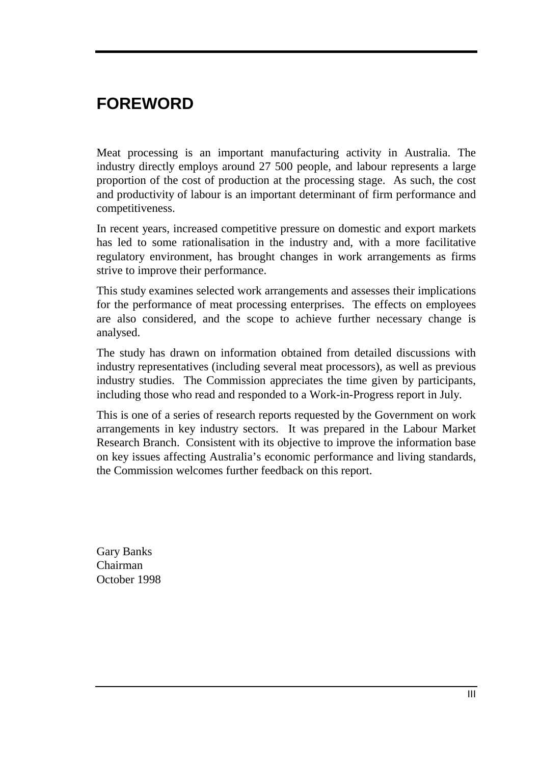# FOREWORD

Meat processing is an important manufacturing activity in Australia. The industry directly employs around 27 500 people, and labour represents a large proportion of the cost of production at the processing stage. As such, the cost and productivity of labour is an important determinant of firm performance and competitiveness.

In recent years, increased competitive pressure on domestic and export markets has led to some rationalisation in the industry and, with a more facilitative regulatory environment, has brought changes in work arrangements as firms strive to improve their performance.

This study examines selected work arrangements and assesses their implications for the performance of meat processing enterprises. The effects on employees are also considered, and the scope to achieve further necessary change is analysed.

The study has drawn on information obtained from detailed discussions with industry representatives (including several meat processors), as well as previous industry studies. The Commission appreciates the time given by participants, including those who read and responded to a Work-in-Progress report in July.

This is one of a series of research reports requested by the Government on work arrangements in key industry sectors. It was prepared in the Labour Market Research Branch. Consistent with its objective to improve the information base on key issues affecting Australia's economic performance and living standards, the Commission welcomes further feedback on this report.

Gary Banks
Chairman
October 1998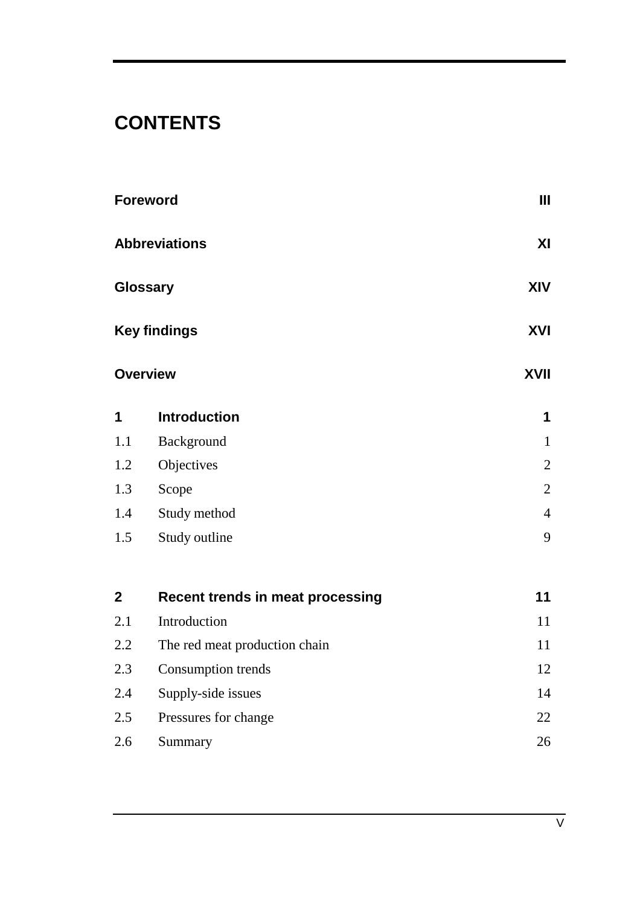# CONTENTS

| | | |
|---|---|---|
| **Foreword** | | **III** |
| **Abbreviations** | | **XI** |
| **Glossary** | | **XIV** |
| **Key findings** | | **XVI** |
| **Overview** | | **XVII** |
| **1** | **Introduction** | **1** |
| 1.1 | Background | 1 |
| 1.2 | Objectives | 2 |
| 1.3 | Scope | 2 |
| 1.4 | Study method | 4 |
| 1.5 | Study outline | 9 |
| **2** | **Recent trends in meat processing** | **11** |
| 2.1 | Introduction | 11 |
| 2.2 | The red meat production chain | 11 |
| 2.3 | Consumption trends | 12 |
| 2.4 | Supply-side issues | 14 |
| 2.5 | Pressures for change | 22 |
| 2.6 | Summary | 26 |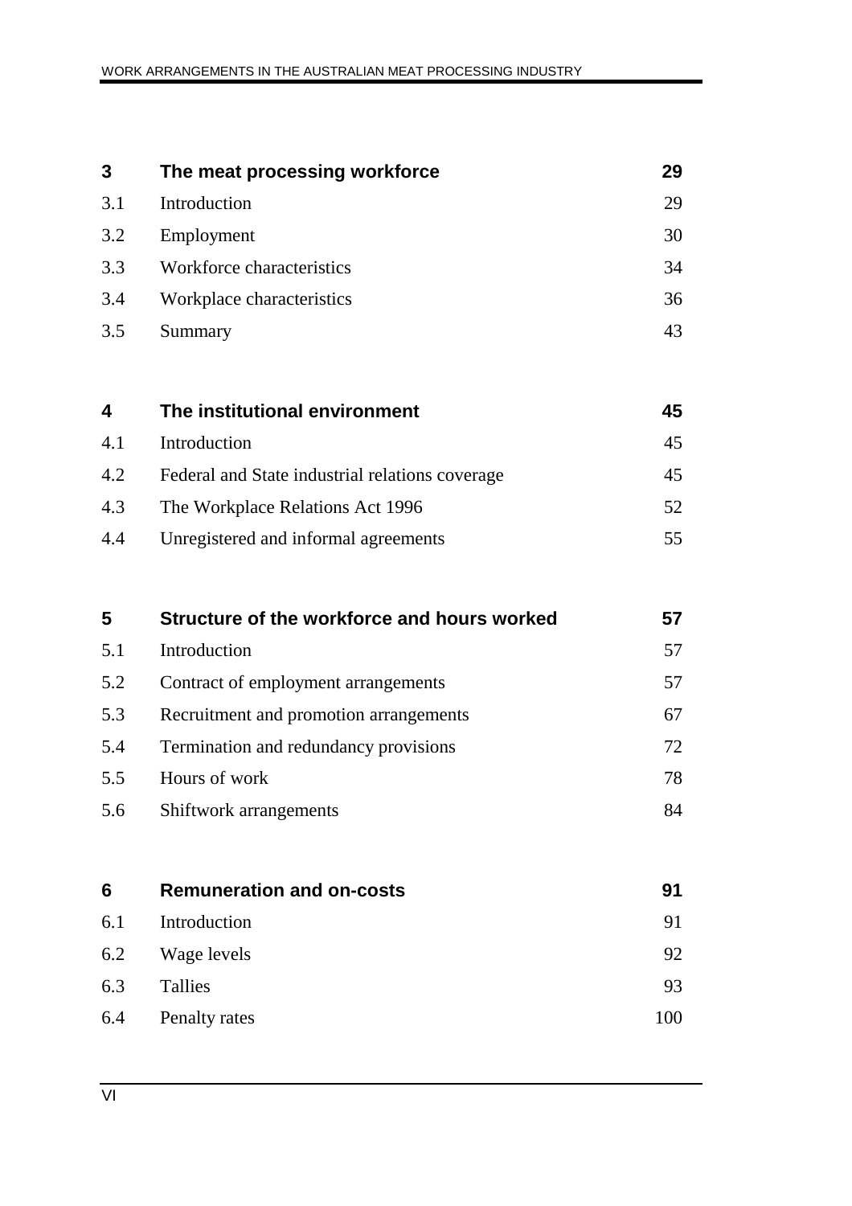| | | |
|---|---|---|
| **3** | **The meat processing workforce** | **29** |
| 3.1 | Introduction | 29 |
| 3.2 | Employment | 30 |
| 3.3 | Workforce characteristics | 34 |
| 3.4 | Workplace characteristics | 36 |
| 3.5 | Summary | 43 |
| **4** | **The institutional environment** | **45** |
| 4.1 | Introduction | 45 |
| 4.2 | Federal and State industrial relations coverage | 45 |
| 4.3 | The Workplace Relations Act 1996 | 52 |
| 4.4 | Unregistered and informal agreements | 55 |
| **5** | **Structure of the workforce and hours worked** | **57** |
| 5.1 | Introduction | 57 |
| 5.2 | Contract of employment arrangements | 57 |
| 5.3 | Recruitment and promotion arrangements | 67 |
| 5.4 | Termination and redundancy provisions | 72 |
| 5.5 | Hours of work | 78 |
| 5.6 | Shiftwork arrangements | 84 |
| **6** | **Remuneration and on-costs** | **91** |
| 6.1 | Introduction | 91 |
| 6.2 | Wage levels | 92 |
| 6.3 | Tallies | 93 |
| 6.4 | Penalty rates | 100 |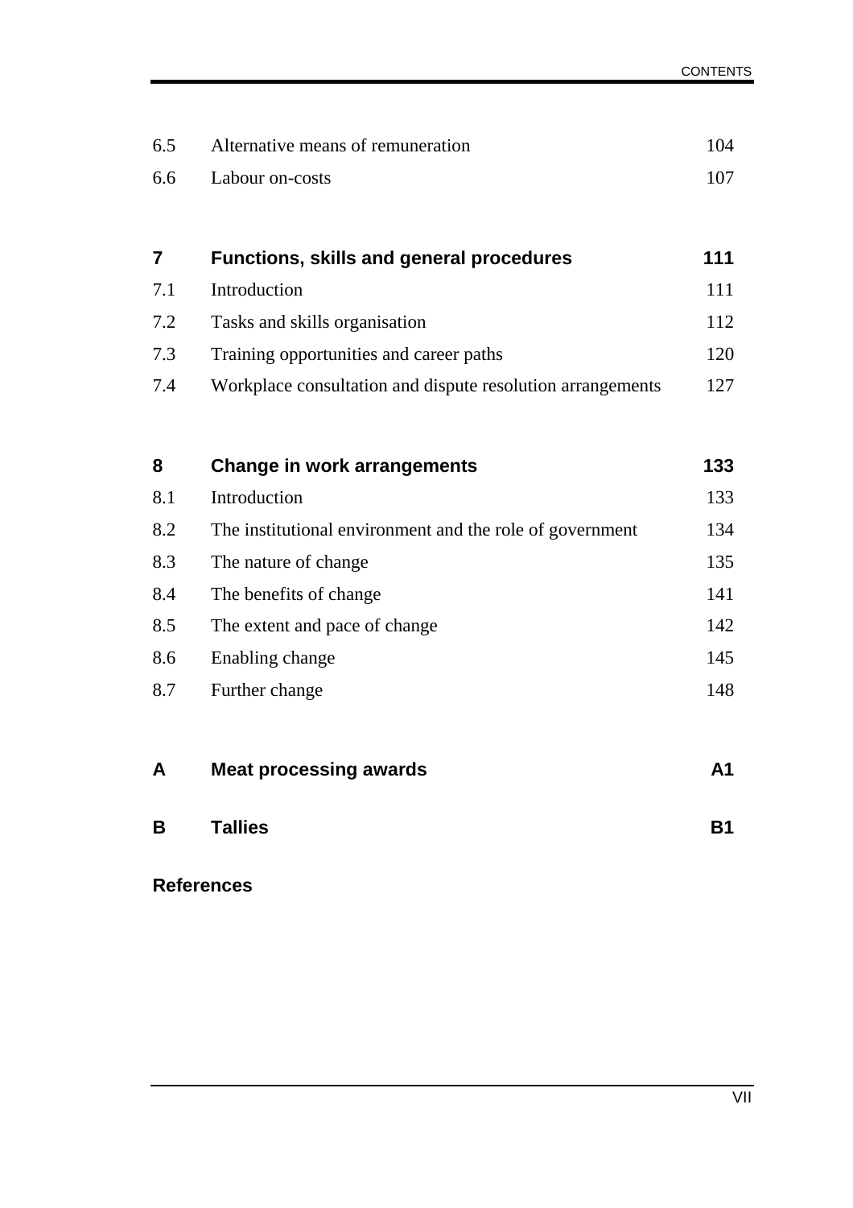| | | |
|---|---|---|
| 6.5 | Alternative means of remuneration | 104 |
| 6.6 | Labour on-costs | 107 |
| | | |
| **7** | **Functions, skills and general procedures** | **111** |
| 7.1 | Introduction | 111 |
| 7.2 | Tasks and skills organisation | 112 |
| 7.3 | Training opportunities and career paths | 120 |
| 7.4 | Workplace consultation and dispute resolution arrangements | 127 |
| | | |
| **8** | **Change in work arrangements** | **133** |
| 8.1 | Introduction | 133 |
| 8.2 | The institutional environment and the role of government | 134 |
| 8.3 | The nature of change | 135 |
| 8.4 | The benefits of change | 141 |
| 8.5 | The extent and pace of change | 142 |
| 8.6 | Enabling change | 145 |
| 8.7 | Further change | 148 |
| | | |
| **A** | **Meat processing awards** | **A1** |
| | | |
| **B** | **Tallies** | **B1** |

**References**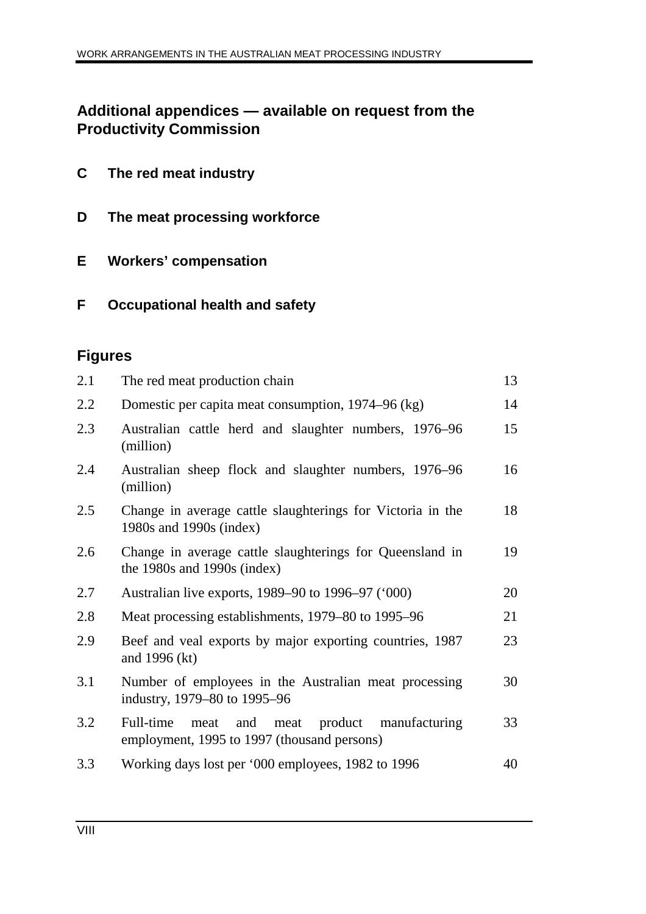## Additional appendices — available on request from the Productivity Commission

**C The red meat industry**

**D The meat processing workforce**

**E Workers' compensation**

**F Occupational health and safety**

## Figures

| | | |
|---|---|---|
| 2.1 | The red meat production chain | 13 |
| 2.2 | Domestic per capita meat consumption, 1974–96 (kg) | 14 |
| 2.3 | Australian cattle herd and slaughter numbers, 1976–96 (million) | 15 |
| 2.4 | Australian sheep flock and slaughter numbers, 1976–96 (million) | 16 |
| 2.5 | Change in average cattle slaughterings for Victoria in the 1980s and 1990s (index) | 18 |
| 2.6 | Change in average cattle slaughterings for Queensland in the 1980s and 1990s (index) | 19 |
| 2.7 | Australian live exports, 1989–90 to 1996–97 ('000) | 20 |
| 2.8 | Meat processing establishments, 1979–80 to 1995–96 | 21 |
| 2.9 | Beef and veal exports by major exporting countries, 1987 and 1996 (kt) | 23 |
| 3.1 | Number of employees in the Australian meat processing industry, 1979–80 to 1995–96 | 30 |
| 3.2 | Full-time meat and meat product manufacturing employment, 1995 to 1997 (thousand persons) | 33 |
| 3.3 | Working days lost per '000 employees, 1982 to 1996 | 40 |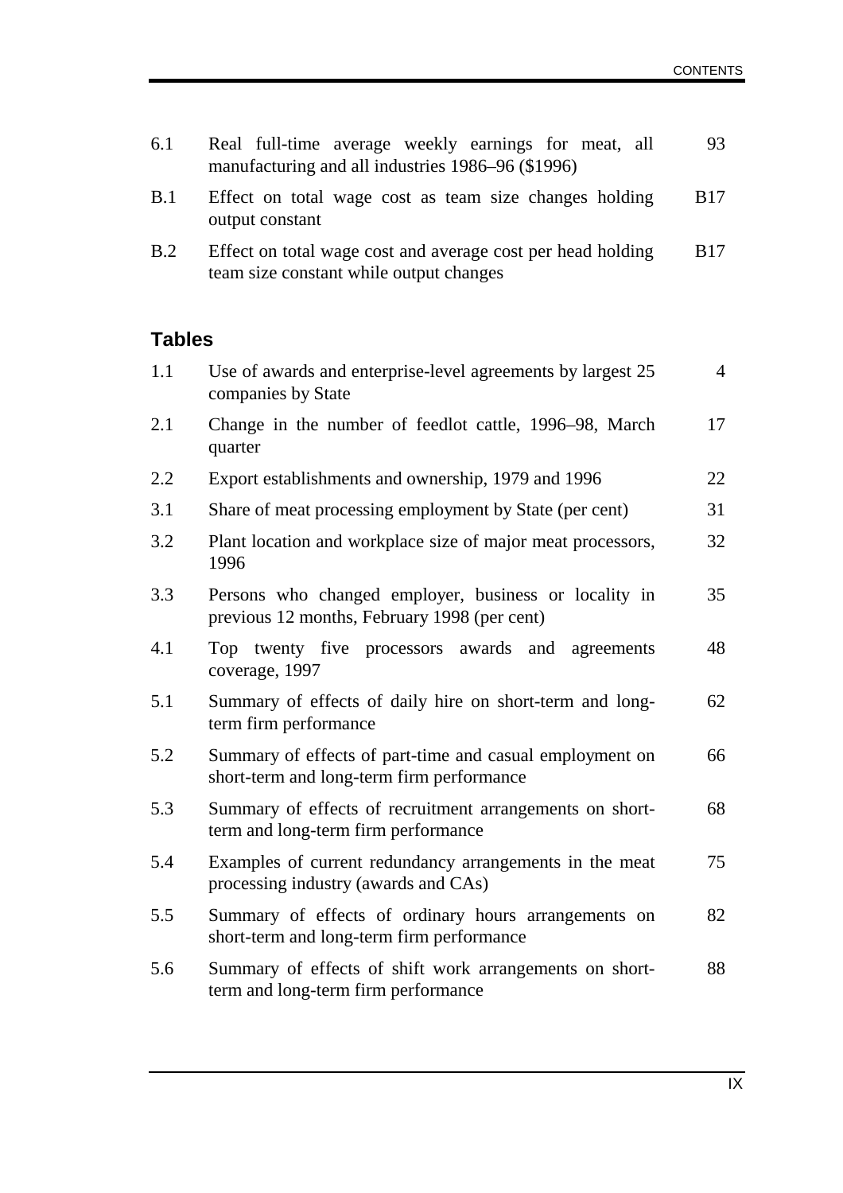| | | |
|---|---|---|
| 6.1 | Real full-time average weekly earnings for meat, all manufacturing and all industries 1986–96 ($1996) | 93 |
| B.1 | Effect on total wage cost as team size changes holding output constant | B17 |
| B.2 | Effect on total wage cost and average cost per head holding team size constant while output changes | B17 |

## Tables

| | | |
|---|---|---|
| 1.1 | Use of awards and enterprise-level agreements by largest 25 companies by State | 4 |
| 2.1 | Change in the number of feedlot cattle, 1996–98, March quarter | 17 |
| 2.2 | Export establishments and ownership, 1979 and 1996 | 22 |
| 3.1 | Share of meat processing employment by State (per cent) | 31 |
| 3.2 | Plant location and workplace size of major meat processors, 1996 | 32 |
| 3.3 | Persons who changed employer, business or locality in previous 12 months, February 1998 (per cent) | 35 |
| 4.1 | Top twenty five processors awards and agreements coverage, 1997 | 48 |
| 5.1 | Summary of effects of daily hire on short-term and long-term firm performance | 62 |
| 5.2 | Summary of effects of part-time and casual employment on short-term and long-term firm performance | 66 |
| 5.3 | Summary of effects of recruitment arrangements on short-term and long-term firm performance | 68 |
| 5.4 | Examples of current redundancy arrangements in the meat processing industry (awards and CAs) | 75 |
| 5.5 | Summary of effects of ordinary hours arrangements on short-term and long-term firm performance | 82 |
| 5.6 | Summary of effects of shift work arrangements on short-term and long-term firm performance | 88 |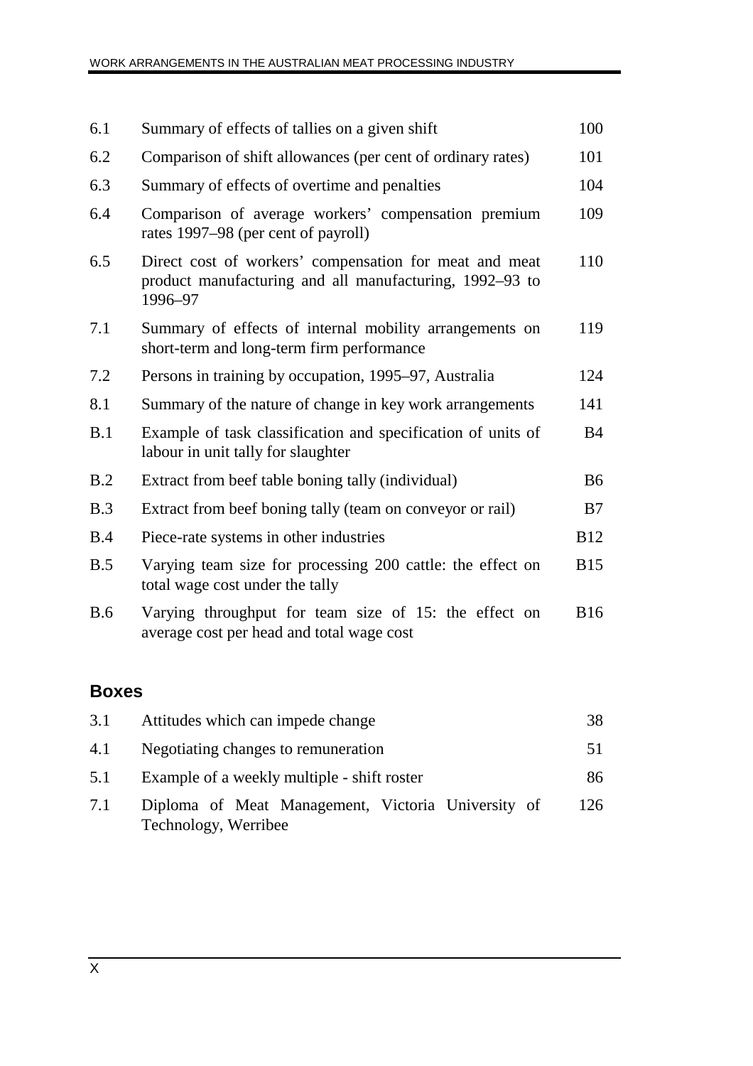| | | |
|---|---|---|
| 6.1 | Summary of effects of tallies on a given shift | 100 |
| 6.2 | Comparison of shift allowances (per cent of ordinary rates) | 101 |
| 6.3 | Summary of effects of overtime and penalties | 104 |
| 6.4 | Comparison of average workers' compensation premium rates 1997–98 (per cent of payroll) | 109 |
| 6.5 | Direct cost of workers' compensation for meat and meat product manufacturing and all manufacturing, 1992–93 to 1996–97 | 110 |
| 7.1 | Summary of effects of internal mobility arrangements on short-term and long-term firm performance | 119 |
| 7.2 | Persons in training by occupation, 1995–97, Australia | 124 |
| 8.1 | Summary of the nature of change in key work arrangements | 141 |
| B.1 | Example of task classification and specification of units of labour in unit tally for slaughter | B4 |
| B.2 | Extract from beef table boning tally (individual) | B6 |
| B.3 | Extract from beef boning tally (team on conveyor or rail) | B7 |
| B.4 | Piece-rate systems in other industries | B12 |
| B.5 | Varying team size for processing 200 cattle: the effect on total wage cost under the tally | B15 |
| B.6 | Varying throughput for team size of 15: the effect on average cost per head and total wage cost | B16 |

## Boxes

| | | |
|---|---|---|
| 3.1 | Attitudes which can impede change | 38 |
| 4.1 | Negotiating changes to remuneration | 51 |
| 5.1 | Example of a weekly multiple - shift roster | 86 |
| 7.1 | Diploma of Meat Management, Victoria University of Technology, Werribee | 126 |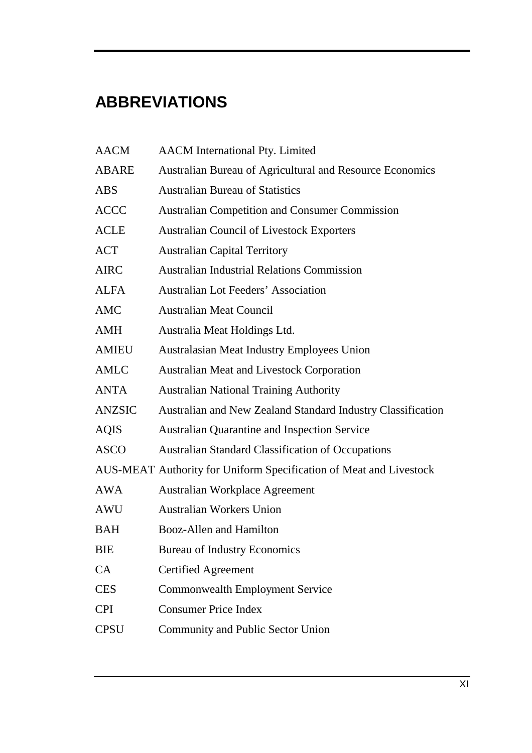## ABBREVIATIONS

| | |
|---|---|
| AACM | AACM International Pty. Limited |
| ABARE | Australian Bureau of Agricultural and Resource Economics |
| ABS | Australian Bureau of Statistics |
| ACCC | Australian Competition and Consumer Commission |
| ACLE | Australian Council of Livestock Exporters |
| ACT | Australian Capital Territory |
| AIRC | Australian Industrial Relations Commission |
| ALFA | Australian Lot Feeders' Association |
| AMC | Australian Meat Council |
| AMH | Australia Meat Holdings Ltd. |
| AMIEU | Australasian Meat Industry Employees Union |
| AMLC | Australian Meat and Livestock Corporation |
| ANTA | Australian National Training Authority |
| ANZSIC | Australian and New Zealand Standard Industry Classification |
| AQIS | Australian Quarantine and Inspection Service |
| ASCO | Australian Standard Classification of Occupations |
| AUS-MEAT | Authority for Uniform Specification of Meat and Livestock |
| AWA | Australian Workplace Agreement |
| AWU | Australian Workers Union |
| BAH | Booz-Allen and Hamilton |
| BIE | Bureau of Industry Economics |
| CA | Certified Agreement |
| CES | Commonwealth Employment Service |
| CPI | Consumer Price Index |
| CPSU | Community and Public Sector Union |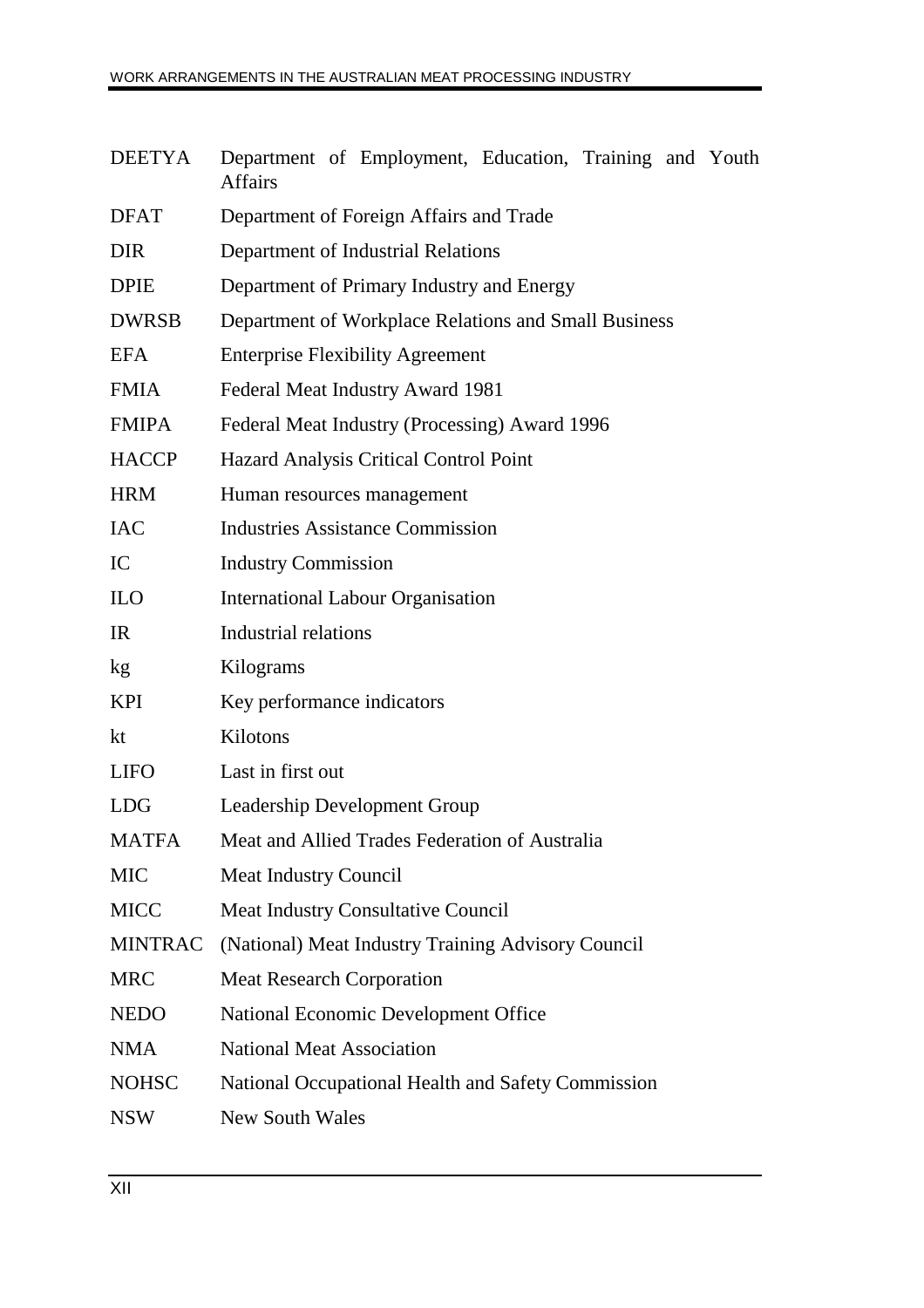| | |
|---|---|
| DEETYA | Department of Employment, Education, Training and Youth Affairs |
| DFAT | Department of Foreign Affairs and Trade |
| DIR | Department of Industrial Relations |
| DPIE | Department of Primary Industry and Energy |
| DWRSB | Department of Workplace Relations and Small Business |
| EFA | Enterprise Flexibility Agreement |
| FMIA | Federal Meat Industry Award 1981 |
| FMIPA | Federal Meat Industry (Processing) Award 1996 |
| HACCP | Hazard Analysis Critical Control Point |
| HRM | Human resources management |
| IAC | Industries Assistance Commission |
| IC | Industry Commission |
| ILO | International Labour Organisation |
| IR | Industrial relations |
| kg | Kilograms |
| KPI | Key performance indicators |
| kt | Kilotons |
| LIFO | Last in first out |
| LDG | Leadership Development Group |
| MATFA | Meat and Allied Trades Federation of Australia |
| MIC | Meat Industry Council |
| MICC | Meat Industry Consultative Council |
| MINTRAC | (National) Meat Industry Training Advisory Council |
| MRC | Meat Research Corporation |
| NEDO | National Economic Development Office |
| NMA | National Meat Association |
| NOHSC | National Occupational Health and Safety Commission |
| NSW | New South Wales |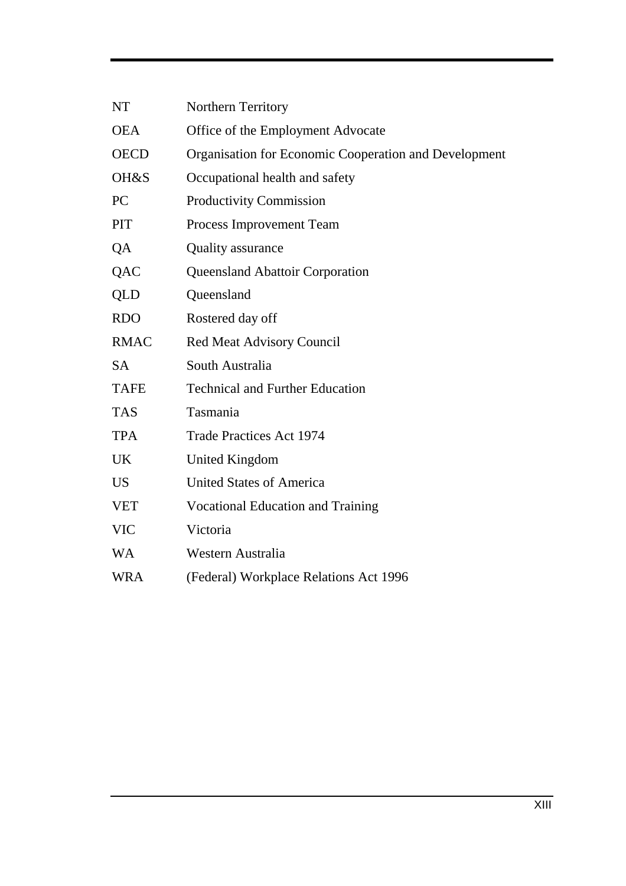| | |
|---|---|
| NT | Northern Territory |
| OEA | Office of the Employment Advocate |
| OECD | Organisation for Economic Cooperation and Development |
| OH&S | Occupational health and safety |
| PC | Productivity Commission |
| PIT | Process Improvement Team |
| QA | Quality assurance |
| QAC | Queensland Abattoir Corporation |
| QLD | Queensland |
| RDO | Rostered day off |
| RMAC | Red Meat Advisory Council |
| SA | South Australia |
| TAFE | Technical and Further Education |
| TAS | Tasmania |
| TPA | Trade Practices Act 1974 |
| UK | United Kingdom |
| US | United States of America |
| VET | Vocational Education and Training |
| VIC | Victoria |
| WA | Western Australia |
| WRA | (Federal) Workplace Relations Act 1996 |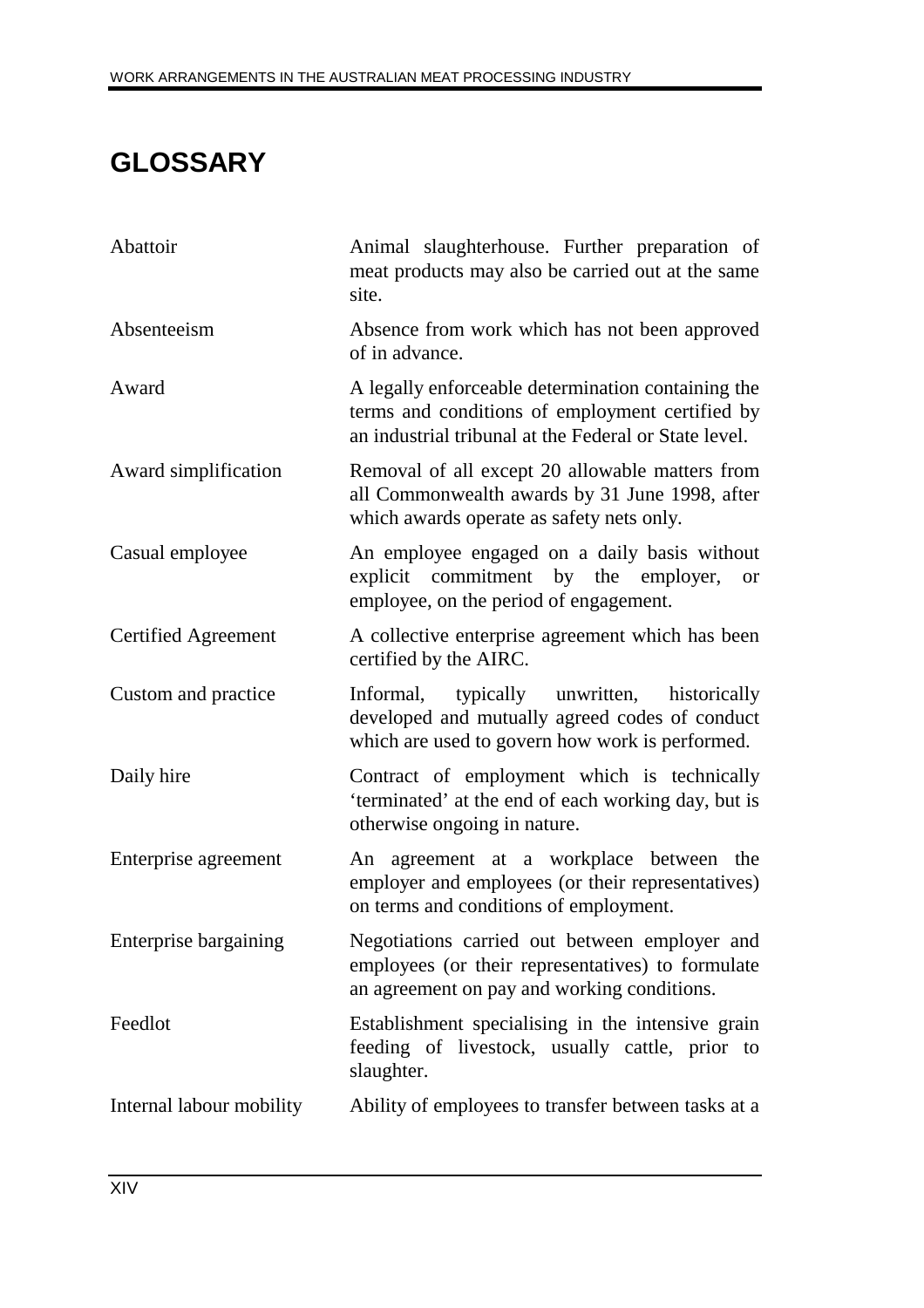# GLOSSARY

| | |
|---|---|
| Abattoir | Animal slaughterhouse. Further preparation of meat products may also be carried out at the same site. |
| Absenteeism | Absence from work which has not been approved of in advance. |
| Award | A legally enforceable determination containing the terms and conditions of employment certified by an industrial tribunal at the Federal or State level. |
| Award simplification | Removal of all except 20 allowable matters from all Commonwealth awards by 31 June 1998, after which awards operate as safety nets only. |
| Casual employee | An employee engaged on a daily basis without explicit commitment by the employer, or employee, on the period of engagement. |
| Certified Agreement | A collective enterprise agreement which has been certified by the AIRC. |
| Custom and practice | Informal, typically unwritten, historically developed and mutually agreed codes of conduct which are used to govern how work is performed. |
| Daily hire | Contract of employment which is technically 'terminated' at the end of each working day, but is otherwise ongoing in nature. |
| Enterprise agreement | An agreement at a workplace between the employer and employees (or their representatives) on terms and conditions of employment. |
| Enterprise bargaining | Negotiations carried out between employer and employees (or their representatives) to formulate an agreement on pay and working conditions. |
| Feedlot | Establishment specialising in the intensive grain feeding of livestock, usually cattle, prior to slaughter. |
| Internal labour mobility | Ability of employees to transfer between tasks at a |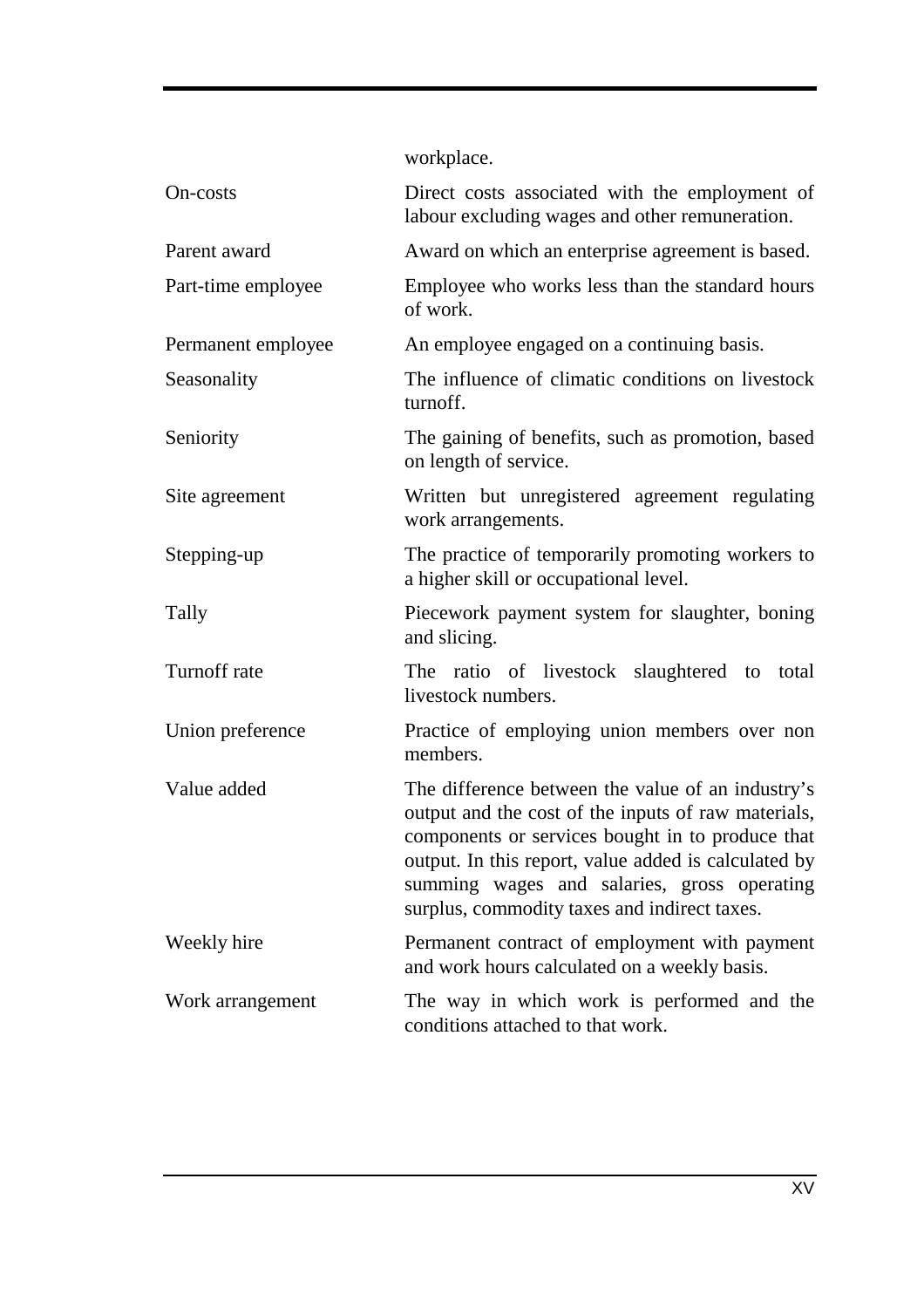| | |
|---|---|
| | workplace. |
| On-costs | Direct costs associated with the employment of labour excluding wages and other remuneration. |
| Parent award | Award on which an enterprise agreement is based. |
| Part-time employee | Employee who works less than the standard hours of work. |
| Permanent employee | An employee engaged on a continuing basis. |
| Seasonality | The influence of climatic conditions on livestock turnoff. |
| Seniority | The gaining of benefits, such as promotion, based on length of service. |
| Site agreement | Written but unregistered agreement regulating work arrangements. |
| Stepping-up | The practice of temporarily promoting workers to a higher skill or occupational level. |
| Tally | Piecework payment system for slaughter, boning and slicing. |
| Turnoff rate | The ratio of livestock slaughtered to total livestock numbers. |
| Union preference | Practice of employing union members over non members. |
| Value added | The difference between the value of an industry's output and the cost of the inputs of raw materials, components or services bought in to produce that output. In this report, value added is calculated by summing wages and salaries, gross operating surplus, commodity taxes and indirect taxes. |
| Weekly hire | Permanent contract of employment with payment and work hours calculated on a weekly basis. |
| Work arrangement | The way in which work is performed and the conditions attached to that work. |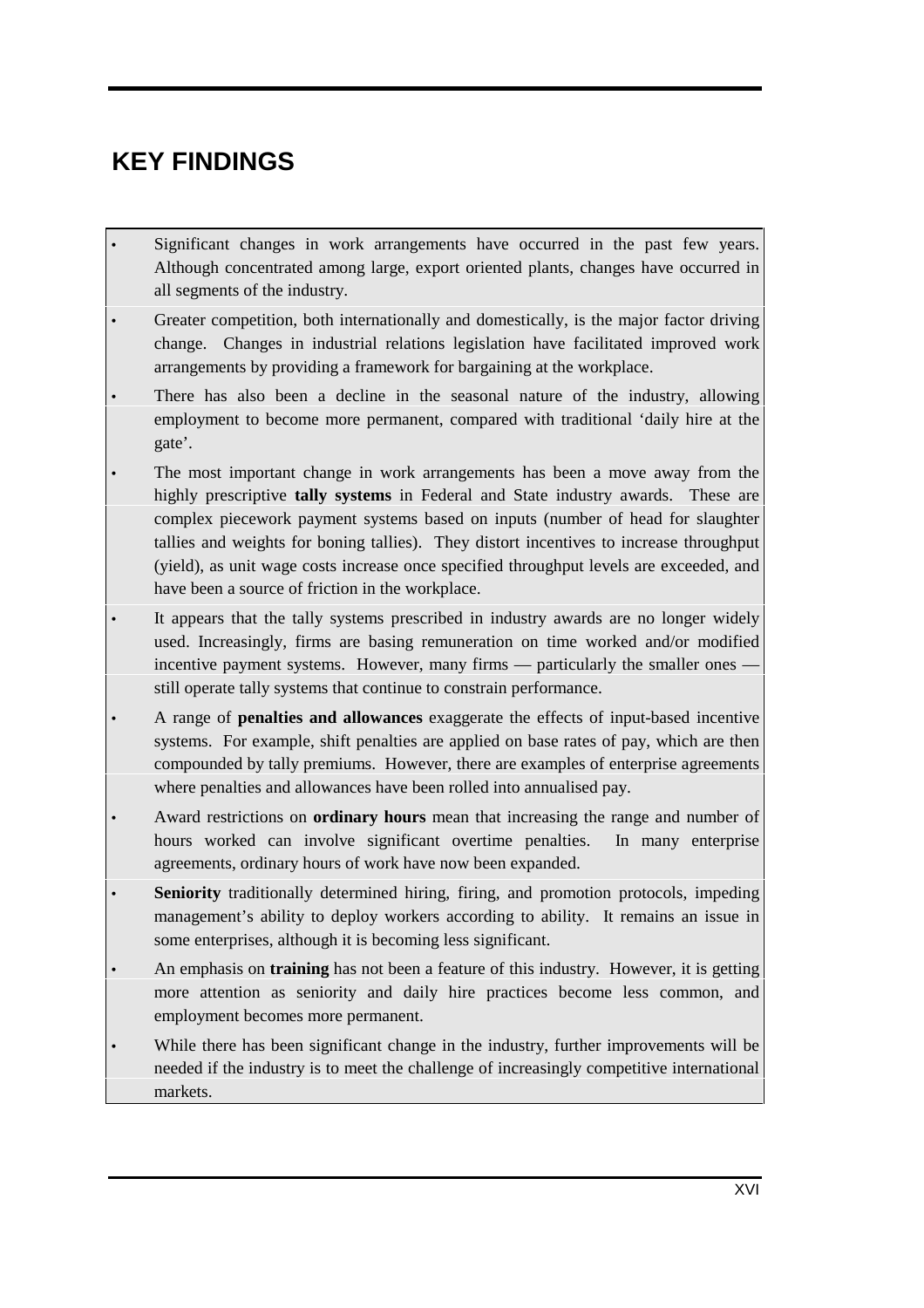# KEY FINDINGS

- Significant changes in work arrangements have occurred in the past few years. Although concentrated among large, export oriented plants, changes have occurred in all segments of the industry.
- Greater competition, both internationally and domestically, is the major factor driving change. Changes in industrial relations legislation have facilitated improved work arrangements by providing a framework for bargaining at the workplace.
- There has also been a decline in the seasonal nature of the industry, allowing employment to become more permanent, compared with traditional 'daily hire at the gate'.
- The most important change in work arrangements has been a move away from the highly prescriptive **tally systems** in Federal and State industry awards. These are complex piecework payment systems based on inputs (number of head for slaughter tallies and weights for boning tallies). They distort incentives to increase throughput (yield), as unit wage costs increase once specified throughput levels are exceeded, and have been a source of friction in the workplace.
- It appears that the tally systems prescribed in industry awards are no longer widely used. Increasingly, firms are basing remuneration on time worked and/or modified incentive payment systems. However, many firms — particularly the smaller ones — still operate tally systems that continue to constrain performance.
- A range of **penalties and allowances** exaggerate the effects of input-based incentive systems. For example, shift penalties are applied on base rates of pay, which are then compounded by tally premiums. However, there are examples of enterprise agreements where penalties and allowances have been rolled into annualised pay.
- Award restrictions on **ordinary hours** mean that increasing the range and number of hours worked can involve significant overtime penalties. In many enterprise agreements, ordinary hours of work have now been expanded.
- **Seniority** traditionally determined hiring, firing, and promotion protocols, impeding management's ability to deploy workers according to ability. It remains an issue in some enterprises, although it is becoming less significant.
- An emphasis on **training** has not been a feature of this industry. However, it is getting more attention as seniority and daily hire practices become less common, and employment becomes more permanent.
- While there has been significant change in the industry, further improvements will be needed if the industry is to meet the challenge of increasingly competitive international markets.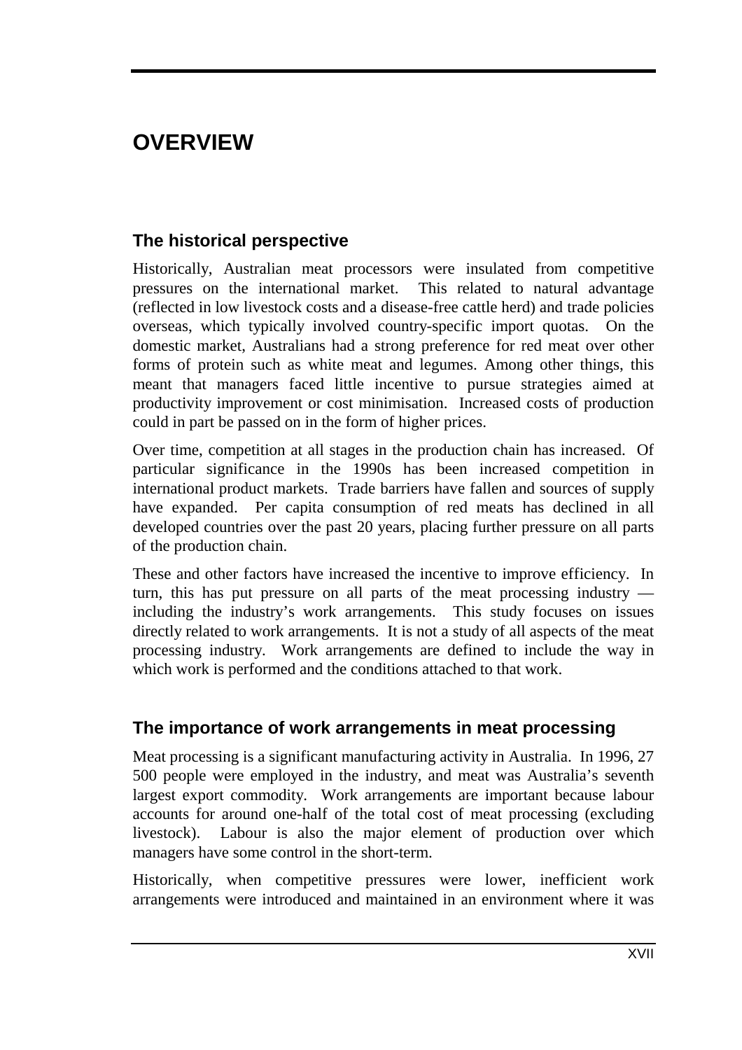# OVERVIEW

## The historical perspective

Historically, Australian meat processors were insulated from competitive pressures on the international market. This related to natural advantage (reflected in low livestock costs and a disease-free cattle herd) and trade policies overseas, which typically involved country-specific import quotas. On the domestic market, Australians had a strong preference for red meat over other forms of protein such as white meat and legumes. Among other things, this meant that managers faced little incentive to pursue strategies aimed at productivity improvement or cost minimisation. Increased costs of production could in part be passed on in the form of higher prices.

Over time, competition at all stages in the production chain has increased. Of particular significance in the 1990s has been increased competition in international product markets. Trade barriers have fallen and sources of supply have expanded. Per capita consumption of red meats has declined in all developed countries over the past 20 years, placing further pressure on all parts of the production chain.

These and other factors have increased the incentive to improve efficiency. In turn, this has put pressure on all parts of the meat processing industry — including the industry's work arrangements. This study focuses on issues directly related to work arrangements. It is not a study of all aspects of the meat processing industry. Work arrangements are defined to include the way in which work is performed and the conditions attached to that work.

## The importance of work arrangements in meat processing

Meat processing is a significant manufacturing activity in Australia. In 1996, 27 500 people were employed in the industry, and meat was Australia's seventh largest export commodity. Work arrangements are important because labour accounts for around one-half of the total cost of meat processing (excluding livestock). Labour is also the major element of production over which managers have some control in the short-term.

Historically, when competitive pressures were lower, inefficient work arrangements were introduced and maintained in an environment where it was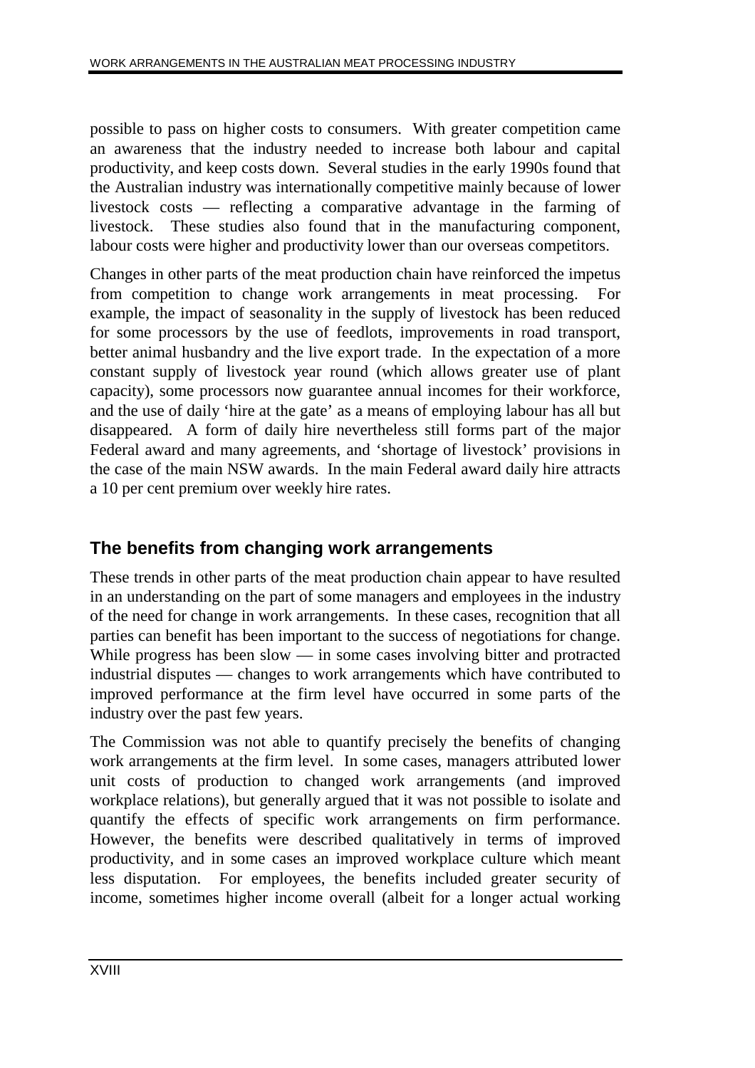possible to pass on higher costs to consumers. With greater competition came an awareness that the industry needed to increase both labour and capital productivity, and keep costs down. Several studies in the early 1990s found that the Australian industry was internationally competitive mainly because of lower livestock costs — reflecting a comparative advantage in the farming of livestock. These studies also found that in the manufacturing component, labour costs were higher and productivity lower than our overseas competitors.

Changes in other parts of the meat production chain have reinforced the impetus from competition to change work arrangements in meat processing. For example, the impact of seasonality in the supply of livestock has been reduced for some processors by the use of feedlots, improvements in road transport, better animal husbandry and the live export trade. In the expectation of a more constant supply of livestock year round (which allows greater use of plant capacity), some processors now guarantee annual incomes for their workforce, and the use of daily 'hire at the gate' as a means of employing labour has all but disappeared. A form of daily hire nevertheless still forms part of the major Federal award and many agreements, and 'shortage of livestock' provisions in the case of the main NSW awards. In the main Federal award daily hire attracts a 10 per cent premium over weekly hire rates.

## The benefits from changing work arrangements

These trends in other parts of the meat production chain appear to have resulted in an understanding on the part of some managers and employees in the industry of the need for change in work arrangements. In these cases, recognition that all parties can benefit has been important to the success of negotiations for change. While progress has been slow — in some cases involving bitter and protracted industrial disputes — changes to work arrangements which have contributed to improved performance at the firm level have occurred in some parts of the industry over the past few years.

The Commission was not able to quantify precisely the benefits of changing work arrangements at the firm level. In some cases, managers attributed lower unit costs of production to changed work arrangements (and improved workplace relations), but generally argued that it was not possible to isolate and quantify the effects of specific work arrangements on firm performance. However, the benefits were described qualitatively in terms of improved productivity, and in some cases an improved workplace culture which meant less disputation. For employees, the benefits included greater security of income, sometimes higher income overall (albeit for a longer actual working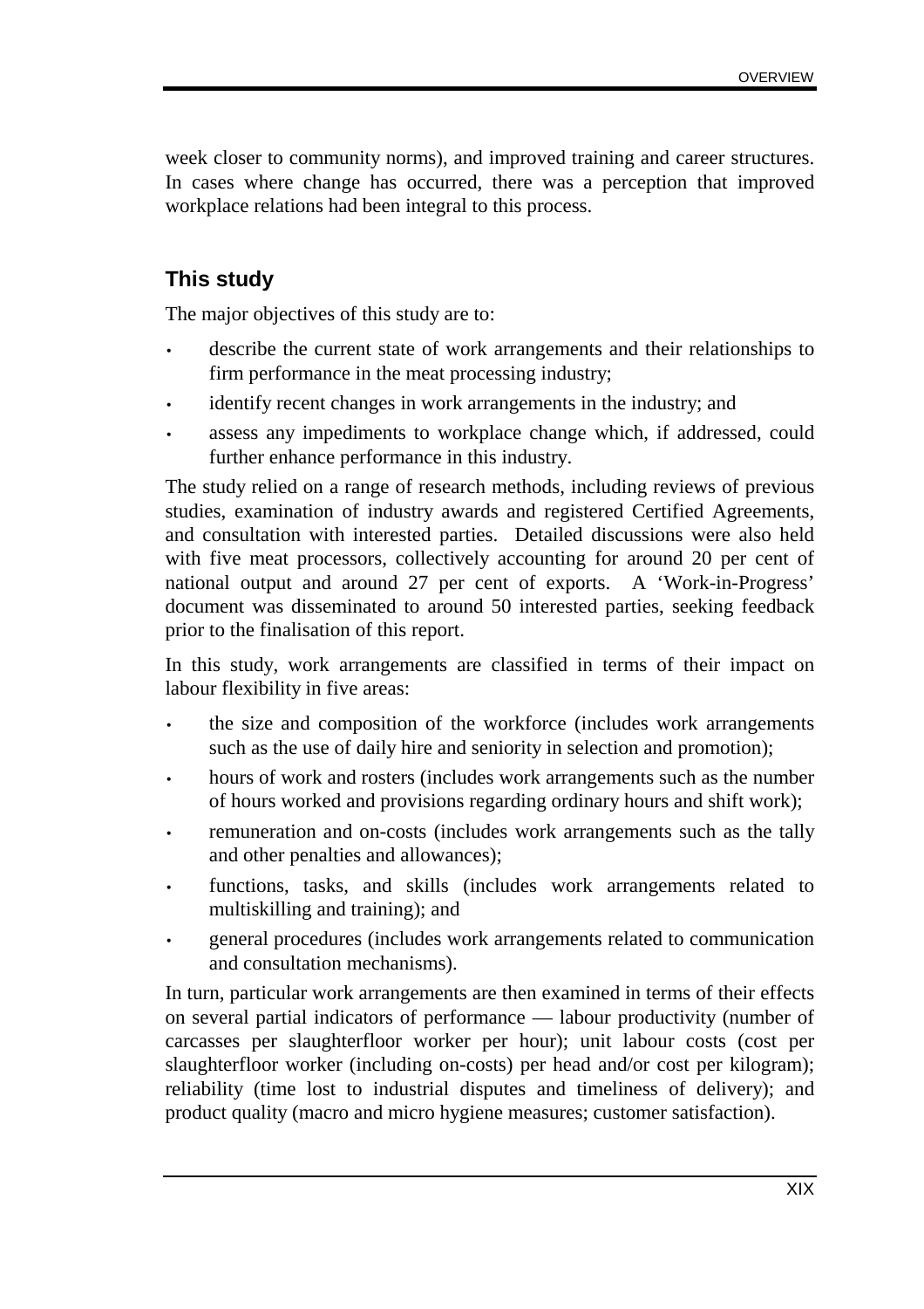week closer to community norms), and improved training and career structures. In cases where change has occurred, there was a perception that improved workplace relations had been integral to this process.

## This study

The major objectives of this study are to:

- describe the current state of work arrangements and their relationships to firm performance in the meat processing industry;
- identify recent changes in work arrangements in the industry; and
- assess any impediments to workplace change which, if addressed, could further enhance performance in this industry.

The study relied on a range of research methods, including reviews of previous studies, examination of industry awards and registered Certified Agreements, and consultation with interested parties. Detailed discussions were also held with five meat processors, collectively accounting for around 20 per cent of national output and around 27 per cent of exports. A 'Work-in-Progress' document was disseminated to around 50 interested parties, seeking feedback prior to the finalisation of this report.

In this study, work arrangements are classified in terms of their impact on labour flexibility in five areas:

- the size and composition of the workforce (includes work arrangements such as the use of daily hire and seniority in selection and promotion);
- hours of work and rosters (includes work arrangements such as the number of hours worked and provisions regarding ordinary hours and shift work);
- remuneration and on-costs (includes work arrangements such as the tally and other penalties and allowances);
- functions, tasks, and skills (includes work arrangements related to multiskilling and training); and
- general procedures (includes work arrangements related to communication and consultation mechanisms).

In turn, particular work arrangements are then examined in terms of their effects on several partial indicators of performance — labour productivity (number of carcasses per slaughterfloor worker per hour); unit labour costs (cost per slaughterfloor worker (including on-costs) per head and/or cost per kilogram); reliability (time lost to industrial disputes and timeliness of delivery); and product quality (macro and micro hygiene measures; customer satisfaction).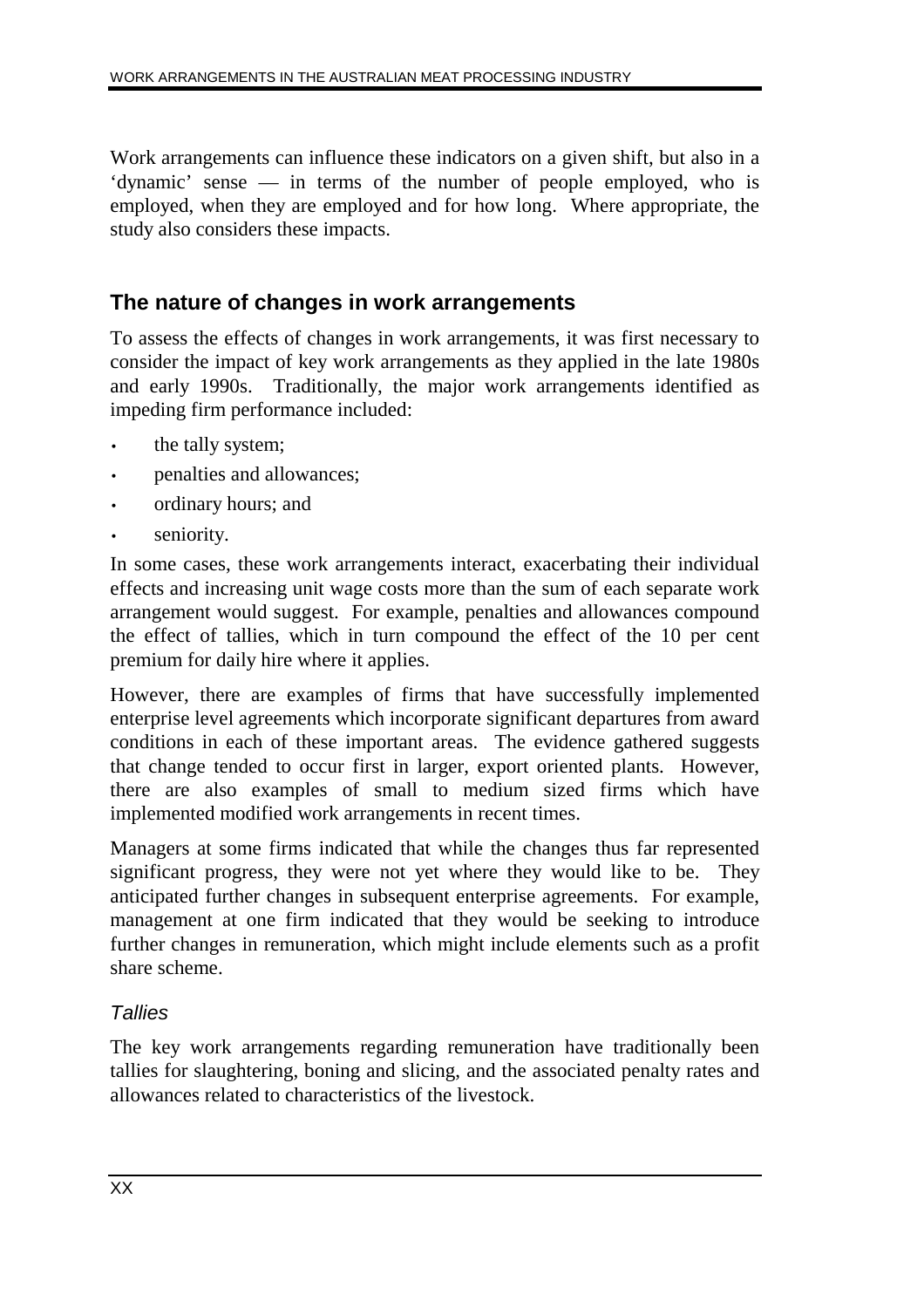Work arrangements can influence these indicators on a given shift, but also in a 'dynamic' sense — in terms of the number of people employed, who is employed, when they are employed and for how long. Where appropriate, the study also considers these impacts.

## The nature of changes in work arrangements

To assess the effects of changes in work arrangements, it was first necessary to consider the impact of key work arrangements as they applied in the late 1980s and early 1990s. Traditionally, the major work arrangements identified as impeding firm performance included:

- the tally system;
- penalties and allowances;
- ordinary hours; and
- seniority.

In some cases, these work arrangements interact, exacerbating their individual effects and increasing unit wage costs more than the sum of each separate work arrangement would suggest. For example, penalties and allowances compound the effect of tallies, which in turn compound the effect of the 10 per cent premium for daily hire where it applies.

However, there are examples of firms that have successfully implemented enterprise level agreements which incorporate significant departures from award conditions in each of these important areas. The evidence gathered suggests that change tended to occur first in larger, export oriented plants. However, there are also examples of small to medium sized firms which have implemented modified work arrangements in recent times.

Managers at some firms indicated that while the changes thus far represented significant progress, they were not yet where they would like to be. They anticipated further changes in subsequent enterprise agreements. For example, management at one firm indicated that they would be seeking to introduce further changes in remuneration, which might include elements such as a profit share scheme.

### *Tallies*

The key work arrangements regarding remuneration have traditionally been tallies for slaughtering, boning and slicing, and the associated penalty rates and allowances related to characteristics of the livestock.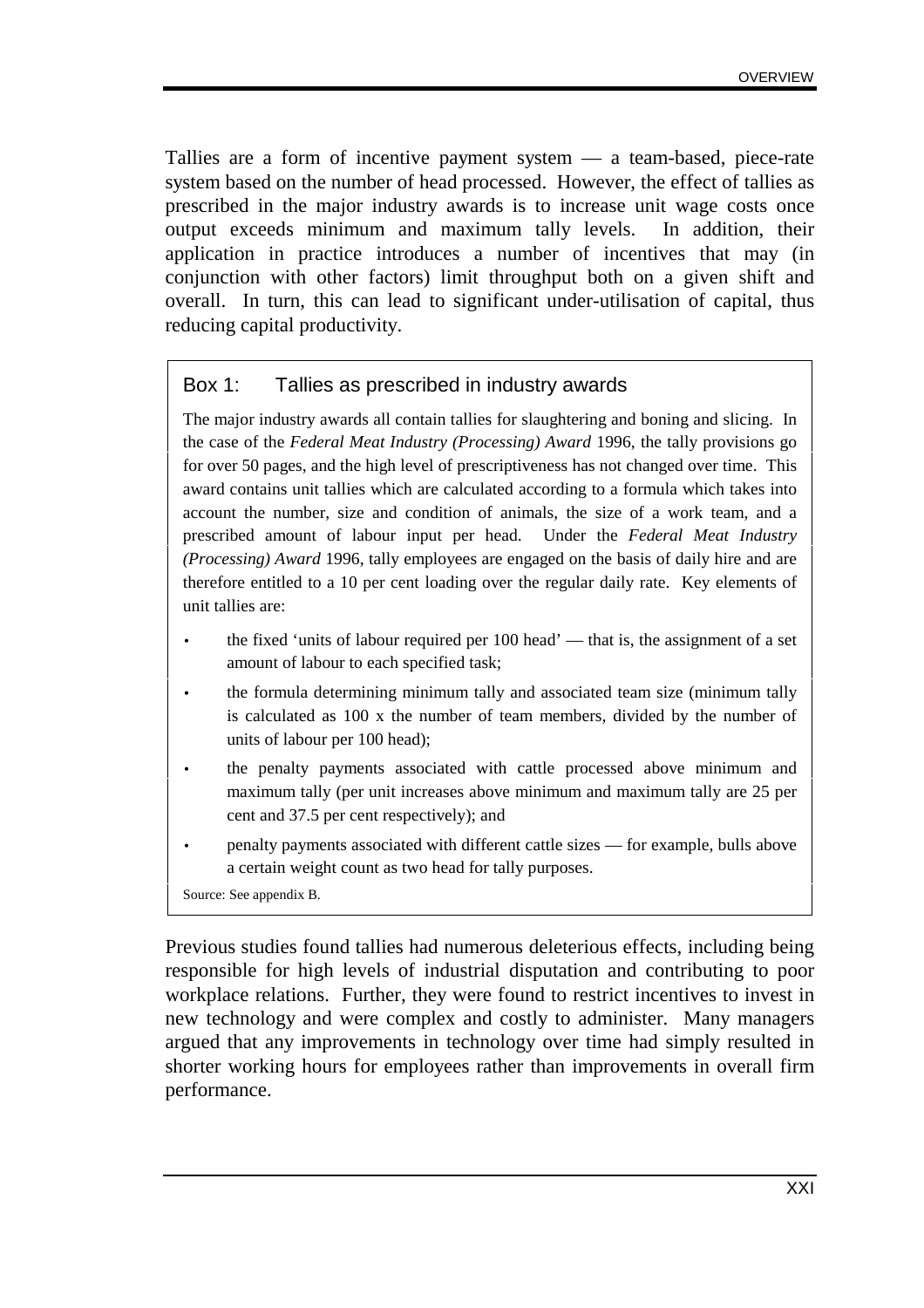Tallies are a form of incentive payment system — a team-based, piece-rate system based on the number of head processed. However, the effect of tallies as prescribed in the major industry awards is to increase unit wage costs once output exceeds minimum and maximum tally levels. In addition, their application in practice introduces a number of incentives that may (in conjunction with other factors) limit throughput both on a given shift and overall. In turn, this can lead to significant under-utilisation of capital, thus reducing capital productivity.

### Box 1: Tallies as prescribed in industry awards

The major industry awards all contain tallies for slaughtering and boning and slicing. In the case of the *Federal Meat Industry (Processing) Award* 1996, the tally provisions go for over 50 pages, and the high level of prescriptiveness has not changed over time. This award contains unit tallies which are calculated according to a formula which takes into account the number, size and condition of animals, the size of a work team, and a prescribed amount of labour input per head. Under the *Federal Meat Industry (Processing) Award* 1996, tally employees are engaged on the basis of daily hire and are therefore entitled to a 10 per cent loading over the regular daily rate. Key elements of unit tallies are:

- the fixed 'units of labour required per 100 head' — that is, the assignment of a set amount of labour to each specified task;
- the formula determining minimum tally and associated team size (minimum tally is calculated as 100 x the number of team members, divided by the number of units of labour per 100 head);
- the penalty payments associated with cattle processed above minimum and maximum tally (per unit increases above minimum and maximum tally are 25 per cent and 37.5 per cent respectively); and
- penalty payments associated with different cattle sizes — for example, bulls above a certain weight count as two head for tally purposes.

Source: See appendix B.

Previous studies found tallies had numerous deleterious effects, including being responsible for high levels of industrial disputation and contributing to poor workplace relations. Further, they were found to restrict incentives to invest in new technology and were complex and costly to administer. Many managers argued that any improvements in technology over time had simply resulted in shorter working hours for employees rather than improvements in overall firm performance.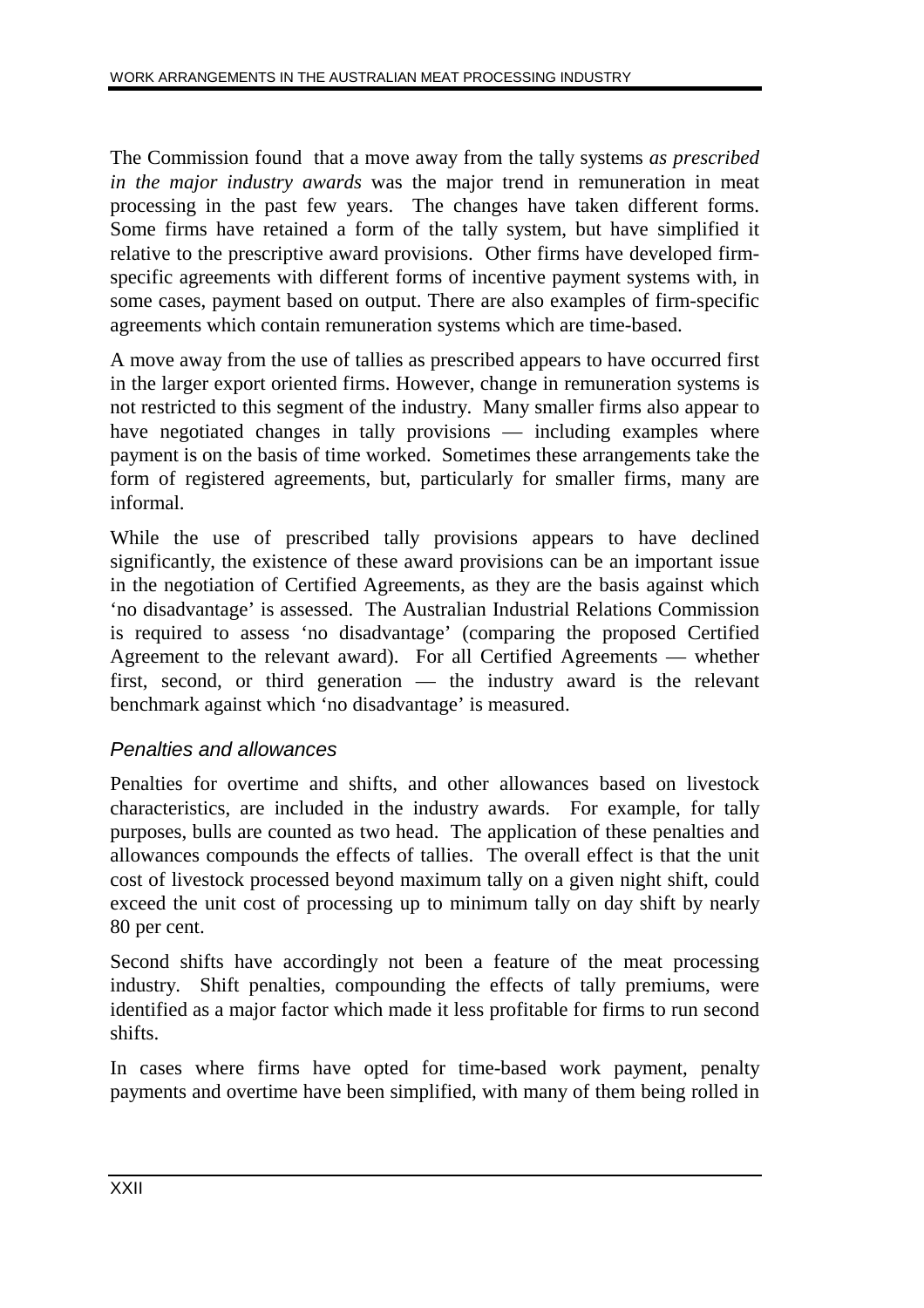The Commission found that a move away from the tally systems *as prescribed in the major industry awards* was the major trend in remuneration in meat processing in the past few years. The changes have taken different forms. Some firms have retained a form of the tally system, but have simplified it relative to the prescriptive award provisions. Other firms have developed firm-specific agreements with different forms of incentive payment systems with, in some cases, payment based on output. There are also examples of firm-specific agreements which contain remuneration systems which are time-based.

A move away from the use of tallies as prescribed appears to have occurred first in the larger export oriented firms. However, change in remuneration systems is not restricted to this segment of the industry. Many smaller firms also appear to have negotiated changes in tally provisions — including examples where payment is on the basis of time worked. Sometimes these arrangements take the form of registered agreements, but, particularly for smaller firms, many are informal.

While the use of prescribed tally provisions appears to have declined significantly, the existence of these award provisions can be an important issue in the negotiation of Certified Agreements, as they are the basis against which 'no disadvantage' is assessed. The Australian Industrial Relations Commission is required to assess 'no disadvantage' (comparing the proposed Certified Agreement to the relevant award). For all Certified Agreements — whether first, second, or third generation — the industry award is the relevant benchmark against which 'no disadvantage' is measured.

### *Penalties and allowances*

Penalties for overtime and shifts, and other allowances based on livestock characteristics, are included in the industry awards. For example, for tally purposes, bulls are counted as two head. The application of these penalties and allowances compounds the effects of tallies. The overall effect is that the unit cost of livestock processed beyond maximum tally on a given night shift, could exceed the unit cost of processing up to minimum tally on day shift by nearly 80 per cent.

Second shifts have accordingly not been a feature of the meat processing industry. Shift penalties, compounding the effects of tally premiums, were identified as a major factor which made it less profitable for firms to run second shifts.

In cases where firms have opted for time-based work payment, penalty payments and overtime have been simplified, with many of them being rolled in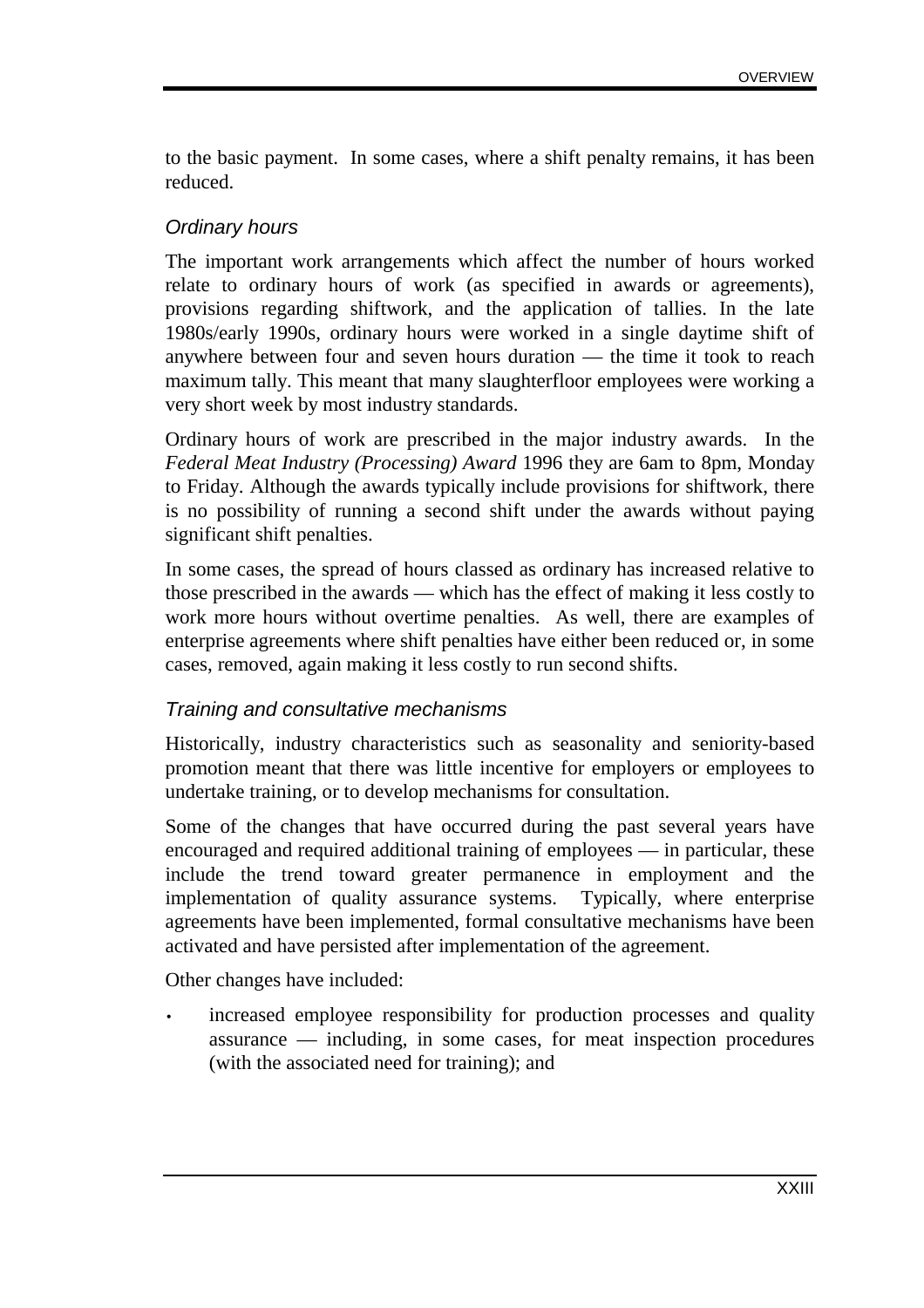to the basic payment. In some cases, where a shift penalty remains, it has been reduced.

### *Ordinary hours*

The important work arrangements which affect the number of hours worked relate to ordinary hours of work (as specified in awards or agreements), provisions regarding shiftwork, and the application of tallies. In the late 1980s/early 1990s, ordinary hours were worked in a single daytime shift of anywhere between four and seven hours duration — the time it took to reach maximum tally. This meant that many slaughterfloor employees were working a very short week by most industry standards.

Ordinary hours of work are prescribed in the major industry awards. In the *Federal Meat Industry (Processing) Award* 1996 they are 6am to 8pm, Monday to Friday. Although the awards typically include provisions for shiftwork, there is no possibility of running a second shift under the awards without paying significant shift penalties.

In some cases, the spread of hours classed as ordinary has increased relative to those prescribed in the awards — which has the effect of making it less costly to work more hours without overtime penalties. As well, there are examples of enterprise agreements where shift penalties have either been reduced or, in some cases, removed, again making it less costly to run second shifts.

### *Training and consultative mechanisms*

Historically, industry characteristics such as seasonality and seniority-based promotion meant that there was little incentive for employers or employees to undertake training, or to develop mechanisms for consultation.

Some of the changes that have occurred during the past several years have encouraged and required additional training of employees — in particular, these include the trend toward greater permanence in employment and the implementation of quality assurance systems. Typically, where enterprise agreements have been implemented, formal consultative mechanisms have been activated and have persisted after implementation of the agreement.

Other changes have included:

- increased employee responsibility for production processes and quality assurance — including, in some cases, for meat inspection procedures (with the associated need for training); and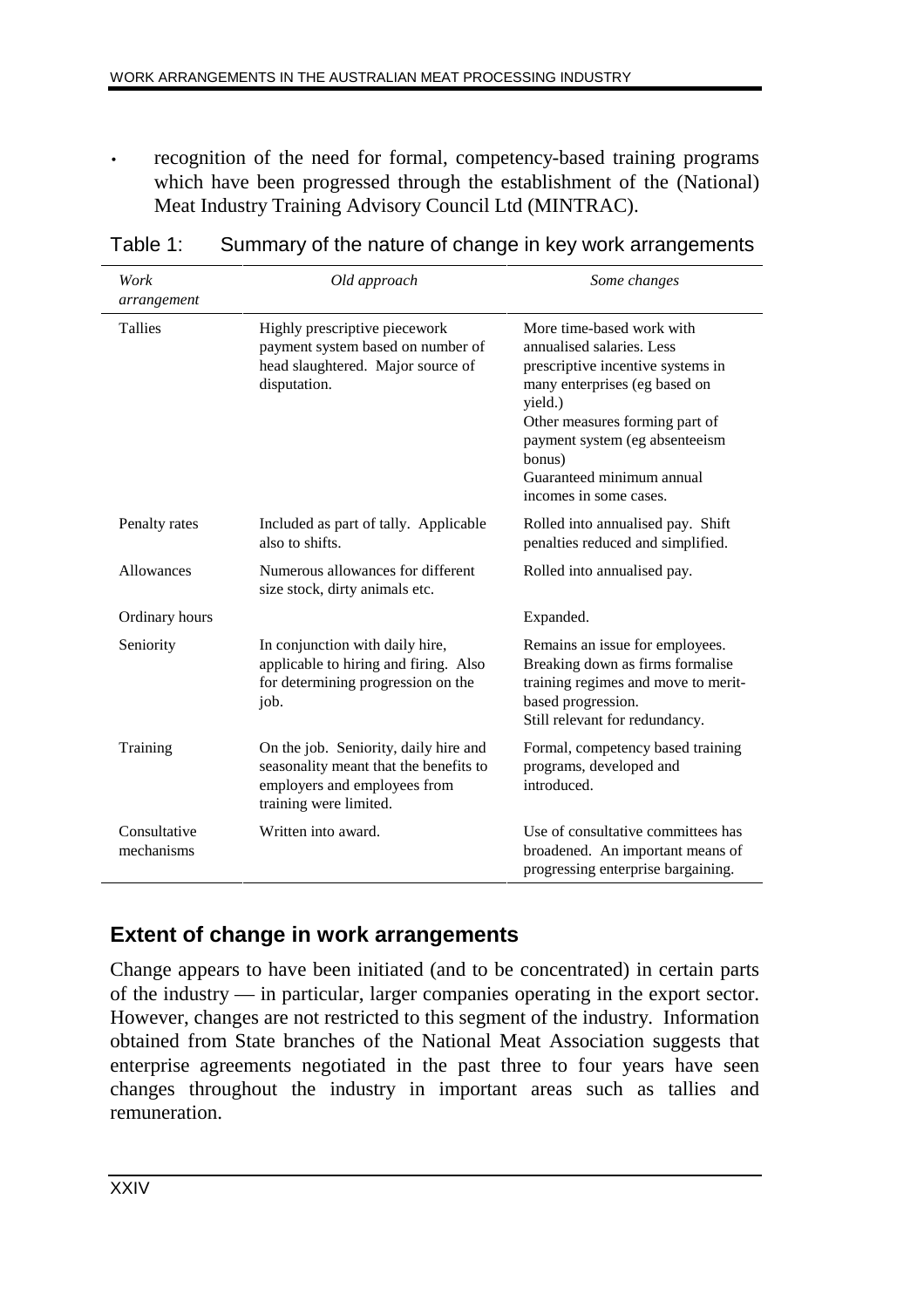- recognition of the need for formal, competency-based training programs which have been progressed through the establishment of the (National) Meat Industry Training Advisory Council Ltd (MINTRAC).

Table 1: Summary of the nature of change in key work arrangements

| *Work arrangement* | *Old approach* | *Some changes* |
|---|---|---|
| Tallies | Highly prescriptive piecework payment system based on number of head slaughtered. Major source of disputation. | More time-based work with annualised salaries. Less prescriptive incentive systems in many enterprises (eg based on yield.)<br>Other measures forming part of payment system (eg absenteeism bonus)<br>Guaranteed minimum annual incomes in some cases. |
| Penalty rates | Included as part of tally. Applicable also to shifts. | Rolled into annualised pay. Shift penalties reduced and simplified. |
| Allowances | Numerous allowances for different size stock, dirty animals etc. | Rolled into annualised pay. |
| Ordinary hours | | Expanded. |
| Seniority | In conjunction with daily hire, applicable to hiring and firing. Also for determining progression on the job. | Remains an issue for employees. Breaking down as firms formalise training regimes and move to merit-based progression.<br>Still relevant for redundancy. |
| Training | On the job. Seniority, daily hire and seasonality meant that the benefits to employers and employees from training were limited. | Formal, competency based training programs, developed and introduced. |
| Consultative mechanisms | Written into award. | Use of consultative committees has broadened. An important means of progressing enterprise bargaining. |

## Extent of change in work arrangements

Change appears to have been initiated (and to be concentrated) in certain parts of the industry — in particular, larger companies operating in the export sector. However, changes are not restricted to this segment of the industry. Information obtained from State branches of the National Meat Association suggests that enterprise agreements negotiated in the past three to four years have seen changes throughout the industry in important areas such as tallies and remuneration.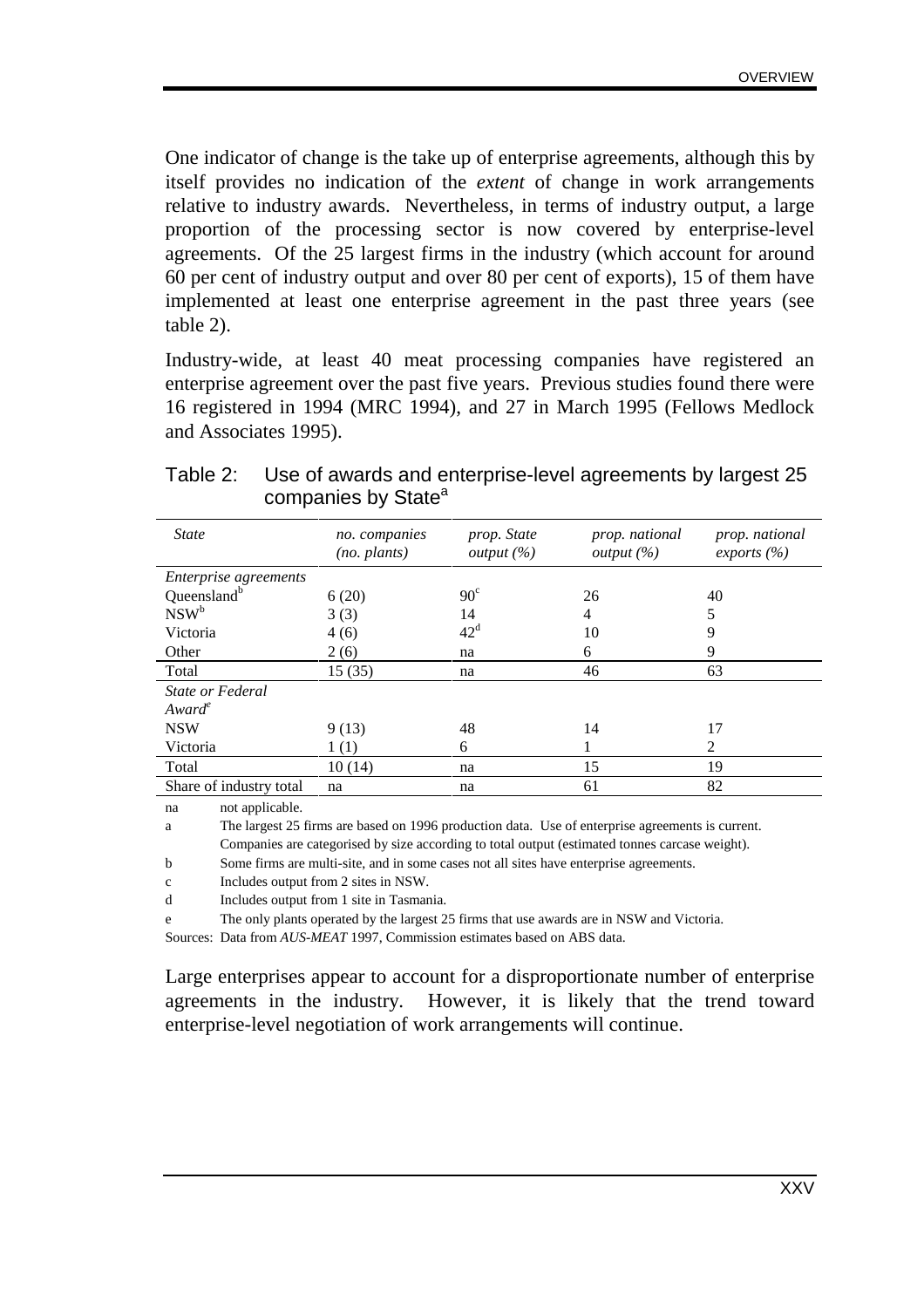One indicator of change is the take up of enterprise agreements, although this by itself provides no indication of the *extent* of change in work arrangements relative to industry awards. Nevertheless, in terms of industry output, a large proportion of the processing sector is now covered by enterprise-level agreements. Of the 25 largest firms in the industry (which account for around 60 per cent of industry output and over 80 per cent of exports), 15 of them have implemented at least one enterprise agreement in the past three years (see table 2).

Industry-wide, at least 40 meat processing companies have registered an enterprise agreement over the past five years. Previous studies found there were 16 registered in 1994 (MRC 1994), and 27 in March 1995 (Fellows Medlock and Associates 1995).

Table 2: Use of awards and enterprise-level agreements by largest 25 companies by State[a]

| *State* | *no. companies (no. plants)* | *prop. State output (%)* | *prop. national output (%)* | *prop. national exports (%)* |
|---|---|---|---|---|
| *Enterprise agreements* | | | | |
| Queensland[b] | 6 (20) | 90[c] | 26 | 40 |
| NSW[b] | 3 (3) | 14 | 4 | 5 |
| Victoria | 4 (6) | 42[d] | 10 | 9 |
| Other | 2 (6) | na | 6 | 9 |
| Total | 15 (35) | na | 46 | 63 |
| *State or Federal Award*[e] | | | | |
| NSW | 9 (13) | 48 | 14 | 17 |
| Victoria | 1 (1) | 6 | 1 | 2 |
| Total | 10 (14) | na | 15 | 19 |
| Share of industry total | na | na | 61 | 82 |

na not applicable.

a The largest 25 firms are based on 1996 production data. Use of enterprise agreements is current. Companies are categorised by size according to total output (estimated tonnes carcase weight).

b Some firms are multi-site, and in some cases not all sites have enterprise agreements.

c Includes output from 2 sites in NSW.

d Includes output from 1 site in Tasmania.

e The only plants operated by the largest 25 firms that use awards are in NSW and Victoria.

Sources: Data from *AUS-MEAT* 1997, Commission estimates based on ABS data.

Large enterprises appear to account for a disproportionate number of enterprise agreements in the industry. However, it is likely that the trend toward enterprise-level negotiation of work arrangements will continue.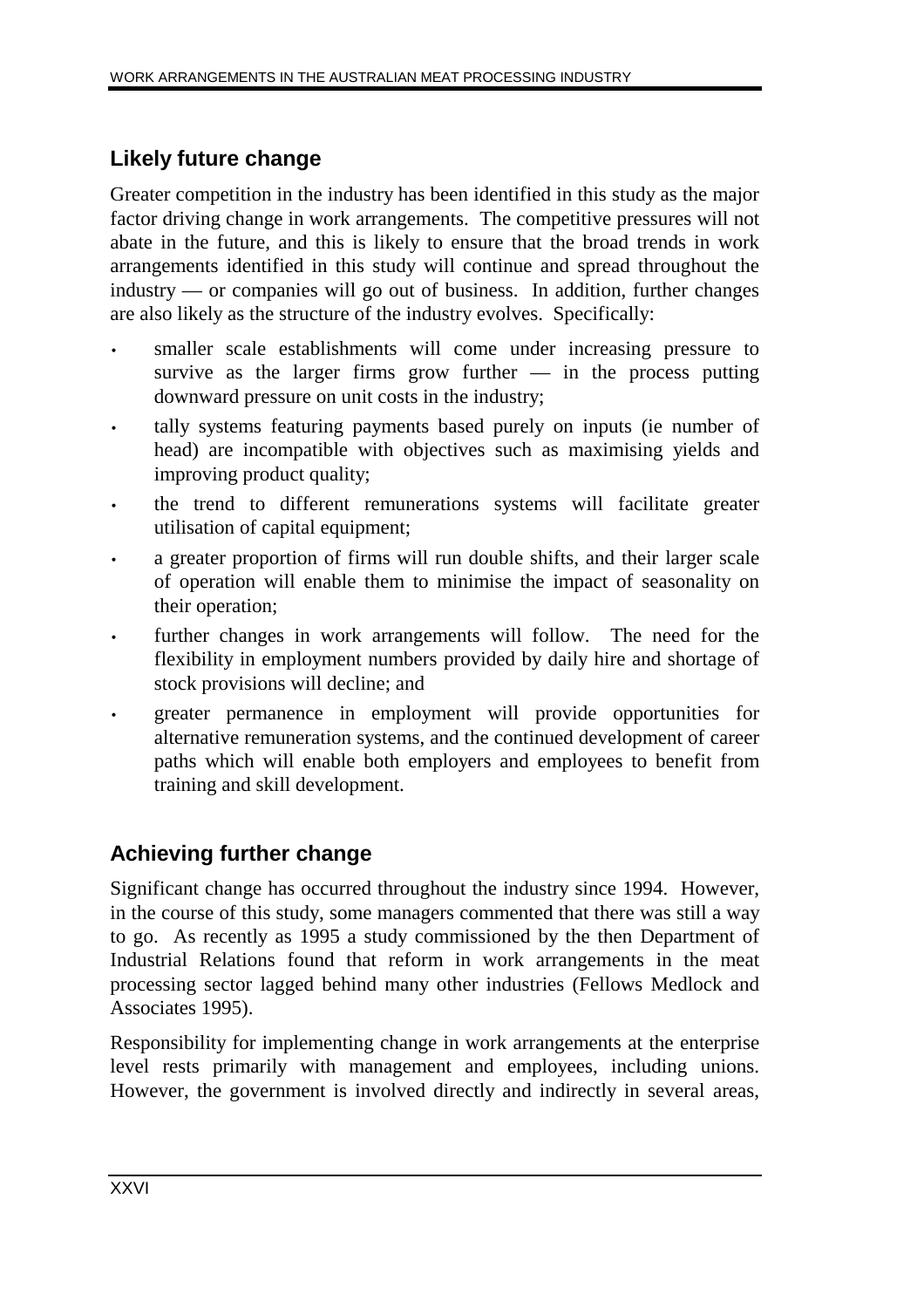## Likely future change

Greater competition in the industry has been identified in this study as the major factor driving change in work arrangements. The competitive pressures will not abate in the future, and this is likely to ensure that the broad trends in work arrangements identified in this study will continue and spread throughout the industry — or companies will go out of business. In addition, further changes are also likely as the structure of the industry evolves. Specifically:

- smaller scale establishments will come under increasing pressure to survive as the larger firms grow further — in the process putting downward pressure on unit costs in the industry;
- tally systems featuring payments based purely on inputs (ie number of head) are incompatible with objectives such as maximising yields and improving product quality;
- the trend to different remunerations systems will facilitate greater utilisation of capital equipment;
- a greater proportion of firms will run double shifts, and their larger scale of operation will enable them to minimise the impact of seasonality on their operation;
- further changes in work arrangements will follow. The need for the flexibility in employment numbers provided by daily hire and shortage of stock provisions will decline; and
- greater permanence in employment will provide opportunities for alternative remuneration systems, and the continued development of career paths which will enable both employers and employees to benefit from training and skill development.

## Achieving further change

Significant change has occurred throughout the industry since 1994. However, in the course of this study, some managers commented that there was still a way to go. As recently as 1995 a study commissioned by the then Department of Industrial Relations found that reform in work arrangements in the meat processing sector lagged behind many other industries (Fellows Medlock and Associates 1995).

Responsibility for implementing change in work arrangements at the enterprise level rests primarily with management and employees, including unions. However, the government is involved directly and indirectly in several areas,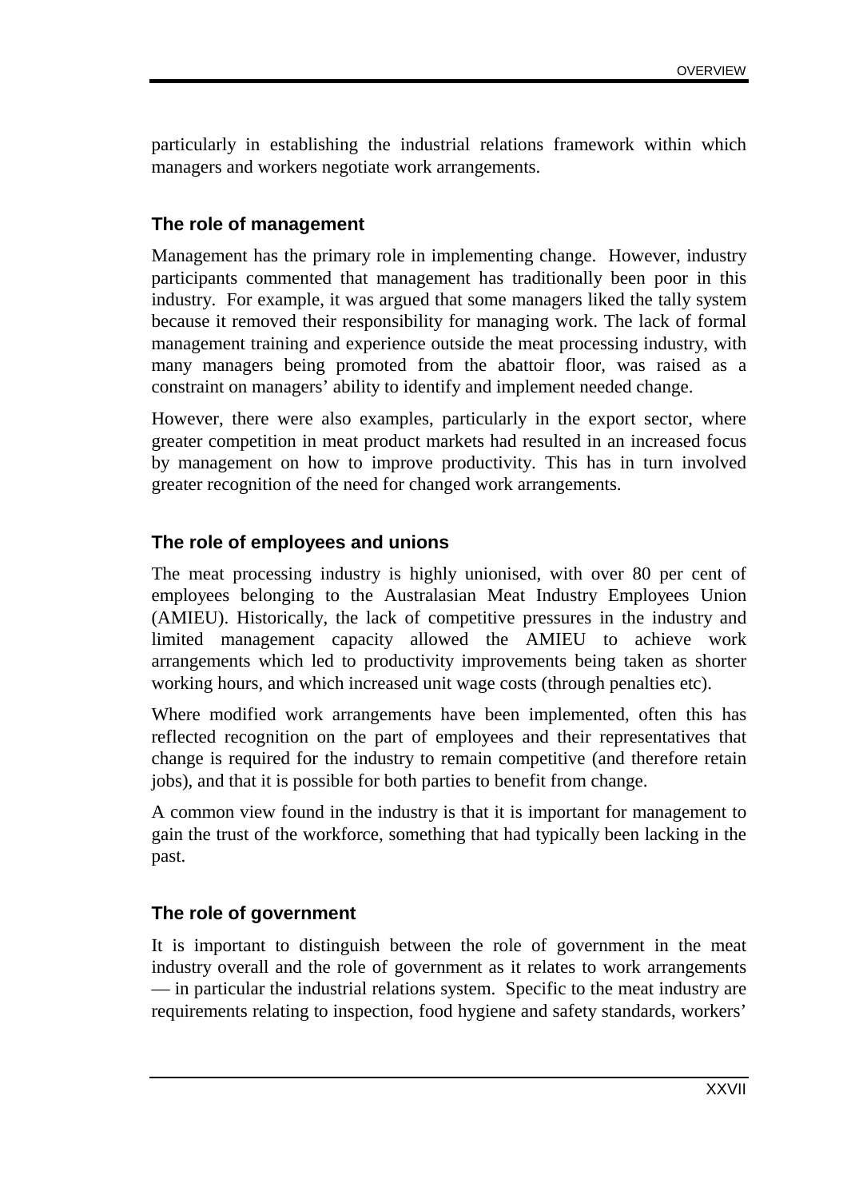particularly in establishing the industrial relations framework within which managers and workers negotiate work arrangements.

### The role of management

Management has the primary role in implementing change. However, industry participants commented that management has traditionally been poor in this industry. For example, it was argued that some managers liked the tally system because it removed their responsibility for managing work. The lack of formal management training and experience outside the meat processing industry, with many managers being promoted from the abattoir floor, was raised as a constraint on managers' ability to identify and implement needed change.

However, there were also examples, particularly in the export sector, where greater competition in meat product markets had resulted in an increased focus by management on how to improve productivity. This has in turn involved greater recognition of the need for changed work arrangements.

### The role of employees and unions

The meat processing industry is highly unionised, with over 80 per cent of employees belonging to the Australasian Meat Industry Employees Union (AMIEU). Historically, the lack of competitive pressures in the industry and limited management capacity allowed the AMIEU to achieve work arrangements which led to productivity improvements being taken as shorter working hours, and which increased unit wage costs (through penalties etc).

Where modified work arrangements have been implemented, often this has reflected recognition on the part of employees and their representatives that change is required for the industry to remain competitive (and therefore retain jobs), and that it is possible for both parties to benefit from change.

A common view found in the industry is that it is important for management to gain the trust of the workforce, something that had typically been lacking in the past.

### The role of government

It is important to distinguish between the role of government in the meat industry overall and the role of government as it relates to work arrangements — in particular the industrial relations system. Specific to the meat industry are requirements relating to inspection, food hygiene and safety standards, workers'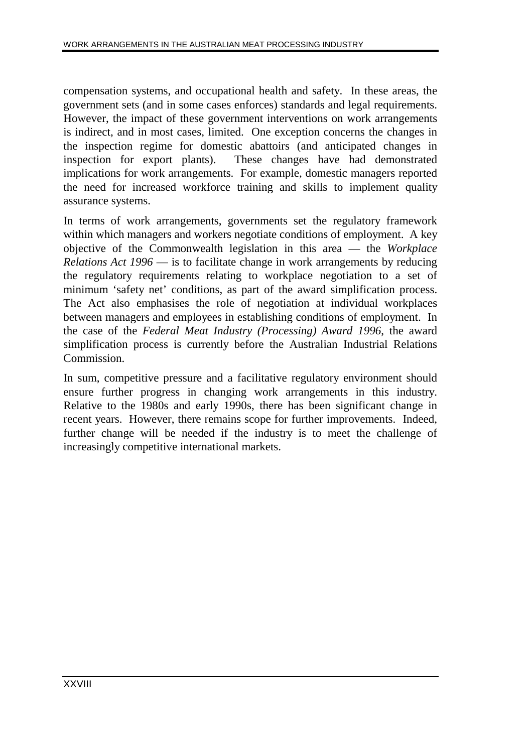compensation systems, and occupational health and safety. In these areas, the government sets (and in some cases enforces) standards and legal requirements. However, the impact of these government interventions on work arrangements is indirect, and in most cases, limited. One exception concerns the changes in the inspection regime for domestic abattoirs (and anticipated changes in inspection for export plants). These changes have had demonstrated implications for work arrangements. For example, domestic managers reported the need for increased workforce training and skills to implement quality assurance systems.

In terms of work arrangements, governments set the regulatory framework within which managers and workers negotiate conditions of employment. A key objective of the Commonwealth legislation in this area — the *Workplace Relations Act 1996* — is to facilitate change in work arrangements by reducing the regulatory requirements relating to workplace negotiation to a set of minimum 'safety net' conditions, as part of the award simplification process. The Act also emphasises the role of negotiation at individual workplaces between managers and employees in establishing conditions of employment. In the case of the *Federal Meat Industry (Processing) Award 1996*, the award simplification process is currently before the Australian Industrial Relations Commission.

In sum, competitive pressure and a facilitative regulatory environment should ensure further progress in changing work arrangements in this industry. Relative to the 1980s and early 1990s, there has been significant change in recent years. However, there remains scope for further improvements. Indeed, further change will be needed if the industry is to meet the challenge of increasingly competitive international markets.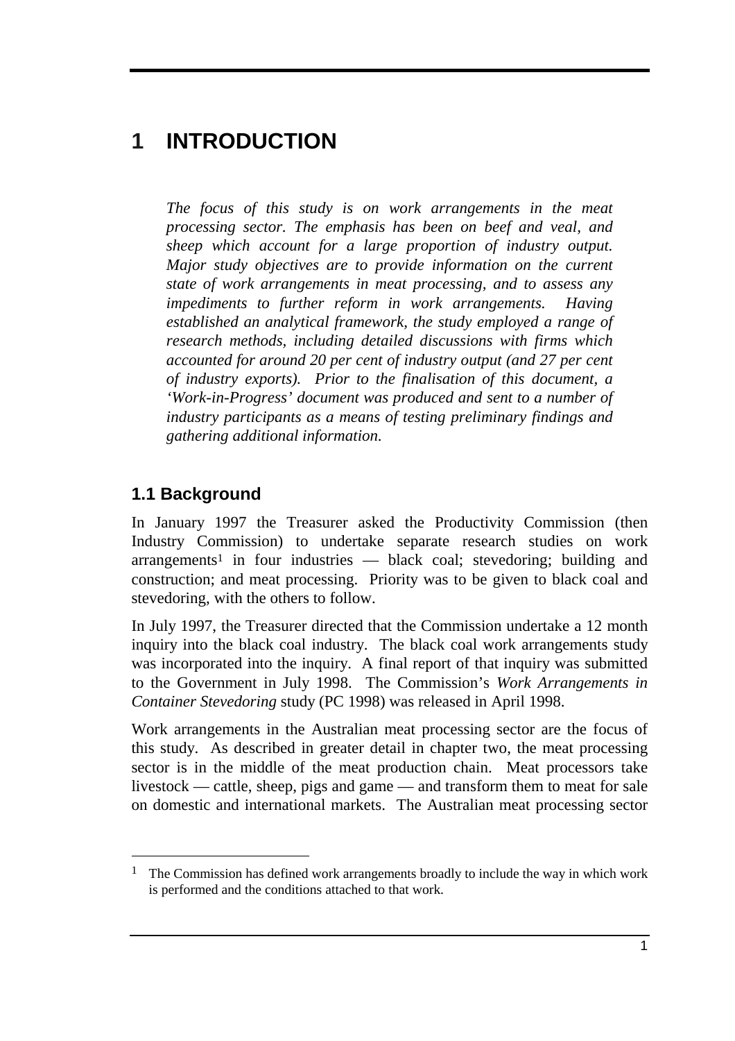# 1 INTRODUCTION

*The focus of this study is on work arrangements in the meat processing sector. The emphasis has been on beef and veal, and sheep which account for a large proportion of industry output. Major study objectives are to provide information on the current state of work arrangements in meat processing, and to assess any impediments to further reform in work arrangements. Having established an analytical framework, the study employed a range of research methods, including detailed discussions with firms which accounted for around 20 per cent of industry output (and 27 per cent of industry exports). Prior to the finalisation of this document, a 'Work-in-Progress' document was produced and sent to a number of industry participants as a means of testing preliminary findings and gathering additional information.*

## 1.1 Background

In January 1997 the Treasurer asked the Productivity Commission (then Industry Commission) to undertake separate research studies on work arrangements[1] in four industries — black coal; stevedoring; building and construction; and meat processing. Priority was to be given to black coal and stevedoring, with the others to follow.

In July 1997, the Treasurer directed that the Commission undertake a 12 month inquiry into the black coal industry. The black coal work arrangements study was incorporated into the inquiry. A final report of that inquiry was submitted to the Government in July 1998. The Commission's *Work Arrangements in Container Stevedoring* study (PC 1998) was released in April 1998.

Work arrangements in the Australian meat processing sector are the focus of this study. As described in greater detail in chapter two, the meat processing sector is in the middle of the meat production chain. Meat processors take livestock — cattle, sheep, pigs and game — and transform them to meat for sale on domestic and international markets. The Australian meat processing sector

[1] The Commission has defined work arrangements broadly to include the way in which work is performed and the conditions attached to that work.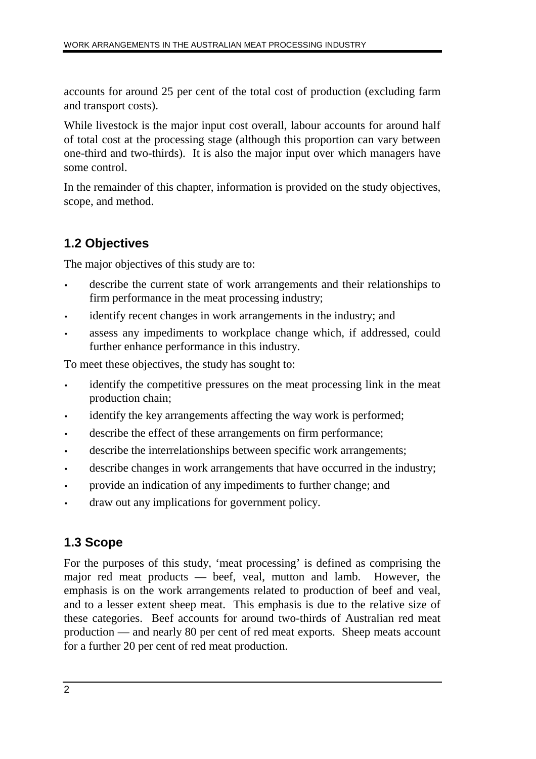accounts for around 25 per cent of the total cost of production (excluding farm and transport costs).

While livestock is the major input cost overall, labour accounts for around half of total cost at the processing stage (although this proportion can vary between one-third and two-thirds). It is also the major input over which managers have some control.

In the remainder of this chapter, information is provided on the study objectives, scope, and method.

## 1.2 Objectives

The major objectives of this study are to:

- describe the current state of work arrangements and their relationships to firm performance in the meat processing industry;
- identify recent changes in work arrangements in the industry; and
- assess any impediments to workplace change which, if addressed, could further enhance performance in this industry.

To meet these objectives, the study has sought to:

- identify the competitive pressures on the meat processing link in the meat production chain;
- identify the key arrangements affecting the way work is performed;
- describe the effect of these arrangements on firm performance;
- describe the interrelationships between specific work arrangements;
- describe changes in work arrangements that have occurred in the industry;
- provide an indication of any impediments to further change; and
- draw out any implications for government policy.

## 1.3 Scope

For the purposes of this study, 'meat processing' is defined as comprising the major red meat products — beef, veal, mutton and lamb. However, the emphasis is on the work arrangements related to production of beef and veal, and to a lesser extent sheep meat. This emphasis is due to the relative size of these categories. Beef accounts for around two-thirds of Australian red meat production — and nearly 80 per cent of red meat exports. Sheep meats account for a further 20 per cent of red meat production.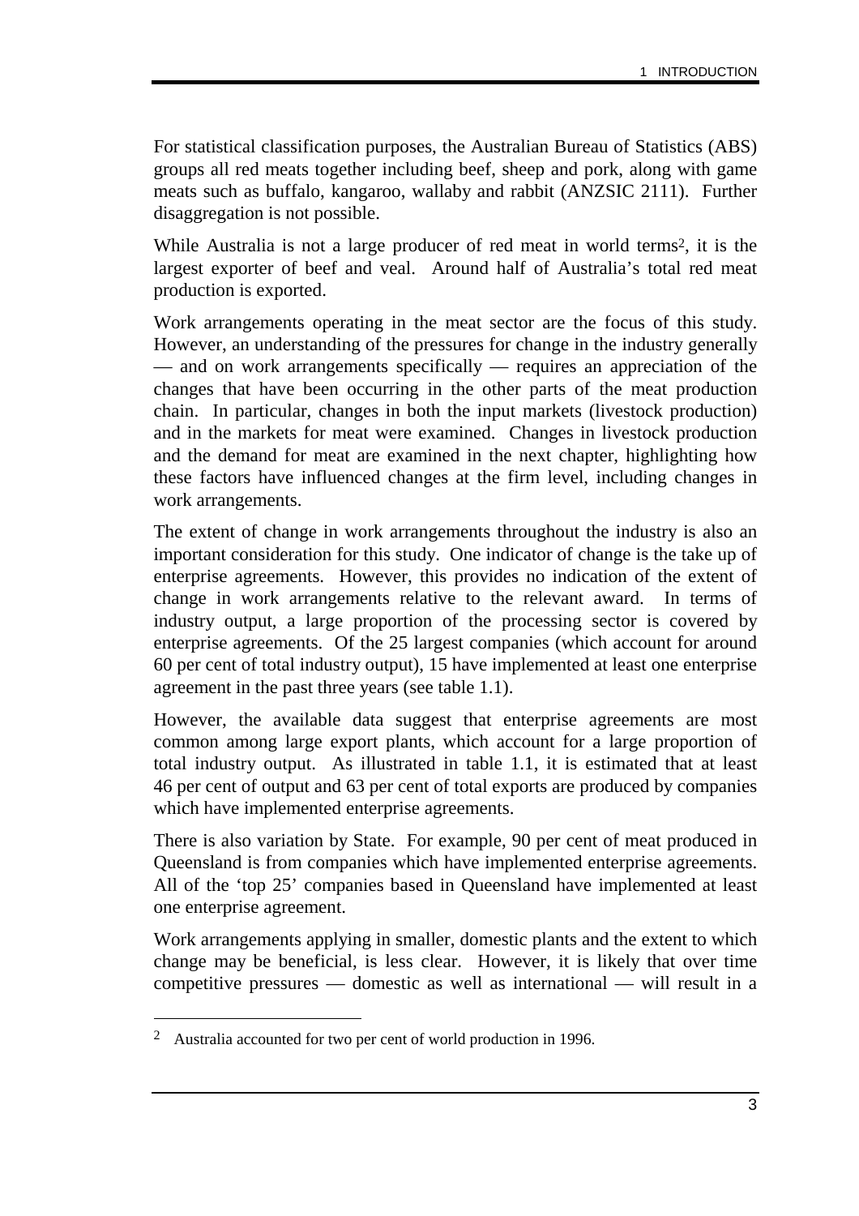For statistical classification purposes, the Australian Bureau of Statistics (ABS) groups all red meats together including beef, sheep and pork, along with game meats such as buffalo, kangaroo, wallaby and rabbit (ANZSIC 2111). Further disaggregation is not possible.

While Australia is not a large producer of red meat in world terms[2], it is the largest exporter of beef and veal. Around half of Australia's total red meat production is exported.

Work arrangements operating in the meat sector are the focus of this study. However, an understanding of the pressures for change in the industry generally — and on work arrangements specifically — requires an appreciation of the changes that have been occurring in the other parts of the meat production chain. In particular, changes in both the input markets (livestock production) and in the markets for meat were examined. Changes in livestock production and the demand for meat are examined in the next chapter, highlighting how these factors have influenced changes at the firm level, including changes in work arrangements.

The extent of change in work arrangements throughout the industry is also an important consideration for this study. One indicator of change is the take up of enterprise agreements. However, this provides no indication of the extent of change in work arrangements relative to the relevant award. In terms of industry output, a large proportion of the processing sector is covered by enterprise agreements. Of the 25 largest companies (which account for around 60 per cent of total industry output), 15 have implemented at least one enterprise agreement in the past three years (see table 1.1).

However, the available data suggest that enterprise agreements are most common among large export plants, which account for a large proportion of total industry output. As illustrated in table 1.1, it is estimated that at least 46 per cent of output and 63 per cent of total exports are produced by companies which have implemented enterprise agreements.

There is also variation by State. For example, 90 per cent of meat produced in Queensland is from companies which have implemented enterprise agreements. All of the 'top 25' companies based in Queensland have implemented at least one enterprise agreement.

Work arrangements applying in smaller, domestic plants and the extent to which change may be beneficial, is less clear. However, it is likely that over time competitive pressures — domestic as well as international — will result in a

---

[2] Australia accounted for two per cent of world production in 1996.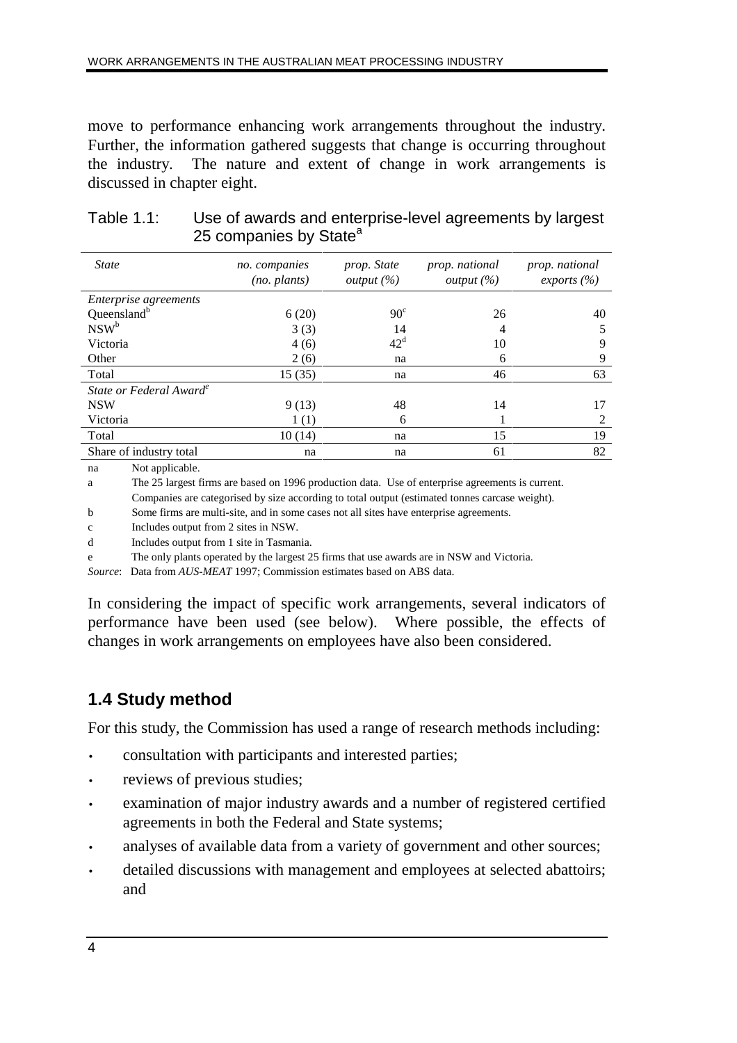move to performance enhancing work arrangements throughout the industry. Further, the information gathered suggests that change is occurring throughout the industry. The nature and extent of change in work arrangements is discussed in chapter eight.

Table 1.1: Use of awards and enterprise-level agreements by largest 25 companies by State[a]

| *State* | *no. companies (no. plants)* | *prop. State output (%)* | *prop. national output (%)* | *prop. national exports (%)* |
|---|---|---|---|---|
| *Enterprise agreements* | | | | |
| Queensland[b] | 6 (20) | 90[c] | 26 | 40 |
| NSW[b] | 3 (3) | 14 | 4 | 5 |
| Victoria | 4 (6) | 42[d] | 10 | 9 |
| Other | 2 (6) | na | 6 | 9 |
| Total | 15 (35) | na | 46 | 63 |
| *State or Federal Award*[e] | | | | |
| NSW | 9 (13) | 48 | 14 | 17 |
| Victoria | 1 (1) | 6 | 1 | 2 |
| Total | 10 (14) | na | 15 | 19 |
| Share of industry total | na | na | 61 | 82 |

na Not applicable.

a The 25 largest firms are based on 1996 production data. Use of enterprise agreements is current. Companies are categorised by size according to total output (estimated tonnes carcase weight).

b Some firms are multi-site, and in some cases not all sites have enterprise agreements.

c Includes output from 2 sites in NSW.

d Includes output from 1 site in Tasmania.

e The only plants operated by the largest 25 firms that use awards are in NSW and Victoria.

*Source*: Data from *AUS-MEAT* 1997; Commission estimates based on ABS data.

In considering the impact of specific work arrangements, several indicators of performance have been used (see below). Where possible, the effects of changes in work arrangements on employees have also been considered.

## 1.4 Study method

For this study, the Commission has used a range of research methods including:

- consultation with participants and interested parties;
- reviews of previous studies;
- examination of major industry awards and a number of registered certified agreements in both the Federal and State systems;
- analyses of available data from a variety of government and other sources;
- detailed discussions with management and employees at selected abattoirs; and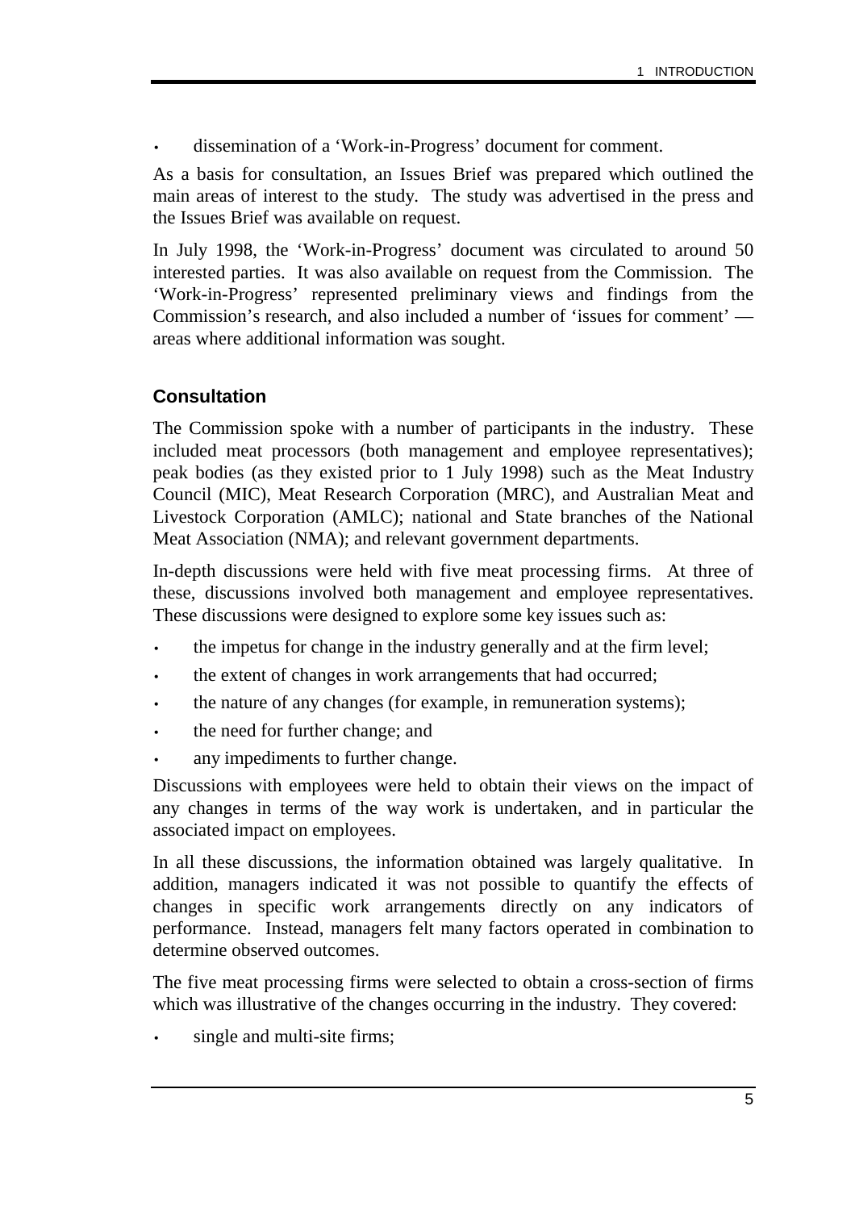- dissemination of a 'Work-in-Progress' document for comment.

As a basis for consultation, an Issues Brief was prepared which outlined the main areas of interest to the study. The study was advertised in the press and the Issues Brief was available on request.

In July 1998, the 'Work-in-Progress' document was circulated to around 50 interested parties. It was also available on request from the Commission. The 'Work-in-Progress' represented preliminary views and findings from the Commission's research, and also included a number of 'issues for comment' — areas where additional information was sought.

### Consultation

The Commission spoke with a number of participants in the industry. These included meat processors (both management and employee representatives); peak bodies (as they existed prior to 1 July 1998) such as the Meat Industry Council (MIC), Meat Research Corporation (MRC), and Australian Meat and Livestock Corporation (AMLC); national and State branches of the National Meat Association (NMA); and relevant government departments.

In-depth discussions were held with five meat processing firms. At three of these, discussions involved both management and employee representatives. These discussions were designed to explore some key issues such as:

- the impetus for change in the industry generally and at the firm level;
- the extent of changes in work arrangements that had occurred;
- the nature of any changes (for example, in remuneration systems);
- the need for further change; and
- any impediments to further change.

Discussions with employees were held to obtain their views on the impact of any changes in terms of the way work is undertaken, and in particular the associated impact on employees.

In all these discussions, the information obtained was largely qualitative. In addition, managers indicated it was not possible to quantify the effects of changes in specific work arrangements directly on any indicators of performance. Instead, managers felt many factors operated in combination to determine observed outcomes.

The five meat processing firms were selected to obtain a cross-section of firms which was illustrative of the changes occurring in the industry. They covered:

- single and multi-site firms;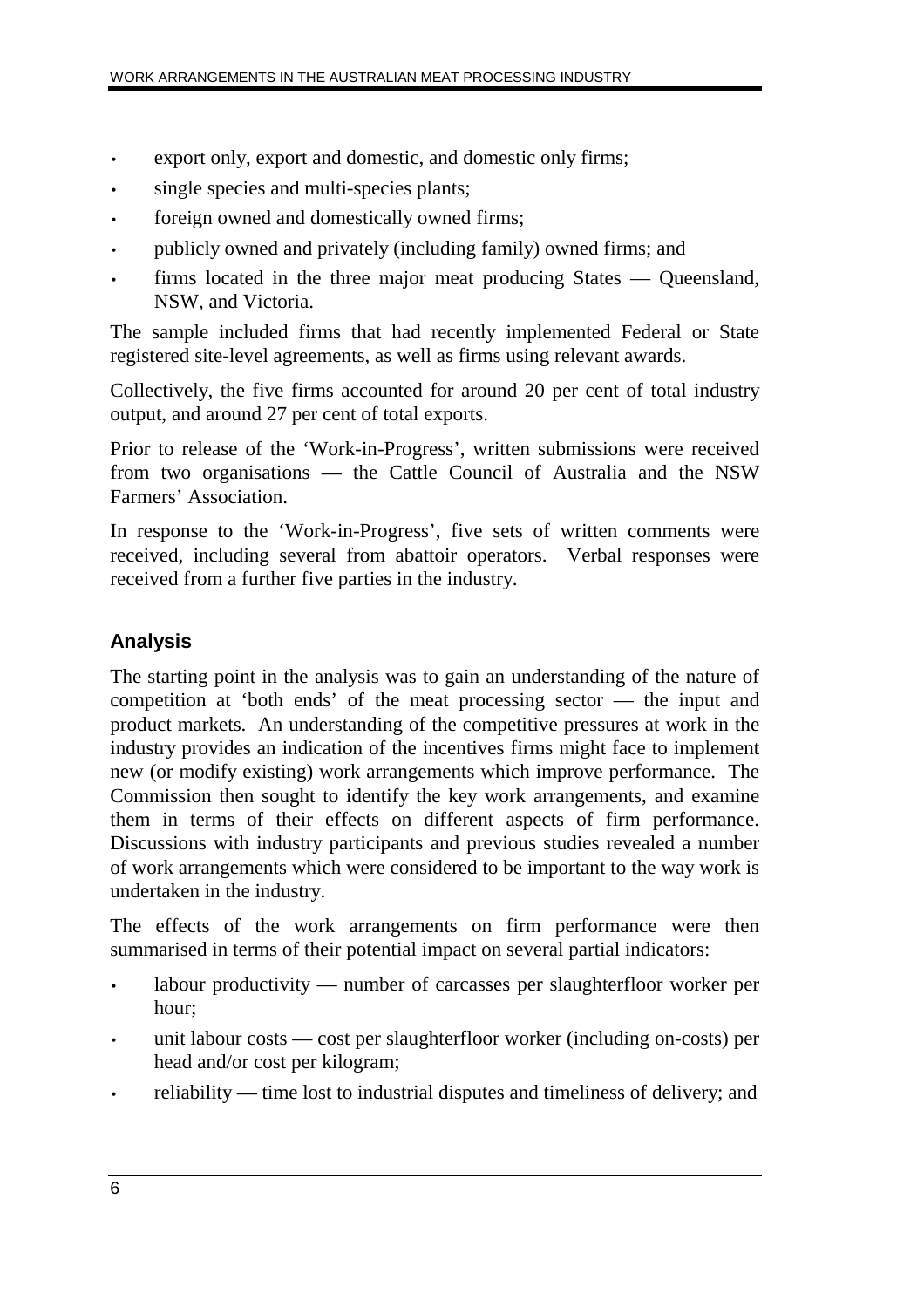- export only, export and domestic, and domestic only firms;
- single species and multi-species plants;
- foreign owned and domestically owned firms;
- publicly owned and privately (including family) owned firms; and
- firms located in the three major meat producing States — Queensland, NSW, and Victoria.

The sample included firms that had recently implemented Federal or State registered site-level agreements, as well as firms using relevant awards.

Collectively, the five firms accounted for around 20 per cent of total industry output, and around 27 per cent of total exports.

Prior to release of the 'Work-in-Progress', written submissions were received from two organisations — the Cattle Council of Australia and the NSW Farmers' Association.

In response to the 'Work-in-Progress', five sets of written comments were received, including several from abattoir operators. Verbal responses were received from a further five parties in the industry.

### Analysis

The starting point in the analysis was to gain an understanding of the nature of competition at 'both ends' of the meat processing sector — the input and product markets. An understanding of the competitive pressures at work in the industry provides an indication of the incentives firms might face to implement new (or modify existing) work arrangements which improve performance. The Commission then sought to identify the key work arrangements, and examine them in terms of their effects on different aspects of firm performance. Discussions with industry participants and previous studies revealed a number of work arrangements which were considered to be important to the way work is undertaken in the industry.

The effects of the work arrangements on firm performance were then summarised in terms of their potential impact on several partial indicators:

- labour productivity — number of carcasses per slaughterfloor worker per hour;
- unit labour costs — cost per slaughterfloor worker (including on-costs) per head and/or cost per kilogram;
- reliability — time lost to industrial disputes and timeliness of delivery; and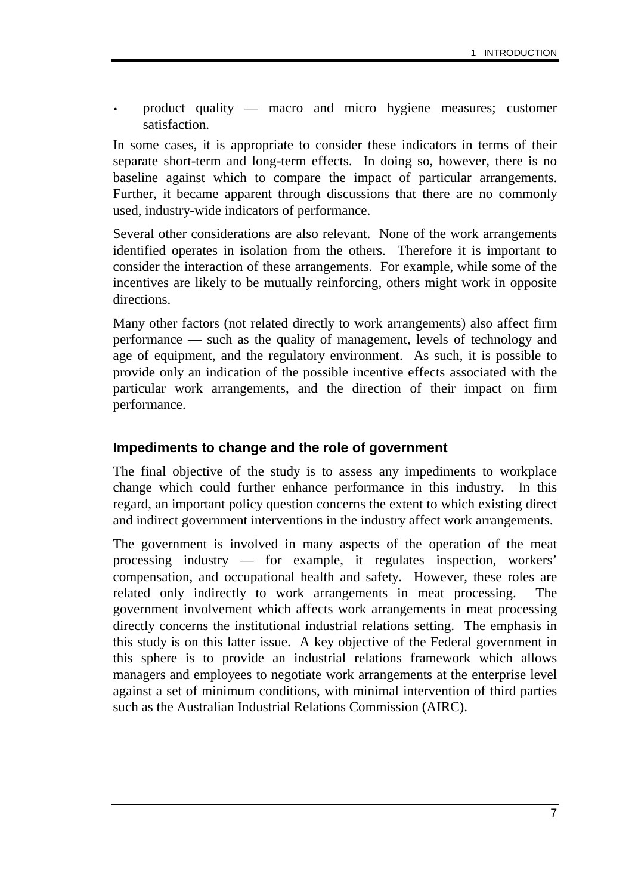- product quality — macro and micro hygiene measures; customer satisfaction.

In some cases, it is appropriate to consider these indicators in terms of their separate short-term and long-term effects. In doing so, however, there is no baseline against which to compare the impact of particular arrangements. Further, it became apparent through discussions that there are no commonly used, industry-wide indicators of performance.

Several other considerations are also relevant. None of the work arrangements identified operates in isolation from the others. Therefore it is important to consider the interaction of these arrangements. For example, while some of the incentives are likely to be mutually reinforcing, others might work in opposite directions.

Many other factors (not related directly to work arrangements) also affect firm performance — such as the quality of management, levels of technology and age of equipment, and the regulatory environment. As such, it is possible to provide only an indication of the possible incentive effects associated with the particular work arrangements, and the direction of their impact on firm performance.

### Impediments to change and the role of government

The final objective of the study is to assess any impediments to workplace change which could further enhance performance in this industry. In this regard, an important policy question concerns the extent to which existing direct and indirect government interventions in the industry affect work arrangements.

The government is involved in many aspects of the operation of the meat processing industry — for example, it regulates inspection, workers' compensation, and occupational health and safety. However, these roles are related only indirectly to work arrangements in meat processing. The government involvement which affects work arrangements in meat processing directly concerns the institutional industrial relations setting. The emphasis in this study is on this latter issue. A key objective of the Federal government in this sphere is to provide an industrial relations framework which allows managers and employees to negotiate work arrangements at the enterprise level against a set of minimum conditions, with minimal intervention of third parties such as the Australian Industrial Relations Commission (AIRC).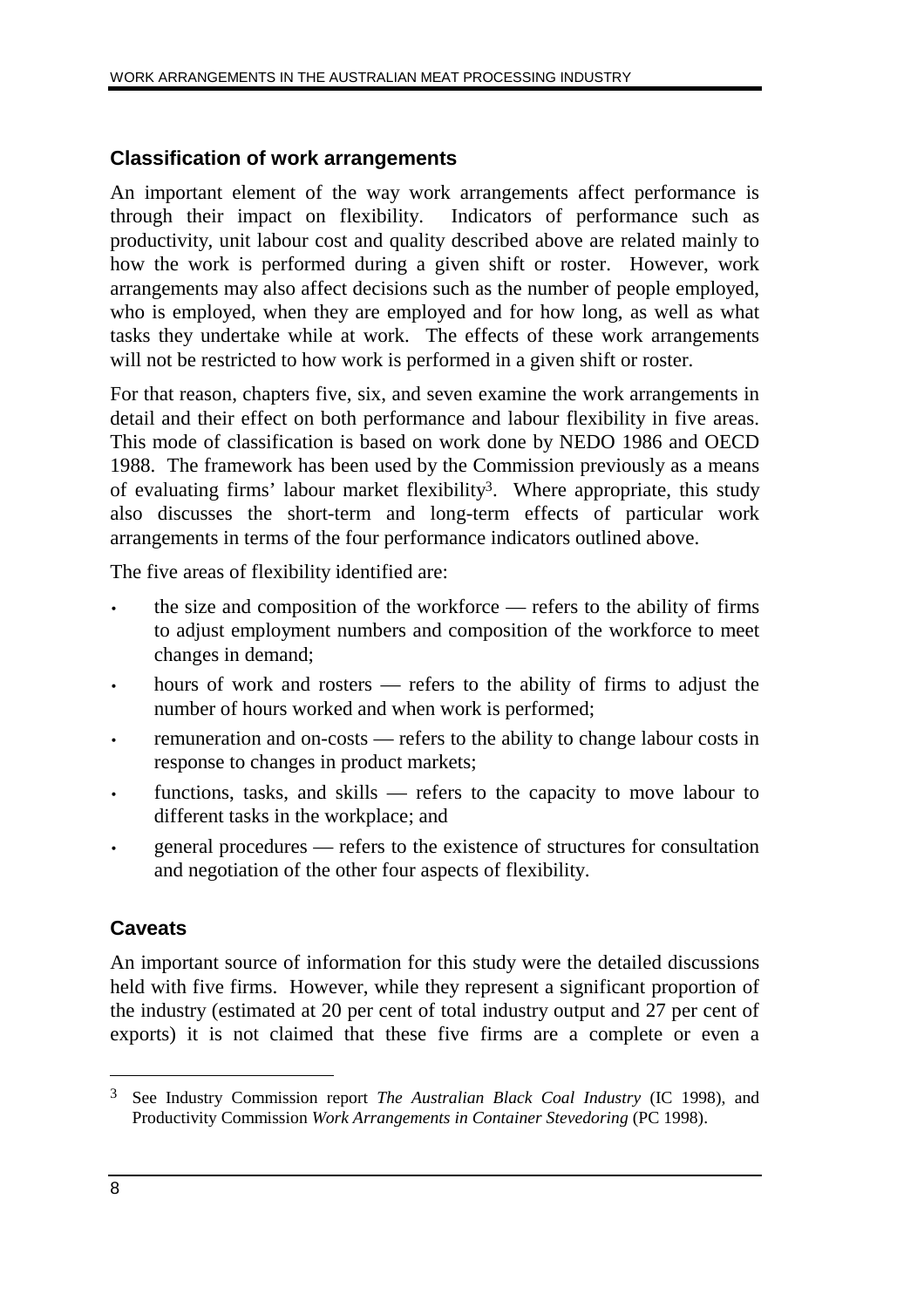### Classification of work arrangements

An important element of the way work arrangements affect performance is through their impact on flexibility. Indicators of performance such as productivity, unit labour cost and quality described above are related mainly to how the work is performed during a given shift or roster. However, work arrangements may also affect decisions such as the number of people employed, who is employed, when they are employed and for how long, as well as what tasks they undertake while at work. The effects of these work arrangements will not be restricted to how work is performed in a given shift or roster.

For that reason, chapters five, six, and seven examine the work arrangements in detail and their effect on both performance and labour flexibility in five areas. This mode of classification is based on work done by NEDO 1986 and OECD 1988. The framework has been used by the Commission previously as a means of evaluating firms' labour market flexibility[3]. Where appropriate, this study also discusses the short-term and long-term effects of particular work arrangements in terms of the four performance indicators outlined above.

The five areas of flexibility identified are:

- the size and composition of the workforce — refers to the ability of firms to adjust employment numbers and composition of the workforce to meet changes in demand;
- hours of work and rosters — refers to the ability of firms to adjust the number of hours worked and when work is performed;
- remuneration and on-costs — refers to the ability to change labour costs in response to changes in product markets;
- functions, tasks, and skills — refers to the capacity to move labour to different tasks in the workplace; and
- general procedures — refers to the existence of structures for consultation and negotiation of the other four aspects of flexibility.

### Caveats

An important source of information for this study were the detailed discussions held with five firms. However, while they represent a significant proportion of the industry (estimated at 20 per cent of total industry output and 27 per cent of exports) it is not claimed that these five firms are a complete or even a

---

[3] See Industry Commission report *The Australian Black Coal Industry* (IC 1998), and Productivity Commission *Work Arrangements in Container Stevedoring* (PC 1998).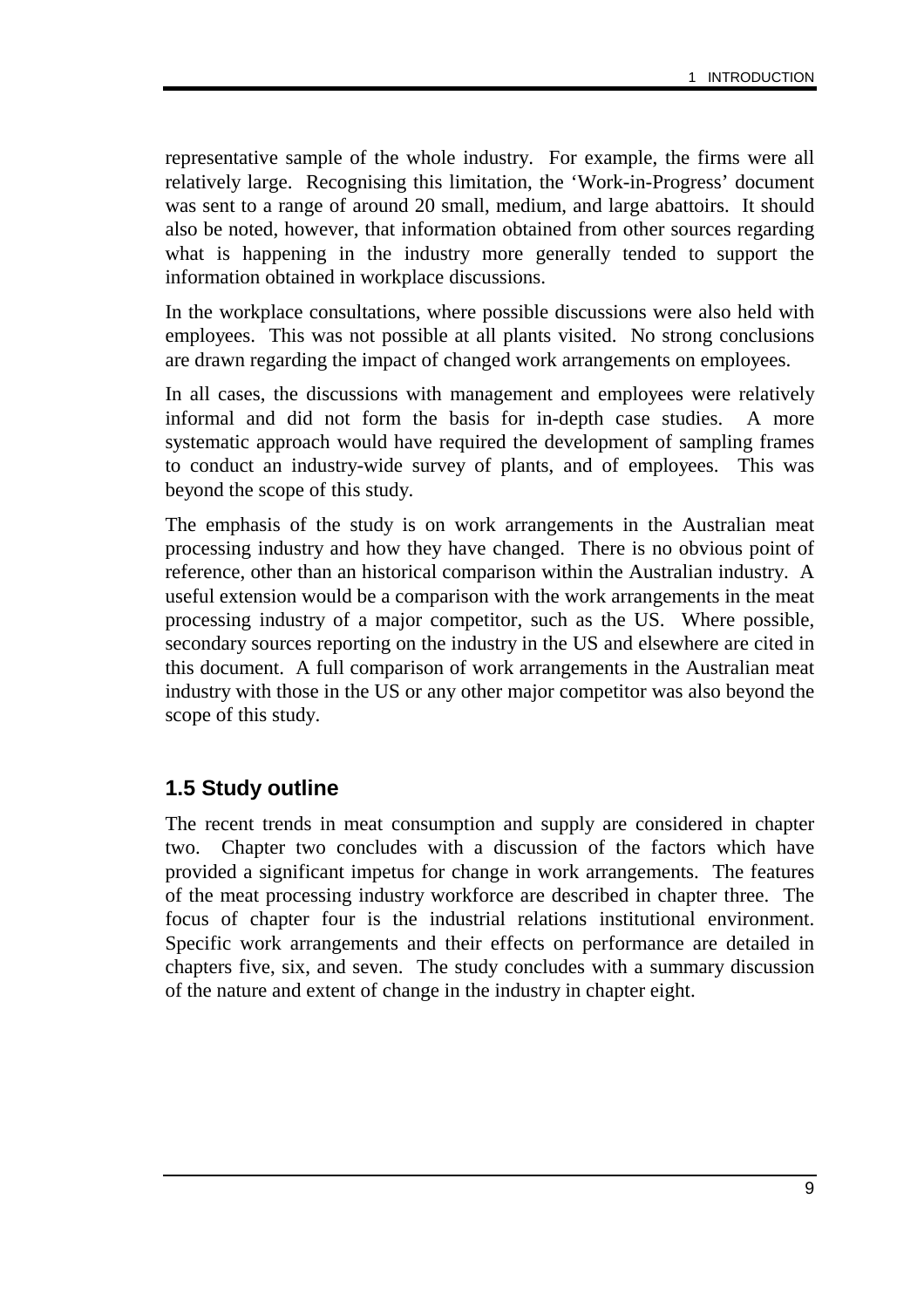representative sample of the whole industry. For example, the firms were all relatively large. Recognising this limitation, the 'Work-in-Progress' document was sent to a range of around 20 small, medium, and large abattoirs. It should also be noted, however, that information obtained from other sources regarding what is happening in the industry more generally tended to support the information obtained in workplace discussions.

In the workplace consultations, where possible discussions were also held with employees. This was not possible at all plants visited. No strong conclusions are drawn regarding the impact of changed work arrangements on employees.

In all cases, the discussions with management and employees were relatively informal and did not form the basis for in-depth case studies. A more systematic approach would have required the development of sampling frames to conduct an industry-wide survey of plants, and of employees. This was beyond the scope of this study.

The emphasis of the study is on work arrangements in the Australian meat processing industry and how they have changed. There is no obvious point of reference, other than an historical comparison within the Australian industry. A useful extension would be a comparison with the work arrangements in the meat processing industry of a major competitor, such as the US. Where possible, secondary sources reporting on the industry in the US and elsewhere are cited in this document. A full comparison of work arrangements in the Australian meat industry with those in the US or any other major competitor was also beyond the scope of this study.

## 1.5 Study outline

The recent trends in meat consumption and supply are considered in chapter two. Chapter two concludes with a discussion of the factors which have provided a significant impetus for change in work arrangements. The features of the meat processing industry workforce are described in chapter three. The focus of chapter four is the industrial relations institutional environment. Specific work arrangements and their effects on performance are detailed in chapters five, six, and seven. The study concludes with a summary discussion of the nature and extent of change in the industry in chapter eight.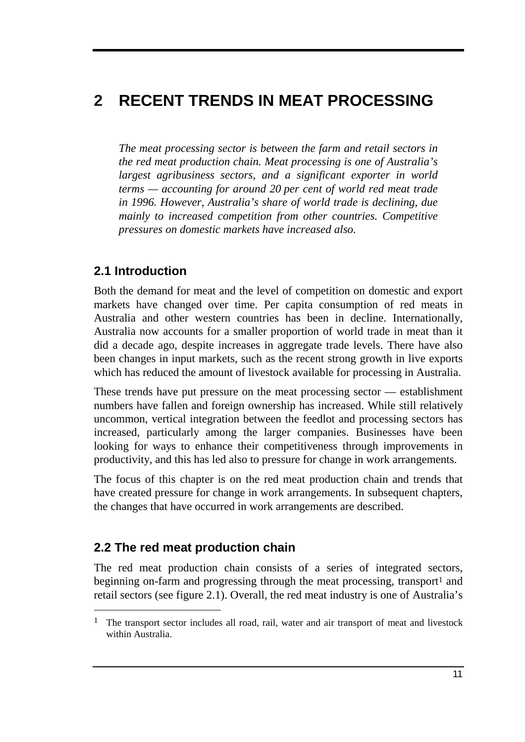# 2 RECENT TRENDS IN MEAT PROCESSING

*The meat processing sector is between the farm and retail sectors in the red meat production chain. Meat processing is one of Australia's largest agribusiness sectors, and a significant exporter in world terms — accounting for around 20 per cent of world red meat trade in 1996. However, Australia's share of world trade is declining, due mainly to increased competition from other countries. Competitive pressures on domestic markets have increased also.*

## 2.1 Introduction

Both the demand for meat and the level of competition on domestic and export markets have changed over time. Per capita consumption of red meats in Australia and other western countries has been in decline. Internationally, Australia now accounts for a smaller proportion of world trade in meat than it did a decade ago, despite increases in aggregate trade levels. There have also been changes in input markets, such as the recent strong growth in live exports which has reduced the amount of livestock available for processing in Australia.

These trends have put pressure on the meat processing sector — establishment numbers have fallen and foreign ownership has increased. While still relatively uncommon, vertical integration between the feedlot and processing sectors has increased, particularly among the larger companies. Businesses have been looking for ways to enhance their competitiveness through improvements in productivity, and this has led also to pressure for change in work arrangements.

The focus of this chapter is on the red meat production chain and trends that have created pressure for change in work arrangements. In subsequent chapters, the changes that have occurred in work arrangements are described.

## 2.2 The red meat production chain

The red meat production chain consists of a series of integrated sectors, beginning on-farm and progressing through the meat processing, transport[1] and retail sectors (see figure 2.1). Overall, the red meat industry is one of Australia's

---

[1] The transport sector includes all road, rail, water and air transport of meat and livestock within Australia.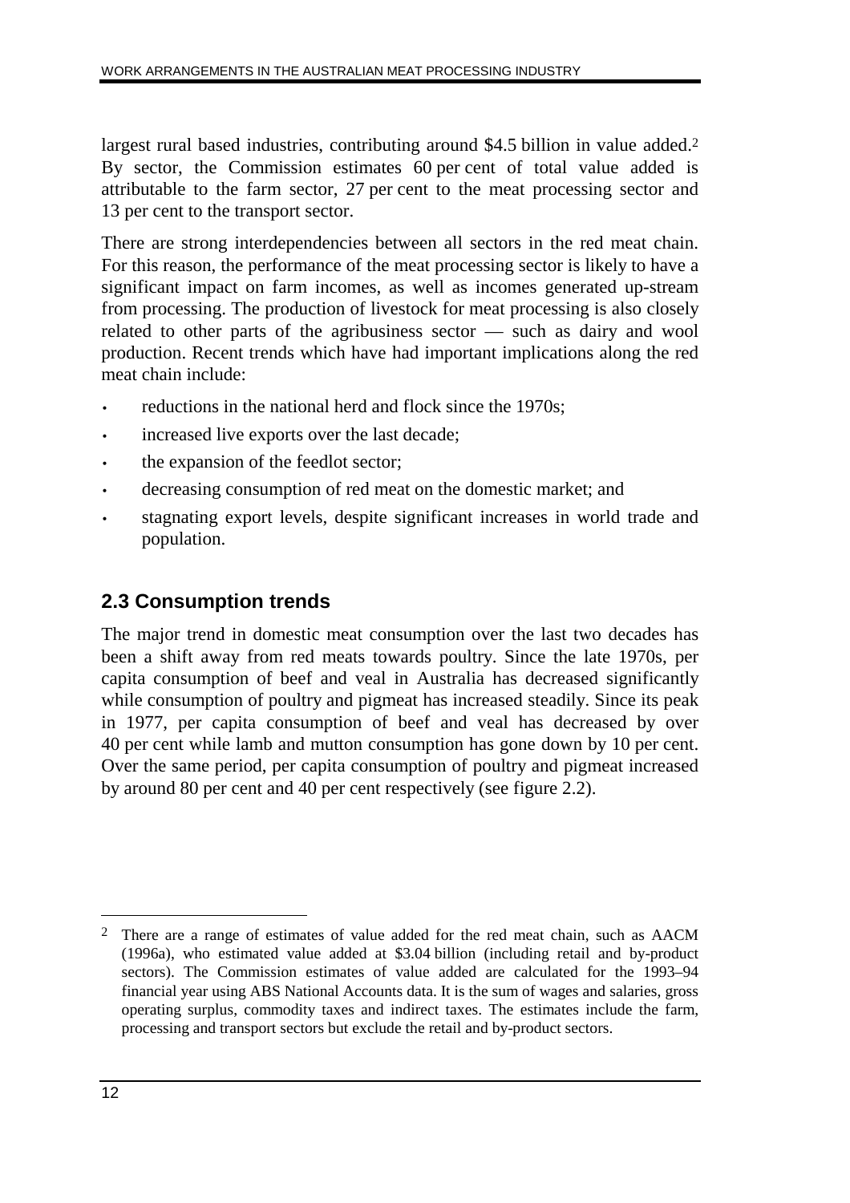largest rural based industries, contributing around $4.5 billion in value added.[2] By sector, the Commission estimates 60 per cent of total value added is attributable to the farm sector, 27 per cent to the meat processing sector and 13 per cent to the transport sector.

There are strong interdependencies between all sectors in the red meat chain. For this reason, the performance of the meat processing sector is likely to have a significant impact on farm incomes, as well as incomes generated up-stream from processing. The production of livestock for meat processing is also closely related to other parts of the agribusiness sector — such as dairy and wool production. Recent trends which have had important implications along the red meat chain include:

- reductions in the national herd and flock since the 1970s;
- increased live exports over the last decade;
- the expansion of the feedlot sector;
- decreasing consumption of red meat on the domestic market; and
- stagnating export levels, despite significant increases in world trade and population.

## 2.3 Consumption trends

The major trend in domestic meat consumption over the last two decades has been a shift away from red meats towards poultry. Since the late 1970s, per capita consumption of beef and veal in Australia has decreased significantly while consumption of poultry and pigmeat has increased steadily. Since its peak in 1977, per capita consumption of beef and veal has decreased by over 40 per cent while lamb and mutton consumption has gone down by 10 per cent. Over the same period, per capita consumption of poultry and pigmeat increased by around 80 per cent and 40 per cent respectively (see figure 2.2).

[2] There are a range of estimates of value added for the red meat chain, such as AACM (1996a), who estimated value added at $3.04 billion (including retail and by-product sectors). The Commission estimates of value added are calculated for the 1993–94 financial year using ABS National Accounts data. It is the sum of wages and salaries, gross operating surplus, commodity taxes and indirect taxes. The estimates include the farm, processing and transport sectors but exclude the retail and by-product sectors.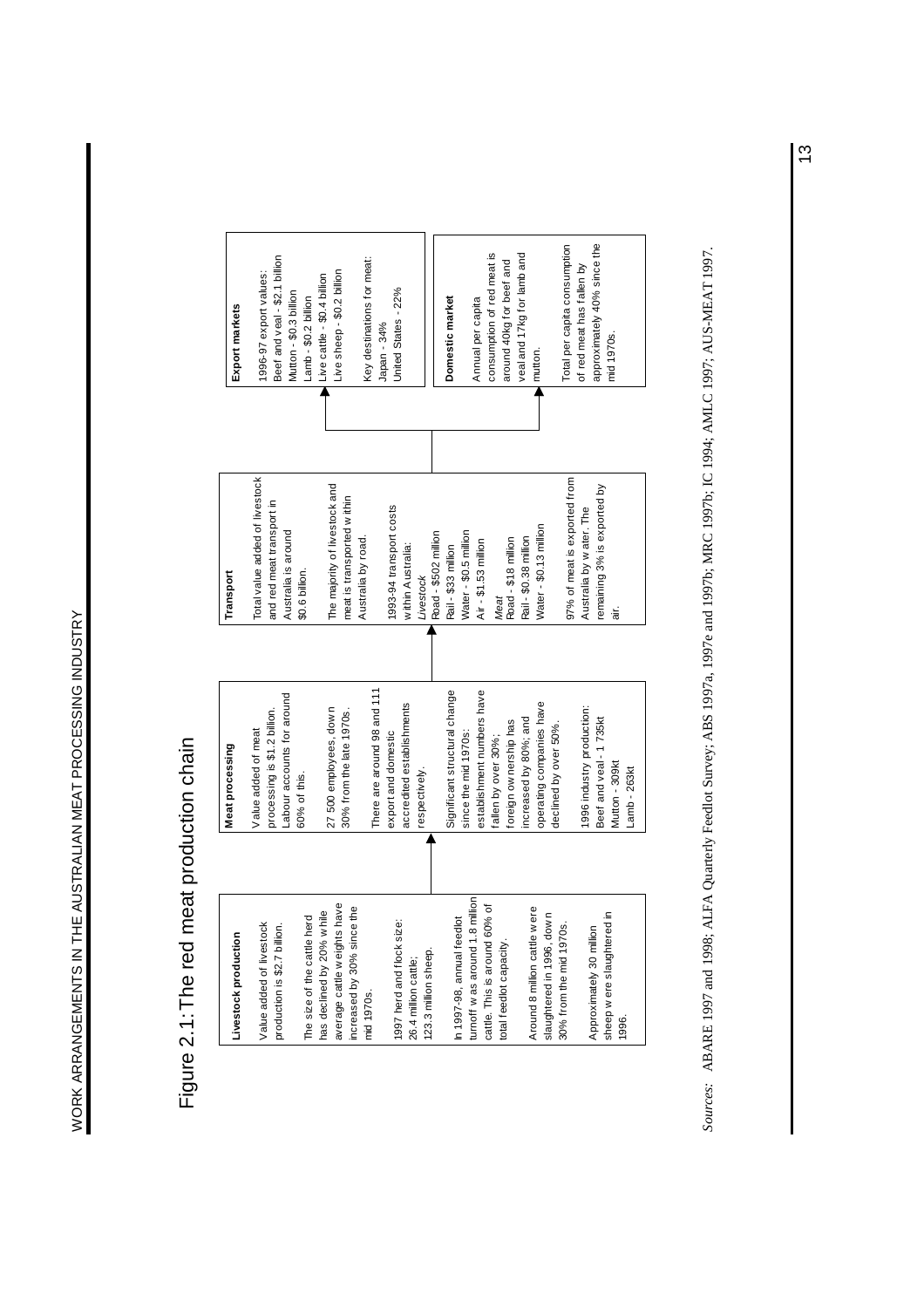## Figure 2.1: The red meat production chain

**Livestock production**

Value added of livestock production is $2.7 billion.

The size of the cattle herd has declined by 20% while average cattle weights have increased by 30% since the mid 1970s.

1997 herd and flock size:
26.4 million cattle;
123.3 million sheep.

In 1997-98, annual feedlot turnoff was around 1.8 million cattle. This is around 60% of total feedlot capacity.

Around 8 million cattle were slaughtered in 1996, down 30% from the mid 1970s.

Approximately 30 million sheep were slaughtered in 1996.

→

**Meat processing**

Value added of meat processing is $1.2 billion. Labour accounts for around 60% of this.

27 500 employees, down 30% from the late 1970s.

There are around 98 and 111 export and domestic accredited establishments respectively.

Significant structural change since the mid 1970s: establishment numbers have fallen by over 30%; foreign ownership has increased by 80%; and operating companies have declined by over 50%.

1996 industry production:
Beef and veal - 1 735kt
Mutton - 309kt
Lamb - 263kt

→

**Transport**

Total value added of livestock and red meat transport in Australia is around $0.6 billion.

The majority of livestock and meat is transported within Australia by road.

1993-94 transport costs within Australia:

*Livestock*
Road - $502 million
Rail - $33 million
Water - $0.5 million
Air - $1.53 million

*Meat*
Road - $18 million
Rail - $0.38 million
Water - $0.13 million

97% of meat is exported from Australia by water. The remaining 3% is exported by air.

→

**Export markets**

1996-97 export values:
Beef and veal - $2.1 billion
Mutton - $0.3 billion
Lamb - $0.2 billion
Live cattle - $0.4 billion
Live sheep - $0.2 billion

Key destinations for meat:
Japan - 34%
United States - 22%

**Domestic market**

Annual per capita consumption of red meat is around 40kg for beef and veal and 17kg for lamb and mutton.

Total per capita consumption of red meat has fallen by approximately 40% since the mid 1970s.

*Sources:* ABARE 1997 and 1998; ALFA Quarterly Feedlot Survey; ABS 1997a, 1997e and 1997b; MRC 1997b; IC 1994; AMLC 1997; AUS-MEAT 1997.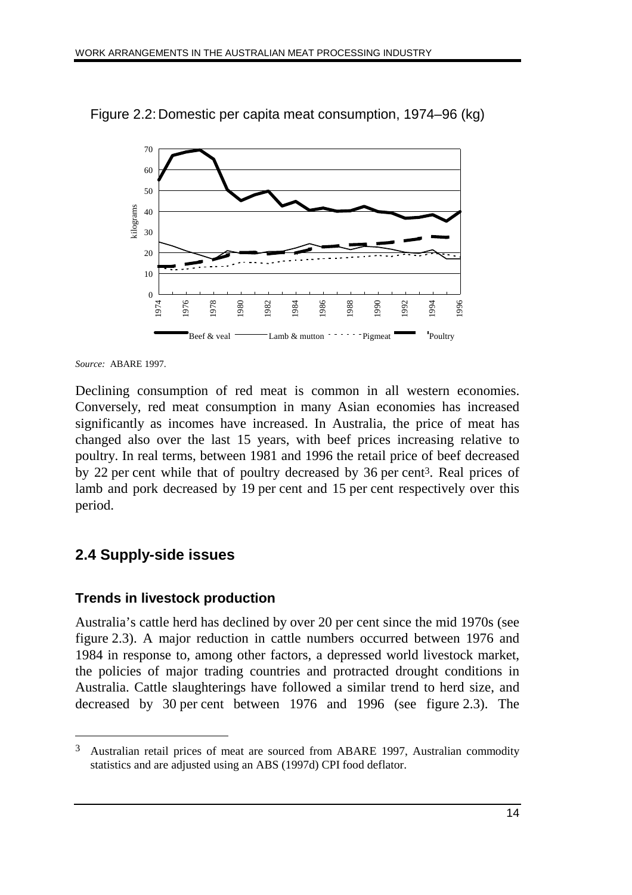Figure 2.2: Domestic per capita meat consumption, 1974–96 (kg)

*Source:* ABARE 1997.

Declining consumption of red meat is common in all western economies. Conversely, red meat consumption in many Asian economies has increased significantly as incomes have increased. In Australia, the price of meat has changed also over the last 15 years, with beef prices increasing relative to poultry. In real terms, between 1981 and 1996 the retail price of beef decreased by 22 per cent while that of poultry decreased by 36 per cent[3]. Real prices of lamb and pork decreased by 19 per cent and 15 per cent respectively over this period.

## 2.4 Supply-side issues

### Trends in livestock production

Australia's cattle herd has declined by over 20 per cent since the mid 1970s (see figure 2.3). A major reduction in cattle numbers occurred between 1976 and 1984 in response to, among other factors, a depressed world livestock market, the policies of major trading countries and protracted drought conditions in Australia. Cattle slaughterings have followed a similar trend to herd size, and decreased by 30 per cent between 1976 and 1996 (see figure 2.3). The

[3] Australian retail prices of meat are sourced from ABARE 1997, Australian commodity statistics and are adjusted using an ABS (1997d) CPI food deflator.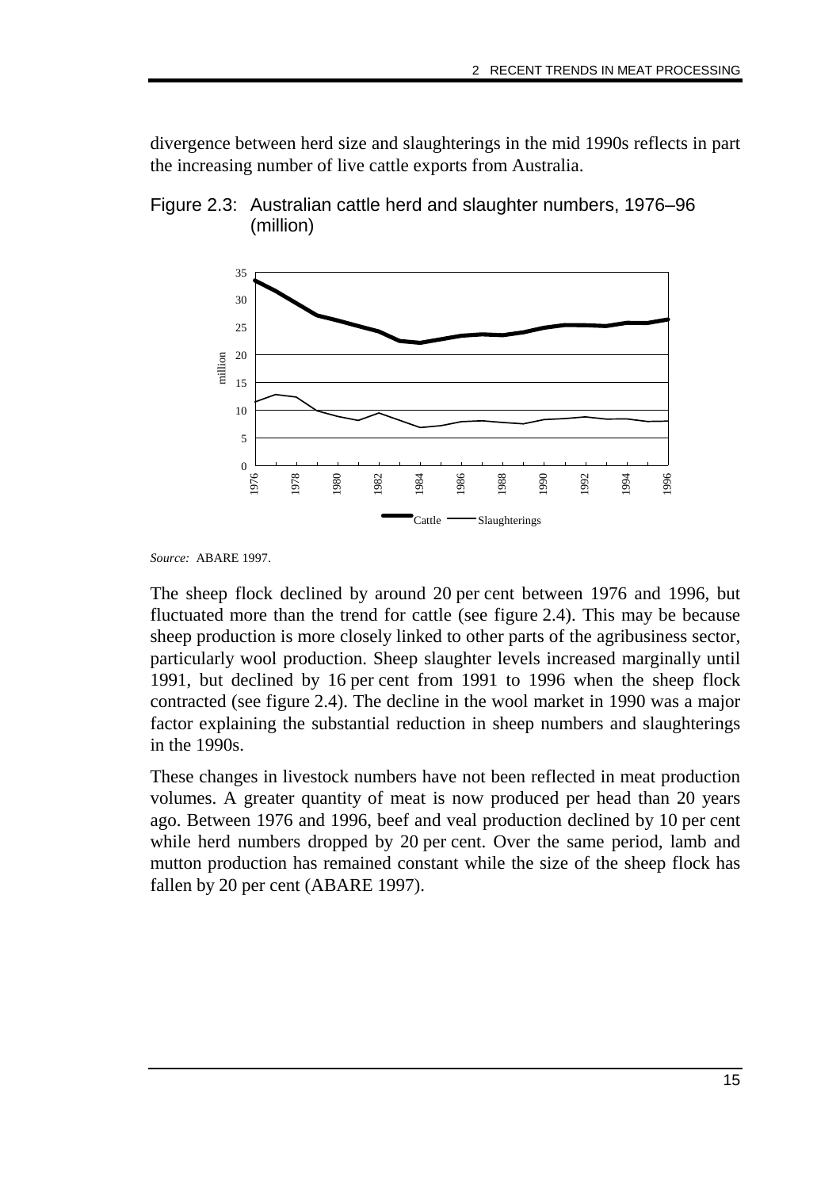divergence between herd size and slaughterings in the mid 1990s reflects in part the increasing number of live cattle exports from Australia.

Figure 2.3: Australian cattle herd and slaughter numbers, 1976–96 (million)

*Source:* ABARE 1997.

The sheep flock declined by around 20 per cent between 1976 and 1996, but fluctuated more than the trend for cattle (see figure 2.4). This may be because sheep production is more closely linked to other parts of the agribusiness sector, particularly wool production. Sheep slaughter levels increased marginally until 1991, but declined by 16 per cent from 1991 to 1996 when the sheep flock contracted (see figure 2.4). The decline in the wool market in 1990 was a major factor explaining the substantial reduction in sheep numbers and slaughterings in the 1990s.

These changes in livestock numbers have not been reflected in meat production volumes. A greater quantity of meat is now produced per head than 20 years ago. Between 1976 and 1996, beef and veal production declined by 10 per cent while herd numbers dropped by 20 per cent. Over the same period, lamb and mutton production has remained constant while the size of the sheep flock has fallen by 20 per cent (ABARE 1997).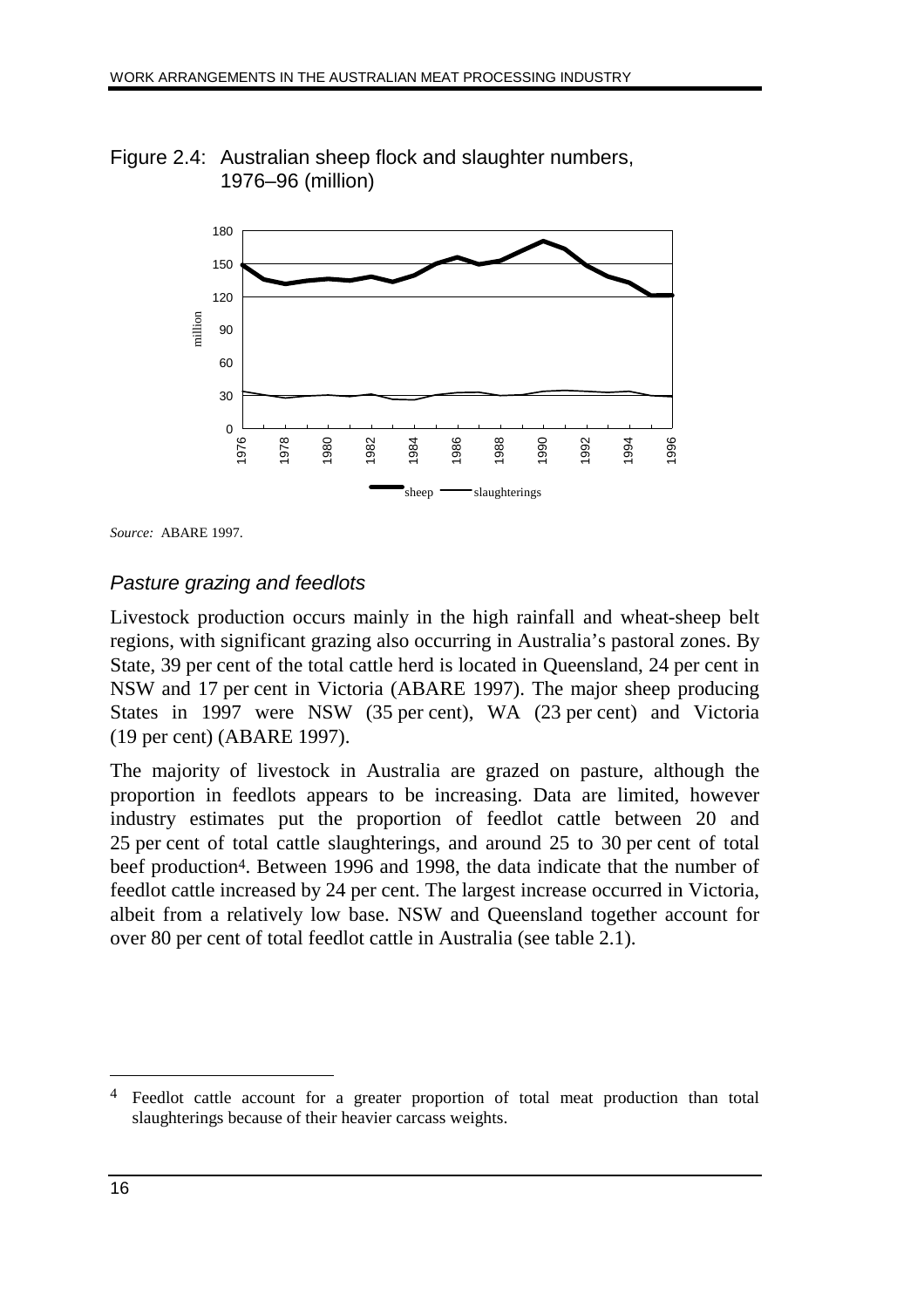Figure 2.4: Australian sheep flock and slaughter numbers, 1976–96 (million)

*Source:* ABARE 1997.

### *Pasture grazing and feedlots*

Livestock production occurs mainly in the high rainfall and wheat-sheep belt regions, with significant grazing also occurring in Australia's pastoral zones. By State, 39 per cent of the total cattle herd is located in Queensland, 24 per cent in NSW and 17 per cent in Victoria (ABARE 1997). The major sheep producing States in 1997 were NSW (35 per cent), WA (23 per cent) and Victoria (19 per cent) (ABARE 1997).

The majority of livestock in Australia are grazed on pasture, although the proportion in feedlots appears to be increasing. Data are limited, however industry estimates put the proportion of feedlot cattle between 20 and 25 per cent of total cattle slaughterings, and around 25 to 30 per cent of total beef production[4]. Between 1996 and 1998, the data indicate that the number of feedlot cattle increased by 24 per cent. The largest increase occurred in Victoria, albeit from a relatively low base. NSW and Queensland together account for over 80 per cent of total feedlot cattle in Australia (see table 2.1).

---

[4] Feedlot cattle account for a greater proportion of total meat production than total slaughterings because of their heavier carcass weights.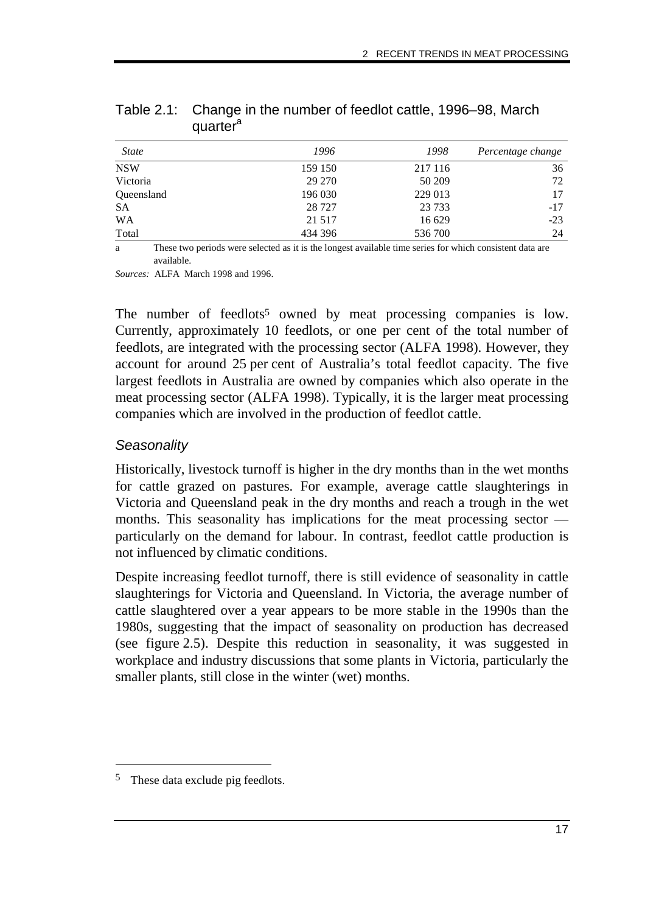Table 2.1: Change in the number of feedlot cattle, 1996–98, March quarter[a]

| *State* | *1996* | *1998* | *Percentage change* |
|---|---|---|---|
| NSW | 159 150 | 217 116 | 36 |
| Victoria | 29 270 | 50 209 | 72 |
| Queensland | 196 030 | 229 013 | 17 |
| SA | 28 727 | 23 733 | -17 |
| WA | 21 517 | 16 629 | -23 |
| Total | 434 396 | 536 700 | 24 |

a These two periods were selected as it is the longest available time series for which consistent data are available.

*Sources:* ALFA March 1998 and 1996.

The number of feedlots[5] owned by meat processing companies is low. Currently, approximately 10 feedlots, or one per cent of the total number of feedlots, are integrated with the processing sector (ALFA 1998). However, they account for around 25 per cent of Australia's total feedlot capacity. The five largest feedlots in Australia are owned by companies which also operate in the meat processing sector (ALFA 1998). Typically, it is the larger meat processing companies which are involved in the production of feedlot cattle.

### *Seasonality*

Historically, livestock turnoff is higher in the dry months than in the wet months for cattle grazed on pastures. For example, average cattle slaughterings in Victoria and Queensland peak in the dry months and reach a trough in the wet months. This seasonality has implications for the meat processing sector — particularly on the demand for labour. In contrast, feedlot cattle production is not influenced by climatic conditions.

Despite increasing feedlot turnoff, there is still evidence of seasonality in cattle slaughterings for Victoria and Queensland. In Victoria, the average number of cattle slaughtered over a year appears to be more stable in the 1990s than the 1980s, suggesting that the impact of seasonality on production has decreased (see figure 2.5). Despite this reduction in seasonality, it was suggested in workplace and industry discussions that some plants in Victoria, particularly the smaller plants, still close in the winter (wet) months.

---

[5] These data exclude pig feedlots.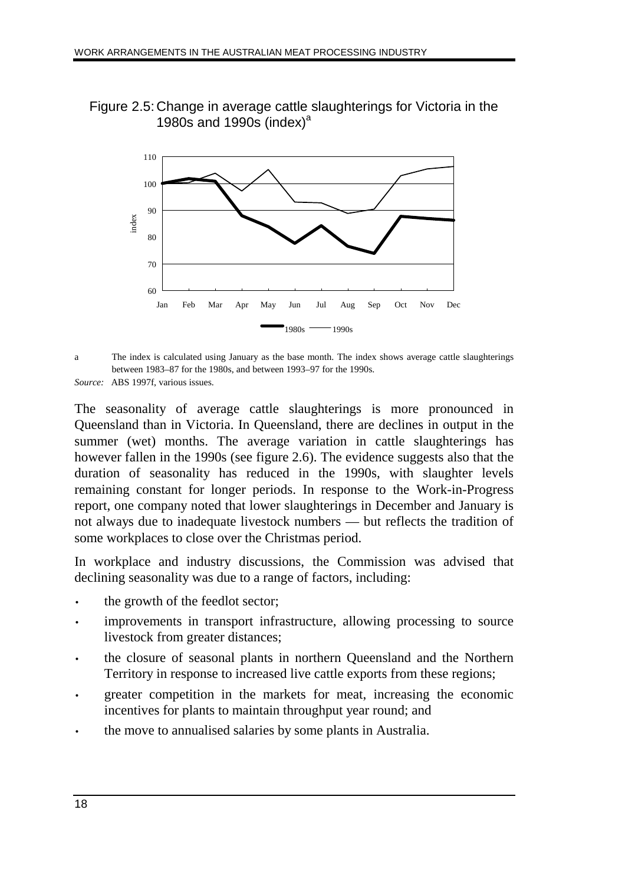Figure 2.5: Change in average cattle slaughterings for Victoria in the 1980s and 1990s (index)[a]

a The index is calculated using January as the base month. The index shows average cattle slaughterings between 1983–87 for the 1980s, and between 1993–97 for the 1990s.

*Source:* ABS 1997f, various issues.

The seasonality of average cattle slaughterings is more pronounced in Queensland than in Victoria. In Queensland, there are declines in output in the summer (wet) months. The average variation in cattle slaughterings has however fallen in the 1990s (see figure 2.6). The evidence suggests also that the duration of seasonality has reduced in the 1990s, with slaughter levels remaining constant for longer periods. In response to the Work-in-Progress report, one company noted that lower slaughterings in December and January is not always due to inadequate livestock numbers — but reflects the tradition of some workplaces to close over the Christmas period.

In workplace and industry discussions, the Commission was advised that declining seasonality was due to a range of factors, including:

- the growth of the feedlot sector;
- improvements in transport infrastructure, allowing processing to source livestock from greater distances;
- the closure of seasonal plants in northern Queensland and the Northern Territory in response to increased live cattle exports from these regions;
- greater competition in the markets for meat, increasing the economic incentives for plants to maintain throughput year round; and
- the move to annualised salaries by some plants in Australia.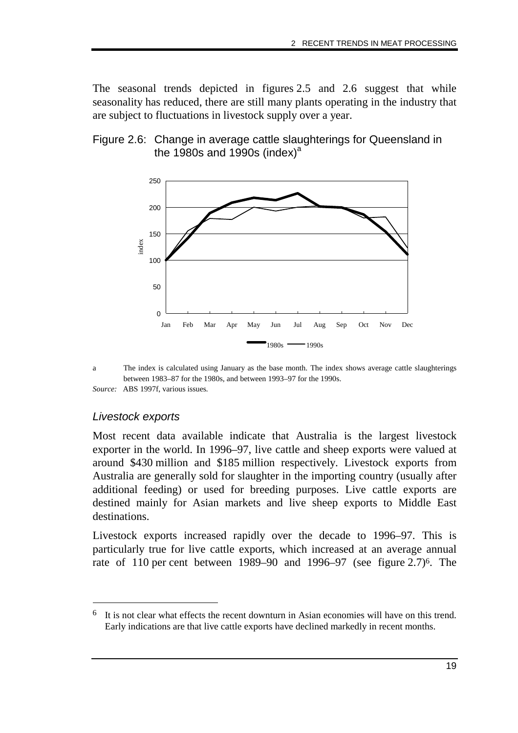The seasonal trends depicted in figures 2.5 and 2.6 suggest that while seasonality has reduced, there are still many plants operating in the industry that are subject to fluctuations in livestock supply over a year.

Figure 2.6: Change in average cattle slaughterings for Queensland in the 1980s and 1990s (index)[a]

a The index is calculated using January as the base month. The index shows average cattle slaughterings between 1983–87 for the 1980s, and between 1993–97 for the 1990s.

*Source:* ABS 1997f, various issues.

### *Livestock exports*

Most recent data available indicate that Australia is the largest livestock exporter in the world. In 1996–97, live cattle and sheep exports were valued at around $430 million and $185 million respectively. Livestock exports from Australia are generally sold for slaughter in the importing country (usually after additional feeding) or used for breeding purposes. Live cattle exports are destined mainly for Asian markets and live sheep exports to Middle East destinations.

Livestock exports increased rapidly over the decade to 1996–97. This is particularly true for live cattle exports, which increased at an average annual rate of 110 per cent between 1989–90 and 1996–97 (see figure 2.7)[6]. The

---

[6] It is not clear what effects the recent downturn in Asian economies will have on this trend. Early indications are that live cattle exports have declined markedly in recent months.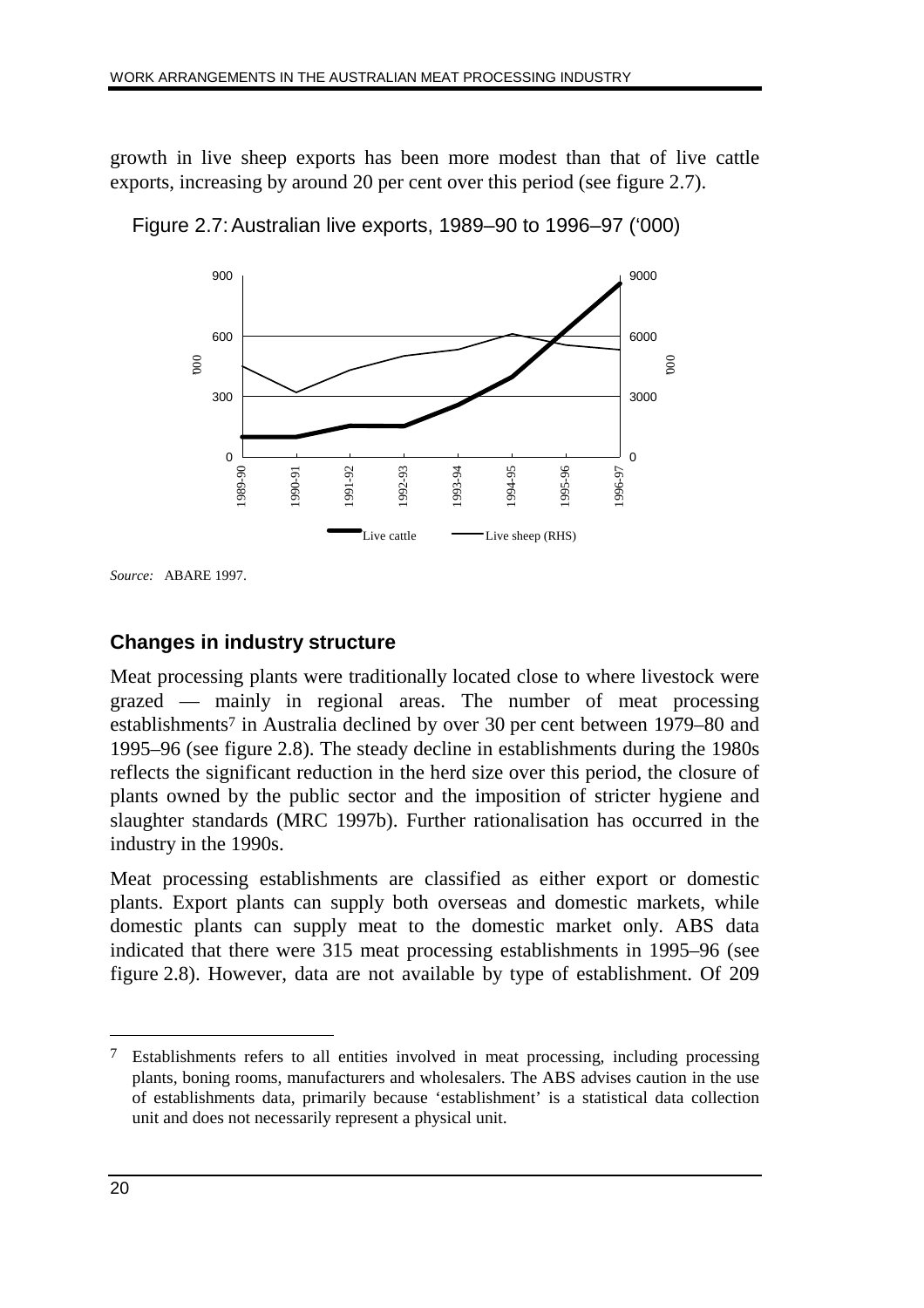growth in live sheep exports has been more modest than that of live cattle exports, increasing by around 20 per cent over this period (see figure 2.7).

Figure 2.7: Australian live exports, 1989–90 to 1996–97 ('000)

*Source:* ABARE 1997.

### Changes in industry structure

Meat processing plants were traditionally located close to where livestock were grazed — mainly in regional areas. The number of meat processing establishments[7] in Australia declined by over 30 per cent between 1979–80 and 1995–96 (see figure 2.8). The steady decline in establishments during the 1980s reflects the significant reduction in the herd size over this period, the closure of plants owned by the public sector and the imposition of stricter hygiene and slaughter standards (MRC 1997b). Further rationalisation has occurred in the industry in the 1990s.

Meat processing establishments are classified as either export or domestic plants. Export plants can supply both overseas and domestic markets, while domestic plants can supply meat to the domestic market only. ABS data indicated that there were 315 meat processing establishments in 1995–96 (see figure 2.8). However, data are not available by type of establishment. Of 209

[7] Establishments refers to all entities involved in meat processing, including processing plants, boning rooms, manufacturers and wholesalers. The ABS advises caution in the use of establishments data, primarily because 'establishment' is a statistical data collection unit and does not necessarily represent a physical unit.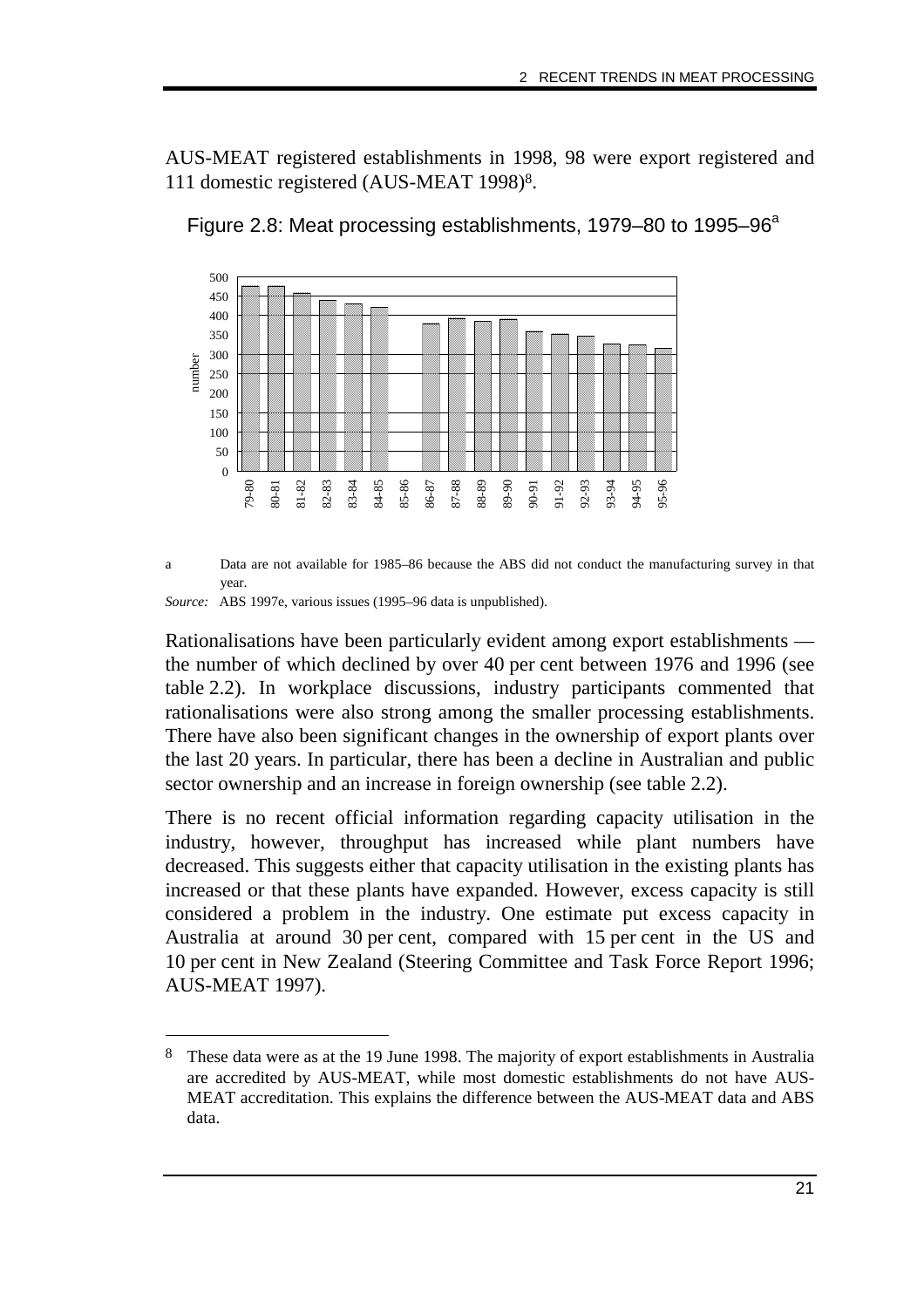AUS-MEAT registered establishments in 1998, 98 were export registered and 111 domestic registered (AUS-MEAT 1998)[8].

Figure 2.8: Meat processing establishments, 1979–80 to 1995–96[a]

a Data are not available for 1985–86 because the ABS did not conduct the manufacturing survey in that year.

*Source:* ABS 1997e, various issues (1995–96 data is unpublished).

Rationalisations have been particularly evident among export establishments — the number of which declined by over 40 per cent between 1976 and 1996 (see table 2.2). In workplace discussions, industry participants commented that rationalisations were also strong among the smaller processing establishments. There have also been significant changes in the ownership of export plants over the last 20 years. In particular, there has been a decline in Australian and public sector ownership and an increase in foreign ownership (see table 2.2).

There is no recent official information regarding capacity utilisation in the industry, however, throughput has increased while plant numbers have decreased. This suggests either that capacity utilisation in the existing plants has increased or that these plants have expanded. However, excess capacity is still considered a problem in the industry. One estimate put excess capacity in Australia at around 30 per cent, compared with 15 per cent in the US and 10 per cent in New Zealand (Steering Committee and Task Force Report 1996; AUS-MEAT 1997).

---

[8] These data were as at the 19 June 1998. The majority of export establishments in Australia are accredited by AUS-MEAT, while most domestic establishments do not have AUS-MEAT accreditation. This explains the difference between the AUS-MEAT data and ABS data.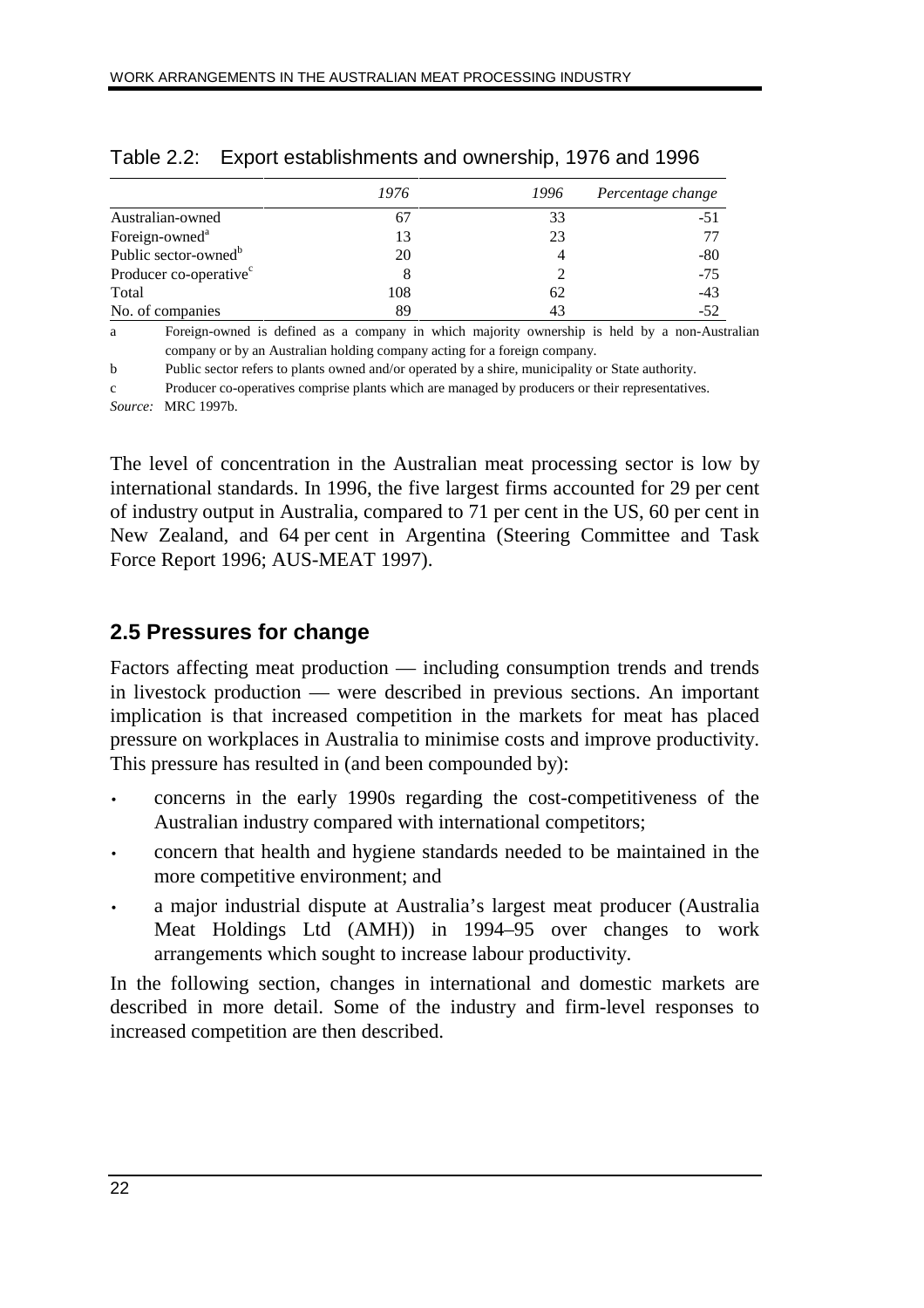Table 2.2: Export establishments and ownership, 1976 and 1996

| | *1976* | *1996* | *Percentage change* |
|---|---|---|---|
| Australian-owned | 67 | 33 | -51 |
| Foreign-owned[a] | 13 | 23 | 77 |
| Public sector-owned[b] | 20 | 4 | -80 |
| Producer co-operative[c] | 8 | 2 | -75 |
| Total | 108 | 62 | -43 |
| No. of companies | 89 | 43 | -52 |

a Foreign-owned is defined as a company in which majority ownership is held by a non-Australian company or by an Australian holding company acting for a foreign company.

b Public sector refers to plants owned and/or operated by a shire, municipality or State authority.

c Producer co-operatives comprise plants which are managed by producers or their representatives.

*Source:* MRC 1997b.

The level of concentration in the Australian meat processing sector is low by international standards. In 1996, the five largest firms accounted for 29 per cent of industry output in Australia, compared to 71 per cent in the US, 60 per cent in New Zealand, and 64 per cent in Argentina (Steering Committee and Task Force Report 1996; AUS-MEAT 1997).

## 2.5 Pressures for change

Factors affecting meat production — including consumption trends and trends in livestock production — were described in previous sections. An important implication is that increased competition in the markets for meat has placed pressure on workplaces in Australia to minimise costs and improve productivity. This pressure has resulted in (and been compounded by):

- concerns in the early 1990s regarding the cost-competitiveness of the Australian industry compared with international competitors;
- concern that health and hygiene standards needed to be maintained in the more competitive environment; and
- a major industrial dispute at Australia's largest meat producer (Australia Meat Holdings Ltd (AMH)) in 1994–95 over changes to work arrangements which sought to increase labour productivity.

In the following section, changes in international and domestic markets are described in more detail. Some of the industry and firm-level responses to increased competition are then described.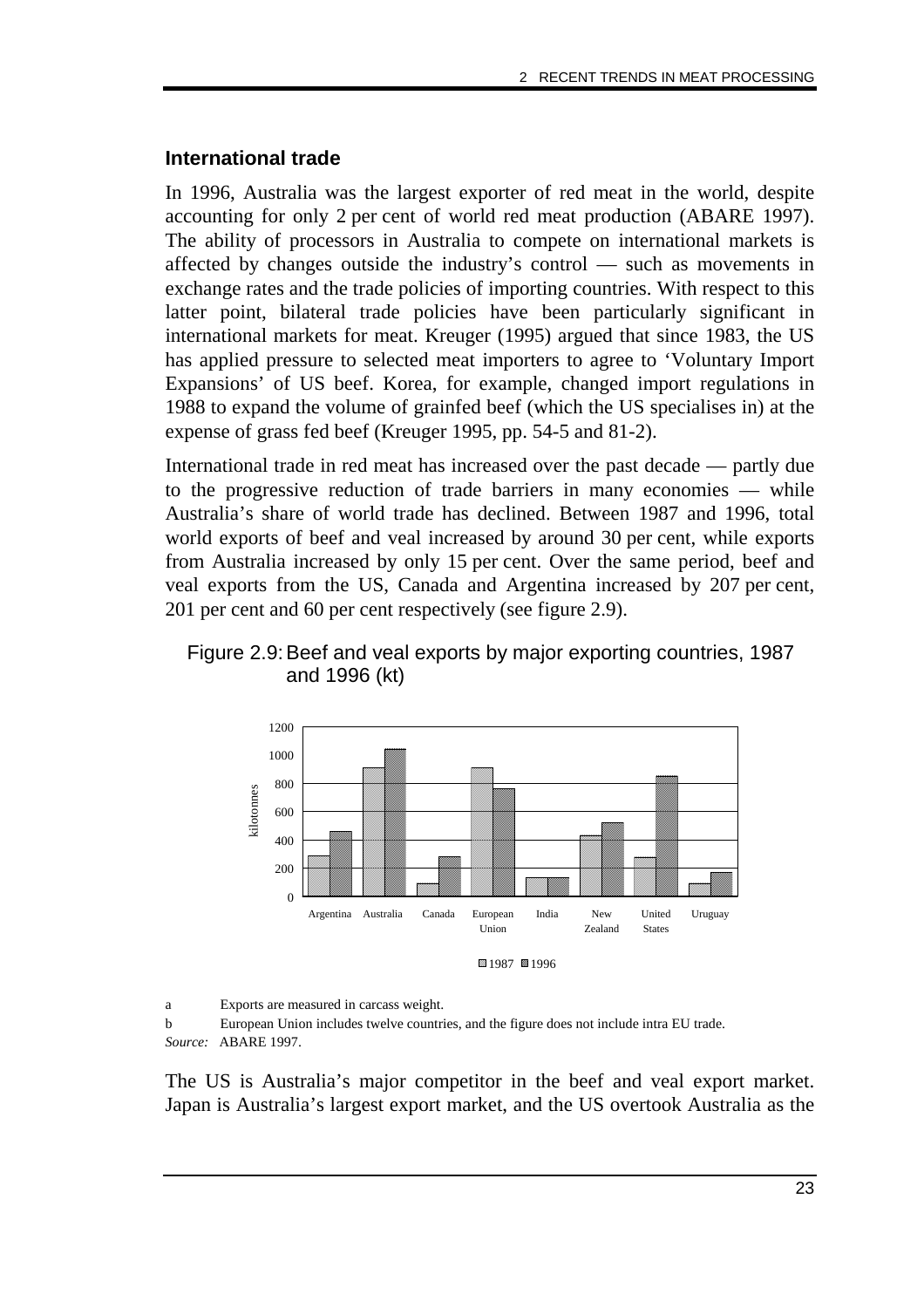### International trade

In 1996, Australia was the largest exporter of red meat in the world, despite accounting for only 2 per cent of world red meat production (ABARE 1997). The ability of processors in Australia to compete on international markets is affected by changes outside the industry's control — such as movements in exchange rates and the trade policies of importing countries. With respect to this latter point, bilateral trade policies have been particularly significant in international markets for meat. Kreuger (1995) argued that since 1983, the US has applied pressure to selected meat importers to agree to 'Voluntary Import Expansions' of US beef. Korea, for example, changed import regulations in 1988 to expand the volume of grainfed beef (which the US specialises in) at the expense of grass fed beef (Kreuger 1995, pp. 54-5 and 81-2).

International trade in red meat has increased over the past decade — partly due to the progressive reduction of trade barriers in many economies — while Australia's share of world trade has declined. Between 1987 and 1996, total world exports of beef and veal increased by around 30 per cent, while exports from Australia increased by only 15 per cent. Over the same period, beef and veal exports from the US, Canada and Argentina increased by 207 per cent, 201 per cent and 60 per cent respectively (see figure 2.9).

Figure 2.9: Beef and veal exports by major exporting countries, 1987 and 1996 (kt)

a Exports are measured in carcass weight.

b European Union includes twelve countries, and the figure does not include intra EU trade.

*Source:* ABARE 1997.

The US is Australia's major competitor in the beef and veal export market. Japan is Australia's largest export market, and the US overtook Australia as the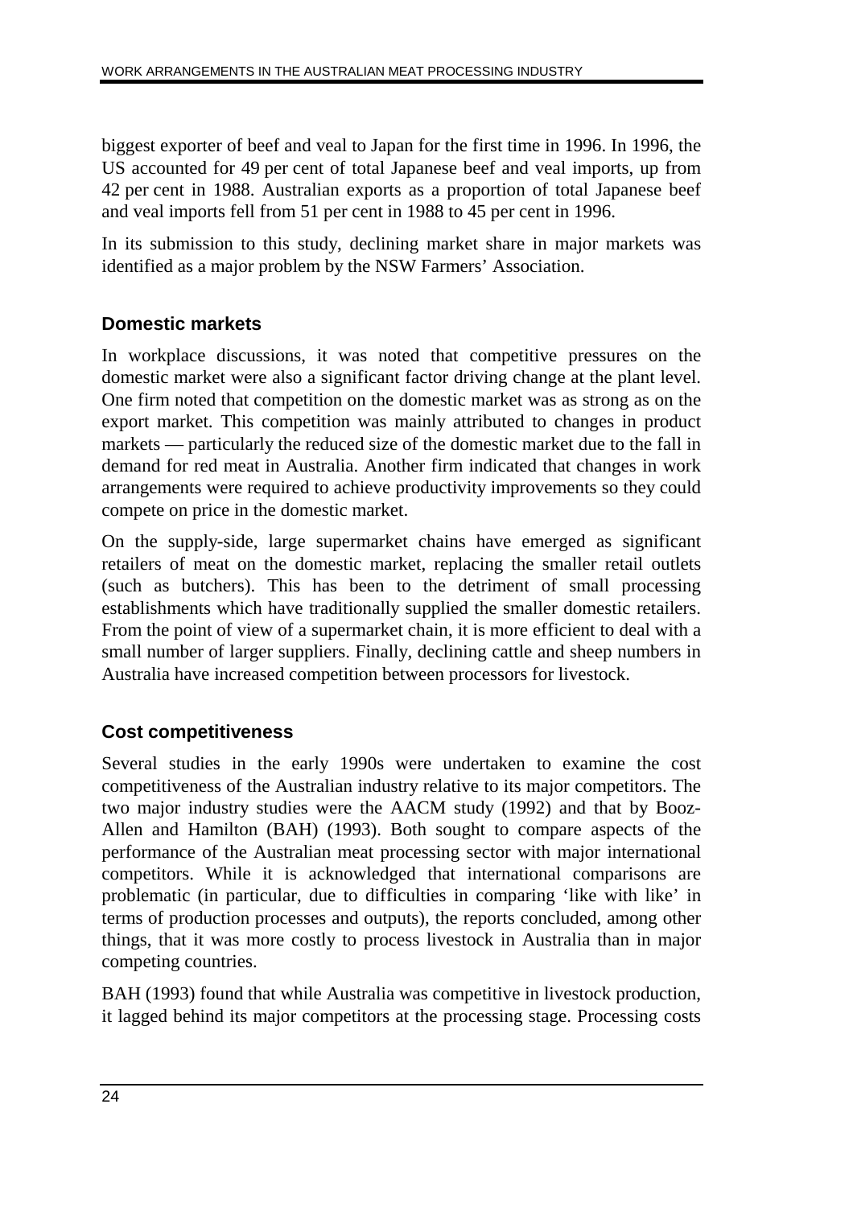biggest exporter of beef and veal to Japan for the first time in 1996. In 1996, the US accounted for 49 per cent of total Japanese beef and veal imports, up from 42 per cent in 1988. Australian exports as a proportion of total Japanese beef and veal imports fell from 51 per cent in 1988 to 45 per cent in 1996.

In its submission to this study, declining market share in major markets was identified as a major problem by the NSW Farmers' Association.

### Domestic markets

In workplace discussions, it was noted that competitive pressures on the domestic market were also a significant factor driving change at the plant level. One firm noted that competition on the domestic market was as strong as on the export market. This competition was mainly attributed to changes in product markets — particularly the reduced size of the domestic market due to the fall in demand for red meat in Australia. Another firm indicated that changes in work arrangements were required to achieve productivity improvements so they could compete on price in the domestic market.

On the supply-side, large supermarket chains have emerged as significant retailers of meat on the domestic market, replacing the smaller retail outlets (such as butchers). This has been to the detriment of small processing establishments which have traditionally supplied the smaller domestic retailers. From the point of view of a supermarket chain, it is more efficient to deal with a small number of larger suppliers. Finally, declining cattle and sheep numbers in Australia have increased competition between processors for livestock.

### Cost competitiveness

Several studies in the early 1990s were undertaken to examine the cost competitiveness of the Australian industry relative to its major competitors. The two major industry studies were the AACM study (1992) and that by Booz-Allen and Hamilton (BAH) (1993). Both sought to compare aspects of the performance of the Australian meat processing sector with major international competitors. While it is acknowledged that international comparisons are problematic (in particular, due to difficulties in comparing 'like with like' in terms of production processes and outputs), the reports concluded, among other things, that it was more costly to process livestock in Australia than in major competing countries.

BAH (1993) found that while Australia was competitive in livestock production, it lagged behind its major competitors at the processing stage. Processing costs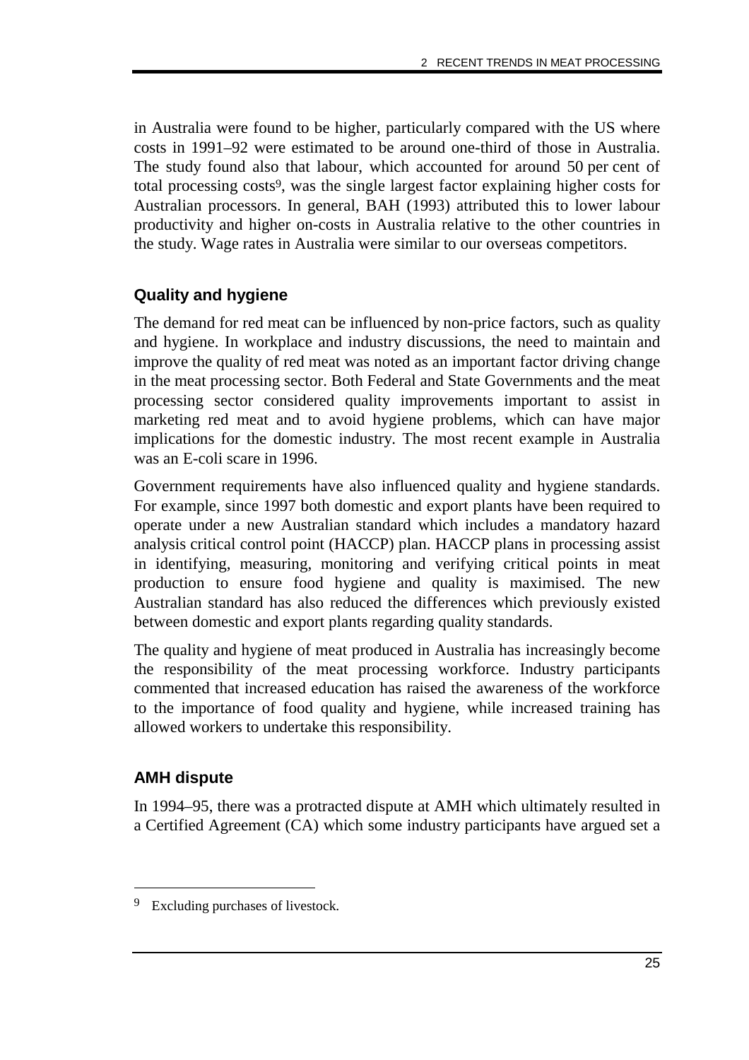in Australia were found to be higher, particularly compared with the US where costs in 1991–92 were estimated to be around one-third of those in Australia. The study found also that labour, which accounted for around 50 per cent of total processing costs[9], was the single largest factor explaining higher costs for Australian processors. In general, BAH (1993) attributed this to lower labour productivity and higher on-costs in Australia relative to the other countries in the study. Wage rates in Australia were similar to our overseas competitors.

### Quality and hygiene

The demand for red meat can be influenced by non-price factors, such as quality and hygiene. In workplace and industry discussions, the need to maintain and improve the quality of red meat was noted as an important factor driving change in the meat processing sector. Both Federal and State Governments and the meat processing sector considered quality improvements important to assist in marketing red meat and to avoid hygiene problems, which can have major implications for the domestic industry. The most recent example in Australia was an E-coli scare in 1996.

Government requirements have also influenced quality and hygiene standards. For example, since 1997 both domestic and export plants have been required to operate under a new Australian standard which includes a mandatory hazard analysis critical control point (HACCP) plan. HACCP plans in processing assist in identifying, measuring, monitoring and verifying critical points in meat production to ensure food hygiene and quality is maximised. The new Australian standard has also reduced the differences which previously existed between domestic and export plants regarding quality standards.

The quality and hygiene of meat produced in Australia has increasingly become the responsibility of the meat processing workforce. Industry participants commented that increased education has raised the awareness of the workforce to the importance of food quality and hygiene, while increased training has allowed workers to undertake this responsibility.

### AMH dispute

In 1994–95, there was a protracted dispute at AMH which ultimately resulted in a Certified Agreement (CA) which some industry participants have argued set a

---

[9] Excluding purchases of livestock.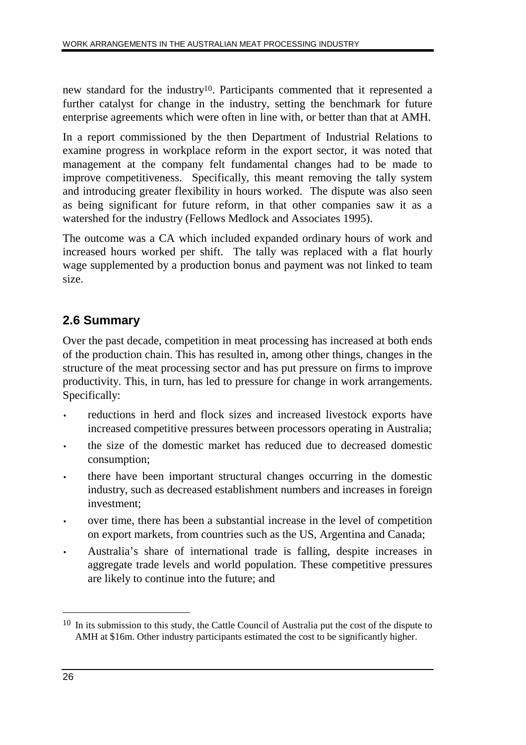new standard for the industry[10]. Participants commented that it represented a further catalyst for change in the industry, setting the benchmark for future enterprise agreements which were often in line with, or better than that at AMH.

In a report commissioned by the then Department of Industrial Relations to examine progress in workplace reform in the export sector, it was noted that management at the company felt fundamental changes had to be made to improve competitiveness. Specifically, this meant removing the tally system and introducing greater flexibility in hours worked. The dispute was also seen as being significant for future reform, in that other companies saw it as a watershed for the industry (Fellows Medlock and Associates 1995).

The outcome was a CA which included expanded ordinary hours of work and increased hours worked per shift. The tally was replaced with a flat hourly wage supplemented by a production bonus and payment was not linked to team size.

## 2.6 Summary

Over the past decade, competition in meat processing has increased at both ends of the production chain. This has resulted in, among other things, changes in the structure of the meat processing sector and has put pressure on firms to improve productivity. This, in turn, has led to pressure for change in work arrangements. Specifically:

- reductions in herd and flock sizes and increased livestock exports have increased competitive pressures between processors operating in Australia;
- the size of the domestic market has reduced due to decreased domestic consumption;
- there have been important structural changes occurring in the domestic industry, such as decreased establishment numbers and increases in foreign investment;
- over time, there has been a substantial increase in the level of competition on export markets, from countries such as the US, Argentina and Canada;
- Australia's share of international trade is falling, despite increases in aggregate trade levels and world population. These competitive pressures are likely to continue into the future; and

---

[10] In its submission to this study, the Cattle Council of Australia put the cost of the dispute to AMH at $16m. Other industry participants estimated the cost to be significantly higher.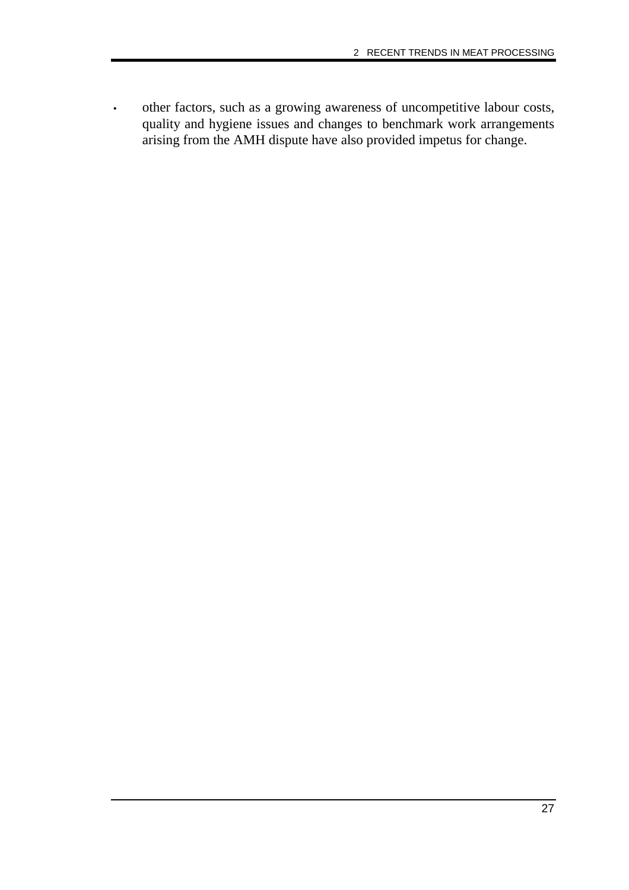- other factors, such as a growing awareness of uncompetitive labour costs, quality and hygiene issues and changes to benchmark work arrangements arising from the AMH dispute have also provided impetus for change.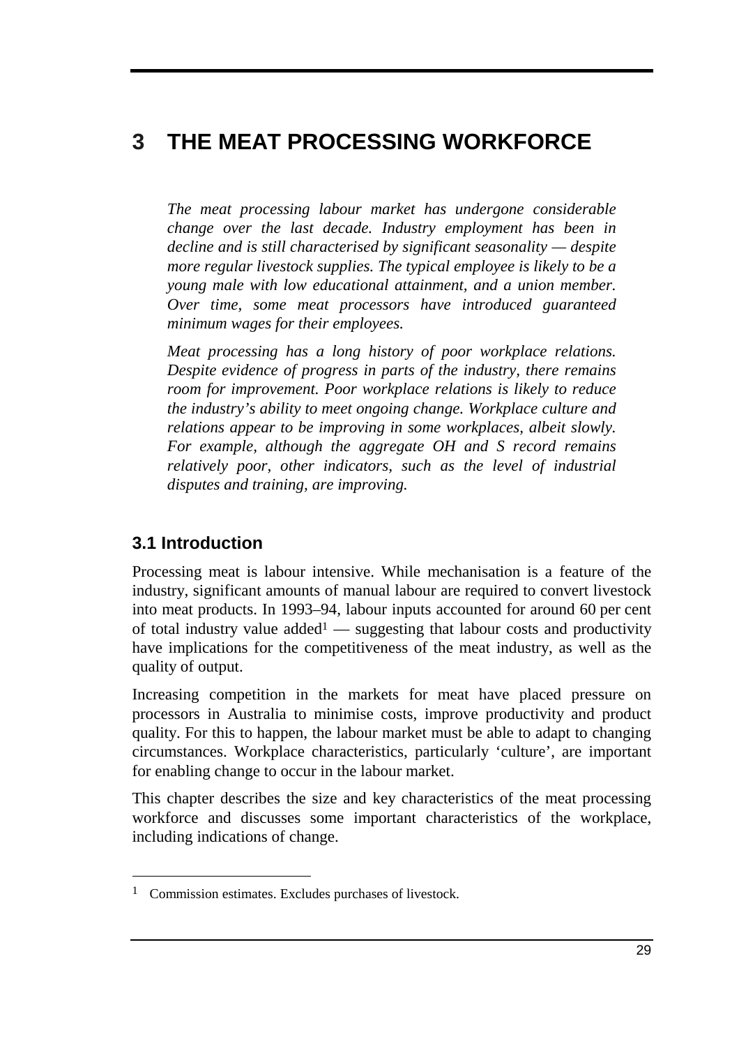# 3 THE MEAT PROCESSING WORKFORCE

*The meat processing labour market has undergone considerable change over the last decade. Industry employment has been in decline and is still characterised by significant seasonality — despite more regular livestock supplies. The typical employee is likely to be a young male with low educational attainment, and a union member. Over time, some meat processors have introduced guaranteed minimum wages for their employees.*

*Meat processing has a long history of poor workplace relations. Despite evidence of progress in parts of the industry, there remains room for improvement. Poor workplace relations is likely to reduce the industry's ability to meet ongoing change. Workplace culture and relations appear to be improving in some workplaces, albeit slowly. For example, although the aggregate OH and S record remains relatively poor, other indicators, such as the level of industrial disputes and training, are improving.*

## 3.1 Introduction

Processing meat is labour intensive. While mechanisation is a feature of the industry, significant amounts of manual labour are required to convert livestock into meat products. In 1993–94, labour inputs accounted for around 60 per cent of total industry value added[1] — suggesting that labour costs and productivity have implications for the competitiveness of the meat industry, as well as the quality of output.

Increasing competition in the markets for meat have placed pressure on processors in Australia to minimise costs, improve productivity and product quality. For this to happen, the labour market must be able to adapt to changing circumstances. Workplace characteristics, particularly 'culture', are important for enabling change to occur in the labour market.

This chapter describes the size and key characteristics of the meat processing workforce and discusses some important characteristics of the workplace, including indications of change.

---

[1] Commission estimates. Excludes purchases of livestock.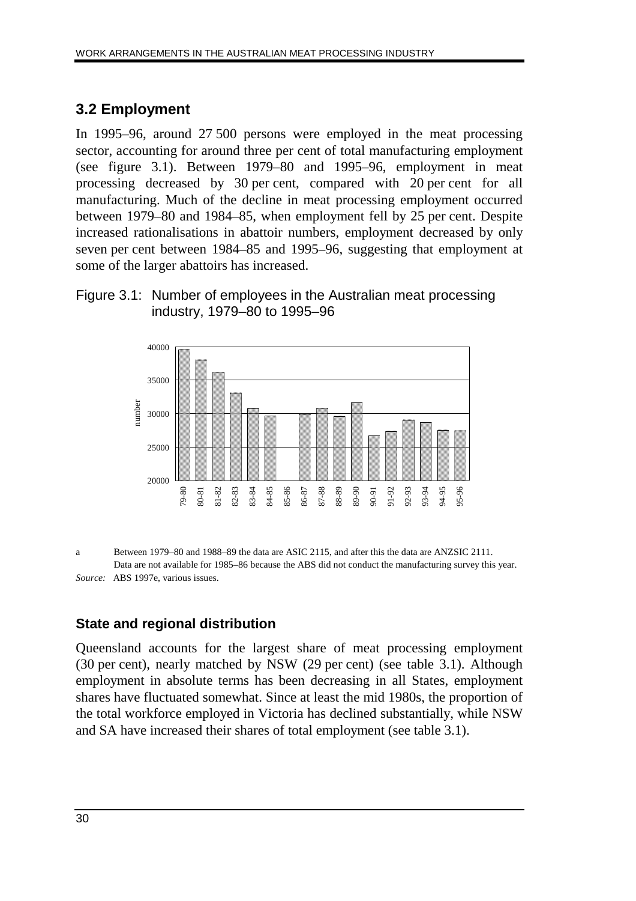## 3.2 Employment

In 1995–96, around 27 500 persons were employed in the meat processing sector, accounting for around three per cent of total manufacturing employment (see figure 3.1). Between 1979–80 and 1995–96, employment in meat processing decreased by 30 per cent, compared with 20 per cent for all manufacturing. Much of the decline in meat processing employment occurred between 1979–80 and 1984–85, when employment fell by 25 per cent. Despite increased rationalisations in abattoir numbers, employment decreased by only seven per cent between 1984–85 and 1995–96, suggesting that employment at some of the larger abattoirs has increased.

Figure 3.1: Number of employees in the Australian meat processing industry, 1979–80 to 1995–96

a Between 1979–80 and 1988–89 the data are ASIC 2115, and after this the data are ANZSIC 2111. Data are not available for 1985–86 because the ABS did not conduct the manufacturing survey this year.

*Source:* ABS 1997e, various issues.

### State and regional distribution

Queensland accounts for the largest share of meat processing employment (30 per cent), nearly matched by NSW (29 per cent) (see table 3.1). Although employment in absolute terms has been decreasing in all States, employment shares have fluctuated somewhat. Since at least the mid 1980s, the proportion of the total workforce employed in Victoria has declined substantially, while NSW and SA have increased their shares of total employment (see table 3.1).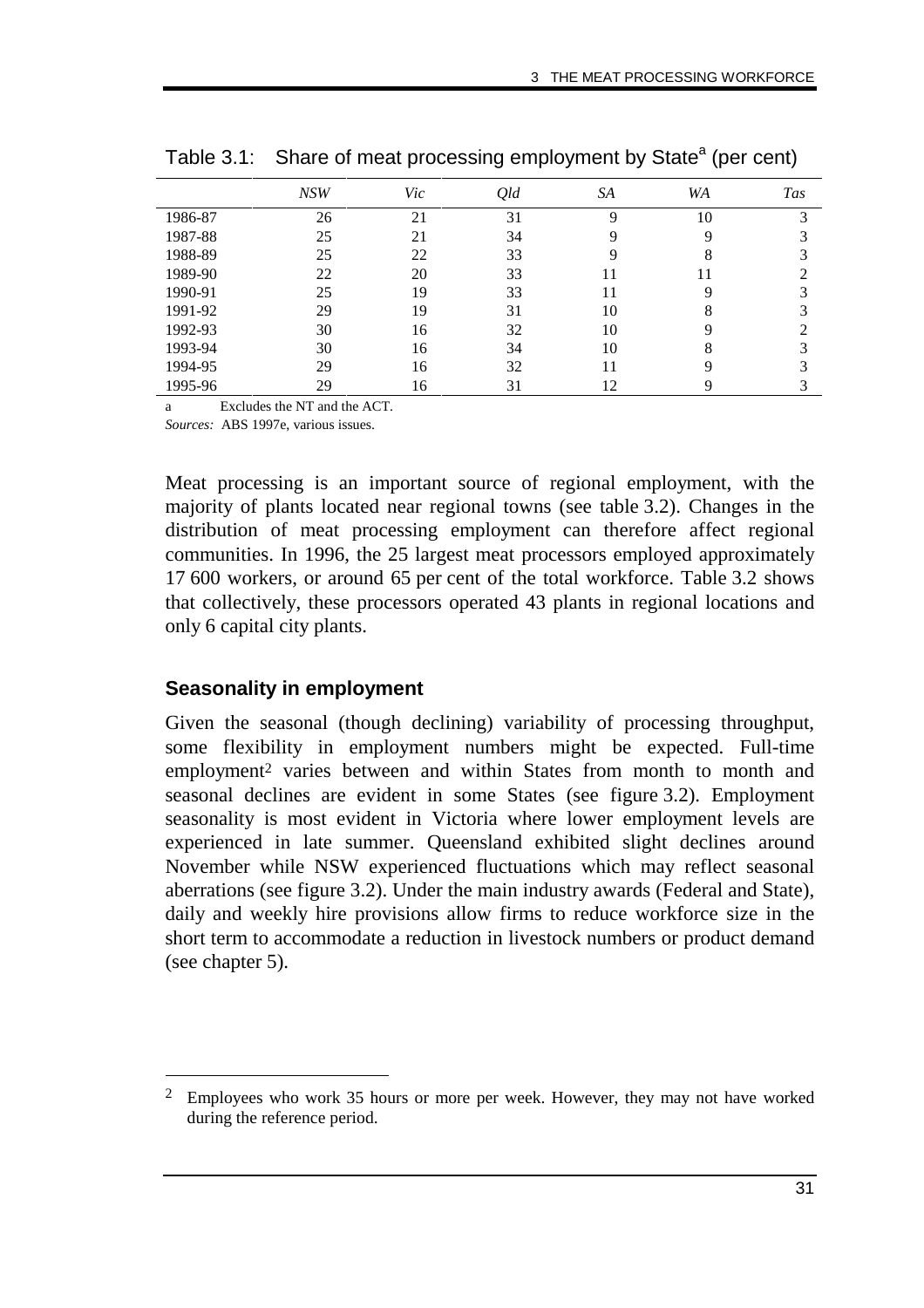Table 3.1: Share of meat processing employment by State[a] (per cent)

| | *NSW* | *Vic* | *Qld* | *SA* | *WA* | *Tas* |
|---|---|---|---|---|---|---|
| 1986-87 | 26 | 21 | 31 | 9 | 10 | 3 |
| 1987-88 | 25 | 21 | 34 | 9 | 9 | 3 |
| 1988-89 | 25 | 22 | 33 | 9 | 8 | 3 |
| 1989-90 | 22 | 20 | 33 | 11 | 11 | 2 |
| 1990-91 | 25 | 19 | 33 | 11 | 9 | 3 |
| 1991-92 | 29 | 19 | 31 | 10 | 8 | 3 |
| 1992-93 | 30 | 16 | 32 | 10 | 9 | 2 |
| 1993-94 | 30 | 16 | 34 | 10 | 8 | 3 |
| 1994-95 | 29 | 16 | 32 | 11 | 9 | 3 |
| 1995-96 | 29 | 16 | 31 | 12 | 9 | 3 |

a Excludes the NT and the ACT.

*Sources:* ABS 1997e, various issues.

Meat processing is an important source of regional employment, with the majority of plants located near regional towns (see table 3.2). Changes in the distribution of meat processing employment can therefore affect regional communities. In 1996, the 25 largest meat processors employed approximately 17 600 workers, or around 65 per cent of the total workforce. Table 3.2 shows that collectively, these processors operated 43 plants in regional locations and only 6 capital city plants.

### Seasonality in employment

Given the seasonal (though declining) variability of processing throughput, some flexibility in employment numbers might be expected. Full-time employment[2] varies between and within States from month to month and seasonal declines are evident in some States (see figure 3.2). Employment seasonality is most evident in Victoria where lower employment levels are experienced in late summer. Queensland exhibited slight declines around November while NSW experienced fluctuations which may reflect seasonal aberrations (see figure 3.2). Under the main industry awards (Federal and State), daily and weekly hire provisions allow firms to reduce workforce size in the short term to accommodate a reduction in livestock numbers or product demand (see chapter 5).

[2] Employees who work 35 hours or more per week. However, they may not have worked during the reference period.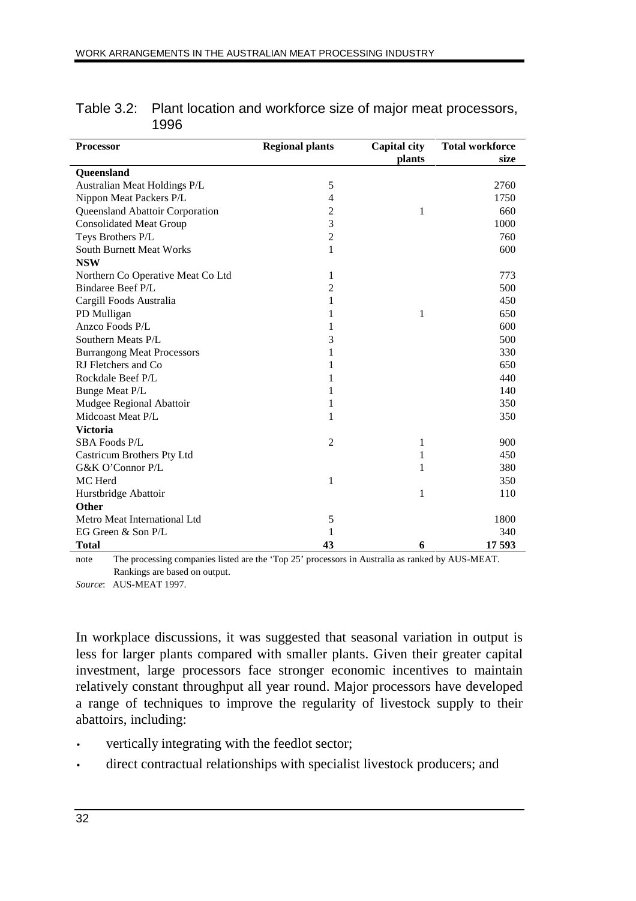Table 3.2: Plant location and workforce size of major meat processors, 1996

| Processor | Regional plants | Capital city plants | Total workforce size |
|---|---|---|---|
| **Queensland** | | | |
| Australian Meat Holdings P/L | 5 | | 2760 |
| Nippon Meat Packers P/L | 4 | | 1750 |
| Queensland Abattoir Corporation | 2 | 1 | 660 |
| Consolidated Meat Group | 3 | | 1000 |
| Teys Brothers P/L | 2 | | 760 |
| South Burnett Meat Works | 1 | | 600 |
| **NSW** | | | |
| Northern Co Operative Meat Co Ltd | 1 | | 773 |
| Bindaree Beef P/L | 2 | | 500 |
| Cargill Foods Australia | 1 | | 450 |
| PD Mulligan | 1 | 1 | 650 |
| Anzco Foods P/L | 1 | | 600 |
| Southern Meats P/L | 3 | | 500 |
| Burrangong Meat Processors | 1 | | 330 |
| RJ Fletchers and Co | 1 | | 650 |
| Rockdale Beef P/L | 1 | | 440 |
| Bunge Meat P/L | 1 | | 140 |
| Mudgee Regional Abattoir | 1 | | 350 |
| Midcoast Meat P/L | 1 | | 350 |
| **Victoria** | | | |
| SBA Foods P/L | 2 | 1 | 900 |
| Castricum Brothers Pty Ltd | | 1 | 450 |
| G&K O'Connor P/L | | 1 | 380 |
| MC Herd | 1 | | 350 |
| Hurstbridge Abattoir | | 1 | 110 |
| **Other** | | | |
| Metro Meat International Ltd | 5 | | 1800 |
| EG Green & Son P/L | 1 | | 340 |
| **Total** | **43** | **6** | **17 593** |

note The processing companies listed are the 'Top 25' processors in Australia as ranked by AUS-MEAT. Rankings are based on output.

*Source*: AUS-MEAT 1997.

In workplace discussions, it was suggested that seasonal variation in output is less for larger plants compared with smaller plants. Given their greater capital investment, large processors face stronger economic incentives to maintain relatively constant throughput all year round. Major processors have developed a range of techniques to improve the regularity of livestock supply to their abattoirs, including:

- vertically integrating with the feedlot sector;
- direct contractual relationships with specialist livestock producers; and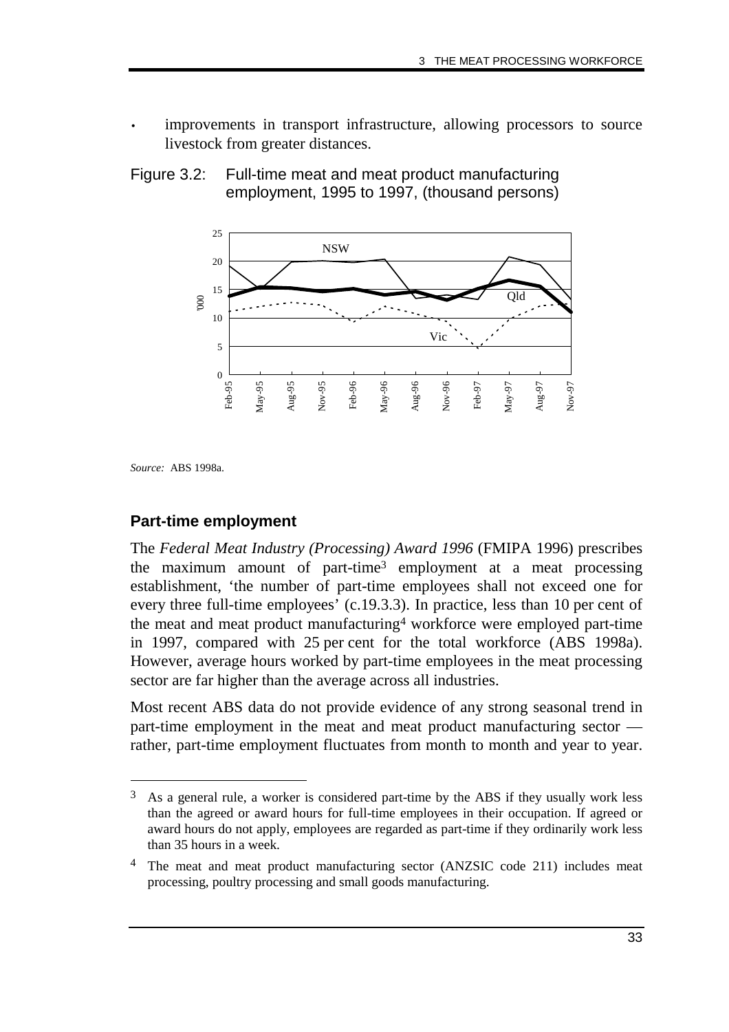- improvements in transport infrastructure, allowing processors to source livestock from greater distances.

Figure 3.2: Full-time meat and meat product manufacturing employment, 1995 to 1997, (thousand persons)

*Source:* ABS 1998a.

### Part-time employment

The *Federal Meat Industry (Processing) Award 1996* (FMIPA 1996) prescribes the maximum amount of part-time[3] employment at a meat processing establishment, 'the number of part-time employees shall not exceed one for every three full-time employees' (c.19.3.3). In practice, less than 10 per cent of the meat and meat product manufacturing[4] workforce were employed part-time in 1997, compared with 25 per cent for the total workforce (ABS 1998a). However, average hours worked by part-time employees in the meat processing sector are far higher than the average across all industries.

Most recent ABS data do not provide evidence of any strong seasonal trend in part-time employment in the meat and meat product manufacturing sector — rather, part-time employment fluctuates from month to month and year to year.

---

[3] As a general rule, a worker is considered part-time by the ABS if they usually work less than the agreed or award hours for full-time employees in their occupation. If agreed or award hours do not apply, employees are regarded as part-time if they ordinarily work less than 35 hours in a week.

[4] The meat and meat product manufacturing sector (ANZSIC code 211) includes meat processing, poultry processing and small goods manufacturing.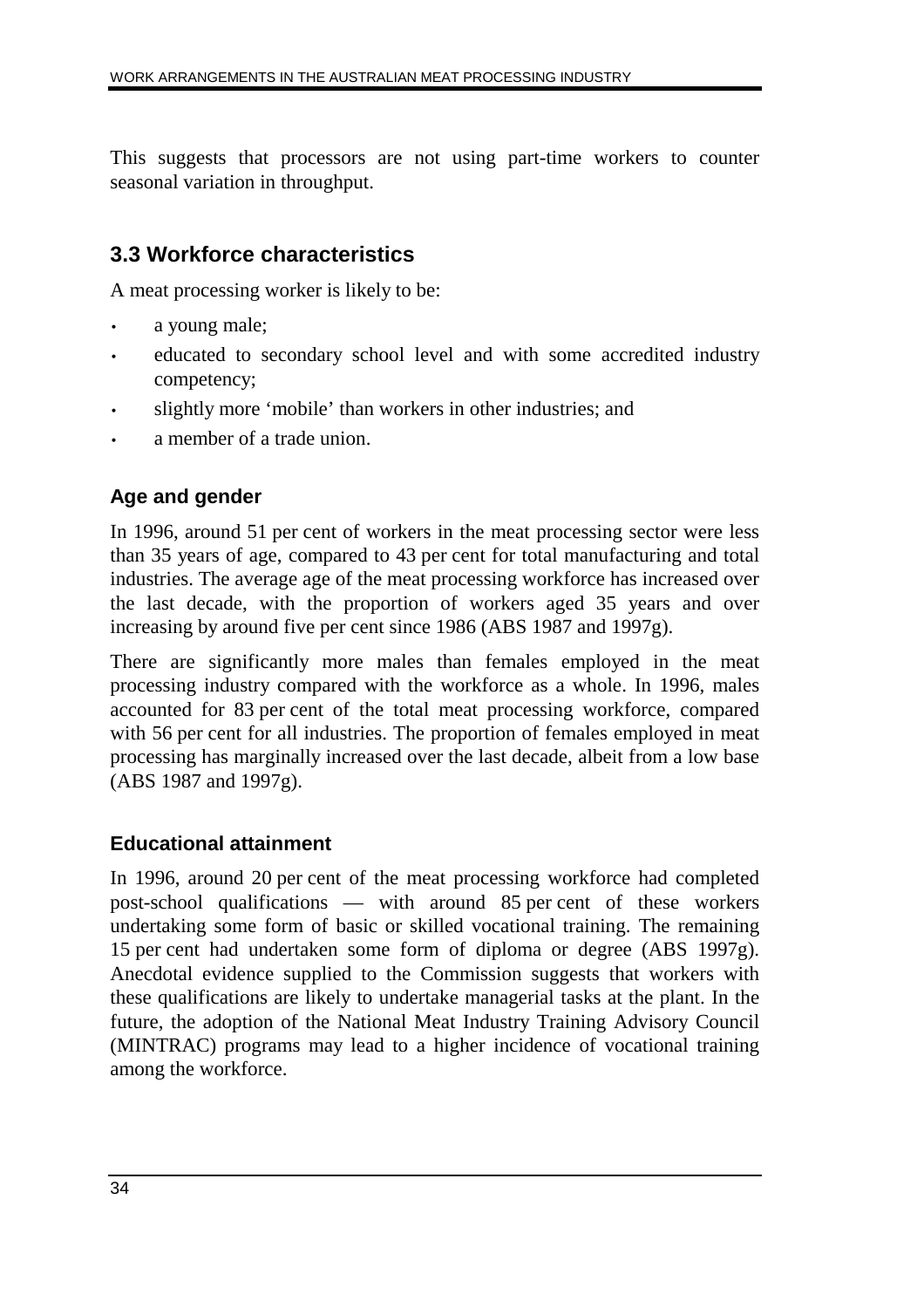This suggests that processors are not using part-time workers to counter seasonal variation in throughput.

## 3.3 Workforce characteristics

A meat processing worker is likely to be:

- a young male;
- educated to secondary school level and with some accredited industry competency;
- slightly more 'mobile' than workers in other industries; and
- a member of a trade union.

### Age and gender

In 1996, around 51 per cent of workers in the meat processing sector were less than 35 years of age, compared to 43 per cent for total manufacturing and total industries. The average age of the meat processing workforce has increased over the last decade, with the proportion of workers aged 35 years and over increasing by around five per cent since 1986 (ABS 1987 and 1997g).

There are significantly more males than females employed in the meat processing industry compared with the workforce as a whole. In 1996, males accounted for 83 per cent of the total meat processing workforce, compared with 56 per cent for all industries. The proportion of females employed in meat processing has marginally increased over the last decade, albeit from a low base (ABS 1987 and 1997g).

### Educational attainment

In 1996, around 20 per cent of the meat processing workforce had completed post-school qualifications — with around 85 per cent of these workers undertaking some form of basic or skilled vocational training. The remaining 15 per cent had undertaken some form of diploma or degree (ABS 1997g). Anecdotal evidence supplied to the Commission suggests that workers with these qualifications are likely to undertake managerial tasks at the plant. In the future, the adoption of the National Meat Industry Training Advisory Council (MINTRAC) programs may lead to a higher incidence of vocational training among the workforce.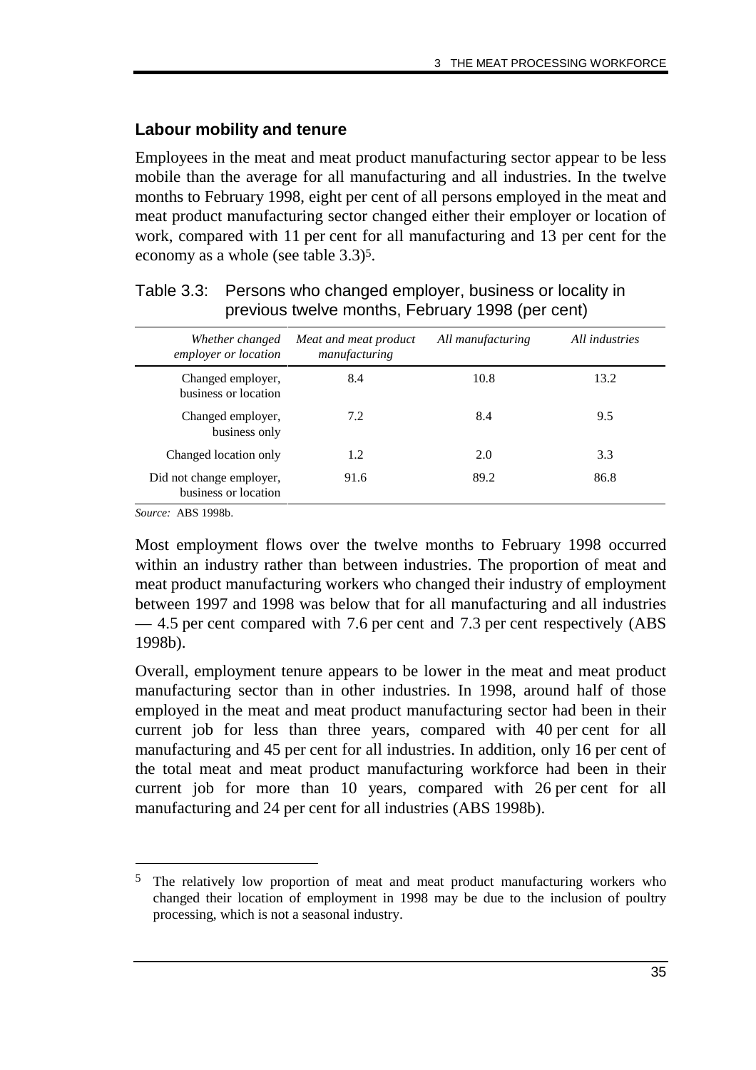## Labour mobility and tenure

Employees in the meat and meat product manufacturing sector appear to be less mobile than the average for all manufacturing and all industries. In the twelve months to February 1998, eight per cent of all persons employed in the meat and meat product manufacturing sector changed either their employer or location of work, compared with 11 per cent for all manufacturing and 13 per cent for the economy as a whole (see table 3.3)[5].

Table 3.3: Persons who changed employer, business or locality in previous twelve months, February 1998 (per cent)

| *Whether changed employer or location* | *Meat and meat product manufacturing* | *All manufacturing* | *All industries* |
|---|---|---|---|
| Changed employer, business or location | 8.4 | 10.8 | 13.2 |
| Changed employer, business only | 7.2 | 8.4 | 9.5 |
| Changed location only | 1.2 | 2.0 | 3.3 |
| Did not change employer, business or location | 91.6 | 89.2 | 86.8 |

*Source:* ABS 1998b.

Most employment flows over the twelve months to February 1998 occurred within an industry rather than between industries. The proportion of meat and meat product manufacturing workers who changed their industry of employment between 1997 and 1998 was below that for all manufacturing and all industries — 4.5 per cent compared with 7.6 per cent and 7.3 per cent respectively (ABS 1998b).

Overall, employment tenure appears to be lower in the meat and meat product manufacturing sector than in other industries. In 1998, around half of those employed in the meat and meat product manufacturing sector had been in their current job for less than three years, compared with 40 per cent for all manufacturing and 45 per cent for all industries. In addition, only 16 per cent of the total meat and meat product manufacturing workforce had been in their current job for more than 10 years, compared with 26 per cent for all manufacturing and 24 per cent for all industries (ABS 1998b).

---

[5] The relatively low proportion of meat and meat product manufacturing workers who changed their location of employment in 1998 may be due to the inclusion of poultry processing, which is not a seasonal industry.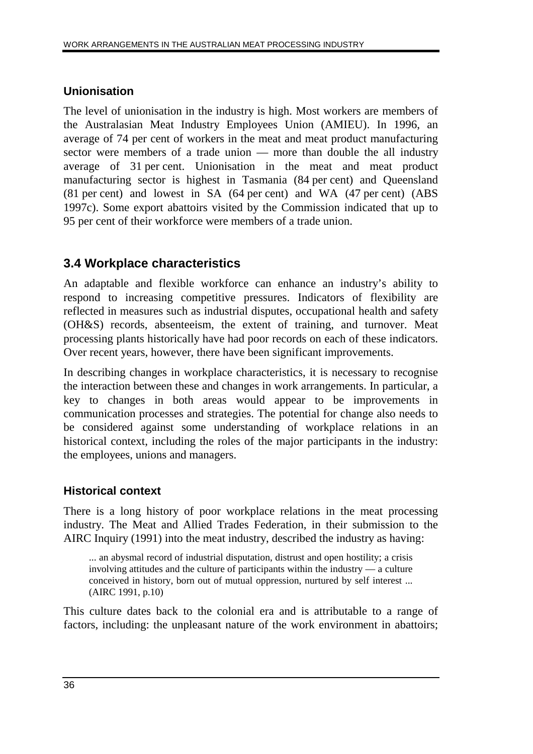### Unionisation

The level of unionisation in the industry is high. Most workers are members of the Australasian Meat Industry Employees Union (AMIEU). In 1996, an average of 74 per cent of workers in the meat and meat product manufacturing sector were members of a trade union — more than double the all industry average of 31 per cent. Unionisation in the meat and meat product manufacturing sector is highest in Tasmania (84 per cent) and Queensland (81 per cent) and lowest in SA (64 per cent) and WA (47 per cent) (ABS 1997c). Some export abattoirs visited by the Commission indicated that up to 95 per cent of their workforce were members of a trade union.

## 3.4 Workplace characteristics

An adaptable and flexible workforce can enhance an industry's ability to respond to increasing competitive pressures. Indicators of flexibility are reflected in measures such as industrial disputes, occupational health and safety (OH&S) records, absenteeism, the extent of training, and turnover. Meat processing plants historically have had poor records on each of these indicators. Over recent years, however, there have been significant improvements.

In describing changes in workplace characteristics, it is necessary to recognise the interaction between these and changes in work arrangements. In particular, a key to changes in both areas would appear to be improvements in communication processes and strategies. The potential for change also needs to be considered against some understanding of workplace relations in an historical context, including the roles of the major participants in the industry: the employees, unions and managers.

### Historical context

There is a long history of poor workplace relations in the meat processing industry. The Meat and Allied Trades Federation, in their submission to the AIRC Inquiry (1991) into the meat industry, described the industry as having:

> ... an abysmal record of industrial disputation, distrust and open hostility; a crisis involving attitudes and the culture of participants within the industry — a culture conceived in history, born out of mutual oppression, nurtured by self interest ... (AIRC 1991, p.10)

This culture dates back to the colonial era and is attributable to a range of factors, including: the unpleasant nature of the work environment in abattoirs;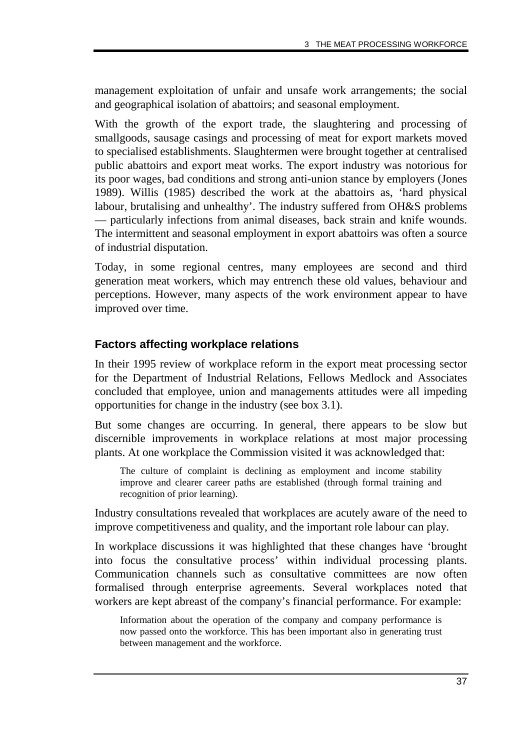management exploitation of unfair and unsafe work arrangements; the social and geographical isolation of abattoirs; and seasonal employment.

With the growth of the export trade, the slaughtering and processing of smallgoods, sausage casings and processing of meat for export markets moved to specialised establishments. Slaughtermen were brought together at centralised public abattoirs and export meat works. The export industry was notorious for its poor wages, bad conditions and strong anti-union stance by employers (Jones 1989). Willis (1985) described the work at the abattoirs as, 'hard physical labour, brutalising and unhealthy'. The industry suffered from OH&S problems — particularly infections from animal diseases, back strain and knife wounds. The intermittent and seasonal employment in export abattoirs was often a source of industrial disputation.

Today, in some regional centres, many employees are second and third generation meat workers, which may entrench these old values, behaviour and perceptions. However, many aspects of the work environment appear to have improved over time.

### Factors affecting workplace relations

In their 1995 review of workplace reform in the export meat processing sector for the Department of Industrial Relations, Fellows Medlock and Associates concluded that employee, union and managements attitudes were all impeding opportunities for change in the industry (see box 3.1).

But some changes are occurring. In general, there appears to be slow but discernible improvements in workplace relations at most major processing plants. At one workplace the Commission visited it was acknowledged that:

> The culture of complaint is declining as employment and income stability improve and clearer career paths are established (through formal training and recognition of prior learning).

Industry consultations revealed that workplaces are acutely aware of the need to improve competitiveness and quality, and the important role labour can play.

In workplace discussions it was highlighted that these changes have 'brought into focus the consultative process' within individual processing plants. Communication channels such as consultative committees are now often formalised through enterprise agreements. Several workplaces noted that workers are kept abreast of the company's financial performance. For example:

> Information about the operation of the company and company performance is now passed onto the workforce. This has been important also in generating trust between management and the workforce.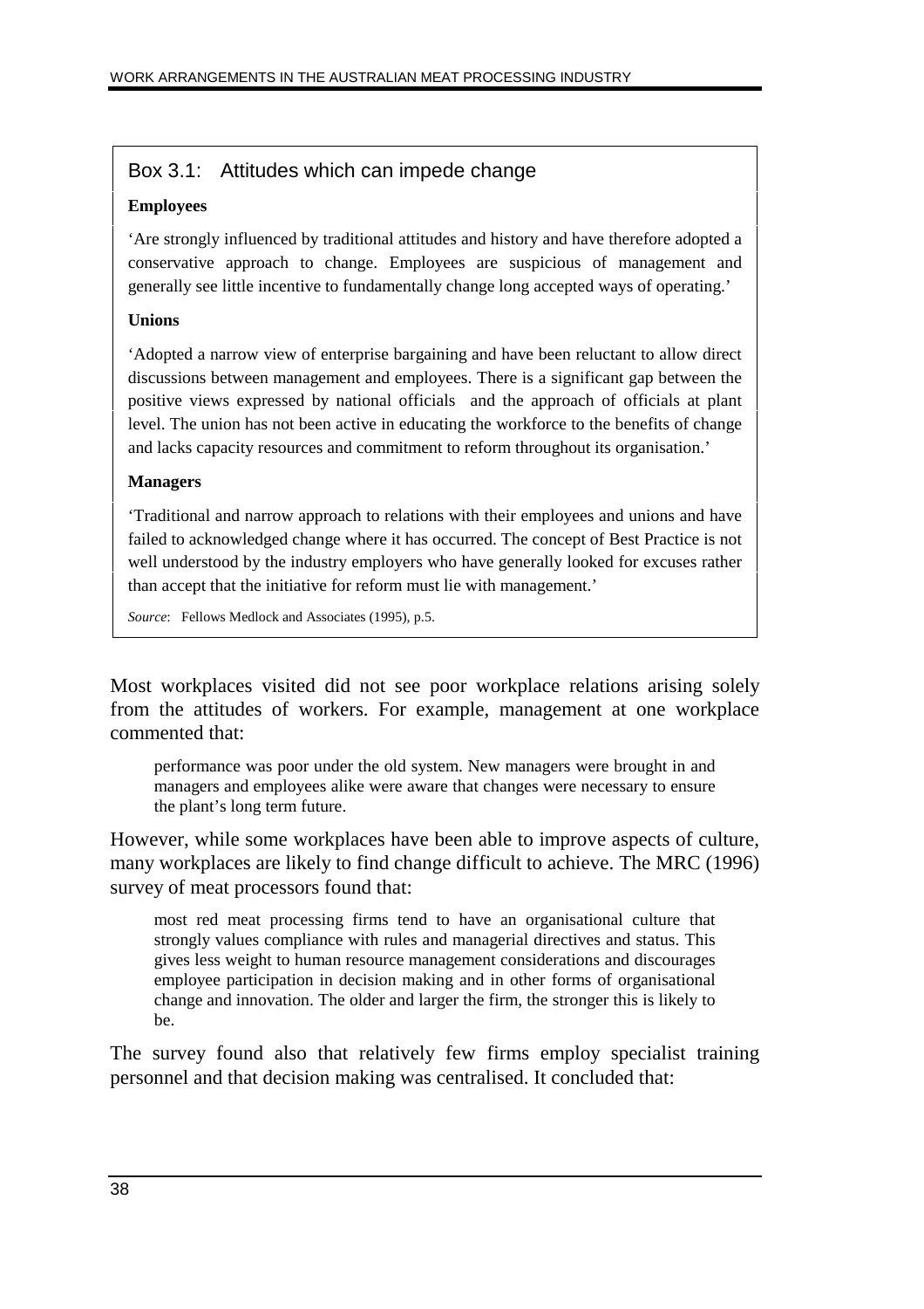### Box 3.1: Attitudes which can impede change

**Employees**

'Are strongly influenced by traditional attitudes and history and have therefore adopted a conservative approach to change. Employees are suspicious of management and generally see little incentive to fundamentally change long accepted ways of operating.'

**Unions**

'Adopted a narrow view of enterprise bargaining and have been reluctant to allow direct discussions between management and employees. There is a significant gap between the positive views expressed by national officials and the approach of officials at plant level. The union has not been active in educating the workforce to the benefits of change and lacks capacity resources and commitment to reform throughout its organisation.'

**Managers**

'Traditional and narrow approach to relations with their employees and unions and have failed to acknowledged change where it has occurred. The concept of Best Practice is not well understood by the industry employers who have generally looked for excuses rather than accept that the initiative for reform must lie with management.'

*Source*: Fellows Medlock and Associates (1995), p.5.

Most workplaces visited did not see poor workplace relations arising solely from the attitudes of workers. For example, management at one workplace commented that:

> performance was poor under the old system. New managers were brought in and managers and employees alike were aware that changes were necessary to ensure the plant's long term future.

However, while some workplaces have been able to improve aspects of culture, many workplaces are likely to find change difficult to achieve. The MRC (1996) survey of meat processors found that:

> most red meat processing firms tend to have an organisational culture that strongly values compliance with rules and managerial directives and status. This gives less weight to human resource management considerations and discourages employee participation in decision making and in other forms of organisational change and innovation. The older and larger the firm, the stronger this is likely to be.

The survey found also that relatively few firms employ specialist training personnel and that decision making was centralised. It concluded that: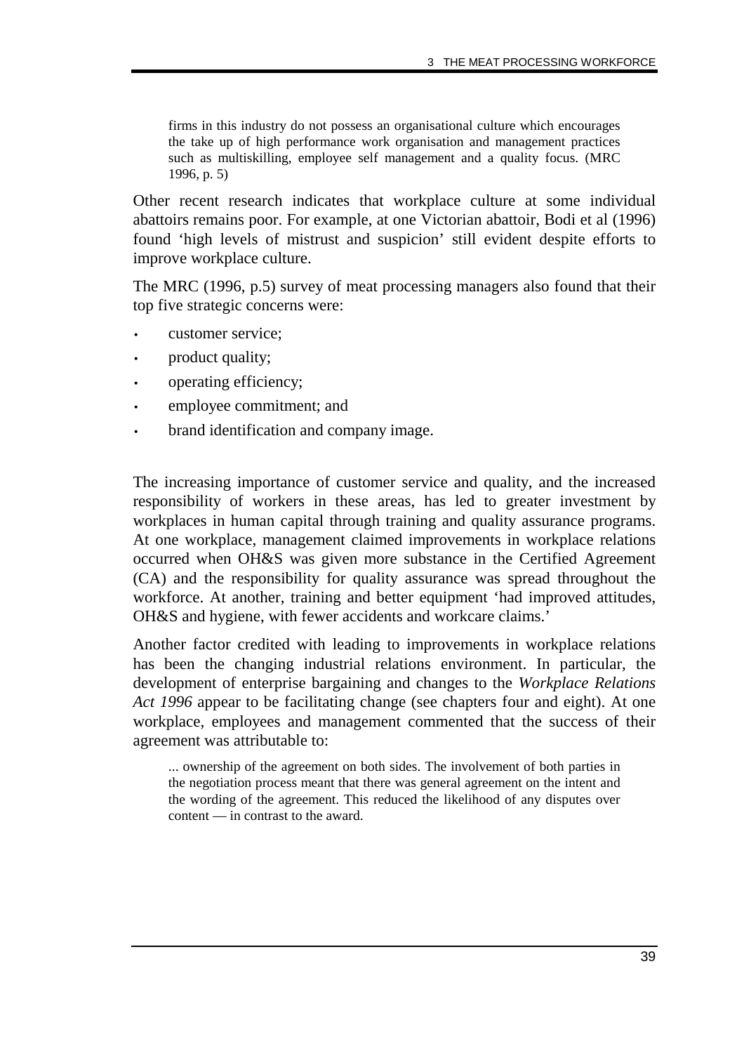> firms in this industry do not possess an organisational culture which encourages the take up of high performance work organisation and management practices such as multiskilling, employee self management and a quality focus. (MRC 1996, p. 5)

Other recent research indicates that workplace culture at some individual abattoirs remains poor. For example, at one Victorian abattoir, Bodi et al (1996) found 'high levels of mistrust and suspicion' still evident despite efforts to improve workplace culture.

The MRC (1996, p.5) survey of meat processing managers also found that their top five strategic concerns were:

- customer service;
- product quality;
- operating efficiency;
- employee commitment; and
- brand identification and company image.

The increasing importance of customer service and quality, and the increased responsibility of workers in these areas, has led to greater investment by workplaces in human capital through training and quality assurance programs. At one workplace, management claimed improvements in workplace relations occurred when OH&S was given more substance in the Certified Agreement (CA) and the responsibility for quality assurance was spread throughout the workforce. At another, training and better equipment 'had improved attitudes, OH&S and hygiene, with fewer accidents and workcare claims.'

Another factor credited with leading to improvements in workplace relations has been the changing industrial relations environment. In particular, the development of enterprise bargaining and changes to the *Workplace Relations Act 1996* appear to be facilitating change (see chapters four and eight). At one workplace, employees and management commented that the success of their agreement was attributable to:

> ... ownership of the agreement on both sides. The involvement of both parties in the negotiation process meant that there was general agreement on the intent and the wording of the agreement. This reduced the likelihood of any disputes over content — in contrast to the award.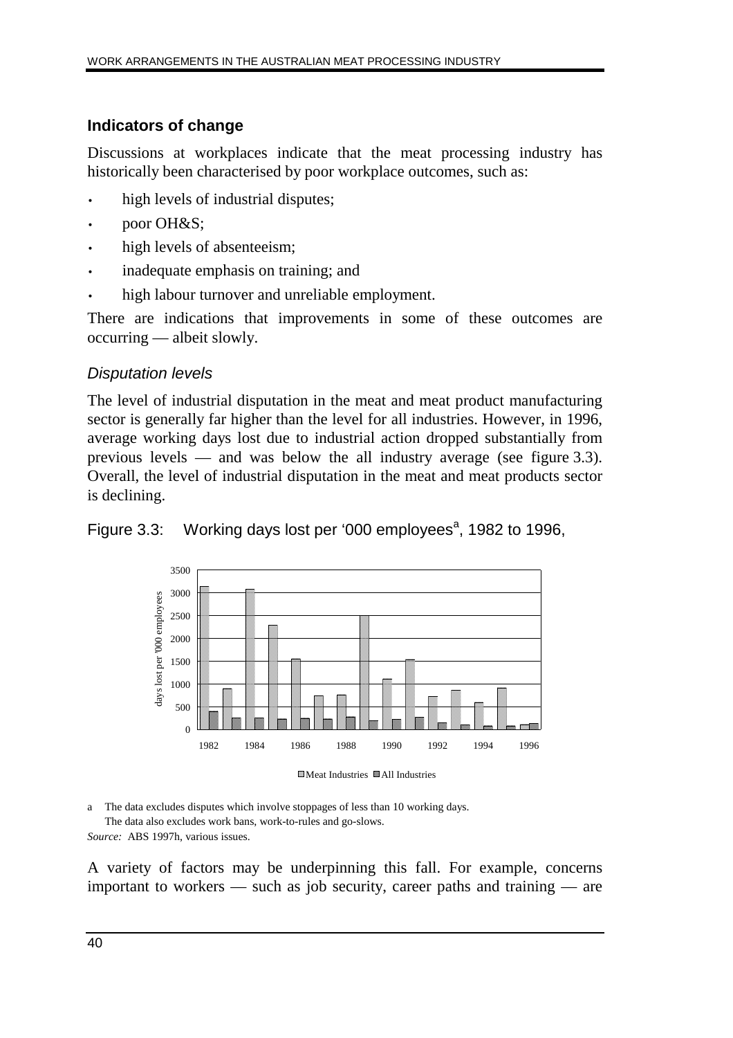### Indicators of change

Discussions at workplaces indicate that the meat processing industry has historically been characterised by poor workplace outcomes, such as:

- high levels of industrial disputes;
- poor OH&S;
- high levels of absenteeism;
- inadequate emphasis on training; and
- high labour turnover and unreliable employment.

There are indications that improvements in some of these outcomes are occurring — albeit slowly.

#### *Disputation levels*

The level of industrial disputation in the meat and meat product manufacturing sector is generally far higher than the level for all industries. However, in 1996, average working days lost due to industrial action dropped substantially from previous levels — and was below the all industry average (see figure 3.3). Overall, the level of industrial disputation in the meat and meat products sector is declining.

Figure 3.3: Working days lost per '000 employees[a], 1982 to 1996,

a The data excludes disputes which involve stoppages of less than 10 working days. The data also excludes work bans, work-to-rules and go-slows.

*Source:* ABS 1997h, various issues.

A variety of factors may be underpinning this fall. For example, concerns important to workers — such as job security, career paths and training — are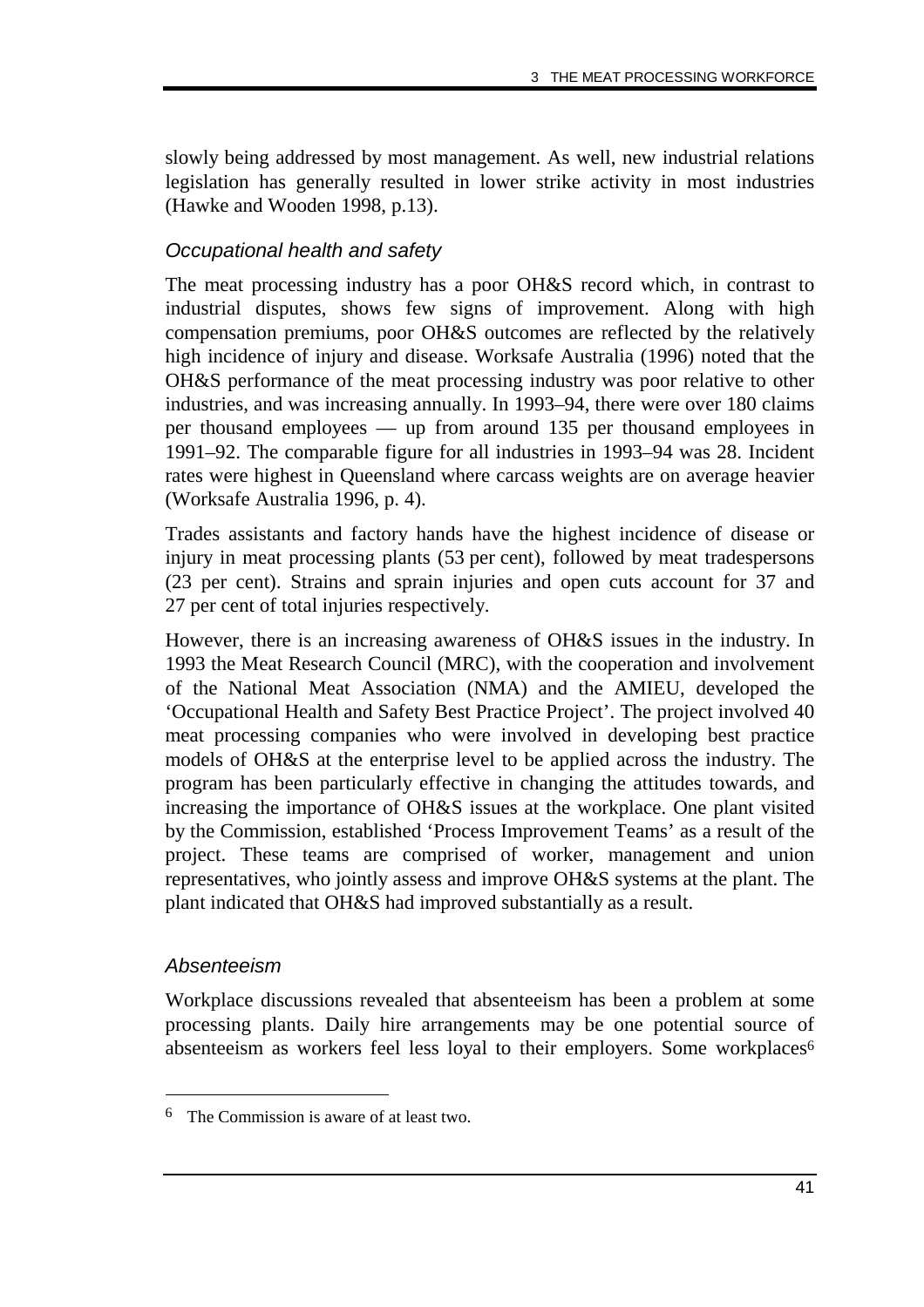slowly being addressed by most management. As well, new industrial relations legislation has generally resulted in lower strike activity in most industries (Hawke and Wooden 1998, p.13).

### *Occupational health and safety*

The meat processing industry has a poor OH&S record which, in contrast to industrial disputes, shows few signs of improvement. Along with high compensation premiums, poor OH&S outcomes are reflected by the relatively high incidence of injury and disease. Worksafe Australia (1996) noted that the OH&S performance of the meat processing industry was poor relative to other industries, and was increasing annually. In 1993–94, there were over 180 claims per thousand employees — up from around 135 per thousand employees in 1991–92. The comparable figure for all industries in 1993–94 was 28. Incident rates were highest in Queensland where carcass weights are on average heavier (Worksafe Australia 1996, p. 4).

Trades assistants and factory hands have the highest incidence of disease or injury in meat processing plants (53 per cent), followed by meat tradespersons (23 per cent). Strains and sprain injuries and open cuts account for 37 and 27 per cent of total injuries respectively.

However, there is an increasing awareness of OH&S issues in the industry. In 1993 the Meat Research Council (MRC), with the cooperation and involvement of the National Meat Association (NMA) and the AMIEU, developed the 'Occupational Health and Safety Best Practice Project'. The project involved 40 meat processing companies who were involved in developing best practice models of OH&S at the enterprise level to be applied across the industry. The program has been particularly effective in changing the attitudes towards, and increasing the importance of OH&S issues at the workplace. One plant visited by the Commission, established 'Process Improvement Teams' as a result of the project. These teams are comprised of worker, management and union representatives, who jointly assess and improve OH&S systems at the plant. The plant indicated that OH&S had improved substantially as a result.

### *Absenteeism*

Workplace discussions revealed that absenteeism has been a problem at some processing plants. Daily hire arrangements may be one potential source of absenteeism as workers feel less loyal to their employers. Some workplaces[6]

[6] The Commission is aware of at least two.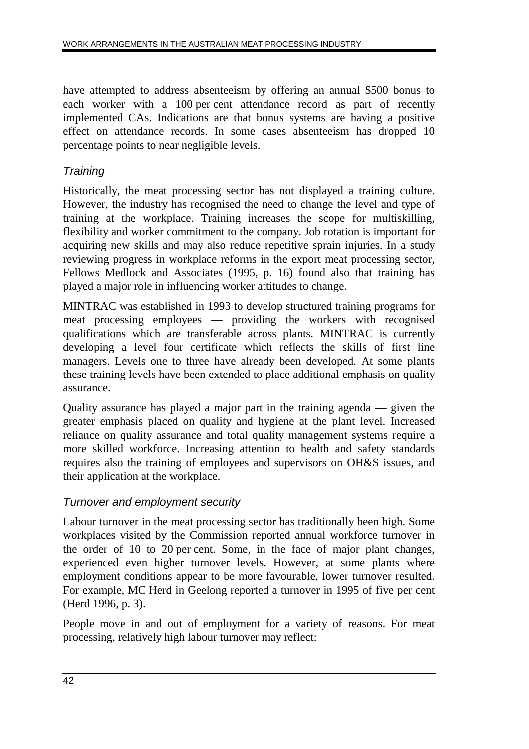have attempted to address absenteeism by offering an annual $500 bonus to each worker with a 100 per cent attendance record as part of recently implemented CAs. Indications are that bonus systems are having a positive effect on attendance records. In some cases absenteeism has dropped 10 percentage points to near negligible levels.

### *Training*

Historically, the meat processing sector has not displayed a training culture. However, the industry has recognised the need to change the level and type of training at the workplace. Training increases the scope for multiskilling, flexibility and worker commitment to the company. Job rotation is important for acquiring new skills and may also reduce repetitive sprain injuries. In a study reviewing progress in workplace reforms in the export meat processing sector, Fellows Medlock and Associates (1995, p. 16) found also that training has played a major role in influencing worker attitudes to change.

MINTRAC was established in 1993 to develop structured training programs for meat processing employees — providing the workers with recognised qualifications which are transferable across plants. MINTRAC is currently developing a level four certificate which reflects the skills of first line managers. Levels one to three have already been developed. At some plants these training levels have been extended to place additional emphasis on quality assurance.

Quality assurance has played a major part in the training agenda — given the greater emphasis placed on quality and hygiene at the plant level. Increased reliance on quality assurance and total quality management systems require a more skilled workforce. Increasing attention to health and safety standards requires also the training of employees and supervisors on OH&S issues, and their application at the workplace.

### *Turnover and employment security*

Labour turnover in the meat processing sector has traditionally been high. Some workplaces visited by the Commission reported annual workforce turnover in the order of 10 to 20 per cent. Some, in the face of major plant changes, experienced even higher turnover levels. However, at some plants where employment conditions appear to be more favourable, lower turnover resulted. For example, MC Herd in Geelong reported a turnover in 1995 of five per cent (Herd 1996, p. 3).

People move in and out of employment for a variety of reasons. For meat processing, relatively high labour turnover may reflect: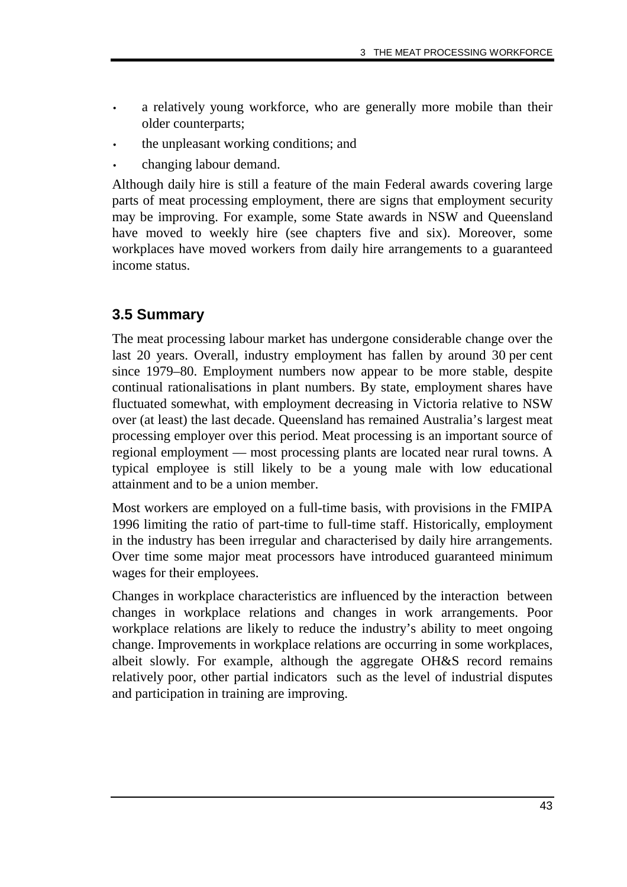- a relatively young workforce, who are generally more mobile than their older counterparts;
- the unpleasant working conditions; and
- changing labour demand.

Although daily hire is still a feature of the main Federal awards covering large parts of meat processing employment, there are signs that employment security may be improving. For example, some State awards in NSW and Queensland have moved to weekly hire (see chapters five and six). Moreover, some workplaces have moved workers from daily hire arrangements to a guaranteed income status.

## 3.5 Summary

The meat processing labour market has undergone considerable change over the last 20 years. Overall, industry employment has fallen by around 30 per cent since 1979–80. Employment numbers now appear to be more stable, despite continual rationalisations in plant numbers. By state, employment shares have fluctuated somewhat, with employment decreasing in Victoria relative to NSW over (at least) the last decade. Queensland has remained Australia's largest meat processing employer over this period. Meat processing is an important source of regional employment — most processing plants are located near rural towns. A typical employee is still likely to be a young male with low educational attainment and to be a union member.

Most workers are employed on a full-time basis, with provisions in the FMIPA 1996 limiting the ratio of part-time to full-time staff. Historically, employment in the industry has been irregular and characterised by daily hire arrangements. Over time some major meat processors have introduced guaranteed minimum wages for their employees.

Changes in workplace characteristics are influenced by the interaction between changes in workplace relations and changes in work arrangements. Poor workplace relations are likely to reduce the industry's ability to meet ongoing change. Improvements in workplace relations are occurring in some workplaces, albeit slowly. For example, although the aggregate OH&S record remains relatively poor, other partial indicators such as the level of industrial disputes and participation in training are improving.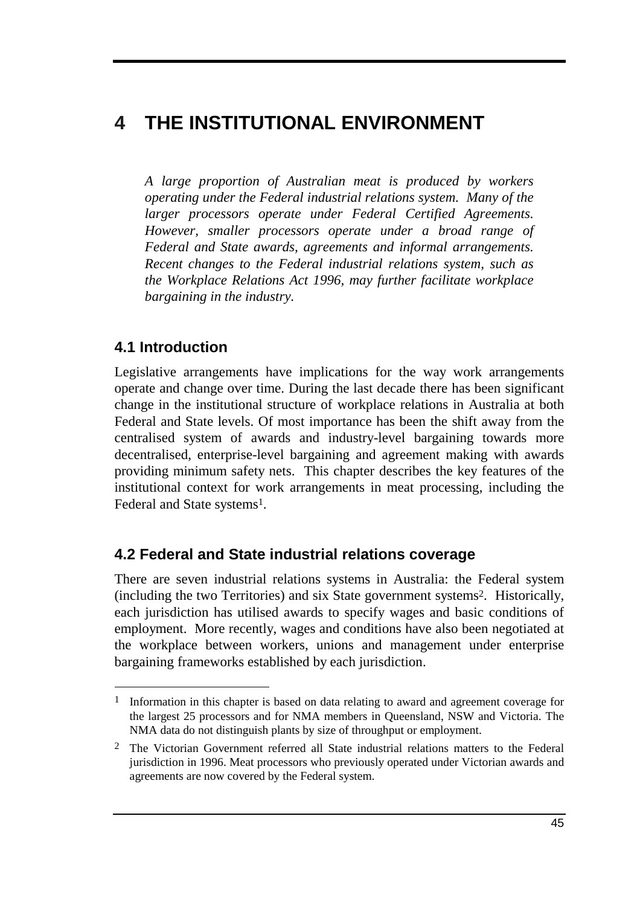# 4 THE INSTITUTIONAL ENVIRONMENT

*A large proportion of Australian meat is produced by workers operating under the Federal industrial relations system. Many of the larger processors operate under Federal Certified Agreements. However, smaller processors operate under a broad range of Federal and State awards, agreements and informal arrangements. Recent changes to the Federal industrial relations system, such as the Workplace Relations Act 1996, may further facilitate workplace bargaining in the industry.*

## 4.1 Introduction

Legislative arrangements have implications for the way work arrangements operate and change over time. During the last decade there has been significant change in the institutional structure of workplace relations in Australia at both Federal and State levels. Of most importance has been the shift away from the centralised system of awards and industry-level bargaining towards more decentralised, enterprise-level bargaining and agreement making with awards providing minimum safety nets. This chapter describes the key features of the institutional context for work arrangements in meat processing, including the Federal and State systems[1].

## 4.2 Federal and State industrial relations coverage

There are seven industrial relations systems in Australia: the Federal system (including the two Territories) and six State government systems[2]. Historically, each jurisdiction has utilised awards to specify wages and basic conditions of employment. More recently, wages and conditions have also been negotiated at the workplace between workers, unions and management under enterprise bargaining frameworks established by each jurisdiction.

---

[1] Information in this chapter is based on data relating to award and agreement coverage for the largest 25 processors and for NMA members in Queensland, NSW and Victoria. The NMA data do not distinguish plants by size of throughput or employment.

[2] The Victorian Government referred all State industrial relations matters to the Federal jurisdiction in 1996. Meat processors who previously operated under Victorian awards and agreements are now covered by the Federal system.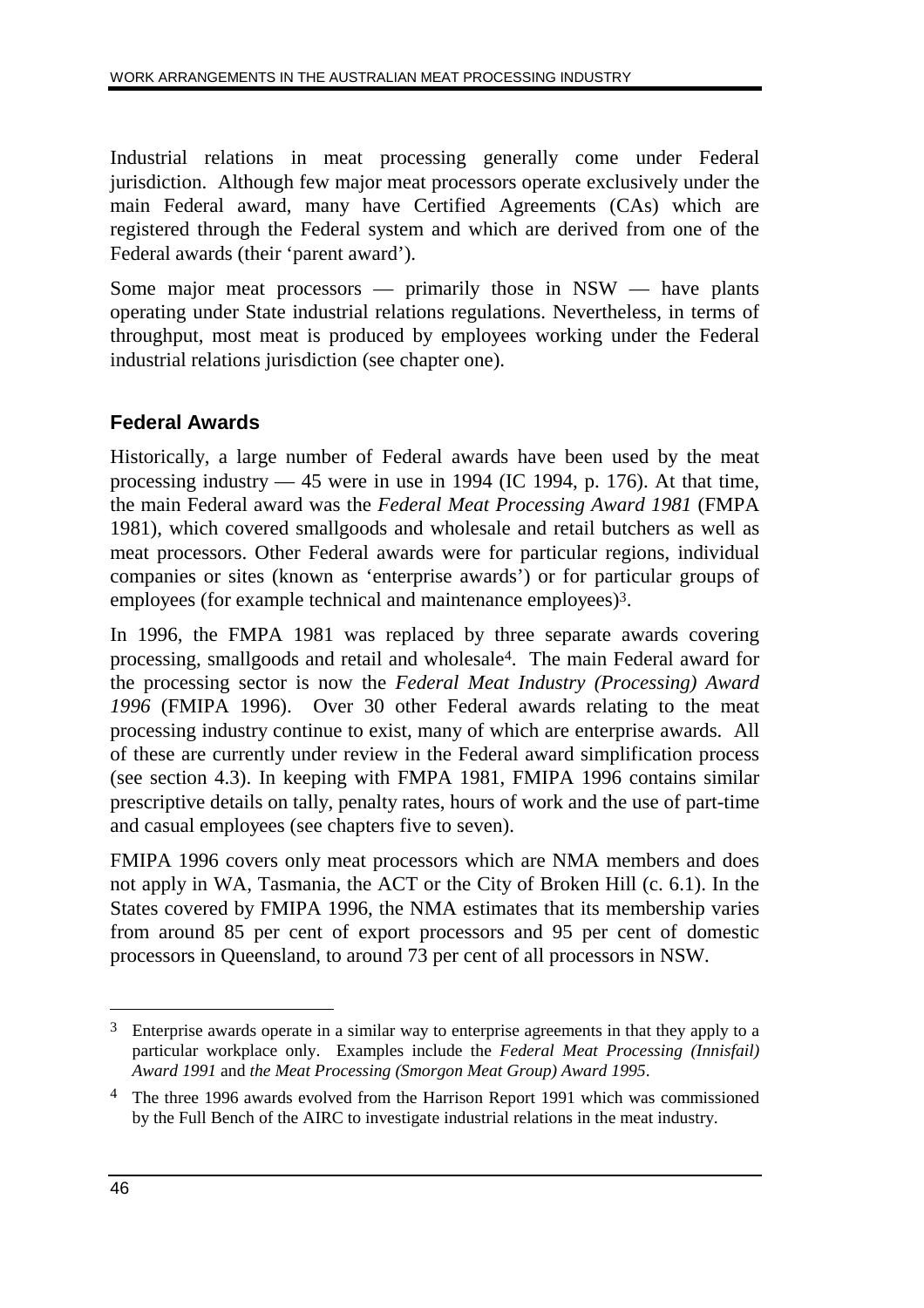Industrial relations in meat processing generally come under Federal jurisdiction. Although few major meat processors operate exclusively under the main Federal award, many have Certified Agreements (CAs) which are registered through the Federal system and which are derived from one of the Federal awards (their 'parent award').

Some major meat processors — primarily those in NSW — have plants operating under State industrial relations regulations. Nevertheless, in terms of throughput, most meat is produced by employees working under the Federal industrial relations jurisdiction (see chapter one).

### Federal Awards

Historically, a large number of Federal awards have been used by the meat processing industry — 45 were in use in 1994 (IC 1994, p. 176). At that time, the main Federal award was the *Federal Meat Processing Award 1981* (FMPA 1981), which covered smallgoods and wholesale and retail butchers as well as meat processors. Other Federal awards were for particular regions, individual companies or sites (known as 'enterprise awards') or for particular groups of employees (for example technical and maintenance employees)[3].

In 1996, the FMPA 1981 was replaced by three separate awards covering processing, smallgoods and retail and wholesale[4]. The main Federal award for the processing sector is now the *Federal Meat Industry (Processing) Award 1996* (FMIPA 1996). Over 30 other Federal awards relating to the meat processing industry continue to exist, many of which are enterprise awards. All of these are currently under review in the Federal award simplification process (see section 4.3). In keeping with FMPA 1981, FMIPA 1996 contains similar prescriptive details on tally, penalty rates, hours of work and the use of part-time and casual employees (see chapters five to seven).

FMIPA 1996 covers only meat processors which are NMA members and does not apply in WA, Tasmania, the ACT or the City of Broken Hill (c. 6.1). In the States covered by FMIPA 1996, the NMA estimates that its membership varies from around 85 per cent of export processors and 95 per cent of domestic processors in Queensland, to around 73 per cent of all processors in NSW.

---

[3] Enterprise awards operate in a similar way to enterprise agreements in that they apply to a particular workplace only. Examples include the *Federal Meat Processing (Innisfail) Award 1991* and *the Meat Processing (Smorgon Meat Group) Award 1995*.

[4] The three 1996 awards evolved from the Harrison Report 1991 which was commissioned by the Full Bench of the AIRC to investigate industrial relations in the meat industry.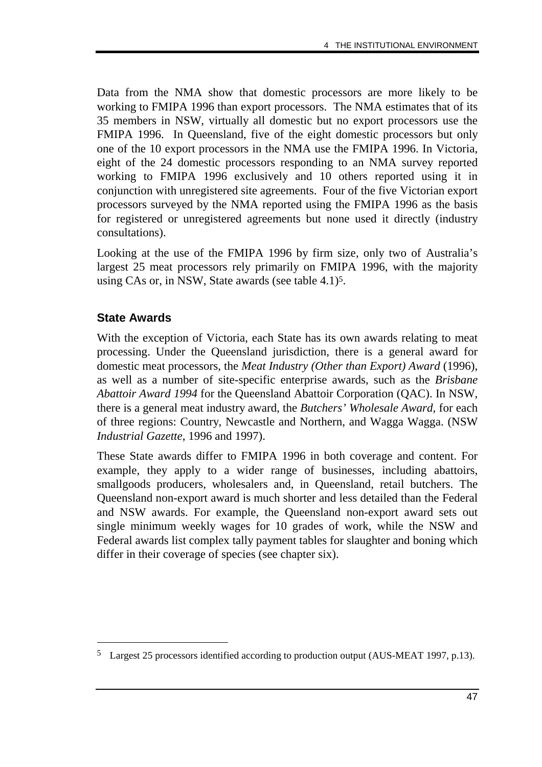Data from the NMA show that domestic processors are more likely to be working to FMIPA 1996 than export processors. The NMA estimates that of its 35 members in NSW, virtually all domestic but no export processors use the FMIPA 1996. In Queensland, five of the eight domestic processors but only one of the 10 export processors in the NMA use the FMIPA 1996. In Victoria, eight of the 24 domestic processors responding to an NMA survey reported working to FMIPA 1996 exclusively and 10 others reported using it in conjunction with unregistered site agreements. Four of the five Victorian export processors surveyed by the NMA reported using the FMIPA 1996 as the basis for registered or unregistered agreements but none used it directly (industry consultations).

Looking at the use of the FMIPA 1996 by firm size, only two of Australia's largest 25 meat processors rely primarily on FMIPA 1996, with the majority using CAs or, in NSW, State awards (see table 4.1)[5].

### State Awards

With the exception of Victoria, each State has its own awards relating to meat processing. Under the Queensland jurisdiction, there is a general award for domestic meat processors, the *Meat Industry (Other than Export) Award* (1996), as well as a number of site-specific enterprise awards, such as the *Brisbane Abattoir Award 1994* for the Queensland Abattoir Corporation (QAC). In NSW, there is a general meat industry award, the *Butchers' Wholesale Award*, for each of three regions: Country, Newcastle and Northern, and Wagga Wagga. (NSW *Industrial Gazette*, 1996 and 1997).

These State awards differ to FMIPA 1996 in both coverage and content. For example, they apply to a wider range of businesses, including abattoirs, smallgoods producers, wholesalers and, in Queensland, retail butchers. The Queensland non-export award is much shorter and less detailed than the Federal and NSW awards. For example, the Queensland non-export award sets out single minimum weekly wages for 10 grades of work, while the NSW and Federal awards list complex tally payment tables for slaughter and boning which differ in their coverage of species (see chapter six).

---

[5] Largest 25 processors identified according to production output (AUS-MEAT 1997, p.13).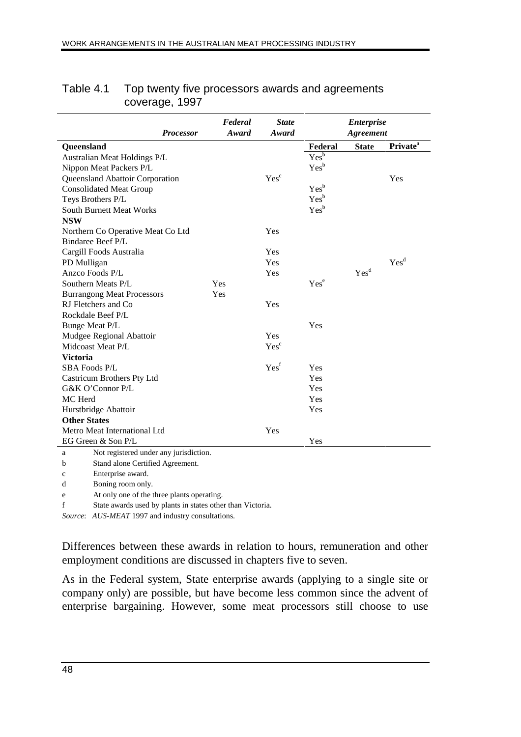Table 4.1 Top twenty five processors awards and agreements coverage, 1997

| *Processor* | *Federal Award* | *State Award* | *Enterprise Agreement* | | |
|---|---|---|---|---|---|
| **Queensland** | | | **Federal** | **State** | **Private**[a] |
| Australian Meat Holdings P/L | | | Yes[b] | | |
| Nippon Meat Packers P/L | | | Yes[b] | | |
| Queensland Abattoir Corporation | | Yes[c] | | | Yes |
| Consolidated Meat Group | | | Yes[b] | | |
| Teys Brothers P/L | | | Yes[b] | | |
| South Burnett Meat Works | | | Yes[b] | | |
| **NSW** | | | | | |
| Northern Co Operative Meat Co Ltd | | Yes | | | |
| Bindaree Beef P/L | | | | | |
| Cargill Foods Australia | | Yes | | | |
| PD Mulligan | | Yes | | | Yes[d] |
| Anzco Foods P/L | | Yes | | Yes[d] | |
| Southern Meats P/L | Yes | | Yes[e] | | |
| Burrangong Meat Processors | Yes | | | | |
| RJ Fletchers and Co | | Yes | | | |
| Rockdale Beef P/L | | | | | |
| Bunge Meat P/L | | | Yes | | |
| Mudgee Regional Abattoir | | Yes | | | |
| Midcoast Meat P/L | | Yes[c] | | | |
| **Victoria** | | | | | |
| SBA Foods P/L | | Yes[f] | Yes | | |
| Castricum Brothers Pty Ltd | | | Yes | | |
| G&K O'Connor P/L | | | Yes | | |
| MC Herd | | | Yes | | |
| Hurstbridge Abattoir | | | Yes | | |
| **Other States** | | | | | |
| Metro Meat International Ltd | | Yes | | | |
| EG Green & Son P/L | | | Yes | | |

a Not registered under any jurisdiction.
b Stand alone Certified Agreement.
c Enterprise award.
d Boning room only.
e At only one of the three plants operating.
f State awards used by plants in states other than Victoria.

*Source*: *AUS-MEAT* 1997 and industry consultations.

Differences between these awards in relation to hours, remuneration and other employment conditions are discussed in chapters five to seven.

As in the Federal system, State enterprise awards (applying to a single site or company only) are possible, but have become less common since the advent of enterprise bargaining. However, some meat processors still choose to use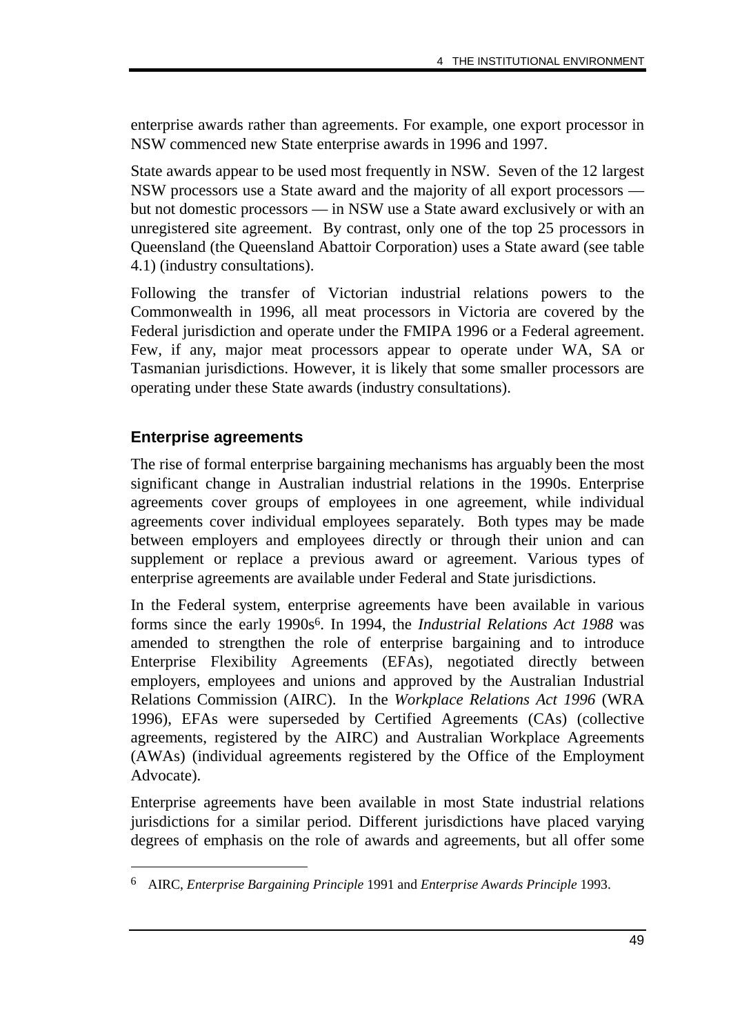enterprise awards rather than agreements. For example, one export processor in NSW commenced new State enterprise awards in 1996 and 1997.

State awards appear to be used most frequently in NSW. Seven of the 12 largest NSW processors use a State award and the majority of all export processors — but not domestic processors — in NSW use a State award exclusively or with an unregistered site agreement. By contrast, only one of the top 25 processors in Queensland (the Queensland Abattoir Corporation) uses a State award (see table 4.1) (industry consultations).

Following the transfer of Victorian industrial relations powers to the Commonwealth in 1996, all meat processors in Victoria are covered by the Federal jurisdiction and operate under the FMIPA 1996 or a Federal agreement. Few, if any, major meat processors appear to operate under WA, SA or Tasmanian jurisdictions. However, it is likely that some smaller processors are operating under these State awards (industry consultations).

### Enterprise agreements

The rise of formal enterprise bargaining mechanisms has arguably been the most significant change in Australian industrial relations in the 1990s. Enterprise agreements cover groups of employees in one agreement, while individual agreements cover individual employees separately. Both types may be made between employers and employees directly or through their union and can supplement or replace a previous award or agreement. Various types of enterprise agreements are available under Federal and State jurisdictions.

In the Federal system, enterprise agreements have been available in various forms since the early 1990s[6]. In 1994, the *Industrial Relations Act 1988* was amended to strengthen the role of enterprise bargaining and to introduce Enterprise Flexibility Agreements (EFAs), negotiated directly between employers, employees and unions and approved by the Australian Industrial Relations Commission (AIRC). In the *Workplace Relations Act 1996* (WRA 1996), EFAs were superseded by Certified Agreements (CAs) (collective agreements, registered by the AIRC) and Australian Workplace Agreements (AWAs) (individual agreements registered by the Office of the Employment Advocate).

Enterprise agreements have been available in most State industrial relations jurisdictions for a similar period. Different jurisdictions have placed varying degrees of emphasis on the role of awards and agreements, but all offer some

---

[6] AIRC, *Enterprise Bargaining Principle* 1991 and *Enterprise Awards Principle* 1993.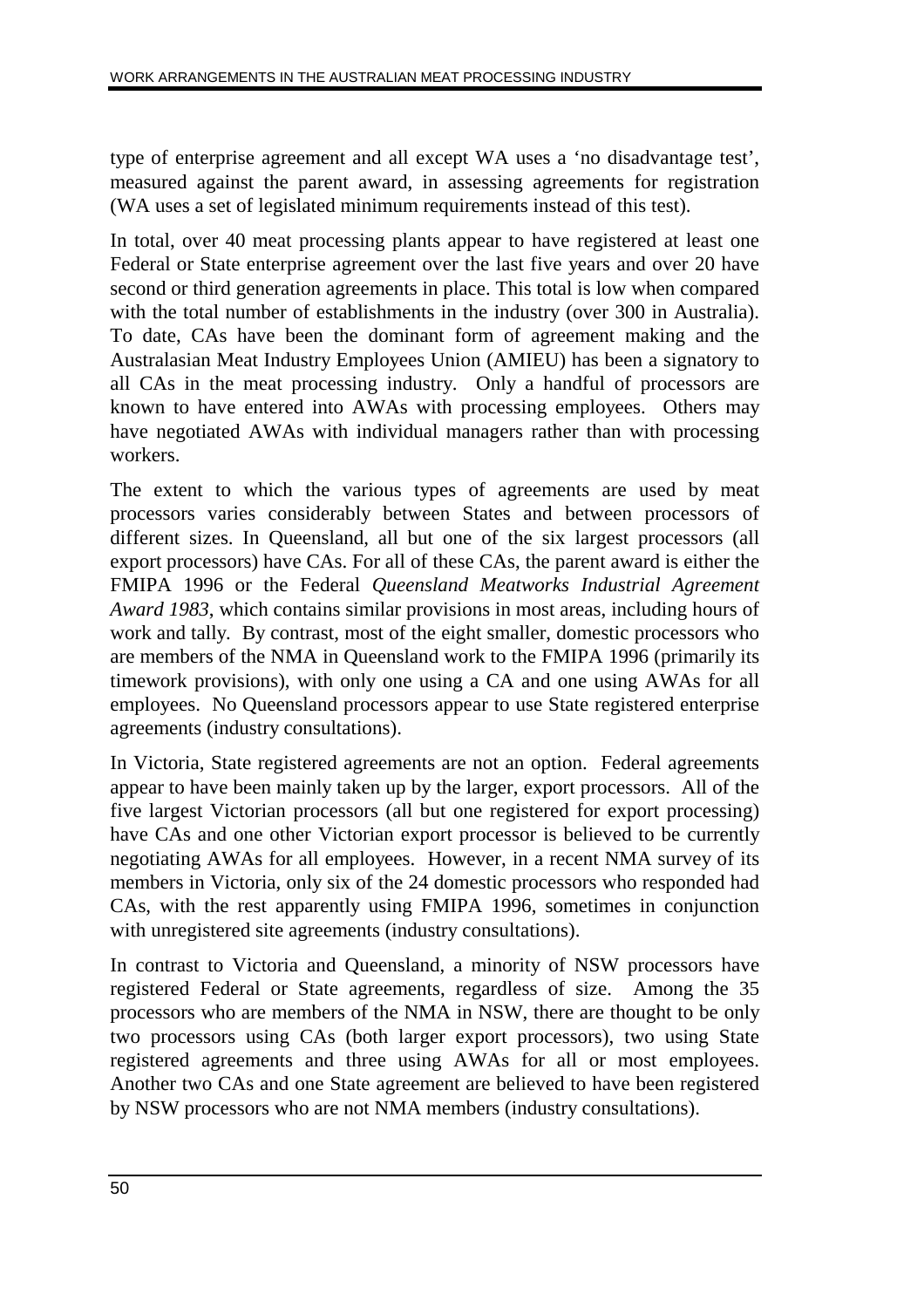type of enterprise agreement and all except WA uses a 'no disadvantage test', measured against the parent award, in assessing agreements for registration (WA uses a set of legislated minimum requirements instead of this test).

In total, over 40 meat processing plants appear to have registered at least one Federal or State enterprise agreement over the last five years and over 20 have second or third generation agreements in place. This total is low when compared with the total number of establishments in the industry (over 300 in Australia). To date, CAs have been the dominant form of agreement making and the Australasian Meat Industry Employees Union (AMIEU) has been a signatory to all CAs in the meat processing industry. Only a handful of processors are known to have entered into AWAs with processing employees. Others may have negotiated AWAs with individual managers rather than with processing workers.

The extent to which the various types of agreements are used by meat processors varies considerably between States and between processors of different sizes. In Queensland, all but one of the six largest processors (all export processors) have CAs. For all of these CAs, the parent award is either the FMIPA 1996 or the Federal *Queensland Meatworks Industrial Agreement Award 1983*, which contains similar provisions in most areas, including hours of work and tally. By contrast, most of the eight smaller, domestic processors who are members of the NMA in Queensland work to the FMIPA 1996 (primarily its timework provisions), with only one using a CA and one using AWAs for all employees. No Queensland processors appear to use State registered enterprise agreements (industry consultations).

In Victoria, State registered agreements are not an option. Federal agreements appear to have been mainly taken up by the larger, export processors. All of the five largest Victorian processors (all but one registered for export processing) have CAs and one other Victorian export processor is believed to be currently negotiating AWAs for all employees. However, in a recent NMA survey of its members in Victoria, only six of the 24 domestic processors who responded had CAs, with the rest apparently using FMIPA 1996, sometimes in conjunction with unregistered site agreements (industry consultations).

In contrast to Victoria and Queensland, a minority of NSW processors have registered Federal or State agreements, regardless of size. Among the 35 processors who are members of the NMA in NSW, there are thought to be only two processors using CAs (both larger export processors), two using State registered agreements and three using AWAs for all or most employees. Another two CAs and one State agreement are believed to have been registered by NSW processors who are not NMA members (industry consultations).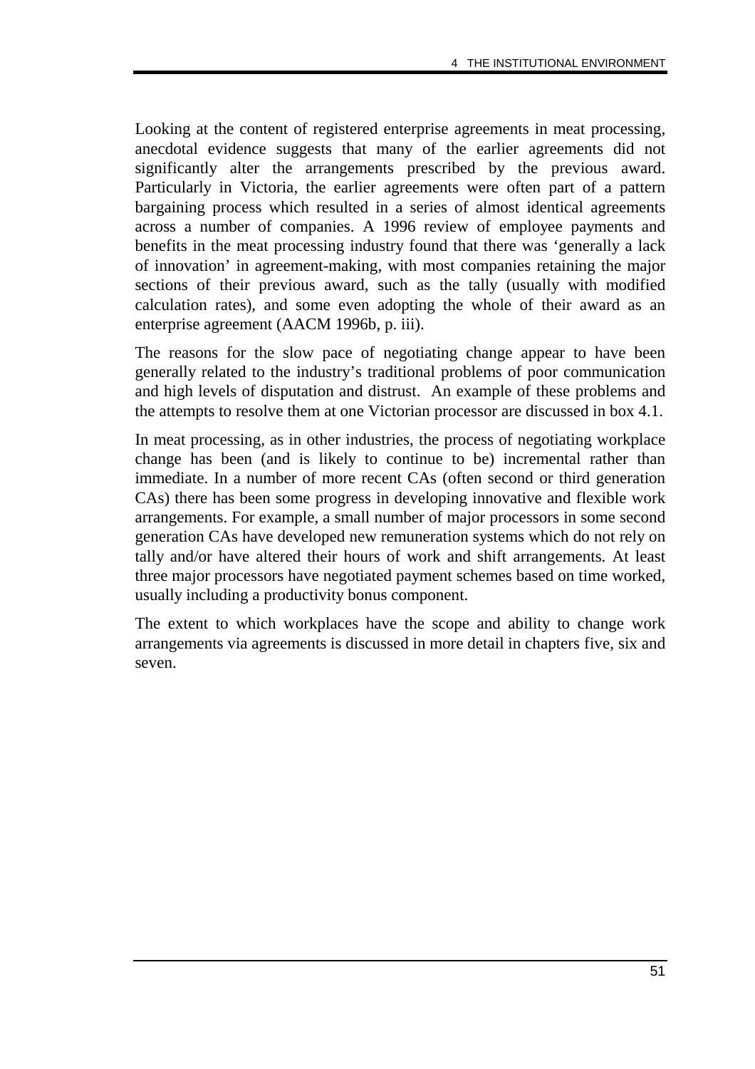Looking at the content of registered enterprise agreements in meat processing, anecdotal evidence suggests that many of the earlier agreements did not significantly alter the arrangements prescribed by the previous award. Particularly in Victoria, the earlier agreements were often part of a pattern bargaining process which resulted in a series of almost identical agreements across a number of companies. A 1996 review of employee payments and benefits in the meat processing industry found that there was 'generally a lack of innovation' in agreement-making, with most companies retaining the major sections of their previous award, such as the tally (usually with modified calculation rates), and some even adopting the whole of their award as an enterprise agreement (AACM 1996b, p. iii).

The reasons for the slow pace of negotiating change appear to have been generally related to the industry's traditional problems of poor communication and high levels of disputation and distrust. An example of these problems and the attempts to resolve them at one Victorian processor are discussed in box 4.1.

In meat processing, as in other industries, the process of negotiating workplace change has been (and is likely to continue to be) incremental rather than immediate. In a number of more recent CAs (often second or third generation CAs) there has been some progress in developing innovative and flexible work arrangements. For example, a small number of major processors in some second generation CAs have developed new remuneration systems which do not rely on tally and/or have altered their hours of work and shift arrangements. At least three major processors have negotiated payment schemes based on time worked, usually including a productivity bonus component.

The extent to which workplaces have the scope and ability to change work arrangements via agreements is discussed in more detail in chapters five, six and seven.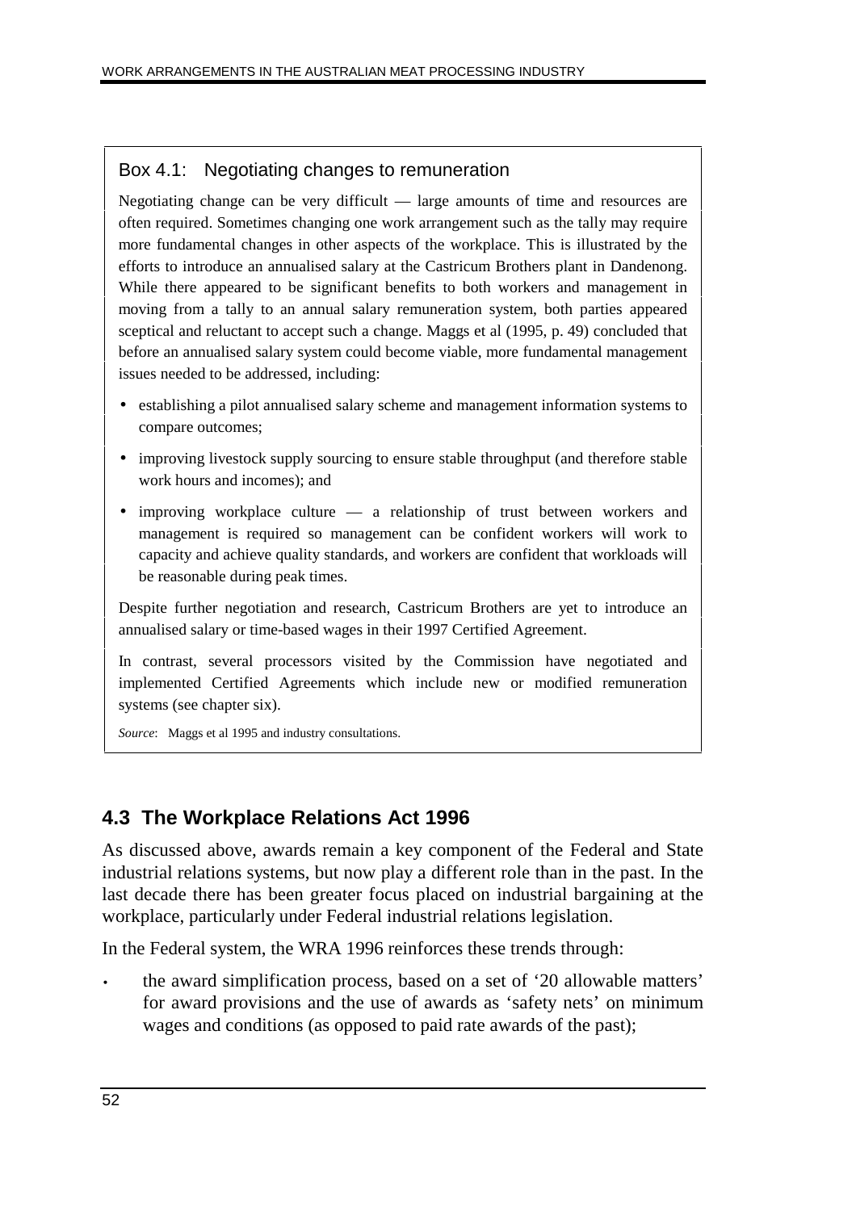### Box 4.1: Negotiating changes to remuneration

Negotiating change can be very difficult — large amounts of time and resources are often required. Sometimes changing one work arrangement such as the tally may require more fundamental changes in other aspects of the workplace. This is illustrated by the efforts to introduce an annualised salary at the Castricum Brothers plant in Dandenong. While there appeared to be significant benefits to both workers and management in moving from a tally to an annual salary remuneration system, both parties appeared sceptical and reluctant to accept such a change. Maggs et al (1995, p. 49) concluded that before an annualised salary system could become viable, more fundamental management issues needed to be addressed, including:

- establishing a pilot annualised salary scheme and management information systems to compare outcomes;
- improving livestock supply sourcing to ensure stable throughput (and therefore stable work hours and incomes); and
- improving workplace culture — a relationship of trust between workers and management is required so management can be confident workers will work to capacity and achieve quality standards, and workers are confident that workloads will be reasonable during peak times.

Despite further negotiation and research, Castricum Brothers are yet to introduce an annualised salary or time-based wages in their 1997 Certified Agreement.

In contrast, several processors visited by the Commission have negotiated and implemented Certified Agreements which include new or modified remuneration systems (see chapter six).

*Source*: Maggs et al 1995 and industry consultations.

## 4.3 The Workplace Relations Act 1996

As discussed above, awards remain a key component of the Federal and State industrial relations systems, but now play a different role than in the past. In the last decade there has been greater focus placed on industrial bargaining at the workplace, particularly under Federal industrial relations legislation.

In the Federal system, the WRA 1996 reinforces these trends through:

- the award simplification process, based on a set of '20 allowable matters' for award provisions and the use of awards as 'safety nets' on minimum wages and conditions (as opposed to paid rate awards of the past);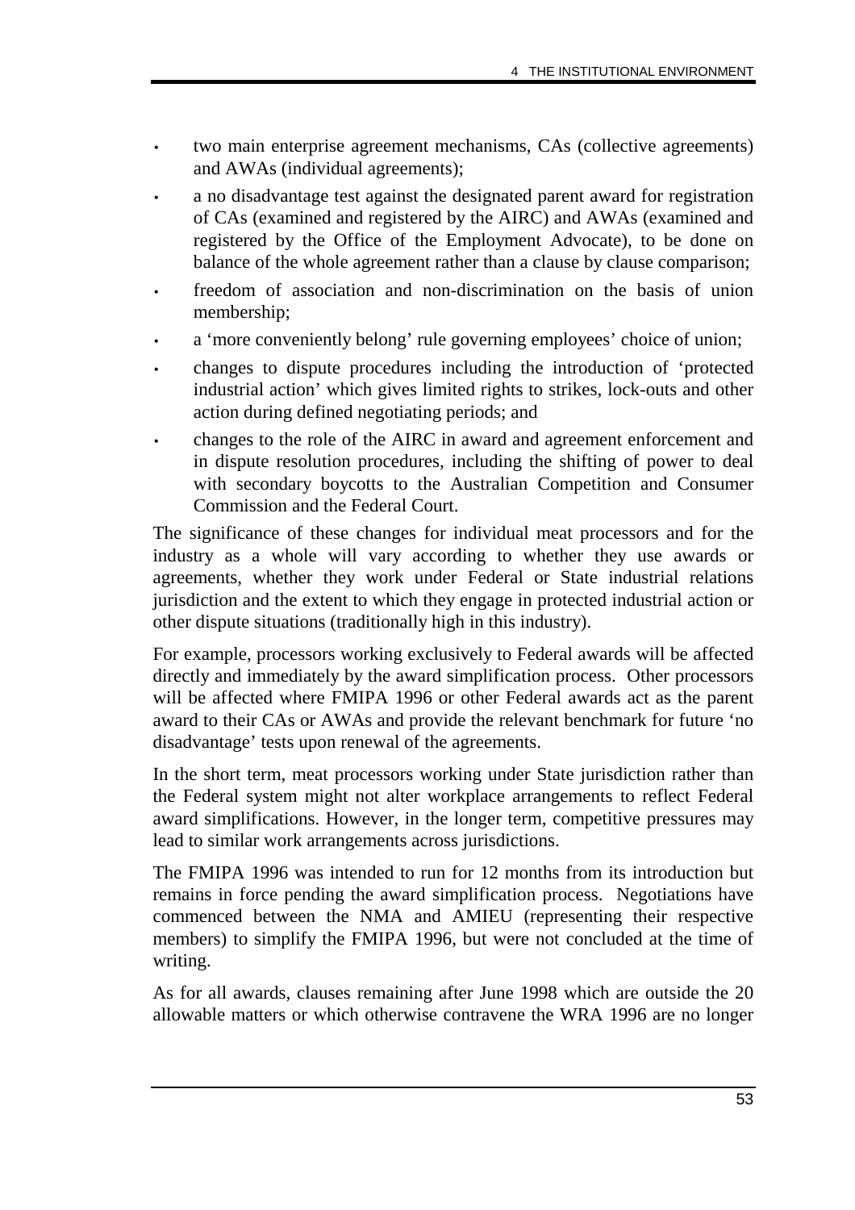- two main enterprise agreement mechanisms, CAs (collective agreements) and AWAs (individual agreements);
- a no disadvantage test against the designated parent award for registration of CAs (examined and registered by the AIRC) and AWAs (examined and registered by the Office of the Employment Advocate), to be done on balance of the whole agreement rather than a clause by clause comparison;
- freedom of association and non-discrimination on the basis of union membership;
- a 'more conveniently belong' rule governing employees' choice of union;
- changes to dispute procedures including the introduction of 'protected industrial action' which gives limited rights to strikes, lock-outs and other action during defined negotiating periods; and
- changes to the role of the AIRC in award and agreement enforcement and in dispute resolution procedures, including the shifting of power to deal with secondary boycotts to the Australian Competition and Consumer Commission and the Federal Court.

The significance of these changes for individual meat processors and for the industry as a whole will vary according to whether they use awards or agreements, whether they work under Federal or State industrial relations jurisdiction and the extent to which they engage in protected industrial action or other dispute situations (traditionally high in this industry).

For example, processors working exclusively to Federal awards will be affected directly and immediately by the award simplification process. Other processors will be affected where FMIPA 1996 or other Federal awards act as the parent award to their CAs or AWAs and provide the relevant benchmark for future 'no disadvantage' tests upon renewal of the agreements.

In the short term, meat processors working under State jurisdiction rather than the Federal system might not alter workplace arrangements to reflect Federal award simplifications. However, in the longer term, competitive pressures may lead to similar work arrangements across jurisdictions.

The FMIPA 1996 was intended to run for 12 months from its introduction but remains in force pending the award simplification process. Negotiations have commenced between the NMA and AMIEU (representing their respective members) to simplify the FMIPA 1996, but were not concluded at the time of writing.

As for all awards, clauses remaining after June 1998 which are outside the 20 allowable matters or which otherwise contravene the WRA 1996 are no longer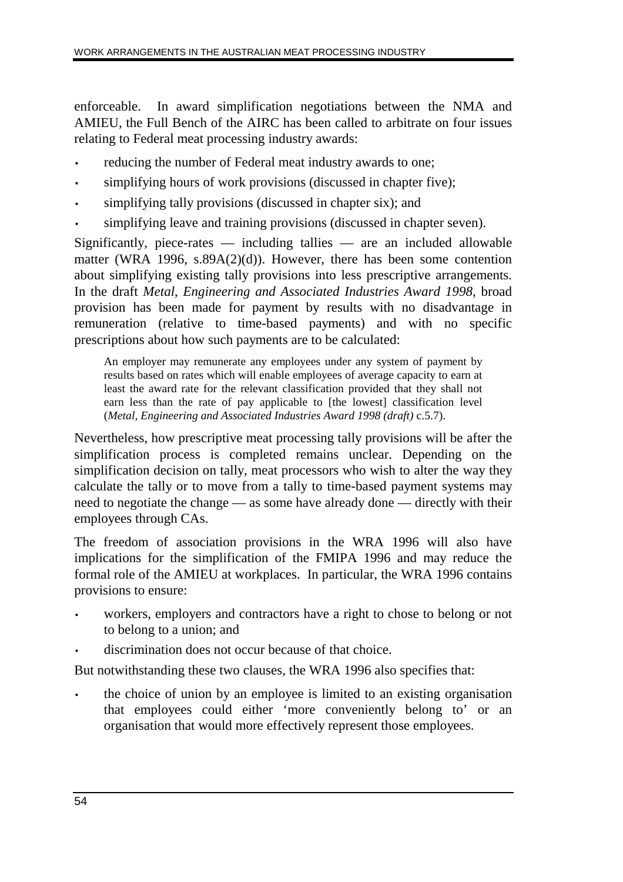enforceable. In award simplification negotiations between the NMA and AMIEU, the Full Bench of the AIRC has been called to arbitrate on four issues relating to Federal meat processing industry awards:

- reducing the number of Federal meat industry awards to one;
- simplifying hours of work provisions (discussed in chapter five);
- simplifying tally provisions (discussed in chapter six); and
- simplifying leave and training provisions (discussed in chapter seven).

Significantly, piece-rates — including tallies — are an included allowable matter (WRA 1996, s.89A(2)(d)). However, there has been some contention about simplifying existing tally provisions into less prescriptive arrangements. In the draft *Metal, Engineering and Associated Industries Award 1998*, broad provision has been made for payment by results with no disadvantage in remuneration (relative to time-based payments) and with no specific prescriptions about how such payments are to be calculated:

> An employer may remunerate any employees under any system of payment by results based on rates which will enable employees of average capacity to earn at least the award rate for the relevant classification provided that they shall not earn less than the rate of pay applicable to [the lowest] classification level (*Metal, Engineering and Associated Industries Award 1998 (draft)* c.5.7).

Nevertheless, how prescriptive meat processing tally provisions will be after the simplification process is completed remains unclear. Depending on the simplification decision on tally, meat processors who wish to alter the way they calculate the tally or to move from a tally to time-based payment systems may need to negotiate the change — as some have already done — directly with their employees through CAs.

The freedom of association provisions in the WRA 1996 will also have implications for the simplification of the FMIPA 1996 and may reduce the formal role of the AMIEU at workplaces. In particular, the WRA 1996 contains provisions to ensure:

- workers, employers and contractors have a right to chose to belong or not to belong to a union; and
- discrimination does not occur because of that choice.

But notwithstanding these two clauses, the WRA 1996 also specifies that:

- the choice of union by an employee is limited to an existing organisation that employees could either 'more conveniently belong to' or an organisation that would more effectively represent those employees.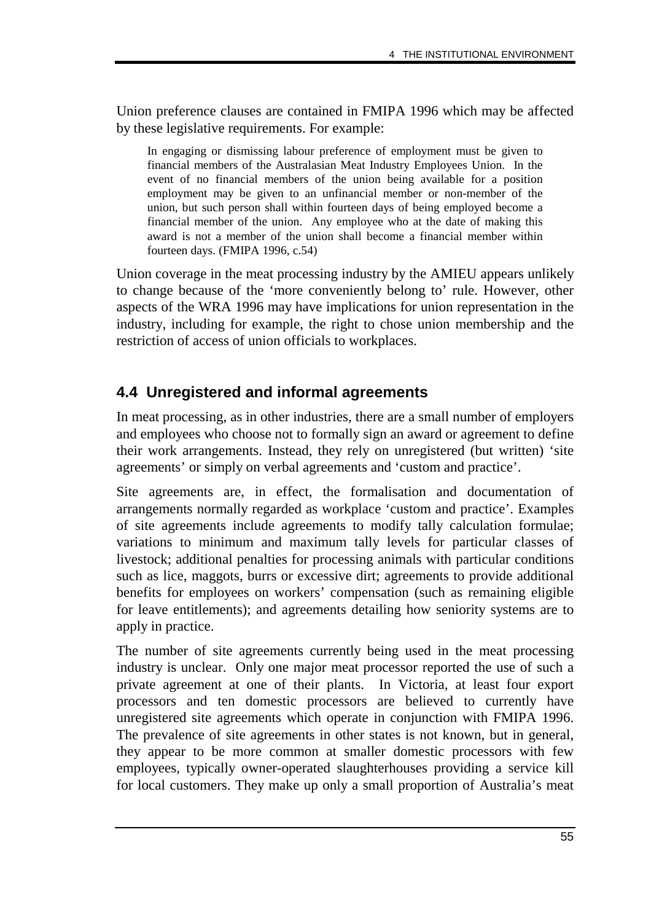Union preference clauses are contained in FMIPA 1996 which may be affected by these legislative requirements. For example:

> In engaging or dismissing labour preference of employment must be given to financial members of the Australasian Meat Industry Employees Union. In the event of no financial members of the union being available for a position employment may be given to an unfinancial member or non-member of the union, but such person shall within fourteen days of being employed become a financial member of the union. Any employee who at the date of making this award is not a member of the union shall become a financial member within fourteen days. (FMIPA 1996, c.54)

Union coverage in the meat processing industry by the AMIEU appears unlikely to change because of the 'more conveniently belong to' rule. However, other aspects of the WRA 1996 may have implications for union representation in the industry, including for example, the right to chose union membership and the restriction of access of union officials to workplaces.

## 4.4 Unregistered and informal agreements

In meat processing, as in other industries, there are a small number of employers and employees who choose not to formally sign an award or agreement to define their work arrangements. Instead, they rely on unregistered (but written) 'site agreements' or simply on verbal agreements and 'custom and practice'.

Site agreements are, in effect, the formalisation and documentation of arrangements normally regarded as workplace 'custom and practice'. Examples of site agreements include agreements to modify tally calculation formulae; variations to minimum and maximum tally levels for particular classes of livestock; additional penalties for processing animals with particular conditions such as lice, maggots, burrs or excessive dirt; agreements to provide additional benefits for employees on workers' compensation (such as remaining eligible for leave entitlements); and agreements detailing how seniority systems are to apply in practice.

The number of site agreements currently being used in the meat processing industry is unclear. Only one major meat processor reported the use of such a private agreement at one of their plants. In Victoria, at least four export processors and ten domestic processors are believed to currently have unregistered site agreements which operate in conjunction with FMIPA 1996. The prevalence of site agreements in other states is not known, but in general, they appear to be more common at smaller domestic processors with few employees, typically owner-operated slaughterhouses providing a service kill for local customers. They make up only a small proportion of Australia's meat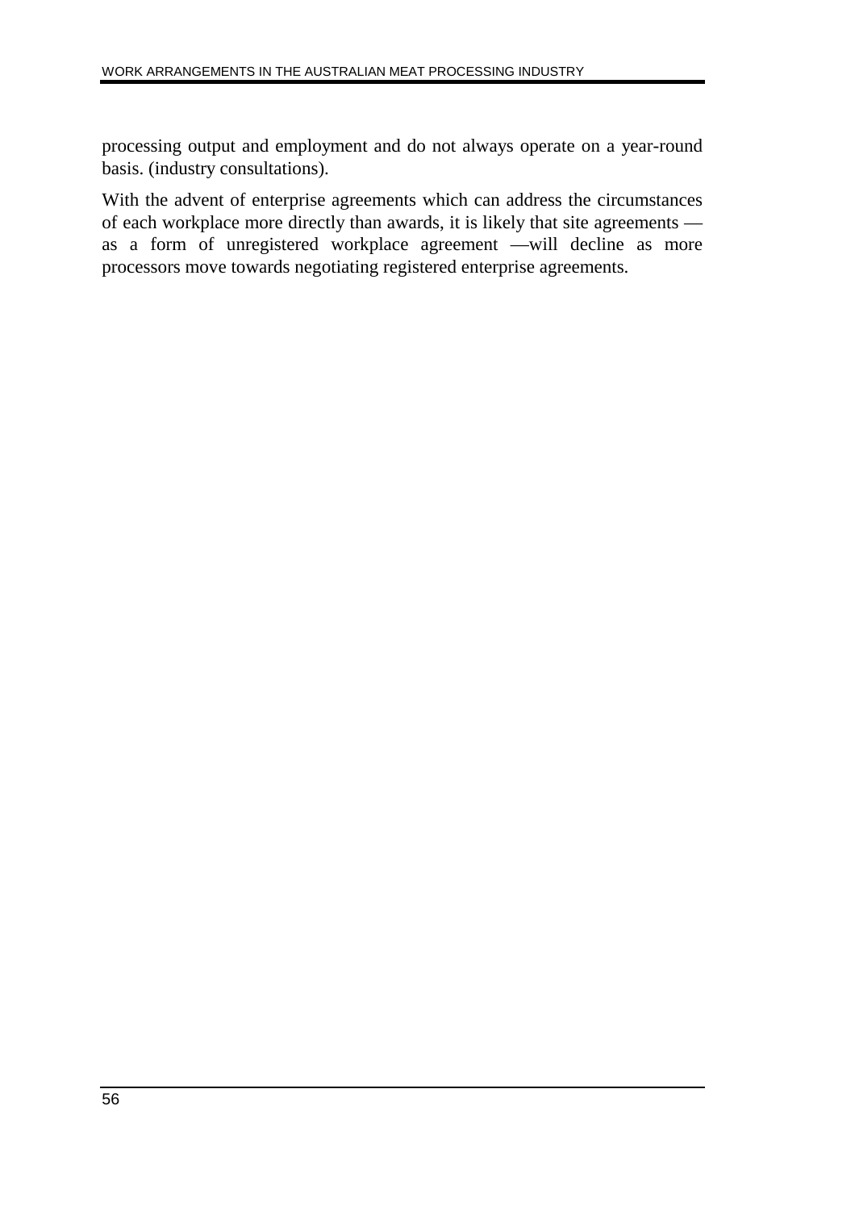processing output and employment and do not always operate on a year-round basis. (industry consultations).

With the advent of enterprise agreements which can address the circumstances of each workplace more directly than awards, it is likely that site agreements — as a form of unregistered workplace agreement —will decline as more processors move towards negotiating registered enterprise agreements.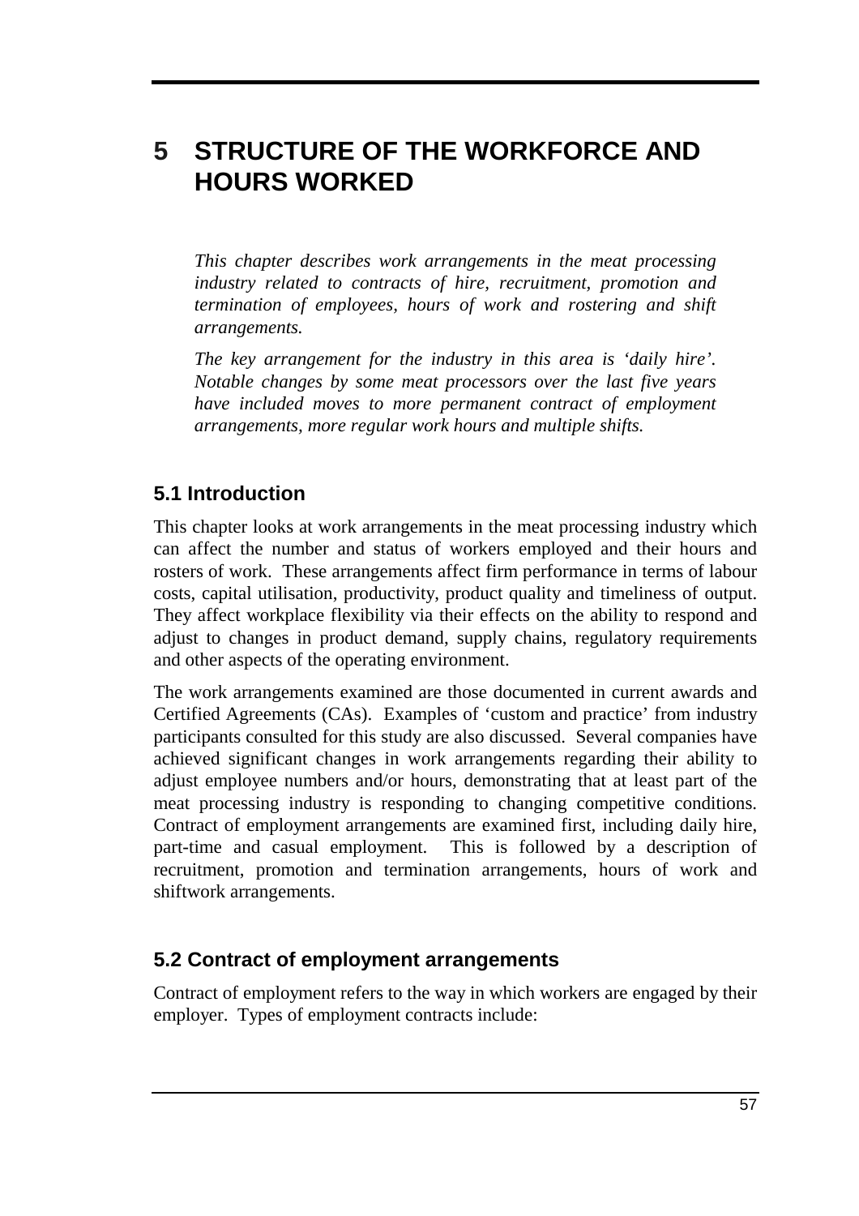# 5 STRUCTURE OF THE WORKFORCE AND HOURS WORKED

*This chapter describes work arrangements in the meat processing industry related to contracts of hire, recruitment, promotion and termination of employees, hours of work and rostering and shift arrangements.*

*The key arrangement for the industry in this area is 'daily hire'. Notable changes by some meat processors over the last five years have included moves to more permanent contract of employment arrangements, more regular work hours and multiple shifts.*

## 5.1 Introduction

This chapter looks at work arrangements in the meat processing industry which can affect the number and status of workers employed and their hours and rosters of work. These arrangements affect firm performance in terms of labour costs, capital utilisation, productivity, product quality and timeliness of output. They affect workplace flexibility via their effects on the ability to respond and adjust to changes in product demand, supply chains, regulatory requirements and other aspects of the operating environment.

The work arrangements examined are those documented in current awards and Certified Agreements (CAs). Examples of 'custom and practice' from industry participants consulted for this study are also discussed. Several companies have achieved significant changes in work arrangements regarding their ability to adjust employee numbers and/or hours, demonstrating that at least part of the meat processing industry is responding to changing competitive conditions. Contract of employment arrangements are examined first, including daily hire, part-time and casual employment. This is followed by a description of recruitment, promotion and termination arrangements, hours of work and shiftwork arrangements.

## 5.2 Contract of employment arrangements

Contract of employment refers to the way in which workers are engaged by their employer. Types of employment contracts include: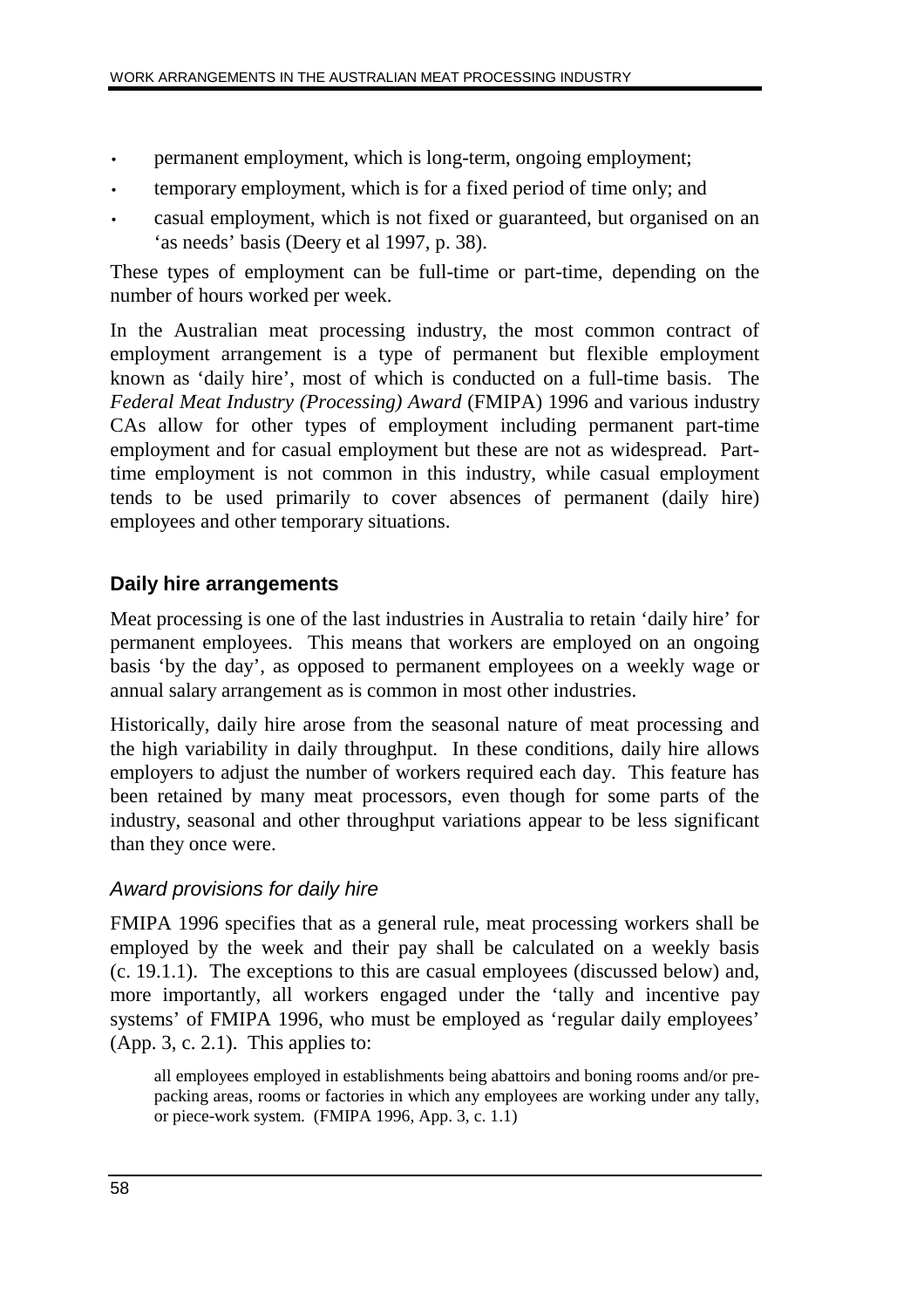- permanent employment, which is long-term, ongoing employment;
- temporary employment, which is for a fixed period of time only; and
- casual employment, which is not fixed or guaranteed, but organised on an 'as needs' basis (Deery et al 1997, p. 38).

These types of employment can be full-time or part-time, depending on the number of hours worked per week.

In the Australian meat processing industry, the most common contract of employment arrangement is a type of permanent but flexible employment known as 'daily hire', most of which is conducted on a full-time basis. The *Federal Meat Industry (Processing) Award* (FMIPA) 1996 and various industry CAs allow for other types of employment including permanent part-time employment and for casual employment but these are not as widespread. Part-time employment is not common in this industry, while casual employment tends to be used primarily to cover absences of permanent (daily hire) employees and other temporary situations.

### Daily hire arrangements

Meat processing is one of the last industries in Australia to retain 'daily hire' for permanent employees. This means that workers are employed on an ongoing basis 'by the day', as opposed to permanent employees on a weekly wage or annual salary arrangement as is common in most other industries.

Historically, daily hire arose from the seasonal nature of meat processing and the high variability in daily throughput. In these conditions, daily hire allows employers to adjust the number of workers required each day. This feature has been retained by many meat processors, even though for some parts of the industry, seasonal and other throughput variations appear to be less significant than they once were.

#### *Award provisions for daily hire*

FMIPA 1996 specifies that as a general rule, meat processing workers shall be employed by the week and their pay shall be calculated on a weekly basis (c. 19.1.1). The exceptions to this are casual employees (discussed below) and, more importantly, all workers engaged under the 'tally and incentive pay systems' of FMIPA 1996, who must be employed as 'regular daily employees' (App. 3, c. 2.1). This applies to:

> all employees employed in establishments being abattoirs and boning rooms and/or pre-packing areas, rooms or factories in which any employees are working under any tally, or piece-work system. (FMIPA 1996, App. 3, c. 1.1)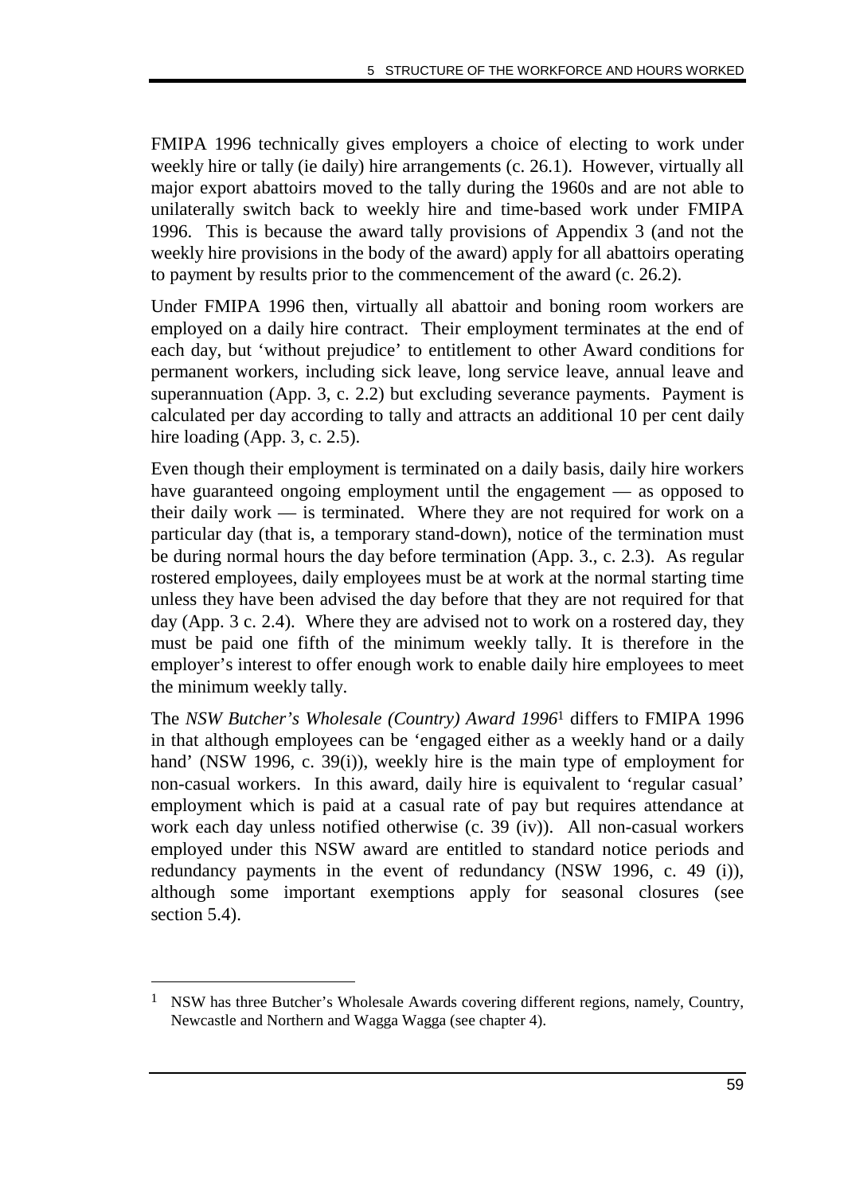FMIPA 1996 technically gives employers a choice of electing to work under weekly hire or tally (ie daily) hire arrangements (c. 26.1). However, virtually all major export abattoirs moved to the tally during the 1960s and are not able to unilaterally switch back to weekly hire and time-based work under FMIPA 1996. This is because the award tally provisions of Appendix 3 (and not the weekly hire provisions in the body of the award) apply for all abattoirs operating to payment by results prior to the commencement of the award (c. 26.2).

Under FMIPA 1996 then, virtually all abattoir and boning room workers are employed on a daily hire contract. Their employment terminates at the end of each day, but 'without prejudice' to entitlement to other Award conditions for permanent workers, including sick leave, long service leave, annual leave and superannuation (App. 3, c. 2.2) but excluding severance payments. Payment is calculated per day according to tally and attracts an additional 10 per cent daily hire loading (App. 3, c. 2.5).

Even though their employment is terminated on a daily basis, daily hire workers have guaranteed ongoing employment until the engagement — as opposed to their daily work — is terminated. Where they are not required for work on a particular day (that is, a temporary stand-down), notice of the termination must be during normal hours the day before termination (App. 3., c. 2.3). As regular rostered employees, daily employees must be at work at the normal starting time unless they have been advised the day before that they are not required for that day (App. 3 c. 2.4). Where they are advised not to work on a rostered day, they must be paid one fifth of the minimum weekly tally. It is therefore in the employer's interest to offer enough work to enable daily hire employees to meet the minimum weekly tally.

The *NSW Butcher's Wholesale (Country) Award 1996*[1] differs to FMIPA 1996 in that although employees can be 'engaged either as a weekly hand or a daily hand' (NSW 1996, c. 39(i)), weekly hire is the main type of employment for non-casual workers. In this award, daily hire is equivalent to 'regular casual' employment which is paid at a casual rate of pay but requires attendance at work each day unless notified otherwise (c. 39 (iv)). All non-casual workers employed under this NSW award are entitled to standard notice periods and redundancy payments in the event of redundancy (NSW 1996, c. 49 (i)), although some important exemptions apply for seasonal closures (see section 5.4).

[1] NSW has three Butcher's Wholesale Awards covering different regions, namely, Country, Newcastle and Northern and Wagga Wagga (see chapter 4).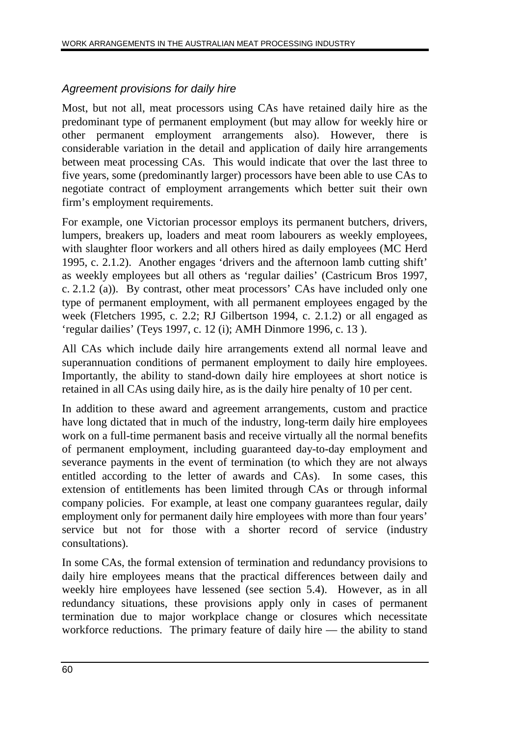### *Agreement provisions for daily hire*

Most, but not all, meat processors using CAs have retained daily hire as the predominant type of permanent employment (but may allow for weekly hire or other permanent employment arrangements also). However, there is considerable variation in the detail and application of daily hire arrangements between meat processing CAs. This would indicate that over the last three to five years, some (predominantly larger) processors have been able to use CAs to negotiate contract of employment arrangements which better suit their own firm's employment requirements.

For example, one Victorian processor employs its permanent butchers, drivers, lumpers, breakers up, loaders and meat room labourers as weekly employees, with slaughter floor workers and all others hired as daily employees (MC Herd 1995, c. 2.1.2). Another engages 'drivers and the afternoon lamb cutting shift' as weekly employees but all others as 'regular dailies' (Castricum Bros 1997, c. 2.1.2 (a)). By contrast, other meat processors' CAs have included only one type of permanent employment, with all permanent employees engaged by the week (Fletchers 1995, c. 2.2; RJ Gilbertson 1994, c. 2.1.2) or all engaged as 'regular dailies' (Teys 1997, c. 12 (i); AMH Dinmore 1996, c. 13 ).

All CAs which include daily hire arrangements extend all normal leave and superannuation conditions of permanent employment to daily hire employees. Importantly, the ability to stand-down daily hire employees at short notice is retained in all CAs using daily hire, as is the daily hire penalty of 10 per cent.

In addition to these award and agreement arrangements, custom and practice have long dictated that in much of the industry, long-term daily hire employees work on a full-time permanent basis and receive virtually all the normal benefits of permanent employment, including guaranteed day-to-day employment and severance payments in the event of termination (to which they are not always entitled according to the letter of awards and CAs). In some cases, this extension of entitlements has been limited through CAs or through informal company policies. For example, at least one company guarantees regular, daily employment only for permanent daily hire employees with more than four years' service but not for those with a shorter record of service (industry consultations).

In some CAs, the formal extension of termination and redundancy provisions to daily hire employees means that the practical differences between daily and weekly hire employees have lessened (see section 5.4). However, as in all redundancy situations, these provisions apply only in cases of permanent termination due to major workplace change or closures which necessitate workforce reductions. The primary feature of daily hire — the ability to stand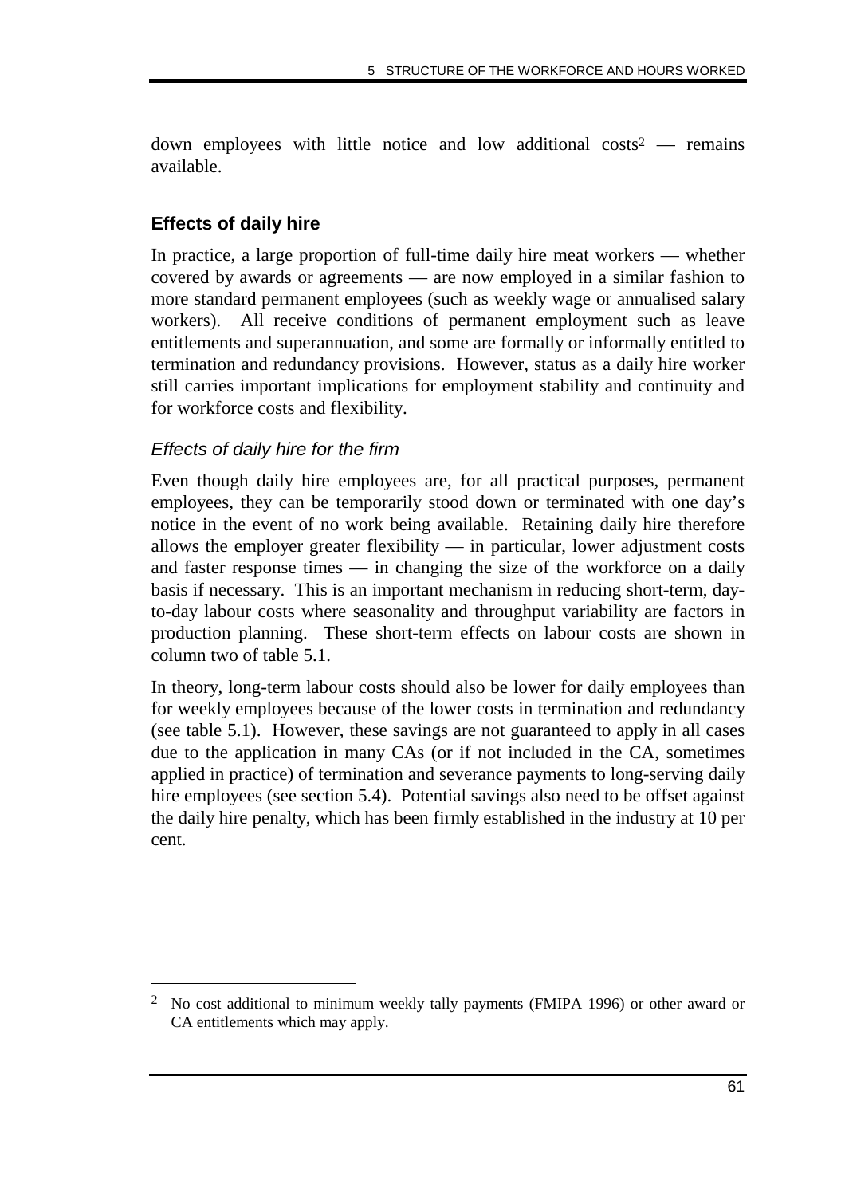down employees with little notice and low additional costs[2] — remains available.

## Effects of daily hire

In practice, a large proportion of full-time daily hire meat workers — whether covered by awards or agreements — are now employed in a similar fashion to more standard permanent employees (such as weekly wage or annualised salary workers). All receive conditions of permanent employment such as leave entitlements and superannuation, and some are formally or informally entitled to termination and redundancy provisions. However, status as a daily hire worker still carries important implications for employment stability and continuity and for workforce costs and flexibility.

### *Effects of daily hire for the firm*

Even though daily hire employees are, for all practical purposes, permanent employees, they can be temporarily stood down or terminated with one day's notice in the event of no work being available. Retaining daily hire therefore allows the employer greater flexibility — in particular, lower adjustment costs and faster response times — in changing the size of the workforce on a daily basis if necessary. This is an important mechanism in reducing short-term, day-to-day labour costs where seasonality and throughput variability are factors in production planning. These short-term effects on labour costs are shown in column two of table 5.1.

In theory, long-term labour costs should also be lower for daily employees than for weekly employees because of the lower costs in termination and redundancy (see table 5.1). However, these savings are not guaranteed to apply in all cases due to the application in many CAs (or if not included in the CA, sometimes applied in practice) of termination and severance payments to long-serving daily hire employees (see section 5.4). Potential savings also need to be offset against the daily hire penalty, which has been firmly established in the industry at 10 per cent.

---

[2] No cost additional to minimum weekly tally payments (FMIPA 1996) or other award or CA entitlements which may apply.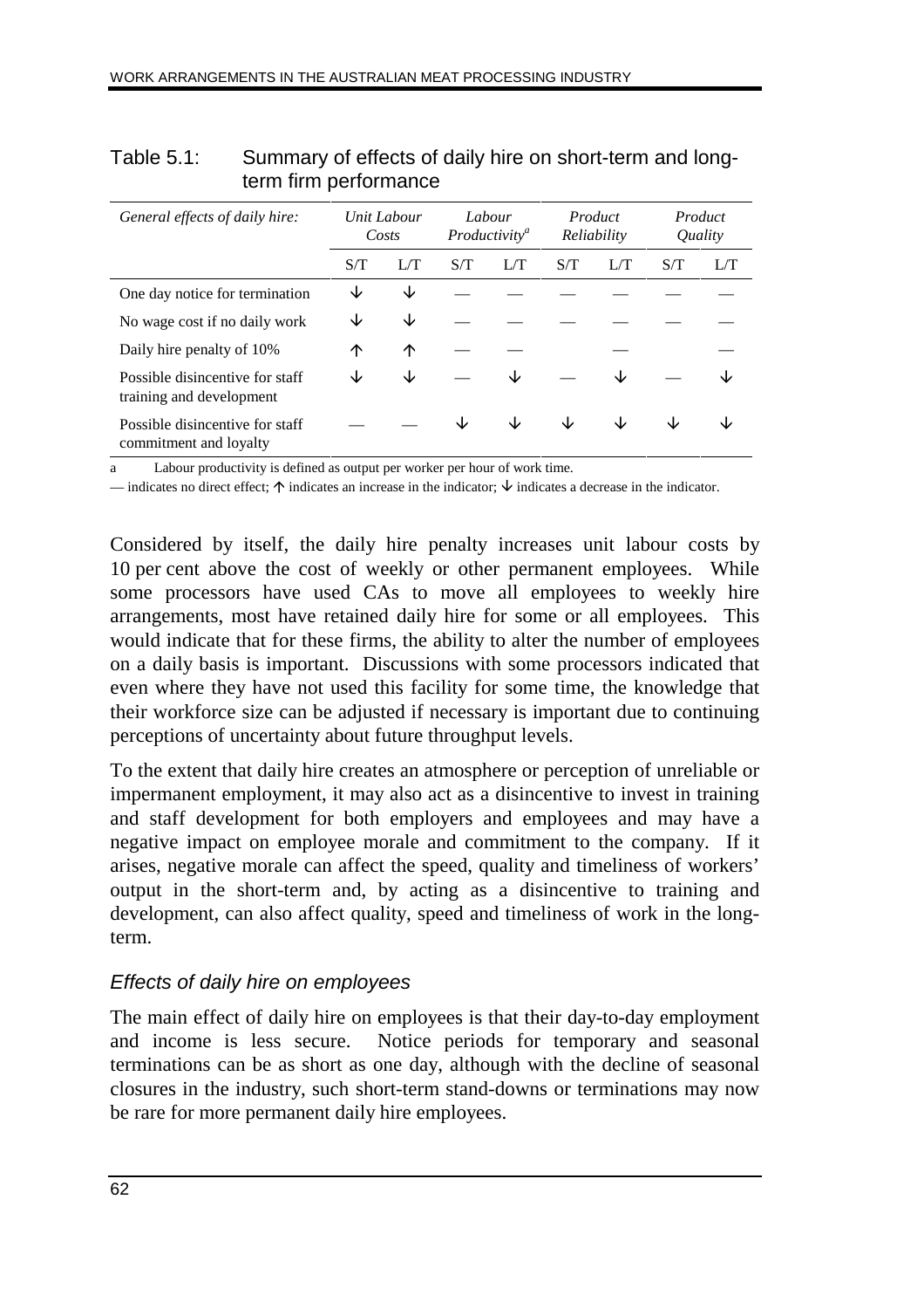Table 5.1: Summary of effects of daily hire on short-term and long-term firm performance

| *General effects of daily hire:* | *Unit Labour Costs* | | *Labour Productivity*[a] | | *Product Reliability* | | *Product Quality* | |
|---|---|---|---|---|---|---|---|---|
| | S/T | L/T | S/T | L/T | S/T | L/T | S/T | L/T |
| One day notice for termination | ↓ | ↓ | — | — | — | — | — | — |
| No wage cost if no daily work | ↓ | ↓ | — | — | — | — | — | — |
| Daily hire penalty of 10% | ↑ | ↑ | — | — | | — | | — |
| Possible disincentive for staff training and development | ↓ | ↓ | — | ↓ | — | ↓ | — | ↓ |
| Possible disincentive for staff commitment and loyalty | — | — | ↓ | ↓ | ↓ | ↓ | ↓ | ↓ |

a Labour productivity is defined as output per worker per hour of work time.

— indicates no direct effect; ↑ indicates an increase in the indicator; ↓ indicates a decrease in the indicator.

Considered by itself, the daily hire penalty increases unit labour costs by 10 per cent above the cost of weekly or other permanent employees. While some processors have used CAs to move all employees to weekly hire arrangements, most have retained daily hire for some or all employees. This would indicate that for these firms, the ability to alter the number of employees on a daily basis is important. Discussions with some processors indicated that even where they have not used this facility for some time, the knowledge that their workforce size can be adjusted if necessary is important due to continuing perceptions of uncertainty about future throughput levels.

To the extent that daily hire creates an atmosphere or perception of unreliable or impermanent employment, it may also act as a disincentive to invest in training and staff development for both employers and employees and may have a negative impact on employee morale and commitment to the company. If it arises, negative morale can affect the speed, quality and timeliness of workers' output in the short-term and, by acting as a disincentive to training and development, can also affect quality, speed and timeliness of work in the long-term.

### *Effects of daily hire on employees*

The main effect of daily hire on employees is that their day-to-day employment and income is less secure. Notice periods for temporary and seasonal terminations can be as short as one day, although with the decline of seasonal closures in the industry, such short-term stand-downs or terminations may now be rare for more permanent daily hire employees.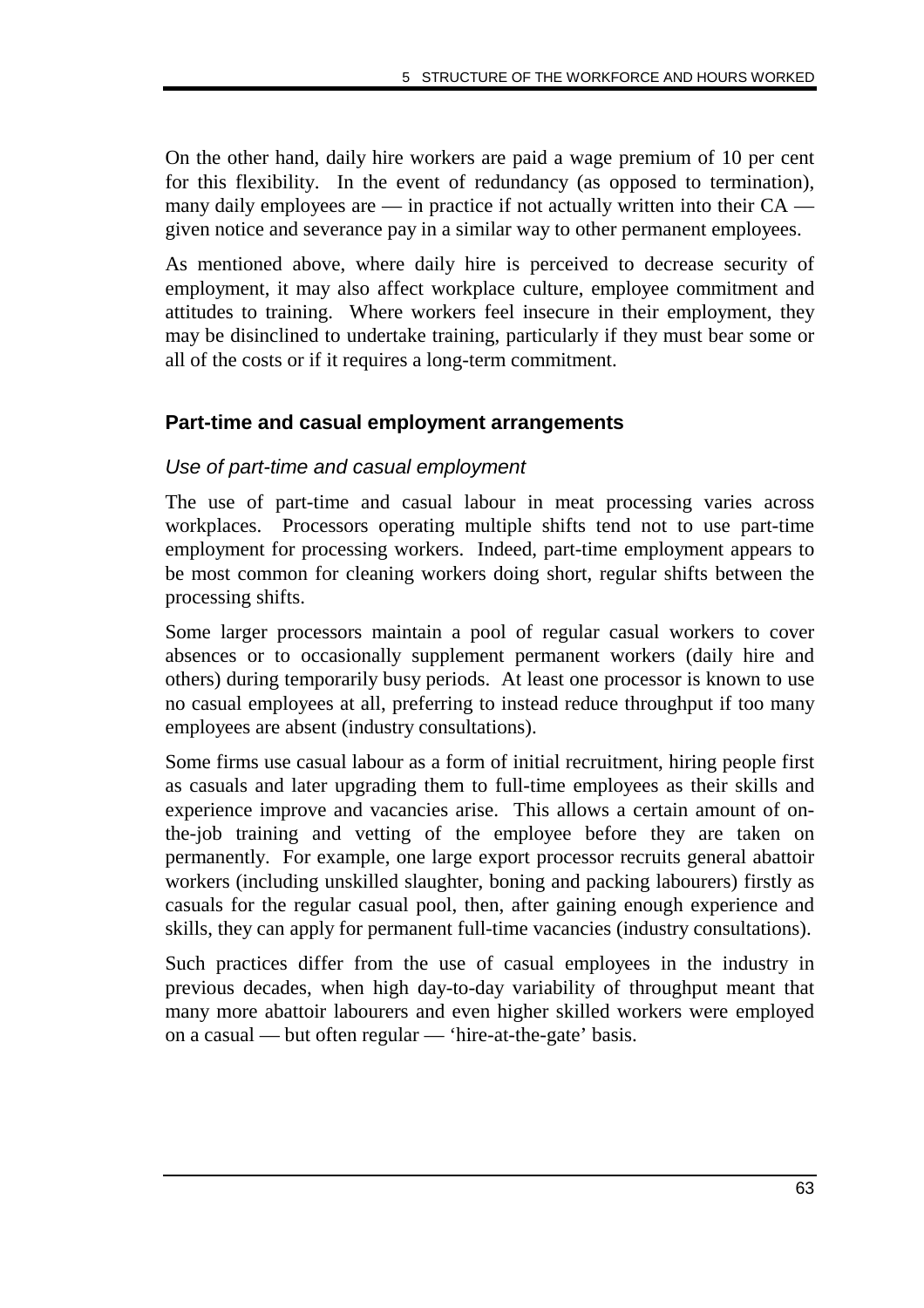On the other hand, daily hire workers are paid a wage premium of 10 per cent for this flexibility. In the event of redundancy (as opposed to termination), many daily employees are — in practice if not actually written into their CA — given notice and severance pay in a similar way to other permanent employees.

As mentioned above, where daily hire is perceived to decrease security of employment, it may also affect workplace culture, employee commitment and attitudes to training. Where workers feel insecure in their employment, they may be disinclined to undertake training, particularly if they must bear some or all of the costs or if it requires a long-term commitment.

## Part-time and casual employment arrangements

### *Use of part-time and casual employment*

The use of part-time and casual labour in meat processing varies across workplaces. Processors operating multiple shifts tend not to use part-time employment for processing workers. Indeed, part-time employment appears to be most common for cleaning workers doing short, regular shifts between the processing shifts.

Some larger processors maintain a pool of regular casual workers to cover absences or to occasionally supplement permanent workers (daily hire and others) during temporarily busy periods. At least one processor is known to use no casual employees at all, preferring to instead reduce throughput if too many employees are absent (industry consultations).

Some firms use casual labour as a form of initial recruitment, hiring people first as casuals and later upgrading them to full-time employees as their skills and experience improve and vacancies arise. This allows a certain amount of on-the-job training and vetting of the employee before they are taken on permanently. For example, one large export processor recruits general abattoir workers (including unskilled slaughter, boning and packing labourers) firstly as casuals for the regular casual pool, then, after gaining enough experience and skills, they can apply for permanent full-time vacancies (industry consultations).

Such practices differ from the use of casual employees in the industry in previous decades, when high day-to-day variability of throughput meant that many more abattoir labourers and even higher skilled workers were employed on a casual — but often regular — 'hire-at-the-gate' basis.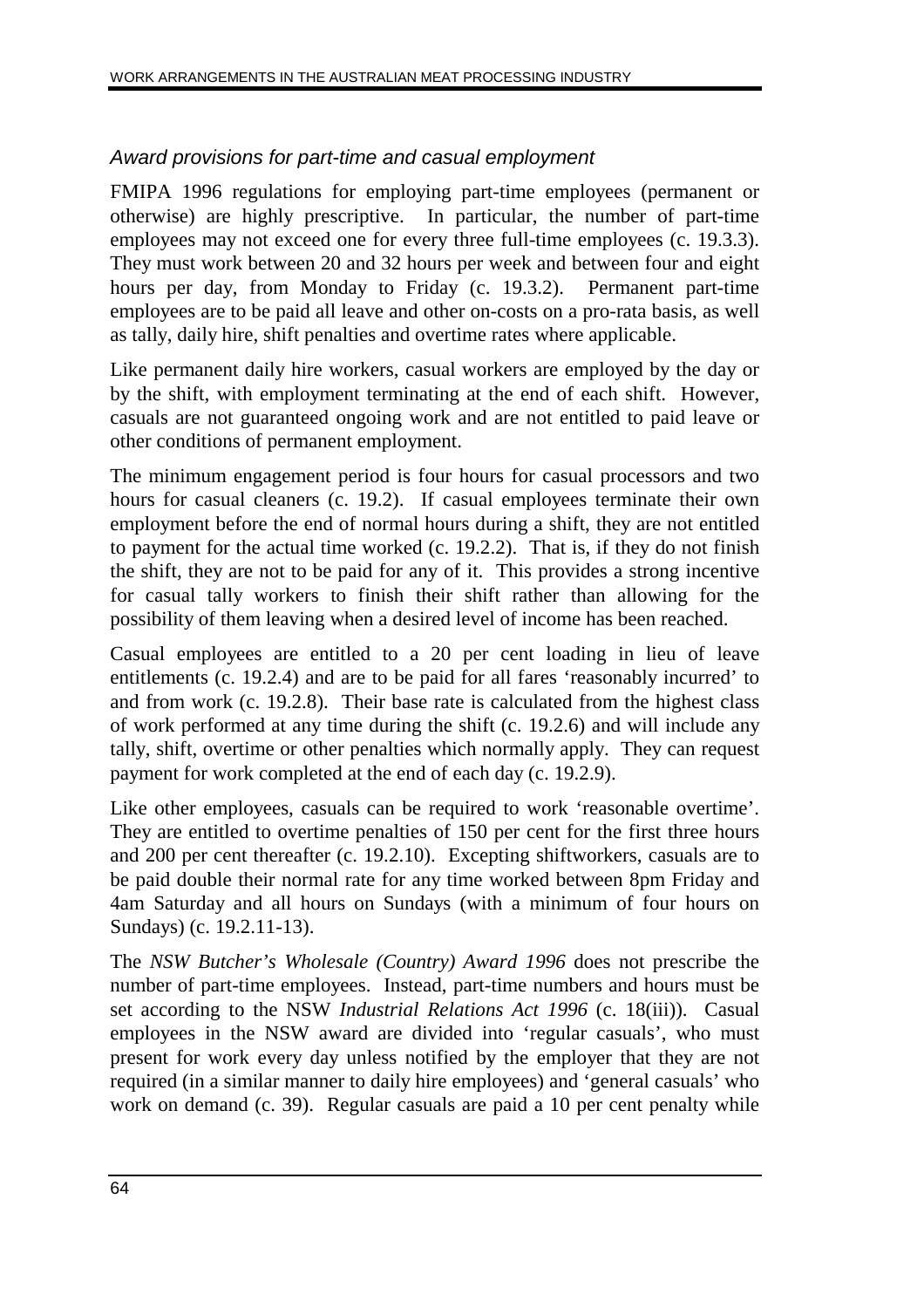### *Award provisions for part-time and casual employment*

FMIPA 1996 regulations for employing part-time employees (permanent or otherwise) are highly prescriptive. In particular, the number of part-time employees may not exceed one for every three full-time employees (c. 19.3.3). They must work between 20 and 32 hours per week and between four and eight hours per day, from Monday to Friday (c. 19.3.2). Permanent part-time employees are to be paid all leave and other on-costs on a pro-rata basis, as well as tally, daily hire, shift penalties and overtime rates where applicable.

Like permanent daily hire workers, casual workers are employed by the day or by the shift, with employment terminating at the end of each shift. However, casuals are not guaranteed ongoing work and are not entitled to paid leave or other conditions of permanent employment.

The minimum engagement period is four hours for casual processors and two hours for casual cleaners (c. 19.2). If casual employees terminate their own employment before the end of normal hours during a shift, they are not entitled to payment for the actual time worked (c. 19.2.2). That is, if they do not finish the shift, they are not to be paid for any of it. This provides a strong incentive for casual tally workers to finish their shift rather than allowing for the possibility of them leaving when a desired level of income has been reached.

Casual employees are entitled to a 20 per cent loading in lieu of leave entitlements (c. 19.2.4) and are to be paid for all fares 'reasonably incurred' to and from work (c. 19.2.8). Their base rate is calculated from the highest class of work performed at any time during the shift (c. 19.2.6) and will include any tally, shift, overtime or other penalties which normally apply. They can request payment for work completed at the end of each day (c. 19.2.9).

Like other employees, casuals can be required to work 'reasonable overtime'. They are entitled to overtime penalties of 150 per cent for the first three hours and 200 per cent thereafter (c. 19.2.10). Excepting shiftworkers, casuals are to be paid double their normal rate for any time worked between 8pm Friday and 4am Saturday and all hours on Sundays (with a minimum of four hours on Sundays) (c. 19.2.11-13).

The *NSW Butcher's Wholesale (Country) Award 1996* does not prescribe the number of part-time employees. Instead, part-time numbers and hours must be set according to the NSW *Industrial Relations Act 1996* (c. 18(iii)). Casual employees in the NSW award are divided into 'regular casuals', who must present for work every day unless notified by the employer that they are not required (in a similar manner to daily hire employees) and 'general casuals' who work on demand (c. 39). Regular casuals are paid a 10 per cent penalty while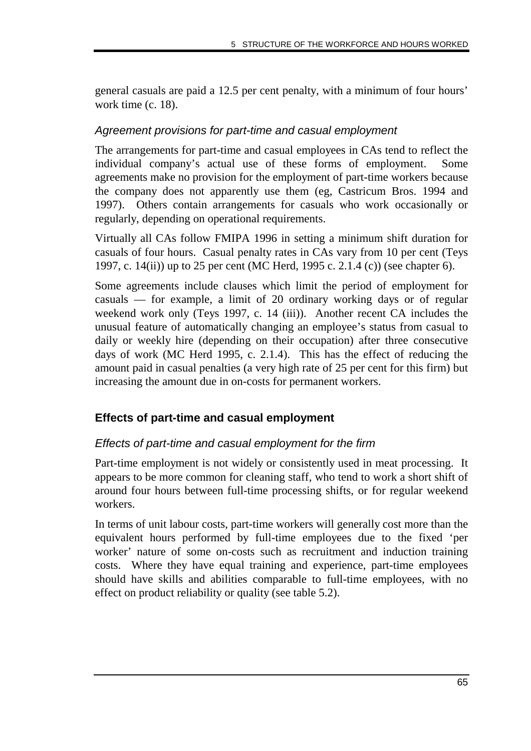general casuals are paid a 12.5 per cent penalty, with a minimum of four hours' work time (c. 18).

### *Agreement provisions for part-time and casual employment*

The arrangements for part-time and casual employees in CAs tend to reflect the individual company's actual use of these forms of employment. Some agreements make no provision for the employment of part-time workers because the company does not apparently use them (eg, Castricum Bros. 1994 and 1997). Others contain arrangements for casuals who work occasionally or regularly, depending on operational requirements.

Virtually all CAs follow FMIPA 1996 in setting a minimum shift duration for casuals of four hours. Casual penalty rates in CAs vary from 10 per cent (Teys 1997, c. 14(ii)) up to 25 per cent (MC Herd, 1995 c. 2.1.4 (c)) (see chapter 6).

Some agreements include clauses which limit the period of employment for casuals — for example, a limit of 20 ordinary working days or of regular weekend work only (Teys 1997, c. 14 (iii)). Another recent CA includes the unusual feature of automatically changing an employee's status from casual to daily or weekly hire (depending on their occupation) after three consecutive days of work (MC Herd 1995, c. 2.1.4). This has the effect of reducing the amount paid in casual penalties (a very high rate of 25 per cent for this firm) but increasing the amount due in on-costs for permanent workers.

## **Effects of part-time and casual employment**

### *Effects of part-time and casual employment for the firm*

Part-time employment is not widely or consistently used in meat processing. It appears to be more common for cleaning staff, who tend to work a short shift of around four hours between full-time processing shifts, or for regular weekend workers.

In terms of unit labour costs, part-time workers will generally cost more than the equivalent hours performed by full-time employees due to the fixed 'per worker' nature of some on-costs such as recruitment and induction training costs. Where they have equal training and experience, part-time employees should have skills and abilities comparable to full-time employees, with no effect on product reliability or quality (see table 5.2).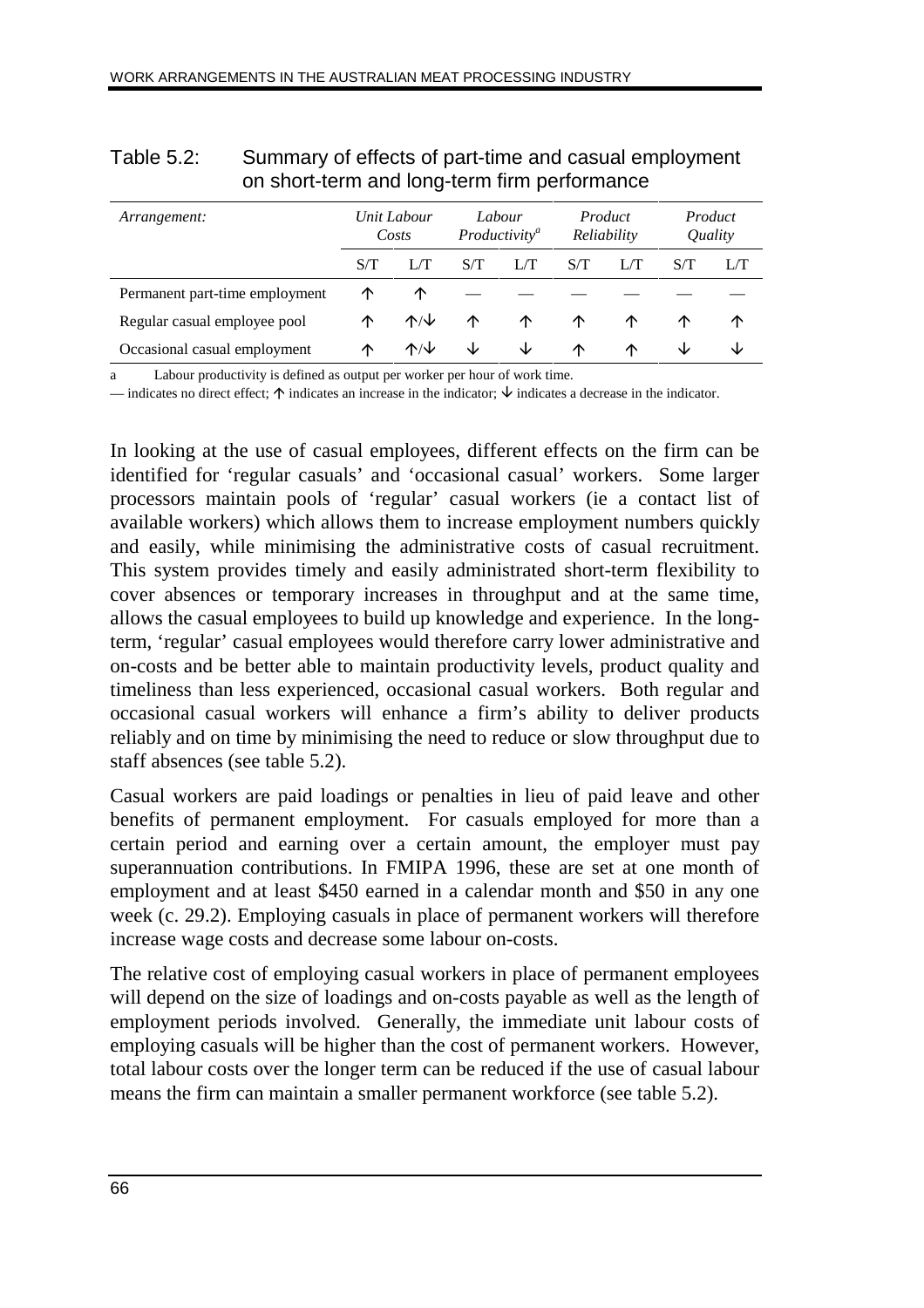Table 5.2: Summary of effects of part-time and casual employment on short-term and long-term firm performance

| *Arrangement:* | *Unit Labour Costs* | | *Labour Productivity*[a] | | *Product Reliability* | | *Product Quality* | |
|---|---|---|---|---|---|---|---|---|
| | S/T | L/T | S/T | L/T | S/T | L/T | S/T | L/T |
| Permanent part-time employment | ↑ | ↑ | — | — | — | — | — | — |
| Regular casual employee pool | ↑ | ↑/↓ | ↑ | ↑ | ↑ | ↑ | ↑ | ↑ |
| Occasional casual employment | ↑ | ↑/↓ | ↓ | ↓ | ↑ | ↑ | ↓ | ↓ |

a Labour productivity is defined as output per worker per hour of work time.

— indicates no direct effect; ↑ indicates an increase in the indicator; ↓ indicates a decrease in the indicator.

In looking at the use of casual employees, different effects on the firm can be identified for 'regular casuals' and 'occasional casual' workers. Some larger processors maintain pools of 'regular' casual workers (ie a contact list of available workers) which allows them to increase employment numbers quickly and easily, while minimising the administrative costs of casual recruitment. This system provides timely and easily administrated short-term flexibility to cover absences or temporary increases in throughput and at the same time, allows the casual employees to build up knowledge and experience. In the long-term, 'regular' casual employees would therefore carry lower administrative and on-costs and be better able to maintain productivity levels, product quality and timeliness than less experienced, occasional casual workers. Both regular and occasional casual workers will enhance a firm's ability to deliver products reliably and on time by minimising the need to reduce or slow throughput due to staff absences (see table 5.2).

Casual workers are paid loadings or penalties in lieu of paid leave and other benefits of permanent employment. For casuals employed for more than a certain period and earning over a certain amount, the employer must pay superannuation contributions. In FMIPA 1996, these are set at one month of employment and at least $450 earned in a calendar month and $50 in any one week (c. 29.2). Employing casuals in place of permanent workers will therefore increase wage costs and decrease some labour on-costs.

The relative cost of employing casual workers in place of permanent employees will depend on the size of loadings and on-costs payable as well as the length of employment periods involved. Generally, the immediate unit labour costs of employing casuals will be higher than the cost of permanent workers. However, total labour costs over the longer term can be reduced if the use of casual labour means the firm can maintain a smaller permanent workforce (see table 5.2).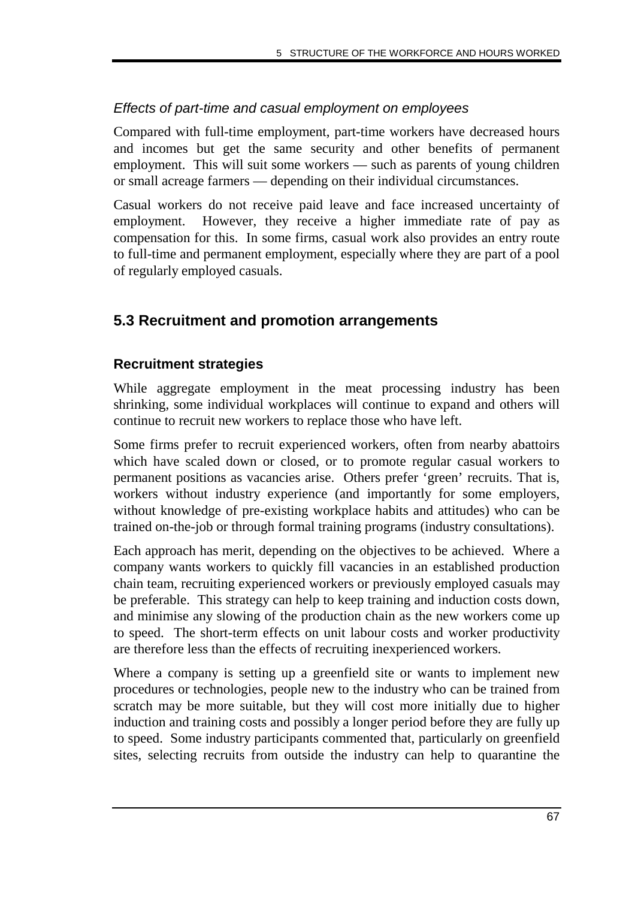*Effects of part-time and casual employment on employees*

Compared with full-time employment, part-time workers have decreased hours and incomes but get the same security and other benefits of permanent employment. This will suit some workers — such as parents of young children or small acreage farmers — depending on their individual circumstances.

Casual workers do not receive paid leave and face increased uncertainty of employment. However, they receive a higher immediate rate of pay as compensation for this. In some firms, casual work also provides an entry route to full-time and permanent employment, especially where they are part of a pool of regularly employed casuals.

## 5.3 Recruitment and promotion arrangements

### Recruitment strategies

While aggregate employment in the meat processing industry has been shrinking, some individual workplaces will continue to expand and others will continue to recruit new workers to replace those who have left.

Some firms prefer to recruit experienced workers, often from nearby abattoirs which have scaled down or closed, or to promote regular casual workers to permanent positions as vacancies arise. Others prefer 'green' recruits. That is, workers without industry experience (and importantly for some employers, without knowledge of pre-existing workplace habits and attitudes) who can be trained on-the-job or through formal training programs (industry consultations).

Each approach has merit, depending on the objectives to be achieved. Where a company wants workers to quickly fill vacancies in an established production chain team, recruiting experienced workers or previously employed casuals may be preferable. This strategy can help to keep training and induction costs down, and minimise any slowing of the production chain as the new workers come up to speed. The short-term effects on unit labour costs and worker productivity are therefore less than the effects of recruiting inexperienced workers.

Where a company is setting up a greenfield site or wants to implement new procedures or technologies, people new to the industry who can be trained from scratch may be more suitable, but they will cost more initially due to higher induction and training costs and possibly a longer period before they are fully up to speed. Some industry participants commented that, particularly on greenfield sites, selecting recruits from outside the industry can help to quarantine the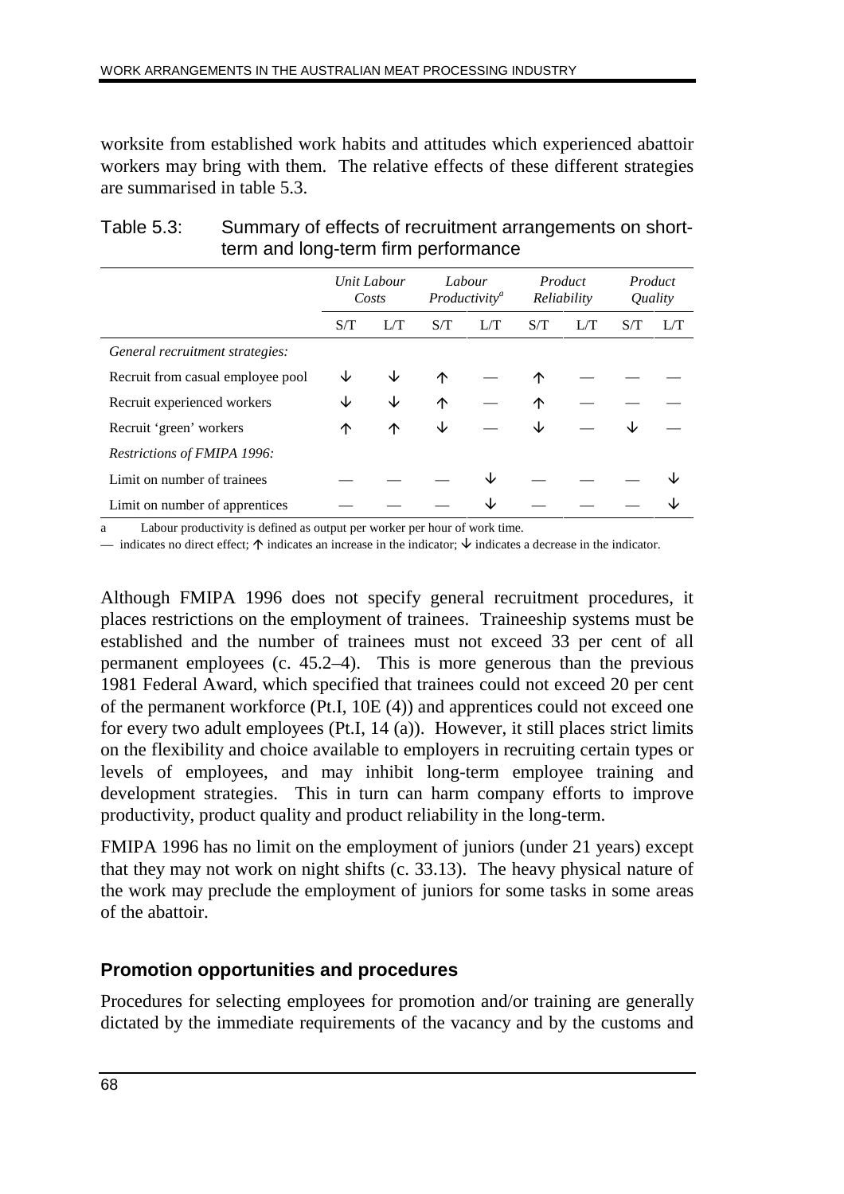worksite from established work habits and attitudes which experienced abattoir workers may bring with them. The relative effects of these different strategies are summarised in table 5.3.

Table 5.3: Summary of effects of recruitment arrangements on short-term and long-term firm performance

| | *Unit Labour Costs* | | *Labour Productivity*[a] | | *Product Reliability* | | *Product Quality* | |
|---|---|---|---|---|---|---|---|---|
| | S/T | L/T | S/T | L/T | S/T | L/T | S/T | L/T |
| *General recruitment strategies:* | | | | | | | | |
| Recruit from casual employee pool | ↓ | ↓ | ↑ | — | ↑ | — | — | — |
| Recruit experienced workers | ↓ | ↓ | ↑ | — | ↑ | — | — | — |
| Recruit 'green' workers | ↑ | ↑ | ↓ | — | ↓ | — | ↓ | — |
| *Restrictions of FMIPA 1996:* | | | | | | | | |
| Limit on number of trainees | — | — | — | ↓ | — | — | — | ↓ |
| Limit on number of apprentices | — | — | — | ↓ | — | — | — | ↓ |

a Labour productivity is defined as output per worker per hour of work time.

— indicates no direct effect; ↑ indicates an increase in the indicator; ↓ indicates a decrease in the indicator.

Although FMIPA 1996 does not specify general recruitment procedures, it places restrictions on the employment of trainees. Traineeship systems must be established and the number of trainees must not exceed 33 per cent of all permanent employees (c. 45.2–4). This is more generous than the previous 1981 Federal Award, which specified that trainees could not exceed 20 per cent of the permanent workforce (Pt.I, 10E (4)) and apprentices could not exceed one for every two adult employees (Pt.I, 14 (a)). However, it still places strict limits on the flexibility and choice available to employers in recruiting certain types or levels of employees, and may inhibit long-term employee training and development strategies. This in turn can harm company efforts to improve productivity, product quality and product reliability in the long-term.

FMIPA 1996 has no limit on the employment of juniors (under 21 years) except that they may not work on night shifts (c. 33.13). The heavy physical nature of the work may preclude the employment of juniors for some tasks in some areas of the abattoir.

### Promotion opportunities and procedures

Procedures for selecting employees for promotion and/or training are generally dictated by the immediate requirements of the vacancy and by the customs and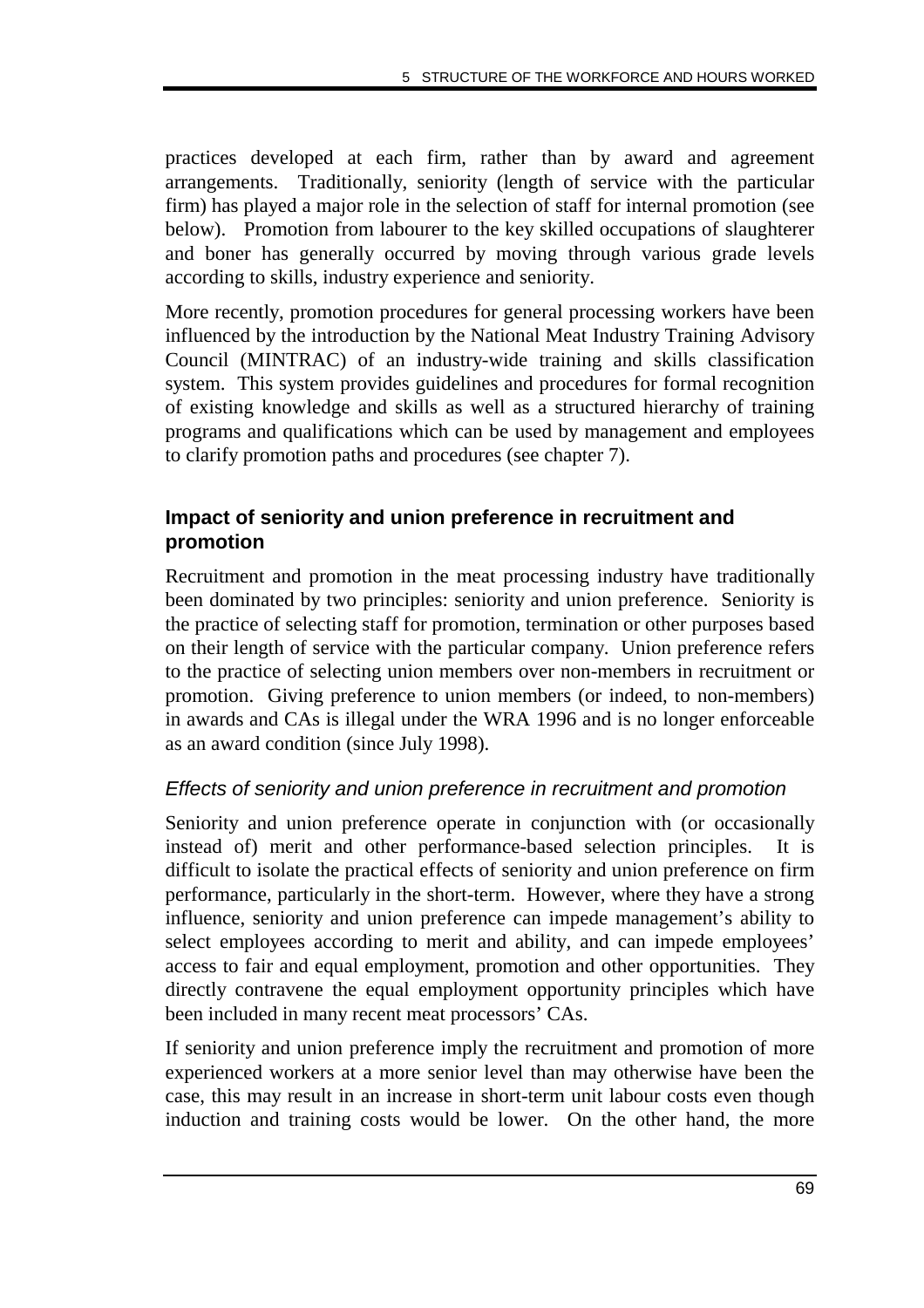practices developed at each firm, rather than by award and agreement arrangements. Traditionally, seniority (length of service with the particular firm) has played a major role in the selection of staff for internal promotion (see below). Promotion from labourer to the key skilled occupations of slaughterer and boner has generally occurred by moving through various grade levels according to skills, industry experience and seniority.

More recently, promotion procedures for general processing workers have been influenced by the introduction by the National Meat Industry Training Advisory Council (MINTRAC) of an industry-wide training and skills classification system. This system provides guidelines and procedures for formal recognition of existing knowledge and skills as well as a structured hierarchy of training programs and qualifications which can be used by management and employees to clarify promotion paths and procedures (see chapter 7).

### Impact of seniority and union preference in recruitment and promotion

Recruitment and promotion in the meat processing industry have traditionally been dominated by two principles: seniority and union preference. Seniority is the practice of selecting staff for promotion, termination or other purposes based on their length of service with the particular company. Union preference refers to the practice of selecting union members over non-members in recruitment or promotion. Giving preference to union members (or indeed, to non-members) in awards and CAs is illegal under the WRA 1996 and is no longer enforceable as an award condition (since July 1998).

#### *Effects of seniority and union preference in recruitment and promotion*

Seniority and union preference operate in conjunction with (or occasionally instead of) merit and other performance-based selection principles. It is difficult to isolate the practical effects of seniority and union preference on firm performance, particularly in the short-term. However, where they have a strong influence, seniority and union preference can impede management's ability to select employees according to merit and ability, and can impede employees' access to fair and equal employment, promotion and other opportunities. They directly contravene the equal employment opportunity principles which have been included in many recent meat processors' CAs.

If seniority and union preference imply the recruitment and promotion of more experienced workers at a more senior level than may otherwise have been the case, this may result in an increase in short-term unit labour costs even though induction and training costs would be lower. On the other hand, the more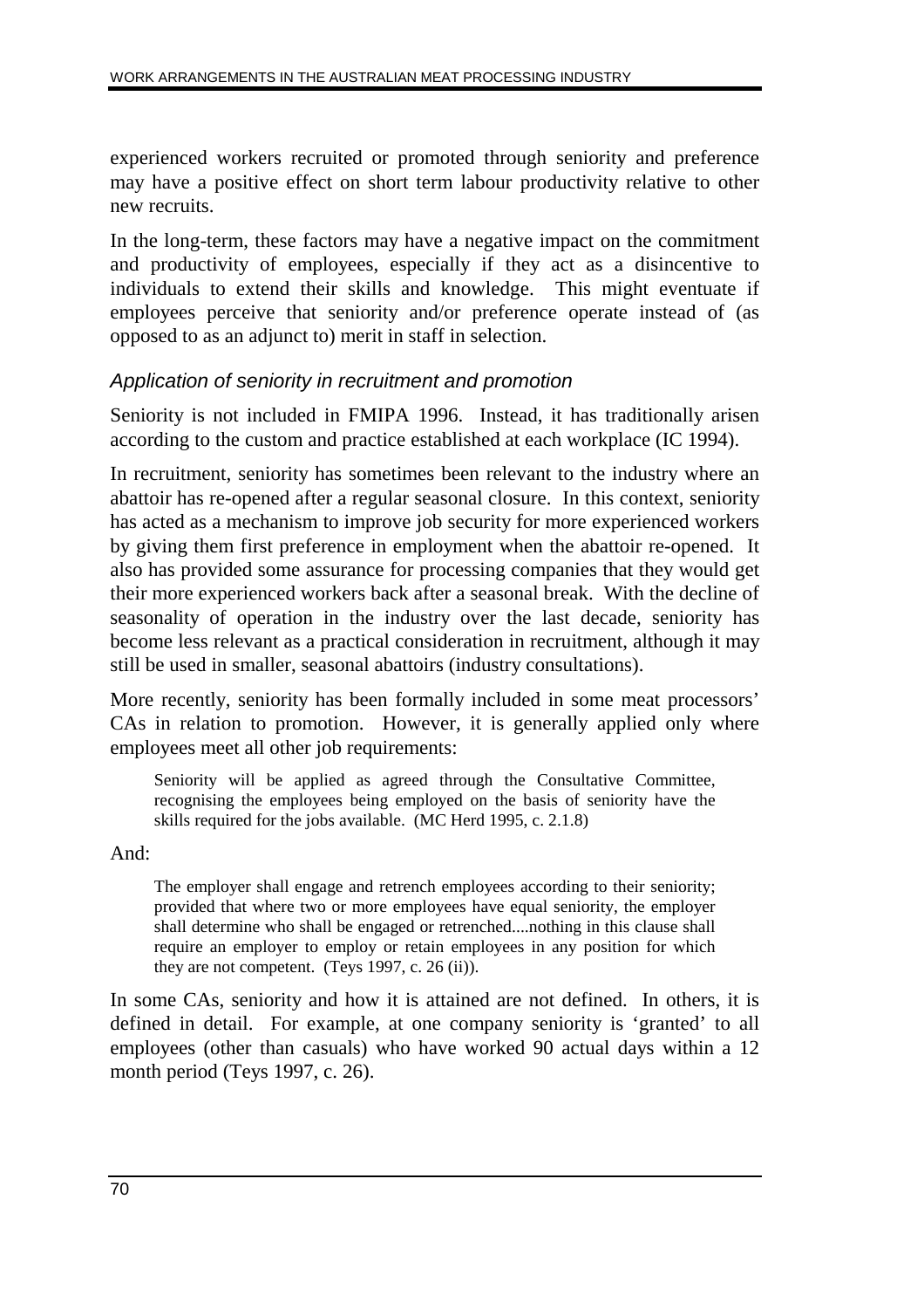experienced workers recruited or promoted through seniority and preference may have a positive effect on short term labour productivity relative to other new recruits.

In the long-term, these factors may have a negative impact on the commitment and productivity of employees, especially if they act as a disincentive to individuals to extend their skills and knowledge. This might eventuate if employees perceive that seniority and/or preference operate instead of (as opposed to as an adjunct to) merit in staff in selection.

### *Application of seniority in recruitment and promotion*

Seniority is not included in FMIPA 1996. Instead, it has traditionally arisen according to the custom and practice established at each workplace (IC 1994).

In recruitment, seniority has sometimes been relevant to the industry where an abattoir has re-opened after a regular seasonal closure. In this context, seniority has acted as a mechanism to improve job security for more experienced workers by giving them first preference in employment when the abattoir re-opened. It also has provided some assurance for processing companies that they would get their more experienced workers back after a seasonal break. With the decline of seasonality of operation in the industry over the last decade, seniority has become less relevant as a practical consideration in recruitment, although it may still be used in smaller, seasonal abattoirs (industry consultations).

More recently, seniority has been formally included in some meat processors' CAs in relation to promotion. However, it is generally applied only where employees meet all other job requirements:

> Seniority will be applied as agreed through the Consultative Committee, recognising the employees being employed on the basis of seniority have the skills required for the jobs available. (MC Herd 1995, c. 2.1.8)

And:

> The employer shall engage and retrench employees according to their seniority; provided that where two or more employees have equal seniority, the employer shall determine who shall be engaged or retrenched....nothing in this clause shall require an employer to employ or retain employees in any position for which they are not competent. (Teys 1997, c. 26 (ii)).

In some CAs, seniority and how it is attained are not defined. In others, it is defined in detail. For example, at one company seniority is 'granted' to all employees (other than casuals) who have worked 90 actual days within a 12 month period (Teys 1997, c. 26).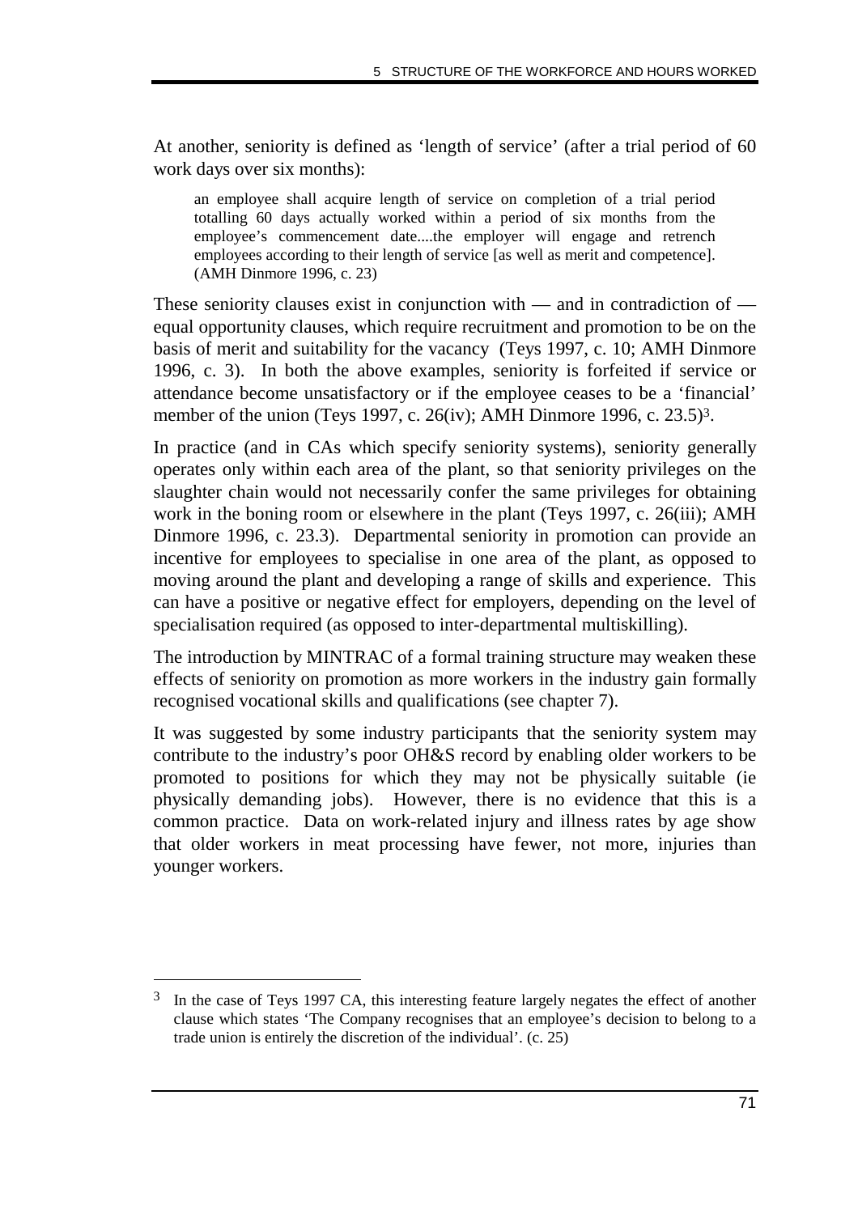At another, seniority is defined as 'length of service' (after a trial period of 60 work days over six months):

> an employee shall acquire length of service on completion of a trial period totalling 60 days actually worked within a period of six months from the employee's commencement date....the employer will engage and retrench employees according to their length of service [as well as merit and competence]. (AMH Dinmore 1996, c. 23)

These seniority clauses exist in conjunction with — and in contradiction of — equal opportunity clauses, which require recruitment and promotion to be on the basis of merit and suitability for the vacancy (Teys 1997, c. 10; AMH Dinmore 1996, c. 3). In both the above examples, seniority is forfeited if service or attendance become unsatisfactory or if the employee ceases to be a 'financial' member of the union (Teys 1997, c. 26(iv); AMH Dinmore 1996, c. 23.5)[3].

In practice (and in CAs which specify seniority systems), seniority generally operates only within each area of the plant, so that seniority privileges on the slaughter chain would not necessarily confer the same privileges for obtaining work in the boning room or elsewhere in the plant (Teys 1997, c. 26(iii); AMH Dinmore 1996, c. 23.3). Departmental seniority in promotion can provide an incentive for employees to specialise in one area of the plant, as opposed to moving around the plant and developing a range of skills and experience. This can have a positive or negative effect for employers, depending on the level of specialisation required (as opposed to inter-departmental multiskilling).

The introduction by MINTRAC of a formal training structure may weaken these effects of seniority on promotion as more workers in the industry gain formally recognised vocational skills and qualifications (see chapter 7).

It was suggested by some industry participants that the seniority system may contribute to the industry's poor OH&S record by enabling older workers to be promoted to positions for which they may not be physically suitable (ie physically demanding jobs). However, there is no evidence that this is a common practice. Data on work-related injury and illness rates by age show that older workers in meat processing have fewer, not more, injuries than younger workers.

---

[3] In the case of Teys 1997 CA, this interesting feature largely negates the effect of another clause which states 'The Company recognises that an employee's decision to belong to a trade union is entirely the discretion of the individual'. (c. 25)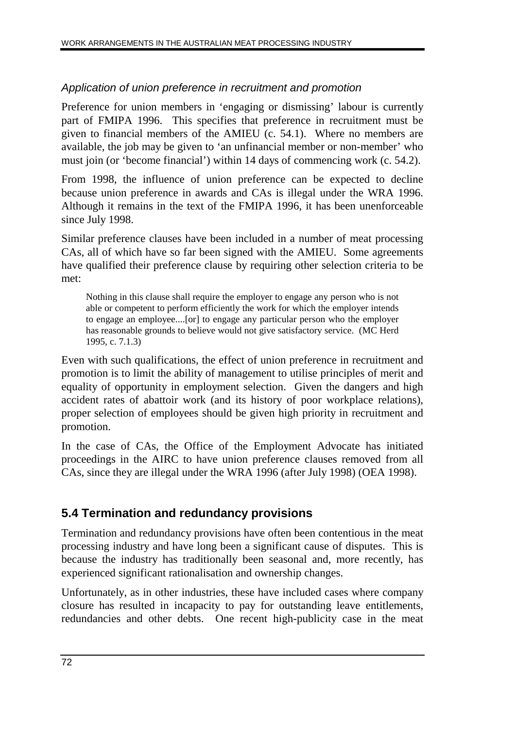*Application of union preference in recruitment and promotion*

Preference for union members in 'engaging or dismissing' labour is currently part of FMIPA 1996. This specifies that preference in recruitment must be given to financial members of the AMIEU (c. 54.1). Where no members are available, the job may be given to 'an unfinancial member or non-member' who must join (or 'become financial') within 14 days of commencing work (c. 54.2).

From 1998, the influence of union preference can be expected to decline because union preference in awards and CAs is illegal under the WRA 1996. Although it remains in the text of the FMIPA 1996, it has been unenforceable since July 1998.

Similar preference clauses have been included in a number of meat processing CAs, all of which have so far been signed with the AMIEU. Some agreements have qualified their preference clause by requiring other selection criteria to be met:

> Nothing in this clause shall require the employer to engage any person who is not able or competent to perform efficiently the work for which the employer intends to engage an employee....[or] to engage any particular person who the employer has reasonable grounds to believe would not give satisfactory service. (MC Herd 1995, c. 7.1.3)

Even with such qualifications, the effect of union preference in recruitment and promotion is to limit the ability of management to utilise principles of merit and equality of opportunity in employment selection. Given the dangers and high accident rates of abattoir work (and its history of poor workplace relations), proper selection of employees should be given high priority in recruitment and promotion.

In the case of CAs, the Office of the Employment Advocate has initiated proceedings in the AIRC to have union preference clauses removed from all CAs, since they are illegal under the WRA 1996 (after July 1998) (OEA 1998).

## 5.4 Termination and redundancy provisions

Termination and redundancy provisions have often been contentious in the meat processing industry and have long been a significant cause of disputes. This is because the industry has traditionally been seasonal and, more recently, has experienced significant rationalisation and ownership changes.

Unfortunately, as in other industries, these have included cases where company closure has resulted in incapacity to pay for outstanding leave entitlements, redundancies and other debts. One recent high-publicity case in the meat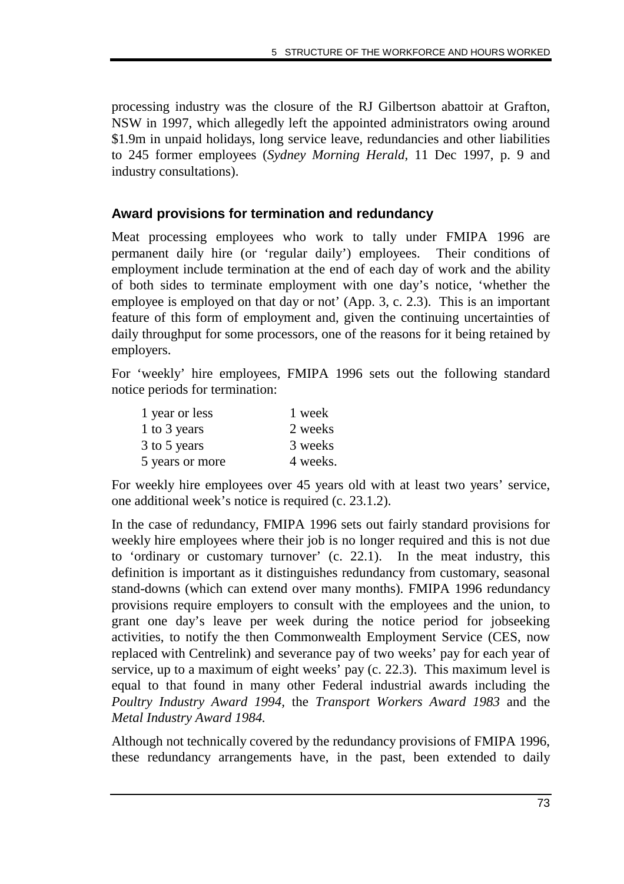processing industry was the closure of the RJ Gilbertson abattoir at Grafton, NSW in 1997, which allegedly left the appointed administrators owing around $1.9m in unpaid holidays, long service leave, redundancies and other liabilities to 245 former employees (*Sydney Morning Herald*, 11 Dec 1997, p. 9 and industry consultations).

### Award provisions for termination and redundancy

Meat processing employees who work to tally under FMIPA 1996 are permanent daily hire (or 'regular daily') employees. Their conditions of employment include termination at the end of each day of work and the ability of both sides to terminate employment with one day's notice, 'whether the employee is employed on that day or not' (App. 3, c. 2.3). This is an important feature of this form of employment and, given the continuing uncertainties of daily throughput for some processors, one of the reasons for it being retained by employers.

For 'weekly' hire employees, FMIPA 1996 sets out the following standard notice periods for termination:

| | |
|---|---|
| 1 year or less | 1 week |
| 1 to 3 years | 2 weeks |
| 3 to 5 years | 3 weeks |
| 5 years or more | 4 weeks. |

For weekly hire employees over 45 years old with at least two years' service, one additional week's notice is required (c. 23.1.2).

In the case of redundancy, FMIPA 1996 sets out fairly standard provisions for weekly hire employees where their job is no longer required and this is not due to 'ordinary or customary turnover' (c. 22.1). In the meat industry, this definition is important as it distinguishes redundancy from customary, seasonal stand-downs (which can extend over many months). FMIPA 1996 redundancy provisions require employers to consult with the employees and the union, to grant one day's leave per week during the notice period for jobseeking activities, to notify the then Commonwealth Employment Service (CES, now replaced with Centrelink) and severance pay of two weeks' pay for each year of service, up to a maximum of eight weeks' pay (c. 22.3). This maximum level is equal to that found in many other Federal industrial awards including the *Poultry Industry Award 1994*, the *Transport Workers Award 1983* and the *Metal Industry Award 1984.*

Although not technically covered by the redundancy provisions of FMIPA 1996, these redundancy arrangements have, in the past, been extended to daily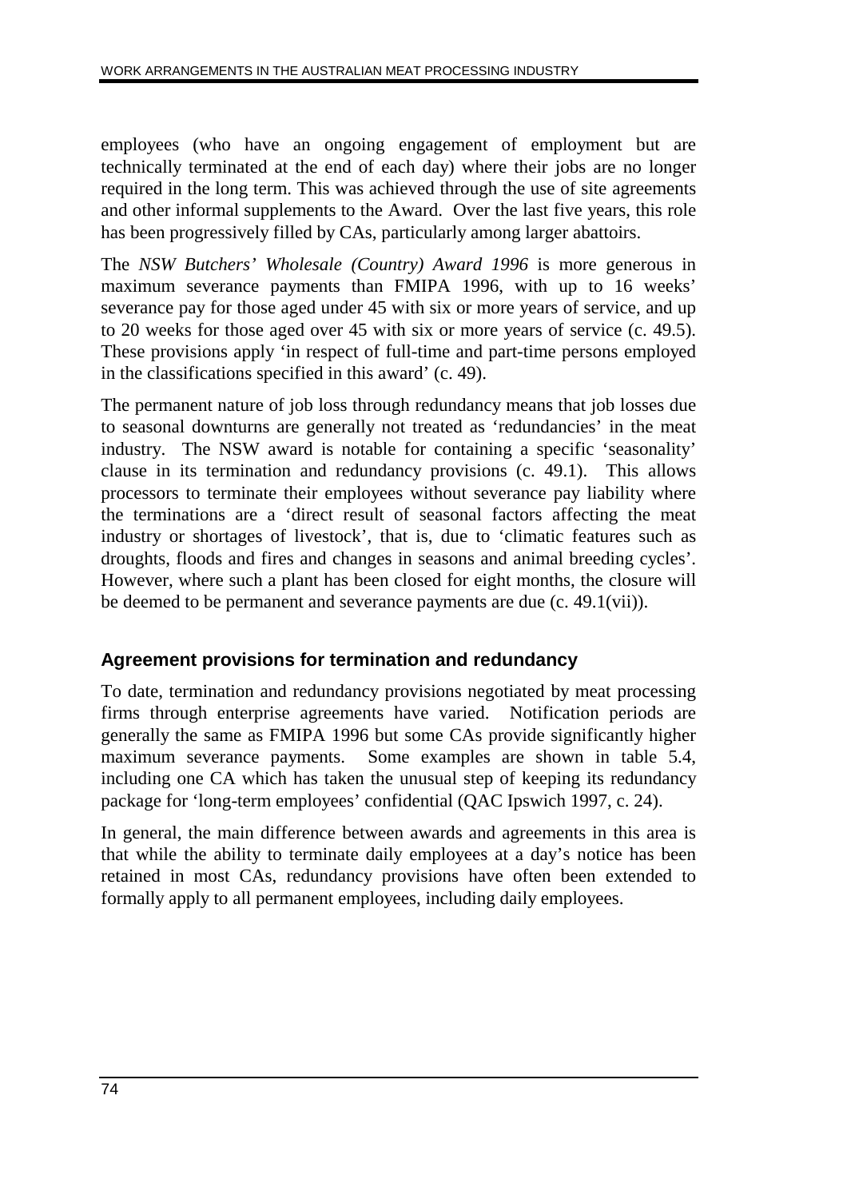employees (who have an ongoing engagement of employment but are technically terminated at the end of each day) where their jobs are no longer required in the long term. This was achieved through the use of site agreements and other informal supplements to the Award. Over the last five years, this role has been progressively filled by CAs, particularly among larger abattoirs.

The *NSW Butchers' Wholesale (Country) Award 1996* is more generous in maximum severance payments than FMIPA 1996, with up to 16 weeks' severance pay for those aged under 45 with six or more years of service, and up to 20 weeks for those aged over 45 with six or more years of service (c. 49.5). These provisions apply 'in respect of full-time and part-time persons employed in the classifications specified in this award' (c. 49).

The permanent nature of job loss through redundancy means that job losses due to seasonal downturns are generally not treated as 'redundancies' in the meat industry. The NSW award is notable for containing a specific 'seasonality' clause in its termination and redundancy provisions (c. 49.1). This allows processors to terminate their employees without severance pay liability where the terminations are a 'direct result of seasonal factors affecting the meat industry or shortages of livestock', that is, due to 'climatic features such as droughts, floods and fires and changes in seasons and animal breeding cycles'. However, where such a plant has been closed for eight months, the closure will be deemed to be permanent and severance payments are due (c. 49.1(vii)).

### Agreement provisions for termination and redundancy

To date, termination and redundancy provisions negotiated by meat processing firms through enterprise agreements have varied. Notification periods are generally the same as FMIPA 1996 but some CAs provide significantly higher maximum severance payments. Some examples are shown in table 5.4, including one CA which has taken the unusual step of keeping its redundancy package for 'long-term employees' confidential (QAC Ipswich 1997, c. 24).

In general, the main difference between awards and agreements in this area is that while the ability to terminate daily employees at a day's notice has been retained in most CAs, redundancy provisions have often been extended to formally apply to all permanent employees, including daily employees.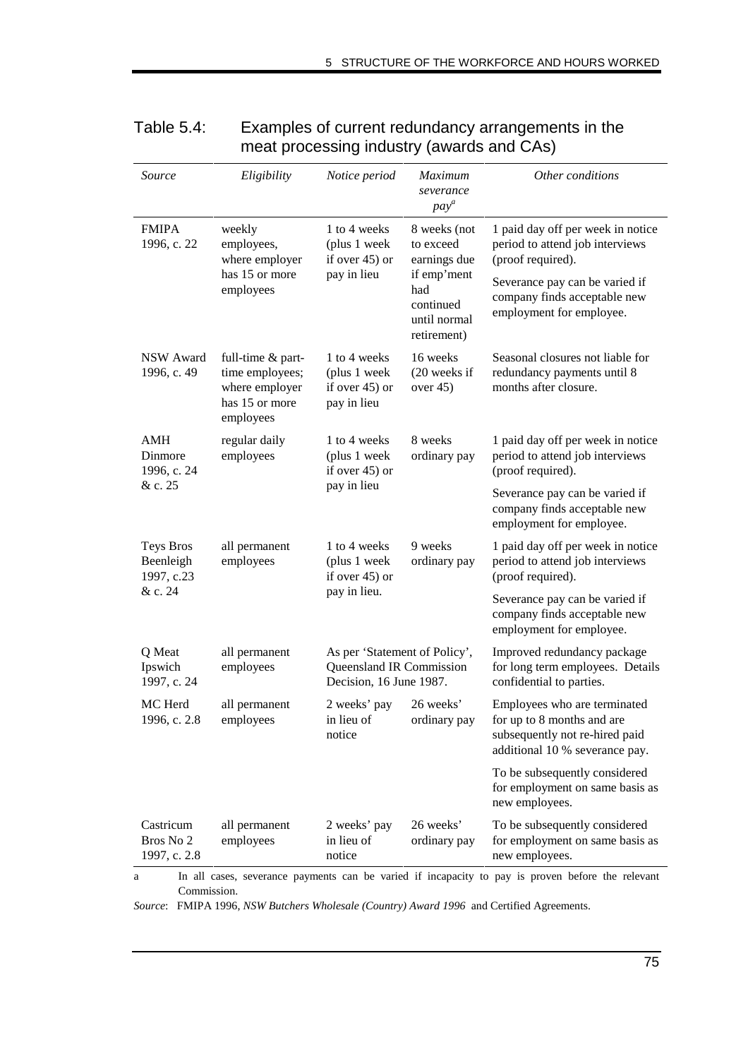Table 5.4: Examples of current redundancy arrangements in the meat processing industry (awards and CAs)

| *Source* | *Eligibility* | *Notice period* | *Maximum severance pay*[a] | *Other conditions* |
|---|---|---|---|---|
| FMIPA 1996, c. 22 | weekly employees, where employer has 15 or more employees | 1 to 4 weeks (plus 1 week if over 45) or pay in lieu | 8 weeks (not to exceed earnings due if emp'ment had continued until normal retirement) | 1 paid day off per week in notice period to attend job interviews (proof required). Severance pay can be varied if company finds acceptable new employment for employee. |
| NSW Award 1996, c. 49 | full-time & part-time employees; where employer has 15 or more employees | 1 to 4 weeks (plus 1 week if over 45) or pay in lieu | 16 weeks (20 weeks if over 45) | Seasonal closures not liable for redundancy payments until 8 months after closure. |
| AMH Dinmore 1996, c. 24 & c. 25 | regular daily employees | 1 to 4 weeks (plus 1 week if over 45) or pay in lieu | 8 weeks ordinary pay | 1 paid day off per week in notice period to attend job interviews (proof required). Severance pay can be varied if company finds acceptable new employment for employee. |
| Teys Bros Beenleigh 1997, c.23 & c. 24 | all permanent employees | 1 to 4 weeks (plus 1 week if over 45) or pay in lieu. | 9 weeks ordinary pay | 1 paid day off per week in notice period to attend job interviews (proof required). Severance pay can be varied if company finds acceptable new employment for employee. |
| Q Meat Ipswich 1997, c. 24 | all permanent employees | As per 'Statement of Policy', Queensland IR Commission Decision, 16 June 1987. | | Improved redundancy package for long term employees. Details confidential to parties. |
| MC Herd 1996, c. 2.8 | all permanent employees | 2 weeks' pay in lieu of notice | 26 weeks' ordinary pay | Employees who are terminated for up to 8 months and are subsequently not re-hired paid additional 10 % severance pay. To be subsequently considered for employment on same basis as new employees. |
| Castricum Bros No 2 1997, c. 2.8 | all permanent employees | 2 weeks' pay in lieu of notice | 26 weeks' ordinary pay | To be subsequently considered for employment on same basis as new employees. |

a In all cases, severance payments can be varied if incapacity to pay is proven before the relevant Commission.

*Source*: FMIPA 1996, *NSW Butchers Wholesale (Country) Award 1996* and Certified Agreements.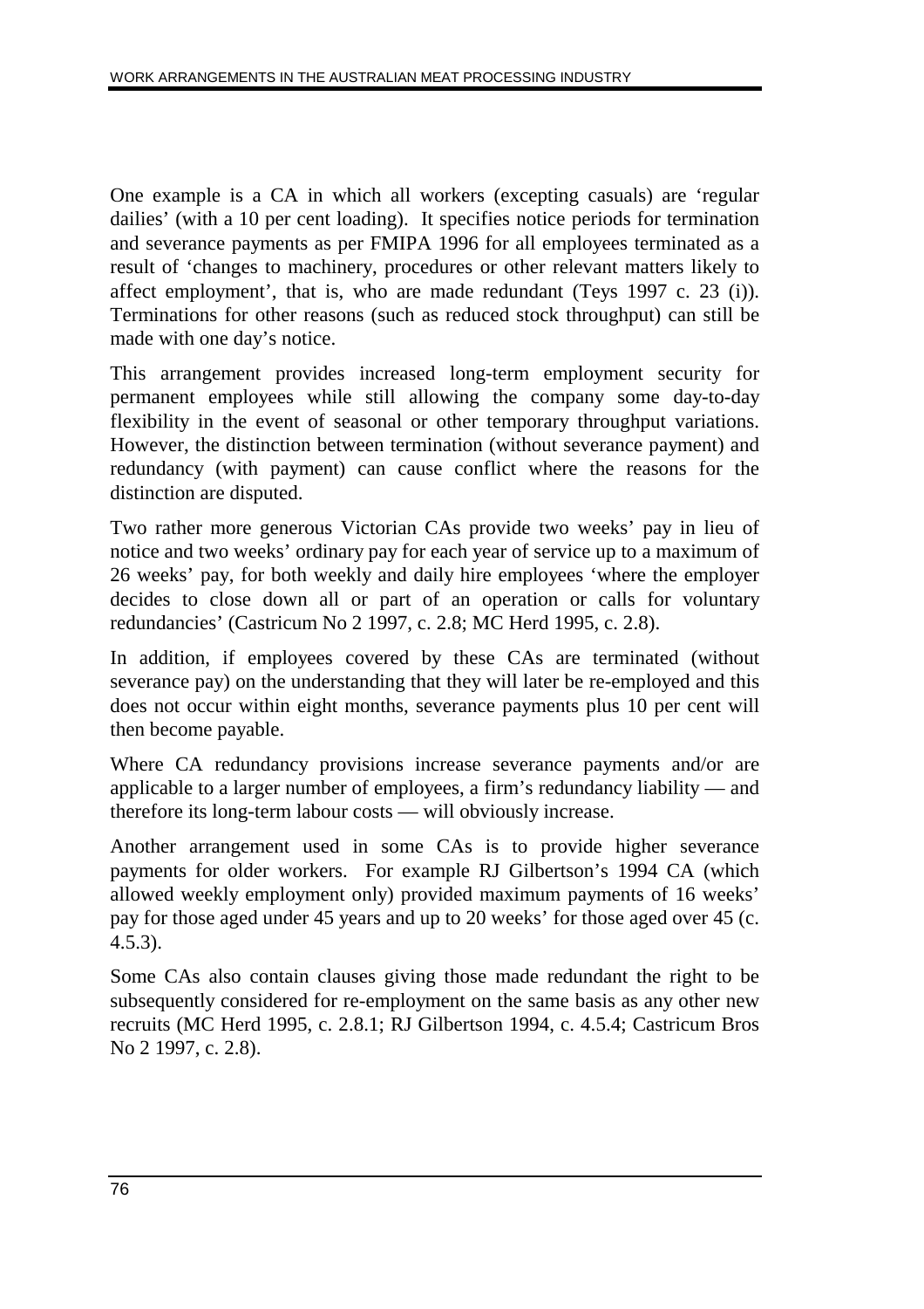One example is a CA in which all workers (excepting casuals) are 'regular dailies' (with a 10 per cent loading). It specifies notice periods for termination and severance payments as per FMIPA 1996 for all employees terminated as a result of 'changes to machinery, procedures or other relevant matters likely to affect employment', that is, who are made redundant (Teys 1997 c. 23 (i)). Terminations for other reasons (such as reduced stock throughput) can still be made with one day's notice.

This arrangement provides increased long-term employment security for permanent employees while still allowing the company some day-to-day flexibility in the event of seasonal or other temporary throughput variations. However, the distinction between termination (without severance payment) and redundancy (with payment) can cause conflict where the reasons for the distinction are disputed.

Two rather more generous Victorian CAs provide two weeks' pay in lieu of notice and two weeks' ordinary pay for each year of service up to a maximum of 26 weeks' pay, for both weekly and daily hire employees 'where the employer decides to close down all or part of an operation or calls for voluntary redundancies' (Castricum No 2 1997, c. 2.8; MC Herd 1995, c. 2.8).

In addition, if employees covered by these CAs are terminated (without severance pay) on the understanding that they will later be re-employed and this does not occur within eight months, severance payments plus 10 per cent will then become payable.

Where CA redundancy provisions increase severance payments and/or are applicable to a larger number of employees, a firm's redundancy liability — and therefore its long-term labour costs — will obviously increase.

Another arrangement used in some CAs is to provide higher severance payments for older workers. For example RJ Gilbertson's 1994 CA (which allowed weekly employment only) provided maximum payments of 16 weeks' pay for those aged under 45 years and up to 20 weeks' for those aged over 45 (c. 4.5.3).

Some CAs also contain clauses giving those made redundant the right to be subsequently considered for re-employment on the same basis as any other new recruits (MC Herd 1995, c. 2.8.1; RJ Gilbertson 1994, c. 4.5.4; Castricum Bros No 2 1997, c. 2.8).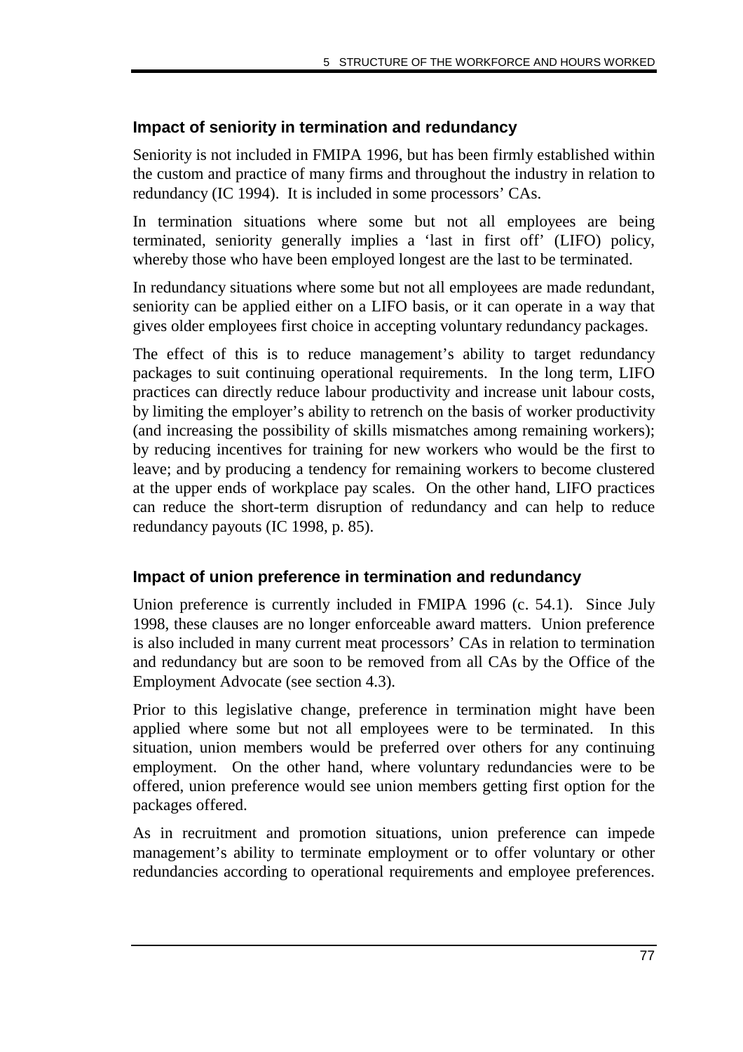### Impact of seniority in termination and redundancy

Seniority is not included in FMIPA 1996, but has been firmly established within the custom and practice of many firms and throughout the industry in relation to redundancy (IC 1994). It is included in some processors' CAs.

In termination situations where some but not all employees are being terminated, seniority generally implies a 'last in first off' (LIFO) policy, whereby those who have been employed longest are the last to be terminated.

In redundancy situations where some but not all employees are made redundant, seniority can be applied either on a LIFO basis, or it can operate in a way that gives older employees first choice in accepting voluntary redundancy packages.

The effect of this is to reduce management's ability to target redundancy packages to suit continuing operational requirements. In the long term, LIFO practices can directly reduce labour productivity and increase unit labour costs, by limiting the employer's ability to retrench on the basis of worker productivity (and increasing the possibility of skills mismatches among remaining workers); by reducing incentives for training for new workers who would be the first to leave; and by producing a tendency for remaining workers to become clustered at the upper ends of workplace pay scales. On the other hand, LIFO practices can reduce the short-term disruption of redundancy and can help to reduce redundancy payouts (IC 1998, p. 85).

### Impact of union preference in termination and redundancy

Union preference is currently included in FMIPA 1996 (c. 54.1). Since July 1998, these clauses are no longer enforceable award matters. Union preference is also included in many current meat processors' CAs in relation to termination and redundancy but are soon to be removed from all CAs by the Office of the Employment Advocate (see section 4.3).

Prior to this legislative change, preference in termination might have been applied where some but not all employees were to be terminated. In this situation, union members would be preferred over others for any continuing employment. On the other hand, where voluntary redundancies were to be offered, union preference would see union members getting first option for the packages offered.

As in recruitment and promotion situations, union preference can impede management's ability to terminate employment or to offer voluntary or other redundancies according to operational requirements and employee preferences.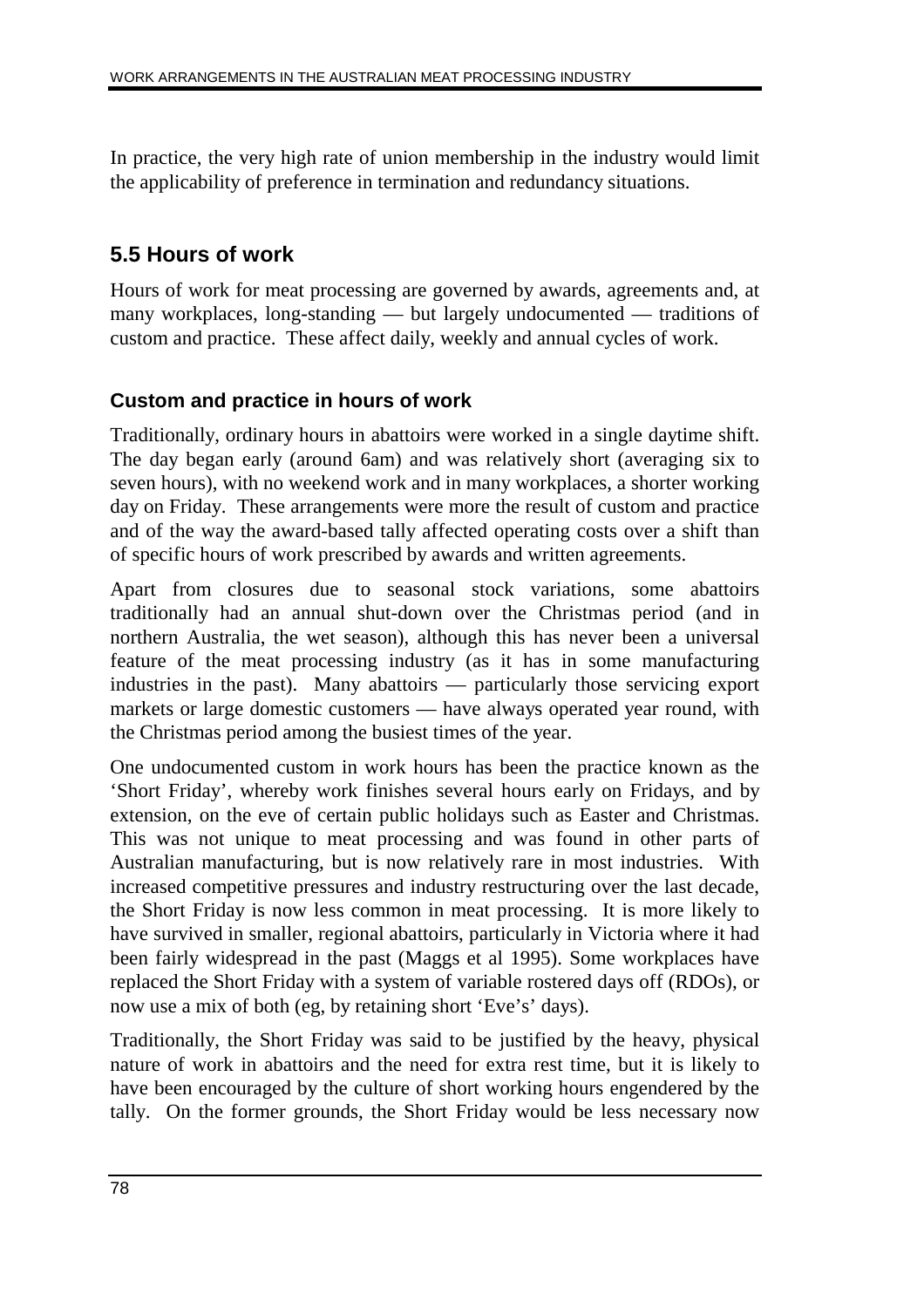In practice, the very high rate of union membership in the industry would limit the applicability of preference in termination and redundancy situations.

## 5.5 Hours of work

Hours of work for meat processing are governed by awards, agreements and, at many workplaces, long-standing — but largely undocumented — traditions of custom and practice. These affect daily, weekly and annual cycles of work.

### Custom and practice in hours of work

Traditionally, ordinary hours in abattoirs were worked in a single daytime shift. The day began early (around 6am) and was relatively short (averaging six to seven hours), with no weekend work and in many workplaces, a shorter working day on Friday. These arrangements were more the result of custom and practice and of the way the award-based tally affected operating costs over a shift than of specific hours of work prescribed by awards and written agreements.

Apart from closures due to seasonal stock variations, some abattoirs traditionally had an annual shut-down over the Christmas period (and in northern Australia, the wet season), although this has never been a universal feature of the meat processing industry (as it has in some manufacturing industries in the past). Many abattoirs — particularly those servicing export markets or large domestic customers — have always operated year round, with the Christmas period among the busiest times of the year.

One undocumented custom in work hours has been the practice known as the 'Short Friday', whereby work finishes several hours early on Fridays, and by extension, on the eve of certain public holidays such as Easter and Christmas. This was not unique to meat processing and was found in other parts of Australian manufacturing, but is now relatively rare in most industries. With increased competitive pressures and industry restructuring over the last decade, the Short Friday is now less common in meat processing. It is more likely to have survived in smaller, regional abattoirs, particularly in Victoria where it had been fairly widespread in the past (Maggs et al 1995). Some workplaces have replaced the Short Friday with a system of variable rostered days off (RDOs), or now use a mix of both (eg, by retaining short 'Eve's' days).

Traditionally, the Short Friday was said to be justified by the heavy, physical nature of work in abattoirs and the need for extra rest time, but it is likely to have been encouraged by the culture of short working hours engendered by the tally. On the former grounds, the Short Friday would be less necessary now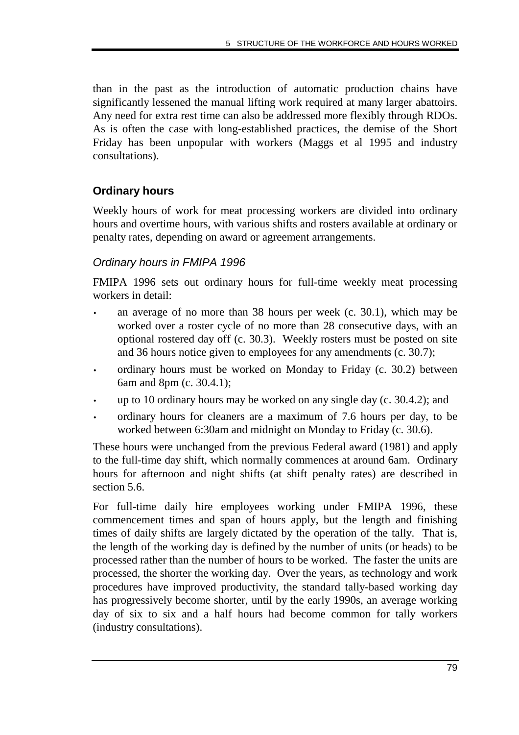than in the past as the introduction of automatic production chains have significantly lessened the manual lifting work required at many larger abattoirs. Any need for extra rest time can also be addressed more flexibly through RDOs. As is often the case with long-established practices, the demise of the Short Friday has been unpopular with workers (Maggs et al 1995 and industry consultations).

### Ordinary hours

Weekly hours of work for meat processing workers are divided into ordinary hours and overtime hours, with various shifts and rosters available at ordinary or penalty rates, depending on award or agreement arrangements.

#### *Ordinary hours in FMIPA 1996*

FMIPA 1996 sets out ordinary hours for full-time weekly meat processing workers in detail:

- an average of no more than 38 hours per week (c. 30.1), which may be worked over a roster cycle of no more than 28 consecutive days, with an optional rostered day off (c. 30.3). Weekly rosters must be posted on site and 36 hours notice given to employees for any amendments (c. 30.7);
- ordinary hours must be worked on Monday to Friday (c. 30.2) between 6am and 8pm (c. 30.4.1);
- up to 10 ordinary hours may be worked on any single day (c. 30.4.2); and
- ordinary hours for cleaners are a maximum of 7.6 hours per day, to be worked between 6:30am and midnight on Monday to Friday (c. 30.6).

These hours were unchanged from the previous Federal award (1981) and apply to the full-time day shift, which normally commences at around 6am. Ordinary hours for afternoon and night shifts (at shift penalty rates) are described in section 5.6.

For full-time daily hire employees working under FMIPA 1996, these commencement times and span of hours apply, but the length and finishing times of daily shifts are largely dictated by the operation of the tally. That is, the length of the working day is defined by the number of units (or heads) to be processed rather than the number of hours to be worked. The faster the units are processed, the shorter the working day. Over the years, as technology and work procedures have improved productivity, the standard tally-based working day has progressively become shorter, until by the early 1990s, an average working day of six to six and a half hours had become common for tally workers (industry consultations).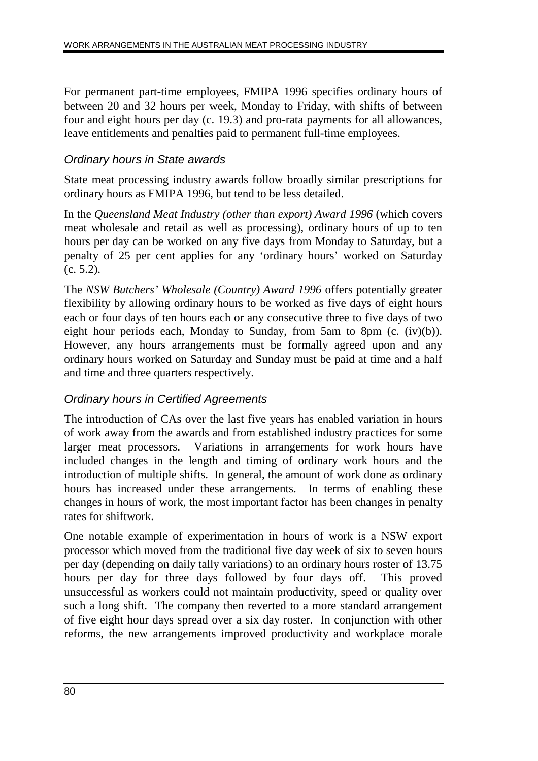For permanent part-time employees, FMIPA 1996 specifies ordinary hours of between 20 and 32 hours per week, Monday to Friday, with shifts of between four and eight hours per day (c. 19.3) and pro-rata payments for all allowances, leave entitlements and penalties paid to permanent full-time employees.

### *Ordinary hours in State awards*

State meat processing industry awards follow broadly similar prescriptions for ordinary hours as FMIPA 1996, but tend to be less detailed.

In the *Queensland Meat Industry (other than export) Award 1996* (which covers meat wholesale and retail as well as processing), ordinary hours of up to ten hours per day can be worked on any five days from Monday to Saturday, but a penalty of 25 per cent applies for any 'ordinary hours' worked on Saturday (c. 5.2).

The *NSW Butchers' Wholesale (Country) Award 1996* offers potentially greater flexibility by allowing ordinary hours to be worked as five days of eight hours each or four days of ten hours each or any consecutive three to five days of two eight hour periods each, Monday to Sunday, from 5am to 8pm (c. (iv)(b)). However, any hours arrangements must be formally agreed upon and any ordinary hours worked on Saturday and Sunday must be paid at time and a half and time and three quarters respectively.

### *Ordinary hours in Certified Agreements*

The introduction of CAs over the last five years has enabled variation in hours of work away from the awards and from established industry practices for some larger meat processors. Variations in arrangements for work hours have included changes in the length and timing of ordinary work hours and the introduction of multiple shifts. In general, the amount of work done as ordinary hours has increased under these arrangements. In terms of enabling these changes in hours of work, the most important factor has been changes in penalty rates for shiftwork.

One notable example of experimentation in hours of work is a NSW export processor which moved from the traditional five day week of six to seven hours per day (depending on daily tally variations) to an ordinary hours roster of 13.75 hours per day for three days followed by four days off. This proved unsuccessful as workers could not maintain productivity, speed or quality over such a long shift. The company then reverted to a more standard arrangement of five eight hour days spread over a six day roster. In conjunction with other reforms, the new arrangements improved productivity and workplace morale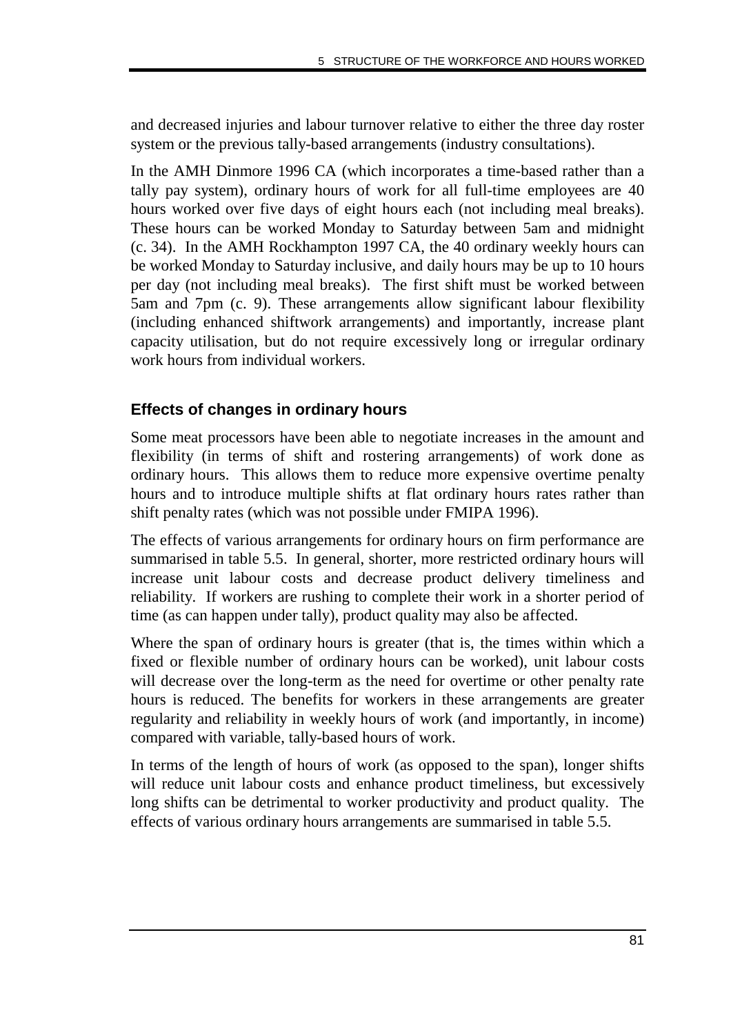and decreased injuries and labour turnover relative to either the three day roster system or the previous tally-based arrangements (industry consultations).

In the AMH Dinmore 1996 CA (which incorporates a time-based rather than a tally pay system), ordinary hours of work for all full-time employees are 40 hours worked over five days of eight hours each (not including meal breaks). These hours can be worked Monday to Saturday between 5am and midnight (c. 34). In the AMH Rockhampton 1997 CA, the 40 ordinary weekly hours can be worked Monday to Saturday inclusive, and daily hours may be up to 10 hours per day (not including meal breaks). The first shift must be worked between 5am and 7pm (c. 9). These arrangements allow significant labour flexibility (including enhanced shiftwork arrangements) and importantly, increase plant capacity utilisation, but do not require excessively long or irregular ordinary work hours from individual workers.

### Effects of changes in ordinary hours

Some meat processors have been able to negotiate increases in the amount and flexibility (in terms of shift and rostering arrangements) of work done as ordinary hours. This allows them to reduce more expensive overtime penalty hours and to introduce multiple shifts at flat ordinary hours rates rather than shift penalty rates (which was not possible under FMIPA 1996).

The effects of various arrangements for ordinary hours on firm performance are summarised in table 5.5. In general, shorter, more restricted ordinary hours will increase unit labour costs and decrease product delivery timeliness and reliability. If workers are rushing to complete their work in a shorter period of time (as can happen under tally), product quality may also be affected.

Where the span of ordinary hours is greater (that is, the times within which a fixed or flexible number of ordinary hours can be worked), unit labour costs will decrease over the long-term as the need for overtime or other penalty rate hours is reduced. The benefits for workers in these arrangements are greater regularity and reliability in weekly hours of work (and importantly, in income) compared with variable, tally-based hours of work.

In terms of the length of hours of work (as opposed to the span), longer shifts will reduce unit labour costs and enhance product timeliness, but excessively long shifts can be detrimental to worker productivity and product quality. The effects of various ordinary hours arrangements are summarised in table 5.5.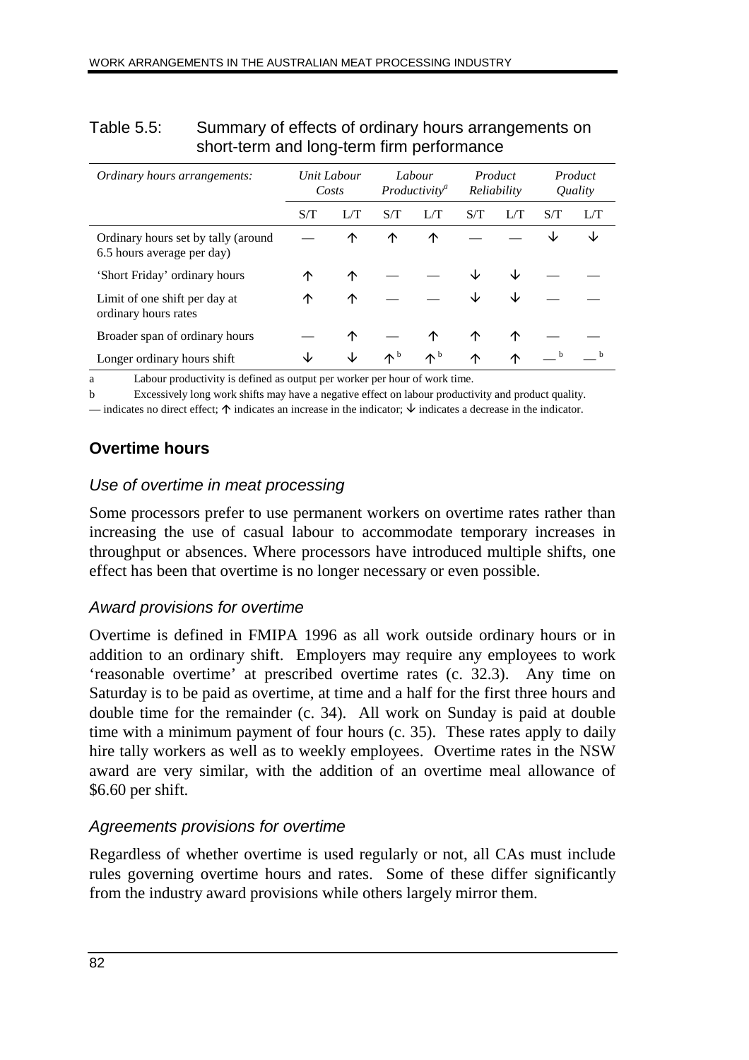Table 5.5: Summary of effects of ordinary hours arrangements on short-term and long-term firm performance

| *Ordinary hours arrangements:* | *Unit Labour Costs* | | *Labour Productivity*[a] | | *Product Reliability* | | *Product Quality* | |
|---|---|---|---|---|---|---|---|---|
| | S/T | L/T | S/T | L/T | S/T | L/T | S/T | L/T |
| Ordinary hours set by tally (around 6.5 hours average per day) | — | ↑ | ↑ | ↑ | — | — | ↓ | ↓ |
| 'Short Friday' ordinary hours | ↑ | ↑ | — | — | ↓ | ↓ | — | — |
| Limit of one shift per day at ordinary hours rates | ↑ | ↑ | — | — | ↓ | ↓ | — | — |
| Broader span of ordinary hours | — | ↑ | — | ↑ | ↑ | ↑ | — | — |
| Longer ordinary hours shift | ↓ | ↓ | ↑[b] | ↑[b] | ↑ | ↑ | —[b] | —[b] |

a Labour productivity is defined as output per worker per hour of work time.

b Excessively long work shifts may have a negative effect on labour productivity and product quality.

— indicates no direct effect; ↑ indicates an increase in the indicator; ↓ indicates a decrease in the indicator.

## Overtime hours

### *Use of overtime in meat processing*

Some processors prefer to use permanent workers on overtime rates rather than increasing the use of casual labour to accommodate temporary increases in throughput or absences. Where processors have introduced multiple shifts, one effect has been that overtime is no longer necessary or even possible.

### *Award provisions for overtime*

Overtime is defined in FMIPA 1996 as all work outside ordinary hours or in addition to an ordinary shift. Employers may require any employees to work 'reasonable overtime' at prescribed overtime rates (c. 32.3). Any time on Saturday is to be paid as overtime, at time and a half for the first three hours and double time for the remainder (c. 34). All work on Sunday is paid at double time with a minimum payment of four hours (c. 35). These rates apply to daily hire tally workers as well as to weekly employees. Overtime rates in the NSW award are very similar, with the addition of an overtime meal allowance of $6.60 per shift.

### *Agreements provisions for overtime*

Regardless of whether overtime is used regularly or not, all CAs must include rules governing overtime hours and rates. Some of these differ significantly from the industry award provisions while others largely mirror them.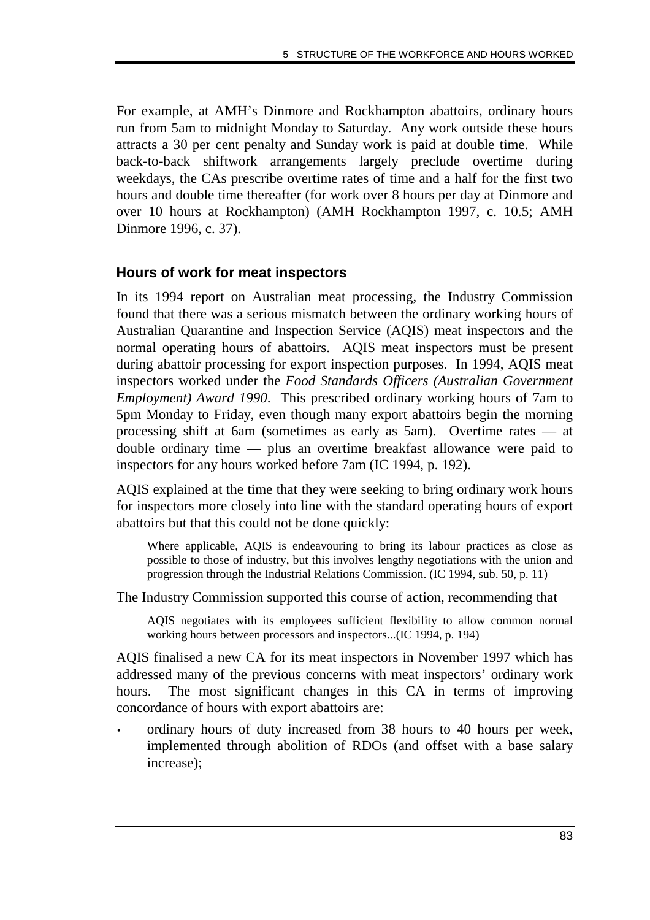For example, at AMH's Dinmore and Rockhampton abattoirs, ordinary hours run from 5am to midnight Monday to Saturday. Any work outside these hours attracts a 30 per cent penalty and Sunday work is paid at double time. While back-to-back shiftwork arrangements largely preclude overtime during weekdays, the CAs prescribe overtime rates of time and a half for the first two hours and double time thereafter (for work over 8 hours per day at Dinmore and over 10 hours at Rockhampton) (AMH Rockhampton 1997, c. 10.5; AMH Dinmore 1996, c. 37).

### Hours of work for meat inspectors

In its 1994 report on Australian meat processing, the Industry Commission found that there was a serious mismatch between the ordinary working hours of Australian Quarantine and Inspection Service (AQIS) meat inspectors and the normal operating hours of abattoirs. AQIS meat inspectors must be present during abattoir processing for export inspection purposes. In 1994, AQIS meat inspectors worked under the *Food Standards Officers (Australian Government Employment) Award 1990*. This prescribed ordinary working hours of 7am to 5pm Monday to Friday, even though many export abattoirs begin the morning processing shift at 6am (sometimes as early as 5am). Overtime rates — at double ordinary time — plus an overtime breakfast allowance were paid to inspectors for any hours worked before 7am (IC 1994, p. 192).

AQIS explained at the time that they were seeking to bring ordinary work hours for inspectors more closely into line with the standard operating hours of export abattoirs but that this could not be done quickly:

> Where applicable, AQIS is endeavouring to bring its labour practices as close as possible to those of industry, but this involves lengthy negotiations with the union and progression through the Industrial Relations Commission. (IC 1994, sub. 50, p. 11)

The Industry Commission supported this course of action, recommending that

> AQIS negotiates with its employees sufficient flexibility to allow common normal working hours between processors and inspectors...(IC 1994, p. 194)

AQIS finalised a new CA for its meat inspectors in November 1997 which has addressed many of the previous concerns with meat inspectors' ordinary work hours. The most significant changes in this CA in terms of improving concordance of hours with export abattoirs are:

- ordinary hours of duty increased from 38 hours to 40 hours per week, implemented through abolition of RDOs (and offset with a base salary increase);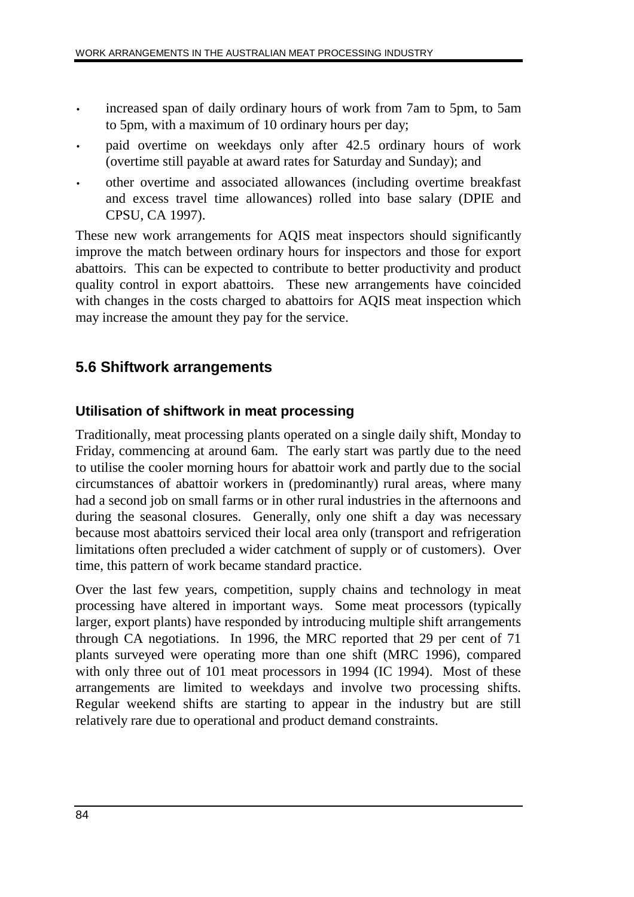- increased span of daily ordinary hours of work from 7am to 5pm, to 5am to 5pm, with a maximum of 10 ordinary hours per day;
- paid overtime on weekdays only after 42.5 ordinary hours of work (overtime still payable at award rates for Saturday and Sunday); and
- other overtime and associated allowances (including overtime breakfast and excess travel time allowances) rolled into base salary (DPIE and CPSU, CA 1997).

These new work arrangements for AQIS meat inspectors should significantly improve the match between ordinary hours for inspectors and those for export abattoirs. This can be expected to contribute to better productivity and product quality control in export abattoirs. These new arrangements have coincided with changes in the costs charged to abattoirs for AQIS meat inspection which may increase the amount they pay for the service.

## 5.6 Shiftwork arrangements

### Utilisation of shiftwork in meat processing

Traditionally, meat processing plants operated on a single daily shift, Monday to Friday, commencing at around 6am. The early start was partly due to the need to utilise the cooler morning hours for abattoir work and partly due to the social circumstances of abattoir workers in (predominantly) rural areas, where many had a second job on small farms or in other rural industries in the afternoons and during the seasonal closures. Generally, only one shift a day was necessary because most abattoirs serviced their local area only (transport and refrigeration limitations often precluded a wider catchment of supply or of customers). Over time, this pattern of work became standard practice.

Over the last few years, competition, supply chains and technology in meat processing have altered in important ways. Some meat processors (typically larger, export plants) have responded by introducing multiple shift arrangements through CA negotiations. In 1996, the MRC reported that 29 per cent of 71 plants surveyed were operating more than one shift (MRC 1996), compared with only three out of 101 meat processors in 1994 (IC 1994). Most of these arrangements are limited to weekdays and involve two processing shifts. Regular weekend shifts are starting to appear in the industry but are still relatively rare due to operational and product demand constraints.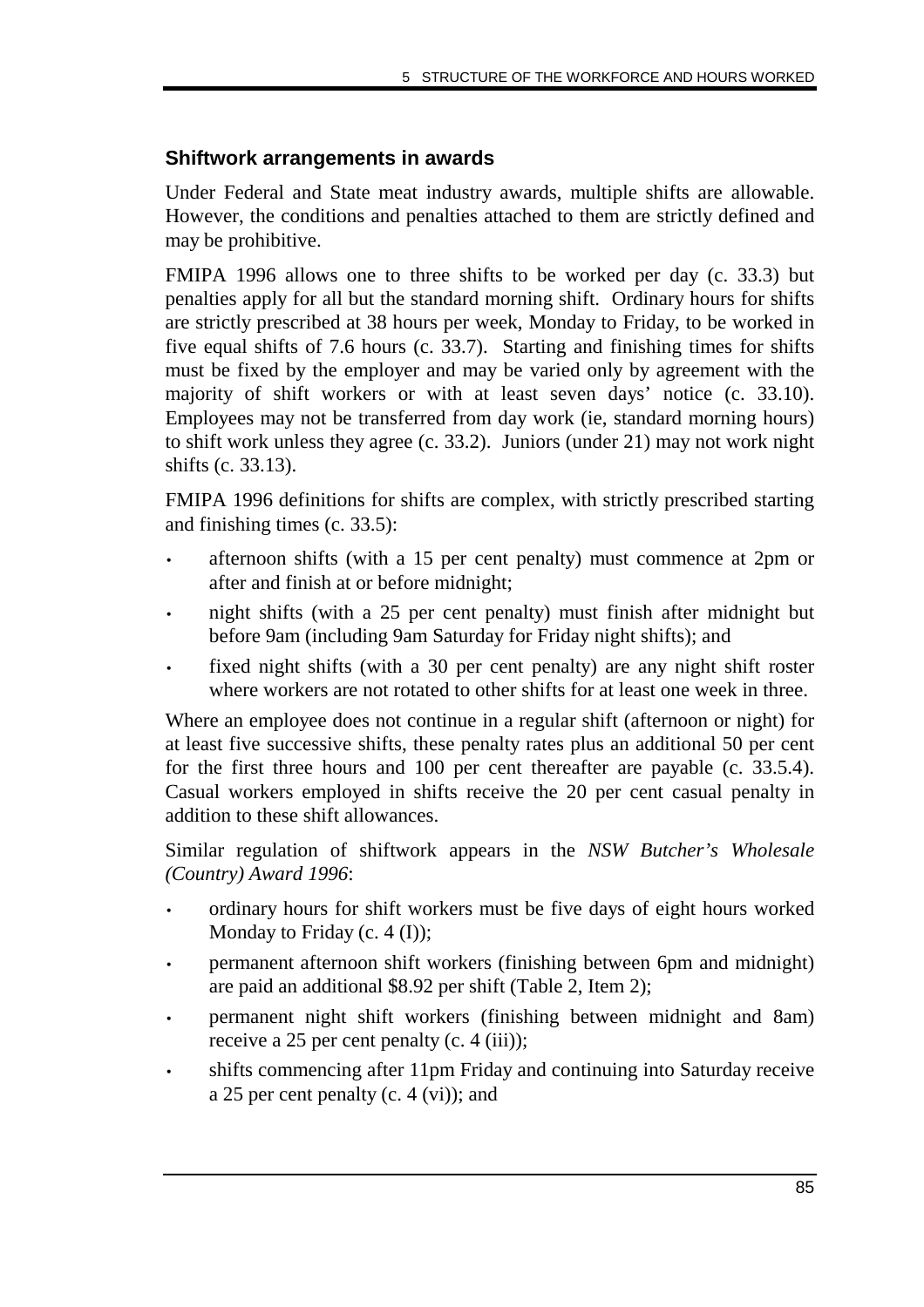### Shiftwork arrangements in awards

Under Federal and State meat industry awards, multiple shifts are allowable. However, the conditions and penalties attached to them are strictly defined and may be prohibitive.

FMIPA 1996 allows one to three shifts to be worked per day (c. 33.3) but penalties apply for all but the standard morning shift. Ordinary hours for shifts are strictly prescribed at 38 hours per week, Monday to Friday, to be worked in five equal shifts of 7.6 hours (c. 33.7). Starting and finishing times for shifts must be fixed by the employer and may be varied only by agreement with the majority of shift workers or with at least seven days' notice (c. 33.10). Employees may not be transferred from day work (ie, standard morning hours) to shift work unless they agree (c. 33.2). Juniors (under 21) may not work night shifts (c. 33.13).

FMIPA 1996 definitions for shifts are complex, with strictly prescribed starting and finishing times (c. 33.5):

- afternoon shifts (with a 15 per cent penalty) must commence at 2pm or after and finish at or before midnight;
- night shifts (with a 25 per cent penalty) must finish after midnight but before 9am (including 9am Saturday for Friday night shifts); and
- fixed night shifts (with a 30 per cent penalty) are any night shift roster where workers are not rotated to other shifts for at least one week in three.

Where an employee does not continue in a regular shift (afternoon or night) for at least five successive shifts, these penalty rates plus an additional 50 per cent for the first three hours and 100 per cent thereafter are payable (c. 33.5.4). Casual workers employed in shifts receive the 20 per cent casual penalty in addition to these shift allowances.

Similar regulation of shiftwork appears in the *NSW Butcher's Wholesale (Country) Award 1996*:

- ordinary hours for shift workers must be five days of eight hours worked Monday to Friday (c. 4 (I));
- permanent afternoon shift workers (finishing between 6pm and midnight) are paid an additional $8.92 per shift (Table 2, Item 2);
- permanent night shift workers (finishing between midnight and 8am) receive a 25 per cent penalty (c. 4 (iii));
- shifts commencing after 11pm Friday and continuing into Saturday receive a 25 per cent penalty (c. 4 (vi)); and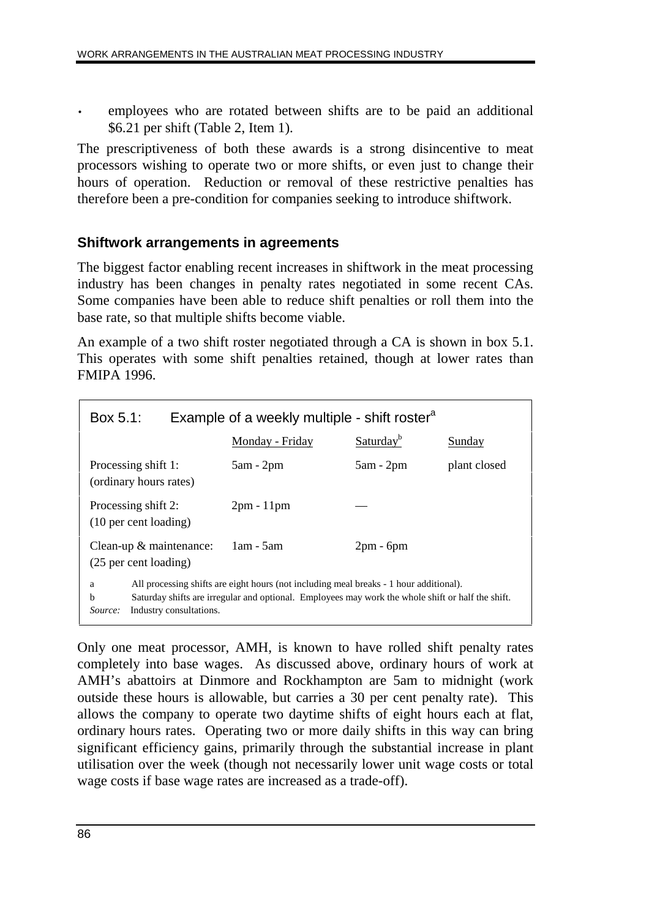- employees who are rotated between shifts are to be paid an additional $6.21 per shift (Table 2, Item 1).

The prescriptiveness of both these awards is a strong disincentive to meat processors wishing to operate two or more shifts, or even just to change their hours of operation. Reduction or removal of these restrictive penalties has therefore been a pre-condition for companies seeking to introduce shiftwork.

### Shiftwork arrangements in agreements

The biggest factor enabling recent increases in shiftwork in the meat processing industry has been changes in penalty rates negotiated in some recent CAs. Some companies have been able to reduce shift penalties or roll them into the base rate, so that multiple shifts become viable.

An example of a two shift roster negotiated through a CA is shown in box 5.1. This operates with some shift penalties retained, though at lower rates than FMIPA 1996.

**Box 5.1: Example of a weekly multiple - shift roster[a]**

| | Monday - Friday | Saturday[b] | Sunday |
|---|---|---|---|
| Processing shift 1: (ordinary hours rates) | 5am - 2pm | 5am - 2pm | plant closed |
| Processing shift 2: (10 per cent loading) | 2pm - 11pm | — | |
| Clean-up & maintenance: (25 per cent loading) | 1am - 5am | 2pm - 6pm | |

a All processing shifts are eight hours (not including meal breaks - 1 hour additional).
b Saturday shifts are irregular and optional. Employees may work the whole shift or half the shift.
*Source:* Industry consultations.

Only one meat processor, AMH, is known to have rolled shift penalty rates completely into base wages. As discussed above, ordinary hours of work at AMH's abattoirs at Dinmore and Rockhampton are 5am to midnight (work outside these hours is allowable, but carries a 30 per cent penalty rate). This allows the company to operate two daytime shifts of eight hours each at flat, ordinary hours rates. Operating two or more daily shifts in this way can bring significant efficiency gains, primarily through the substantial increase in plant utilisation over the week (though not necessarily lower unit wage costs or total wage costs if base wage rates are increased as a trade-off).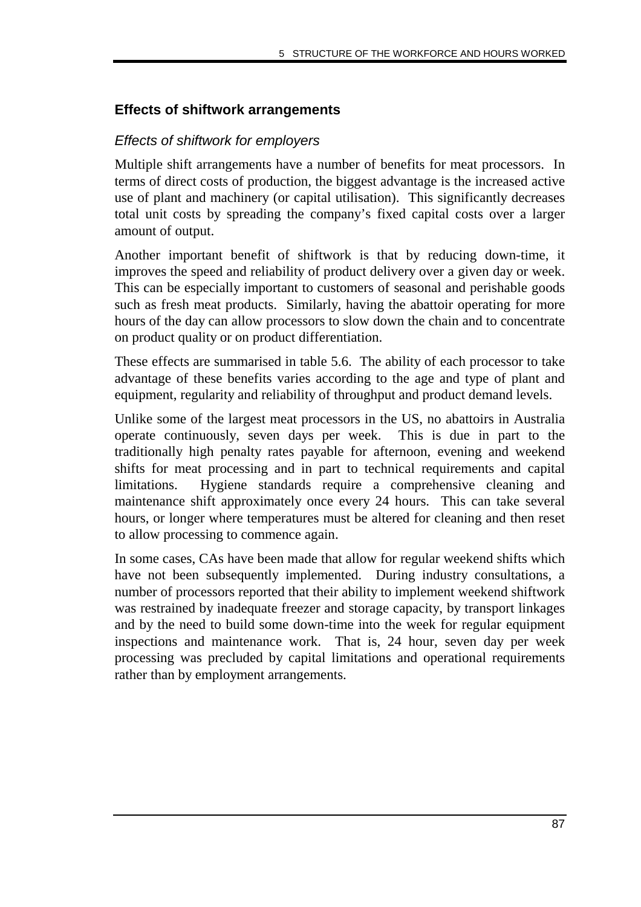## Effects of shiftwork arrangements

### *Effects of shiftwork for employers*

Multiple shift arrangements have a number of benefits for meat processors. In terms of direct costs of production, the biggest advantage is the increased active use of plant and machinery (or capital utilisation). This significantly decreases total unit costs by spreading the company's fixed capital costs over a larger amount of output.

Another important benefit of shiftwork is that by reducing down-time, it improves the speed and reliability of product delivery over a given day or week. This can be especially important to customers of seasonal and perishable goods such as fresh meat products. Similarly, having the abattoir operating for more hours of the day can allow processors to slow down the chain and to concentrate on product quality or on product differentiation.

These effects are summarised in table 5.6. The ability of each processor to take advantage of these benefits varies according to the age and type of plant and equipment, regularity and reliability of throughput and product demand levels.

Unlike some of the largest meat processors in the US, no abattoirs in Australia operate continuously, seven days per week. This is due in part to the traditionally high penalty rates payable for afternoon, evening and weekend shifts for meat processing and in part to technical requirements and capital limitations. Hygiene standards require a comprehensive cleaning and maintenance shift approximately once every 24 hours. This can take several hours, or longer where temperatures must be altered for cleaning and then reset to allow processing to commence again.

In some cases, CAs have been made that allow for regular weekend shifts which have not been subsequently implemented. During industry consultations, a number of processors reported that their ability to implement weekend shiftwork was restrained by inadequate freezer and storage capacity, by transport linkages and by the need to build some down-time into the week for regular equipment inspections and maintenance work. That is, 24 hour, seven day per week processing was precluded by capital limitations and operational requirements rather than by employment arrangements.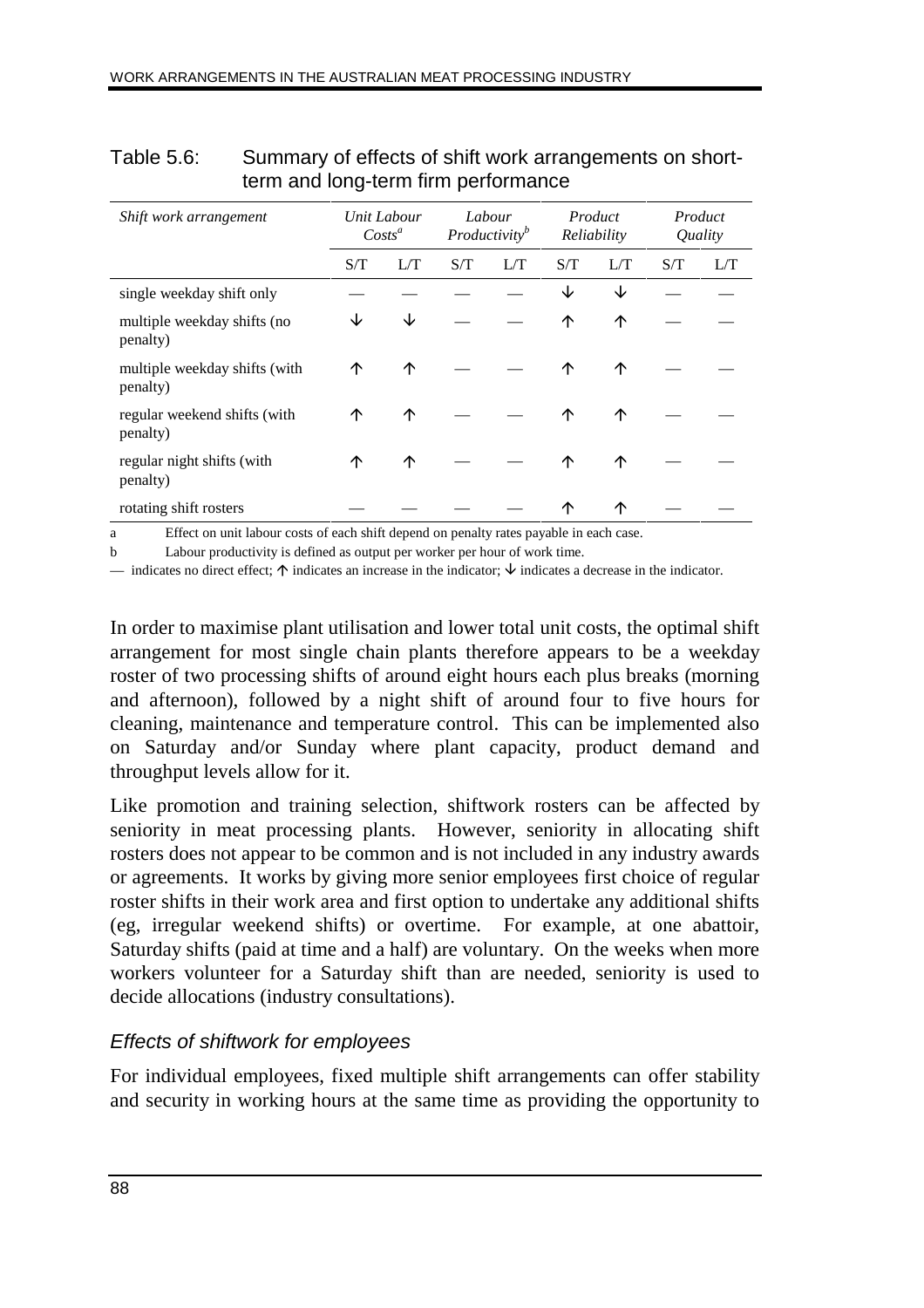## Table 5.6: Summary of effects of shift work arrangements on short-term and long-term firm performance

| *Shift work arrangement* | *Unit Labour Costs*[a] | | *Labour Productivity*[b] | | *Product Reliability* | | *Product Quality* | |
|---|---|---|---|---|---|---|---|---|
| | S/T | L/T | S/T | L/T | S/T | L/T | S/T | L/T |
| single weekday shift only | — | — | — | — | ↓ | ↓ | — | — |
| multiple weekday shifts (no penalty) | ↓ | ↓ | — | — | ↑ | ↑ | — | — |
| multiple weekday shifts (with penalty) | ↑ | ↑ | — | — | ↑ | ↑ | — | — |
| regular weekend shifts (with penalty) | ↑ | ↑ | — | — | ↑ | ↑ | — | — |
| regular night shifts (with penalty) | ↑ | ↑ | — | — | ↑ | ↑ | — | — |
| rotating shift rosters | — | — | — | — | ↑ | ↑ | — | — |

a Effect on unit labour costs of each shift depend on penalty rates payable in each case.

b Labour productivity is defined as output per worker per hour of work time.

— indicates no direct effect; ↑ indicates an increase in the indicator; ↓ indicates a decrease in the indicator.

In order to maximise plant utilisation and lower total unit costs, the optimal shift arrangement for most single chain plants therefore appears to be a weekday roster of two processing shifts of around eight hours each plus breaks (morning and afternoon), followed by a night shift of around four to five hours for cleaning, maintenance and temperature control. This can be implemented also on Saturday and/or Sunday where plant capacity, product demand and throughput levels allow for it.

Like promotion and training selection, shiftwork rosters can be affected by seniority in meat processing plants. However, seniority in allocating shift rosters does not appear to be common and is not included in any industry awards or agreements. It works by giving more senior employees first choice of regular roster shifts in their work area and first option to undertake any additional shifts (eg, irregular weekend shifts) or overtime. For example, at one abattoir, Saturday shifts (paid at time and a half) are voluntary. On the weeks when more workers volunteer for a Saturday shift than are needed, seniority is used to decide allocations (industry consultations).

### *Effects of shiftwork for employees*

For individual employees, fixed multiple shift arrangements can offer stability and security in working hours at the same time as providing the opportunity to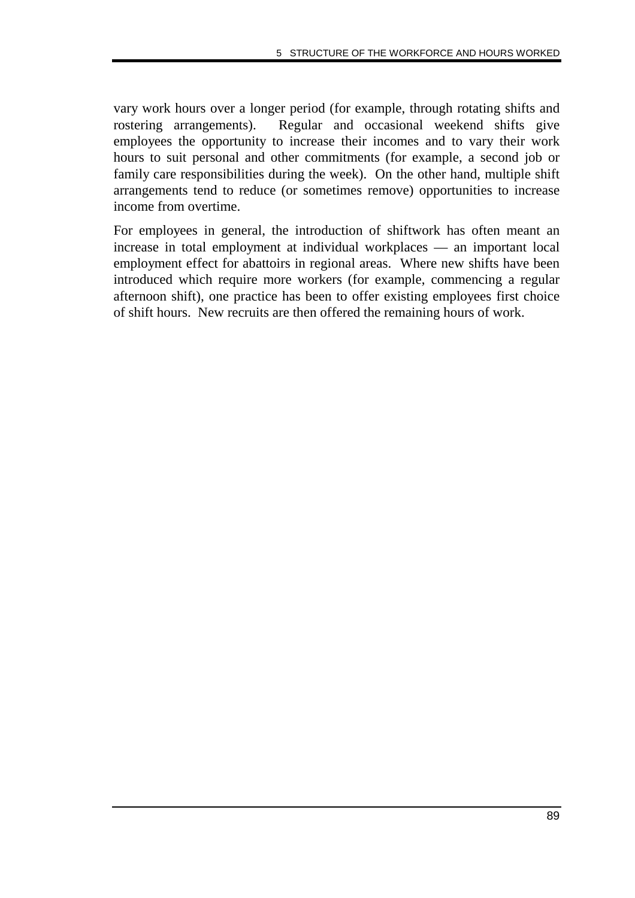vary work hours over a longer period (for example, through rotating shifts and rostering arrangements). Regular and occasional weekend shifts give employees the opportunity to increase their incomes and to vary their work hours to suit personal and other commitments (for example, a second job or family care responsibilities during the week). On the other hand, multiple shift arrangements tend to reduce (or sometimes remove) opportunities to increase income from overtime.

For employees in general, the introduction of shiftwork has often meant an increase in total employment at individual workplaces — an important local employment effect for abattoirs in regional areas. Where new shifts have been introduced which require more workers (for example, commencing a regular afternoon shift), one practice has been to offer existing employees first choice of shift hours. New recruits are then offered the remaining hours of work.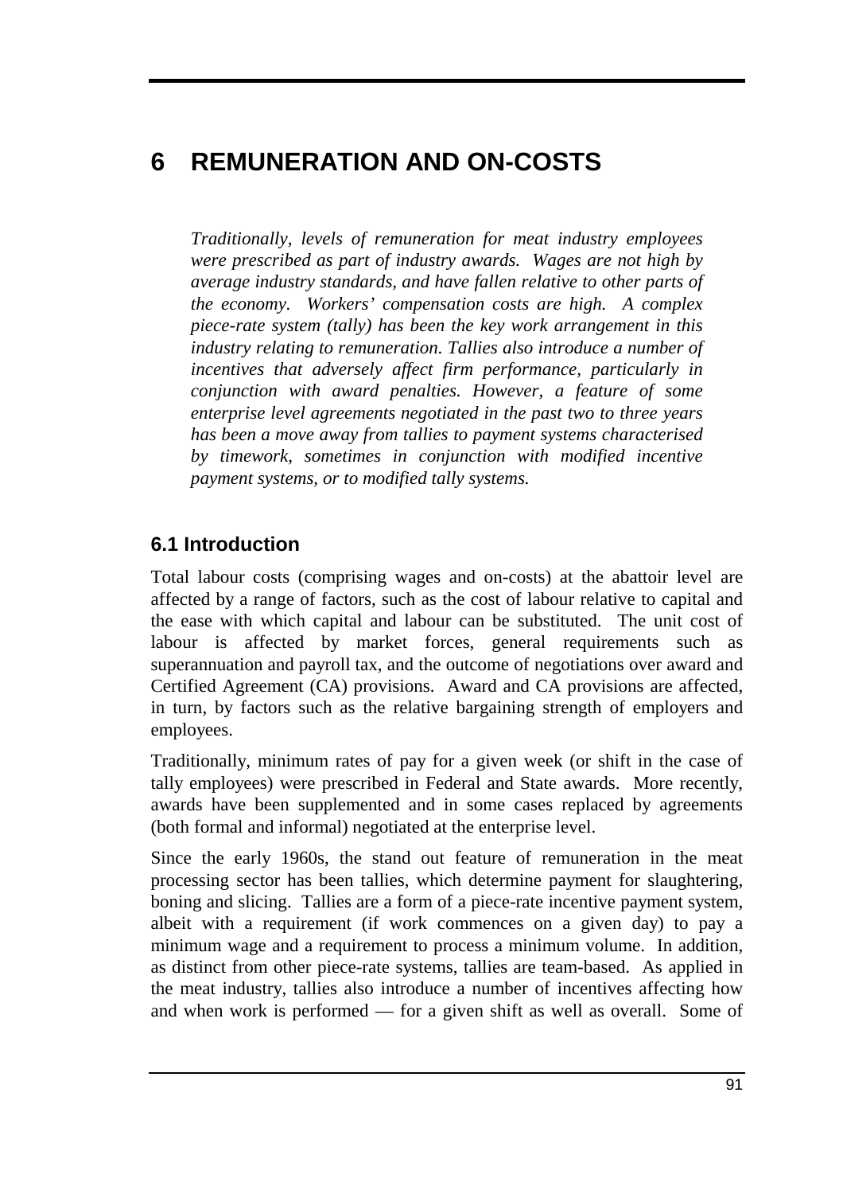# 6 REMUNERATION AND ON-COSTS

*Traditionally, levels of remuneration for meat industry employees were prescribed as part of industry awards. Wages are not high by average industry standards, and have fallen relative to other parts of the economy. Workers' compensation costs are high. A complex piece-rate system (tally) has been the key work arrangement in this industry relating to remuneration. Tallies also introduce a number of incentives that adversely affect firm performance, particularly in conjunction with award penalties. However, a feature of some enterprise level agreements negotiated in the past two to three years has been a move away from tallies to payment systems characterised by timework, sometimes in conjunction with modified incentive payment systems, or to modified tally systems.*

## 6.1 Introduction

Total labour costs (comprising wages and on-costs) at the abattoir level are affected by a range of factors, such as the cost of labour relative to capital and the ease with which capital and labour can be substituted. The unit cost of labour is affected by market forces, general requirements such as superannuation and payroll tax, and the outcome of negotiations over award and Certified Agreement (CA) provisions. Award and CA provisions are affected, in turn, by factors such as the relative bargaining strength of employers and employees.

Traditionally, minimum rates of pay for a given week (or shift in the case of tally employees) were prescribed in Federal and State awards. More recently, awards have been supplemented and in some cases replaced by agreements (both formal and informal) negotiated at the enterprise level.

Since the early 1960s, the stand out feature of remuneration in the meat processing sector has been tallies, which determine payment for slaughtering, boning and slicing. Tallies are a form of a piece-rate incentive payment system, albeit with a requirement (if work commences on a given day) to pay a minimum wage and a requirement to process a minimum volume. In addition, as distinct from other piece-rate systems, tallies are team-based. As applied in the meat industry, tallies also introduce a number of incentives affecting how and when work is performed — for a given shift as well as overall. Some of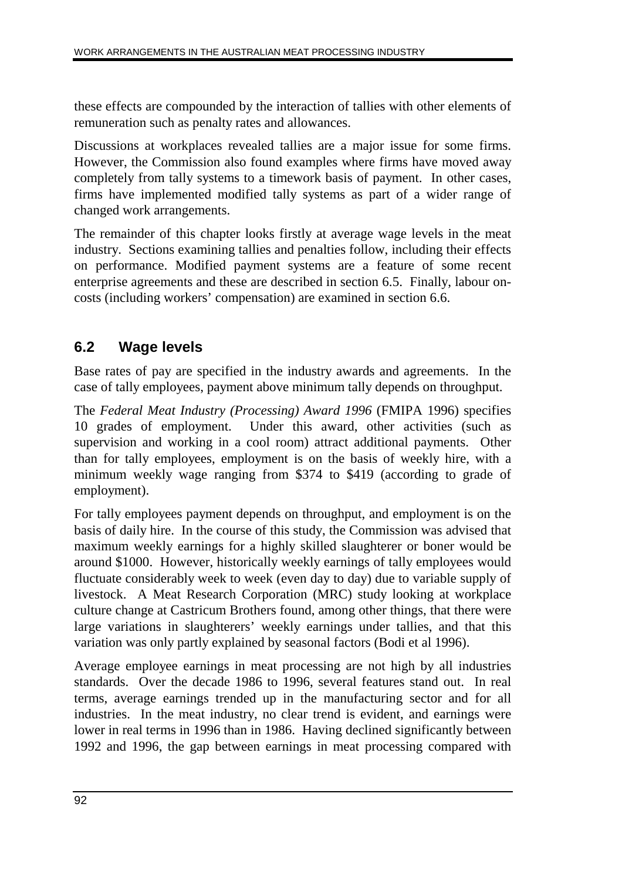these effects are compounded by the interaction of tallies with other elements of remuneration such as penalty rates and allowances.

Discussions at workplaces revealed tallies are a major issue for some firms. However, the Commission also found examples where firms have moved away completely from tally systems to a timework basis of payment. In other cases, firms have implemented modified tally systems as part of a wider range of changed work arrangements.

The remainder of this chapter looks firstly at average wage levels in the meat industry. Sections examining tallies and penalties follow, including their effects on performance. Modified payment systems are a feature of some recent enterprise agreements and these are described in section 6.5. Finally, labour on-costs (including workers' compensation) are examined in section 6.6.

## 6.2 Wage levels

Base rates of pay are specified in the industry awards and agreements. In the case of tally employees, payment above minimum tally depends on throughput.

The *Federal Meat Industry (Processing) Award 1996* (FMIPA 1996) specifies 10 grades of employment. Under this award, other activities (such as supervision and working in a cool room) attract additional payments. Other than for tally employees, employment is on the basis of weekly hire, with a minimum weekly wage ranging from $374 to $419 (according to grade of employment).

For tally employees payment depends on throughput, and employment is on the basis of daily hire. In the course of this study, the Commission was advised that maximum weekly earnings for a highly skilled slaughterer or boner would be around $1000. However, historically weekly earnings of tally employees would fluctuate considerably week to week (even day to day) due to variable supply of livestock. A Meat Research Corporation (MRC) study looking at workplace culture change at Castricum Brothers found, among other things, that there were large variations in slaughterers' weekly earnings under tallies, and that this variation was only partly explained by seasonal factors (Bodi et al 1996).

Average employee earnings in meat processing are not high by all industries standards. Over the decade 1986 to 1996, several features stand out. In real terms, average earnings trended up in the manufacturing sector and for all industries. In the meat industry, no clear trend is evident, and earnings were lower in real terms in 1996 than in 1986. Having declined significantly between 1992 and 1996, the gap between earnings in meat processing compared with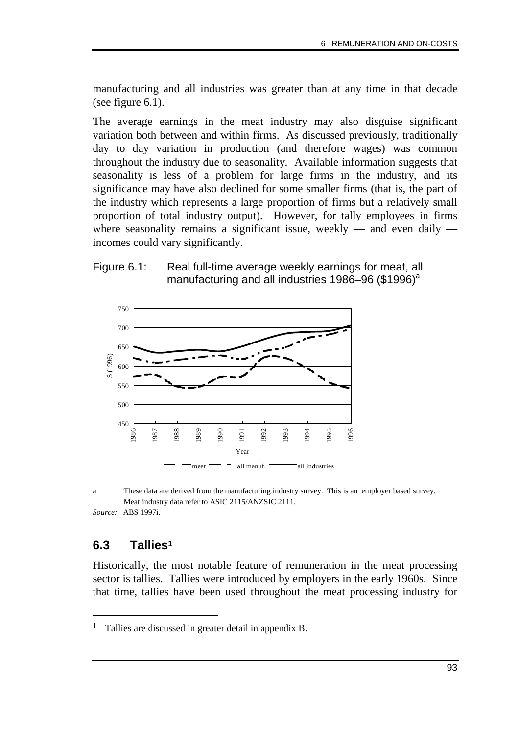manufacturing and all industries was greater than at any time in that decade (see figure 6.1).

The average earnings in the meat industry may also disguise significant variation both between and within firms. As discussed previously, traditionally day to day variation in production (and therefore wages) was common throughout the industry due to seasonality. Available information suggests that seasonality is less of a problem for large firms in the industry, and its significance may have also declined for some smaller firms (that is, the part of the industry which represents a large proportion of firms but a relatively small proportion of total industry output). However, for tally employees in firms where seasonality remains a significant issue, weekly — and even daily — incomes could vary significantly.

Figure 6.1: Real full-time average weekly earnings for meat, all manufacturing and all industries 1986–96 ($1996)[a]

a These data are derived from the manufacturing industry survey. This is an employer based survey. Meat industry data refer to ASIC 2115/ANZSIC 2111.

*Source:* ABS 1997i.

## 6.3 Tallies[1]

Historically, the most notable feature of remuneration in the meat processing sector is tallies. Tallies were introduced by employers in the early 1960s. Since that time, tallies have been used throughout the meat processing industry for

[1] Tallies are discussed in greater detail in appendix B.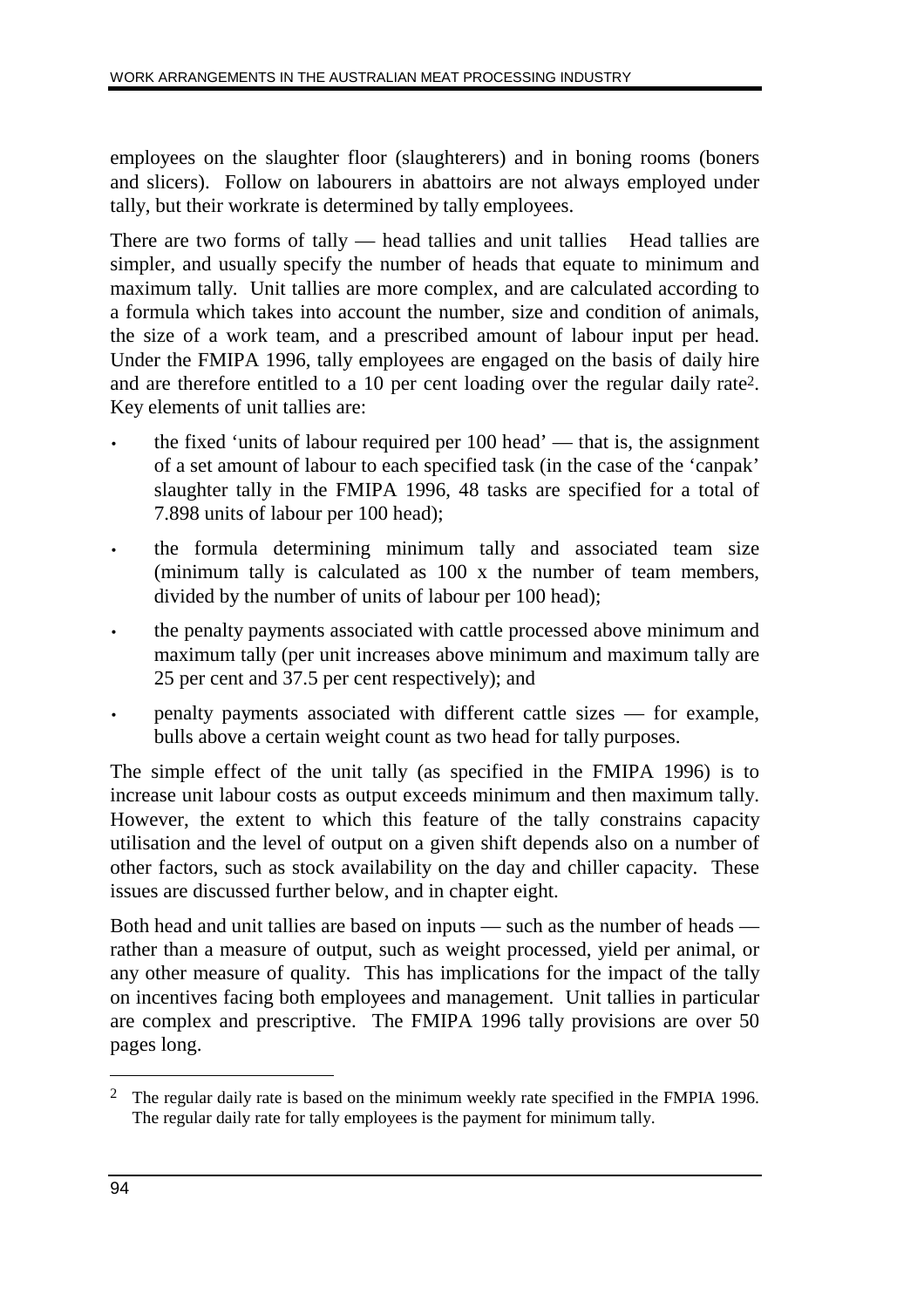employees on the slaughter floor (slaughterers) and in boning rooms (boners and slicers). Follow on labourers in abattoirs are not always employed under tally, but their workrate is determined by tally employees.

There are two forms of tally — head tallies and unit tallies  Head tallies are simpler, and usually specify the number of heads that equate to minimum and maximum tally. Unit tallies are more complex, and are calculated according to a formula which takes into account the number, size and condition of animals, the size of a work team, and a prescribed amount of labour input per head. Under the FMIPA 1996, tally employees are engaged on the basis of daily hire and are therefore entitled to a 10 per cent loading over the regular daily rate[2]. Key elements of unit tallies are:

- the fixed 'units of labour required per 100 head' — that is, the assignment of a set amount of labour to each specified task (in the case of the 'canpak' slaughter tally in the FMIPA 1996, 48 tasks are specified for a total of 7.898 units of labour per 100 head);
- the formula determining minimum tally and associated team size (minimum tally is calculated as 100 x the number of team members, divided by the number of units of labour per 100 head);
- the penalty payments associated with cattle processed above minimum and maximum tally (per unit increases above minimum and maximum tally are 25 per cent and 37.5 per cent respectively); and
- penalty payments associated with different cattle sizes — for example, bulls above a certain weight count as two head for tally purposes.

The simple effect of the unit tally (as specified in the FMIPA 1996) is to increase unit labour costs as output exceeds minimum and then maximum tally. However, the extent to which this feature of the tally constrains capacity utilisation and the level of output on a given shift depends also on a number of other factors, such as stock availability on the day and chiller capacity. These issues are discussed further below, and in chapter eight.

Both head and unit tallies are based on inputs — such as the number of heads — rather than a measure of output, such as weight processed, yield per animal, or any other measure of quality. This has implications for the impact of the tally on incentives facing both employees and management. Unit tallies in particular are complex and prescriptive. The FMIPA 1996 tally provisions are over 50 pages long.

---

[2] The regular daily rate is based on the minimum weekly rate specified in the FMPIA 1996. The regular daily rate for tally employees is the payment for minimum tally.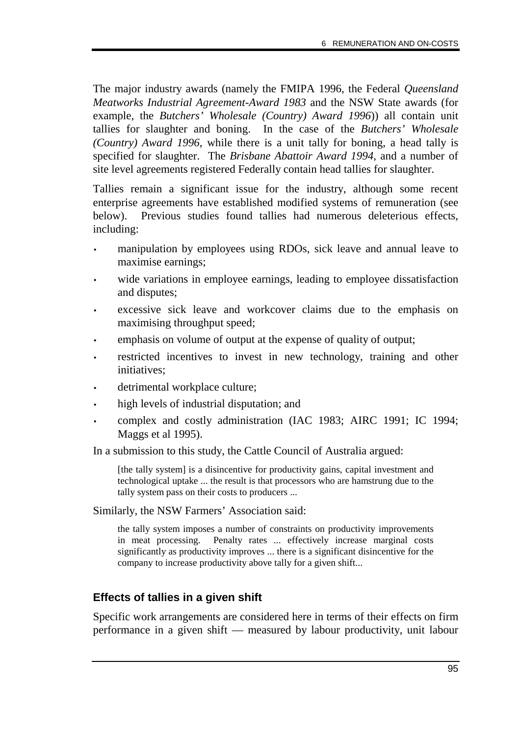The major industry awards (namely the FMIPA 1996, the Federal *Queensland Meatworks Industrial Agreement-Award 1983* and the NSW State awards (for example, the *Butchers' Wholesale (Country) Award 1996*)) all contain unit tallies for slaughter and boning. In the case of the *Butchers' Wholesale (Country) Award 1996*, while there is a unit tally for boning, a head tally is specified for slaughter. The *Brisbane Abattoir Award 1994*, and a number of site level agreements registered Federally contain head tallies for slaughter.

Tallies remain a significant issue for the industry, although some recent enterprise agreements have established modified systems of remuneration (see below). Previous studies found tallies had numerous deleterious effects, including:

- manipulation by employees using RDOs, sick leave and annual leave to maximise earnings;
- wide variations in employee earnings, leading to employee dissatisfaction and disputes;
- excessive sick leave and workcover claims due to the emphasis on maximising throughput speed;
- emphasis on volume of output at the expense of quality of output;
- restricted incentives to invest in new technology, training and other initiatives;
- detrimental workplace culture;
- high levels of industrial disputation; and
- complex and costly administration (IAC 1983; AIRC 1991; IC 1994; Maggs et al 1995).

In a submission to this study, the Cattle Council of Australia argued:

> [the tally system] is a disincentive for productivity gains, capital investment and technological uptake ... the result is that processors who are hamstrung due to the tally system pass on their costs to producers ...

Similarly, the NSW Farmers' Association said:

> the tally system imposes a number of constraints on productivity improvements in meat processing. Penalty rates ... effectively increase marginal costs significantly as productivity improves ... there is a significant disincentive for the company to increase productivity above tally for a given shift...

### Effects of tallies in a given shift

Specific work arrangements are considered here in terms of their effects on firm performance in a given shift — measured by labour productivity, unit labour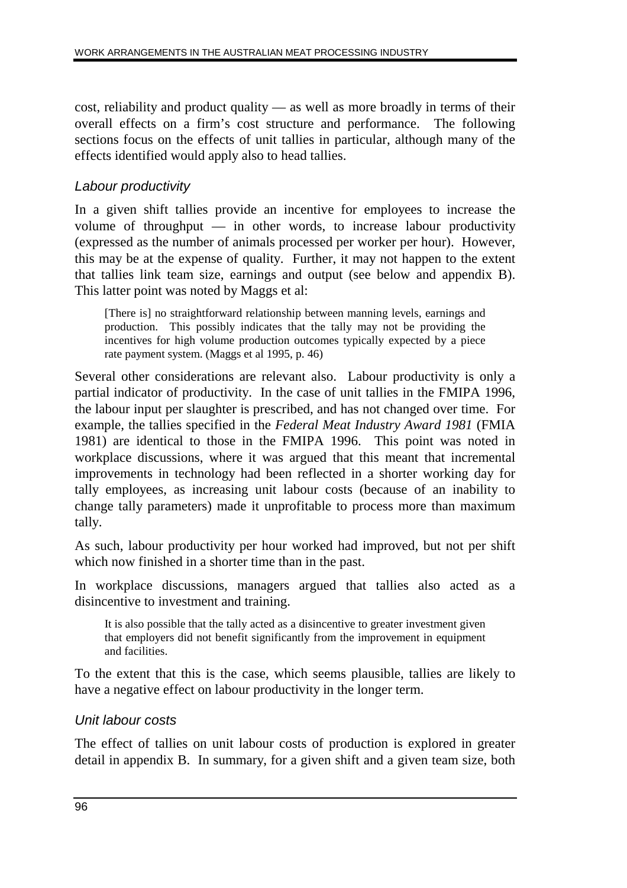cost, reliability and product quality — as well as more broadly in terms of their overall effects on a firm's cost structure and performance. The following sections focus on the effects of unit tallies in particular, although many of the effects identified would apply also to head tallies.

### *Labour productivity*

In a given shift tallies provide an incentive for employees to increase the volume of throughput — in other words, to increase labour productivity (expressed as the number of animals processed per worker per hour). However, this may be at the expense of quality. Further, it may not happen to the extent that tallies link team size, earnings and output (see below and appendix B). This latter point was noted by Maggs et al:

> [There is] no straightforward relationship between manning levels, earnings and production. This possibly indicates that the tally may not be providing the incentives for high volume production outcomes typically expected by a piece rate payment system. (Maggs et al 1995, p. 46)

Several other considerations are relevant also. Labour productivity is only a partial indicator of productivity. In the case of unit tallies in the FMIPA 1996, the labour input per slaughter is prescribed, and has not changed over time. For example, the tallies specified in the *Federal Meat Industry Award 1981* (FMIA 1981) are identical to those in the FMIPA 1996. This point was noted in workplace discussions, where it was argued that this meant that incremental improvements in technology had been reflected in a shorter working day for tally employees, as increasing unit labour costs (because of an inability to change tally parameters) made it unprofitable to process more than maximum tally.

As such, labour productivity per hour worked had improved, but not per shift which now finished in a shorter time than in the past.

In workplace discussions, managers argued that tallies also acted as a disincentive to investment and training.

> It is also possible that the tally acted as a disincentive to greater investment given that employers did not benefit significantly from the improvement in equipment and facilities.

To the extent that this is the case, which seems plausible, tallies are likely to have a negative effect on labour productivity in the longer term.

### *Unit labour costs*

The effect of tallies on unit labour costs of production is explored in greater detail in appendix B. In summary, for a given shift and a given team size, both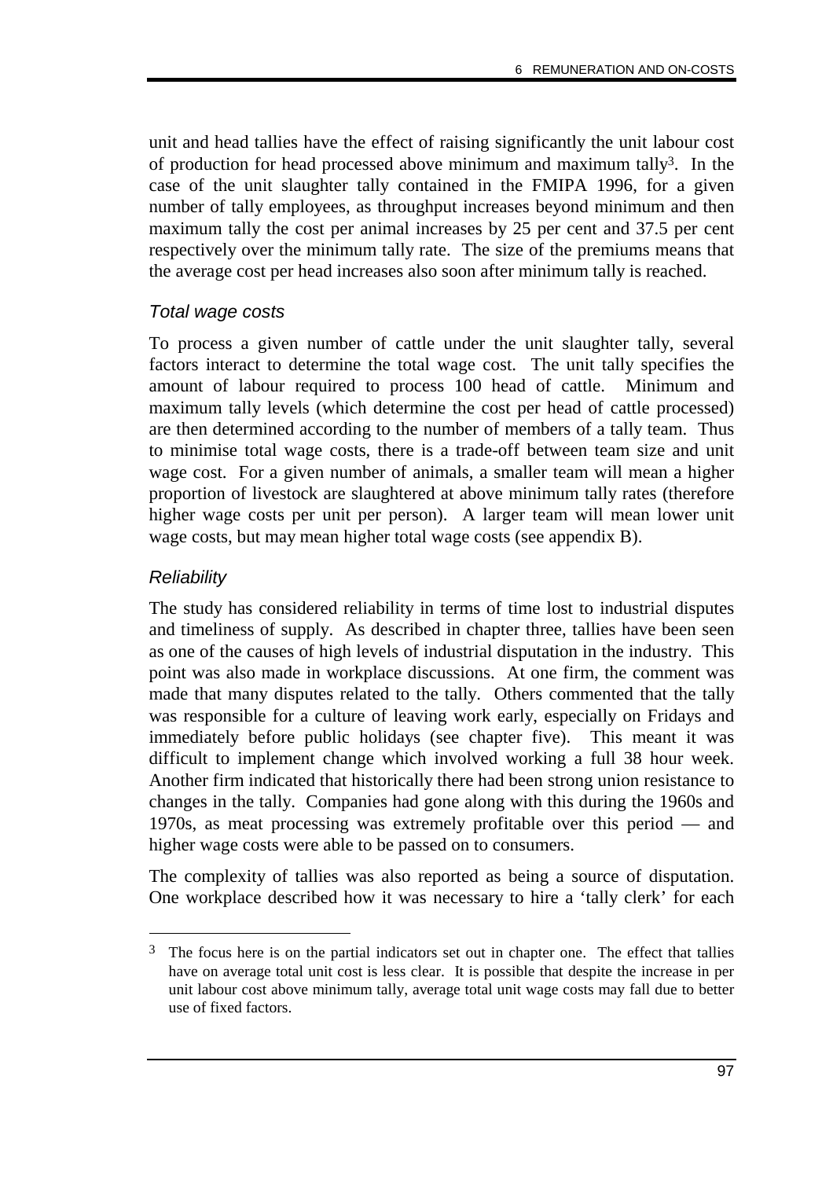unit and head tallies have the effect of raising significantly the unit labour cost of production for head processed above minimum and maximum tally[3]. In the case of the unit slaughter tally contained in the FMIPA 1996, for a given number of tally employees, as throughput increases beyond minimum and then maximum tally the cost per animal increases by 25 per cent and 37.5 per cent respectively over the minimum tally rate. The size of the premiums means that the average cost per head increases also soon after minimum tally is reached.

### *Total wage costs*

To process a given number of cattle under the unit slaughter tally, several factors interact to determine the total wage cost. The unit tally specifies the amount of labour required to process 100 head of cattle. Minimum and maximum tally levels (which determine the cost per head of cattle processed) are then determined according to the number of members of a tally team. Thus to minimise total wage costs, there is a trade-off between team size and unit wage cost. For a given number of animals, a smaller team will mean a higher proportion of livestock are slaughtered at above minimum tally rates (therefore higher wage costs per unit per person). A larger team will mean lower unit wage costs, but may mean higher total wage costs (see appendix B).

### *Reliability*

The study has considered reliability in terms of time lost to industrial disputes and timeliness of supply. As described in chapter three, tallies have been seen as one of the causes of high levels of industrial disputation in the industry. This point was also made in workplace discussions. At one firm, the comment was made that many disputes related to the tally. Others commented that the tally was responsible for a culture of leaving work early, especially on Fridays and immediately before public holidays (see chapter five). This meant it was difficult to implement change which involved working a full 38 hour week. Another firm indicated that historically there had been strong union resistance to changes in the tally. Companies had gone along with this during the 1960s and 1970s, as meat processing was extremely profitable over this period — and higher wage costs were able to be passed on to consumers.

The complexity of tallies was also reported as being a source of disputation. One workplace described how it was necessary to hire a 'tally clerk' for each

---

[3] The focus here is on the partial indicators set out in chapter one. The effect that tallies have on average total unit cost is less clear. It is possible that despite the increase in per unit labour cost above minimum tally, average total unit wage costs may fall due to better use of fixed factors.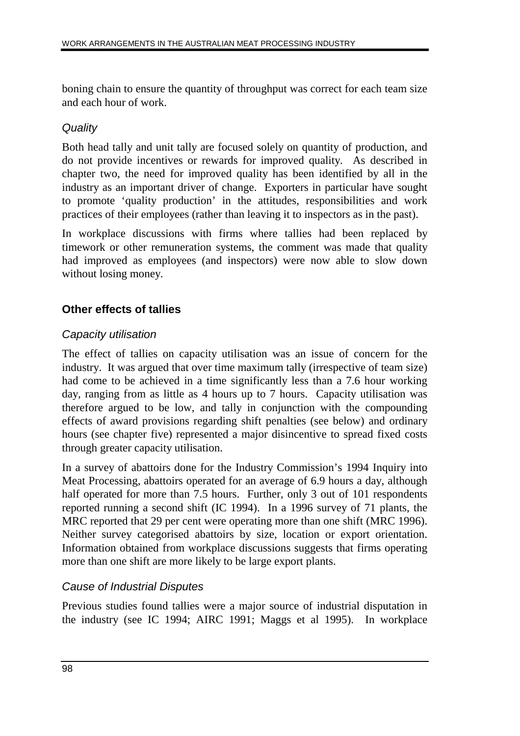boning chain to ensure the quantity of throughput was correct for each team size and each hour of work.

### *Quality*

Both head tally and unit tally are focused solely on quantity of production, and do not provide incentives or rewards for improved quality. As described in chapter two, the need for improved quality has been identified by all in the industry as an important driver of change. Exporters in particular have sought to promote 'quality production' in the attitudes, responsibilities and work practices of their employees (rather than leaving it to inspectors as in the past).

In workplace discussions with firms where tallies had been replaced by timework or other remuneration systems, the comment was made that quality had improved as employees (and inspectors) were now able to slow down without losing money.

## **Other effects of tallies**

### *Capacity utilisation*

The effect of tallies on capacity utilisation was an issue of concern for the industry. It was argued that over time maximum tally (irrespective of team size) had come to be achieved in a time significantly less than a 7.6 hour working day, ranging from as little as 4 hours up to 7 hours. Capacity utilisation was therefore argued to be low, and tally in conjunction with the compounding effects of award provisions regarding shift penalties (see below) and ordinary hours (see chapter five) represented a major disincentive to spread fixed costs through greater capacity utilisation.

In a survey of abattoirs done for the Industry Commission's 1994 Inquiry into Meat Processing, abattoirs operated for an average of 6.9 hours a day, although half operated for more than 7.5 hours. Further, only 3 out of 101 respondents reported running a second shift (IC 1994). In a 1996 survey of 71 plants, the MRC reported that 29 per cent were operating more than one shift (MRC 1996). Neither survey categorised abattoirs by size, location or export orientation. Information obtained from workplace discussions suggests that firms operating more than one shift are more likely to be large export plants.

### *Cause of Industrial Disputes*

Previous studies found tallies were a major source of industrial disputation in the industry (see IC 1994; AIRC 1991; Maggs et al 1995). In workplace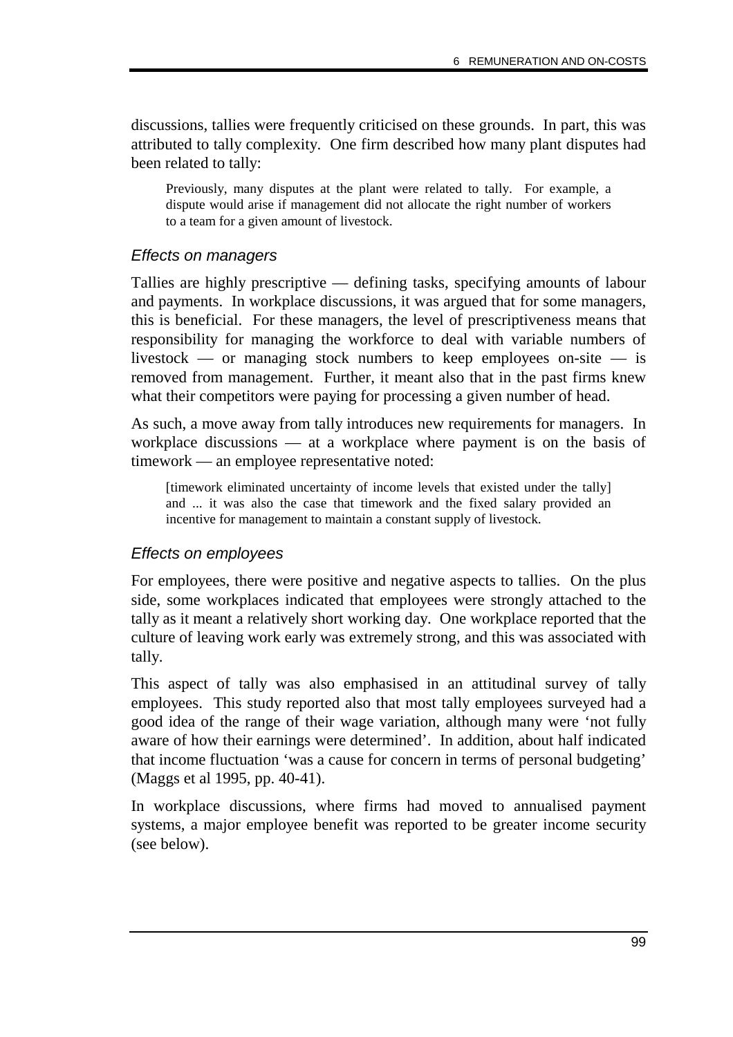discussions, tallies were frequently criticised on these grounds. In part, this was attributed to tally complexity. One firm described how many plant disputes had been related to tally:

> Previously, many disputes at the plant were related to tally. For example, a dispute would arise if management did not allocate the right number of workers to a team for a given amount of livestock.

### *Effects on managers*

Tallies are highly prescriptive — defining tasks, specifying amounts of labour and payments. In workplace discussions, it was argued that for some managers, this is beneficial. For these managers, the level of prescriptiveness means that responsibility for managing the workforce to deal with variable numbers of livestock — or managing stock numbers to keep employees on-site — is removed from management. Further, it meant also that in the past firms knew what their competitors were paying for processing a given number of head.

As such, a move away from tally introduces new requirements for managers. In workplace discussions — at a workplace where payment is on the basis of timework — an employee representative noted:

> [timework eliminated uncertainty of income levels that existed under the tally] and ... it was also the case that timework and the fixed salary provided an incentive for management to maintain a constant supply of livestock.

### *Effects on employees*

For employees, there were positive and negative aspects to tallies. On the plus side, some workplaces indicated that employees were strongly attached to the tally as it meant a relatively short working day. One workplace reported that the culture of leaving work early was extremely strong, and this was associated with tally.

This aspect of tally was also emphasised in an attitudinal survey of tally employees. This study reported also that most tally employees surveyed had a good idea of the range of their wage variation, although many were 'not fully aware of how their earnings were determined'. In addition, about half indicated that income fluctuation 'was a cause for concern in terms of personal budgeting' (Maggs et al 1995, pp. 40-41).

In workplace discussions, where firms had moved to annualised payment systems, a major employee benefit was reported to be greater income security (see below).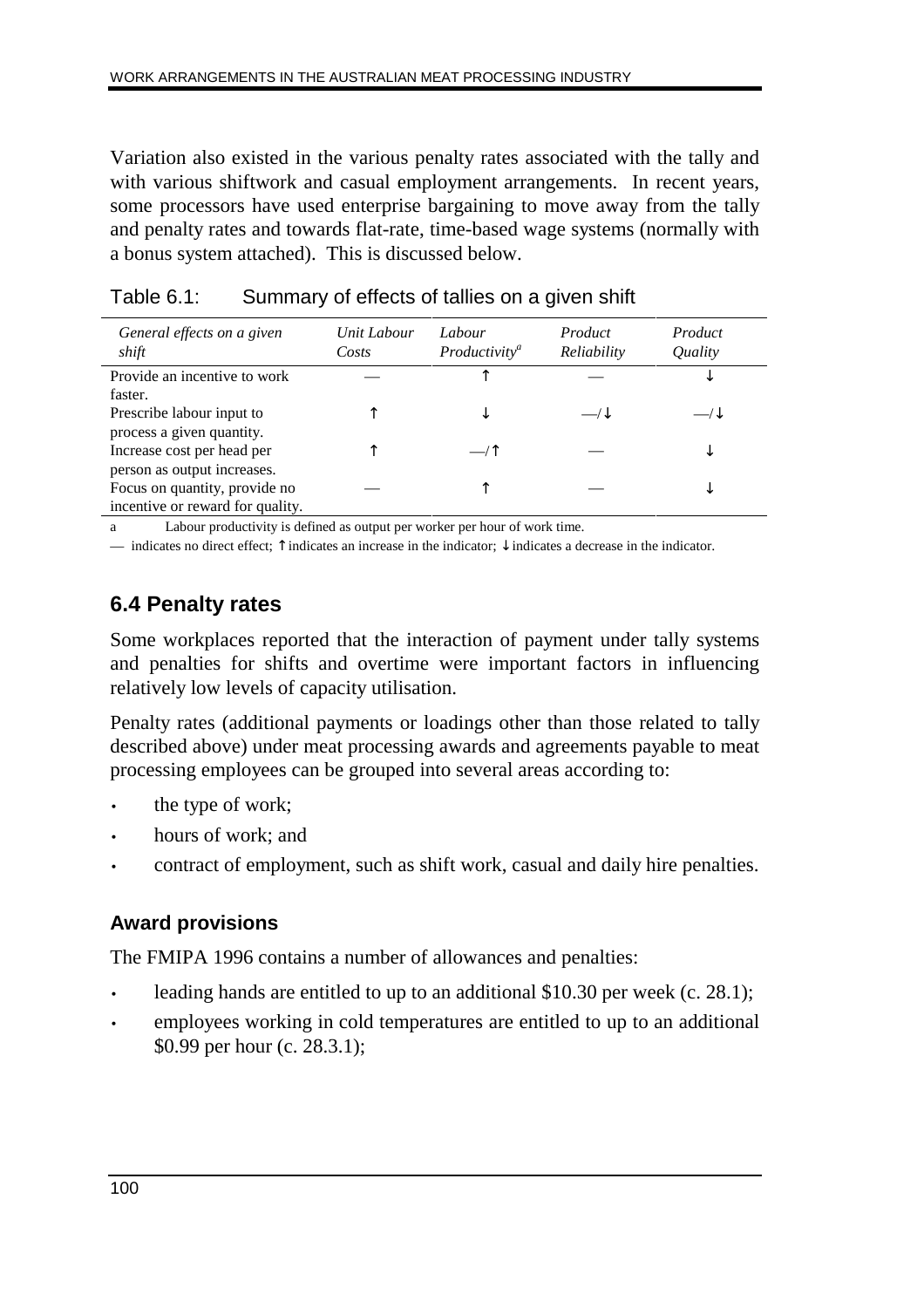Variation also existed in the various penalty rates associated with the tally and with various shiftwork and casual employment arrangements. In recent years, some processors have used enterprise bargaining to move away from the tally and penalty rates and towards flat-rate, time-based wage systems (normally with a bonus system attached). This is discussed below.

Table 6.1: Summary of effects of tallies on a given shift

| *General effects on a given shift* | *Unit Labour Costs* | *Labour Productivity*[a] | *Product Reliability* | *Product Quality* |
|---|---|---|---|---|
| Provide an incentive to work faster. | — | ↑ | — | ↓ |
| Prescribe labour input to process a given quantity. | ↑ | ↓ | —/↓ | —/↓ |
| Increase cost per head per person as output increases. | ↑ | —/↑ | — | ↓ |
| Focus on quantity, provide no incentive or reward for quality. | — | ↑ | — | ↓ |

a Labour productivity is defined as output per worker per hour of work time.

— indicates no direct effect; ↑ indicates an increase in the indicator; ↓ indicates a decrease in the indicator.

## 6.4 Penalty rates

Some workplaces reported that the interaction of payment under tally systems and penalties for shifts and overtime were important factors in influencing relatively low levels of capacity utilisation.

Penalty rates (additional payments or loadings other than those related to tally described above) under meat processing awards and agreements payable to meat processing employees can be grouped into several areas according to:

- the type of work;
- hours of work; and
- contract of employment, such as shift work, casual and daily hire penalties.

### Award provisions

The FMIPA 1996 contains a number of allowances and penalties:

- leading hands are entitled to up to an additional $10.30 per week (c. 28.1);
- employees working in cold temperatures are entitled to up to an additional $0.99 per hour (c. 28.3.1);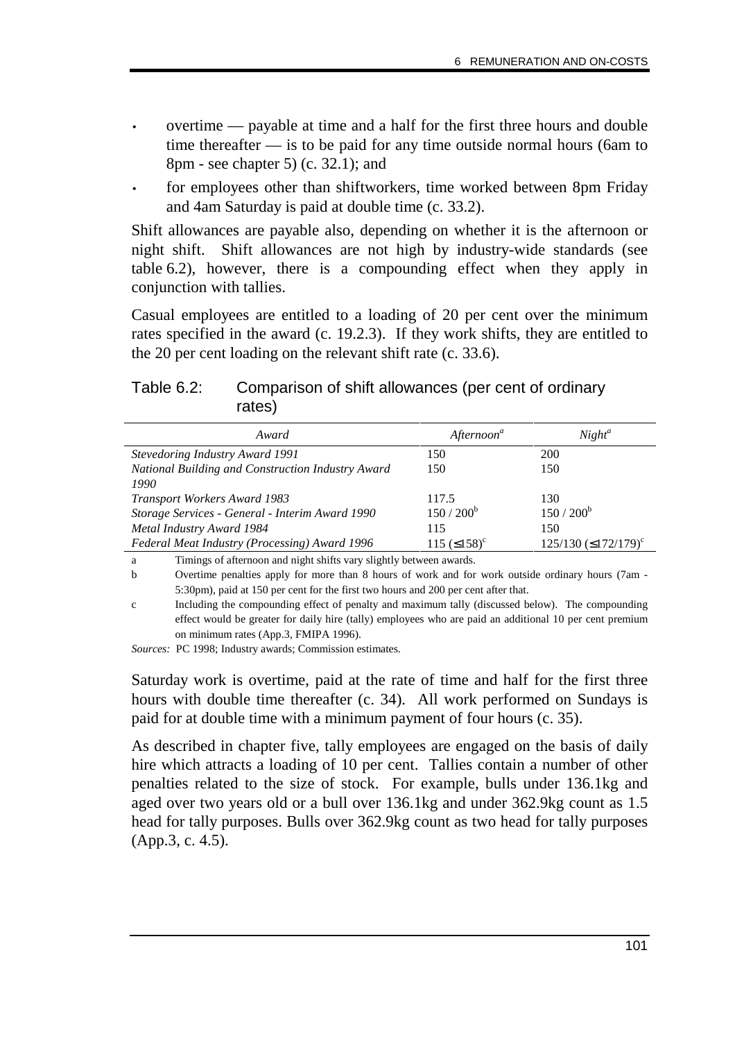- overtime — payable at time and a half for the first three hours and double time thereafter — is to be paid for any time outside normal hours (6am to 8pm - see chapter 5) (c. 32.1); and
- for employees other than shiftworkers, time worked between 8pm Friday and 4am Saturday is paid at double time (c. 33.2).

Shift allowances are payable also, depending on whether it is the afternoon or night shift. Shift allowances are not high by industry-wide standards (see table 6.2), however, there is a compounding effect when they apply in conjunction with tallies.

Casual employees are entitled to a loading of 20 per cent over the minimum rates specified in the award (c. 19.2.3). If they work shifts, they are entitled to the 20 per cent loading on the relevant shift rate (c. 33.6).

Table 6.2: Comparison of shift allowances (per cent of ordinary rates)

| *Award* | *Afternoon*[a] | *Night*[a] |
|---|---|---|
| *Stevedoring Industry Award 1991* | 150 | 200 |
| *National Building and Construction Industry Award 1990* | 150 | 150 |
| *Transport Workers Award 1983* | 117.5 | 130 |
| *Storage Services - General - Interim Award 1990* | 150 / 200[b] | 150 / 200[b] |
| *Metal Industry Award 1984* | 115 | 150 |
| *Federal Meat Industry (Processing) Award 1996* | 115 (≤158)[c] | 125/130 (≤172/179)[c] |

a Timings of afternoon and night shifts vary slightly between awards.

b Overtime penalties apply for more than 8 hours of work and for work outside ordinary hours (7am - 5:30pm), paid at 150 per cent for the first two hours and 200 per cent after that.

c Including the compounding effect of penalty and maximum tally (discussed below). The compounding effect would be greater for daily hire (tally) employees who are paid an additional 10 per cent premium on minimum rates (App.3, FMIPA 1996).

*Sources:* PC 1998; Industry awards; Commission estimates.

Saturday work is overtime, paid at the rate of time and half for the first three hours with double time thereafter (c. 34). All work performed on Sundays is paid for at double time with a minimum payment of four hours (c. 35).

As described in chapter five, tally employees are engaged on the basis of daily hire which attracts a loading of 10 per cent. Tallies contain a number of other penalties related to the size of stock. For example, bulls under 136.1kg and aged over two years old or a bull over 136.1kg and under 362.9kg count as 1.5 head for tally purposes. Bulls over 362.9kg count as two head for tally purposes (App.3, c. 4.5).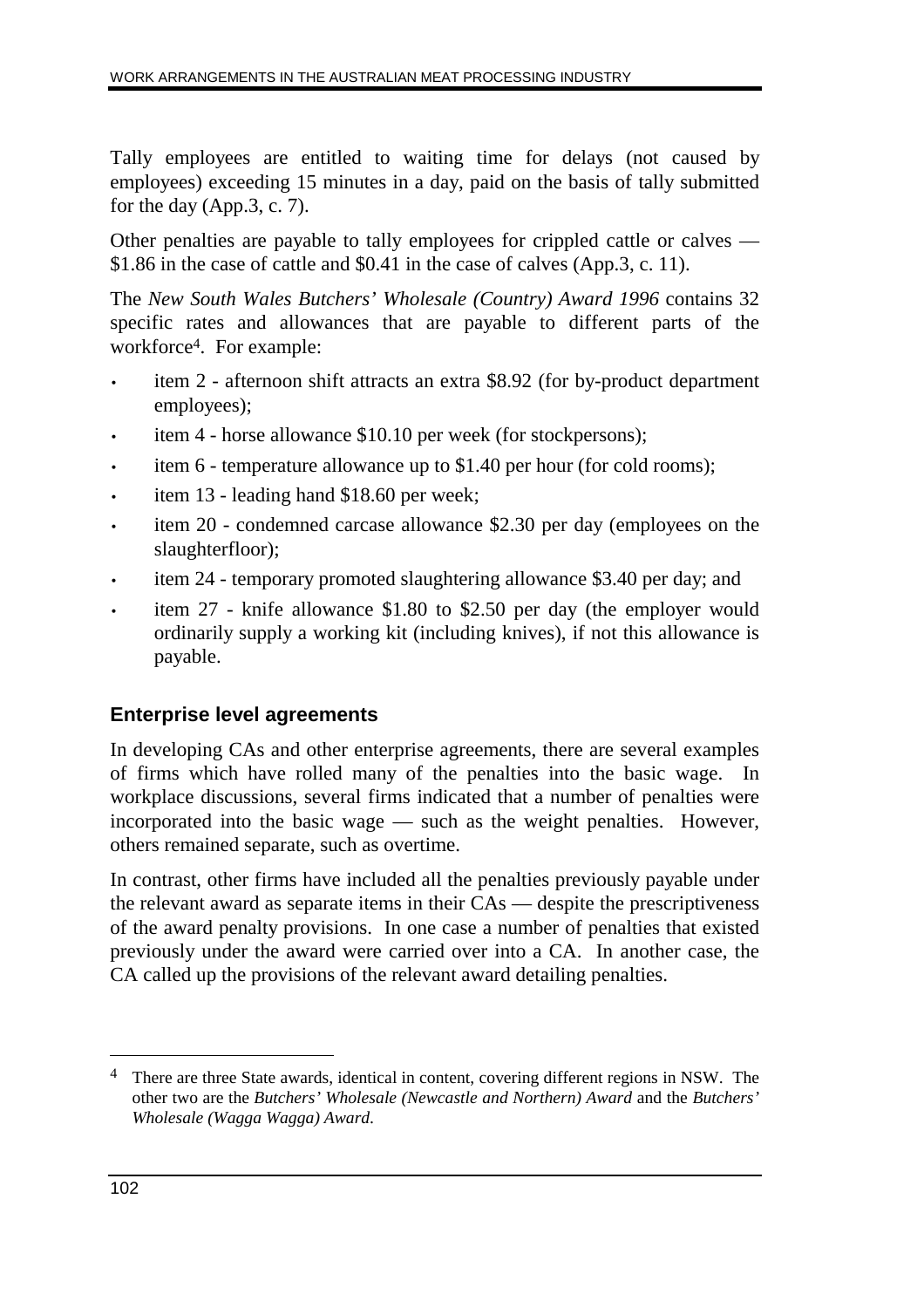Tally employees are entitled to waiting time for delays (not caused by employees) exceeding 15 minutes in a day, paid on the basis of tally submitted for the day (App.3, c. 7).

Other penalties are payable to tally employees for crippled cattle or calves — $1.86 in the case of cattle and $0.41 in the case of calves (App.3, c. 11).

The *New South Wales Butchers' Wholesale (Country) Award 1996* contains 32 specific rates and allowances that are payable to different parts of the workforce[4]. For example:

- item 2 - afternoon shift attracts an extra $8.92 (for by-product department employees);
- item 4 - horse allowance $10.10 per week (for stockpersons);
- item 6 - temperature allowance up to $1.40 per hour (for cold rooms);
- item 13 - leading hand $18.60 per week;
- item 20 - condemned carcase allowance $2.30 per day (employees on the slaughterfloor);
- item 24 - temporary promoted slaughtering allowance $3.40 per day; and
- item 27 - knife allowance $1.80 to $2.50 per day (the employer would ordinarily supply a working kit (including knives), if not this allowance is payable.

### Enterprise level agreements

In developing CAs and other enterprise agreements, there are several examples of firms which have rolled many of the penalties into the basic wage. In workplace discussions, several firms indicated that a number of penalties were incorporated into the basic wage — such as the weight penalties. However, others remained separate, such as overtime.

In contrast, other firms have included all the penalties previously payable under the relevant award as separate items in their CAs — despite the prescriptiveness of the award penalty provisions. In one case a number of penalties that existed previously under the award were carried over into a CA. In another case, the CA called up the provisions of the relevant award detailing penalties.

---

[4] There are three State awards, identical in content, covering different regions in NSW. The other two are the *Butchers' Wholesale (Newcastle and Northern) Award* and the *Butchers' Wholesale (Wagga Wagga) Award*.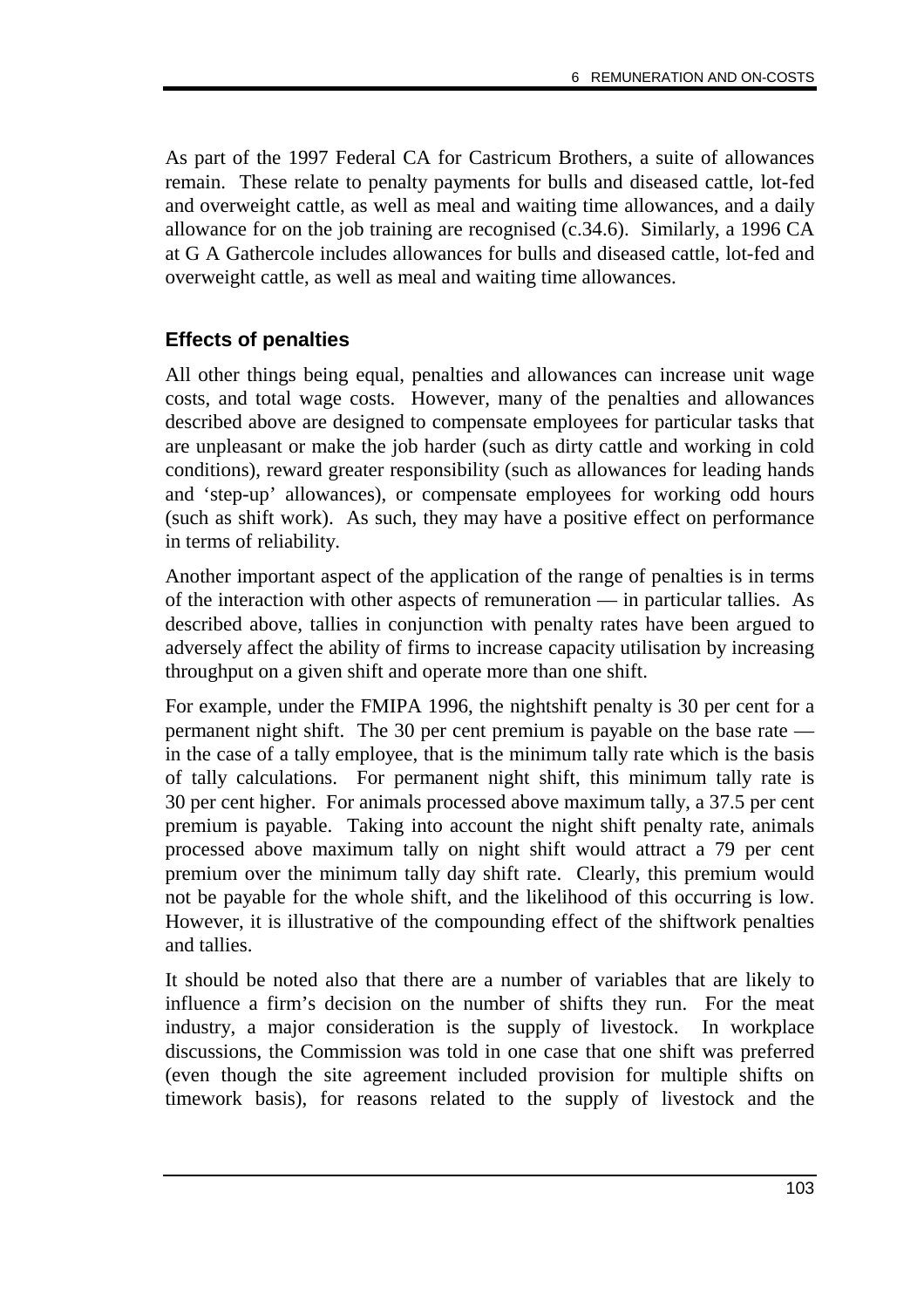As part of the 1997 Federal CA for Castricum Brothers, a suite of allowances remain. These relate to penalty payments for bulls and diseased cattle, lot-fed and overweight cattle, as well as meal and waiting time allowances, and a daily allowance for on the job training are recognised (c.34.6). Similarly, a 1996 CA at G A Gathercole includes allowances for bulls and diseased cattle, lot-fed and overweight cattle, as well as meal and waiting time allowances.

### Effects of penalties

All other things being equal, penalties and allowances can increase unit wage costs, and total wage costs. However, many of the penalties and allowances described above are designed to compensate employees for particular tasks that are unpleasant or make the job harder (such as dirty cattle and working in cold conditions), reward greater responsibility (such as allowances for leading hands and 'step-up' allowances), or compensate employees for working odd hours (such as shift work). As such, they may have a positive effect on performance in terms of reliability.

Another important aspect of the application of the range of penalties is in terms of the interaction with other aspects of remuneration — in particular tallies. As described above, tallies in conjunction with penalty rates have been argued to adversely affect the ability of firms to increase capacity utilisation by increasing throughput on a given shift and operate more than one shift.

For example, under the FMIPA 1996, the nightshift penalty is 30 per cent for a permanent night shift. The 30 per cent premium is payable on the base rate — in the case of a tally employee, that is the minimum tally rate which is the basis of tally calculations. For permanent night shift, this minimum tally rate is 30 per cent higher. For animals processed above maximum tally, a 37.5 per cent premium is payable. Taking into account the night shift penalty rate, animals processed above maximum tally on night shift would attract a 79 per cent premium over the minimum tally day shift rate. Clearly, this premium would not be payable for the whole shift, and the likelihood of this occurring is low. However, it is illustrative of the compounding effect of the shiftwork penalties and tallies.

It should be noted also that there are a number of variables that are likely to influence a firm's decision on the number of shifts they run. For the meat industry, a major consideration is the supply of livestock. In workplace discussions, the Commission was told in one case that one shift was preferred (even though the site agreement included provision for multiple shifts on timework basis), for reasons related to the supply of livestock and the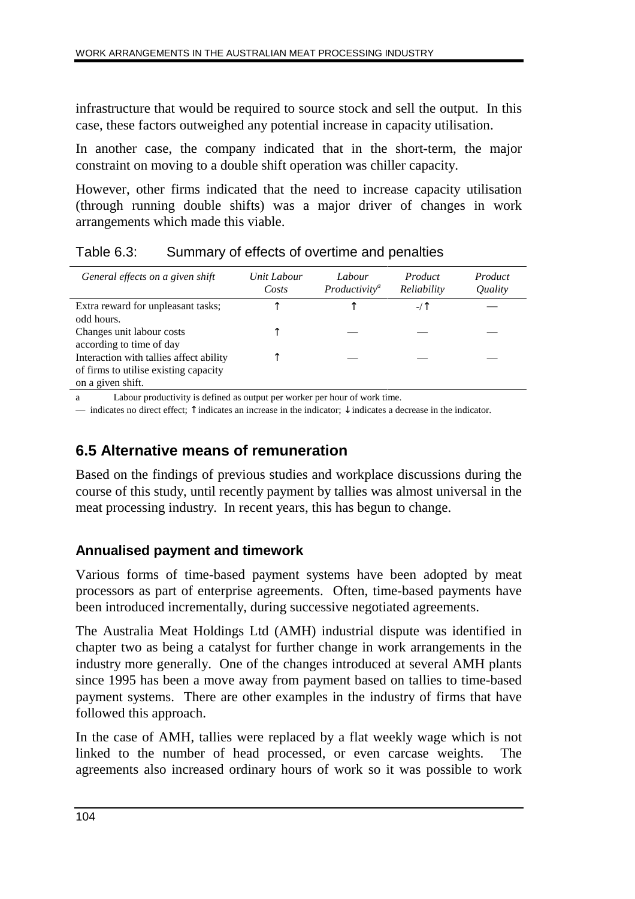infrastructure that would be required to source stock and sell the output. In this case, these factors outweighed any potential increase in capacity utilisation.

In another case, the company indicated that in the short-term, the major constraint on moving to a double shift operation was chiller capacity.

However, other firms indicated that the need to increase capacity utilisation (through running double shifts) was a major driver of changes in work arrangements which made this viable.

Table 6.3: Summary of effects of overtime and penalties

| *General effects on a given shift* | *Unit Labour Costs* | *Labour Productivity*[a] | *Product Reliability* | *Product Quality* |
|---|---|---|---|---|
| Extra reward for unpleasant tasks; odd hours. | ↑ | ↑ | -/↑ | — |
| Changes unit labour costs according to time of day | ↑ | — | — | — |
| Interaction with tallies affect ability of firms to utilise existing capacity on a given shift. | ↑ | — | — | — |

a Labour productivity is defined as output per worker per hour of work time.

— indicates no direct effect; ↑ indicates an increase in the indicator; ↓ indicates a decrease in the indicator.

## 6.5 Alternative means of remuneration

Based on the findings of previous studies and workplace discussions during the course of this study, until recently payment by tallies was almost universal in the meat processing industry. In recent years, this has begun to change.

### Annualised payment and timework

Various forms of time-based payment systems have been adopted by meat processors as part of enterprise agreements. Often, time-based payments have been introduced incrementally, during successive negotiated agreements.

The Australia Meat Holdings Ltd (AMH) industrial dispute was identified in chapter two as being a catalyst for further change in work arrangements in the industry more generally. One of the changes introduced at several AMH plants since 1995 has been a move away from payment based on tallies to time-based payment systems. There are other examples in the industry of firms that have followed this approach.

In the case of AMH, tallies were replaced by a flat weekly wage which is not linked to the number of head processed, or even carcase weights. The agreements also increased ordinary hours of work so it was possible to work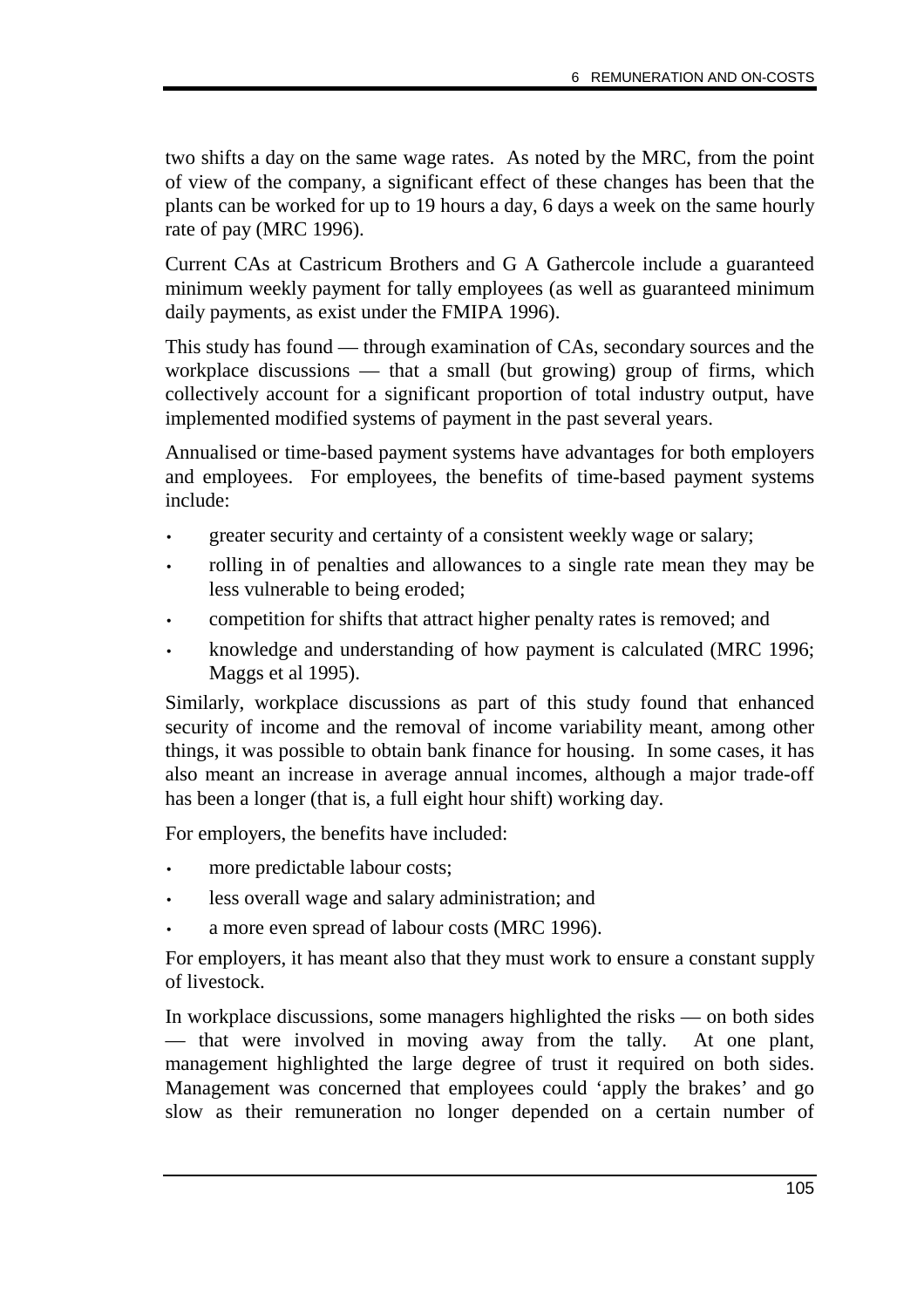two shifts a day on the same wage rates. As noted by the MRC, from the point of view of the company, a significant effect of these changes has been that the plants can be worked for up to 19 hours a day, 6 days a week on the same hourly rate of pay (MRC 1996).

Current CAs at Castricum Brothers and G A Gathercole include a guaranteed minimum weekly payment for tally employees (as well as guaranteed minimum daily payments, as exist under the FMIPA 1996).

This study has found — through examination of CAs, secondary sources and the workplace discussions — that a small (but growing) group of firms, which collectively account for a significant proportion of total industry output, have implemented modified systems of payment in the past several years.

Annualised or time-based payment systems have advantages for both employers and employees. For employees, the benefits of time-based payment systems include:

- greater security and certainty of a consistent weekly wage or salary;
- rolling in of penalties and allowances to a single rate mean they may be less vulnerable to being eroded;
- competition for shifts that attract higher penalty rates is removed; and
- knowledge and understanding of how payment is calculated (MRC 1996; Maggs et al 1995).

Similarly, workplace discussions as part of this study found that enhanced security of income and the removal of income variability meant, among other things, it was possible to obtain bank finance for housing. In some cases, it has also meant an increase in average annual incomes, although a major trade-off has been a longer (that is, a full eight hour shift) working day.

For employers, the benefits have included:

- more predictable labour costs;
- less overall wage and salary administration; and
- a more even spread of labour costs (MRC 1996).

For employers, it has meant also that they must work to ensure a constant supply of livestock.

In workplace discussions, some managers highlighted the risks — on both sides — that were involved in moving away from the tally. At one plant, management highlighted the large degree of trust it required on both sides. Management was concerned that employees could 'apply the brakes' and go slow as their remuneration no longer depended on a certain number of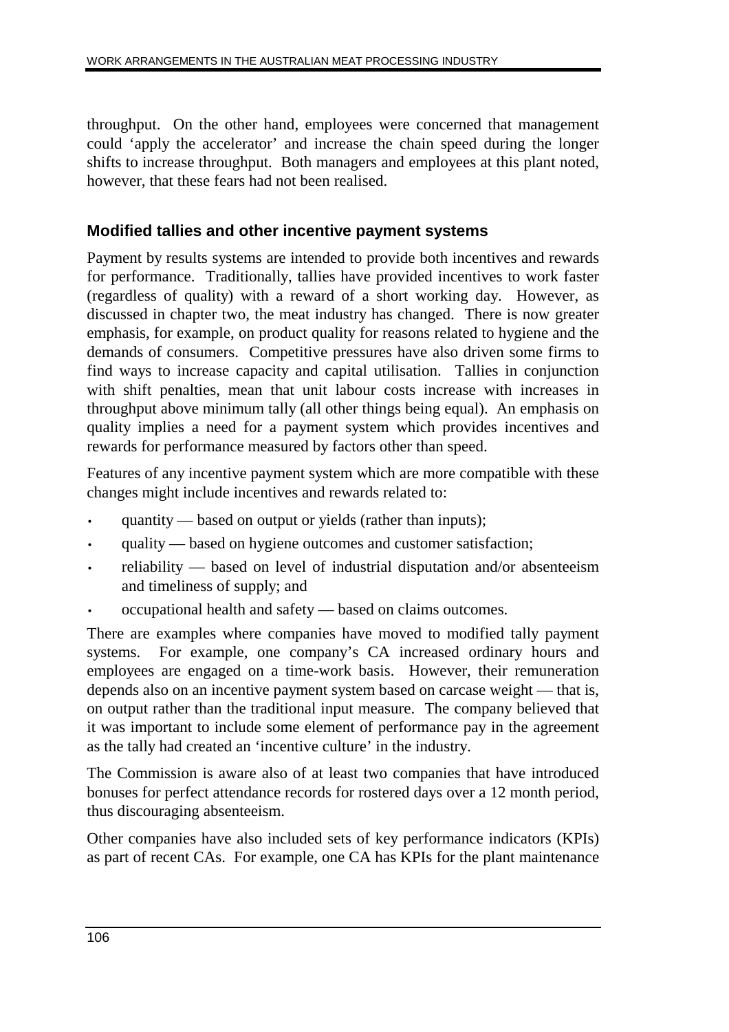throughput. On the other hand, employees were concerned that management could 'apply the accelerator' and increase the chain speed during the longer shifts to increase throughput. Both managers and employees at this plant noted, however, that these fears had not been realised.

### Modified tallies and other incentive payment systems

Payment by results systems are intended to provide both incentives and rewards for performance. Traditionally, tallies have provided incentives to work faster (regardless of quality) with a reward of a short working day. However, as discussed in chapter two, the meat industry has changed. There is now greater emphasis, for example, on product quality for reasons related to hygiene and the demands of consumers. Competitive pressures have also driven some firms to find ways to increase capacity and capital utilisation. Tallies in conjunction with shift penalties, mean that unit labour costs increase with increases in throughput above minimum tally (all other things being equal). An emphasis on quality implies a need for a payment system which provides incentives and rewards for performance measured by factors other than speed.

Features of any incentive payment system which are more compatible with these changes might include incentives and rewards related to:

- quantity — based on output or yields (rather than inputs);
- quality — based on hygiene outcomes and customer satisfaction;
- reliability — based on level of industrial disputation and/or absenteeism and timeliness of supply; and
- occupational health and safety — based on claims outcomes.

There are examples where companies have moved to modified tally payment systems. For example, one company's CA increased ordinary hours and employees are engaged on a time-work basis. However, their remuneration depends also on an incentive payment system based on carcase weight — that is, on output rather than the traditional input measure. The company believed that it was important to include some element of performance pay in the agreement as the tally had created an 'incentive culture' in the industry.

The Commission is aware also of at least two companies that have introduced bonuses for perfect attendance records for rostered days over a 12 month period, thus discouraging absenteeism.

Other companies have also included sets of key performance indicators (KPIs) as part of recent CAs. For example, one CA has KPIs for the plant maintenance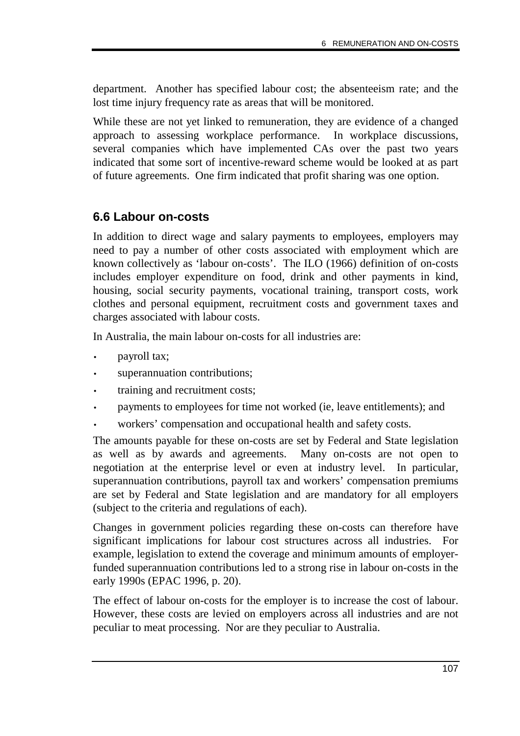department. Another has specified labour cost; the absenteeism rate; and the lost time injury frequency rate as areas that will be monitored.

While these are not yet linked to remuneration, they are evidence of a changed approach to assessing workplace performance. In workplace discussions, several companies which have implemented CAs over the past two years indicated that some sort of incentive-reward scheme would be looked at as part of future agreements. One firm indicated that profit sharing was one option.

## 6.6 Labour on-costs

In addition to direct wage and salary payments to employees, employers may need to pay a number of other costs associated with employment which are known collectively as 'labour on-costs'. The ILO (1966) definition of on-costs includes employer expenditure on food, drink and other payments in kind, housing, social security payments, vocational training, transport costs, work clothes and personal equipment, recruitment costs and government taxes and charges associated with labour costs.

In Australia, the main labour on-costs for all industries are:

- payroll tax;
- superannuation contributions;
- training and recruitment costs;
- payments to employees for time not worked (ie, leave entitlements); and
- workers' compensation and occupational health and safety costs.

The amounts payable for these on-costs are set by Federal and State legislation as well as by awards and agreements. Many on-costs are not open to negotiation at the enterprise level or even at industry level. In particular, superannuation contributions, payroll tax and workers' compensation premiums are set by Federal and State legislation and are mandatory for all employers (subject to the criteria and regulations of each).

Changes in government policies regarding these on-costs can therefore have significant implications for labour cost structures across all industries. For example, legislation to extend the coverage and minimum amounts of employer-funded superannuation contributions led to a strong rise in labour on-costs in the early 1990s (EPAC 1996, p. 20).

The effect of labour on-costs for the employer is to increase the cost of labour. However, these costs are levied on employers across all industries and are not peculiar to meat processing. Nor are they peculiar to Australia.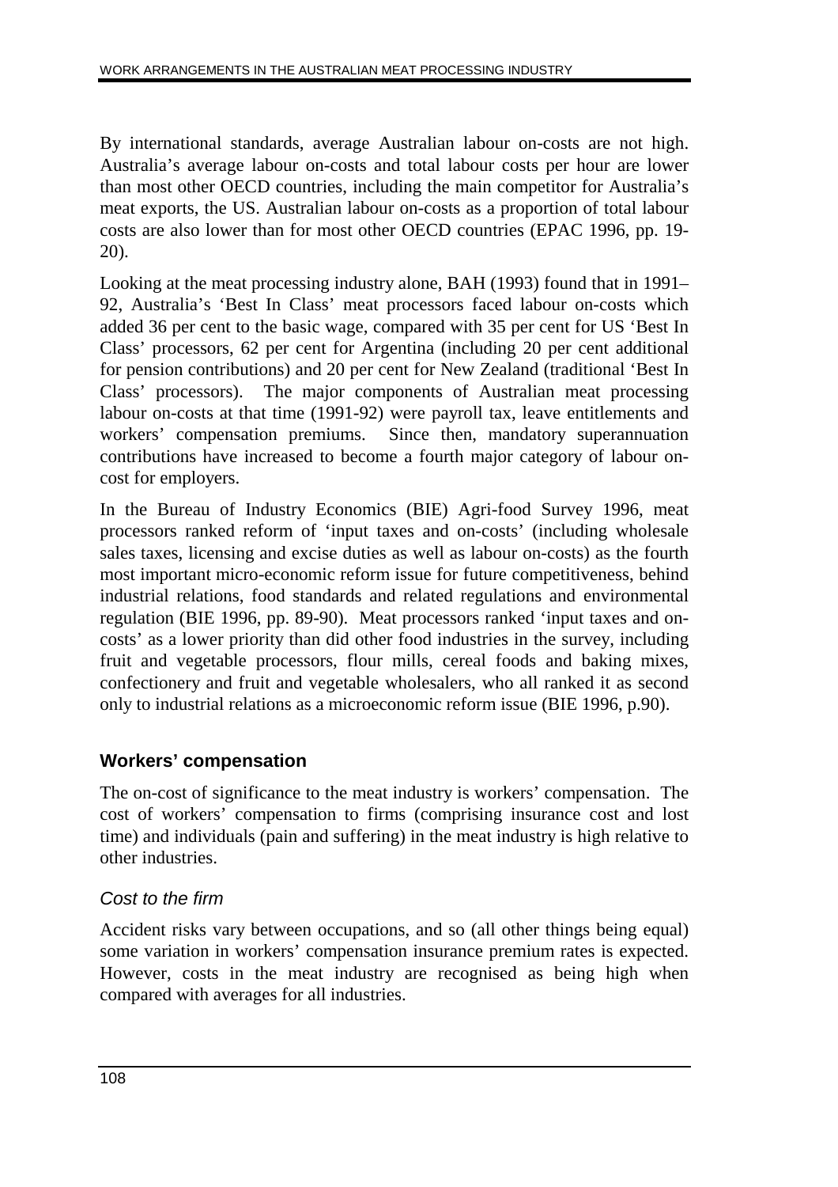By international standards, average Australian labour on-costs are not high. Australia's average labour on-costs and total labour costs per hour are lower than most other OECD countries, including the main competitor for Australia's meat exports, the US. Australian labour on-costs as a proportion of total labour costs are also lower than for most other OECD countries (EPAC 1996, pp. 19-20).

Looking at the meat processing industry alone, BAH (1993) found that in 1991–92, Australia's 'Best In Class' meat processors faced labour on-costs which added 36 per cent to the basic wage, compared with 35 per cent for US 'Best In Class' processors, 62 per cent for Argentina (including 20 per cent additional for pension contributions) and 20 per cent for New Zealand (traditional 'Best In Class' processors). The major components of Australian meat processing labour on-costs at that time (1991-92) were payroll tax, leave entitlements and workers' compensation premiums. Since then, mandatory superannuation contributions have increased to become a fourth major category of labour on-cost for employers.

In the Bureau of Industry Economics (BIE) Agri-food Survey 1996, meat processors ranked reform of 'input taxes and on-costs' (including wholesale sales taxes, licensing and excise duties as well as labour on-costs) as the fourth most important micro-economic reform issue for future competitiveness, behind industrial relations, food standards and related regulations and environmental regulation (BIE 1996, pp. 89-90). Meat processors ranked 'input taxes and on-costs' as a lower priority than did other food industries in the survey, including fruit and vegetable processors, flour mills, cereal foods and baking mixes, confectionery and fruit and vegetable wholesalers, who all ranked it as second only to industrial relations as a microeconomic reform issue (BIE 1996, p.90).

## Workers' compensation

The on-cost of significance to the meat industry is workers' compensation. The cost of workers' compensation to firms (comprising insurance cost and lost time) and individuals (pain and suffering) in the meat industry is high relative to other industries.

### *Cost to the firm*

Accident risks vary between occupations, and so (all other things being equal) some variation in workers' compensation insurance premium rates is expected. However, costs in the meat industry are recognised as being high when compared with averages for all industries.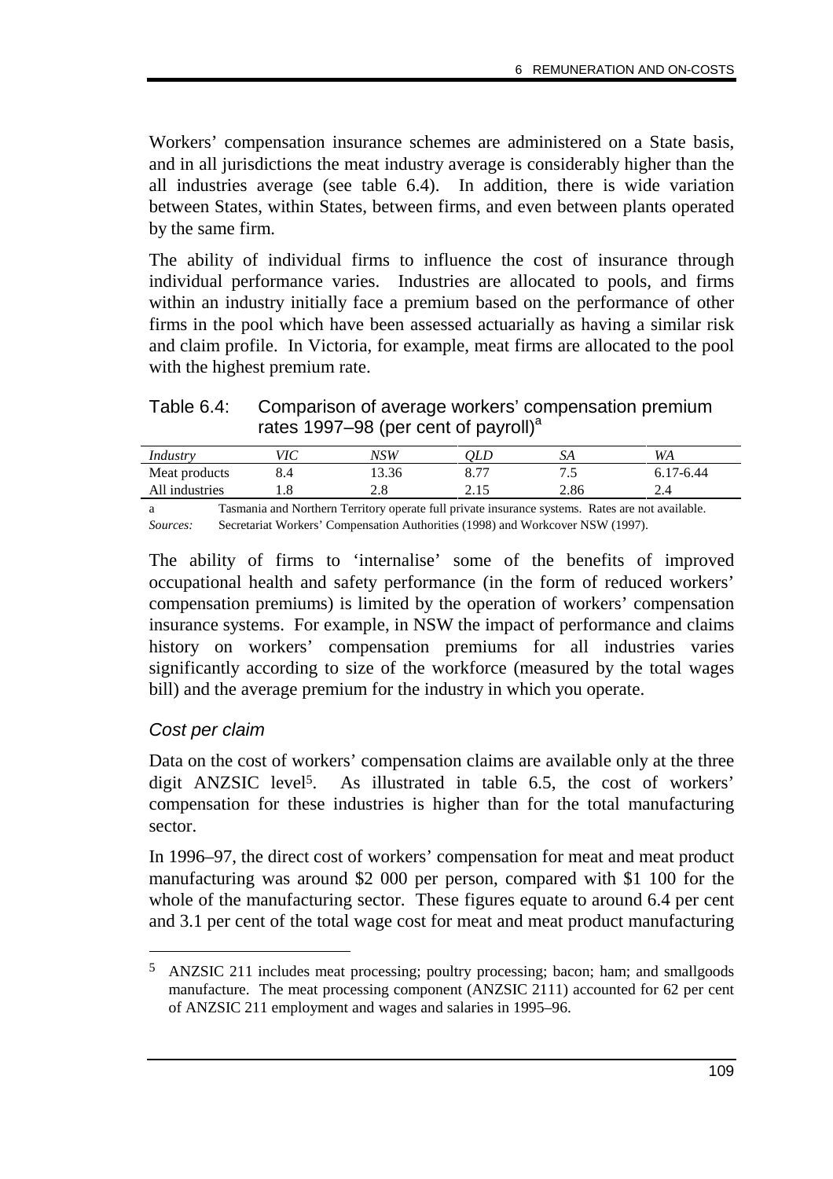Workers' compensation insurance schemes are administered on a State basis, and in all jurisdictions the meat industry average is considerably higher than the all industries average (see table 6.4). In addition, there is wide variation between States, within States, between firms, and even between plants operated by the same firm.

The ability of individual firms to influence the cost of insurance through individual performance varies. Industries are allocated to pools, and firms within an industry initially face a premium based on the performance of other firms in the pool which have been assessed actuarially as having a similar risk and claim profile. In Victoria, for example, meat firms are allocated to the pool with the highest premium rate.

Table 6.4: Comparison of average workers' compensation premium rates 1997–98 (per cent of payroll)[a]

| *Industry* | *VIC* | *NSW* | *QLD* | *SA* | *WA* |
|---|---|---|---|---|---|
| Meat products | 8.4 | 13.36 | 8.77 | 7.5 | 6.17-6.44 |
| All industries | 1.8 | 2.8 | 2.15 | 2.86 | 2.4 |

a Tasmania and Northern Territory operate full private insurance systems. Rates are not available.

*Sources:* Secretariat Workers' Compensation Authorities (1998) and Workcover NSW (1997).

The ability of firms to 'internalise' some of the benefits of improved occupational health and safety performance (in the form of reduced workers' compensation premiums) is limited by the operation of workers' compensation insurance systems. For example, in NSW the impact of performance and claims history on workers' compensation premiums for all industries varies significantly according to size of the workforce (measured by the total wages bill) and the average premium for the industry in which you operate.

### *Cost per claim*

Data on the cost of workers' compensation claims are available only at the three digit ANZSIC level[5]. As illustrated in table 6.5, the cost of workers' compensation for these industries is higher than for the total manufacturing sector.

In 1996–97, the direct cost of workers' compensation for meat and meat product manufacturing was around \$2 000 per person, compared with \$1 100 for the whole of the manufacturing sector. These figures equate to around 6.4 per cent and 3.1 per cent of the total wage cost for meat and meat product manufacturing

---

5 ANZSIC 211 includes meat processing; poultry processing; bacon; ham; and smallgoods manufacture. The meat processing component (ANZSIC 2111) accounted for 62 per cent of ANZSIC 211 employment and wages and salaries in 1995–96.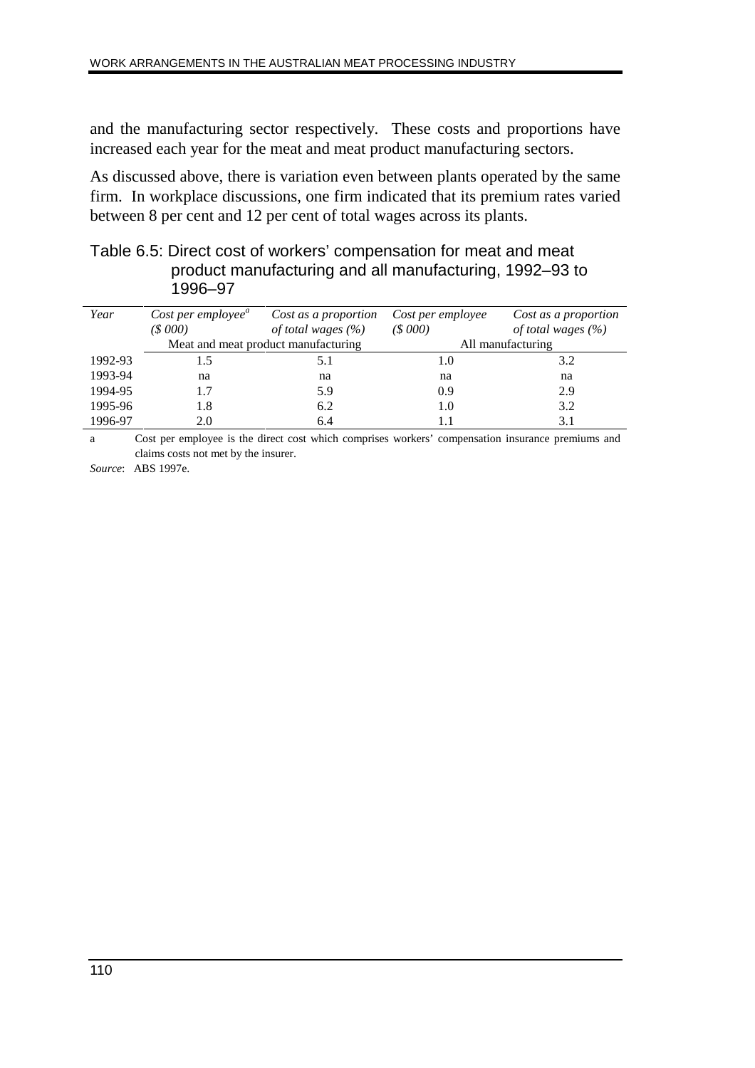and the manufacturing sector respectively. These costs and proportions have increased each year for the meat and meat product manufacturing sectors.

As discussed above, there is variation even between plants operated by the same firm. In workplace discussions, one firm indicated that its premium rates varied between 8 per cent and 12 per cent of total wages across its plants.

Table 6.5: Direct cost of workers' compensation for meat and meat product manufacturing and all manufacturing, 1992–93 to 1996–97

| *Year* | *Cost per employee*[a] *($ 000)* | *Cost as a proportion of total wages (%)* | *Cost per employee ($ 000)* | *Cost as a proportion of total wages (%)* |
|---|---|---|---|---|
| | Meat and meat product manufacturing | | All manufacturing | |
| 1992-93 | 1.5 | 5.1 | 1.0 | 3.2 |
| 1993-94 | na | na | na | na |
| 1994-95 | 1.7 | 5.9 | 0.9 | 2.9 |
| 1995-96 | 1.8 | 6.2 | 1.0 | 3.2 |
| 1996-97 | 2.0 | 6.4 | 1.1 | 3.1 |

a Cost per employee is the direct cost which comprises workers' compensation insurance premiums and claims costs not met by the insurer.

*Source*: ABS 1997e.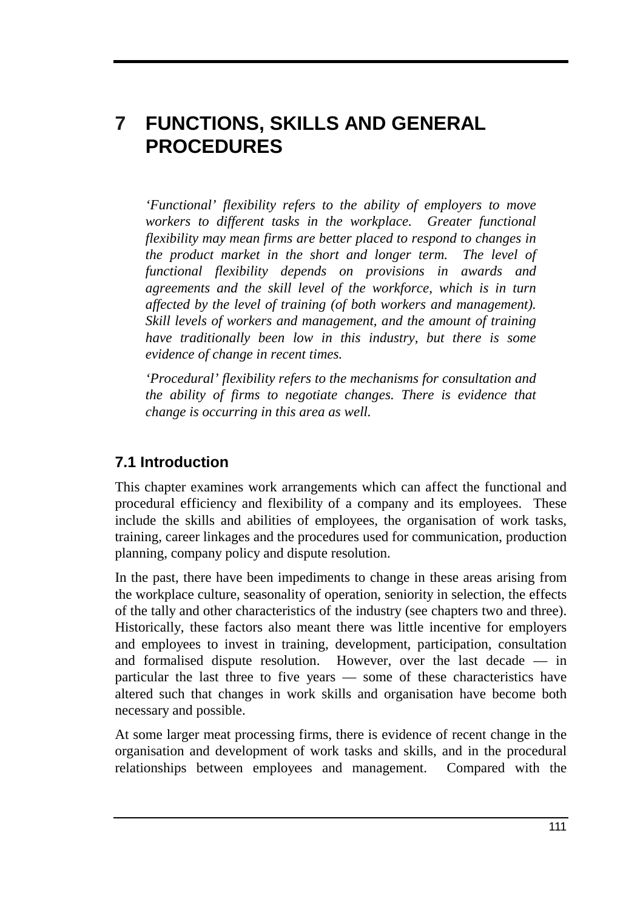# 7 FUNCTIONS, SKILLS AND GENERAL PROCEDURES

*'Functional' flexibility refers to the ability of employers to move workers to different tasks in the workplace. Greater functional flexibility may mean firms are better placed to respond to changes in the product market in the short and longer term. The level of functional flexibility depends on provisions in awards and agreements and the skill level of the workforce, which is in turn affected by the level of training (of both workers and management). Skill levels of workers and management, and the amount of training have traditionally been low in this industry, but there is some evidence of change in recent times.*

*'Procedural' flexibility refers to the mechanisms for consultation and the ability of firms to negotiate changes. There is evidence that change is occurring in this area as well.*

## 7.1 Introduction

This chapter examines work arrangements which can affect the functional and procedural efficiency and flexibility of a company and its employees. These include the skills and abilities of employees, the organisation of work tasks, training, career linkages and the procedures used for communication, production planning, company policy and dispute resolution.

In the past, there have been impediments to change in these areas arising from the workplace culture, seasonality of operation, seniority in selection, the effects of the tally and other characteristics of the industry (see chapters two and three). Historically, these factors also meant there was little incentive for employers and employees to invest in training, development, participation, consultation and formalised dispute resolution. However, over the last decade — in particular the last three to five years — some of these characteristics have altered such that changes in work skills and organisation have become both necessary and possible.

At some larger meat processing firms, there is evidence of recent change in the organisation and development of work tasks and skills, and in the procedural relationships between employees and management. Compared with the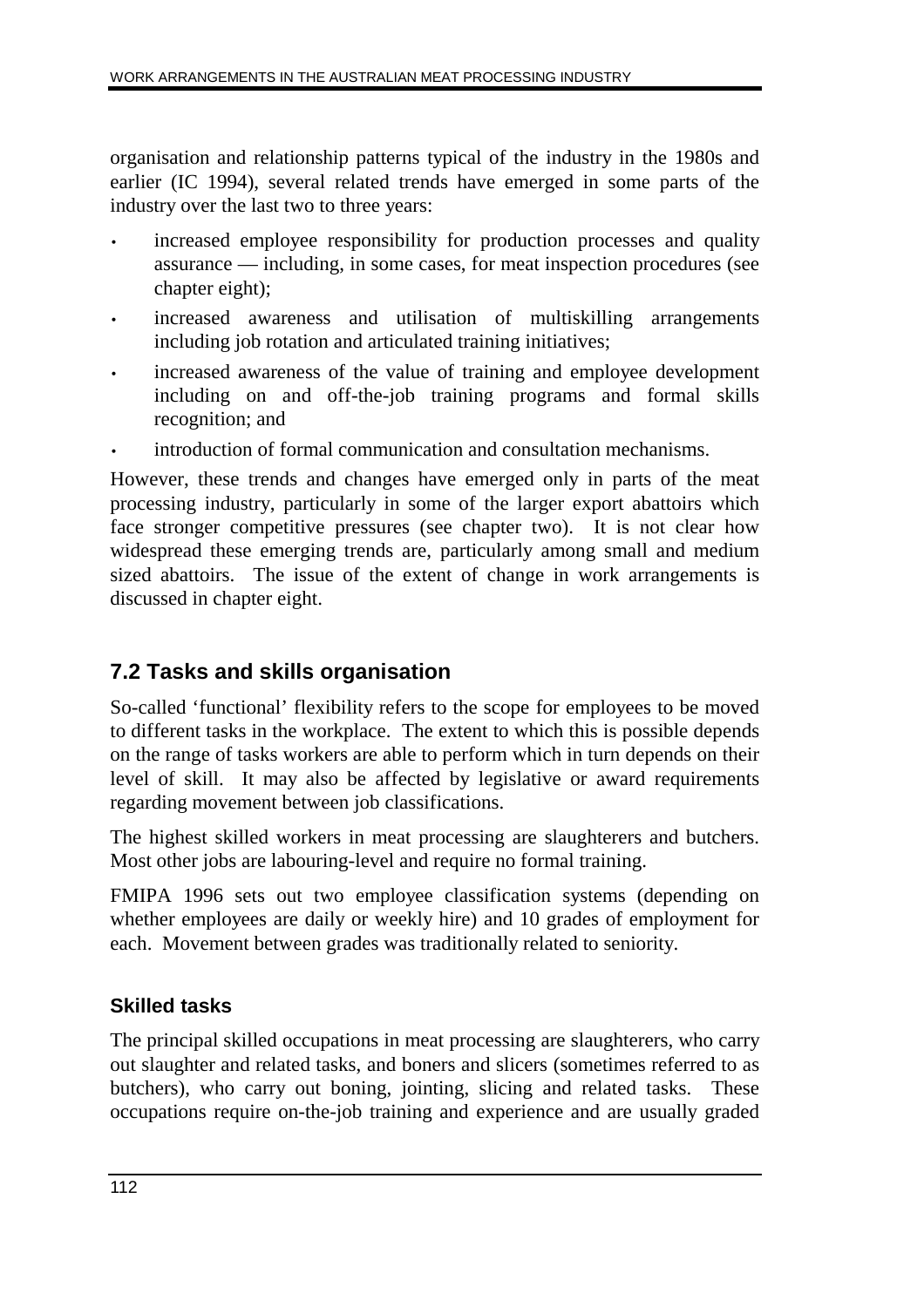organisation and relationship patterns typical of the industry in the 1980s and earlier (IC 1994), several related trends have emerged in some parts of the industry over the last two to three years:

- increased employee responsibility for production processes and quality assurance — including, in some cases, for meat inspection procedures (see chapter eight);
- increased awareness and utilisation of multiskilling arrangements including job rotation and articulated training initiatives;
- increased awareness of the value of training and employee development including on and off-the-job training programs and formal skills recognition; and
- introduction of formal communication and consultation mechanisms.

However, these trends and changes have emerged only in parts of the meat processing industry, particularly in some of the larger export abattoirs which face stronger competitive pressures (see chapter two). It is not clear how widespread these emerging trends are, particularly among small and medium sized abattoirs. The issue of the extent of change in work arrangements is discussed in chapter eight.

## 7.2 Tasks and skills organisation

So-called 'functional' flexibility refers to the scope for employees to be moved to different tasks in the workplace. The extent to which this is possible depends on the range of tasks workers are able to perform which in turn depends on their level of skill. It may also be affected by legislative or award requirements regarding movement between job classifications.

The highest skilled workers in meat processing are slaughterers and butchers. Most other jobs are labouring-level and require no formal training.

FMIPA 1996 sets out two employee classification systems (depending on whether employees are daily or weekly hire) and 10 grades of employment for each. Movement between grades was traditionally related to seniority.

### Skilled tasks

The principal skilled occupations in meat processing are slaughterers, who carry out slaughter and related tasks, and boners and slicers (sometimes referred to as butchers), who carry out boning, jointing, slicing and related tasks. These occupations require on-the-job training and experience and are usually graded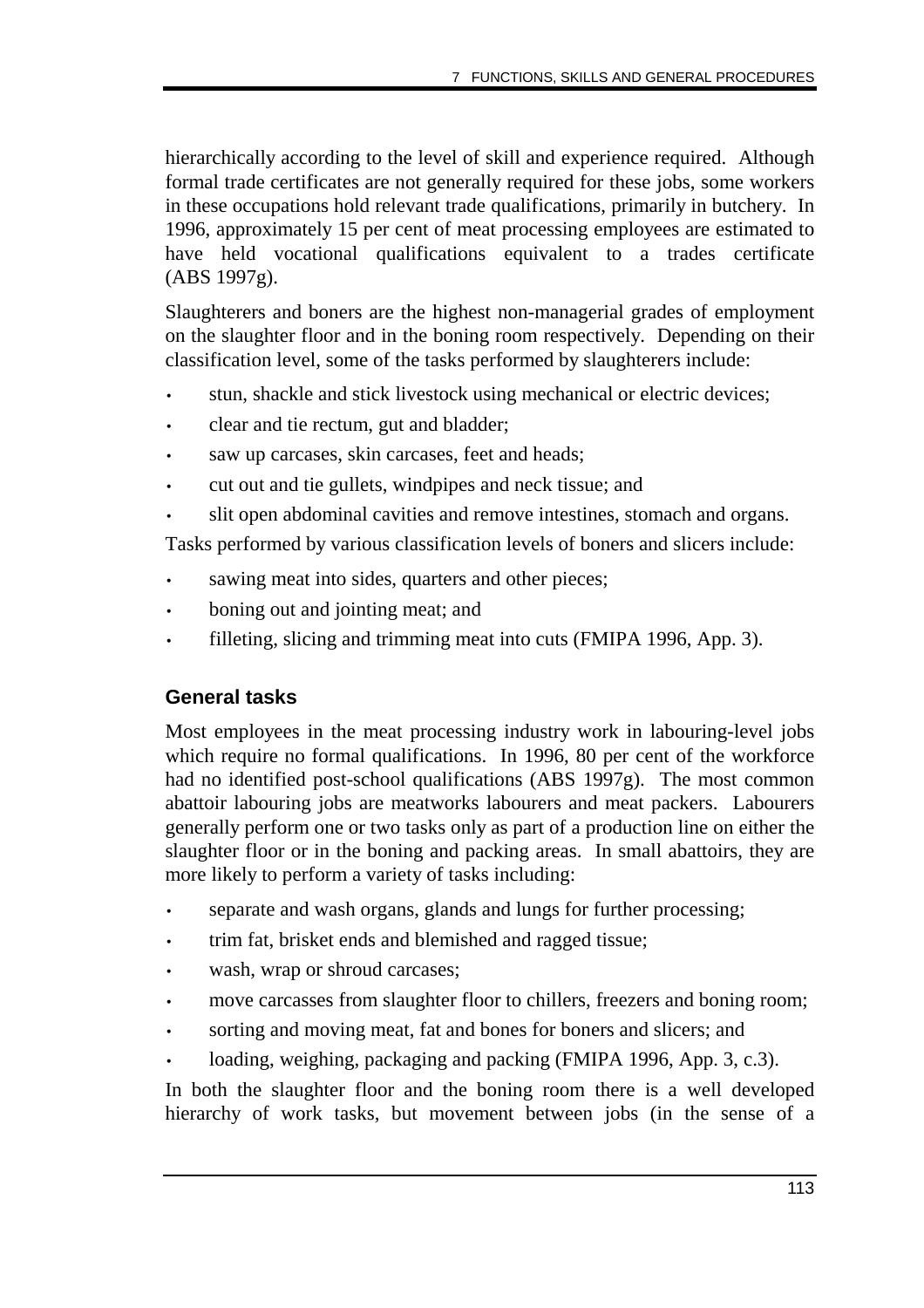hierarchically according to the level of skill and experience required. Although formal trade certificates are not generally required for these jobs, some workers in these occupations hold relevant trade qualifications, primarily in butchery. In 1996, approximately 15 per cent of meat processing employees are estimated to have held vocational qualifications equivalent to a trades certificate (ABS 1997g).

Slaughterers and boners are the highest non-managerial grades of employment on the slaughter floor and in the boning room respectively. Depending on their classification level, some of the tasks performed by slaughterers include:

- stun, shackle and stick livestock using mechanical or electric devices;
- clear and tie rectum, gut and bladder;
- saw up carcases, skin carcases, feet and heads;
- cut out and tie gullets, windpipes and neck tissue; and
- slit open abdominal cavities and remove intestines, stomach and organs.

Tasks performed by various classification levels of boners and slicers include:

- sawing meat into sides, quarters and other pieces;
- boning out and jointing meat; and
- filleting, slicing and trimming meat into cuts (FMIPA 1996, App. 3).

### General tasks

Most employees in the meat processing industry work in labouring-level jobs which require no formal qualifications. In 1996, 80 per cent of the workforce had no identified post-school qualifications (ABS 1997g). The most common abattoir labouring jobs are meatworks labourers and meat packers. Labourers generally perform one or two tasks only as part of a production line on either the slaughter floor or in the boning and packing areas. In small abattoirs, they are more likely to perform a variety of tasks including:

- separate and wash organs, glands and lungs for further processing;
- trim fat, brisket ends and blemished and ragged tissue;
- wash, wrap or shroud carcases;
- move carcasses from slaughter floor to chillers, freezers and boning room;
- sorting and moving meat, fat and bones for boners and slicers; and
- loading, weighing, packaging and packing (FMIPA 1996, App. 3, c.3).

In both the slaughter floor and the boning room there is a well developed hierarchy of work tasks, but movement between jobs (in the sense of a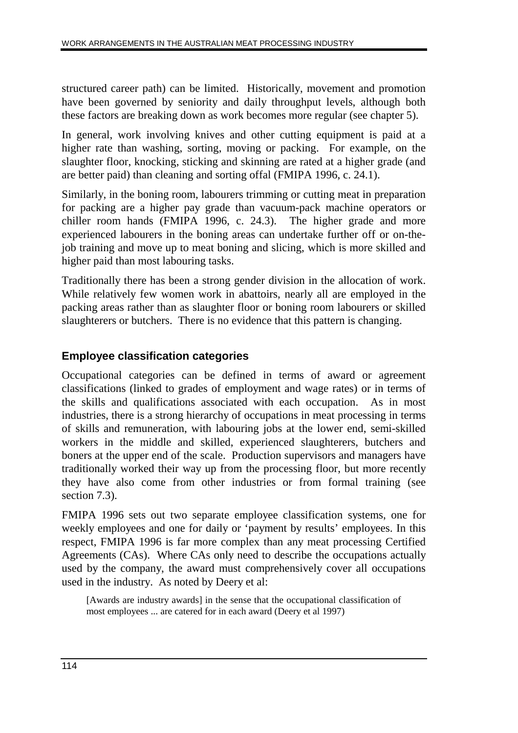structured career path) can be limited. Historically, movement and promotion have been governed by seniority and daily throughput levels, although both these factors are breaking down as work becomes more regular (see chapter 5).

In general, work involving knives and other cutting equipment is paid at a higher rate than washing, sorting, moving or packing. For example, on the slaughter floor, knocking, sticking and skinning are rated at a higher grade (and are better paid) than cleaning and sorting offal (FMIPA 1996, c. 24.1).

Similarly, in the boning room, labourers trimming or cutting meat in preparation for packing are a higher pay grade than vacuum-pack machine operators or chiller room hands (FMIPA 1996, c. 24.3). The higher grade and more experienced labourers in the boning areas can undertake further off or on-the-job training and move up to meat boning and slicing, which is more skilled and higher paid than most labouring tasks.

Traditionally there has been a strong gender division in the allocation of work. While relatively few women work in abattoirs, nearly all are employed in the packing areas rather than as slaughter floor or boning room labourers or skilled slaughterers or butchers. There is no evidence that this pattern is changing.

### Employee classification categories

Occupational categories can be defined in terms of award or agreement classifications (linked to grades of employment and wage rates) or in terms of the skills and qualifications associated with each occupation. As in most industries, there is a strong hierarchy of occupations in meat processing in terms of skills and remuneration, with labouring jobs at the lower end, semi-skilled workers in the middle and skilled, experienced slaughterers, butchers and boners at the upper end of the scale. Production supervisors and managers have traditionally worked their way up from the processing floor, but more recently they have also come from other industries or from formal training (see section 7.3).

FMIPA 1996 sets out two separate employee classification systems, one for weekly employees and one for daily or 'payment by results' employees. In this respect, FMIPA 1996 is far more complex than any meat processing Certified Agreements (CAs). Where CAs only need to describe the occupations actually used by the company, the award must comprehensively cover all occupations used in the industry. As noted by Deery et al:

> [Awards are industry awards] in the sense that the occupational classification of most employees ... are catered for in each award (Deery et al 1997)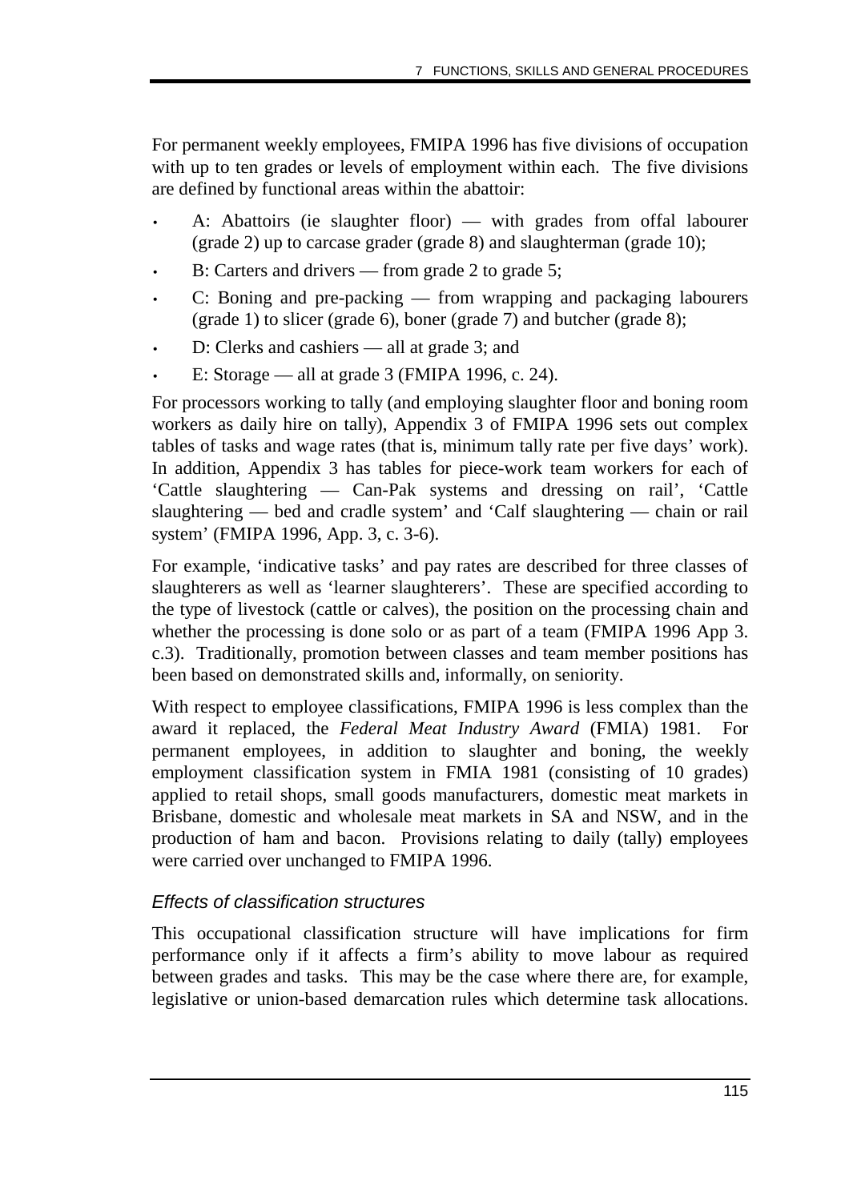For permanent weekly employees, FMIPA 1996 has five divisions of occupation with up to ten grades or levels of employment within each. The five divisions are defined by functional areas within the abattoir:

- A: Abattoirs (ie slaughter floor) — with grades from offal labourer (grade 2) up to carcase grader (grade 8) and slaughterman (grade 10);
- B: Carters and drivers — from grade 2 to grade 5;
- C: Boning and pre-packing — from wrapping and packaging labourers (grade 1) to slicer (grade 6), boner (grade 7) and butcher (grade 8);
- D: Clerks and cashiers — all at grade 3; and
- E: Storage — all at grade 3 (FMIPA 1996, c. 24).

For processors working to tally (and employing slaughter floor and boning room workers as daily hire on tally), Appendix 3 of FMIPA 1996 sets out complex tables of tasks and wage rates (that is, minimum tally rate per five days' work). In addition, Appendix 3 has tables for piece-work team workers for each of 'Cattle slaughtering — Can-Pak systems and dressing on rail', 'Cattle slaughtering — bed and cradle system' and 'Calf slaughtering — chain or rail system' (FMIPA 1996, App. 3, c. 3-6).

For example, 'indicative tasks' and pay rates are described for three classes of slaughterers as well as 'learner slaughterers'. These are specified according to the type of livestock (cattle or calves), the position on the processing chain and whether the processing is done solo or as part of a team (FMIPA 1996 App 3. c.3). Traditionally, promotion between classes and team member positions has been based on demonstrated skills and, informally, on seniority.

With respect to employee classifications, FMIPA 1996 is less complex than the award it replaced, the *Federal Meat Industry Award* (FMIA) 1981. For permanent employees, in addition to slaughter and boning, the weekly employment classification system in FMIA 1981 (consisting of 10 grades) applied to retail shops, small goods manufacturers, domestic meat markets in Brisbane, domestic and wholesale meat markets in SA and NSW, and in the production of ham and bacon. Provisions relating to daily (tally) employees were carried over unchanged to FMIPA 1996.

### *Effects of classification structures*

This occupational classification structure will have implications for firm performance only if it affects a firm's ability to move labour as required between grades and tasks. This may be the case where there are, for example, legislative or union-based demarcation rules which determine task allocations.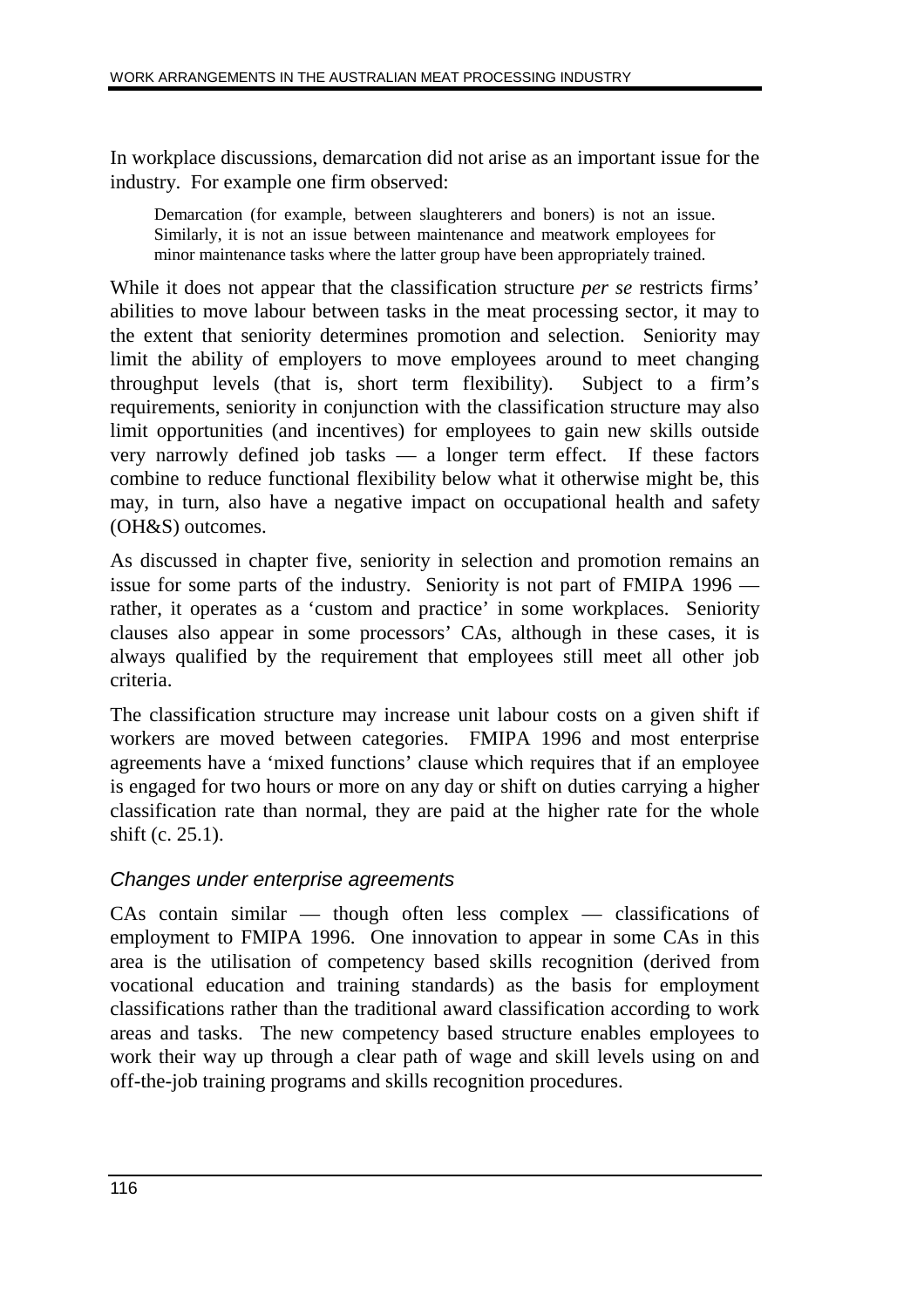In workplace discussions, demarcation did not arise as an important issue for the industry. For example one firm observed:

> Demarcation (for example, between slaughterers and boners) is not an issue. Similarly, it is not an issue between maintenance and meatwork employees for minor maintenance tasks where the latter group have been appropriately trained.

While it does not appear that the classification structure *per se* restricts firms' abilities to move labour between tasks in the meat processing sector, it may to the extent that seniority determines promotion and selection. Seniority may limit the ability of employers to move employees around to meet changing throughput levels (that is, short term flexibility). Subject to a firm's requirements, seniority in conjunction with the classification structure may also limit opportunities (and incentives) for employees to gain new skills outside very narrowly defined job tasks — a longer term effect. If these factors combine to reduce functional flexibility below what it otherwise might be, this may, in turn, also have a negative impact on occupational health and safety (OH&S) outcomes.

As discussed in chapter five, seniority in selection and promotion remains an issue for some parts of the industry. Seniority is not part of FMIPA 1996 — rather, it operates as a 'custom and practice' in some workplaces. Seniority clauses also appear in some processors' CAs, although in these cases, it is always qualified by the requirement that employees still meet all other job criteria.

The classification structure may increase unit labour costs on a given shift if workers are moved between categories. FMIPA 1996 and most enterprise agreements have a 'mixed functions' clause which requires that if an employee is engaged for two hours or more on any day or shift on duties carrying a higher classification rate than normal, they are paid at the higher rate for the whole shift (c. 25.1).

### *Changes under enterprise agreements*

CAs contain similar — though often less complex — classifications of employment to FMIPA 1996. One innovation to appear in some CAs in this area is the utilisation of competency based skills recognition (derived from vocational education and training standards) as the basis for employment classifications rather than the traditional award classification according to work areas and tasks. The new competency based structure enables employees to work their way up through a clear path of wage and skill levels using on and off-the-job training programs and skills recognition procedures.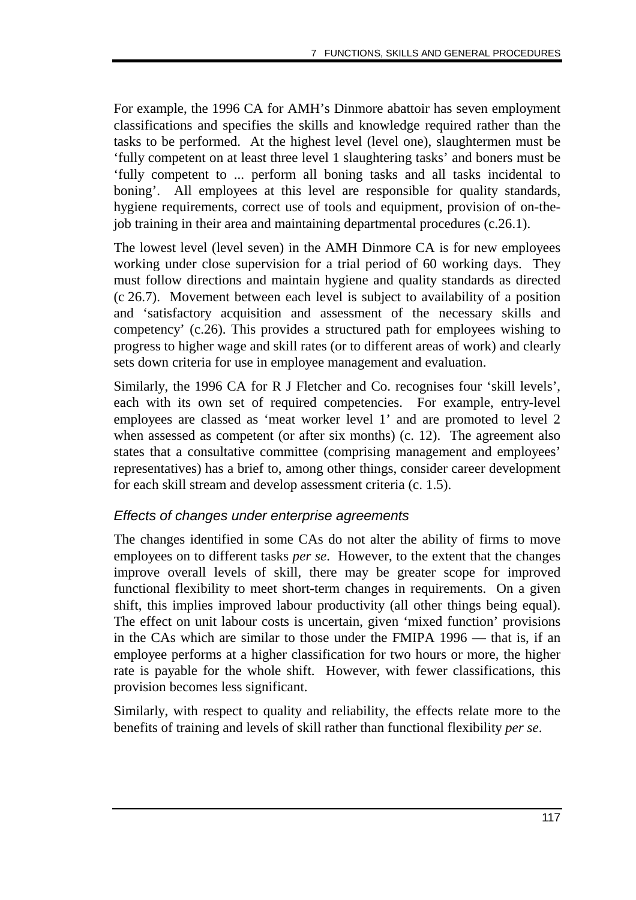For example, the 1996 CA for AMH's Dinmore abattoir has seven employment classifications and specifies the skills and knowledge required rather than the tasks to be performed. At the highest level (level one), slaughtermen must be 'fully competent on at least three level 1 slaughtering tasks' and boners must be 'fully competent to ... perform all boning tasks and all tasks incidental to boning'. All employees at this level are responsible for quality standards, hygiene requirements, correct use of tools and equipment, provision of on-the-job training in their area and maintaining departmental procedures (c.26.1).

The lowest level (level seven) in the AMH Dinmore CA is for new employees working under close supervision for a trial period of 60 working days. They must follow directions and maintain hygiene and quality standards as directed (c 26.7). Movement between each level is subject to availability of a position and 'satisfactory acquisition and assessment of the necessary skills and competency' (c.26). This provides a structured path for employees wishing to progress to higher wage and skill rates (or to different areas of work) and clearly sets down criteria for use in employee management and evaluation.

Similarly, the 1996 CA for R J Fletcher and Co. recognises four 'skill levels', each with its own set of required competencies. For example, entry-level employees are classed as 'meat worker level 1' and are promoted to level 2 when assessed as competent (or after six months) (c. 12). The agreement also states that a consultative committee (comprising management and employees' representatives) has a brief to, among other things, consider career development for each skill stream and develop assessment criteria (c. 1.5).

### *Effects of changes under enterprise agreements*

The changes identified in some CAs do not alter the ability of firms to move employees on to different tasks *per se*. However, to the extent that the changes improve overall levels of skill, there may be greater scope for improved functional flexibility to meet short-term changes in requirements. On a given shift, this implies improved labour productivity (all other things being equal). The effect on unit labour costs is uncertain, given 'mixed function' provisions in the CAs which are similar to those under the FMIPA 1996 — that is, if an employee performs at a higher classification for two hours or more, the higher rate is payable for the whole shift. However, with fewer classifications, this provision becomes less significant.

Similarly, with respect to quality and reliability, the effects relate more to the benefits of training and levels of skill rather than functional flexibility *per se*.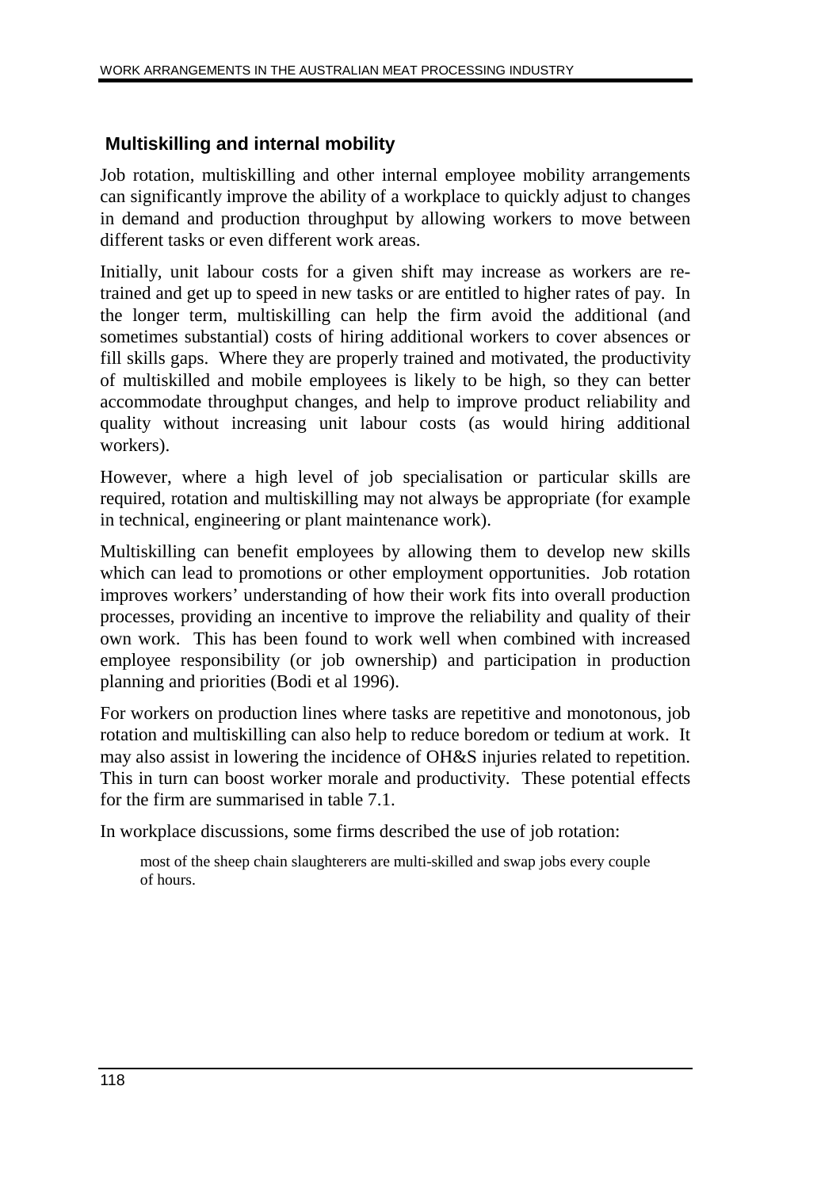## Multiskilling and internal mobility

Job rotation, multiskilling and other internal employee mobility arrangements can significantly improve the ability of a workplace to quickly adjust to changes in demand and production throughput by allowing workers to move between different tasks or even different work areas.

Initially, unit labour costs for a given shift may increase as workers are re-trained and get up to speed in new tasks or are entitled to higher rates of pay. In the longer term, multiskilling can help the firm avoid the additional (and sometimes substantial) costs of hiring additional workers to cover absences or fill skills gaps. Where they are properly trained and motivated, the productivity of multiskilled and mobile employees is likely to be high, so they can better accommodate throughput changes, and help to improve product reliability and quality without increasing unit labour costs (as would hiring additional workers).

However, where a high level of job specialisation or particular skills are required, rotation and multiskilling may not always be appropriate (for example in technical, engineering or plant maintenance work).

Multiskilling can benefit employees by allowing them to develop new skills which can lead to promotions or other employment opportunities. Job rotation improves workers' understanding of how their work fits into overall production processes, providing an incentive to improve the reliability and quality of their own work. This has been found to work well when combined with increased employee responsibility (or job ownership) and participation in production planning and priorities (Bodi et al 1996).

For workers on production lines where tasks are repetitive and monotonous, job rotation and multiskilling can also help to reduce boredom or tedium at work. It may also assist in lowering the incidence of OH&S injuries related to repetition. This in turn can boost worker morale and productivity. These potential effects for the firm are summarised in table 7.1.

In workplace discussions, some firms described the use of job rotation:

> most of the sheep chain slaughterers are multi-skilled and swap jobs every couple of hours.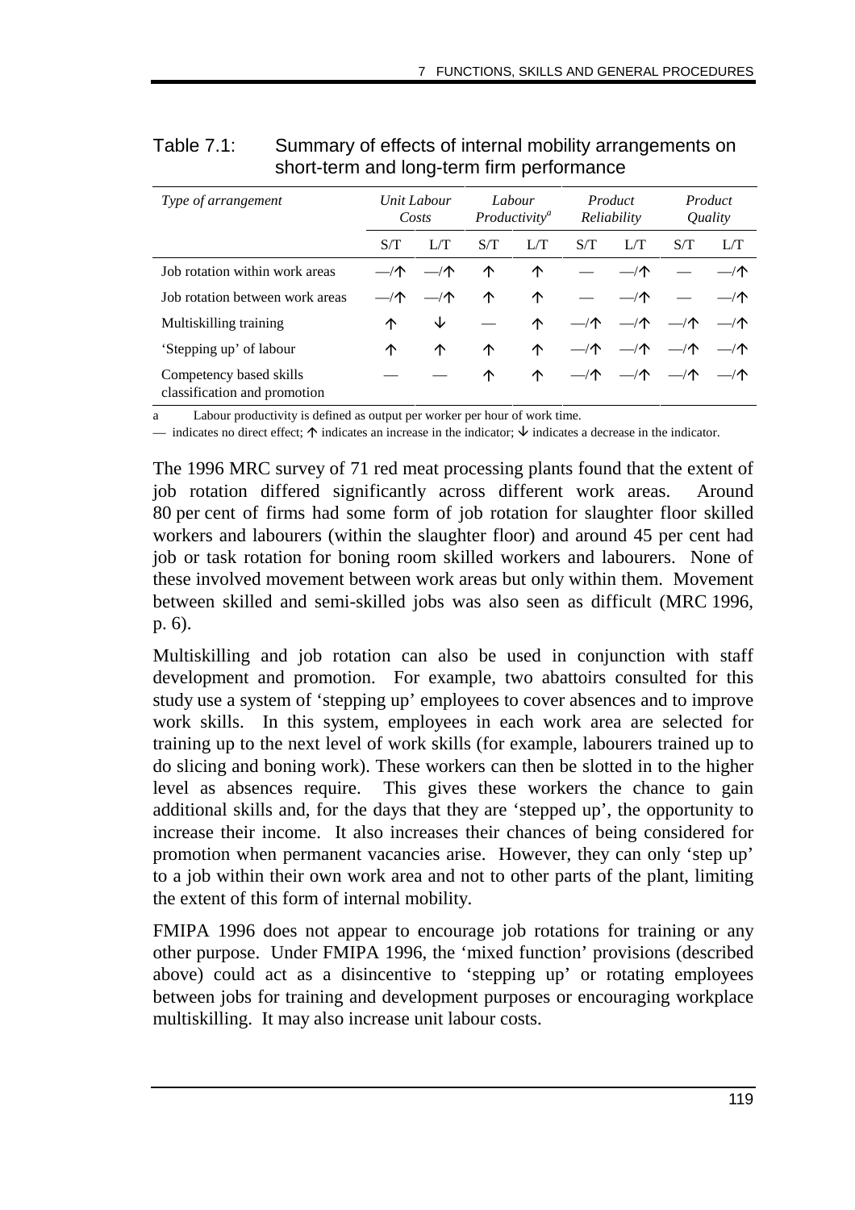Table 7.1: Summary of effects of internal mobility arrangements on short-term and long-term firm performance

| *Type of arrangement* | *Unit Labour Costs* | | *Labour Productivity*[a] | | *Product Reliability* | | *Product Quality* | |
|---|---|---|---|---|---|---|---|---|
| | S/T | L/T | S/T | L/T | S/T | L/T | S/T | L/T |
| Job rotation within work areas | —/↑ | —/↑ | ↑ | ↑ | — | —/↑ | — | —/↑ |
| Job rotation between work areas | —/↑ | —/↑ | ↑ | ↑ | — | —/↑ | — | —/↑ |
| Multiskilling training | ↑ | ↓ | — | ↑ | —/↑ | —/↑ | —/↑ | —/↑ |
| 'Stepping up' of labour | ↑ | ↑ | ↑ | ↑ | —/↑ | —/↑ | —/↑ | —/↑ |
| Competency based skills classification and promotion | — | — | ↑ | ↑ | —/↑ | —/↑ | —/↑ | —/↑ |

a Labour productivity is defined as output per worker per hour of work time.

— indicates no direct effect; ↑ indicates an increase in the indicator; ↓ indicates a decrease in the indicator.

The 1996 MRC survey of 71 red meat processing plants found that the extent of job rotation differed significantly across different work areas. Around 80 per cent of firms had some form of job rotation for slaughter floor skilled workers and labourers (within the slaughter floor) and around 45 per cent had job or task rotation for boning room skilled workers and labourers. None of these involved movement between work areas but only within them. Movement between skilled and semi-skilled jobs was also seen as difficult (MRC 1996, p. 6).

Multiskilling and job rotation can also be used in conjunction with staff development and promotion. For example, two abattoirs consulted for this study use a system of 'stepping up' employees to cover absences and to improve work skills. In this system, employees in each work area are selected for training up to the next level of work skills (for example, labourers trained up to do slicing and boning work). These workers can then be slotted in to the higher level as absences require. This gives these workers the chance to gain additional skills and, for the days that they are 'stepped up', the opportunity to increase their income. It also increases their chances of being considered for promotion when permanent vacancies arise. However, they can only 'step up' to a job within their own work area and not to other parts of the plant, limiting the extent of this form of internal mobility.

FMIPA 1996 does not appear to encourage job rotations for training or any other purpose. Under FMIPA 1996, the 'mixed function' provisions (described above) could act as a disincentive to 'stepping up' or rotating employees between jobs for training and development purposes or encouraging workplace multiskilling. It may also increase unit labour costs.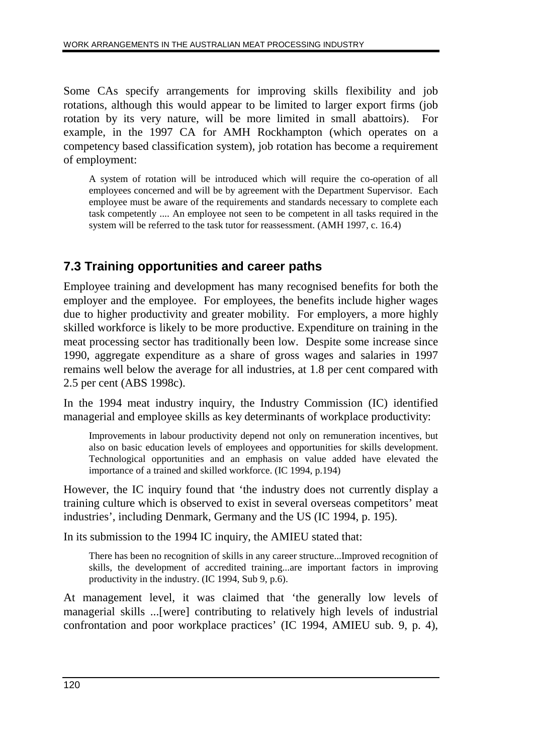Some CAs specify arrangements for improving skills flexibility and job rotations, although this would appear to be limited to larger export firms (job rotation by its very nature, will be more limited in small abattoirs). For example, in the 1997 CA for AMH Rockhampton (which operates on a competency based classification system), job rotation has become a requirement of employment:

> A system of rotation will be introduced which will require the co-operation of all employees concerned and will be by agreement with the Department Supervisor. Each employee must be aware of the requirements and standards necessary to complete each task competently .... An employee not seen to be competent in all tasks required in the system will be referred to the task tutor for reassessment. (AMH 1997, c. 16.4)

## 7.3 Training opportunities and career paths

Employee training and development has many recognised benefits for both the employer and the employee. For employees, the benefits include higher wages due to higher productivity and greater mobility. For employers, a more highly skilled workforce is likely to be more productive. Expenditure on training in the meat processing sector has traditionally been low. Despite some increase since 1990, aggregate expenditure as a share of gross wages and salaries in 1997 remains well below the average for all industries, at 1.8 per cent compared with 2.5 per cent (ABS 1998c).

In the 1994 meat industry inquiry, the Industry Commission (IC) identified managerial and employee skills as key determinants of workplace productivity:

> Improvements in labour productivity depend not only on remuneration incentives, but also on basic education levels of employees and opportunities for skills development. Technological opportunities and an emphasis on value added have elevated the importance of a trained and skilled workforce. (IC 1994, p.194)

However, the IC inquiry found that 'the industry does not currently display a training culture which is observed to exist in several overseas competitors' meat industries', including Denmark, Germany and the US (IC 1994, p. 195).

In its submission to the 1994 IC inquiry, the AMIEU stated that:

> There has been no recognition of skills in any career structure...Improved recognition of skills, the development of accredited training...are important factors in improving productivity in the industry. (IC 1994, Sub 9, p.6).

At management level, it was claimed that 'the generally low levels of managerial skills ...[were] contributing to relatively high levels of industrial confrontation and poor workplace practices' (IC 1994, AMIEU sub. 9, p. 4),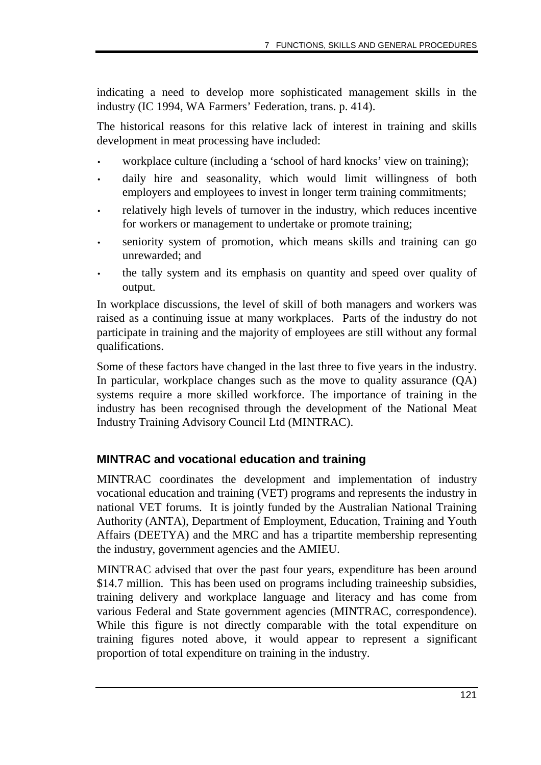indicating a need to develop more sophisticated management skills in the industry (IC 1994, WA Farmers' Federation, trans. p. 414).

The historical reasons for this relative lack of interest in training and skills development in meat processing have included:

- workplace culture (including a 'school of hard knocks' view on training);
- daily hire and seasonality, which would limit willingness of both employers and employees to invest in longer term training commitments;
- relatively high levels of turnover in the industry, which reduces incentive for workers or management to undertake or promote training;
- seniority system of promotion, which means skills and training can go unrewarded; and
- the tally system and its emphasis on quantity and speed over quality of output.

In workplace discussions, the level of skill of both managers and workers was raised as a continuing issue at many workplaces. Parts of the industry do not participate in training and the majority of employees are still without any formal qualifications.

Some of these factors have changed in the last three to five years in the industry. In particular, workplace changes such as the move to quality assurance (QA) systems require a more skilled workforce. The importance of training in the industry has been recognised through the development of the National Meat Industry Training Advisory Council Ltd (MINTRAC).

### MINTRAC and vocational education and training

MINTRAC coordinates the development and implementation of industry vocational education and training (VET) programs and represents the industry in national VET forums. It is jointly funded by the Australian National Training Authority (ANTA), Department of Employment, Education, Training and Youth Affairs (DEETYA) and the MRC and has a tripartite membership representing the industry, government agencies and the AMIEU.

MINTRAC advised that over the past four years, expenditure has been around $14.7 million. This has been used on programs including traineeship subsidies, training delivery and workplace language and literacy and has come from various Federal and State government agencies (MINTRAC, correspondence). While this figure is not directly comparable with the total expenditure on training figures noted above, it would appear to represent a significant proportion of total expenditure on training in the industry.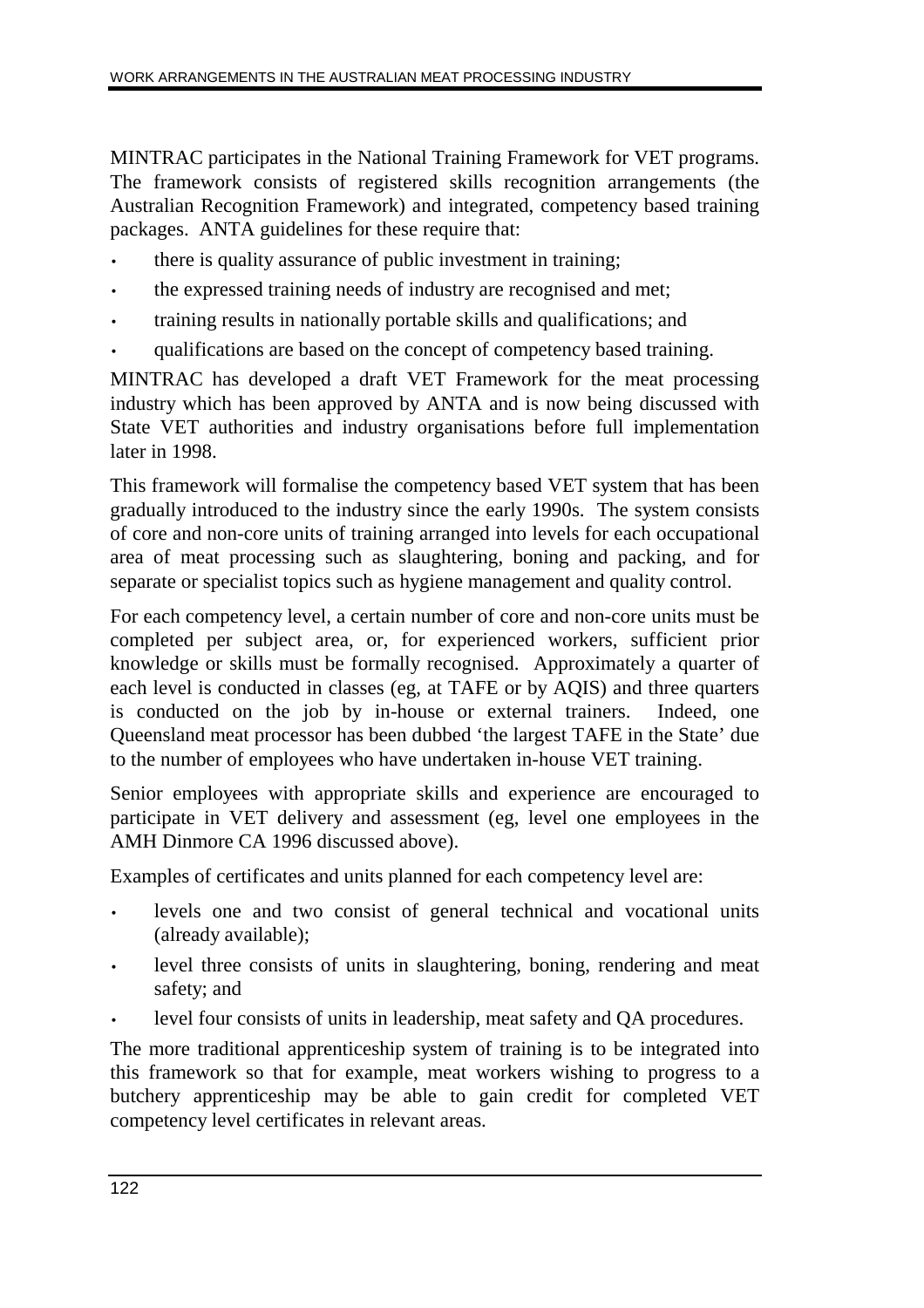MINTRAC participates in the National Training Framework for VET programs. The framework consists of registered skills recognition arrangements (the Australian Recognition Framework) and integrated, competency based training packages. ANTA guidelines for these require that:

- there is quality assurance of public investment in training;
- the expressed training needs of industry are recognised and met;
- training results in nationally portable skills and qualifications; and
- qualifications are based on the concept of competency based training.

MINTRAC has developed a draft VET Framework for the meat processing industry which has been approved by ANTA and is now being discussed with State VET authorities and industry organisations before full implementation later in 1998.

This framework will formalise the competency based VET system that has been gradually introduced to the industry since the early 1990s. The system consists of core and non-core units of training arranged into levels for each occupational area of meat processing such as slaughtering, boning and packing, and for separate or specialist topics such as hygiene management and quality control.

For each competency level, a certain number of core and non-core units must be completed per subject area, or, for experienced workers, sufficient prior knowledge or skills must be formally recognised. Approximately a quarter of each level is conducted in classes (eg, at TAFE or by AQIS) and three quarters is conducted on the job by in-house or external trainers. Indeed, one Queensland meat processor has been dubbed 'the largest TAFE in the State' due to the number of employees who have undertaken in-house VET training.

Senior employees with appropriate skills and experience are encouraged to participate in VET delivery and assessment (eg, level one employees in the AMH Dinmore CA 1996 discussed above).

Examples of certificates and units planned for each competency level are:

- levels one and two consist of general technical and vocational units (already available);
- level three consists of units in slaughtering, boning, rendering and meat safety; and
- level four consists of units in leadership, meat safety and QA procedures.

The more traditional apprenticeship system of training is to be integrated into this framework so that for example, meat workers wishing to progress to a butchery apprenticeship may be able to gain credit for completed VET competency level certificates in relevant areas.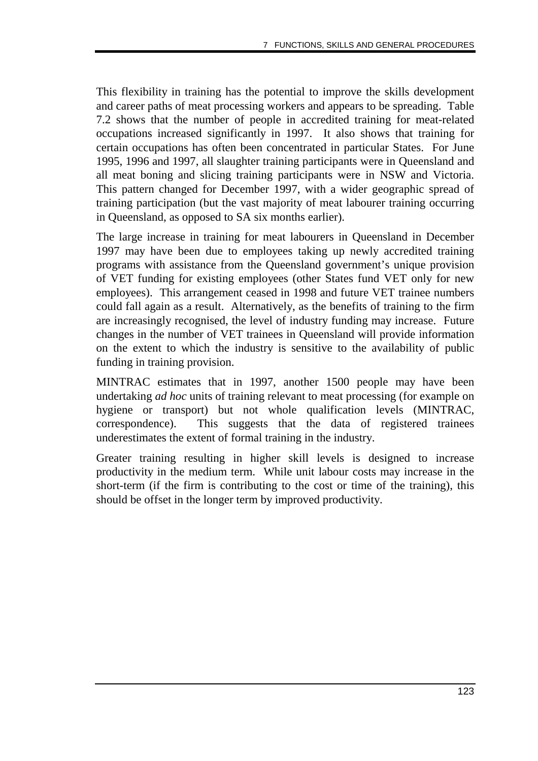This flexibility in training has the potential to improve the skills development and career paths of meat processing workers and appears to be spreading. Table 7.2 shows that the number of people in accredited training for meat-related occupations increased significantly in 1997. It also shows that training for certain occupations has often been concentrated in particular States. For June 1995, 1996 and 1997, all slaughter training participants were in Queensland and all meat boning and slicing training participants were in NSW and Victoria. This pattern changed for December 1997, with a wider geographic spread of training participation (but the vast majority of meat labourer training occurring in Queensland, as opposed to SA six months earlier).

The large increase in training for meat labourers in Queensland in December 1997 may have been due to employees taking up newly accredited training programs with assistance from the Queensland government's unique provision of VET funding for existing employees (other States fund VET only for new employees). This arrangement ceased in 1998 and future VET trainee numbers could fall again as a result. Alternatively, as the benefits of training to the firm are increasingly recognised, the level of industry funding may increase. Future changes in the number of VET trainees in Queensland will provide information on the extent to which the industry is sensitive to the availability of public funding in training provision.

MINTRAC estimates that in 1997, another 1500 people may have been undertaking *ad hoc* units of training relevant to meat processing (for example on hygiene or transport) but not whole qualification levels (MINTRAC, correspondence). This suggests that the data of registered trainees underestimates the extent of formal training in the industry.

Greater training resulting in higher skill levels is designed to increase productivity in the medium term. While unit labour costs may increase in the short-term (if the firm is contributing to the cost or time of the training), this should be offset in the longer term by improved productivity.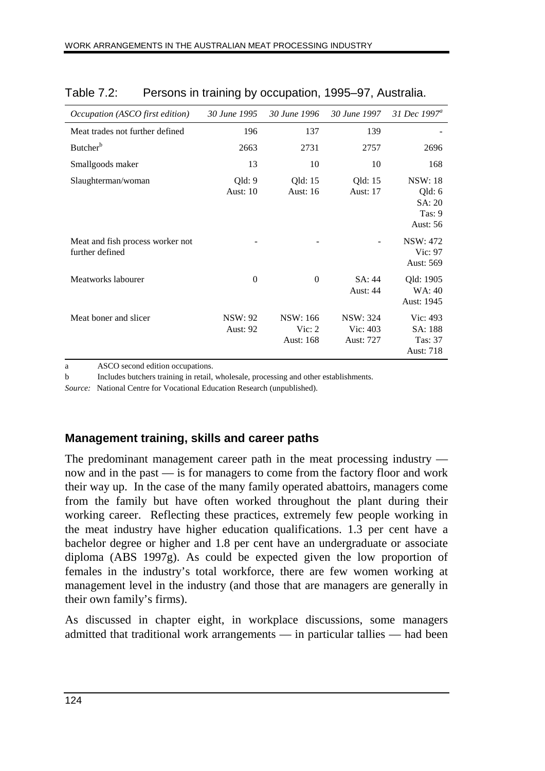Table 7.2: Persons in training by occupation, 1995–97, Australia.

| *Occupation (ASCO first edition)* | *30 June 1995* | *30 June 1996* | *30 June 1997* | *31 Dec 1997*[a] |
|---|---|---|---|---|
| Meat trades not further defined | 196 | 137 | 139 | - |
| Butcher[b] | 2663 | 2731 | 2757 | 2696 |
| Smallgoods maker | 13 | 10 | 10 | 168 |
| Slaughterman/woman | Qld: 9<br>Aust: 10 | Qld: 15<br>Aust: 16 | Qld: 15<br>Aust: 17 | NSW: 18<br>Qld: 6<br>SA: 20<br>Tas: 9<br>Aust: 56 |
| Meat and fish process worker not further defined | - | - | - | NSW: 472<br>Vic: 97<br>Aust: 569 |
| Meatworks labourer | 0 | 0 | SA: 44<br>Aust: 44 | Qld: 1905<br>WA: 40<br>Aust: 1945 |
| Meat boner and slicer | NSW: 92<br>Aust: 92 | NSW: 166<br>Vic: 2<br>Aust: 168 | NSW: 324<br>Vic: 403<br>Aust: 727 | Vic: 493<br>SA: 188<br>Tas: 37<br>Aust: 718 |

a ASCO second edition occupations.

b Includes butchers training in retail, wholesale, processing and other establishments.

*Source:* National Centre for Vocational Education Research (unpublished).

### Management training, skills and career paths

The predominant management career path in the meat processing industry — now and in the past — is for managers to come from the factory floor and work their way up. In the case of the many family operated abattoirs, managers come from the family but have often worked throughout the plant during their working career. Reflecting these practices, extremely few people working in the meat industry have higher education qualifications. 1.3 per cent have a bachelor degree or higher and 1.8 per cent have an undergraduate or associate diploma (ABS 1997g). As could be expected given the low proportion of females in the industry's total workforce, there are few women working at management level in the industry (and those that are managers are generally in their own family's firms).

As discussed in chapter eight, in workplace discussions, some managers admitted that traditional work arrangements — in particular tallies — had been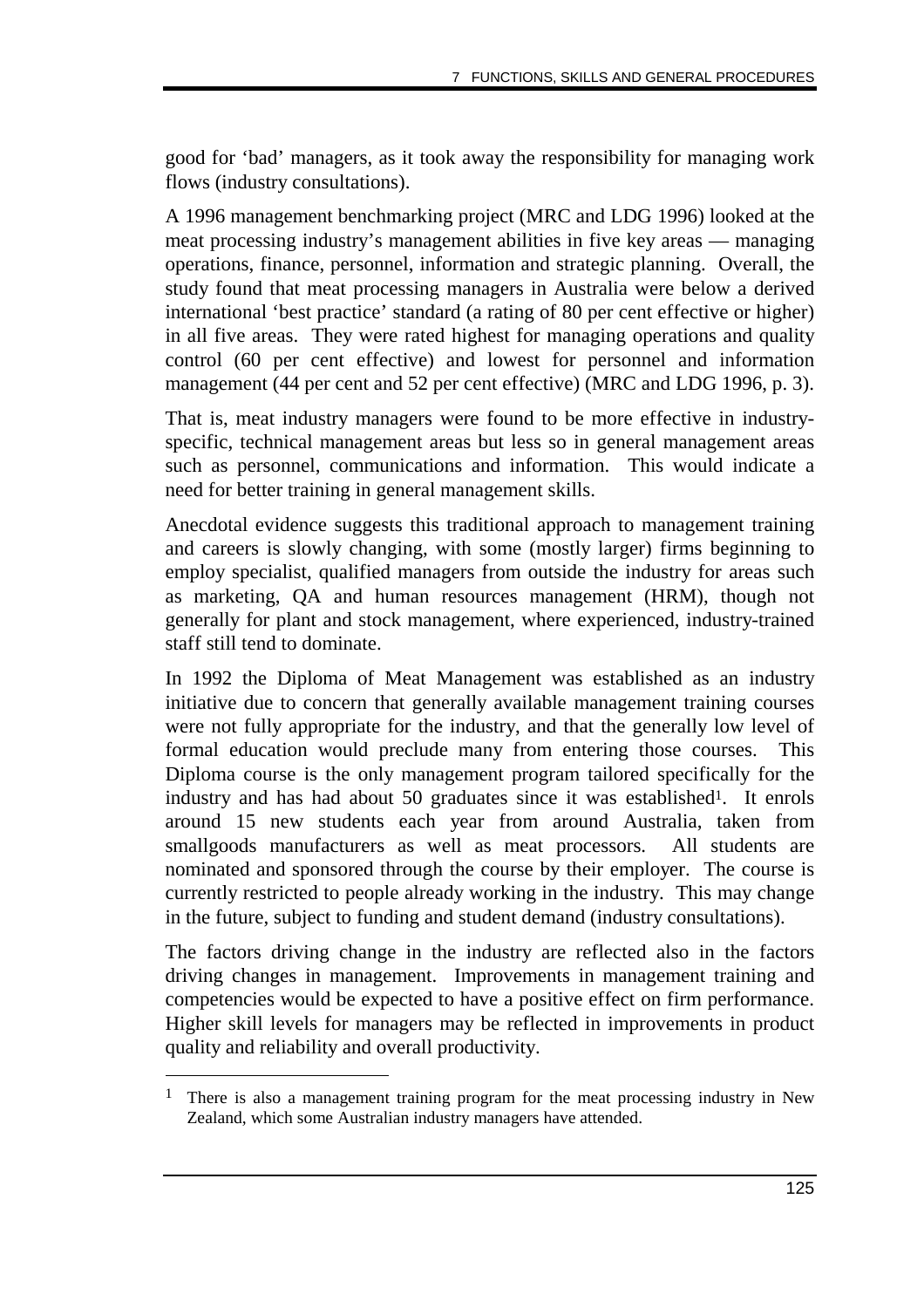good for 'bad' managers, as it took away the responsibility for managing work flows (industry consultations).

A 1996 management benchmarking project (MRC and LDG 1996) looked at the meat processing industry's management abilities in five key areas — managing operations, finance, personnel, information and strategic planning. Overall, the study found that meat processing managers in Australia were below a derived international 'best practice' standard (a rating of 80 per cent effective or higher) in all five areas. They were rated highest for managing operations and quality control (60 per cent effective) and lowest for personnel and information management (44 per cent and 52 per cent effective) (MRC and LDG 1996, p. 3).

That is, meat industry managers were found to be more effective in industry-specific, technical management areas but less so in general management areas such as personnel, communications and information. This would indicate a need for better training in general management skills.

Anecdotal evidence suggests this traditional approach to management training and careers is slowly changing, with some (mostly larger) firms beginning to employ specialist, qualified managers from outside the industry for areas such as marketing, QA and human resources management (HRM), though not generally for plant and stock management, where experienced, industry-trained staff still tend to dominate.

In 1992 the Diploma of Meat Management was established as an industry initiative due to concern that generally available management training courses were not fully appropriate for the industry, and that the generally low level of formal education would preclude many from entering those courses. This Diploma course is the only management program tailored specifically for the industry and has had about 50 graduates since it was established[1]. It enrols around 15 new students each year from around Australia, taken from smallgoods manufacturers as well as meat processors. All students are nominated and sponsored through the course by their employer. The course is currently restricted to people already working in the industry. This may change in the future, subject to funding and student demand (industry consultations).

The factors driving change in the industry are reflected also in the factors driving changes in management. Improvements in management training and competencies would be expected to have a positive effect on firm performance. Higher skill levels for managers may be reflected in improvements in product quality and reliability and overall productivity.

---

[1] There is also a management training program for the meat processing industry in New Zealand, which some Australian industry managers have attended.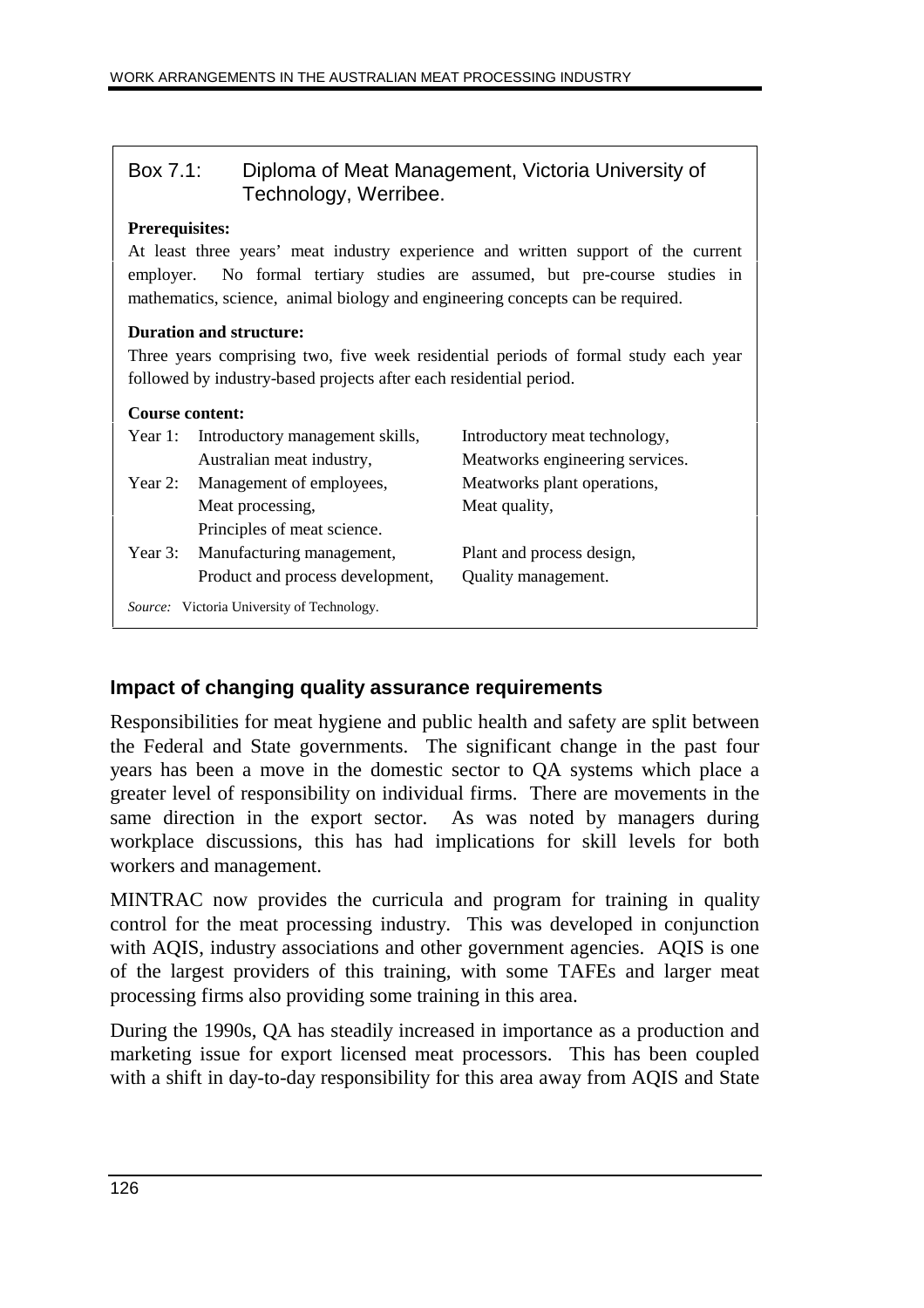### Box 7.1: Diploma of Meat Management, Victoria University of Technology, Werribee.

**Prerequisites:**

At least three years' meat industry experience and written support of the current employer. No formal tertiary studies are assumed, but pre-course studies in mathematics, science, animal biology and engineering concepts can be required.

**Duration and structure:**

Three years comprising two, five week residential periods of formal study each year followed by industry-based projects after each residential period.

**Course content:**

| | | |
|---|---|---|
| Year 1: | Introductory management skills, | Introductory meat technology, |
| | Australian meat industry, | Meatworks engineering services. |
| Year 2: | Management of employees, | Meatworks plant operations, |
| | Meat processing, | Meat quality, |
| | Principles of meat science. | |
| Year 3: | Manufacturing management, | Plant and process design, |
| | Product and process development, | Quality management. |

*Source:* Victoria University of Technology.

### Impact of changing quality assurance requirements

Responsibilities for meat hygiene and public health and safety are split between the Federal and State governments. The significant change in the past four years has been a move in the domestic sector to QA systems which place a greater level of responsibility on individual firms. There are movements in the same direction in the export sector. As was noted by managers during workplace discussions, this has had implications for skill levels for both workers and management.

MINTRAC now provides the curricula and program for training in quality control for the meat processing industry. This was developed in conjunction with AQIS, industry associations and other government agencies. AQIS is one of the largest providers of this training, with some TAFEs and larger meat processing firms also providing some training in this area.

During the 1990s, QA has steadily increased in importance as a production and marketing issue for export licensed meat processors. This has been coupled with a shift in day-to-day responsibility for this area away from AQIS and State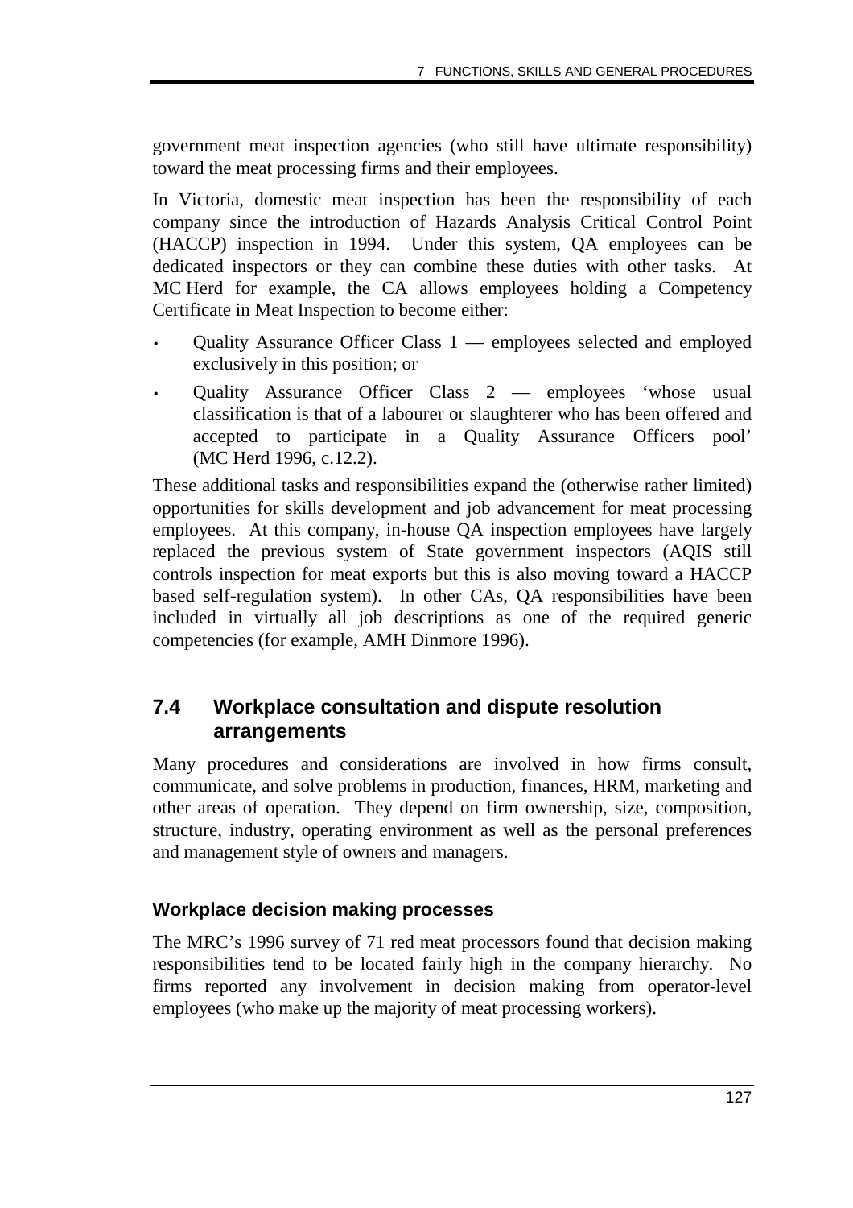government meat inspection agencies (who still have ultimate responsibility) toward the meat processing firms and their employees.

In Victoria, domestic meat inspection has been the responsibility of each company since the introduction of Hazards Analysis Critical Control Point (HACCP) inspection in 1994. Under this system, QA employees can be dedicated inspectors or they can combine these duties with other tasks. At MC Herd for example, the CA allows employees holding a Competency Certificate in Meat Inspection to become either:

- Quality Assurance Officer Class 1 — employees selected and employed exclusively in this position; or
- Quality Assurance Officer Class 2 — employees 'whose usual classification is that of a labourer or slaughterer who has been offered and accepted to participate in a Quality Assurance Officers pool' (MC Herd 1996, c.12.2).

These additional tasks and responsibilities expand the (otherwise rather limited) opportunities for skills development and job advancement for meat processing employees. At this company, in-house QA inspection employees have largely replaced the previous system of State government inspectors (AQIS still controls inspection for meat exports but this is also moving toward a HACCP based self-regulation system). In other CAs, QA responsibilities have been included in virtually all job descriptions as one of the required generic competencies (for example, AMH Dinmore 1996).

## 7.4 Workplace consultation and dispute resolution arrangements

Many procedures and considerations are involved in how firms consult, communicate, and solve problems in production, finances, HRM, marketing and other areas of operation. They depend on firm ownership, size, composition, structure, industry, operating environment as well as the personal preferences and management style of owners and managers.

### Workplace decision making processes

The MRC's 1996 survey of 71 red meat processors found that decision making responsibilities tend to be located fairly high in the company hierarchy. No firms reported any involvement in decision making from operator-level employees (who make up the majority of meat processing workers).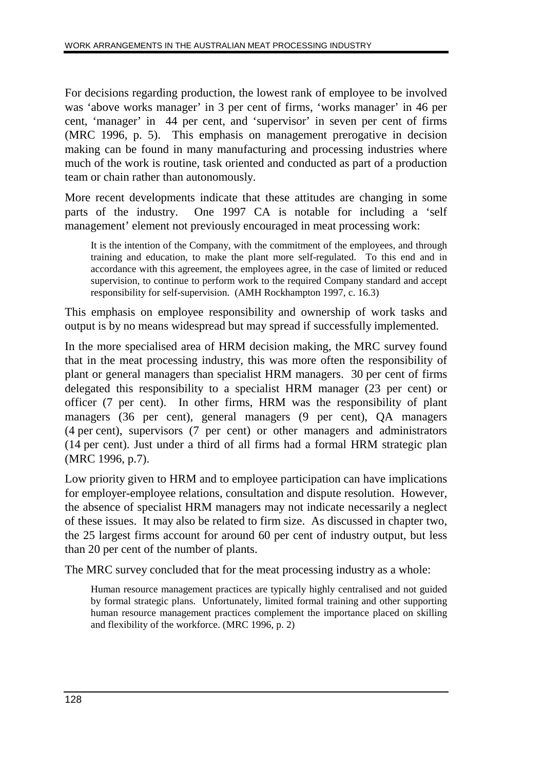For decisions regarding production, the lowest rank of employee to be involved was 'above works manager' in 3 per cent of firms, 'works manager' in 46 per cent, 'manager' in 44 per cent, and 'supervisor' in seven per cent of firms (MRC 1996, p. 5). This emphasis on management prerogative in decision making can be found in many manufacturing and processing industries where much of the work is routine, task oriented and conducted as part of a production team or chain rather than autonomously.

More recent developments indicate that these attitudes are changing in some parts of the industry. One 1997 CA is notable for including a 'self management' element not previously encouraged in meat processing work:

> It is the intention of the Company, with the commitment of the employees, and through training and education, to make the plant more self-regulated. To this end and in accordance with this agreement, the employees agree, in the case of limited or reduced supervision, to continue to perform work to the required Company standard and accept responsibility for self-supervision. (AMH Rockhampton 1997, c. 16.3)

This emphasis on employee responsibility and ownership of work tasks and output is by no means widespread but may spread if successfully implemented.

In the more specialised area of HRM decision making, the MRC survey found that in the meat processing industry, this was more often the responsibility of plant or general managers than specialist HRM managers. 30 per cent of firms delegated this responsibility to a specialist HRM manager (23 per cent) or officer (7 per cent). In other firms, HRM was the responsibility of plant managers (36 per cent), general managers (9 per cent), QA managers (4 per cent), supervisors (7 per cent) or other managers and administrators (14 per cent). Just under a third of all firms had a formal HRM strategic plan (MRC 1996, p.7).

Low priority given to HRM and to employee participation can have implications for employer-employee relations, consultation and dispute resolution. However, the absence of specialist HRM managers may not indicate necessarily a neglect of these issues. It may also be related to firm size. As discussed in chapter two, the 25 largest firms account for around 60 per cent of industry output, but less than 20 per cent of the number of plants.

The MRC survey concluded that for the meat processing industry as a whole:

> Human resource management practices are typically highly centralised and not guided by formal strategic plans. Unfortunately, limited formal training and other supporting human resource management practices complement the importance placed on skilling and flexibility of the workforce. (MRC 1996, p. 2)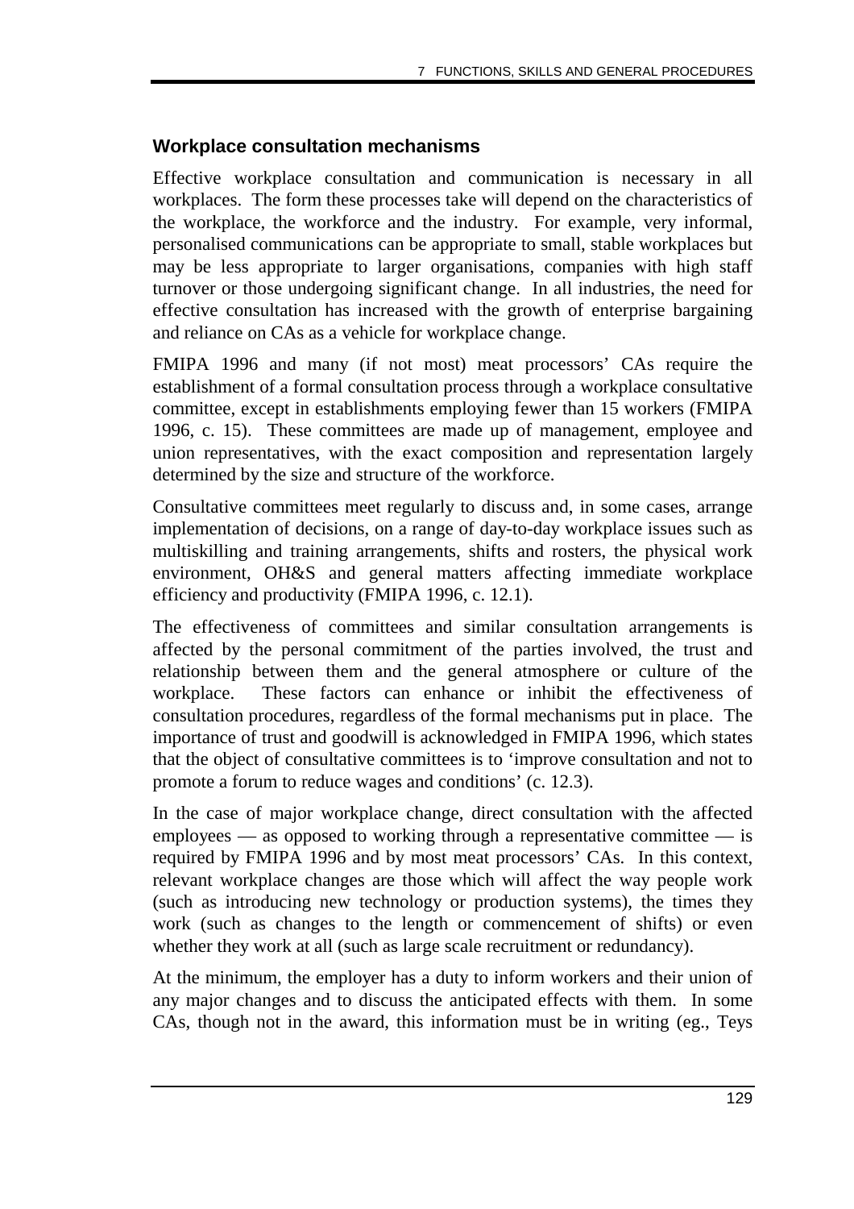### Workplace consultation mechanisms

Effective workplace consultation and communication is necessary in all workplaces. The form these processes take will depend on the characteristics of the workplace, the workforce and the industry. For example, very informal, personalised communications can be appropriate to small, stable workplaces but may be less appropriate to larger organisations, companies with high staff turnover or those undergoing significant change. In all industries, the need for effective consultation has increased with the growth of enterprise bargaining and reliance on CAs as a vehicle for workplace change.

FMIPA 1996 and many (if not most) meat processors' CAs require the establishment of a formal consultation process through a workplace consultative committee, except in establishments employing fewer than 15 workers (FMIPA 1996, c. 15). These committees are made up of management, employee and union representatives, with the exact composition and representation largely determined by the size and structure of the workforce.

Consultative committees meet regularly to discuss and, in some cases, arrange implementation of decisions, on a range of day-to-day workplace issues such as multiskilling and training arrangements, shifts and rosters, the physical work environment, OH&S and general matters affecting immediate workplace efficiency and productivity (FMIPA 1996, c. 12.1).

The effectiveness of committees and similar consultation arrangements is affected by the personal commitment of the parties involved, the trust and relationship between them and the general atmosphere or culture of the workplace. These factors can enhance or inhibit the effectiveness of consultation procedures, regardless of the formal mechanisms put in place. The importance of trust and goodwill is acknowledged in FMIPA 1996, which states that the object of consultative committees is to 'improve consultation and not to promote a forum to reduce wages and conditions' (c. 12.3).

In the case of major workplace change, direct consultation with the affected employees — as opposed to working through a representative committee — is required by FMIPA 1996 and by most meat processors' CAs. In this context, relevant workplace changes are those which will affect the way people work (such as introducing new technology or production systems), the times they work (such as changes to the length or commencement of shifts) or even whether they work at all (such as large scale recruitment or redundancy).

At the minimum, the employer has a duty to inform workers and their union of any major changes and to discuss the anticipated effects with them. In some CAs, though not in the award, this information must be in writing (eg., Teys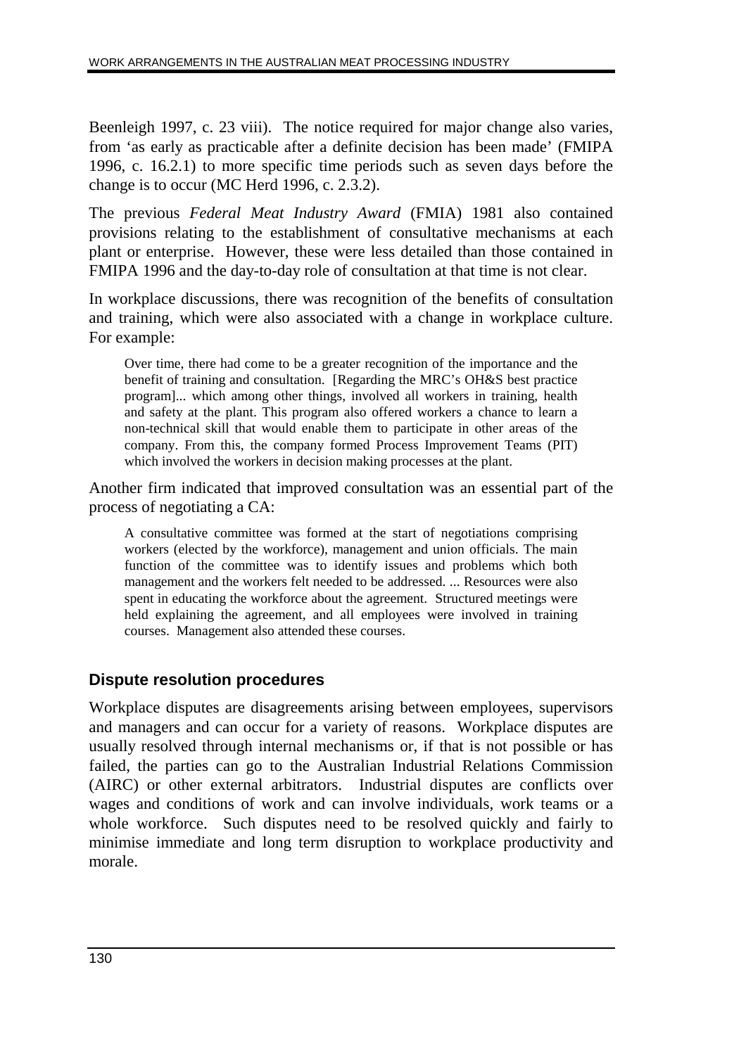Beenleigh 1997, c. 23 viii). The notice required for major change also varies, from 'as early as practicable after a definite decision has been made' (FMIPA 1996, c. 16.2.1) to more specific time periods such as seven days before the change is to occur (MC Herd 1996, c. 2.3.2).

The previous *Federal Meat Industry Award* (FMIA) 1981 also contained provisions relating to the establishment of consultative mechanisms at each plant or enterprise. However, these were less detailed than those contained in FMIPA 1996 and the day-to-day role of consultation at that time is not clear.

In workplace discussions, there was recognition of the benefits of consultation and training, which were also associated with a change in workplace culture. For example:

> Over time, there had come to be a greater recognition of the importance and the benefit of training and consultation. [Regarding the MRC's OH&S best practice program]... which among other things, involved all workers in training, health and safety at the plant. This program also offered workers a chance to learn a non-technical skill that would enable them to participate in other areas of the company. From this, the company formed Process Improvement Teams (PIT) which involved the workers in decision making processes at the plant.

Another firm indicated that improved consultation was an essential part of the process of negotiating a CA:

> A consultative committee was formed at the start of negotiations comprising workers (elected by the workforce), management and union officials. The main function of the committee was to identify issues and problems which both management and the workers felt needed to be addressed. ... Resources were also spent in educating the workforce about the agreement. Structured meetings were held explaining the agreement, and all employees were involved in training courses. Management also attended these courses.

### Dispute resolution procedures

Workplace disputes are disagreements arising between employees, supervisors and managers and can occur for a variety of reasons. Workplace disputes are usually resolved through internal mechanisms or, if that is not possible or has failed, the parties can go to the Australian Industrial Relations Commission (AIRC) or other external arbitrators. Industrial disputes are conflicts over wages and conditions of work and can involve individuals, work teams or a whole workforce. Such disputes need to be resolved quickly and fairly to minimise immediate and long term disruption to workplace productivity and morale.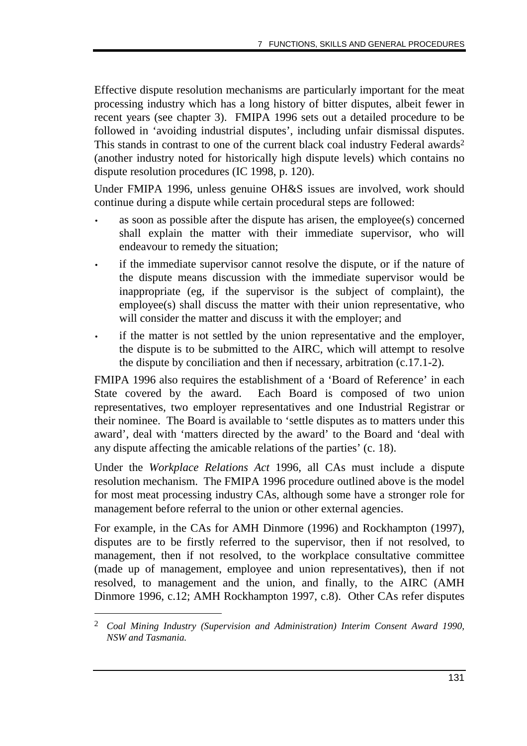Effective dispute resolution mechanisms are particularly important for the meat processing industry which has a long history of bitter disputes, albeit fewer in recent years (see chapter 3). FMIPA 1996 sets out a detailed procedure to be followed in 'avoiding industrial disputes', including unfair dismissal disputes. This stands in contrast to one of the current black coal industry Federal awards[2] (another industry noted for historically high dispute levels) which contains no dispute resolution procedures (IC 1998, p. 120).

Under FMIPA 1996, unless genuine OH&S issues are involved, work should continue during a dispute while certain procedural steps are followed:

- as soon as possible after the dispute has arisen, the employee(s) concerned shall explain the matter with their immediate supervisor, who will endeavour to remedy the situation;
- if the immediate supervisor cannot resolve the dispute, or if the nature of the dispute means discussion with the immediate supervisor would be inappropriate (eg, if the supervisor is the subject of complaint), the employee(s) shall discuss the matter with their union representative, who will consider the matter and discuss it with the employer; and
- if the matter is not settled by the union representative and the employer, the dispute is to be submitted to the AIRC, which will attempt to resolve the dispute by conciliation and then if necessary, arbitration (c.17.1-2).

FMIPA 1996 also requires the establishment of a 'Board of Reference' in each State covered by the award. Each Board is composed of two union representatives, two employer representatives and one Industrial Registrar or their nominee. The Board is available to 'settle disputes as to matters under this award', deal with 'matters directed by the award' to the Board and 'deal with any dispute affecting the amicable relations of the parties' (c. 18).

Under the *Workplace Relations Act* 1996, all CAs must include a dispute resolution mechanism. The FMIPA 1996 procedure outlined above is the model for most meat processing industry CAs, although some have a stronger role for management before referral to the union or other external agencies.

For example, in the CAs for AMH Dinmore (1996) and Rockhampton (1997), disputes are to be firstly referred to the supervisor, then if not resolved, to management, then if not resolved, to the workplace consultative committee (made up of management, employee and union representatives), then if not resolved, to management and the union, and finally, to the AIRC (AMH Dinmore 1996, c.12; AMH Rockhampton 1997, c.8). Other CAs refer disputes

---

[2] *Coal Mining Industry (Supervision and Administration) Interim Consent Award 1990, NSW and Tasmania.*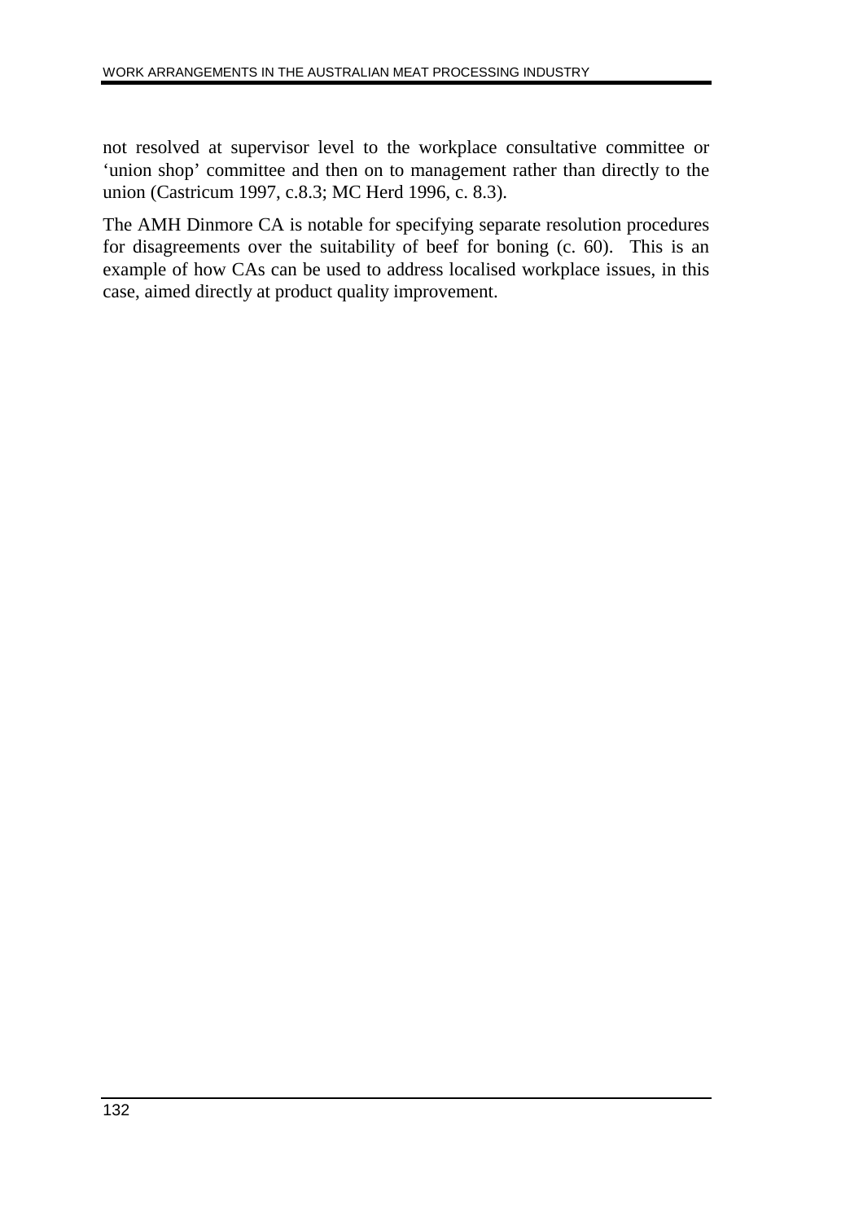not resolved at supervisor level to the workplace consultative committee or 'union shop' committee and then on to management rather than directly to the union (Castricum 1997, c.8.3; MC Herd 1996, c. 8.3).

The AMH Dinmore CA is notable for specifying separate resolution procedures for disagreements over the suitability of beef for boning (c. 60). This is an example of how CAs can be used to address localised workplace issues, in this case, aimed directly at product quality improvement.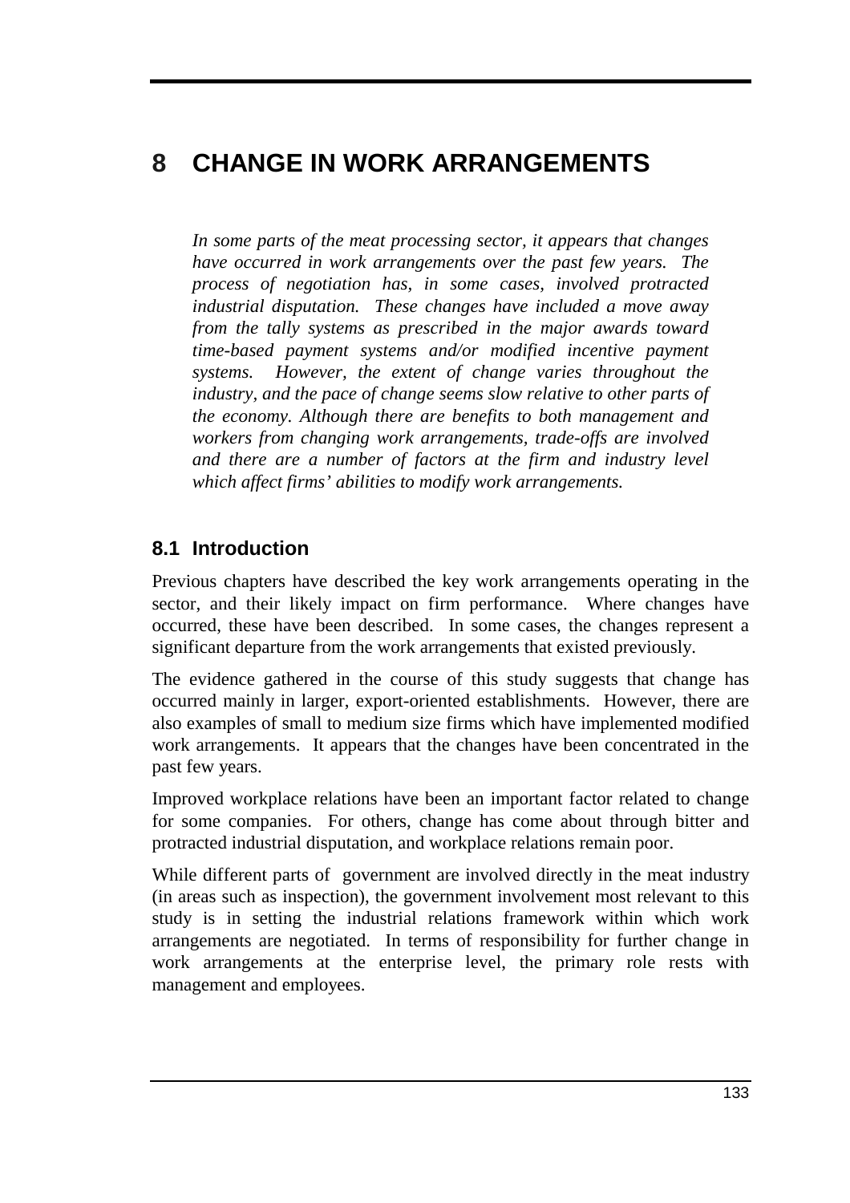# 8 CHANGE IN WORK ARRANGEMENTS

*In some parts of the meat processing sector, it appears that changes have occurred in work arrangements over the past few years. The process of negotiation has, in some cases, involved protracted industrial disputation. These changes have included a move away from the tally systems as prescribed in the major awards toward time-based payment systems and/or modified incentive payment systems. However, the extent of change varies throughout the industry, and the pace of change seems slow relative to other parts of the economy. Although there are benefits to both management and workers from changing work arrangements, trade-offs are involved and there are a number of factors at the firm and industry level which affect firms' abilities to modify work arrangements.*

## 8.1 Introduction

Previous chapters have described the key work arrangements operating in the sector, and their likely impact on firm performance. Where changes have occurred, these have been described. In some cases, the changes represent a significant departure from the work arrangements that existed previously.

The evidence gathered in the course of this study suggests that change has occurred mainly in larger, export-oriented establishments. However, there are also examples of small to medium size firms which have implemented modified work arrangements. It appears that the changes have been concentrated in the past few years.

Improved workplace relations have been an important factor related to change for some companies. For others, change has come about through bitter and protracted industrial disputation, and workplace relations remain poor.

While different parts of government are involved directly in the meat industry (in areas such as inspection), the government involvement most relevant to this study is in setting the industrial relations framework within which work arrangements are negotiated. In terms of responsibility for further change in work arrangements at the enterprise level, the primary role rests with management and employees.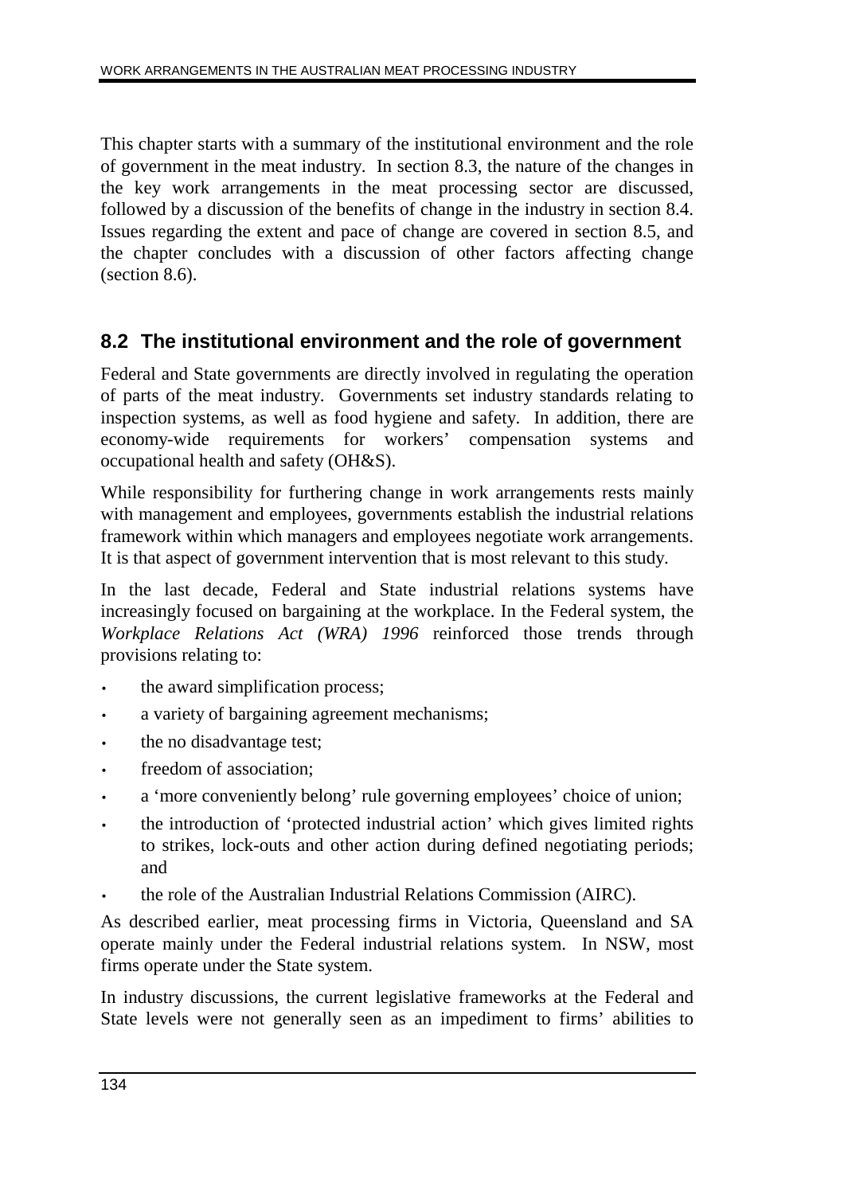This chapter starts with a summary of the institutional environment and the role of government in the meat industry. In section 8.3, the nature of the changes in the key work arrangements in the meat processing sector are discussed, followed by a discussion of the benefits of change in the industry in section 8.4. Issues regarding the extent and pace of change are covered in section 8.5, and the chapter concludes with a discussion of other factors affecting change (section 8.6).

## 8.2 The institutional environment and the role of government

Federal and State governments are directly involved in regulating the operation of parts of the meat industry. Governments set industry standards relating to inspection systems, as well as food hygiene and safety. In addition, there are economy-wide requirements for workers' compensation systems and occupational health and safety (OH&S).

While responsibility for furthering change in work arrangements rests mainly with management and employees, governments establish the industrial relations framework within which managers and employees negotiate work arrangements. It is that aspect of government intervention that is most relevant to this study.

In the last decade, Federal and State industrial relations systems have increasingly focused on bargaining at the workplace. In the Federal system, the *Workplace Relations Act (WRA) 1996* reinforced those trends through provisions relating to:

- the award simplification process;
- a variety of bargaining agreement mechanisms;
- the no disadvantage test;
- freedom of association;
- a 'more conveniently belong' rule governing employees' choice of union;
- the introduction of 'protected industrial action' which gives limited rights to strikes, lock-outs and other action during defined negotiating periods; and
- the role of the Australian Industrial Relations Commission (AIRC).

As described earlier, meat processing firms in Victoria, Queensland and SA operate mainly under the Federal industrial relations system. In NSW, most firms operate under the State system.

In industry discussions, the current legislative frameworks at the Federal and State levels were not generally seen as an impediment to firms' abilities to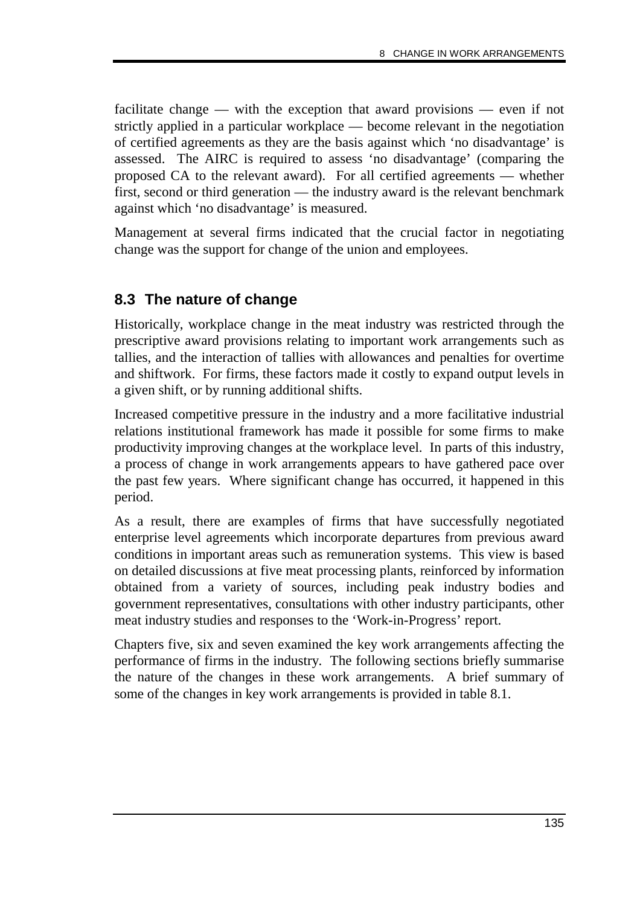facilitate change — with the exception that award provisions — even if not strictly applied in a particular workplace — become relevant in the negotiation of certified agreements as they are the basis against which 'no disadvantage' is assessed. The AIRC is required to assess 'no disadvantage' (comparing the proposed CA to the relevant award). For all certified agreements — whether first, second or third generation — the industry award is the relevant benchmark against which 'no disadvantage' is measured.

Management at several firms indicated that the crucial factor in negotiating change was the support for change of the union and employees.

## 8.3 The nature of change

Historically, workplace change in the meat industry was restricted through the prescriptive award provisions relating to important work arrangements such as tallies, and the interaction of tallies with allowances and penalties for overtime and shiftwork. For firms, these factors made it costly to expand output levels in a given shift, or by running additional shifts.

Increased competitive pressure in the industry and a more facilitative industrial relations institutional framework has made it possible for some firms to make productivity improving changes at the workplace level. In parts of this industry, a process of change in work arrangements appears to have gathered pace over the past few years. Where significant change has occurred, it happened in this period.

As a result, there are examples of firms that have successfully negotiated enterprise level agreements which incorporate departures from previous award conditions in important areas such as remuneration systems. This view is based on detailed discussions at five meat processing plants, reinforced by information obtained from a variety of sources, including peak industry bodies and government representatives, consultations with other industry participants, other meat industry studies and responses to the 'Work-in-Progress' report.

Chapters five, six and seven examined the key work arrangements affecting the performance of firms in the industry. The following sections briefly summarise the nature of the changes in these work arrangements. A brief summary of some of the changes in key work arrangements is provided in table 8.1.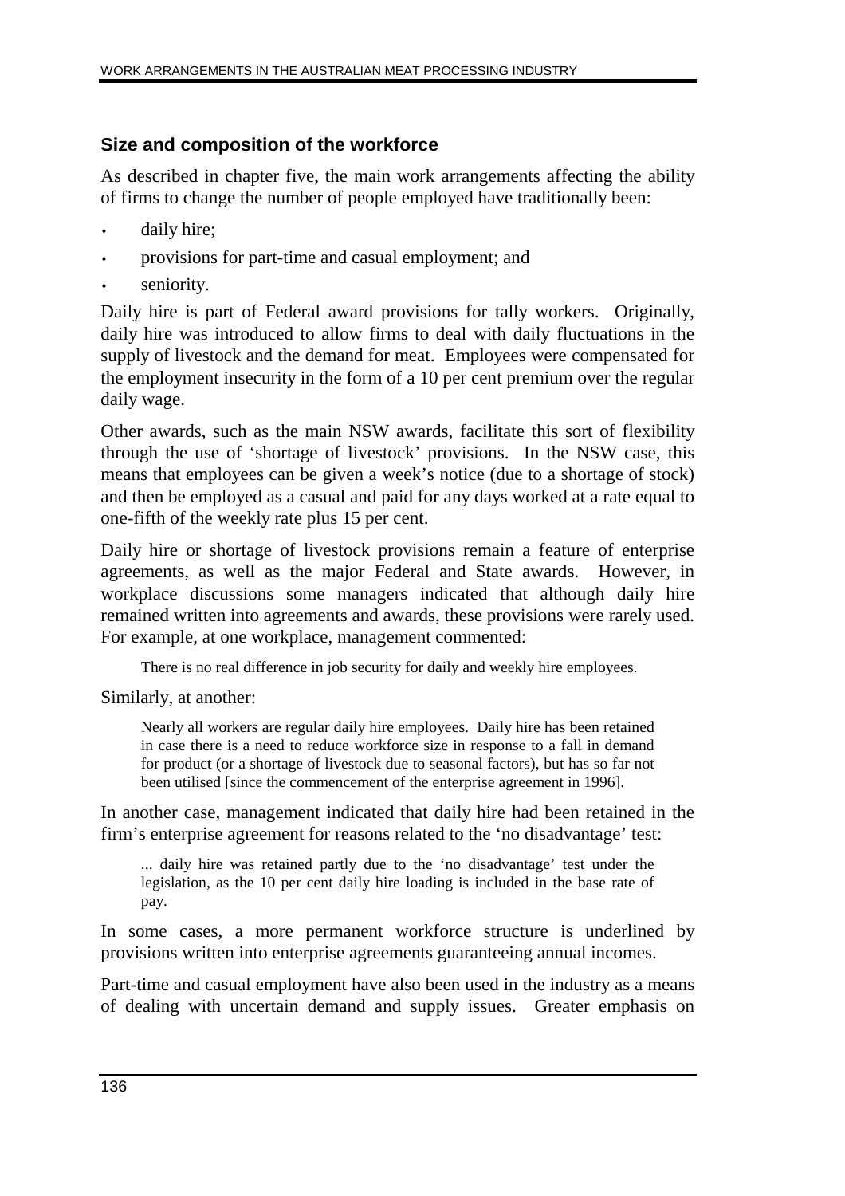### Size and composition of the workforce

As described in chapter five, the main work arrangements affecting the ability of firms to change the number of people employed have traditionally been:

- daily hire;
- provisions for part-time and casual employment; and
- seniority.

Daily hire is part of Federal award provisions for tally workers. Originally, daily hire was introduced to allow firms to deal with daily fluctuations in the supply of livestock and the demand for meat. Employees were compensated for the employment insecurity in the form of a 10 per cent premium over the regular daily wage.

Other awards, such as the main NSW awards, facilitate this sort of flexibility through the use of 'shortage of livestock' provisions. In the NSW case, this means that employees can be given a week's notice (due to a shortage of stock) and then be employed as a casual and paid for any days worked at a rate equal to one-fifth of the weekly rate plus 15 per cent.

Daily hire or shortage of livestock provisions remain a feature of enterprise agreements, as well as the major Federal and State awards. However, in workplace discussions some managers indicated that although daily hire remained written into agreements and awards, these provisions were rarely used. For example, at one workplace, management commented:

> There is no real difference in job security for daily and weekly hire employees.

Similarly, at another:

> Nearly all workers are regular daily hire employees. Daily hire has been retained in case there is a need to reduce workforce size in response to a fall in demand for product (or a shortage of livestock due to seasonal factors), but has so far not been utilised [since the commencement of the enterprise agreement in 1996].

In another case, management indicated that daily hire had been retained in the firm's enterprise agreement for reasons related to the 'no disadvantage' test:

> ... daily hire was retained partly due to the 'no disadvantage' test under the legislation, as the 10 per cent daily hire loading is included in the base rate of pay.

In some cases, a more permanent workforce structure is underlined by provisions written into enterprise agreements guaranteeing annual incomes.

Part-time and casual employment have also been used in the industry as a means of dealing with uncertain demand and supply issues. Greater emphasis on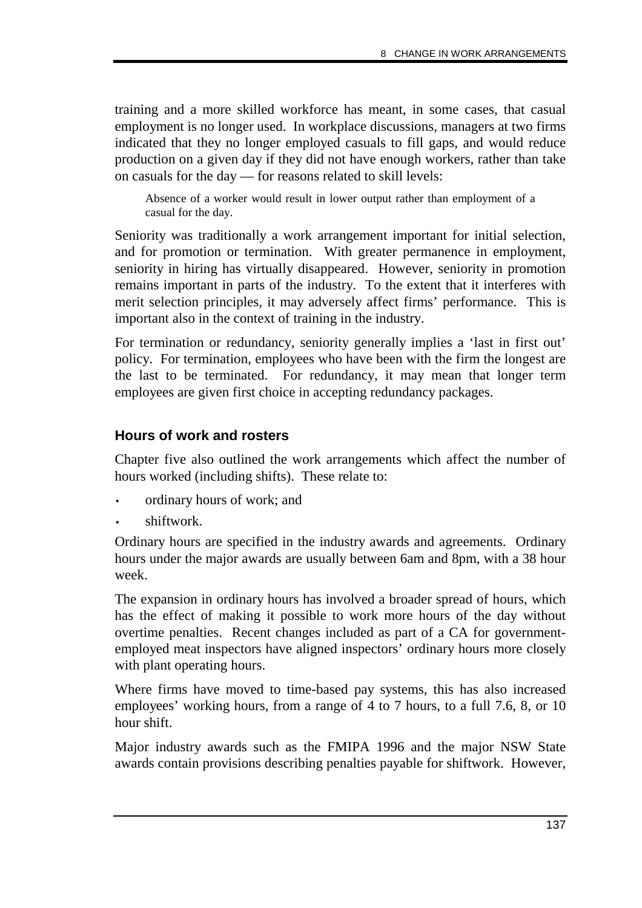training and a more skilled workforce has meant, in some cases, that casual employment is no longer used. In workplace discussions, managers at two firms indicated that they no longer employed casuals to fill gaps, and would reduce production on a given day if they did not have enough workers, rather than take on casuals for the day — for reasons related to skill levels:

> Absence of a worker would result in lower output rather than employment of a casual for the day.

Seniority was traditionally a work arrangement important for initial selection, and for promotion or termination. With greater permanence in employment, seniority in hiring has virtually disappeared. However, seniority in promotion remains important in parts of the industry. To the extent that it interferes with merit selection principles, it may adversely affect firms' performance. This is important also in the context of training in the industry.

For termination or redundancy, seniority generally implies a 'last in first out' policy. For termination, employees who have been with the firm the longest are the last to be terminated. For redundancy, it may mean that longer term employees are given first choice in accepting redundancy packages.

### Hours of work and rosters

Chapter five also outlined the work arrangements which affect the number of hours worked (including shifts). These relate to:

- ordinary hours of work; and
- shiftwork.

Ordinary hours are specified in the industry awards and agreements. Ordinary hours under the major awards are usually between 6am and 8pm, with a 38 hour week.

The expansion in ordinary hours has involved a broader spread of hours, which has the effect of making it possible to work more hours of the day without overtime penalties. Recent changes included as part of a CA for government-employed meat inspectors have aligned inspectors' ordinary hours more closely with plant operating hours.

Where firms have moved to time-based pay systems, this has also increased employees' working hours, from a range of 4 to 7 hours, to a full 7.6, 8, or 10 hour shift.

Major industry awards such as the FMIPA 1996 and the major NSW State awards contain provisions describing penalties payable for shiftwork. However,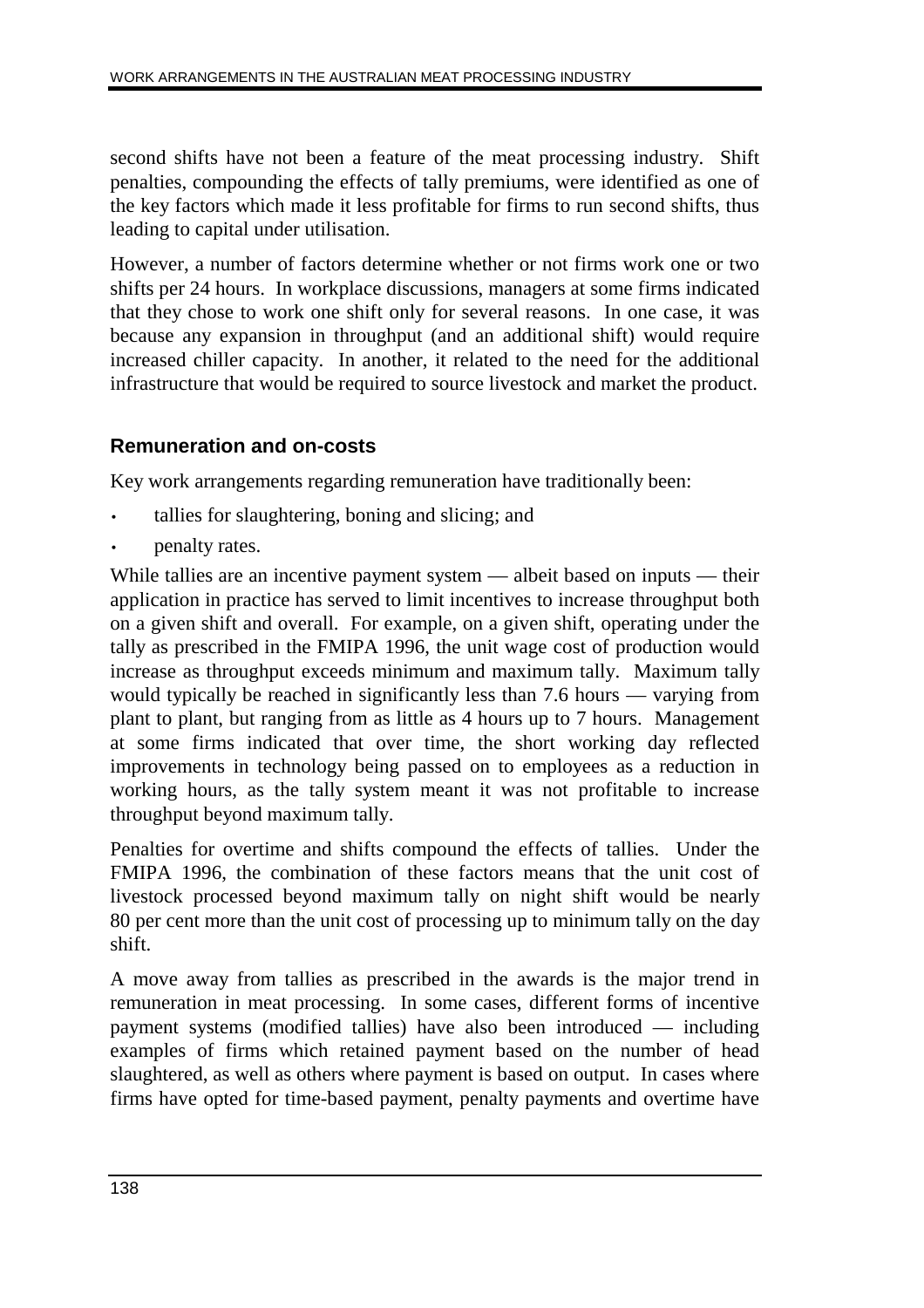second shifts have not been a feature of the meat processing industry. Shift penalties, compounding the effects of tally premiums, were identified as one of the key factors which made it less profitable for firms to run second shifts, thus leading to capital under utilisation.

However, a number of factors determine whether or not firms work one or two shifts per 24 hours. In workplace discussions, managers at some firms indicated that they chose to work one shift only for several reasons. In one case, it was because any expansion in throughput (and an additional shift) would require increased chiller capacity. In another, it related to the need for the additional infrastructure that would be required to source livestock and market the product.

### Remuneration and on-costs

Key work arrangements regarding remuneration have traditionally been:

- tallies for slaughtering, boning and slicing; and
- penalty rates.

While tallies are an incentive payment system — albeit based on inputs — their application in practice has served to limit incentives to increase throughput both on a given shift and overall. For example, on a given shift, operating under the tally as prescribed in the FMIPA 1996, the unit wage cost of production would increase as throughput exceeds minimum and maximum tally. Maximum tally would typically be reached in significantly less than 7.6 hours — varying from plant to plant, but ranging from as little as 4 hours up to 7 hours. Management at some firms indicated that over time, the short working day reflected improvements in technology being passed on to employees as a reduction in working hours, as the tally system meant it was not profitable to increase throughput beyond maximum tally.

Penalties for overtime and shifts compound the effects of tallies. Under the FMIPA 1996, the combination of these factors means that the unit cost of livestock processed beyond maximum tally on night shift would be nearly 80 per cent more than the unit cost of processing up to minimum tally on the day shift.

A move away from tallies as prescribed in the awards is the major trend in remuneration in meat processing. In some cases, different forms of incentive payment systems (modified tallies) have also been introduced — including examples of firms which retained payment based on the number of head slaughtered, as well as others where payment is based on output. In cases where firms have opted for time-based payment, penalty payments and overtime have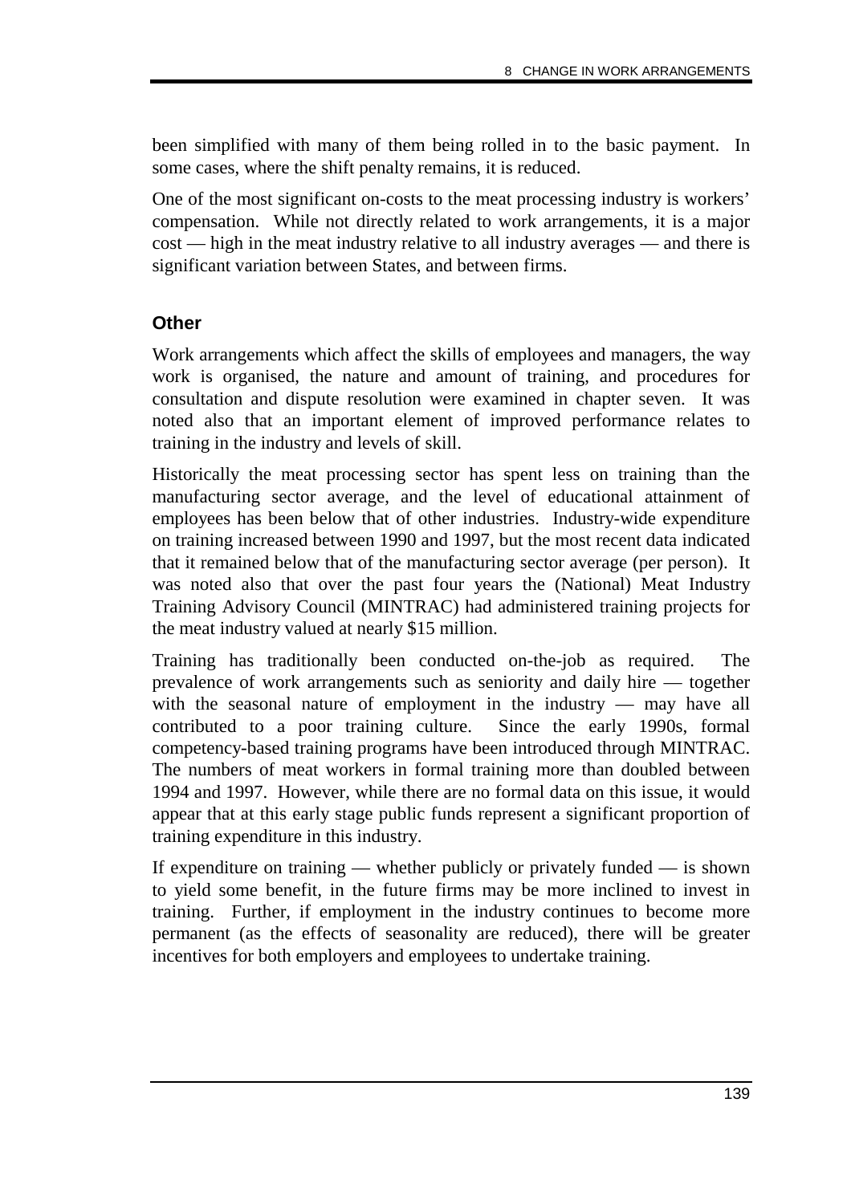been simplified with many of them being rolled in to the basic payment. In some cases, where the shift penalty remains, it is reduced.

One of the most significant on-costs to the meat processing industry is workers' compensation. While not directly related to work arrangements, it is a major cost — high in the meat industry relative to all industry averages — and there is significant variation between States, and between firms.

### Other

Work arrangements which affect the skills of employees and managers, the way work is organised, the nature and amount of training, and procedures for consultation and dispute resolution were examined in chapter seven. It was noted also that an important element of improved performance relates to training in the industry and levels of skill.

Historically the meat processing sector has spent less on training than the manufacturing sector average, and the level of educational attainment of employees has been below that of other industries. Industry-wide expenditure on training increased between 1990 and 1997, but the most recent data indicated that it remained below that of the manufacturing sector average (per person). It was noted also that over the past four years the (National) Meat Industry Training Advisory Council (MINTRAC) had administered training projects for the meat industry valued at nearly $15 million.

Training has traditionally been conducted on-the-job as required. The prevalence of work arrangements such as seniority and daily hire — together with the seasonal nature of employment in the industry — may have all contributed to a poor training culture. Since the early 1990s, formal competency-based training programs have been introduced through MINTRAC. The numbers of meat workers in formal training more than doubled between 1994 and 1997. However, while there are no formal data on this issue, it would appear that at this early stage public funds represent a significant proportion of training expenditure in this industry.

If expenditure on training — whether publicly or privately funded — is shown to yield some benefit, in the future firms may be more inclined to invest in training. Further, if employment in the industry continues to become more permanent (as the effects of seasonality are reduced), there will be greater incentives for both employers and employees to undertake training.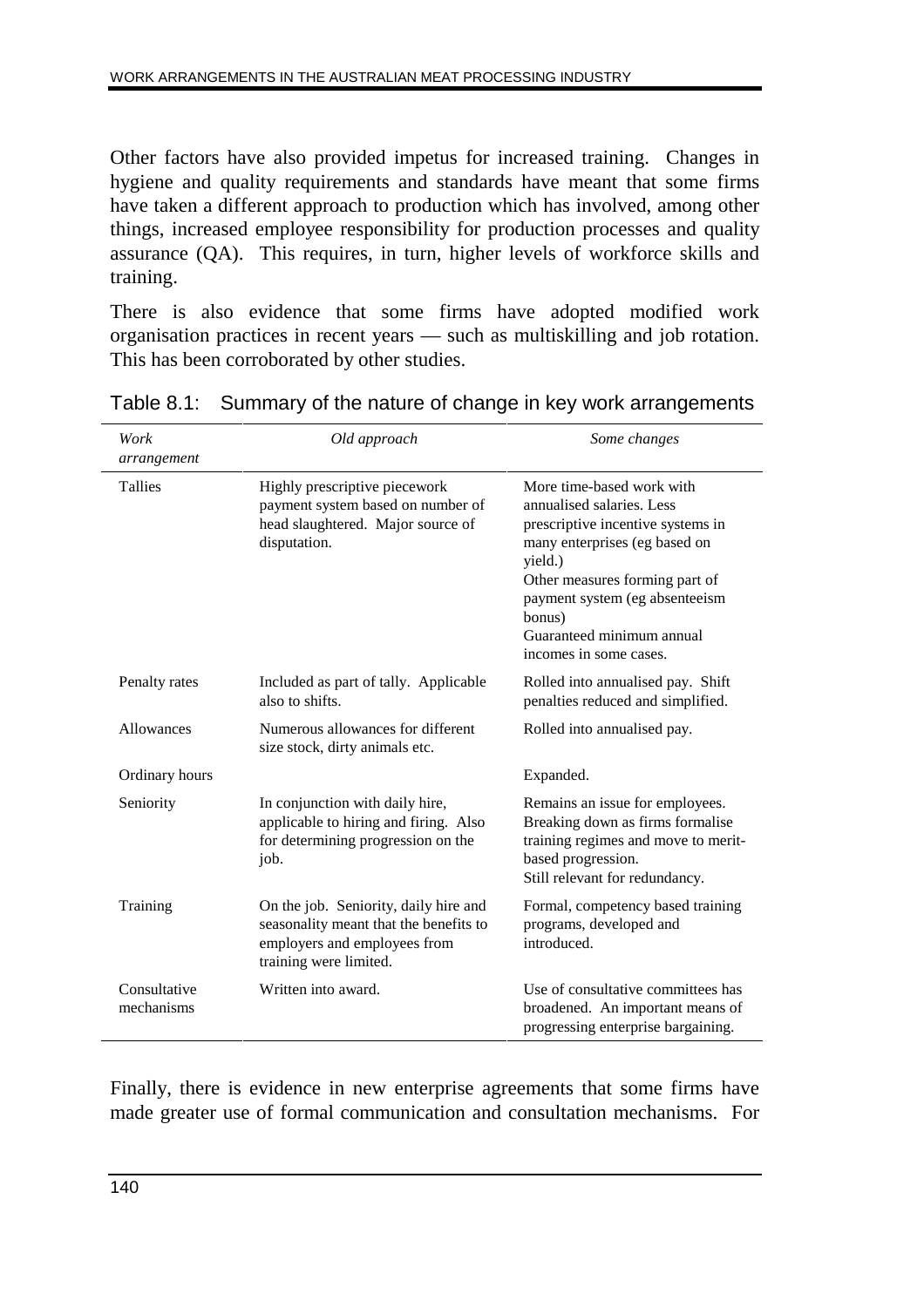Other factors have also provided impetus for increased training. Changes in hygiene and quality requirements and standards have meant that some firms have taken a different approach to production which has involved, among other things, increased employee responsibility for production processes and quality assurance (QA). This requires, in turn, higher levels of workforce skills and training.

There is also evidence that some firms have adopted modified work organisation practices in recent years — such as multiskilling and job rotation. This has been corroborated by other studies.

Table 8.1: Summary of the nature of change in key work arrangements

| *Work arrangement* | *Old approach* | *Some changes* |
| --- | --- | --- |
| Tallies | Highly prescriptive piecework payment system based on number of head slaughtered. Major source of disputation. | More time-based work with annualised salaries. Less prescriptive incentive systems in many enterprises (eg based on yield.)<br>Other measures forming part of payment system (eg absenteeism bonus)<br>Guaranteed minimum annual incomes in some cases. |
| Penalty rates | Included as part of tally. Applicable also to shifts. | Rolled into annualised pay. Shift penalties reduced and simplified. |
| Allowances | Numerous allowances for different size stock, dirty animals etc. | Rolled into annualised pay. |
| Ordinary hours | | Expanded. |
| Seniority | In conjunction with daily hire, applicable to hiring and firing. Also for determining progression on the job. | Remains an issue for employees. Breaking down as firms formalise training regimes and move to merit-based progression.<br>Still relevant for redundancy. |
| Training | On the job. Seniority, daily hire and seasonality meant that the benefits to employers and employees from training were limited. | Formal, competency based training programs, developed and introduced. |
| Consultative mechanisms | Written into award. | Use of consultative committees has broadened. An important means of progressing enterprise bargaining. |

Finally, there is evidence in new enterprise agreements that some firms have made greater use of formal communication and consultation mechanisms. For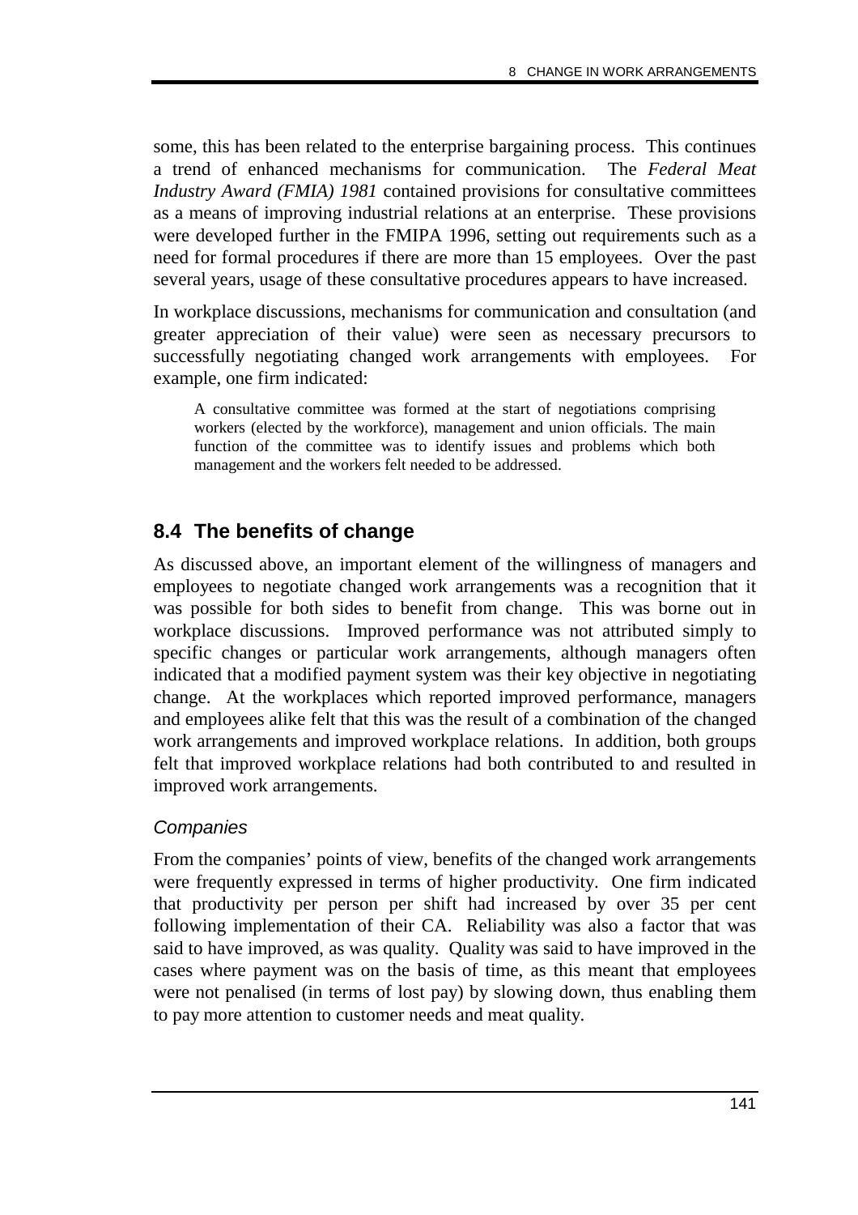some, this has been related to the enterprise bargaining process. This continues a trend of enhanced mechanisms for communication. The *Federal Meat Industry Award (FMIA) 1981* contained provisions for consultative committees as a means of improving industrial relations at an enterprise. These provisions were developed further in the FMIPA 1996, setting out requirements such as a need for formal procedures if there are more than 15 employees. Over the past several years, usage of these consultative procedures appears to have increased.

In workplace discussions, mechanisms for communication and consultation (and greater appreciation of their value) were seen as necessary precursors to successfully negotiating changed work arrangements with employees. For example, one firm indicated:

> A consultative committee was formed at the start of negotiations comprising workers (elected by the workforce), management and union officials. The main function of the committee was to identify issues and problems which both management and the workers felt needed to be addressed.

## 8.4 The benefits of change

As discussed above, an important element of the willingness of managers and employees to negotiate changed work arrangements was a recognition that it was possible for both sides to benefit from change. This was borne out in workplace discussions. Improved performance was not attributed simply to specific changes or particular work arrangements, although managers often indicated that a modified payment system was their key objective in negotiating change. At the workplaces which reported improved performance, managers and employees alike felt that this was the result of a combination of the changed work arrangements and improved workplace relations. In addition, both groups felt that improved workplace relations had both contributed to and resulted in improved work arrangements.

### *Companies*

From the companies' points of view, benefits of the changed work arrangements were frequently expressed in terms of higher productivity. One firm indicated that productivity per person per shift had increased by over 35 per cent following implementation of their CA. Reliability was also a factor that was said to have improved, as was quality. Quality was said to have improved in the cases where payment was on the basis of time, as this meant that employees were not penalised (in terms of lost pay) by slowing down, thus enabling them to pay more attention to customer needs and meat quality.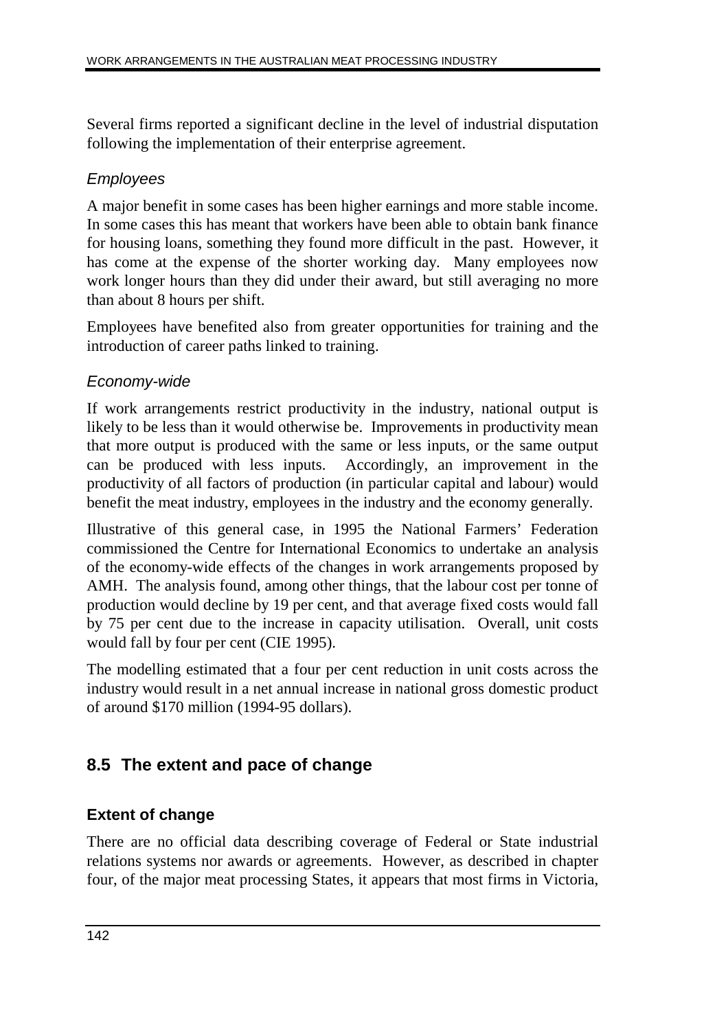Several firms reported a significant decline in the level of industrial disputation following the implementation of their enterprise agreement.

*Employees*

A major benefit in some cases has been higher earnings and more stable income. In some cases this has meant that workers have been able to obtain bank finance for housing loans, something they found more difficult in the past. However, it has come at the expense of the shorter working day. Many employees now work longer hours than they did under their award, but still averaging no more than about 8 hours per shift.

Employees have benefited also from greater opportunities for training and the introduction of career paths linked to training.

*Economy-wide*

If work arrangements restrict productivity in the industry, national output is likely to be less than it would otherwise be. Improvements in productivity mean that more output is produced with the same or less inputs, or the same output can be produced with less inputs. Accordingly, an improvement in the productivity of all factors of production (in particular capital and labour) would benefit the meat industry, employees in the industry and the economy generally.

Illustrative of this general case, in 1995 the National Farmers' Federation commissioned the Centre for International Economics to undertake an analysis of the economy-wide effects of the changes in work arrangements proposed by AMH. The analysis found, among other things, that the labour cost per tonne of production would decline by 19 per cent, and that average fixed costs would fall by 75 per cent due to the increase in capacity utilisation. Overall, unit costs would fall by four per cent (CIE 1995).

The modelling estimated that a four per cent reduction in unit costs across the industry would result in a net annual increase in national gross domestic product of around $170 million (1994-95 dollars).

## 8.5 The extent and pace of change

### Extent of change

There are no official data describing coverage of Federal or State industrial relations systems nor awards or agreements. However, as described in chapter four, of the major meat processing States, it appears that most firms in Victoria,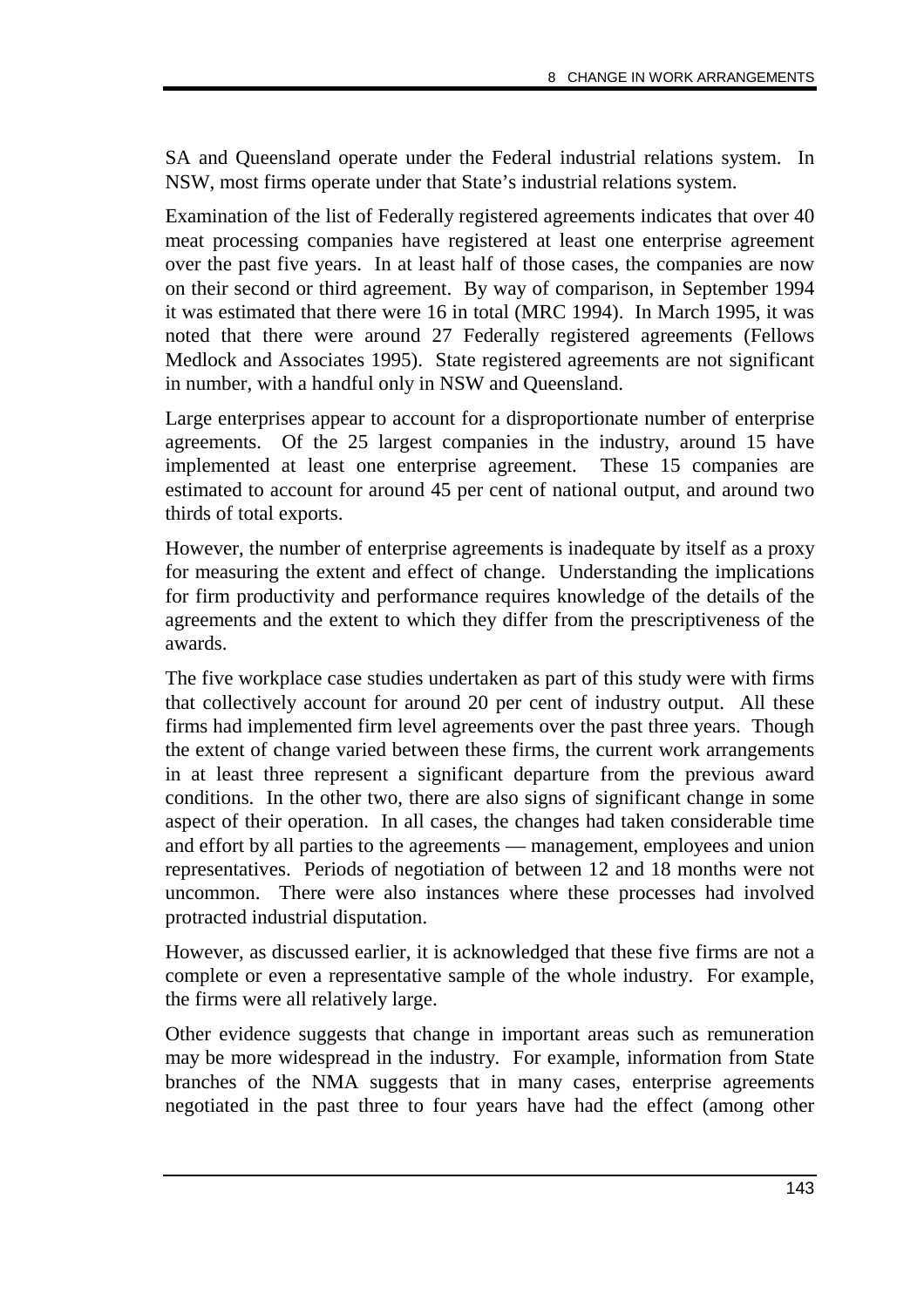SA and Queensland operate under the Federal industrial relations system. In NSW, most firms operate under that State's industrial relations system.

Examination of the list of Federally registered agreements indicates that over 40 meat processing companies have registered at least one enterprise agreement over the past five years. In at least half of those cases, the companies are now on their second or third agreement. By way of comparison, in September 1994 it was estimated that there were 16 in total (MRC 1994). In March 1995, it was noted that there were around 27 Federally registered agreements (Fellows Medlock and Associates 1995). State registered agreements are not significant in number, with a handful only in NSW and Queensland.

Large enterprises appear to account for a disproportionate number of enterprise agreements. Of the 25 largest companies in the industry, around 15 have implemented at least one enterprise agreement. These 15 companies are estimated to account for around 45 per cent of national output, and around two thirds of total exports.

However, the number of enterprise agreements is inadequate by itself as a proxy for measuring the extent and effect of change. Understanding the implications for firm productivity and performance requires knowledge of the details of the agreements and the extent to which they differ from the prescriptiveness of the awards.

The five workplace case studies undertaken as part of this study were with firms that collectively account for around 20 per cent of industry output. All these firms had implemented firm level agreements over the past three years. Though the extent of change varied between these firms, the current work arrangements in at least three represent a significant departure from the previous award conditions. In the other two, there are also signs of significant change in some aspect of their operation. In all cases, the changes had taken considerable time and effort by all parties to the agreements — management, employees and union representatives. Periods of negotiation of between 12 and 18 months were not uncommon. There were also instances where these processes had involved protracted industrial disputation.

However, as discussed earlier, it is acknowledged that these five firms are not a complete or even a representative sample of the whole industry. For example, the firms were all relatively large.

Other evidence suggests that change in important areas such as remuneration may be more widespread in the industry. For example, information from State branches of the NMA suggests that in many cases, enterprise agreements negotiated in the past three to four years have had the effect (among other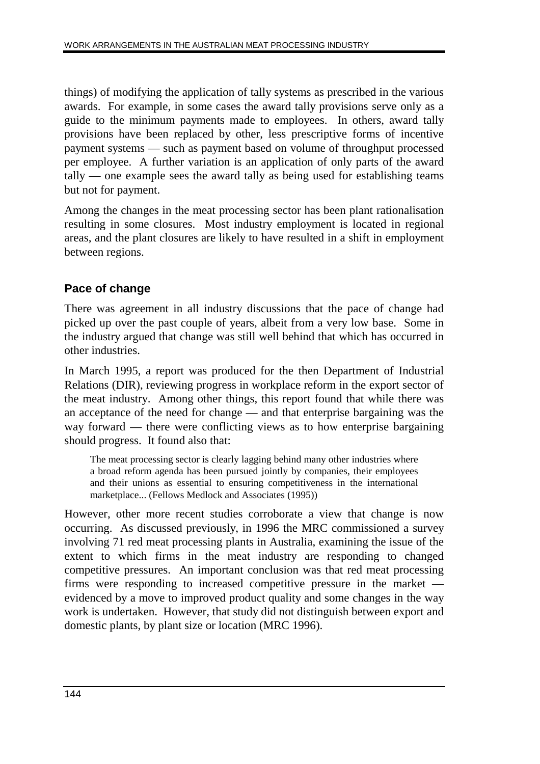things) of modifying the application of tally systems as prescribed in the various awards. For example, in some cases the award tally provisions serve only as a guide to the minimum payments made to employees. In others, award tally provisions have been replaced by other, less prescriptive forms of incentive payment systems — such as payment based on volume of throughput processed per employee. A further variation is an application of only parts of the award tally — one example sees the award tally as being used for establishing teams but not for payment.

Among the changes in the meat processing sector has been plant rationalisation resulting in some closures. Most industry employment is located in regional areas, and the plant closures are likely to have resulted in a shift in employment between regions.

### Pace of change

There was agreement in all industry discussions that the pace of change had picked up over the past couple of years, albeit from a very low base. Some in the industry argued that change was still well behind that which has occurred in other industries.

In March 1995, a report was produced for the then Department of Industrial Relations (DIR), reviewing progress in workplace reform in the export sector of the meat industry. Among other things, this report found that while there was an acceptance of the need for change — and that enterprise bargaining was the way forward — there were conflicting views as to how enterprise bargaining should progress. It found also that:

> The meat processing sector is clearly lagging behind many other industries where a broad reform agenda has been pursued jointly by companies, their employees and their unions as essential to ensuring competitiveness in the international marketplace... (Fellows Medlock and Associates (1995))

However, other more recent studies corroborate a view that change is now occurring. As discussed previously, in 1996 the MRC commissioned a survey involving 71 red meat processing plants in Australia, examining the issue of the extent to which firms in the meat industry are responding to changed competitive pressures. An important conclusion was that red meat processing firms were responding to increased competitive pressure in the market — evidenced by a move to improved product quality and some changes in the way work is undertaken. However, that study did not distinguish between export and domestic plants, by plant size or location (MRC 1996).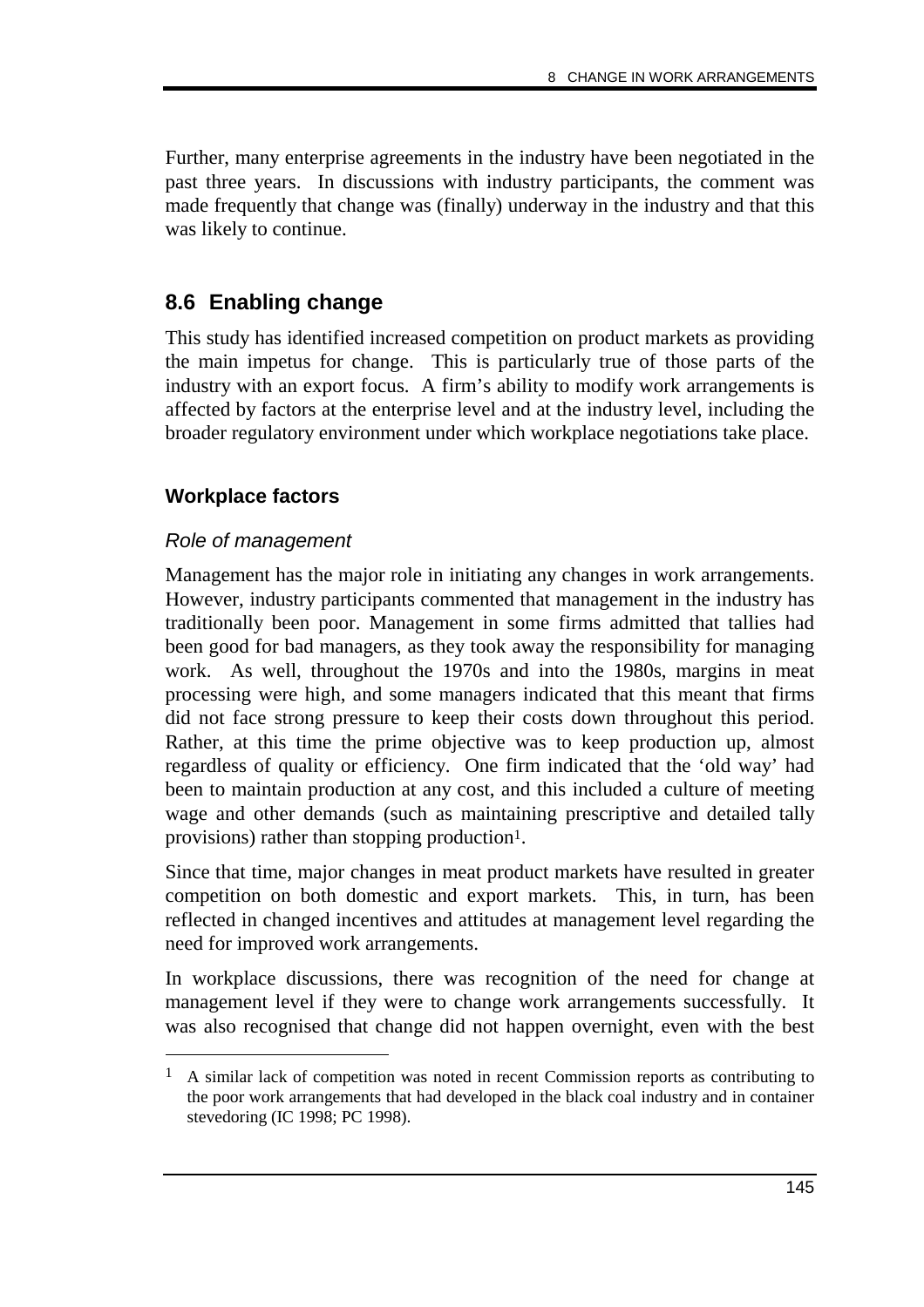Further, many enterprise agreements in the industry have been negotiated in the past three years. In discussions with industry participants, the comment was made frequently that change was (finally) underway in the industry and that this was likely to continue.

## 8.6 Enabling change

This study has identified increased competition on product markets as providing the main impetus for change. This is particularly true of those parts of the industry with an export focus. A firm's ability to modify work arrangements is affected by factors at the enterprise level and at the industry level, including the broader regulatory environment under which workplace negotiations take place.

### Workplace factors

*Role of management*

Management has the major role in initiating any changes in work arrangements. However, industry participants commented that management in the industry has traditionally been poor. Management in some firms admitted that tallies had been good for bad managers, as they took away the responsibility for managing work. As well, throughout the 1970s and into the 1980s, margins in meat processing were high, and some managers indicated that this meant that firms did not face strong pressure to keep their costs down throughout this period. Rather, at this time the prime objective was to keep production up, almost regardless of quality or efficiency. One firm indicated that the 'old way' had been to maintain production at any cost, and this included a culture of meeting wage and other demands (such as maintaining prescriptive and detailed tally provisions) rather than stopping production[1].

Since that time, major changes in meat product markets have resulted in greater competition on both domestic and export markets. This, in turn, has been reflected in changed incentives and attitudes at management level regarding the need for improved work arrangements.

In workplace discussions, there was recognition of the need for change at management level if they were to change work arrangements successfully. It was also recognised that change did not happen overnight, even with the best

---

[1] A similar lack of competition was noted in recent Commission reports as contributing to the poor work arrangements that had developed in the black coal industry and in container stevedoring (IC 1998; PC 1998).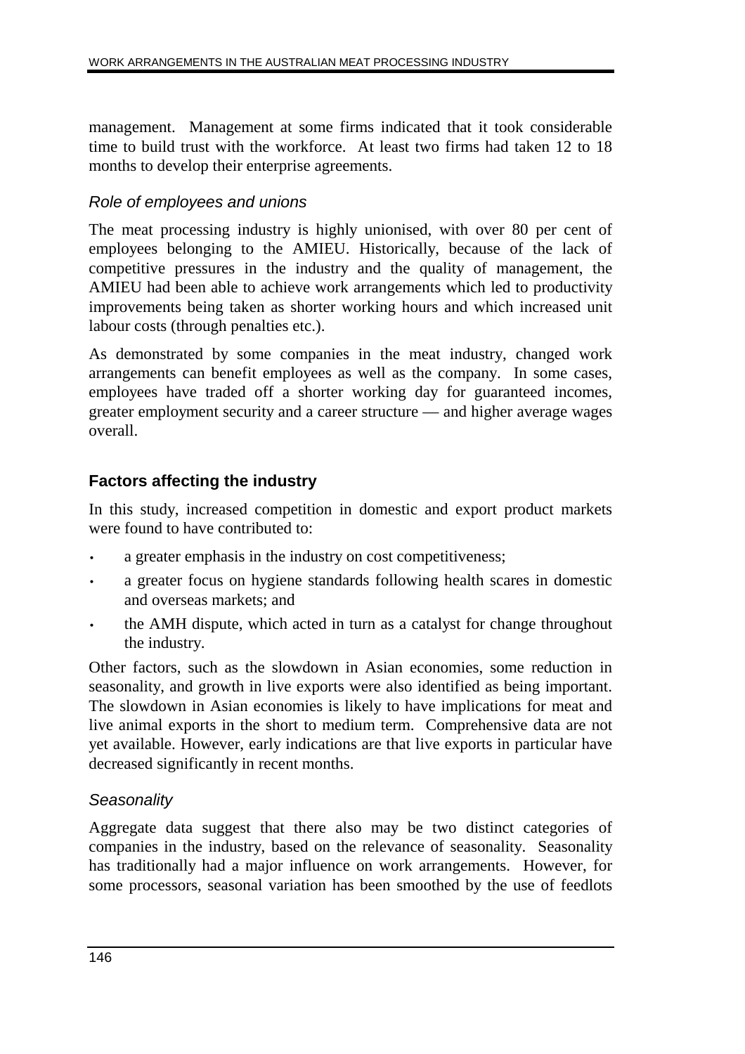management. Management at some firms indicated that it took considerable time to build trust with the workforce. At least two firms had taken 12 to 18 months to develop their enterprise agreements.

### *Role of employees and unions*

The meat processing industry is highly unionised, with over 80 per cent of employees belonging to the AMIEU. Historically, because of the lack of competitive pressures in the industry and the quality of management, the AMIEU had been able to achieve work arrangements which led to productivity improvements being taken as shorter working hours and which increased unit labour costs (through penalties etc.).

As demonstrated by some companies in the meat industry, changed work arrangements can benefit employees as well as the company. In some cases, employees have traded off a shorter working day for guaranteed incomes, greater employment security and a career structure — and higher average wages overall.

## Factors affecting the industry

In this study, increased competition in domestic and export product markets were found to have contributed to:

- a greater emphasis in the industry on cost competitiveness;
- a greater focus on hygiene standards following health scares in domestic and overseas markets; and
- the AMH dispute, which acted in turn as a catalyst for change throughout the industry.

Other factors, such as the slowdown in Asian economies, some reduction in seasonality, and growth in live exports were also identified as being important. The slowdown in Asian economies is likely to have implications for meat and live animal exports in the short to medium term. Comprehensive data are not yet available. However, early indications are that live exports in particular have decreased significantly in recent months.

### *Seasonality*

Aggregate data suggest that there also may be two distinct categories of companies in the industry, based on the relevance of seasonality. Seasonality has traditionally had a major influence on work arrangements. However, for some processors, seasonal variation has been smoothed by the use of feedlots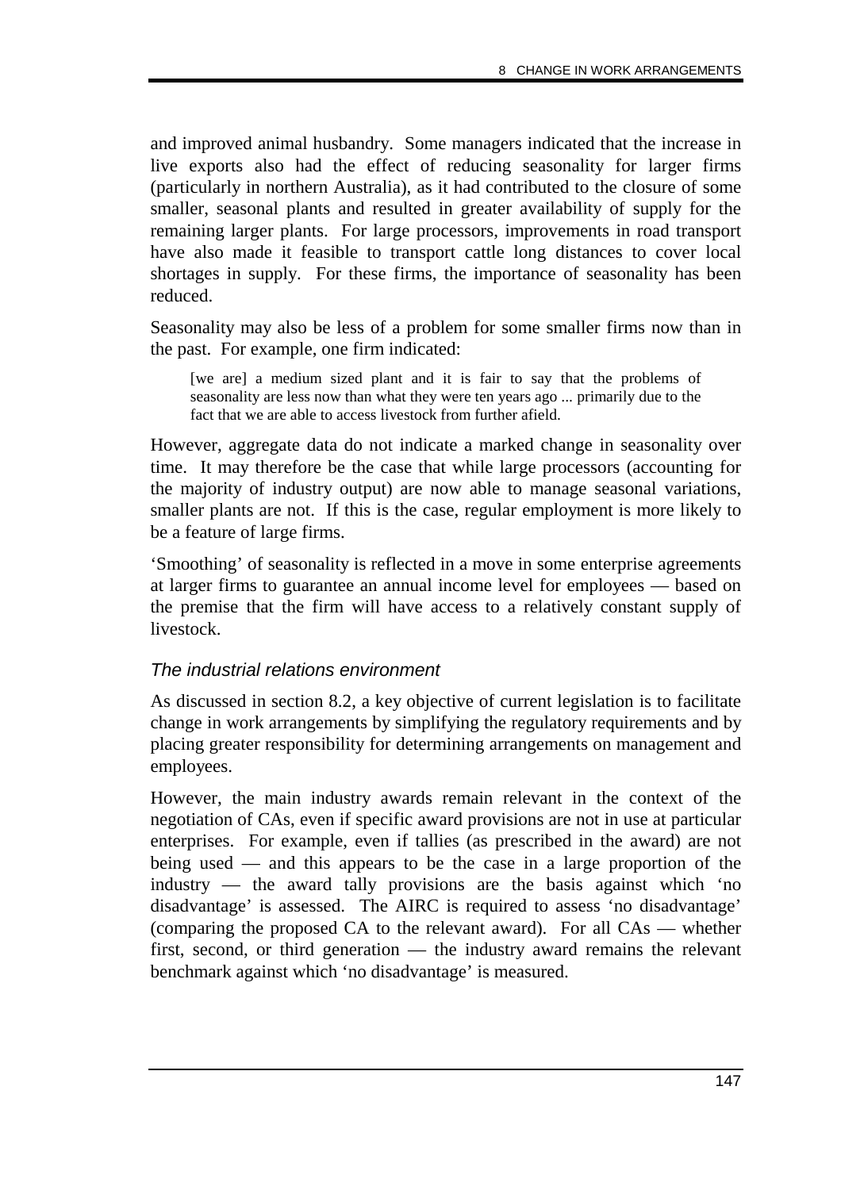and improved animal husbandry. Some managers indicated that the increase in live exports also had the effect of reducing seasonality for larger firms (particularly in northern Australia), as it had contributed to the closure of some smaller, seasonal plants and resulted in greater availability of supply for the remaining larger plants. For large processors, improvements in road transport have also made it feasible to transport cattle long distances to cover local shortages in supply. For these firms, the importance of seasonality has been reduced.

Seasonality may also be less of a problem for some smaller firms now than in the past. For example, one firm indicated:

> [we are] a medium sized plant and it is fair to say that the problems of seasonality are less now than what they were ten years ago ... primarily due to the fact that we are able to access livestock from further afield.

However, aggregate data do not indicate a marked change in seasonality over time. It may therefore be the case that while large processors (accounting for the majority of industry output) are now able to manage seasonal variations, smaller plants are not. If this is the case, regular employment is more likely to be a feature of large firms.

'Smoothing' of seasonality is reflected in a move in some enterprise agreements at larger firms to guarantee an annual income level for employees — based on the premise that the firm will have access to a relatively constant supply of livestock.

### *The industrial relations environment*

As discussed in section 8.2, a key objective of current legislation is to facilitate change in work arrangements by simplifying the regulatory requirements and by placing greater responsibility for determining arrangements on management and employees.

However, the main industry awards remain relevant in the context of the negotiation of CAs, even if specific award provisions are not in use at particular enterprises. For example, even if tallies (as prescribed in the award) are not being used — and this appears to be the case in a large proportion of the industry — the award tally provisions are the basis against which 'no disadvantage' is assessed. The AIRC is required to assess 'no disadvantage' (comparing the proposed CA to the relevant award). For all CAs — whether first, second, or third generation — the industry award remains the relevant benchmark against which 'no disadvantage' is measured.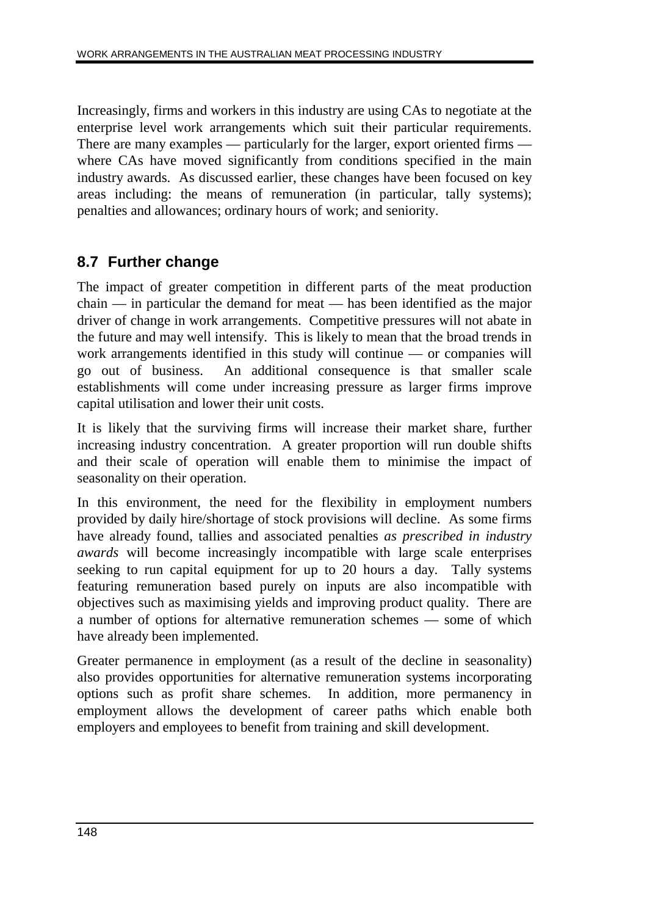Increasingly, firms and workers in this industry are using CAs to negotiate at the enterprise level work arrangements which suit their particular requirements. There are many examples — particularly for the larger, export oriented firms — where CAs have moved significantly from conditions specified in the main industry awards. As discussed earlier, these changes have been focused on key areas including: the means of remuneration (in particular, tally systems); penalties and allowances; ordinary hours of work; and seniority.

## 8.7 Further change

The impact of greater competition in different parts of the meat production chain — in particular the demand for meat — has been identified as the major driver of change in work arrangements. Competitive pressures will not abate in the future and may well intensify. This is likely to mean that the broad trends in work arrangements identified in this study will continue — or companies will go out of business. An additional consequence is that smaller scale establishments will come under increasing pressure as larger firms improve capital utilisation and lower their unit costs.

It is likely that the surviving firms will increase their market share, further increasing industry concentration. A greater proportion will run double shifts and their scale of operation will enable them to minimise the impact of seasonality on their operation.

In this environment, the need for the flexibility in employment numbers provided by daily hire/shortage of stock provisions will decline. As some firms have already found, tallies and associated penalties *as prescribed in industry awards* will become increasingly incompatible with large scale enterprises seeking to run capital equipment for up to 20 hours a day. Tally systems featuring remuneration based purely on inputs are also incompatible with objectives such as maximising yields and improving product quality. There are a number of options for alternative remuneration schemes — some of which have already been implemented.

Greater permanence in employment (as a result of the decline in seasonality) also provides opportunities for alternative remuneration systems incorporating options such as profit share schemes. In addition, more permanency in employment allows the development of career paths which enable both employers and employees to benefit from training and skill development.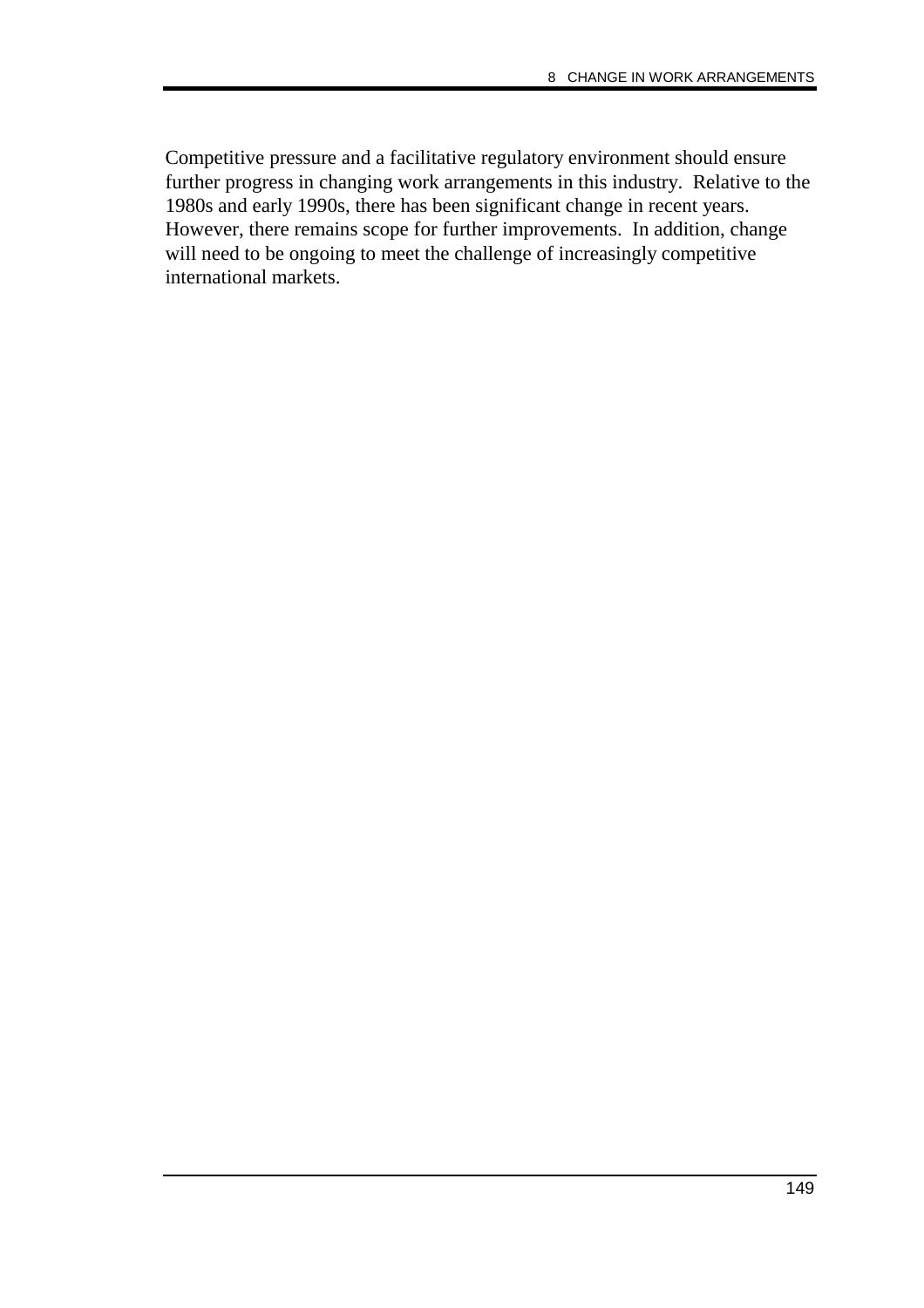Competitive pressure and a facilitative regulatory environment should ensure further progress in changing work arrangements in this industry. Relative to the 1980s and early 1990s, there has been significant change in recent years. However, there remains scope for further improvements. In addition, change will need to be ongoing to meet the challenge of increasingly competitive international markets.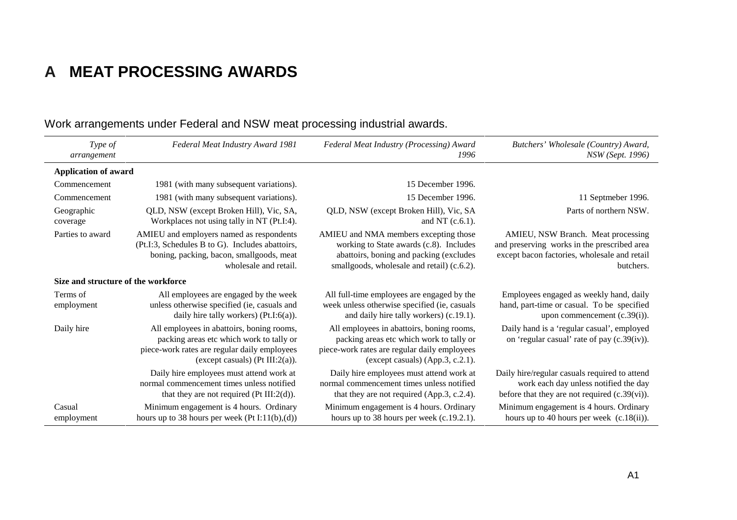# A MEAT PROCESSING AWARDS

Work arrangements under Federal and NSW meat processing industrial awards.

| *Type of arrangement* | *Federal Meat Industry Award 1981* | *Federal Meat Industry (Processing) Award 1996* | *Butchers' Wholesale (Country) Award, NSW (Sept. 1996)* |
|---|---|---|---|
| **Application of award** | | | |
| Commencement | 1981 (with many subsequent variations). | 15 December 1996. | |
| Commencement | 1981 (with many subsequent variations). | 15 December 1996. | 11 Septmeber 1996. |
| Geographic coverage | QLD, NSW (except Broken Hill), Vic, SA, Workplaces not using tally in NT (Pt.I:4). | QLD, NSW (except Broken Hill), Vic, SA and NT (c.6.1). | Parts of northern NSW. |
| Parties to award | AMIEU and employers named as respondents (Pt.I:3, Schedules B to G). Includes abattoirs, boning, packing, bacon, smallgoods, meat wholesale and retail. | AMIEU and NMA members excepting those working to State awards (c.8). Includes abattoirs, boning and packing (excludes smallgoods, wholesale and retail) (c.6.2). | AMIEU, NSW Branch. Meat processing and preserving works in the prescribed area except bacon factories, wholesale and retail butchers. |
| **Size and structure of the workforce** | | | |
| Terms of employment | All employees are engaged by the week unless otherwise specified (ie, casuals and daily hire tally workers) (Pt.I:6(a)). | All full-time employees are engaged by the week unless otherwise specified (ie, casuals and daily hire tally workers) (c.19.1). | Employees engaged as weekly hand, daily hand, part-time or casual. To be specified upon commencement (c.39(i)). |
| Daily hire | All employees in abattoirs, boning rooms, packing areas etc which work to tally or piece-work rates are regular daily employees (except casuals) (Pt III:2(a)). | All employees in abattoirs, boning rooms, packing areas etc which work to tally or piece-work rates are regular daily employees (except casuals) (App.3, c.2.1). | Daily hand is a 'regular casual', employed on 'regular casual' rate of pay (c.39(iv)). |
| | Daily hire employees must attend work at normal commencement times unless notified that they are not required (Pt III:2(d)). | Daily hire employees must attend work at normal commencement times unless notified that they are not required (App.3, c.2.4). | Daily hire/regular casuals required to attend work each day unless notified the day before that they are not required (c.39(vi)). |
| Casual employment | Minimum engagement is 4 hours. Ordinary hours up to 38 hours per week (Pt I:11(b),(d)) | Minimum engagement is 4 hours. Ordinary hours up to 38 hours per week (c.19.2.1). | Minimum engagement is 4 hours. Ordinary hours up to 40 hours per week (c.18(ii)). |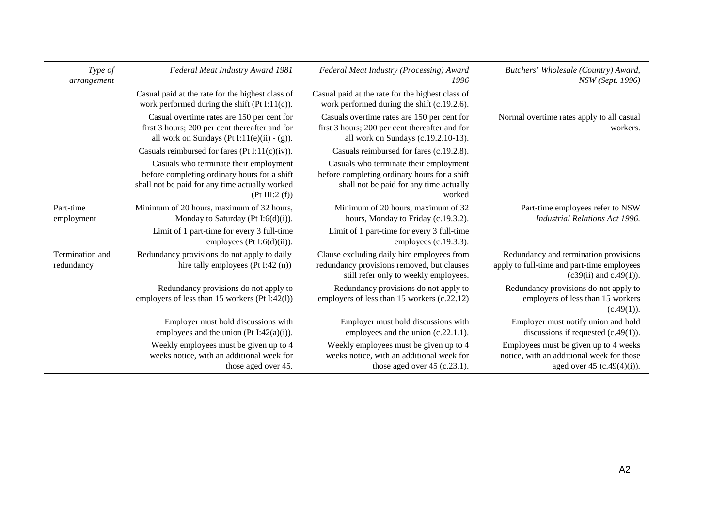| *Type of arrangement* | *Federal Meat Industry Award 1981* | *Federal Meat Industry (Processing) Award 1996* | *Butchers' Wholesale (Country) Award, NSW (Sept. 1996)* |
|---|---|---|---|
| | Casual paid at the rate for the highest class of work performed during the shift (Pt I:11(c)). | Casual paid at the rate for the highest class of work performed during the shift (c.19.2.6). | |
| | Casual overtime rates are 150 per cent for first 3 hours; 200 per cent thereafter and for all work on Sundays (Pt I:11(e)(ii) - (g)). | Casuals overtime rates are 150 per cent for first 3 hours; 200 per cent thereafter and for all work on Sundays (c.19.2.10-13). | Normal overtime rates apply to all casual workers. |
| | Casuals reimbursed for fares (Pt I:11(c)(iv)). | Casuals reimbursed for fares (c.19.2.8). | |
| | Casuals who terminate their employment before completing ordinary hours for a shift shall not be paid for any time actually worked (Pt III:2 (f)) | Casuals who terminate their employment before completing ordinary hours for a shift shall not be paid for any time actually worked | |
| Part-time employment | Minimum of 20 hours, maximum of 32 hours, Monday to Saturday (Pt I:6(d)(i)). | Minimum of 20 hours, maximum of 32 hours, Monday to Friday (c.19.3.2). | Part-time employees refer to NSW *Industrial Relations Act 1996.* |
| | Limit of 1 part-time for every 3 full-time employees (Pt I:6(d)(ii)). | Limit of 1 part-time for every 3 full-time employees (c.19.3.3). | |
| Termination and redundancy | Redundancy provisions do not apply to daily hire tally employees (Pt I:42 (n)) | Clause excluding daily hire employees from redundancy provisions removed, but clauses still refer only to weekly employees. | Redundancy and termination provisions apply to full-time and part-time employees (c39(ii) and c.49(1)). |
| | Redundancy provisions do not apply to employers of less than 15 workers (Pt I:42(l)) | Redundancy provisions do not apply to employers of less than 15 workers (c.22.12) | Redundancy provisions do not apply to employers of less than 15 workers (c.49(1)). |
| | Employer must hold discussions with employees and the union (Pt I:42(a)(i)). | Employer must hold discussions with employees and the union (c.22.1.1). | Employer must notify union and hold discussions if requested (c.49(1)). |
| | Weekly employees must be given up to 4 weeks notice, with an additional week for those aged over 45. | Weekly employees must be given up to 4 weeks notice, with an additional week for those aged over 45 (c.23.1). | Employees must be given up to 4 weeks notice, with an additional week for those aged over 45 (c.49(4)(i)). |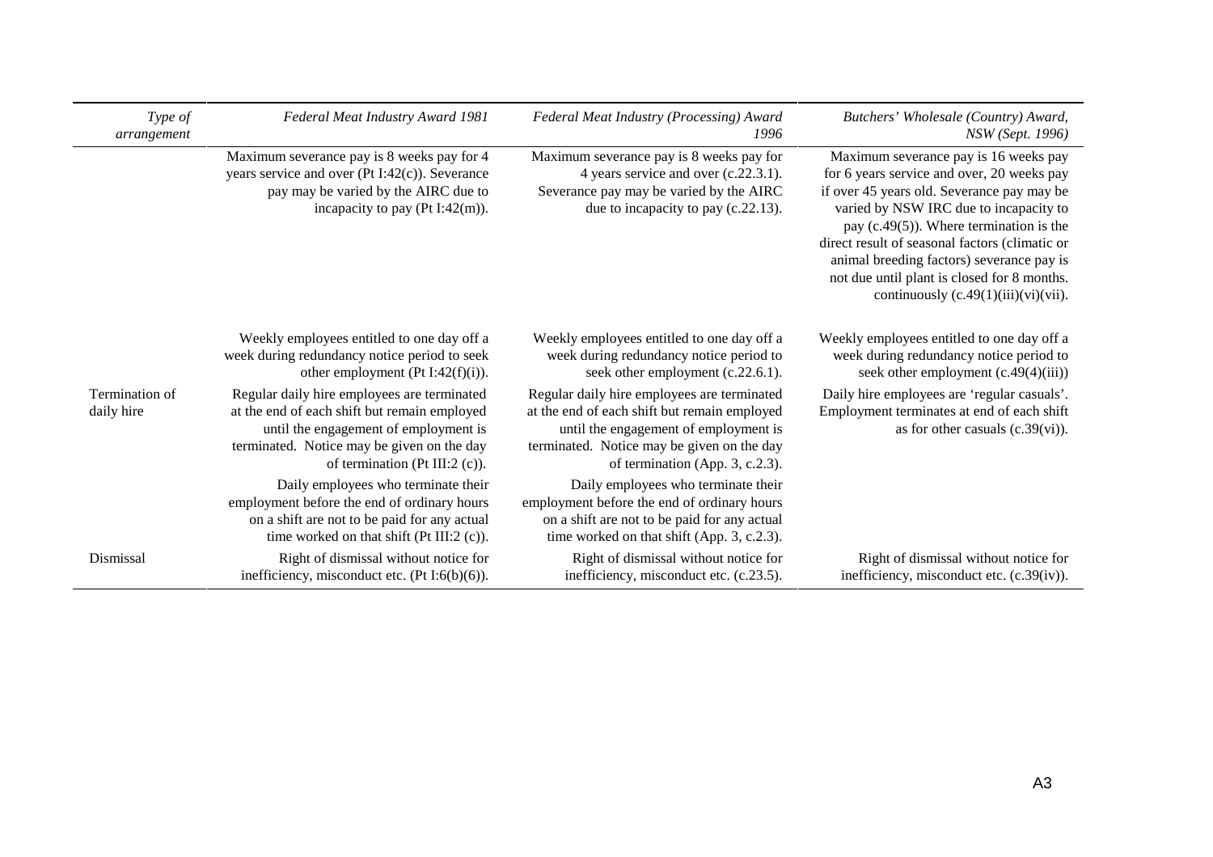| *Type of arrangement* | *Federal Meat Industry Award 1981* | *Federal Meat Industry (Processing) Award 1996* | *Butchers' Wholesale (Country) Award, NSW (Sept. 1996)* |
|---|---|---|---|
| | Maximum severance pay is 8 weeks pay for 4 years service and over (Pt I:42(c)). Severance pay may be varied by the AIRC due to incapacity to pay (Pt I:42(m)). | Maximum severance pay is 8 weeks pay for 4 years service and over (c.22.3.1). Severance pay may be varied by the AIRC due to incapacity to pay (c.22.13). | Maximum severance pay is 16 weeks pay for 6 years service and over, 20 weeks pay if over 45 years old. Severance pay may be varied by NSW IRC due to incapacity to pay (c.49(5)). Where termination is the direct result of seasonal factors (climatic or animal breeding factors) severance pay is not due until plant is closed for 8 months. continuously (c.49(1)(iii)(vi)(vii). |
| | Weekly employees entitled to one day off a week during redundancy notice period to seek other employment (Pt I:42(f)(i)). | Weekly employees entitled to one day off a week during redundancy notice period to seek other employment (c.22.6.1). | Weekly employees entitled to one day off a week during redundancy notice period to seek other employment (c.49(4)(iii)) |
| Termination of daily hire | Regular daily hire employees are terminated at the end of each shift but remain employed until the engagement of employment is terminated. Notice may be given on the day of termination (Pt III:2 (c)). | Regular daily hire employees are terminated at the end of each shift but remain employed until the engagement of employment is terminated. Notice may be given on the day of termination (App. 3, c.2.3). | Daily hire employees are 'regular casuals'. Employment terminates at end of each shift as for other casuals (c.39(vi)). |
| | Daily employees who terminate their employment before the end of ordinary hours on a shift are not to be paid for any actual time worked on that shift (Pt III:2 (c)). | Daily employees who terminate their employment before the end of ordinary hours on a shift are not to be paid for any actual time worked on that shift (App. 3, c.2.3). | |
| Dismissal | Right of dismissal without notice for inefficiency, misconduct etc. (Pt I:6(b)(6)). | Right of dismissal without notice for inefficiency, misconduct etc. (c.23.5). | Right of dismissal without notice for inefficiency, misconduct etc. (c.39(iv)). |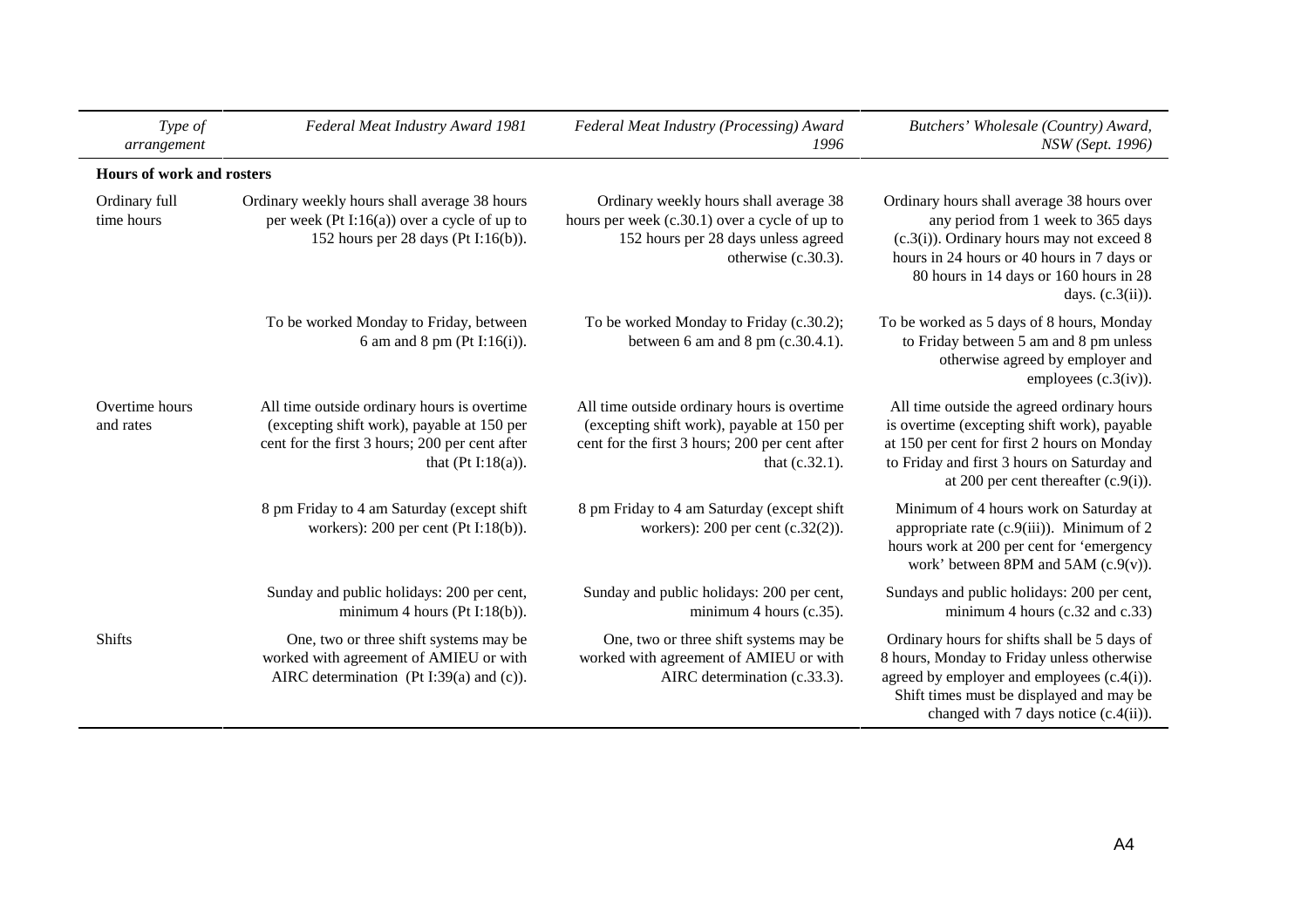| *Type of arrangement* | *Federal Meat Industry Award 1981* | *Federal Meat Industry (Processing) Award 1996* | *Butchers' Wholesale (Country) Award, NSW (Sept. 1996)* |
|---|---|---|---|
| **Hours of work and rosters** | | | |
| Ordinary full time hours | Ordinary weekly hours shall average 38 hours per week (Pt I:16(a)) over a cycle of up to 152 hours per 28 days (Pt I:16(b)). | Ordinary weekly hours shall average 38 hours per week (c.30.1) over a cycle of up to 152 hours per 28 days unless agreed otherwise (c.30.3). | Ordinary hours shall average 38 hours over any period from 1 week to 365 days (c.3(i)). Ordinary hours may not exceed 8 hours in 24 hours or 40 hours in 7 days or 80 hours in 14 days or 160 hours in 28 days. (c.3(ii)). |
| | To be worked Monday to Friday, between 6 am and 8 pm (Pt I:16(i)). | To be worked Monday to Friday (c.30.2); between 6 am and 8 pm (c.30.4.1). | To be worked as 5 days of 8 hours, Monday to Friday between 5 am and 8 pm unless otherwise agreed by employer and employees (c.3(iv)). |
| Overtime hours and rates | All time outside ordinary hours is overtime (excepting shift work), payable at 150 per cent for the first 3 hours; 200 per cent after that (Pt I:18(a)). | All time outside ordinary hours is overtime (excepting shift work), payable at 150 per cent for the first 3 hours; 200 per cent after that (c.32.1). | All time outside the agreed ordinary hours is overtime (excepting shift work), payable at 150 per cent for first 2 hours on Monday to Friday and first 3 hours on Saturday and at 200 per cent thereafter (c.9(i)). |
| | 8 pm Friday to 4 am Saturday (except shift workers): 200 per cent (Pt I:18(b)). | 8 pm Friday to 4 am Saturday (except shift workers): 200 per cent (c.32(2)). | Minimum of 4 hours work on Saturday at appropriate rate (c.9(iii)). Minimum of 2 hours work at 200 per cent for 'emergency work' between 8PM and 5AM (c.9(v)). |
| | Sunday and public holidays: 200 per cent, minimum 4 hours (Pt I:18(b)). | Sunday and public holidays: 200 per cent, minimum 4 hours (c.35). | Sundays and public holidays: 200 per cent, minimum 4 hours (c.32 and c.33) |
| Shifts | One, two or three shift systems may be worked with agreement of AMIEU or with AIRC determination (Pt I:39(a) and (c)). | One, two or three shift systems may be worked with agreement of AMIEU or with AIRC determination (c.33.3). | Ordinary hours for shifts shall be 5 days of 8 hours, Monday to Friday unless otherwise agreed by employer and employees (c.4(i)). Shift times must be displayed and may be changed with 7 days notice (c.4(ii)). |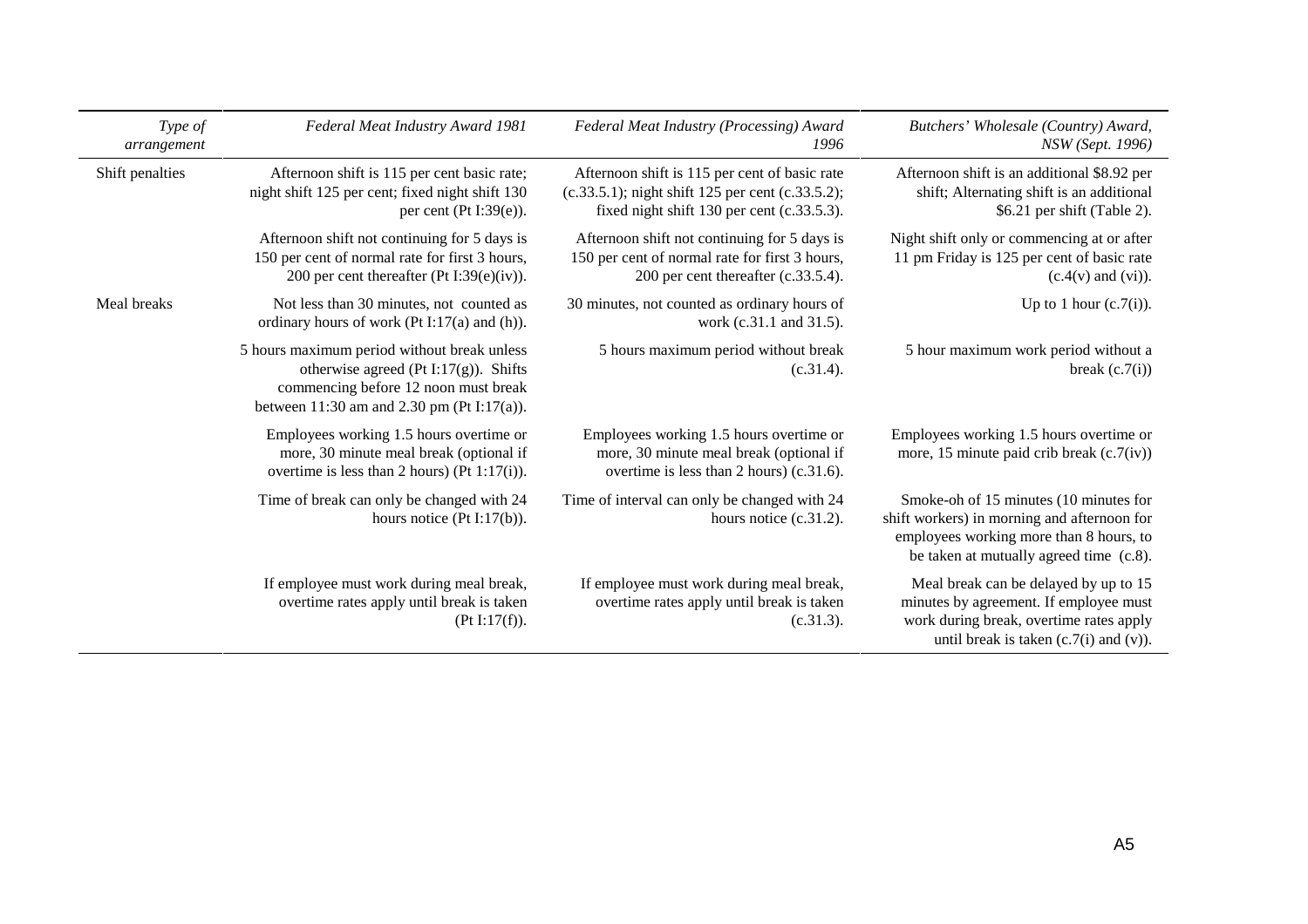| *Type of arrangement* | *Federal Meat Industry Award 1981* | *Federal Meat Industry (Processing) Award 1996* | *Butchers' Wholesale (Country) Award, NSW (Sept. 1996)* |
|---|---|---|---|
| Shift penalties | Afternoon shift is 115 per cent basic rate; night shift 125 per cent; fixed night shift 130 per cent (Pt I:39(e)). | Afternoon shift is 115 per cent of basic rate (c.33.5.1); night shift 125 per cent (c.33.5.2); fixed night shift 130 per cent (c.33.5.3). | Afternoon shift is an additional $8.92 per shift; Alternating shift is an additional $6.21 per shift (Table 2). |
| | Afternoon shift not continuing for 5 days is 150 per cent of normal rate for first 3 hours, 200 per cent thereafter (Pt I:39(e)(iv)). | Afternoon shift not continuing for 5 days is 150 per cent of normal rate for first 3 hours, 200 per cent thereafter (c.33.5.4). | Night shift only or commencing at or after 11 pm Friday is 125 per cent of basic rate (c.4(v) and (vi)). |
| Meal breaks | Not less than 30 minutes, not counted as ordinary hours of work (Pt I:17(a) and (h)). | 30 minutes, not counted as ordinary hours of work (c.31.1 and 31.5). | Up to 1 hour (c.7(i)). |
| | 5 hours maximum period without break unless otherwise agreed (Pt I:17(g)). Shifts commencing before 12 noon must break between 11:30 am and 2.30 pm (Pt I:17(a)). | 5 hours maximum period without break (c.31.4). | 5 hour maximum work period without a break (c.7(i)) |
| | Employees working 1.5 hours overtime or more, 30 minute meal break (optional if overtime is less than 2 hours) (Pt 1:17(i)). | Employees working 1.5 hours overtime or more, 30 minute meal break (optional if overtime is less than 2 hours) (c.31.6). | Employees working 1.5 hours overtime or more, 15 minute paid crib break (c.7(iv)) |
| | Time of break can only be changed with 24 hours notice (Pt I:17(b)). | Time of interval can only be changed with 24 hours notice (c.31.2). | Smoke-oh of 15 minutes (10 minutes for shift workers) in morning and afternoon for employees working more than 8 hours, to be taken at mutually agreed time (c.8). |
| | If employee must work during meal break, overtime rates apply until break is taken (Pt I:17(f)). | If employee must work during meal break, overtime rates apply until break is taken (c.31.3). | Meal break can be delayed by up to 15 minutes by agreement. If employee must work during break, overtime rates apply until break is taken (c.7(i) and (v)). |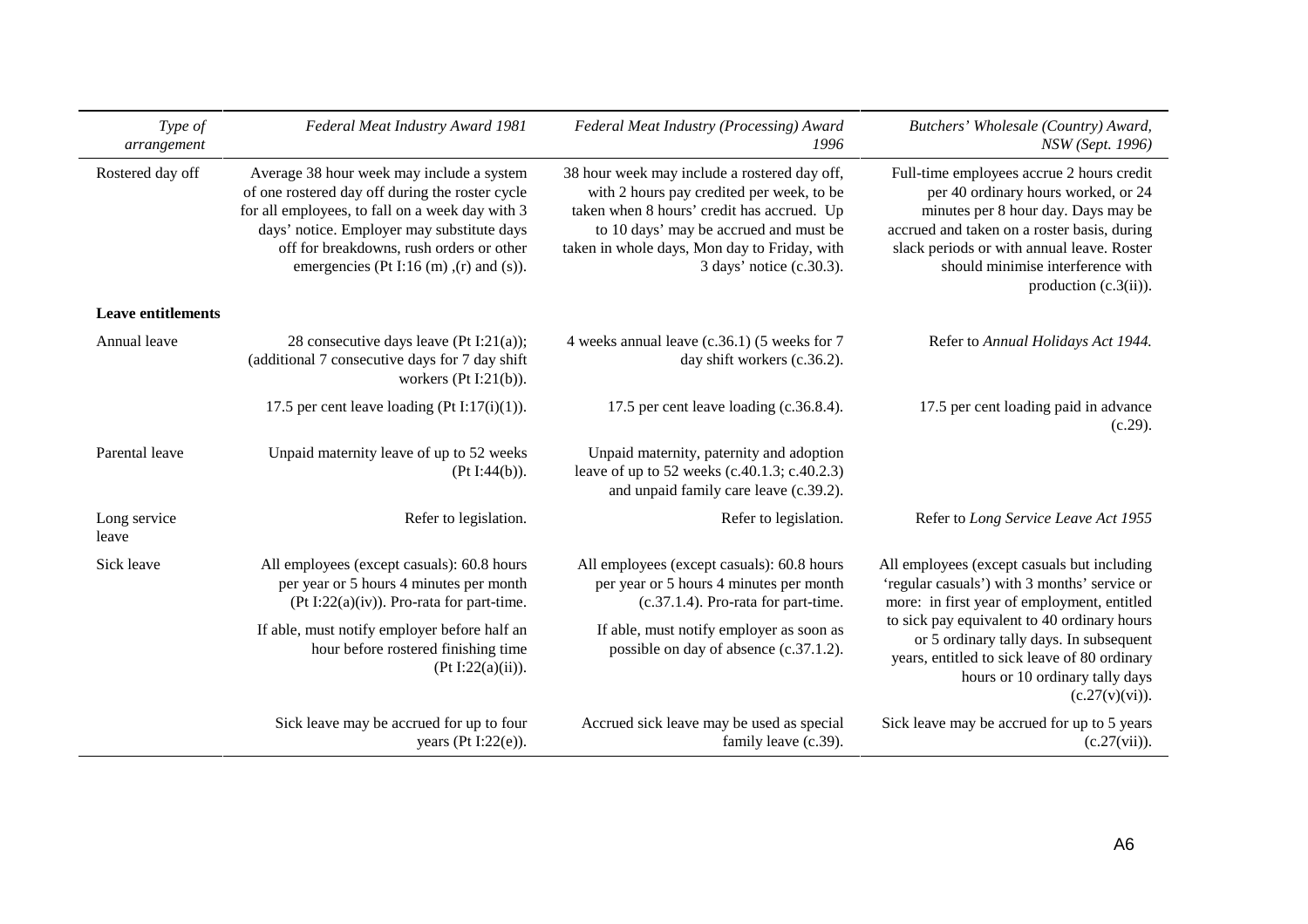| *Type of arrangement* | *Federal Meat Industry Award 1981* | *Federal Meat Industry (Processing) Award 1996* | *Butchers' Wholesale (Country) Award, NSW (Sept. 1996)* |
|---|---|---|---|
| Rostered day off | Average 38 hour week may include a system of one rostered day off during the roster cycle for all employees, to fall on a week day with 3 days' notice. Employer may substitute days off for breakdowns, rush orders or other emergencies (Pt I:16 (m) ,(r) and (s)). | 38 hour week may include a rostered day off, with 2 hours pay credited per week, to be taken when 8 hours' credit has accrued. Up to 10 days' may be accrued and must be taken in whole days, Mon day to Friday, with 3 days' notice (c.30.3). | Full-time employees accrue 2 hours credit per 40 ordinary hours worked, or 24 minutes per 8 hour day. Days may be accrued and taken on a roster basis, during slack periods or with annual leave. Roster should minimise interference with production (c.3(ii)). |
| **Leave entitlements** | | | |
| Annual leave | 28 consecutive days leave (Pt I:21(a)); (additional 7 consecutive days for 7 day shift workers (Pt I:21(b)). | 4 weeks annual leave (c.36.1) (5 weeks for 7 day shift workers (c.36.2). | Refer to *Annual Holidays Act 1944.* |
| | 17.5 per cent leave loading (Pt I:17(i)(1)). | 17.5 per cent leave loading (c.36.8.4). | 17.5 per cent loading paid in advance (c.29). |
| Parental leave | Unpaid maternity leave of up to 52 weeks (Pt I:44(b)). | Unpaid maternity, paternity and adoption leave of up to 52 weeks (c.40.1.3; c.40.2.3) and unpaid family care leave (c.39.2). | |
| Long service leave | Refer to legislation. | Refer to legislation. | Refer to *Long Service Leave Act 1955* |
| Sick leave | All employees (except casuals): 60.8 hours per year or 5 hours 4 minutes per month (Pt I:22(a)(iv)). Pro-rata for part-time. If able, must notify employer before half an hour before rostered finishing time (Pt I:22(a)(ii)). | All employees (except casuals): 60.8 hours per year or 5 hours 4 minutes per month (c.37.1.4). Pro-rata for part-time. If able, must notify employer as soon as possible on day of absence (c.37.1.2). | All employees (except casuals but including 'regular casuals') with 3 months' service or more: in first year of employment, entitled to sick pay equivalent to 40 ordinary hours or 5 ordinary tally days. In subsequent years, entitled to sick leave of 80 ordinary hours or 10 ordinary tally days (c.27(v)(vi)). |
| | Sick leave may be accrued for up to four years (Pt I:22(e)). | Accrued sick leave may be used as special family leave (c.39). | Sick leave may be accrued for up to 5 years (c.27(vii)). |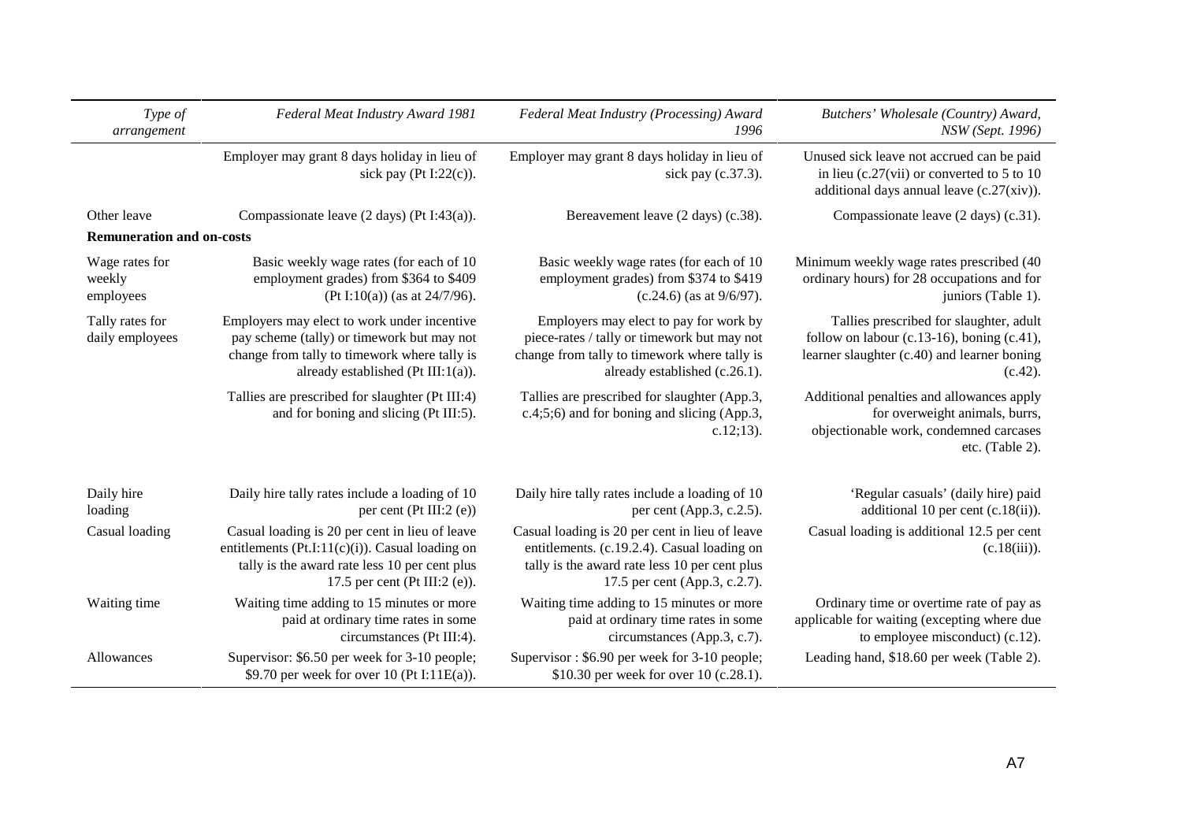| *Type of arrangement* | *Federal Meat Industry Award 1981* | *Federal Meat Industry (Processing) Award 1996* | *Butchers' Wholesale (Country) Award, NSW (Sept. 1996)* |
|---|---|---|---|
| | Employer may grant 8 days holiday in lieu of sick pay (Pt I:22(c)). | Employer may grant 8 days holiday in lieu of sick pay (c.37.3). | Unused sick leave not accrued can be paid in lieu (c.27(vii) or converted to 5 to 10 additional days annual leave (c.27(xiv)). |
| Other leave | Compassionate leave (2 days) (Pt I:43(a)). | Bereavement leave (2 days) (c.38). | Compassionate leave (2 days) (c.31). |
| **Remuneration and on-costs** | | | |
| Wage rates for weekly employees | Basic weekly wage rates (for each of 10 employment grades) from $364 to $409 (Pt I:10(a)) (as at 24/7/96). | Basic weekly wage rates (for each of 10 employment grades) from $374 to $419 (c.24.6) (as at 9/6/97). | Minimum weekly wage rates prescribed (40 ordinary hours) for 28 occupations and for juniors (Table 1). |
| Tally rates for daily employees | Employers may elect to work under incentive pay scheme (tally) or timework but may not change from tally to timework where tally is already established (Pt III:1(a)). | Employers may elect to pay for work by piece-rates / tally or timework but may not change from tally to timework where tally is already established (c.26.1). | Tallies prescribed for slaughter, adult follow on labour (c.13-16), boning (c.41), learner slaughter (c.40) and learner boning (c.42). |
| | Tallies are prescribed for slaughter (Pt III:4) and for boning and slicing (Pt III:5). | Tallies are prescribed for slaughter (App.3, c.4;5;6) and for boning and slicing (App.3, c.12;13). | Additional penalties and allowances apply for overweight animals, burrs, objectionable work, condemned carcases etc. (Table 2). |
| Daily hire loading | Daily hire tally rates include a loading of 10 per cent (Pt III:2 (e)) | Daily hire tally rates include a loading of 10 per cent (App.3, c.2.5). | 'Regular casuals' (daily hire) paid additional 10 per cent (c.18(ii)). |
| Casual loading | Casual loading is 20 per cent in lieu of leave entitlements (Pt.I:11(c)(i)). Casual loading on tally is the award rate less 10 per cent plus 17.5 per cent (Pt III:2 (e)). | Casual loading is 20 per cent in lieu of leave entitlements. (c.19.2.4). Casual loading on tally is the award rate less 10 per cent plus 17.5 per cent (App.3, c.2.7). | Casual loading is additional 12.5 per cent (c.18(iii)). |
| Waiting time | Waiting time adding to 15 minutes or more paid at ordinary time rates in some circumstances (Pt III:4). | Waiting time adding to 15 minutes or more paid at ordinary time rates in some circumstances (App.3, c.7). | Ordinary time or overtime rate of pay as applicable for waiting (excepting where due to employee misconduct) (c.12). |
| Allowances | Supervisor: $6.50 per week for 3-10 people; $9.70 per week for over 10 (Pt I:11E(a)). | Supervisor : $6.90 per week for 3-10 people; $10.30 per week for over 10 (c.28.1). | Leading hand, $18.60 per week (Table 2). |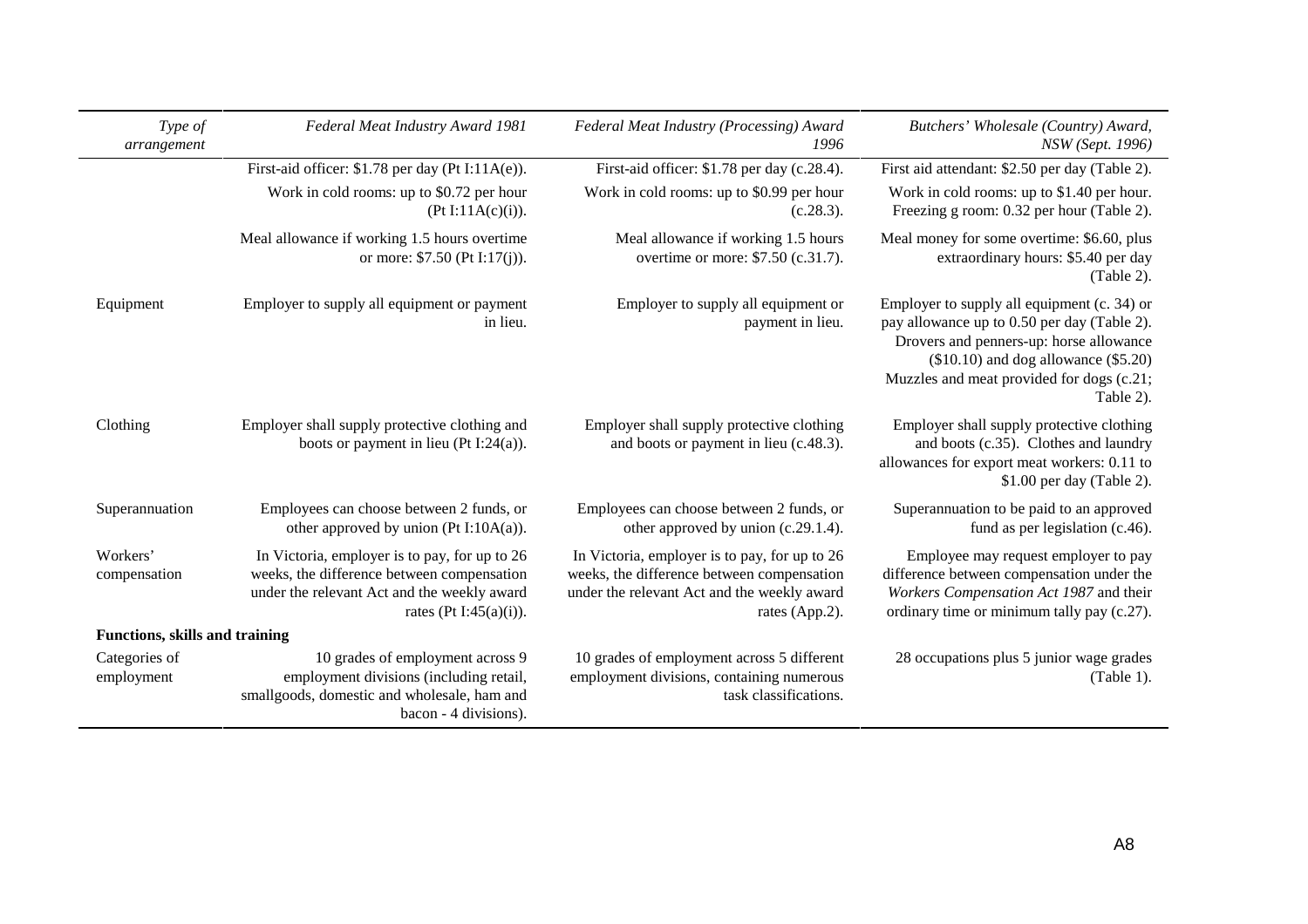| Type of arrangement | Federal Meat Industry Award 1981 | Federal Meat Industry (Processing) Award 1996 | Butchers' Wholesale (Country) Award, NSW (Sept. 1996) |
|---|---|---|---|
| | First-aid officer: $1.78 per day (Pt I:11A(e)). | First-aid officer: $1.78 per day (c.28.4). | First aid attendant: $2.50 per day (Table 2). |
| | Work in cold rooms: up to $0.72 per hour (Pt I:11A(c)(i)). | Work in cold rooms: up to $0.99 per hour (c.28.3). | Work in cold rooms: up to $1.40 per hour. Freezing g room: 0.32 per hour (Table 2). |
| | Meal allowance if working 1.5 hours overtime or more: $7.50 (Pt I:17(j)). | Meal allowance if working 1.5 hours overtime or more: $7.50 (c.31.7). | Meal money for some overtime: $6.60, plus extraordinary hours: $5.40 per day (Table 2). |
| Equipment | Employer to supply all equipment or payment in lieu. | Employer to supply all equipment or payment in lieu. | Employer to supply all equipment (c. 34) or pay allowance up to 0.50 per day (Table 2). Drovers and penners-up: horse allowance ($10.10) and dog allowance ($5.20) Muzzles and meat provided for dogs (c.21; Table 2). |
| Clothing | Employer shall supply protective clothing and boots or payment in lieu (Pt I:24(a)). | Employer shall supply protective clothing and boots or payment in lieu (c.48.3). | Employer shall supply protective clothing and boots (c.35). Clothes and laundry allowances for export meat workers: 0.11 to $1.00 per day (Table 2). |
| Superannuation | Employees can choose between 2 funds, or other approved by union (Pt I:10A(a)). | Employees can choose between 2 funds, or other approved by union (c.29.1.4). | Superannuation to be paid to an approved fund as per legislation (c.46). |
| Workers' compensation | In Victoria, employer is to pay, for up to 26 weeks, the difference between compensation under the relevant Act and the weekly award rates (Pt I:45(a)(i)). | In Victoria, employer is to pay, for up to 26 weeks, the difference between compensation under the relevant Act and the weekly award rates (App.2). | Employee may request employer to pay difference between compensation under the *Workers Compensation Act 1987* and their ordinary time or minimum tally pay (c.27). |
| **Functions, skills and training** | | | |
| Categories of employment | 10 grades of employment across 9 employment divisions (including retail, smallgoods, domestic and wholesale, ham and bacon - 4 divisions). | 10 grades of employment across 5 different employment divisions, containing numerous task classifications. | 28 occupations plus 5 junior wage grades (Table 1). |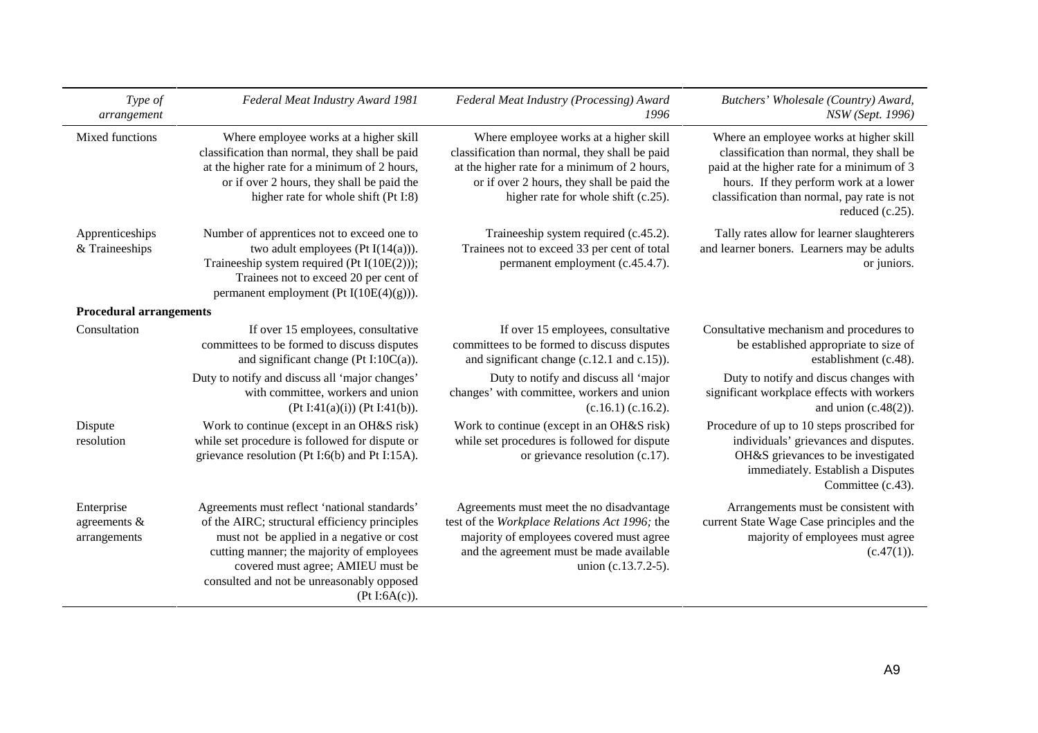| *Type of arrangement* | *Federal Meat Industry Award 1981* | *Federal Meat Industry (Processing) Award 1996* | *Butchers' Wholesale (Country) Award, NSW (Sept. 1996)* |
|---|---|---|---|
| Mixed functions | Where employee works at a higher skill classification than normal, they shall be paid at the higher rate for a minimum of 2 hours, or if over 2 hours, they shall be paid the higher rate for whole shift (Pt I:8) | Where employee works at a higher skill classification than normal, they shall be paid at the higher rate for a minimum of 2 hours, or if over 2 hours, they shall be paid the higher rate for whole shift (c.25). | Where an employee works at higher skill classification than normal, they shall be paid at the higher rate for a minimum of 3 hours. If they perform work at a lower classification than normal, pay rate is not reduced (c.25). |
| Apprenticeships & Traineeships | Number of apprentices not to exceed one to two adult employees (Pt I(14(a))). Traineeship system required (Pt I(10E(2))); Trainees not to exceed 20 per cent of permanent employment (Pt I(10E(4)(g))). | Traineeship system required (c.45.2). Trainees not to exceed 33 per cent of total permanent employment (c.45.4.7). | Tally rates allow for learner slaughterers and learner boners. Learners may be adults or juniors. |
| **Procedural arrangements** | | | |
| Consultation | If over 15 employees, consultative committees to be formed to discuss disputes and significant change (Pt I:10C(a)). | If over 15 employees, consultative committees to be formed to discuss disputes and significant change (c.12.1 and c.15)). | Consultative mechanism and procedures to be established appropriate to size of establishment (c.48). |
| | Duty to notify and discuss all 'major changes' with committee, workers and union (Pt I:41(a)(i)) (Pt I:41(b)). | Duty to notify and discuss all 'major changes' with committee, workers and union (c.16.1) (c.16.2). | Duty to notify and discus changes with significant workplace effects with workers and union (c.48(2)). |
| Dispute resolution | Work to continue (except in an OH&S risk) while set procedure is followed for dispute or grievance resolution (Pt I:6(b) and Pt I:15A). | Work to continue (except in an OH&S risk) while set procedures is followed for dispute or grievance resolution (c.17). | Procedure of up to 10 steps proscribed for individuals' grievances and disputes. OH&S grievances to be investigated immediately. Establish a Disputes Committee (c.43). |
| Enterprise agreements & arrangements | Agreements must reflect 'national standards' of the AIRC; structural efficiency principles must not be applied in a negative or cost cutting manner; the majority of employees covered must agree; AMIEU must be consulted and not be unreasonably opposed (Pt I:6A(c)). | Agreements must meet the no disadvantage test of the *Workplace Relations Act 1996;* the majority of employees covered must agree and the agreement must be made available union (c.13.7.2-5). | Arrangements must be consistent with current State Wage Case principles and the majority of employees must agree (c.47(1)). |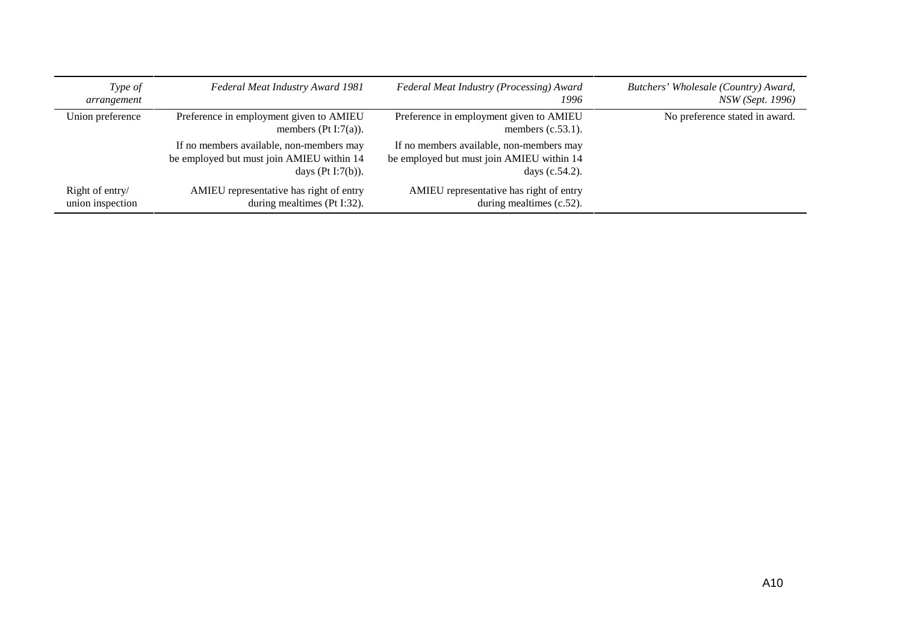| *Type of arrangement* | *Federal Meat Industry Award 1981* | *Federal Meat Industry (Processing) Award 1996* | *Butchers' Wholesale (Country) Award, NSW (Sept. 1996)* |
|---|---|---|---|
| Union preference | Preference in employment given to AMIEU members (Pt I:7(a)). | Preference in employment given to AMIEU members (c.53.1). | No preference stated in award. |
| | If no members available, non-members may be employed but must join AMIEU within 14 days (Pt I:7(b)). | If no members available, non-members may be employed but must join AMIEU within 14 days (c.54.2). | |
| Right of entry/ union inspection | AMIEU representative has right of entry during mealtimes (Pt I:32). | AMIEU representative has right of entry during mealtimes (c.52). | |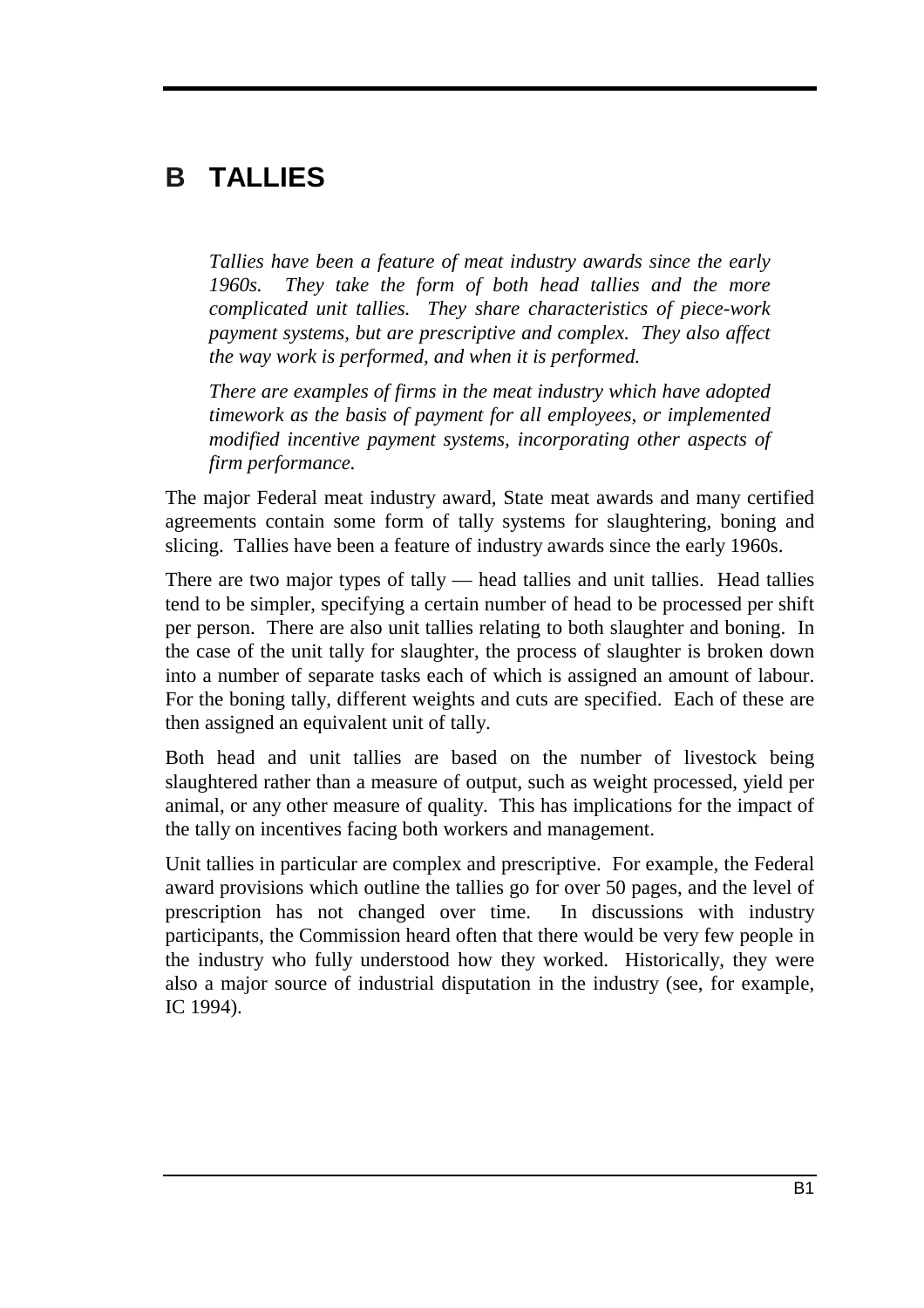# B TALLIES

*Tallies have been a feature of meat industry awards since the early 1960s. They take the form of both head tallies and the more complicated unit tallies. They share characteristics of piece-work payment systems, but are prescriptive and complex. They also affect the way work is performed, and when it is performed.*

*There are examples of firms in the meat industry which have adopted timework as the basis of payment for all employees, or implemented modified incentive payment systems, incorporating other aspects of firm performance.*

The major Federal meat industry award, State meat awards and many certified agreements contain some form of tally systems for slaughtering, boning and slicing. Tallies have been a feature of industry awards since the early 1960s.

There are two major types of tally — head tallies and unit tallies. Head tallies tend to be simpler, specifying a certain number of head to be processed per shift per person. There are also unit tallies relating to both slaughter and boning. In the case of the unit tally for slaughter, the process of slaughter is broken down into a number of separate tasks each of which is assigned an amount of labour. For the boning tally, different weights and cuts are specified. Each of these are then assigned an equivalent unit of tally.

Both head and unit tallies are based on the number of livestock being slaughtered rather than a measure of output, such as weight processed, yield per animal, or any other measure of quality. This has implications for the impact of the tally on incentives facing both workers and management.

Unit tallies in particular are complex and prescriptive. For example, the Federal award provisions which outline the tallies go for over 50 pages, and the level of prescription has not changed over time. In discussions with industry participants, the Commission heard often that there would be very few people in the industry who fully understood how they worked. Historically, they were also a major source of industrial disputation in the industry (see, for example, IC 1994).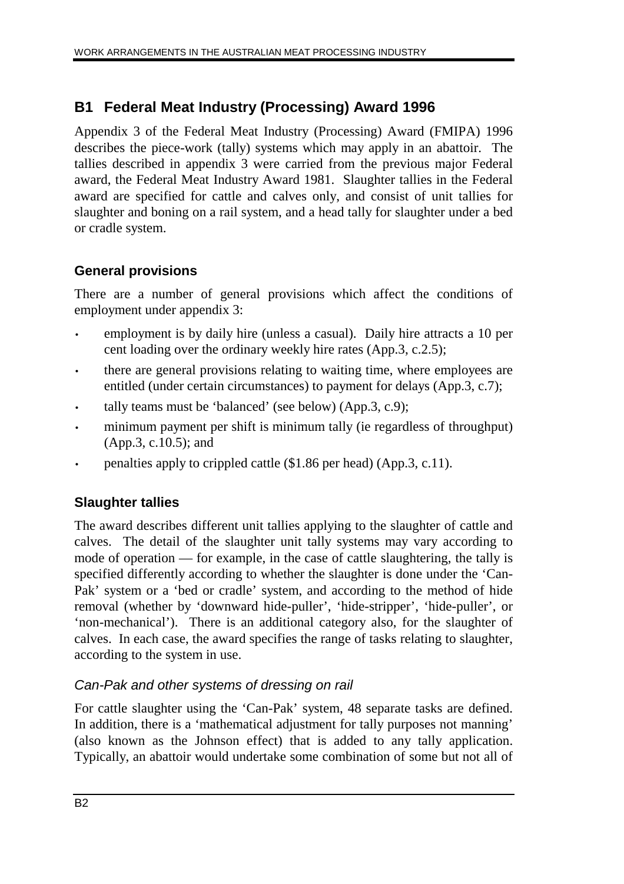## B1 Federal Meat Industry (Processing) Award 1996

Appendix 3 of the Federal Meat Industry (Processing) Award (FMIPA) 1996 describes the piece-work (tally) systems which may apply in an abattoir. The tallies described in appendix 3 were carried from the previous major Federal award, the Federal Meat Industry Award 1981. Slaughter tallies in the Federal award are specified for cattle and calves only, and consist of unit tallies for slaughter and boning on a rail system, and a head tally for slaughter under a bed or cradle system.

### General provisions

There are a number of general provisions which affect the conditions of employment under appendix 3:

- employment is by daily hire (unless a casual). Daily hire attracts a 10 per cent loading over the ordinary weekly hire rates (App.3, c.2.5);
- there are general provisions relating to waiting time, where employees are entitled (under certain circumstances) to payment for delays (App.3, c.7);
- tally teams must be 'balanced' (see below) (App.3, c.9);
- minimum payment per shift is minimum tally (ie regardless of throughput) (App.3, c.10.5); and
- penalties apply to crippled cattle ($1.86 per head) (App.3, c.11).

### Slaughter tallies

The award describes different unit tallies applying to the slaughter of cattle and calves. The detail of the slaughter unit tally systems may vary according to mode of operation — for example, in the case of cattle slaughtering, the tally is specified differently according to whether the slaughter is done under the 'Can-Pak' system or a 'bed or cradle' system, and according to the method of hide removal (whether by 'downward hide-puller', 'hide-stripper', 'hide-puller', or 'non-mechanical'). There is an additional category also, for the slaughter of calves. In each case, the award specifies the range of tasks relating to slaughter, according to the system in use.

#### *Can-Pak and other systems of dressing on rail*

For cattle slaughter using the 'Can-Pak' system, 48 separate tasks are defined. In addition, there is a 'mathematical adjustment for tally purposes not manning' (also known as the Johnson effect) that is added to any tally application. Typically, an abattoir would undertake some combination of some but not all of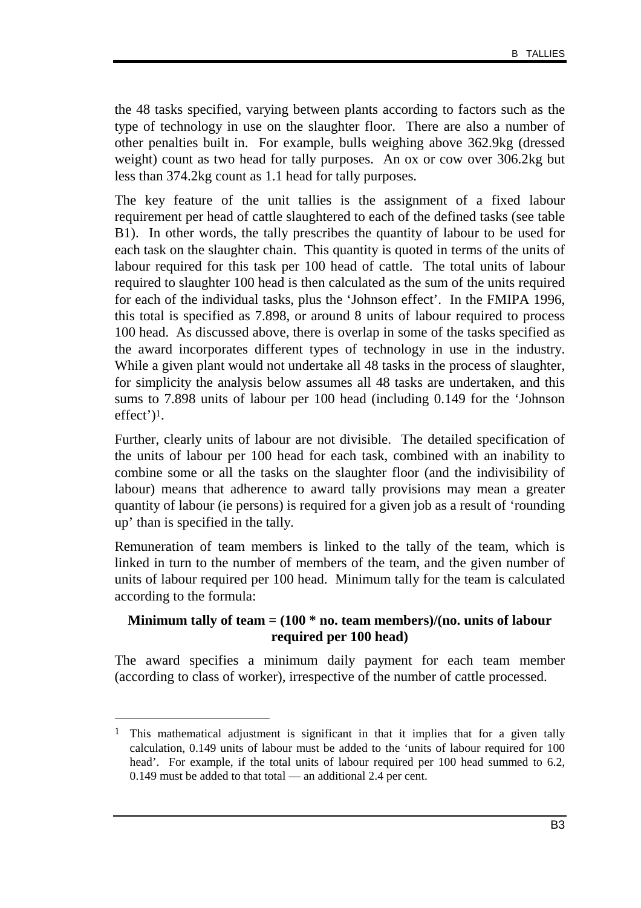the 48 tasks specified, varying between plants according to factors such as the type of technology in use on the slaughter floor. There are also a number of other penalties built in. For example, bulls weighing above 362.9kg (dressed weight) count as two head for tally purposes. An ox or cow over 306.2kg but less than 374.2kg count as 1.1 head for tally purposes.

The key feature of the unit tallies is the assignment of a fixed labour requirement per head of cattle slaughtered to each of the defined tasks (see table B1). In other words, the tally prescribes the quantity of labour to be used for each task on the slaughter chain. This quantity is quoted in terms of the units of labour required for this task per 100 head of cattle. The total units of labour required to slaughter 100 head is then calculated as the sum of the units required for each of the individual tasks, plus the 'Johnson effect'. In the FMIPA 1996, this total is specified as 7.898, or around 8 units of labour required to process 100 head. As discussed above, there is overlap in some of the tasks specified as the award incorporates different types of technology in use in the industry. While a given plant would not undertake all 48 tasks in the process of slaughter, for simplicity the analysis below assumes all 48 tasks are undertaken, and this sums to 7.898 units of labour per 100 head (including 0.149 for the 'Johnson effect')[1].

Further, clearly units of labour are not divisible. The detailed specification of the units of labour per 100 head for each task, combined with an inability to combine some or all the tasks on the slaughter floor (and the indivisibility of labour) means that adherence to award tally provisions may mean a greater quantity of labour (ie persons) is required for a given job as a result of 'rounding up' than is specified in the tally.

Remuneration of team members is linked to the tally of the team, which is linked in turn to the number of members of the team, and the given number of units of labour required per 100 head. Minimum tally for the team is calculated according to the formula:

**Minimum tally of team = (100 * no. team members)/(no. units of labour required per 100 head)**

The award specifies a minimum daily payment for each team member (according to class of worker), irrespective of the number of cattle processed.

---

[1] This mathematical adjustment is significant in that it implies that for a given tally calculation, 0.149 units of labour must be added to the 'units of labour required for 100 head'. For example, if the total units of labour required per 100 head summed to 6.2, 0.149 must be added to that total — an additional 2.4 per cent.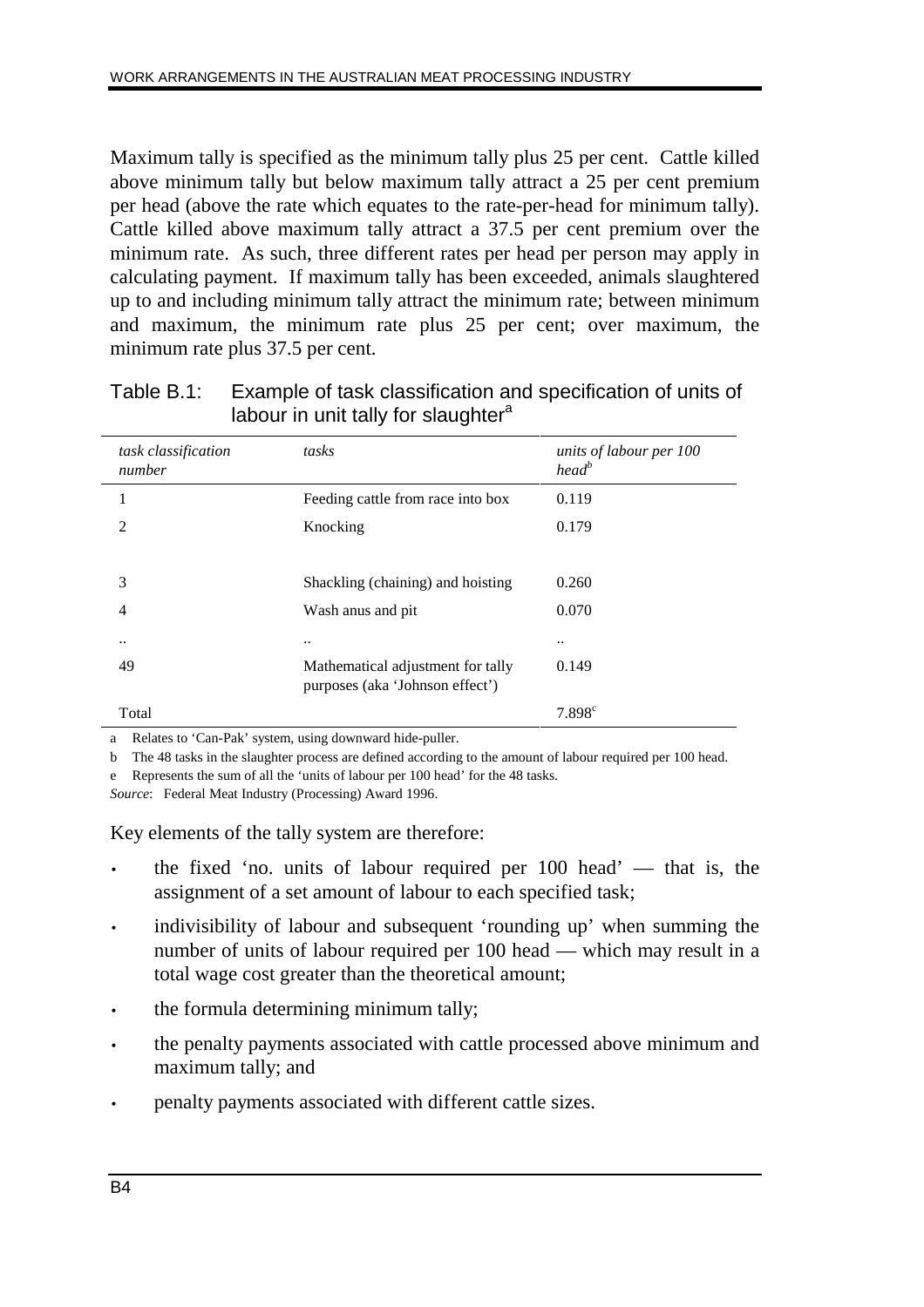Maximum tally is specified as the minimum tally plus 25 per cent. Cattle killed above minimum tally but below maximum tally attract a 25 per cent premium per head (above the rate which equates to the rate-per-head for minimum tally). Cattle killed above maximum tally attract a 37.5 per cent premium over the minimum rate. As such, three different rates per head per person may apply in calculating payment. If maximum tally has been exceeded, animals slaughtered up to and including minimum tally attract the minimum rate; between minimum and maximum, the minimum rate plus 25 per cent; over maximum, the minimum rate plus 37.5 per cent.

Table B.1: Example of task classification and specification of units of labour in unit tally for slaughter[a]

| *task classification number* | *tasks* | *units of labour per 100 head*[b] |
|---|---|---|
| 1 | Feeding cattle from race into box | 0.119 |
| 2 | Knocking | 0.179 |
| 3 | Shackling (chaining) and hoisting | 0.260 |
| 4 | Wash anus and pit | 0.070 |
| .. | .. | .. |
| 49 | Mathematical adjustment for tally purposes (aka 'Johnson effect') | 0.149 |
| Total | | 7.898[c] |

a Relates to 'Can-Pak' system, using downward hide-puller.

b The 48 tasks in the slaughter process are defined according to the amount of labour required per 100 head.

e Represents the sum of all the 'units of labour per 100 head' for the 48 tasks.

*Source*: Federal Meat Industry (Processing) Award 1996.

Key elements of the tally system are therefore:

- the fixed 'no. units of labour required per 100 head' — that is, the assignment of a set amount of labour to each specified task;
- indivisibility of labour and subsequent 'rounding up' when summing the number of units of labour required per 100 head — which may result in a total wage cost greater than the theoretical amount;
- the formula determining minimum tally;
- the penalty payments associated with cattle processed above minimum and maximum tally; and
- penalty payments associated with different cattle sizes.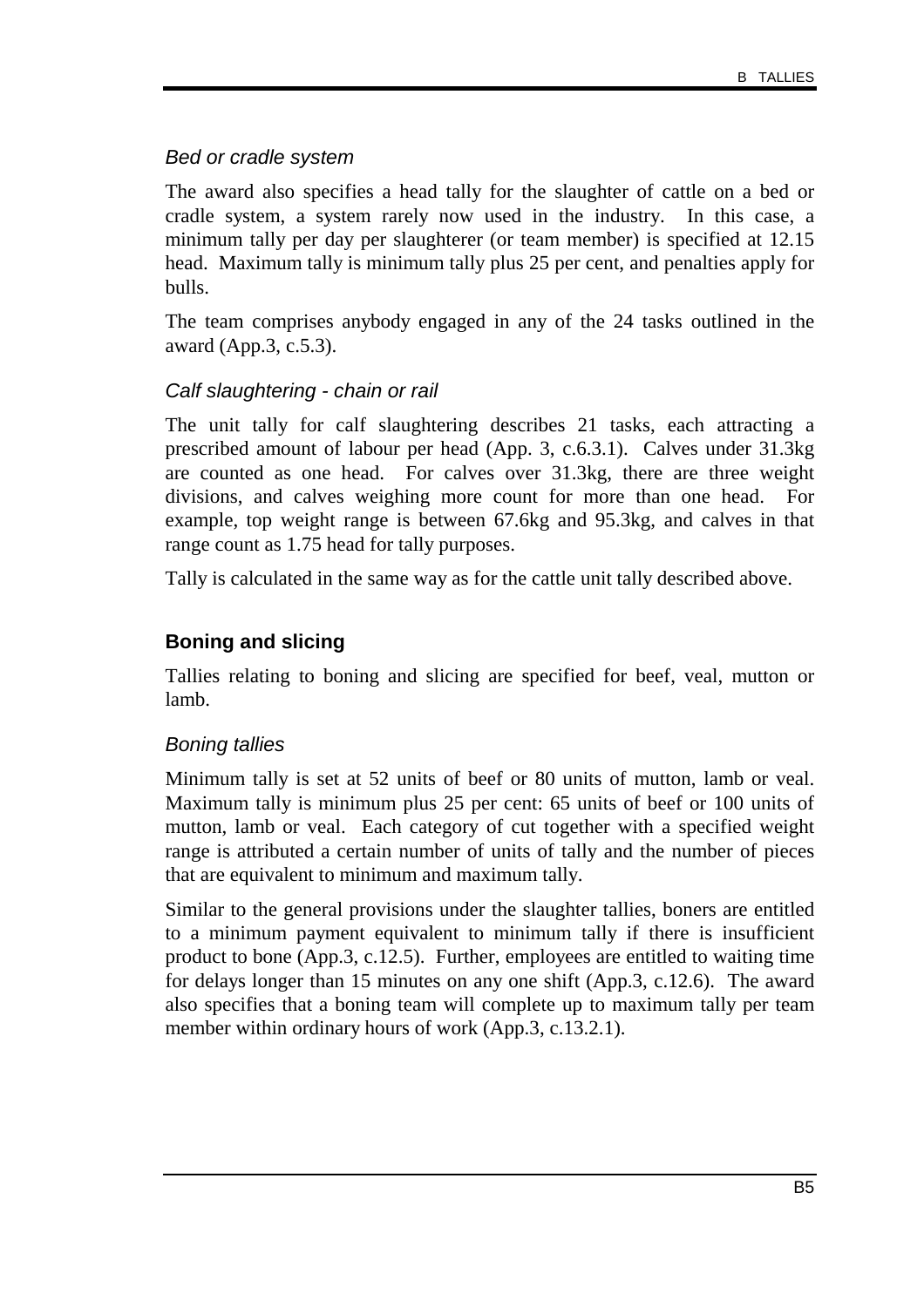### *Bed or cradle system*

The award also specifies a head tally for the slaughter of cattle on a bed or cradle system, a system rarely now used in the industry. In this case, a minimum tally per day per slaughterer (or team member) is specified at 12.15 head. Maximum tally is minimum tally plus 25 per cent, and penalties apply for bulls.

The team comprises anybody engaged in any of the 24 tasks outlined in the award (App.3, c.5.3).

### *Calf slaughtering - chain or rail*

The unit tally for calf slaughtering describes 21 tasks, each attracting a prescribed amount of labour per head (App. 3, c.6.3.1). Calves under 31.3kg are counted as one head. For calves over 31.3kg, there are three weight divisions, and calves weighing more count for more than one head. For example, top weight range is between 67.6kg and 95.3kg, and calves in that range count as 1.75 head for tally purposes.

Tally is calculated in the same way as for the cattle unit tally described above.

## **Boning and slicing**

Tallies relating to boning and slicing are specified for beef, veal, mutton or lamb.

### *Boning tallies*

Minimum tally is set at 52 units of beef or 80 units of mutton, lamb or veal. Maximum tally is minimum plus 25 per cent: 65 units of beef or 100 units of mutton, lamb or veal. Each category of cut together with a specified weight range is attributed a certain number of units of tally and the number of pieces that are equivalent to minimum and maximum tally.

Similar to the general provisions under the slaughter tallies, boners are entitled to a minimum payment equivalent to minimum tally if there is insufficient product to bone (App.3, c.12.5). Further, employees are entitled to waiting time for delays longer than 15 minutes on any one shift (App.3, c.12.6). The award also specifies that a boning team will complete up to maximum tally per team member within ordinary hours of work (App.3, c.13.2.1).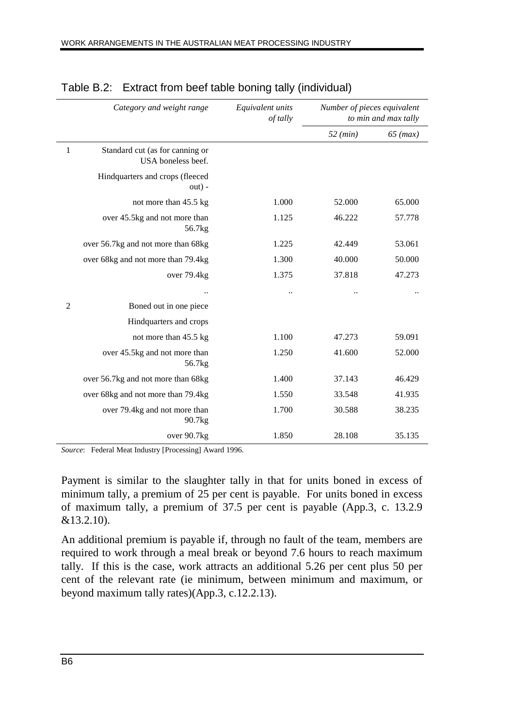Table B.2: Extract from beef table boning tally (individual)

| | *Category and weight range* | *Equivalent units of tally* | *Number of pieces equivalent to min and max tally* | |
|---|---|---|---|---|
| | | | *52 (min)* | *65 (max)* |
| 1 | Standard cut (as for canning or USA boneless beef. | | | |
| | Hindquarters and crops (fleeced out) - | | | |
| | not more than 45.5 kg | 1.000 | 52.000 | 65.000 |
| | over 45.5kg and not more than 56.7kg | 1.125 | 46.222 | 57.778 |
| | over 56.7kg and not more than 68kg | 1.225 | 42.449 | 53.061 |
| | over 68kg and not more than 79.4kg | 1.300 | 40.000 | 50.000 |
| | over 79.4kg | 1.375 | 37.818 | 47.273 |
| | .. | .. | .. | .. |
| 2 | Boned out in one piece | | | |
| | Hindquarters and crops | | | |
| | not more than 45.5 kg | 1.100 | 47.273 | 59.091 |
| | over 45.5kg and not more than 56.7kg | 1.250 | 41.600 | 52.000 |
| | over 56.7kg and not more than 68kg | 1.400 | 37.143 | 46.429 |
| | over 68kg and not more than 79.4kg | 1.550 | 33.548 | 41.935 |
| | over 79.4kg and not more than 90.7kg | 1.700 | 30.588 | 38.235 |
| | over 90.7kg | 1.850 | 28.108 | 35.135 |

*Source*: Federal Meat Industry [Processing] Award 1996.

Payment is similar to the slaughter tally in that for units boned in excess of minimum tally, a premium of 25 per cent is payable. For units boned in excess of maximum tally, a premium of 37.5 per cent is payable (App.3, c. 13.2.9 &13.2.10).

An additional premium is payable if, through no fault of the team, members are required to work through a meal break or beyond 7.6 hours to reach maximum tally. If this is the case, work attracts an additional 5.26 per cent plus 50 per cent of the relevant rate (ie minimum, between minimum and maximum, or beyond maximum tally rates)(App.3, c.12.2.13).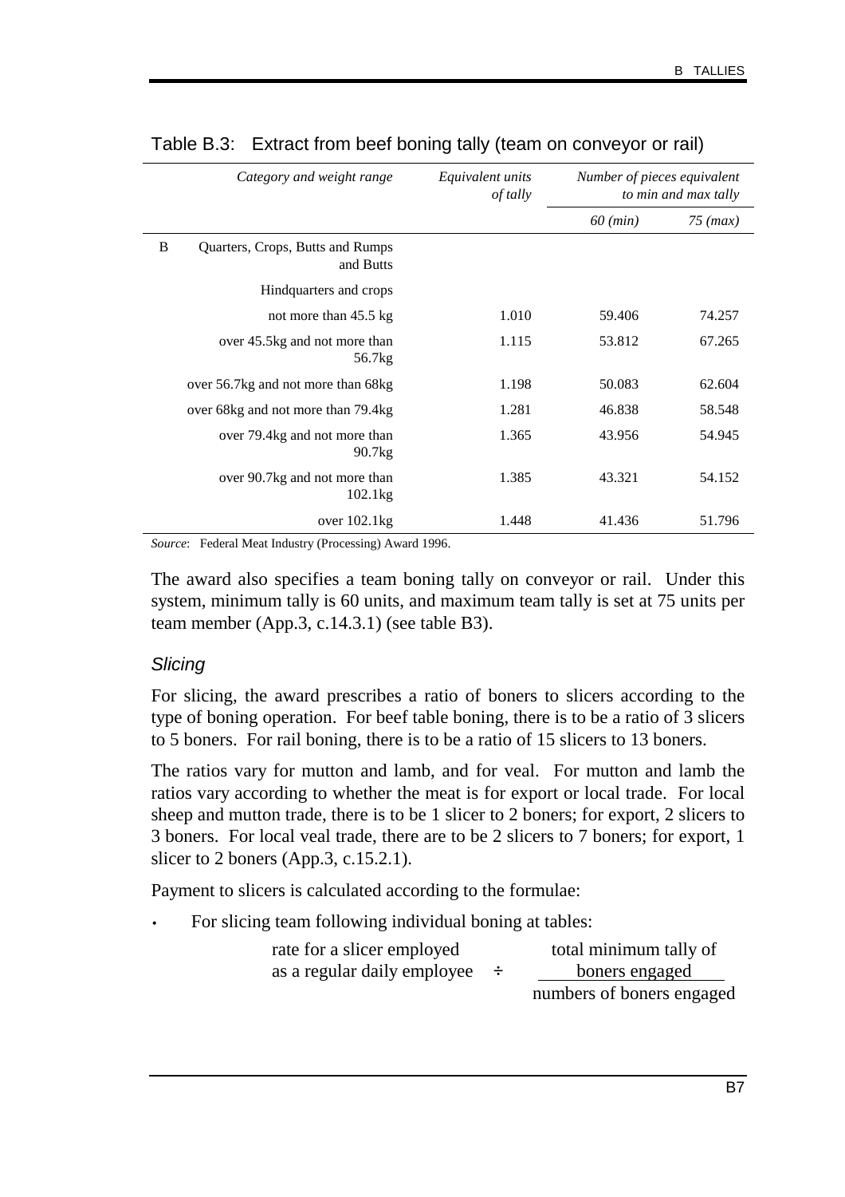Table B.3: Extract from beef boning tally (team on conveyor or rail)

| | Category and weight range | Equivalent units of tally | Number of pieces equivalent to min and max tally | |
|---|---|---|---|---|
| | | | *60 (min)* | *75 (max)* |
| B | Quarters, Crops, Butts and Rumps and Butts | | | |
| | Hindquarters and crops | | | |
| | not more than 45.5 kg | 1.010 | 59.406 | 74.257 |
| | over 45.5kg and not more than 56.7kg | 1.115 | 53.812 | 67.265 |
| | over 56.7kg and not more than 68kg | 1.198 | 50.083 | 62.604 |
| | over 68kg and not more than 79.4kg | 1.281 | 46.838 | 58.548 |
| | over 79.4kg and not more than 90.7kg | 1.365 | 43.956 | 54.945 |
| | over 90.7kg and not more than 102.1kg | 1.385 | 43.321 | 54.152 |
| | over 102.1kg | 1.448 | 41.436 | 51.796 |

*Source*: Federal Meat Industry (Processing) Award 1996.

The award also specifies a team boning tally on conveyor or rail. Under this system, minimum tally is 60 units, and maximum team tally is set at 75 units per team member (App.3, c.14.3.1) (see table B3).

### *Slicing*

For slicing, the award prescribes a ratio of boners to slicers according to the type of boning operation. For beef table boning, there is to be a ratio of 3 slicers to 5 boners. For rail boning, there is to be a ratio of 15 slicers to 13 boners.

The ratios vary for mutton and lamb, and for veal. For mutton and lamb the ratios vary according to whether the meat is for export or local trade. For local sheep and mutton trade, there is to be 1 slicer to 2 boners; for export, 2 slicers to 3 boners. For local veal trade, there are to be 2 slicers to 7 boners; for export, 1 slicer to 2 boners (App.3, c.15.2.1).

Payment to slicers is calculated according to the formulae:

- For slicing team following individual boning at tables:

$$\text{rate for a slicer employed as a regular daily employee} \div \frac{\text{total minimum tally of boners engaged}}{\text{numbers of boners engaged}}$$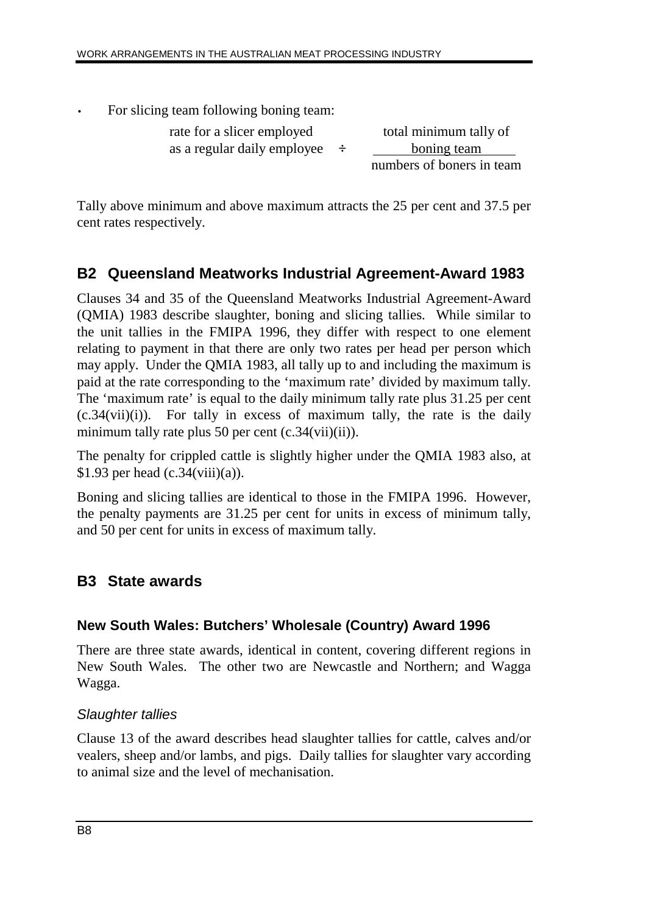- For slicing team following boning team:

$$\text{rate for a slicer employed as a regular daily employee} \div \frac{\text{total minimum tally of boning team}}{\text{numbers of boners in team}}$$

Tally above minimum and above maximum attracts the 25 per cent and 37.5 per cent rates respectively.

## B2 Queensland Meatworks Industrial Agreement-Award 1983

Clauses 34 and 35 of the Queensland Meatworks Industrial Agreement-Award (QMIA) 1983 describe slaughter, boning and slicing tallies. While similar to the unit tallies in the FMIPA 1996, they differ with respect to one element relating to payment in that there are only two rates per head per person which may apply. Under the QMIA 1983, all tally up to and including the maximum is paid at the rate corresponding to the 'maximum rate' divided by maximum tally. The 'maximum rate' is equal to the daily minimum tally rate plus 31.25 per cent (c.34(vii)(i)). For tally in excess of maximum tally, the rate is the daily minimum tally rate plus 50 per cent (c.34(vii)(ii)).

The penalty for crippled cattle is slightly higher under the QMIA 1983 also, at $1.93 per head (c.34(viii)(a)).

Boning and slicing tallies are identical to those in the FMIPA 1996. However, the penalty payments are 31.25 per cent for units in excess of minimum tally, and 50 per cent for units in excess of maximum tally.

## B3 State awards

### New South Wales: Butchers' Wholesale (Country) Award 1996

There are three state awards, identical in content, covering different regions in New South Wales. The other two are Newcastle and Northern; and Wagga Wagga.

#### *Slaughter tallies*

Clause 13 of the award describes head slaughter tallies for cattle, calves and/or vealers, sheep and/or lambs, and pigs. Daily tallies for slaughter vary according to animal size and the level of mechanisation.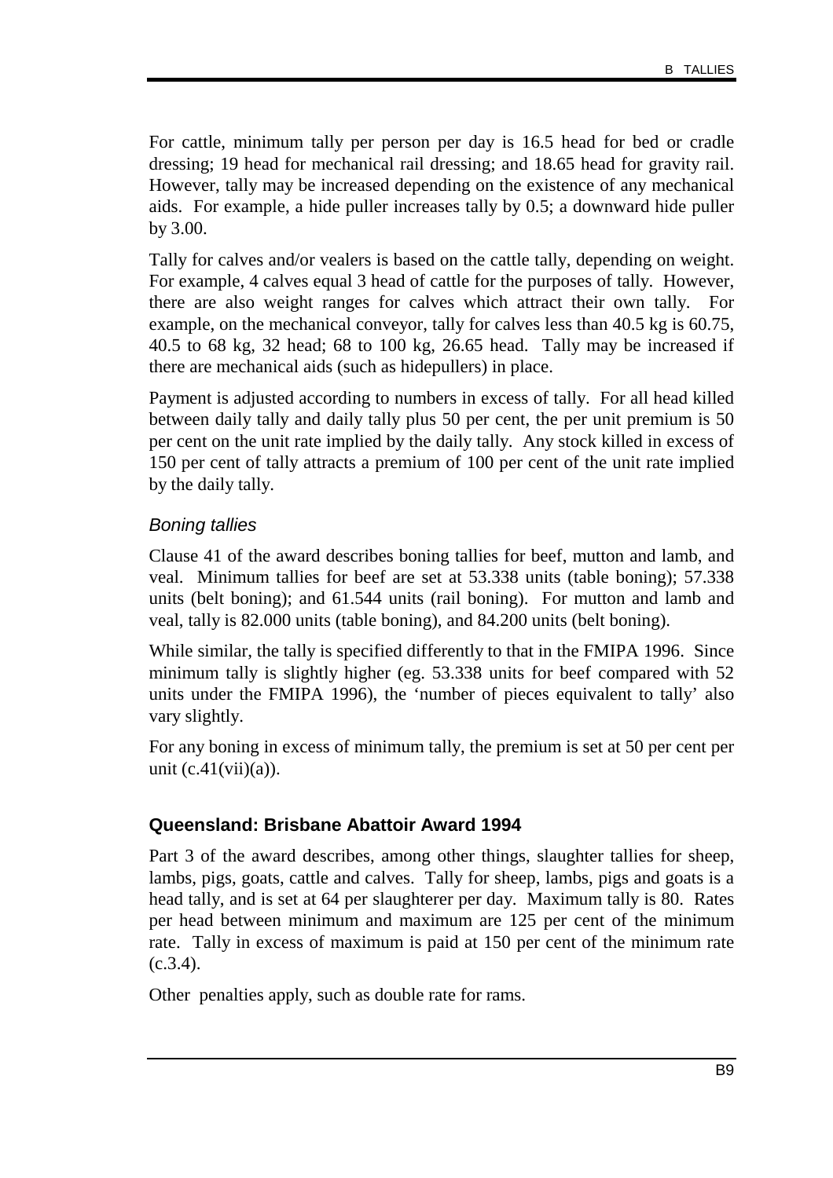For cattle, minimum tally per person per day is 16.5 head for bed or cradle dressing; 19 head for mechanical rail dressing; and 18.65 head for gravity rail. However, tally may be increased depending on the existence of any mechanical aids. For example, a hide puller increases tally by 0.5; a downward hide puller by 3.00.

Tally for calves and/or vealers is based on the cattle tally, depending on weight. For example, 4 calves equal 3 head of cattle for the purposes of tally. However, there are also weight ranges for calves which attract their own tally. For example, on the mechanical conveyor, tally for calves less than 40.5 kg is 60.75, 40.5 to 68 kg, 32 head; 68 to 100 kg, 26.65 head. Tally may be increased if there are mechanical aids (such as hidepullers) in place.

Payment is adjusted according to numbers in excess of tally. For all head killed between daily tally and daily tally plus 50 per cent, the per unit premium is 50 per cent on the unit rate implied by the daily tally. Any stock killed in excess of 150 per cent of tally attracts a premium of 100 per cent of the unit rate implied by the daily tally.

### *Boning tallies*

Clause 41 of the award describes boning tallies for beef, mutton and lamb, and veal. Minimum tallies for beef are set at 53.338 units (table boning); 57.338 units (belt boning); and 61.544 units (rail boning). For mutton and lamb and veal, tally is 82.000 units (table boning), and 84.200 units (belt boning).

While similar, the tally is specified differently to that in the FMIPA 1996. Since minimum tally is slightly higher (eg. 53.338 units for beef compared with 52 units under the FMIPA 1996), the 'number of pieces equivalent to tally' also vary slightly.

For any boning in excess of minimum tally, the premium is set at 50 per cent per unit (c.41(vii)(a)).

## Queensland: Brisbane Abattoir Award 1994

Part 3 of the award describes, among other things, slaughter tallies for sheep, lambs, pigs, goats, cattle and calves. Tally for sheep, lambs, pigs and goats is a head tally, and is set at 64 per slaughterer per day. Maximum tally is 80. Rates per head between minimum and maximum are 125 per cent of the minimum rate. Tally in excess of maximum is paid at 150 per cent of the minimum rate (c.3.4).

Other penalties apply, such as double rate for rams.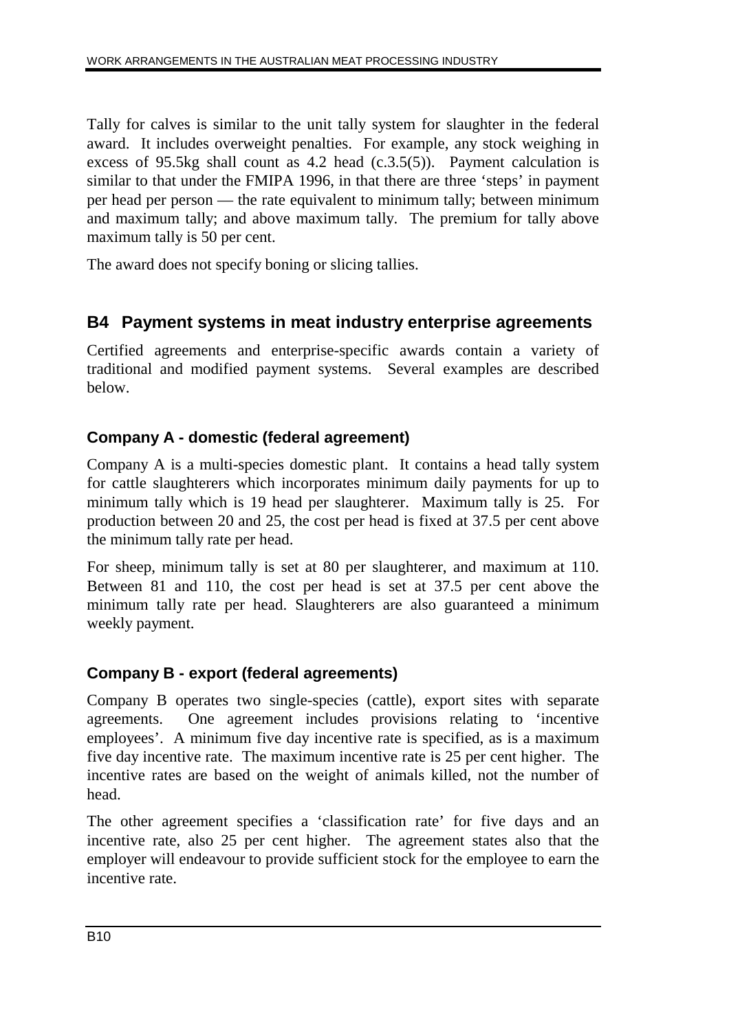Tally for calves is similar to the unit tally system for slaughter in the federal award. It includes overweight penalties. For example, any stock weighing in excess of 95.5kg shall count as 4.2 head (c.3.5(5)). Payment calculation is similar to that under the FMIPA 1996, in that there are three 'steps' in payment per head per person — the rate equivalent to minimum tally; between minimum and maximum tally; and above maximum tally. The premium for tally above maximum tally is 50 per cent.

The award does not specify boning or slicing tallies.

## B4 Payment systems in meat industry enterprise agreements

Certified agreements and enterprise-specific awards contain a variety of traditional and modified payment systems. Several examples are described below.

### Company A - domestic (federal agreement)

Company A is a multi-species domestic plant. It contains a head tally system for cattle slaughterers which incorporates minimum daily payments for up to minimum tally which is 19 head per slaughterer. Maximum tally is 25. For production between 20 and 25, the cost per head is fixed at 37.5 per cent above the minimum tally rate per head.

For sheep, minimum tally is set at 80 per slaughterer, and maximum at 110. Between 81 and 110, the cost per head is set at 37.5 per cent above the minimum tally rate per head. Slaughterers are also guaranteed a minimum weekly payment.

### Company B - export (federal agreements)

Company B operates two single-species (cattle), export sites with separate agreements. One agreement includes provisions relating to 'incentive employees'. A minimum five day incentive rate is specified, as is a maximum five day incentive rate. The maximum incentive rate is 25 per cent higher. The incentive rates are based on the weight of animals killed, not the number of head.

The other agreement specifies a 'classification rate' for five days and an incentive rate, also 25 per cent higher. The agreement states also that the employer will endeavour to provide sufficient stock for the employee to earn the incentive rate.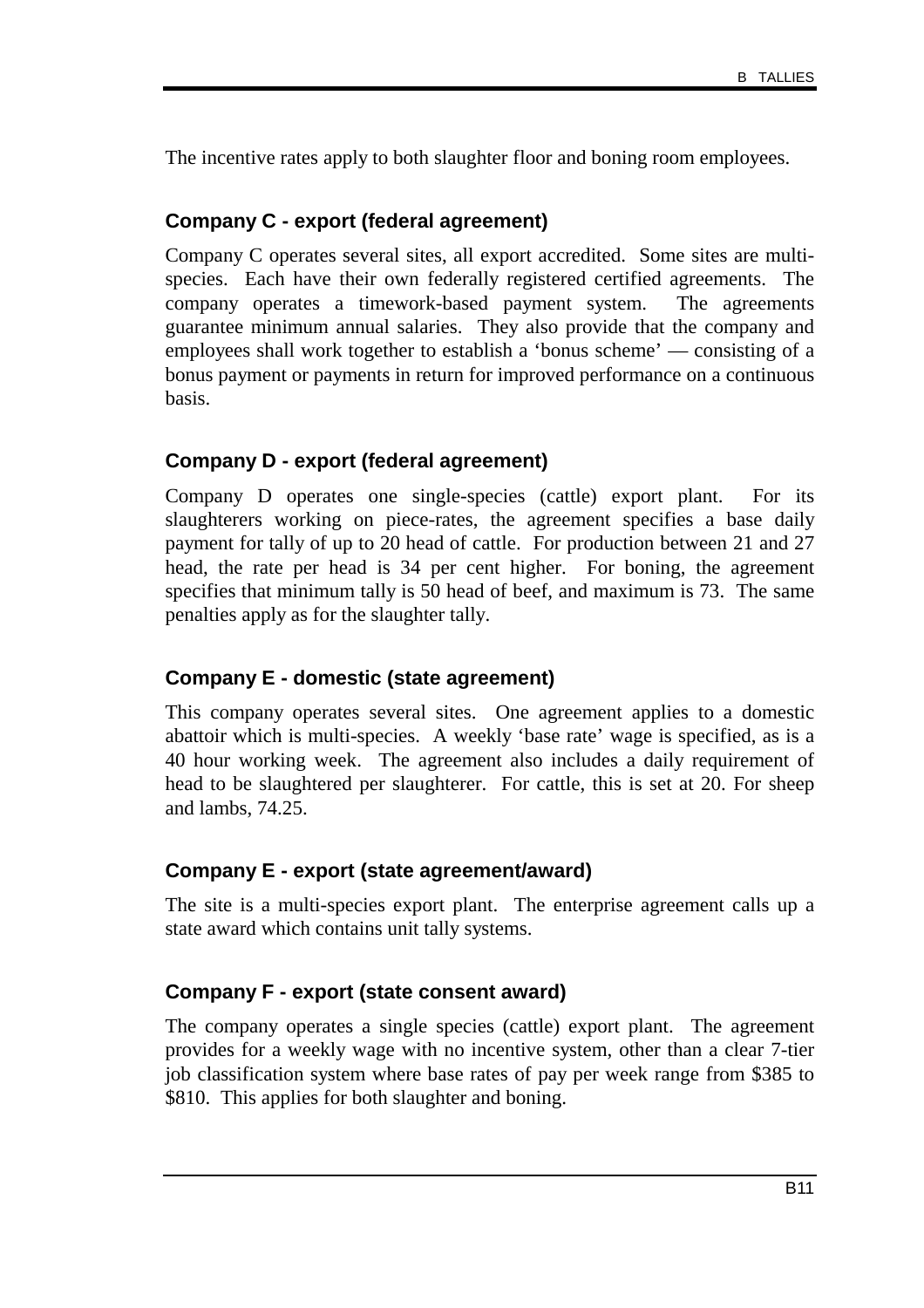The incentive rates apply to both slaughter floor and boning room employees.

### Company C - export (federal agreement)

Company C operates several sites, all export accredited. Some sites are multi-species. Each have their own federally registered certified agreements. The company operates a timework-based payment system. The agreements guarantee minimum annual salaries. They also provide that the company and employees shall work together to establish a 'bonus scheme' — consisting of a bonus payment or payments in return for improved performance on a continuous basis.

### Company D - export (federal agreement)

Company D operates one single-species (cattle) export plant. For its slaughterers working on piece-rates, the agreement specifies a base daily payment for tally of up to 20 head of cattle. For production between 21 and 27 head, the rate per head is 34 per cent higher. For boning, the agreement specifies that minimum tally is 50 head of beef, and maximum is 73. The same penalties apply as for the slaughter tally.

### Company E - domestic (state agreement)

This company operates several sites. One agreement applies to a domestic abattoir which is multi-species. A weekly 'base rate' wage is specified, as is a 40 hour working week. The agreement also includes a daily requirement of head to be slaughtered per slaughterer. For cattle, this is set at 20. For sheep and lambs, 74.25.

### Company E - export (state agreement/award)

The site is a multi-species export plant. The enterprise agreement calls up a state award which contains unit tally systems.

### Company F - export (state consent award)

The company operates a single species (cattle) export plant. The agreement provides for a weekly wage with no incentive system, other than a clear 7-tier job classification system where base rates of pay per week range from $385 to $810. This applies for both slaughter and boning.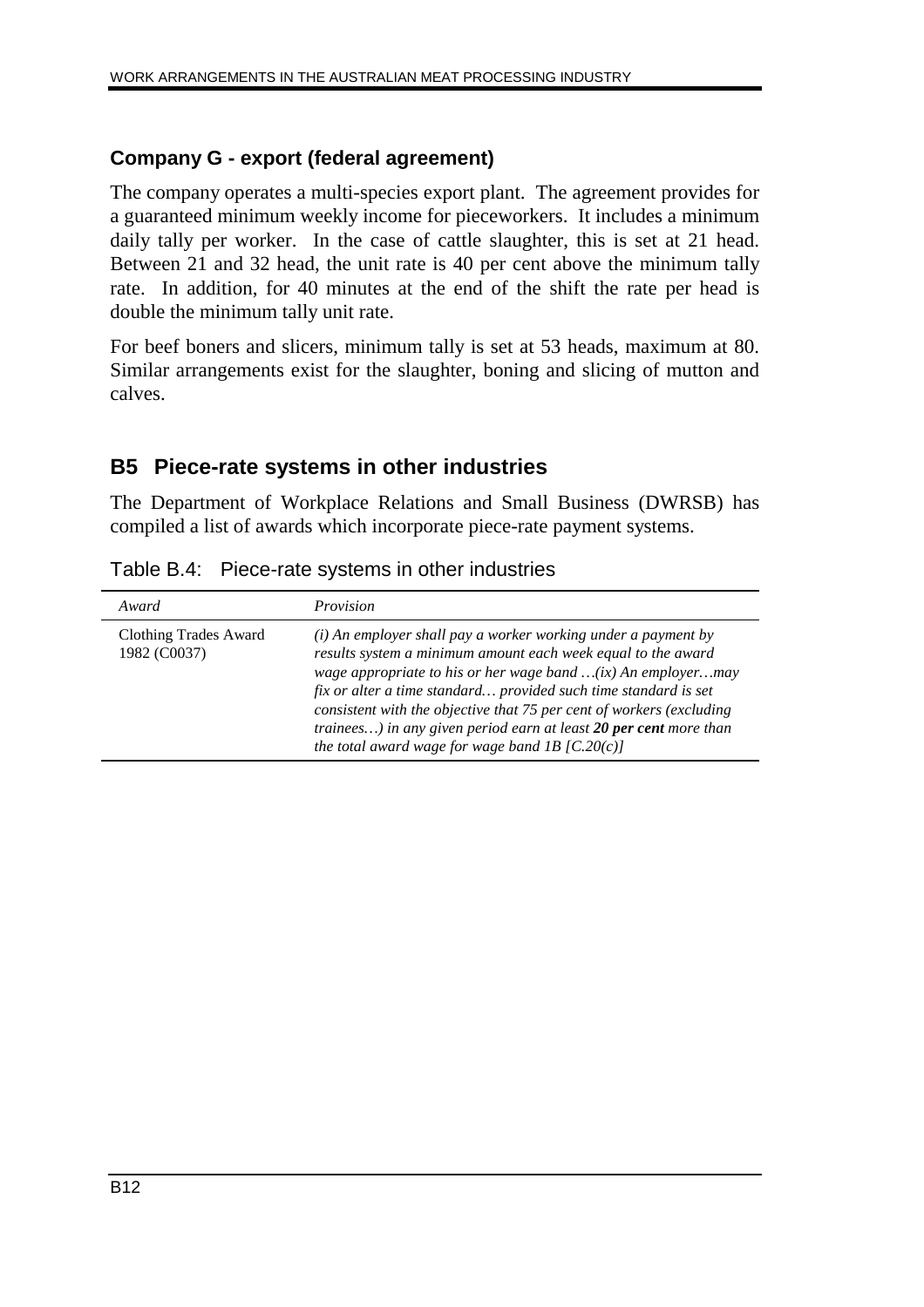### Company G - export (federal agreement)

The company operates a multi-species export plant. The agreement provides for a guaranteed minimum weekly income for pieceworkers. It includes a minimum daily tally per worker. In the case of cattle slaughter, this is set at 21 head. Between 21 and 32 head, the unit rate is 40 per cent above the minimum tally rate. In addition, for 40 minutes at the end of the shift the rate per head is double the minimum tally unit rate.

For beef boners and slicers, minimum tally is set at 53 heads, maximum at 80. Similar arrangements exist for the slaughter, boning and slicing of mutton and calves.

## B5 Piece-rate systems in other industries

The Department of Workplace Relations and Small Business (DWRSB) has compiled a list of awards which incorporate piece-rate payment systems.

Table B.4: Piece-rate systems in other industries

| *Award* | *Provision* |
|---|---|
| Clothing Trades Award 1982 (C0037) | *(i) An employer shall pay a worker working under a payment by results system a minimum amount each week equal to the award wage appropriate to his or her wage band …(ix) An employer…may fix or alter a time standard… provided such time standard is set consistent with the objective that 75 per cent of workers (excluding trainees…) in any given period earn at least **20 per cent** more than the total award wage for wage band 1B [C.20(c)]* |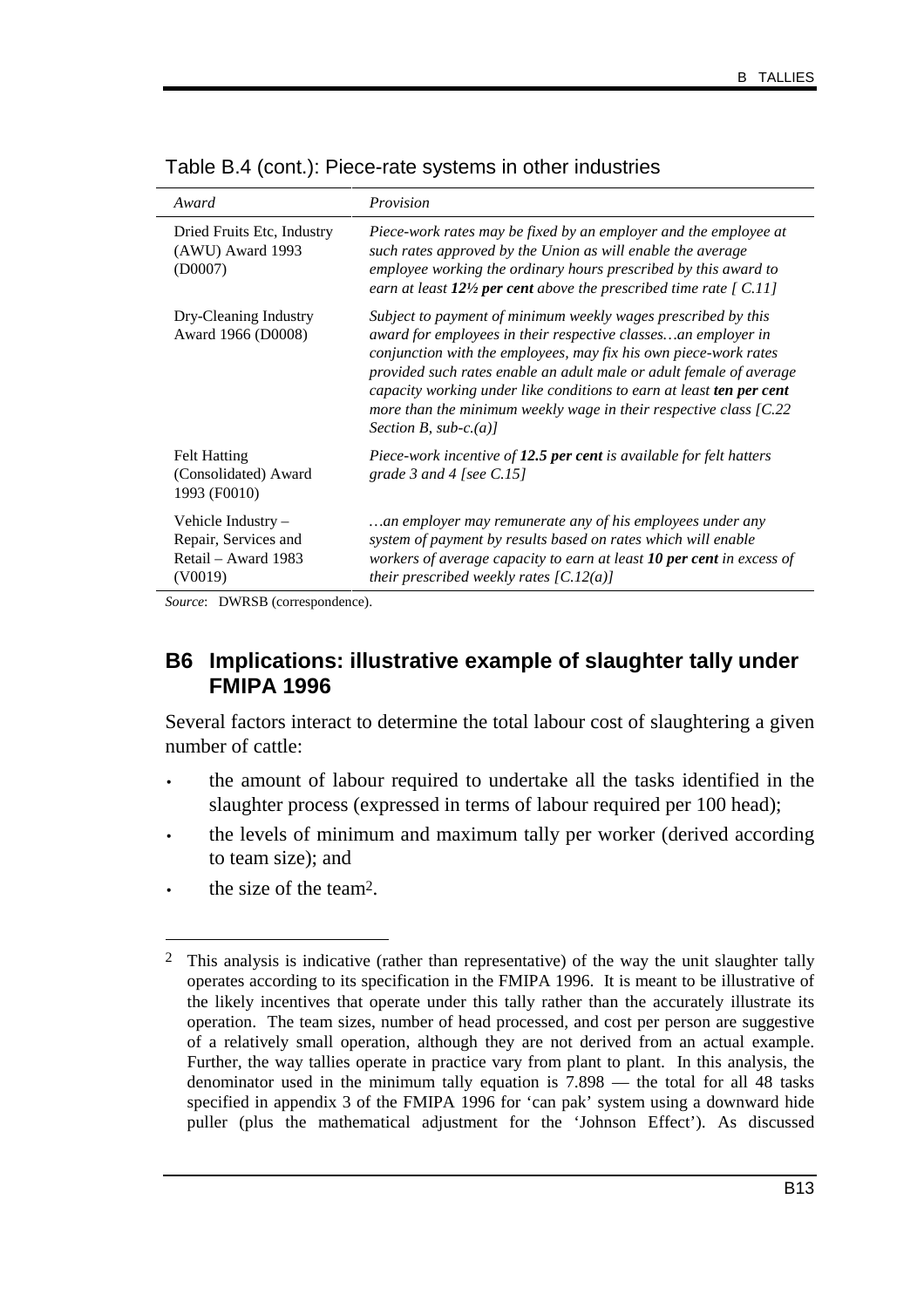Table B.4 (cont.): Piece-rate systems in other industries

| *Award* | *Provision* |
| --- | --- |
| Dried Fruits Etc, Industry (AWU) Award 1993 (D0007) | *Piece-work rates may be fixed by an employer and the employee at such rates approved by the Union as will enable the average employee working the ordinary hours prescribed by this award to earn at least **12½ per cent** above the prescribed time rate [ C.11]* |
| Dry-Cleaning Industry Award 1966 (D0008) | *Subject to payment of minimum weekly wages prescribed by this award for employees in their respective classes…an employer in conjunction with the employees, may fix his own piece-work rates provided such rates enable an adult male or adult female of average capacity working under like conditions to earn at least **ten per cent** more than the minimum weekly wage in their respective class [C.22 Section B, sub-c.(a)]* |
| Felt Hatting (Consolidated) Award 1993 (F0010) | *Piece-work incentive of **12.5 per cent** is available for felt hatters grade 3 and 4 [see C.15]* |
| Vehicle Industry – Repair, Services and Retail – Award 1983 (V0019) | *…an employer may remunerate any of his employees under any system of payment by results based on rates which will enable workers of average capacity to earn at least **10 per cent** in excess of their prescribed weekly rates [C.12(a)]* |

*Source*: DWRSB (correspondence).

## B6 Implications: illustrative example of slaughter tally under FMIPA 1996

Several factors interact to determine the total labour cost of slaughtering a given number of cattle:

- the amount of labour required to undertake all the tasks identified in the slaughter process (expressed in terms of labour required per 100 head);
- the levels of minimum and maximum tally per worker (derived according to team size); and
- the size of the team[2].

[2] This analysis is indicative (rather than representative) of the way the unit slaughter tally operates according to its specification in the FMIPA 1996. It is meant to be illustrative of the likely incentives that operate under this tally rather than the accurately illustrate its operation. The team sizes, number of head processed, and cost per person are suggestive of a relatively small operation, although they are not derived from an actual example. Further, the way tallies operate in practice vary from plant to plant. In this analysis, the denominator used in the minimum tally equation is 7.898 — the total for all 48 tasks specified in appendix 3 of the FMIPA 1996 for 'can pak' system using a downward hide puller (plus the mathematical adjustment for the 'Johnson Effect'). As discussed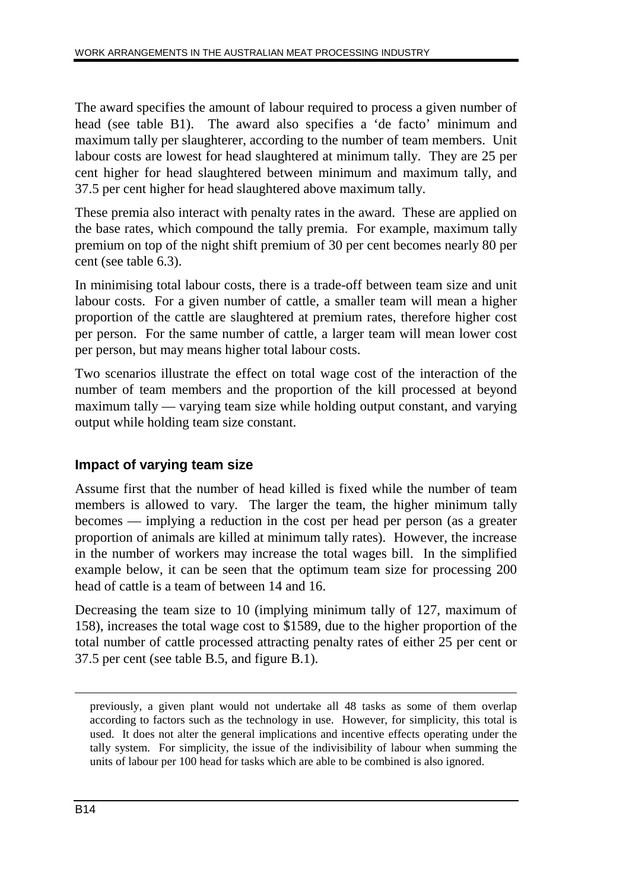The award specifies the amount of labour required to process a given number of head (see table B1). The award also specifies a 'de facto' minimum and maximum tally per slaughterer, according to the number of team members. Unit labour costs are lowest for head slaughtered at minimum tally. They are 25 per cent higher for head slaughtered between minimum and maximum tally, and 37.5 per cent higher for head slaughtered above maximum tally.

These premia also interact with penalty rates in the award. These are applied on the base rates, which compound the tally premia. For example, maximum tally premium on top of the night shift premium of 30 per cent becomes nearly 80 per cent (see table 6.3).

In minimising total labour costs, there is a trade-off between team size and unit labour costs. For a given number of cattle, a smaller team will mean a higher proportion of the cattle are slaughtered at premium rates, therefore higher cost per person. For the same number of cattle, a larger team will mean lower cost per person, but may means higher total labour costs.

Two scenarios illustrate the effect on total wage cost of the interaction of the number of team members and the proportion of the kill processed at beyond maximum tally — varying team size while holding output constant, and varying output while holding team size constant.

### Impact of varying team size

Assume first that the number of head killed is fixed while the number of team members is allowed to vary. The larger the team, the higher minimum tally becomes — implying a reduction in the cost per head per person (as a greater proportion of animals are killed at minimum tally rates). However, the increase in the number of workers may increase the total wages bill. In the simplified example below, it can be seen that the optimum team size for processing 200 head of cattle is a team of between 14 and 16.

Decreasing the team size to 10 (implying minimum tally of 127, maximum of 158), increases the total wage cost to $1589, due to the higher proportion of the total number of cattle processed attracting penalty rates of either 25 per cent or 37.5 per cent (see table B.5, and figure B.1).

---

previously, a given plant would not undertake all 48 tasks as some of them overlap according to factors such as the technology in use. However, for simplicity, this total is used. It does not alter the general implications and incentive effects operating under the tally system. For simplicity, the issue of the indivisibility of labour when summing the units of labour per 100 head for tasks which are able to be combined is also ignored.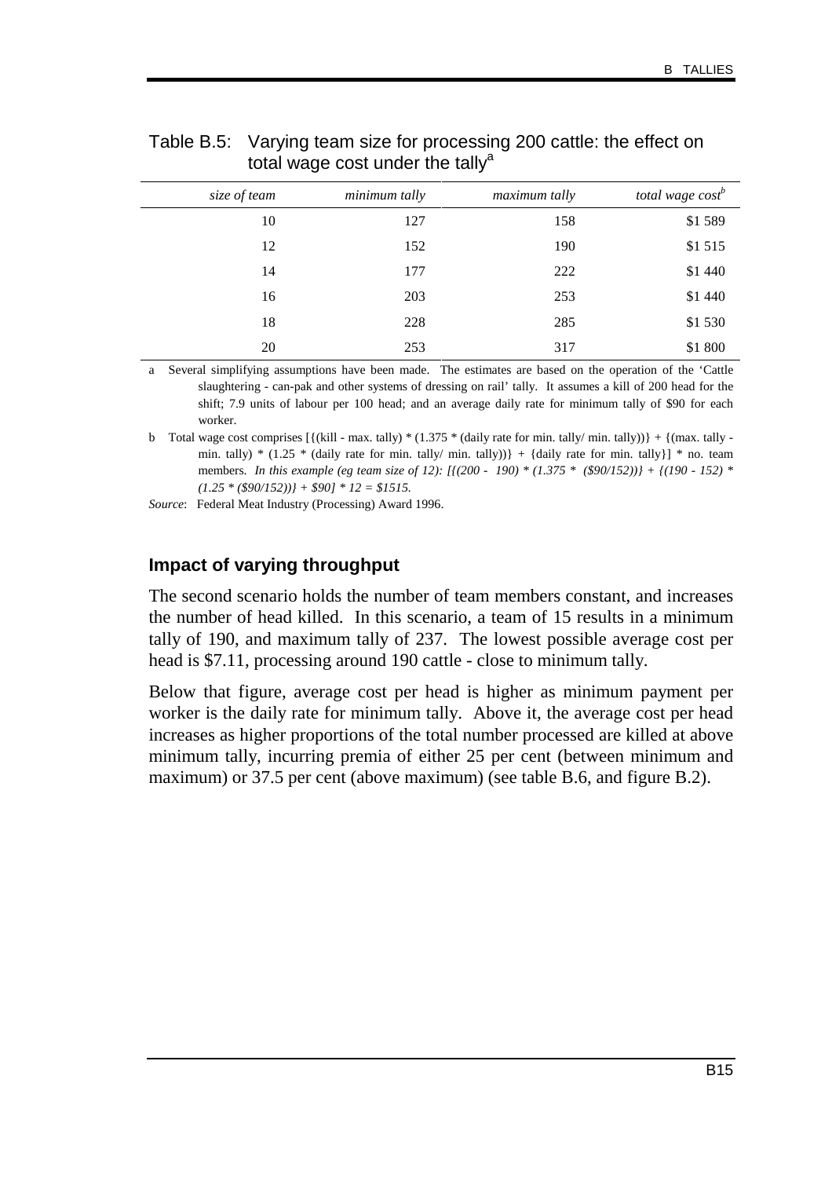Table B.5: Varying team size for processing 200 cattle: the effect on total wage cost under the tally[a]

| *size of team* | *minimum tally* | *maximum tally* | *total wage cost*[b] |
|---|---|---|---|
| 10 | 127 | 158 | $1 589 |
| 12 | 152 | 190 | $1 515 |
| 14 | 177 | 222 | $1 440 |
| 16 | 203 | 253 | $1 440 |
| 18 | 228 | 285 | $1 530 |
| 20 | 253 | 317 | $1 800 |

a Several simplifying assumptions have been made. The estimates are based on the operation of the 'Cattle slaughtering - can-pak and other systems of dressing on rail' tally. It assumes a kill of 200 head for the shift; 7.9 units of labour per 100 head; and an average daily rate for minimum tally of $90 for each worker.

b Total wage cost comprises [{(kill - max. tally) * (1.375 * (daily rate for min. tally/ min. tally))} + {(max. tally - min. tally) * (1.25 * (daily rate for min. tally/ min. tally))} + {daily rate for min. tally}] * no. team members. *In this example (eg team size of 12): [{(200 - 190) * (1.375 * ($90/152))} + {(190 - 152) * (1.25 * ($90/152))} + $90] * 12 = $1515.*

*Source*: Federal Meat Industry (Processing) Award 1996.

### Impact of varying throughput

The second scenario holds the number of team members constant, and increases the number of head killed. In this scenario, a team of 15 results in a minimum tally of 190, and maximum tally of 237. The lowest possible average cost per head is $7.11, processing around 190 cattle - close to minimum tally.

Below that figure, average cost per head is higher as minimum payment per worker is the daily rate for minimum tally. Above it, the average cost per head increases as higher proportions of the total number processed are killed at above minimum tally, incurring premia of either 25 per cent (between minimum and maximum) or 37.5 per cent (above maximum) (see table B.6, and figure B.2).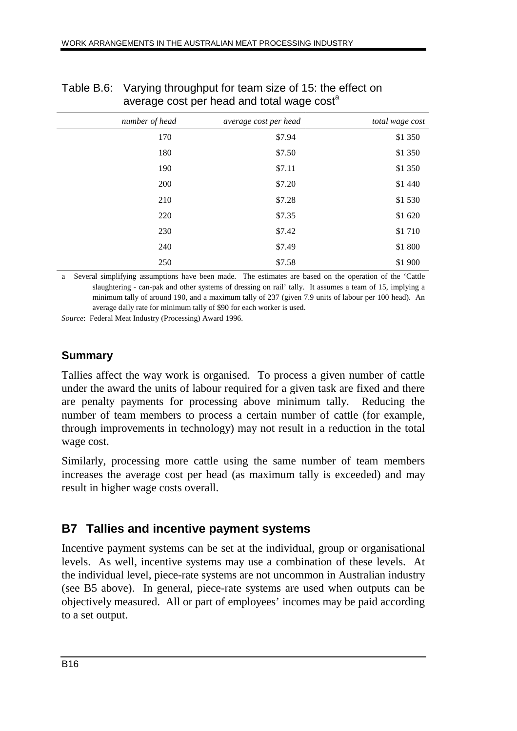Table B.6: Varying throughput for team size of 15: the effect on average cost per head and total wage cost[a]

| *number of head* | *average cost per head* | *total wage cost* |
|---|---|---|
| 170 | $7.94 | $1 350 |
| 180 | $7.50 | $1 350 |
| 190 | $7.11 | $1 350 |
| 200 | $7.20 | $1 440 |
| 210 | $7.28 | $1 530 |
| 220 | $7.35 | $1 620 |
| 230 | $7.42 | $1 710 |
| 240 | $7.49 | $1 800 |
| 250 | $7.58 | $1 900 |

a Several simplifying assumptions have been made. The estimates are based on the operation of the 'Cattle slaughtering - can-pak and other systems of dressing on rail' tally. It assumes a team of 15, implying a minimum tally of around 190, and a maximum tally of 237 (given 7.9 units of labour per 100 head). An average daily rate for minimum tally of $90 for each worker is used.

*Source*: Federal Meat Industry (Processing) Award 1996.

### Summary

Tallies affect the way work is organised. To process a given number of cattle under the award the units of labour required for a given task are fixed and there are penalty payments for processing above minimum tally. Reducing the number of team members to process a certain number of cattle (for example, through improvements in technology) may not result in a reduction in the total wage cost.

Similarly, processing more cattle using the same number of team members increases the average cost per head (as maximum tally is exceeded) and may result in higher wage costs overall.

## B7 Tallies and incentive payment systems

Incentive payment systems can be set at the individual, group or organisational levels. As well, incentive systems may use a combination of these levels. At the individual level, piece-rate systems are not uncommon in Australian industry (see B5 above). In general, piece-rate systems are used when outputs can be objectively measured. All or part of employees' incomes may be paid according to a set output.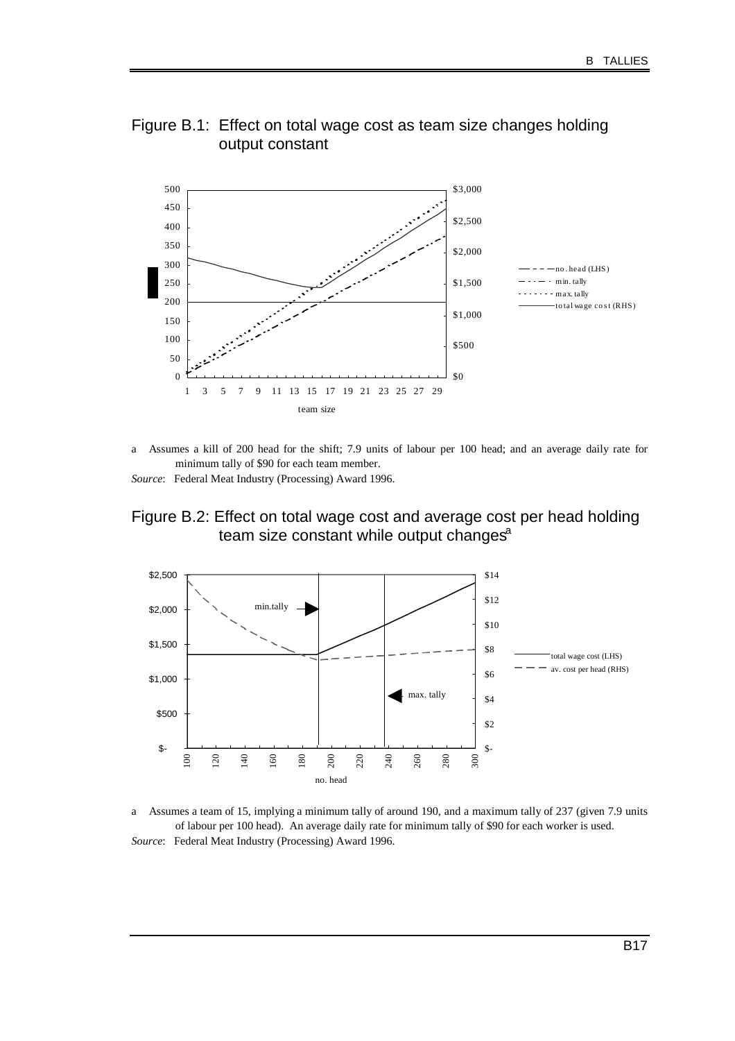### Figure B.1: Effect on total wage cost as team size changes holding output constant

a Assumes a kill of 200 head for the shift; 7.9 units of labour per 100 head; and an average daily rate for minimum tally of $90 for each team member.

*Source*: Federal Meat Industry (Processing) Award 1996.

### Figure B.2: Effect on total wage cost and average cost per head holding team size constant while output changes[a]

a Assumes a team of 15, implying a minimum tally of around 190, and a maximum tally of 237 (given 7.9 units of labour per 100 head). An average daily rate for minimum tally of $90 for each worker is used.

*Source*: Federal Meat Industry (Processing) Award 1996.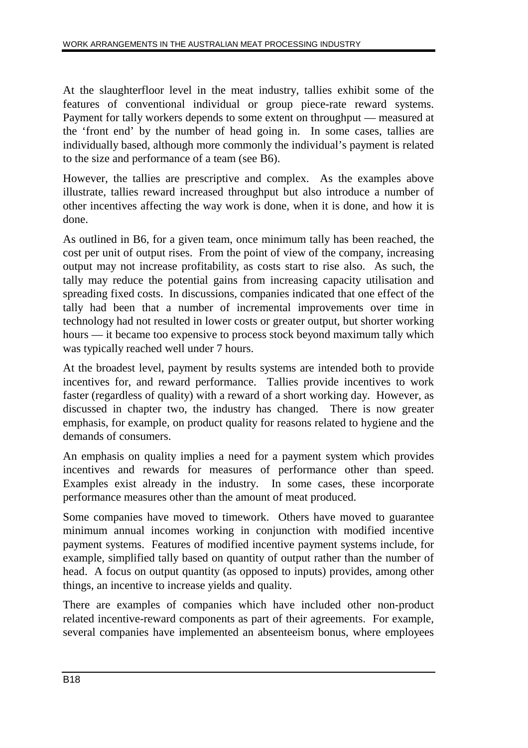At the slaughterfloor level in the meat industry, tallies exhibit some of the features of conventional individual or group piece-rate reward systems. Payment for tally workers depends to some extent on throughput — measured at the 'front end' by the number of head going in. In some cases, tallies are individually based, although more commonly the individual's payment is related to the size and performance of a team (see B6).

However, the tallies are prescriptive and complex. As the examples above illustrate, tallies reward increased throughput but also introduce a number of other incentives affecting the way work is done, when it is done, and how it is done.

As outlined in B6, for a given team, once minimum tally has been reached, the cost per unit of output rises. From the point of view of the company, increasing output may not increase profitability, as costs start to rise also. As such, the tally may reduce the potential gains from increasing capacity utilisation and spreading fixed costs. In discussions, companies indicated that one effect of the tally had been that a number of incremental improvements over time in technology had not resulted in lower costs or greater output, but shorter working hours — it became too expensive to process stock beyond maximum tally which was typically reached well under 7 hours.

At the broadest level, payment by results systems are intended both to provide incentives for, and reward performance. Tallies provide incentives to work faster (regardless of quality) with a reward of a short working day. However, as discussed in chapter two, the industry has changed. There is now greater emphasis, for example, on product quality for reasons related to hygiene and the demands of consumers.

An emphasis on quality implies a need for a payment system which provides incentives and rewards for measures of performance other than speed. Examples exist already in the industry. In some cases, these incorporate performance measures other than the amount of meat produced.

Some companies have moved to timework. Others have moved to guarantee minimum annual incomes working in conjunction with modified incentive payment systems. Features of modified incentive payment systems include, for example, simplified tally based on quantity of output rather than the number of head. A focus on output quantity (as opposed to inputs) provides, among other things, an incentive to increase yields and quality.

There are examples of companies which have included other non-product related incentive-reward components as part of their agreements. For example, several companies have implemented an absenteeism bonus, where employees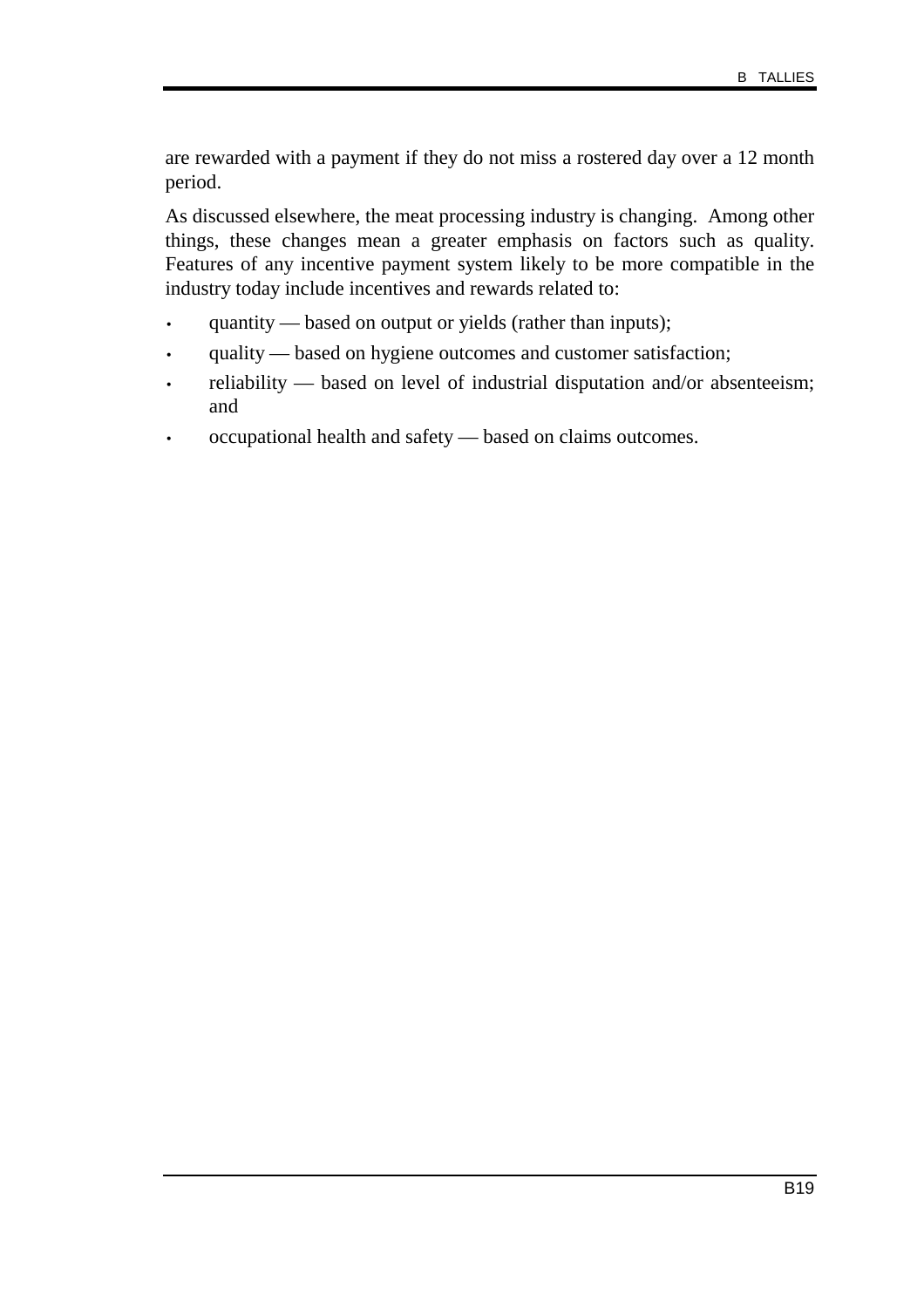are rewarded with a payment if they do not miss a rostered day over a 12 month period.

As discussed elsewhere, the meat processing industry is changing. Among other things, these changes mean a greater emphasis on factors such as quality. Features of any incentive payment system likely to be more compatible in the industry today include incentives and rewards related to:

- quantity — based on output or yields (rather than inputs);
- quality — based on hygiene outcomes and customer satisfaction;
- reliability — based on level of industrial disputation and/or absenteeism; and
- occupational health and safety — based on claims outcomes.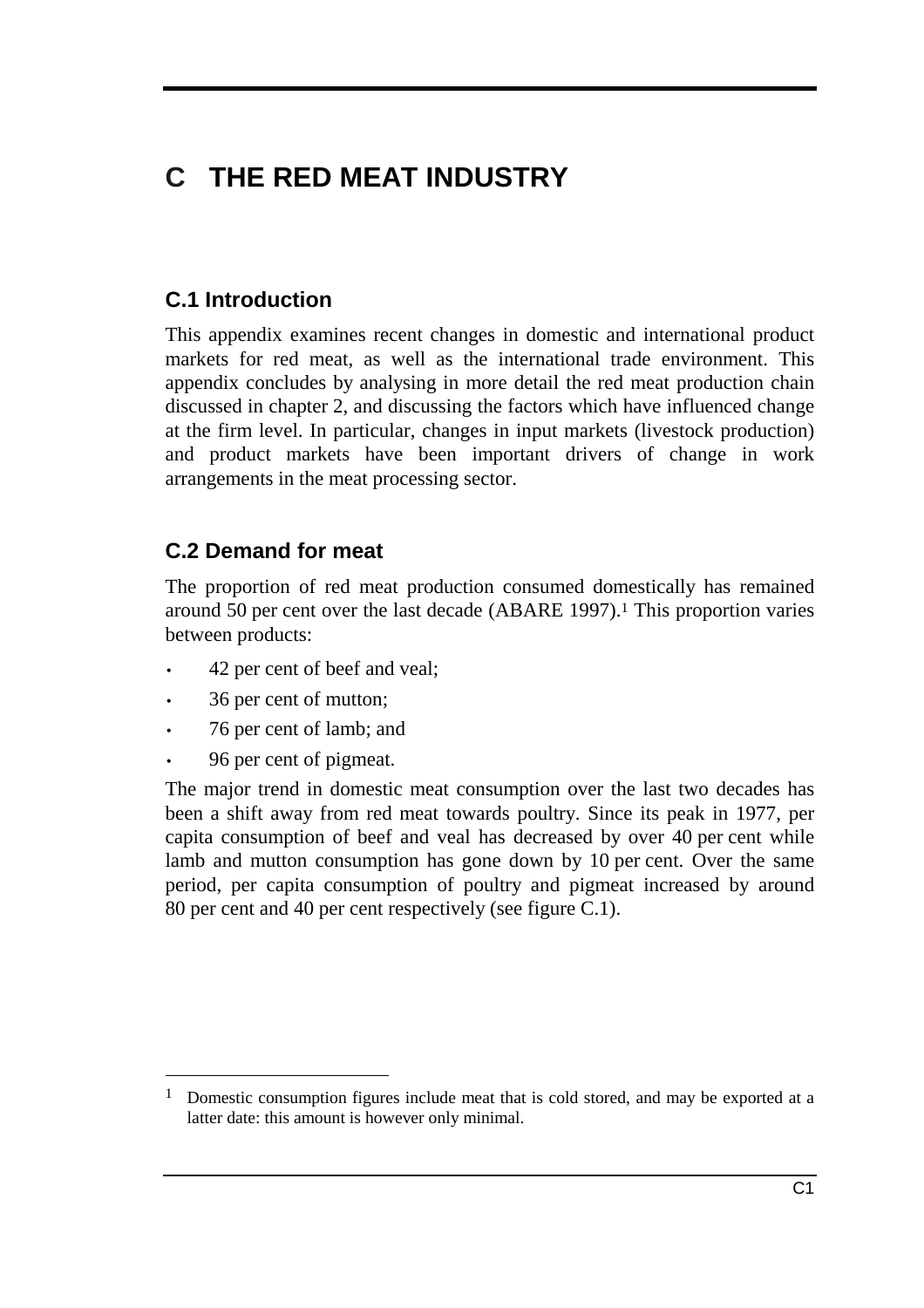# C THE RED MEAT INDUSTRY

## C.1 Introduction

This appendix examines recent changes in domestic and international product markets for red meat, as well as the international trade environment. This appendix concludes by analysing in more detail the red meat production chain discussed in chapter 2, and discussing the factors which have influenced change at the firm level. In particular, changes in input markets (livestock production) and product markets have been important drivers of change in work arrangements in the meat processing sector.

## C.2 Demand for meat

The proportion of red meat production consumed domestically has remained around 50 per cent over the last decade (ABARE 1997).[1] This proportion varies between products:

- 42 per cent of beef and veal;
- 36 per cent of mutton;
- 76 per cent of lamb; and
- 96 per cent of pigmeat.

The major trend in domestic meat consumption over the last two decades has been a shift away from red meat towards poultry. Since its peak in 1977, per capita consumption of beef and veal has decreased by over 40 per cent while lamb and mutton consumption has gone down by 10 per cent. Over the same period, per capita consumption of poultry and pigmeat increased by around 80 per cent and 40 per cent respectively (see figure C.1).

---

[1] Domestic consumption figures include meat that is cold stored, and may be exported at a latter date: this amount is however only minimal.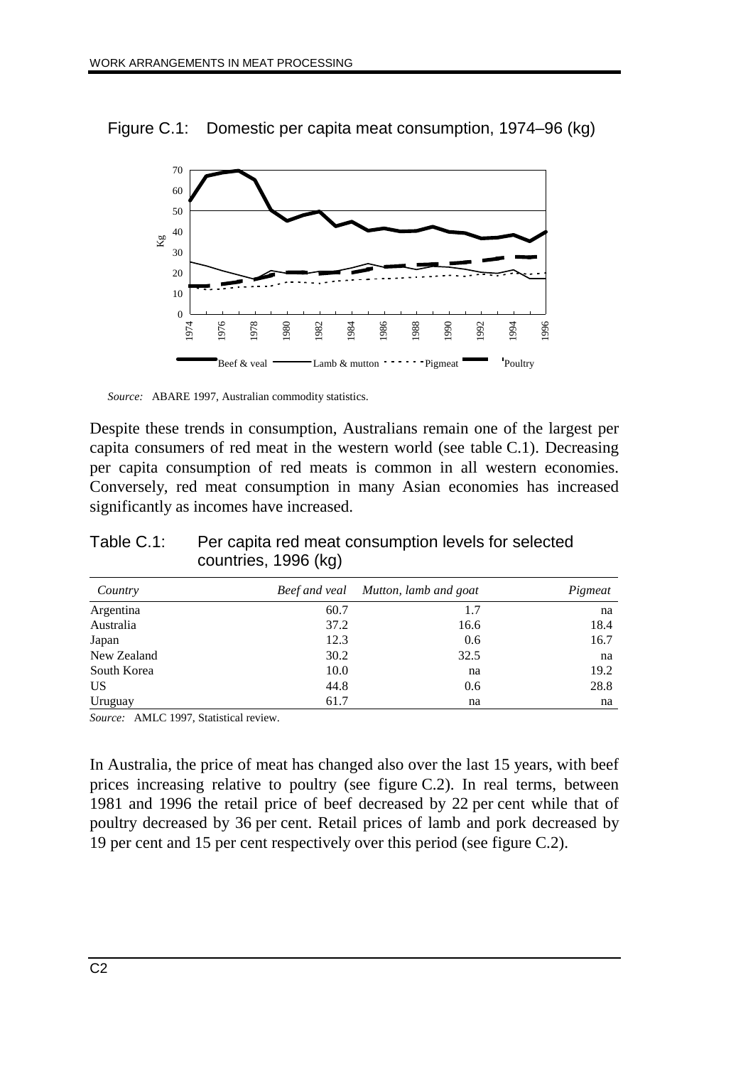Figure C.1: Domestic per capita meat consumption, 1974–96 (kg)

*Source:* ABARE 1997, Australian commodity statistics.

Despite these trends in consumption, Australians remain one of the largest per capita consumers of red meat in the western world (see table C.1). Decreasing per capita consumption of red meats is common in all western economies. Conversely, red meat consumption in many Asian economies has increased significantly as incomes have increased.

Table C.1: Per capita red meat consumption levels for selected countries, 1996 (kg)

| *Country* | *Beef and veal* | *Mutton, lamb and goat* | *Pigmeat* |
|---|---|---|---|
| Argentina | 60.7 | 1.7 | na |
| Australia | 37.2 | 16.6 | 18.4 |
| Japan | 12.3 | 0.6 | 16.7 |
| New Zealand | 30.2 | 32.5 | na |
| South Korea | 10.0 | na | 19.2 |
| US | 44.8 | 0.6 | 28.8 |
| Uruguay | 61.7 | na | na |

*Source:* AMLC 1997, Statistical review.

In Australia, the price of meat has changed also over the last 15 years, with beef prices increasing relative to poultry (see figure C.2). In real terms, between 1981 and 1996 the retail price of beef decreased by 22 per cent while that of poultry decreased by 36 per cent. Retail prices of lamb and pork decreased by 19 per cent and 15 per cent respectively over this period (see figure C.2).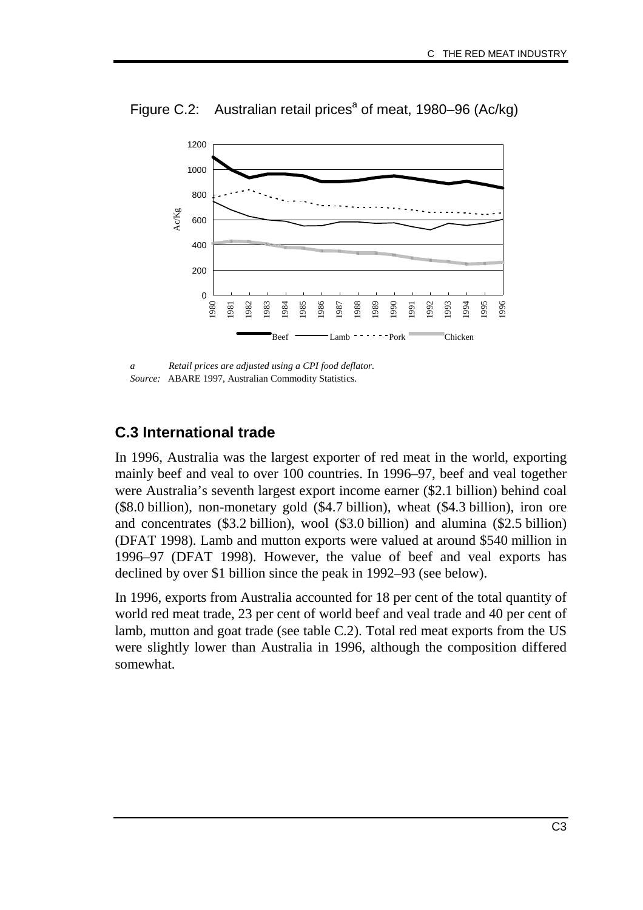Figure C.2: Australian retail prices[a] of meat, 1980–96 (Ac/kg)

*a Retail prices are adjusted using a CPI food deflator.*
*Source:* ABARE 1997, Australian Commodity Statistics.

## C.3 International trade

In 1996, Australia was the largest exporter of red meat in the world, exporting mainly beef and veal to over 100 countries. In 1996–97, beef and veal together were Australia's seventh largest export income earner ($2.1 billion) behind coal ($8.0 billion), non-monetary gold ($4.7 billion), wheat ($4.3 billion), iron ore and concentrates ($3.2 billion), wool ($3.0 billion) and alumina ($2.5 billion) (DFAT 1998). Lamb and mutton exports were valued at around $540 million in 1996–97 (DFAT 1998). However, the value of beef and veal exports has declined by over $1 billion since the peak in 1992–93 (see below).

In 1996, exports from Australia accounted for 18 per cent of the total quantity of world red meat trade, 23 per cent of world beef and veal trade and 40 per cent of lamb, mutton and goat trade (see table C.2). Total red meat exports from the US were slightly lower than Australia in 1996, although the composition differed somewhat.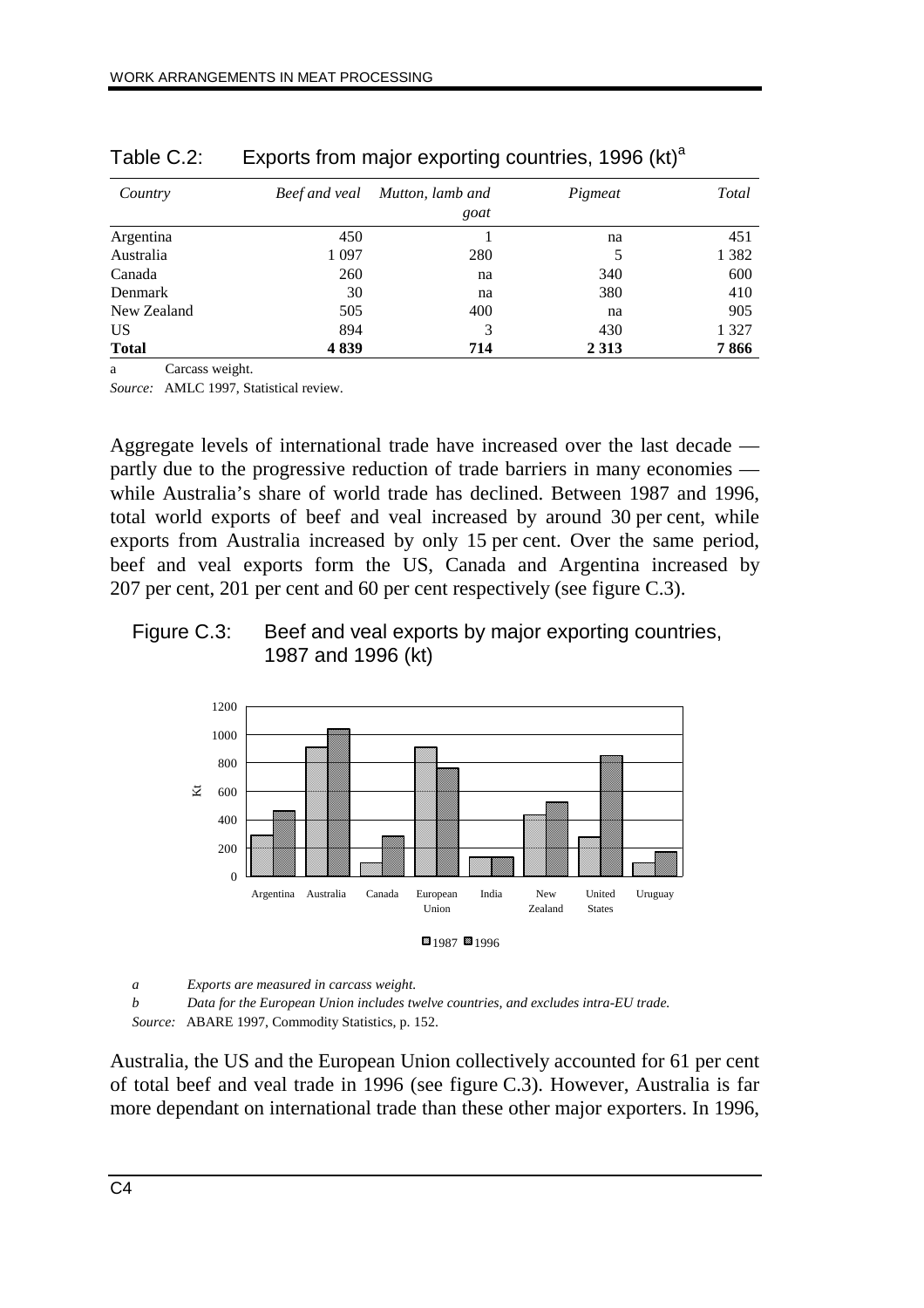Table C.2: Exports from major exporting countries, 1996 (kt)[a]

| *Country* | *Beef and veal* | *Mutton, lamb and goat* | *Pigmeat* | *Total* |
|---|---|---|---|---|
| Argentina | 450 | 1 | na | 451 |
| Australia | 1 097 | 280 | 5 | 1 382 |
| Canada | 260 | na | 340 | 600 |
| Denmark | 30 | na | 380 | 410 |
| New Zealand | 505 | 400 | na | 905 |
| US | 894 | 3 | 430 | 1 327 |
| **Total** | **4 839** | **714** | **2 313** | **7 866** |

a Carcass weight.

*Source:* AMLC 1997, Statistical review.

Aggregate levels of international trade have increased over the last decade — partly due to the progressive reduction of trade barriers in many economies — while Australia's share of world trade has declined. Between 1987 and 1996, total world exports of beef and veal increased by around 30 per cent, while exports from Australia increased by only 15 per cent. Over the same period, beef and veal exports form the US, Canada and Argentina increased by 207 per cent, 201 per cent and 60 per cent respectively (see figure C.3).

Figure C.3: Beef and veal exports by major exporting countries, 1987 and 1996 (kt)

*a Exports are measured in carcass weight.*

*b Data for the European Union includes twelve countries, and excludes intra-EU trade.*

*Source:* ABARE 1997, Commodity Statistics, p. 152.

Australia, the US and the European Union collectively accounted for 61 per cent of total beef and veal trade in 1996 (see figure C.3). However, Australia is far more dependant on international trade than these other major exporters. In 1996,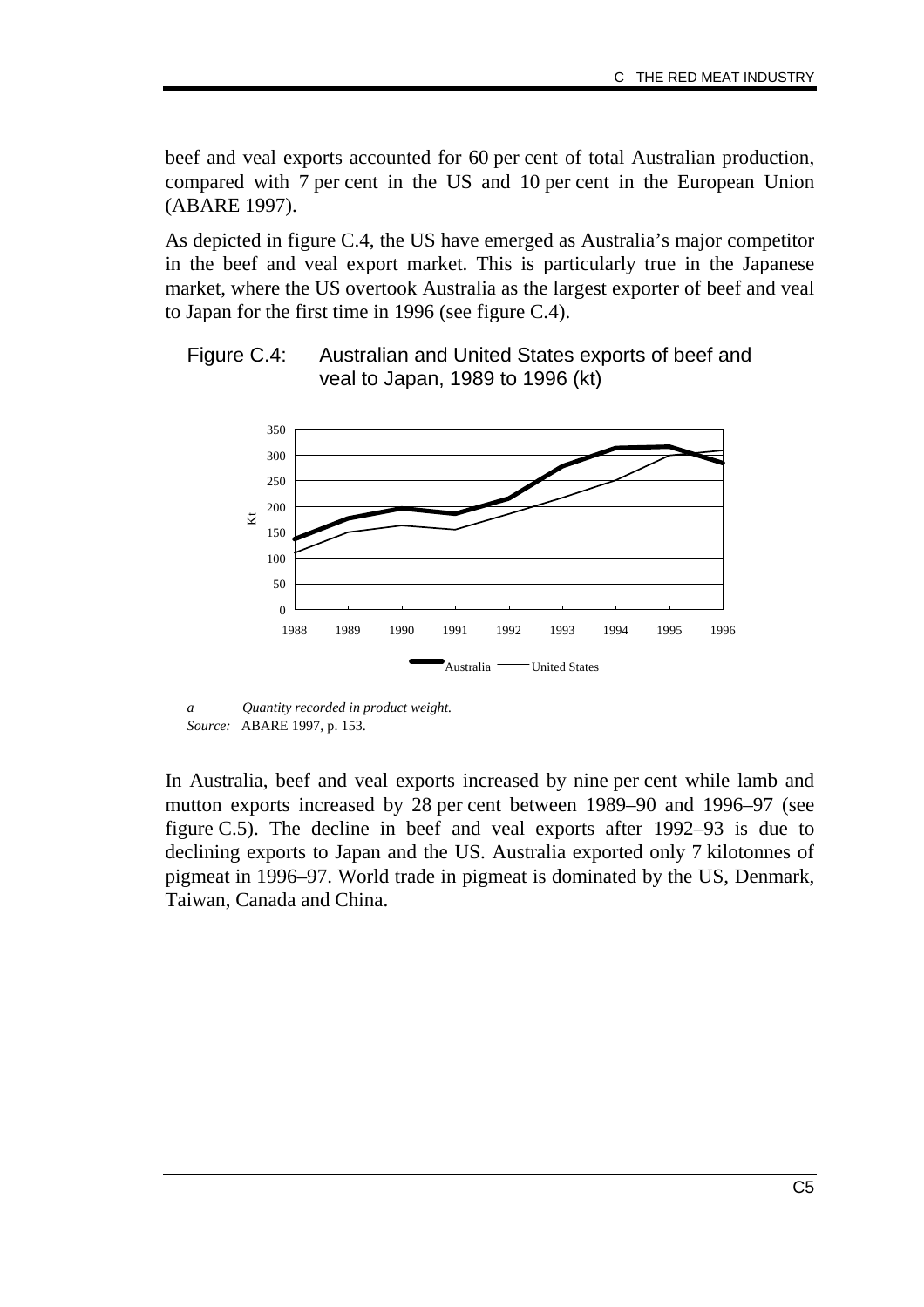beef and veal exports accounted for 60 per cent of total Australian production, compared with 7 per cent in the US and 10 per cent in the European Union (ABARE 1997).

As depicted in figure C.4, the US have emerged as Australia's major competitor in the beef and veal export market. This is particularly true in the Japanese market, where the US overtook Australia as the largest exporter of beef and veal to Japan for the first time in 1996 (see figure C.4).

Figure C.4: Australian and United States exports of beef and veal to Japan, 1989 to 1996 (kt)

*a* *Quantity recorded in product weight.*
*Source:* ABARE 1997, p. 153.

In Australia, beef and veal exports increased by nine per cent while lamb and mutton exports increased by 28 per cent between 1989–90 and 1996–97 (see figure C.5). The decline in beef and veal exports after 1992–93 is due to declining exports to Japan and the US. Australia exported only 7 kilotonnes of pigmeat in 1996–97. World trade in pigmeat is dominated by the US, Denmark, Taiwan, Canada and China.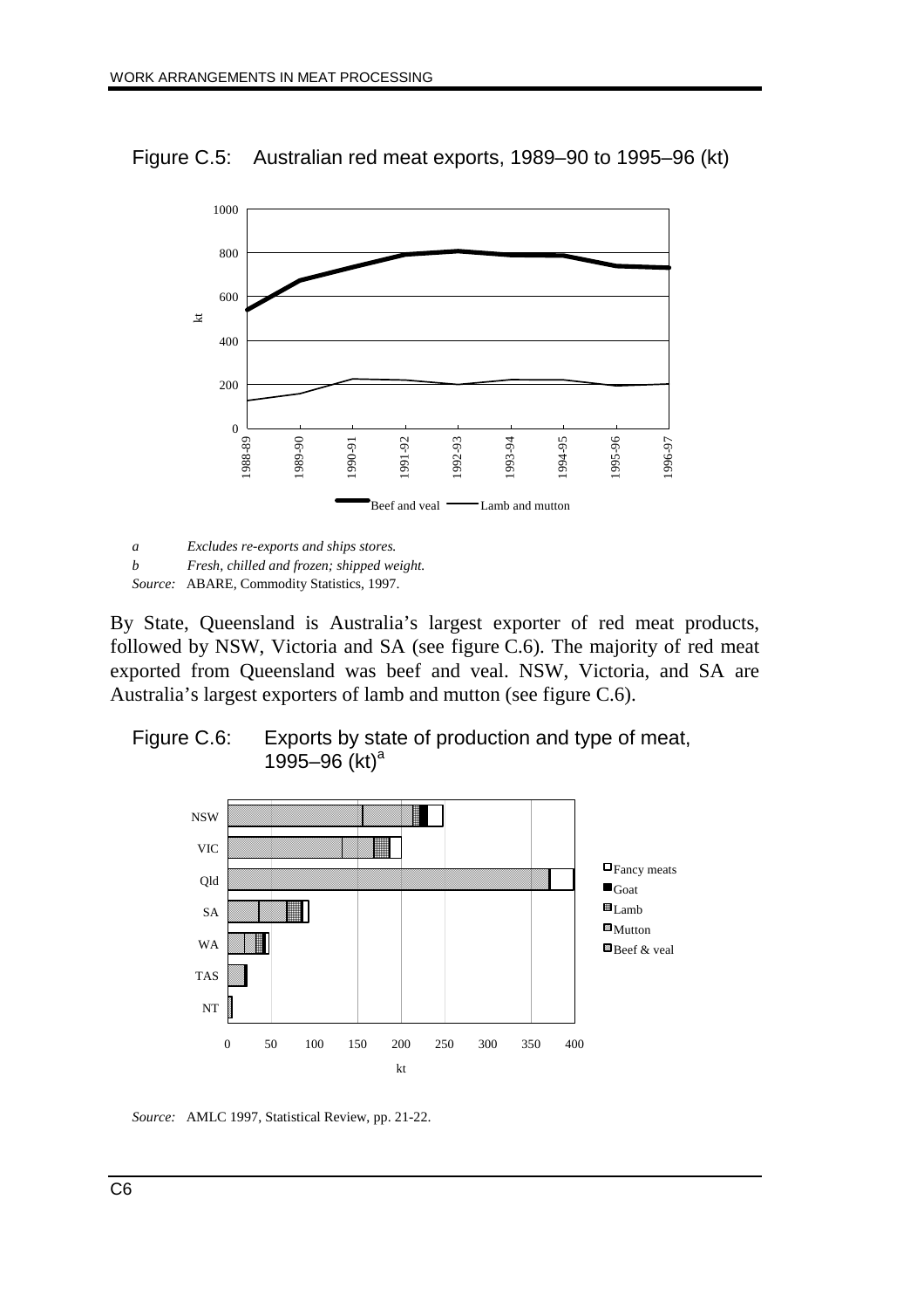Figure C.5: Australian red meat exports, 1989–90 to 1995–96 (kt)

*a Excludes re-exports and ships stores.*

*b Fresh, chilled and frozen; shipped weight.*

*Source:* ABARE, Commodity Statistics, 1997.

By State, Queensland is Australia's largest exporter of red meat products, followed by NSW, Victoria and SA (see figure C.6). The majority of red meat exported from Queensland was beef and veal. NSW, Victoria, and SA are Australia's largest exporters of lamb and mutton (see figure C.6).

Figure C.6: Exports by state of production and type of meat, 1995–96 (kt)[a]

*Source:* AMLC 1997, Statistical Review, pp. 21-22.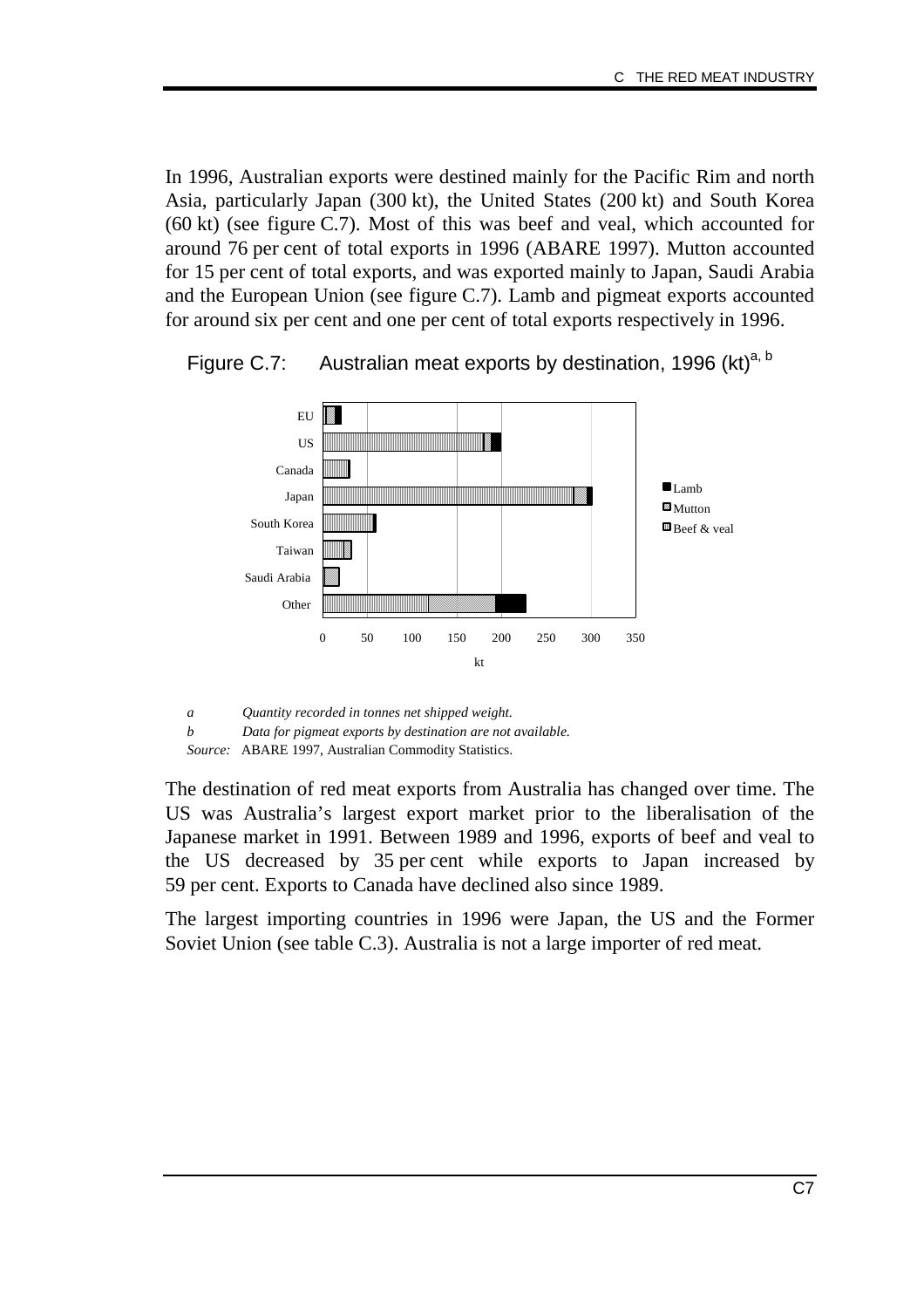In 1996, Australian exports were destined mainly for the Pacific Rim and north Asia, particularly Japan (300 kt), the United States (200 kt) and South Korea (60 kt) (see figure C.7). Most of this was beef and veal, which accounted for around 76 per cent of total exports in 1996 (ABARE 1997). Mutton accounted for 15 per cent of total exports, and was exported mainly to Japan, Saudi Arabia and the European Union (see figure C.7). Lamb and pigmeat exports accounted for around six per cent and one per cent of total exports respectively in 1996.

Figure C.7: Australian meat exports by destination, 1996 (kt)[a, b]

*a* Quantity recorded in tonnes net shipped weight.
*b* Data for pigmeat exports by destination are not available.
*Source:* ABARE 1997, Australian Commodity Statistics.

The destination of red meat exports from Australia has changed over time. The US was Australia's largest export market prior to the liberalisation of the Japanese market in 1991. Between 1989 and 1996, exports of beef and veal to the US decreased by 35 per cent while exports to Japan increased by 59 per cent. Exports to Canada have declined also since 1989.

The largest importing countries in 1996 were Japan, the US and the Former Soviet Union (see table C.3). Australia is not a large importer of red meat.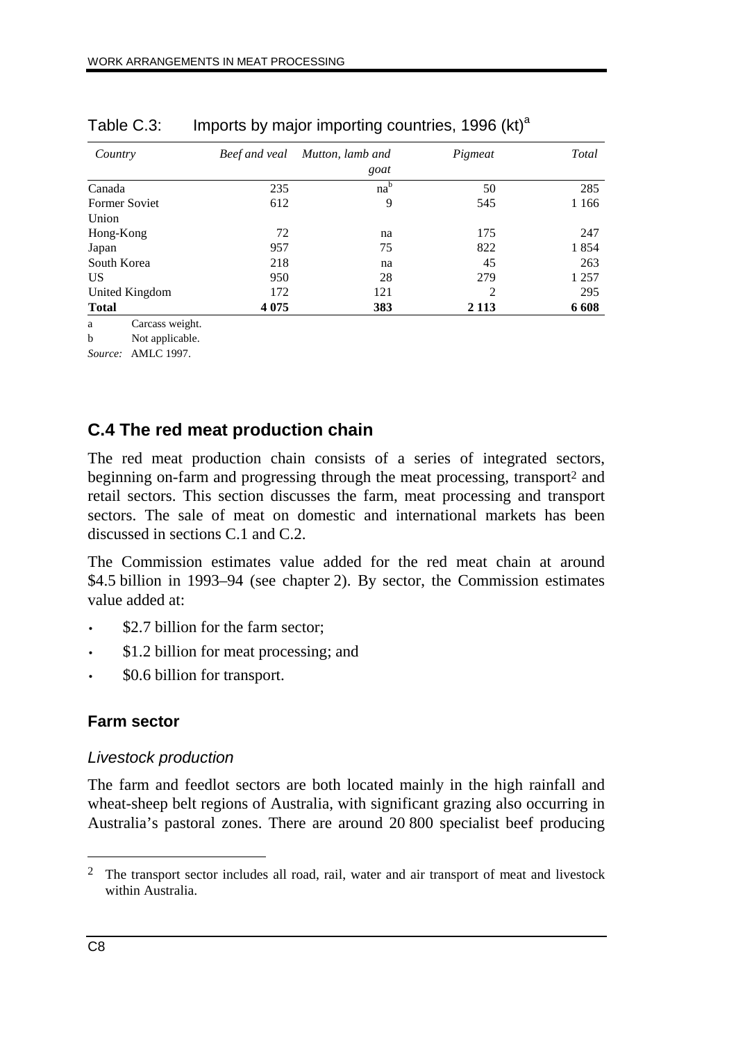Table C.3: Imports by major importing countries, 1996 (kt)[a]

| Country | Beef and veal | Mutton, lamb and goat | Pigmeat | Total |
|---|---|---|---|---|
| Canada | 235 | na[b] | 50 | 285 |
| Former Soviet Union | 612 | 9 | 545 | 1 166 |
| Hong-Kong | 72 | na | 175 | 247 |
| Japan | 957 | 75 | 822 | 1 854 |
| South Korea | 218 | na | 45 | 263 |
| US | 950 | 28 | 279 | 1 257 |
| United Kingdom | 172 | 121 | 2 | 295 |
| **Total** | **4 075** | **383** | **2 113** | **6 608** |

a Carcass weight.

b Not applicable.

*Source:* AMLC 1997.

## C.4 The red meat production chain

The red meat production chain consists of a series of integrated sectors, beginning on-farm and progressing through the meat processing, transport[2] and retail sectors. This section discusses the farm, meat processing and transport sectors. The sale of meat on domestic and international markets has been discussed in sections C.1 and C.2.

The Commission estimates value added for the red meat chain at around \$4.5 billion in 1993–94 (see chapter 2). By sector, the Commission estimates value added at:

- \$2.7 billion for the farm sector;
- \$1.2 billion for meat processing; and
- \$0.6 billion for transport.

### Farm sector

#### *Livestock production*

The farm and feedlot sectors are both located mainly in the high rainfall and wheat-sheep belt regions of Australia, with significant grazing also occurring in Australia's pastoral zones. There are around 20 800 specialist beef producing

[2] The transport sector includes all road, rail, water and air transport of meat and livestock within Australia.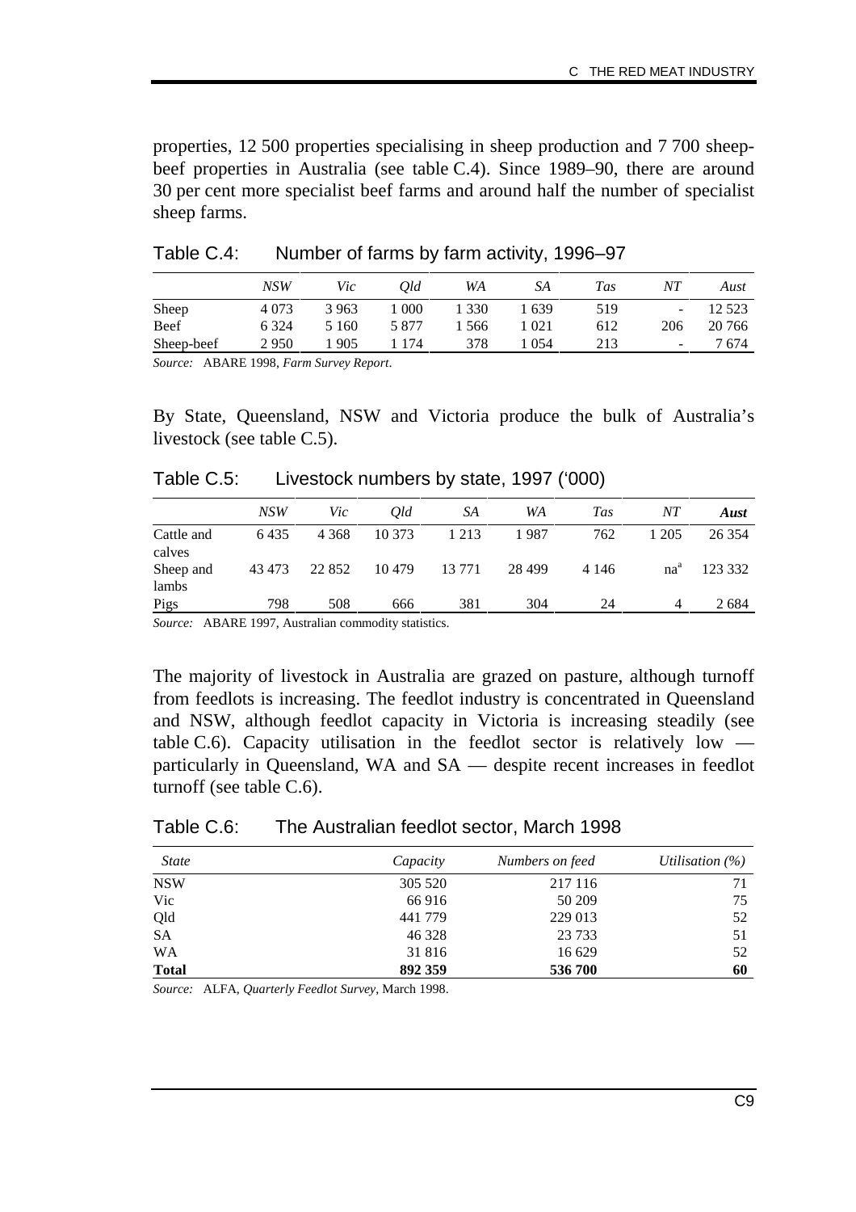properties, 12 500 properties specialising in sheep production and 7 700 sheep-beef properties in Australia (see table C.4). Since 1989–90, there are around 30 per cent more specialist beef farms and around half the number of specialist sheep farms.

Table C.4: Number of farms by farm activity, 1996–97

| | *NSW* | *Vic* | *Qld* | *WA* | *SA* | *Tas* | *NT* | *Aust* |
|---|---|---|---|---|---|---|---|---|
| Sheep | 4 073 | 3 963 | 1 000 | 1 330 | 1 639 | 519 | - | 12 523 |
| Beef | 6 324 | 5 160 | 5 877 | 1 566 | 1 021 | 612 | 206 | 20 766 |
| Sheep-beef | 2 950 | 1 905 | 1 174 | 378 | 1 054 | 213 | - | 7 674 |

*Source:* ABARE 1998, *Farm Survey Report*.

By State, Queensland, NSW and Victoria produce the bulk of Australia's livestock (see table C.5).

Table C.5: Livestock numbers by state, 1997 ('000)

| | *NSW* | *Vic* | *Qld* | *SA* | *WA* | *Tas* | *NT* | ***Aust*** |
|---|---|---|---|---|---|---|---|---|
| Cattle and calves | 6 435 | 4 368 | 10 373 | 1 213 | 1 987 | 762 | 1 205 | 26 354 |
| Sheep and lambs | 43 473 | 22 852 | 10 479 | 13 771 | 28 499 | 4 146 | na[a] | 123 332 |
| Pigs | 798 | 508 | 666 | 381 | 304 | 24 | 4 | 2 684 |

*Source:* ABARE 1997, Australian commodity statistics.

The majority of livestock in Australia are grazed on pasture, although turnoff from feedlots is increasing. The feedlot industry is concentrated in Queensland and NSW, although feedlot capacity in Victoria is increasing steadily (see table C.6). Capacity utilisation in the feedlot sector is relatively low — particularly in Queensland, WA and SA — despite recent increases in feedlot turnoff (see table C.6).

Table C.6: The Australian feedlot sector, March 1998

| *State* | *Capacity* | *Numbers on feed* | *Utilisation (%)* |
|---|---|---|---|
| NSW | 305 520 | 217 116 | 71 |
| Vic | 66 916 | 50 209 | 75 |
| Qld | 441 779 | 229 013 | 52 |
| SA | 46 328 | 23 733 | 51 |
| WA | 31 816 | 16 629 | 52 |
| **Total** | **892 359** | **536 700** | **60** |

*Source:* ALFA, *Quarterly Feedlot Survey*, March 1998.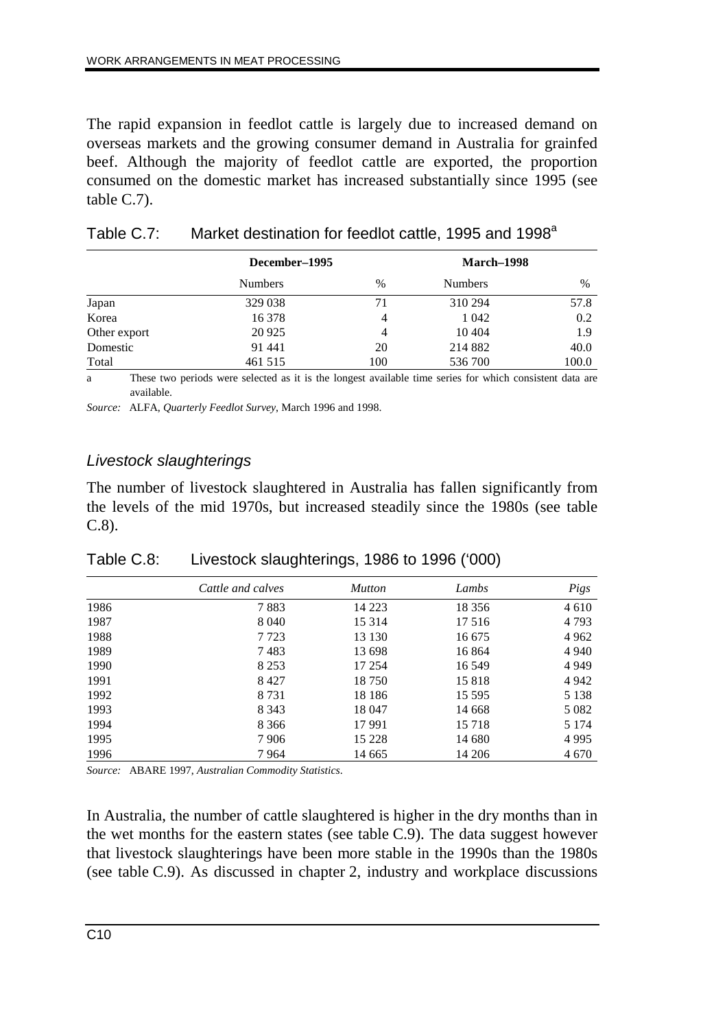The rapid expansion in feedlot cattle is largely due to increased demand on overseas markets and the growing consumer demand in Australia for grainfed beef. Although the majority of feedlot cattle are exported, the proportion consumed on the domestic market has increased substantially since 1995 (see table C.7).

Table C.7: Market destination for feedlot cattle, 1995 and 1998[a]

| | December–1995 | | March–1998 | |
|---|---|---|---|---|
| | Numbers | % | Numbers | % |
| Japan | 329 038 | 71 | 310 294 | 57.8 |
| Korea | 16 378 | 4 | 1 042 | 0.2 |
| Other export | 20 925 | 4 | 10 404 | 1.9 |
| Domestic | 91 441 | 20 | 214 882 | 40.0 |
| Total | 461 515 | 100 | 536 700 | 100.0 |

a These two periods were selected as it is the longest available time series for which consistent data are available.

*Source:* ALFA, *Quarterly Feedlot Survey*, March 1996 and 1998.

### *Livestock slaughterings*

The number of livestock slaughtered in Australia has fallen significantly from the levels of the mid 1970s, but increased steadily since the 1980s (see table C.8).

Table C.8: Livestock slaughterings, 1986 to 1996 ('000)

| | *Cattle and calves* | *Mutton* | *Lambs* | *Pigs* |
|---|---|---|---|---|
| 1986 | 7 883 | 14 223 | 18 356 | 4 610 |
| 1987 | 8 040 | 15 314 | 17 516 | 4 793 |
| 1988 | 7 723 | 13 130 | 16 675 | 4 962 |
| 1989 | 7 483 | 13 698 | 16 864 | 4 940 |
| 1990 | 8 253 | 17 254 | 16 549 | 4 949 |
| 1991 | 8 427 | 18 750 | 15 818 | 4 942 |
| 1992 | 8 731 | 18 186 | 15 595 | 5 138 |
| 1993 | 8 343 | 18 047 | 14 668 | 5 082 |
| 1994 | 8 366 | 17 991 | 15 718 | 5 174 |
| 1995 | 7 906 | 15 228 | 14 680 | 4 995 |
| 1996 | 7 964 | 14 665 | 14 206 | 4 670 |

*Source:* ABARE 1997, *Australian Commodity Statistics*.

In Australia, the number of cattle slaughtered is higher in the dry months than in the wet months for the eastern states (see table C.9). The data suggest however that livestock slaughterings have been more stable in the 1990s than the 1980s (see table C.9). As discussed in chapter 2, industry and workplace discussions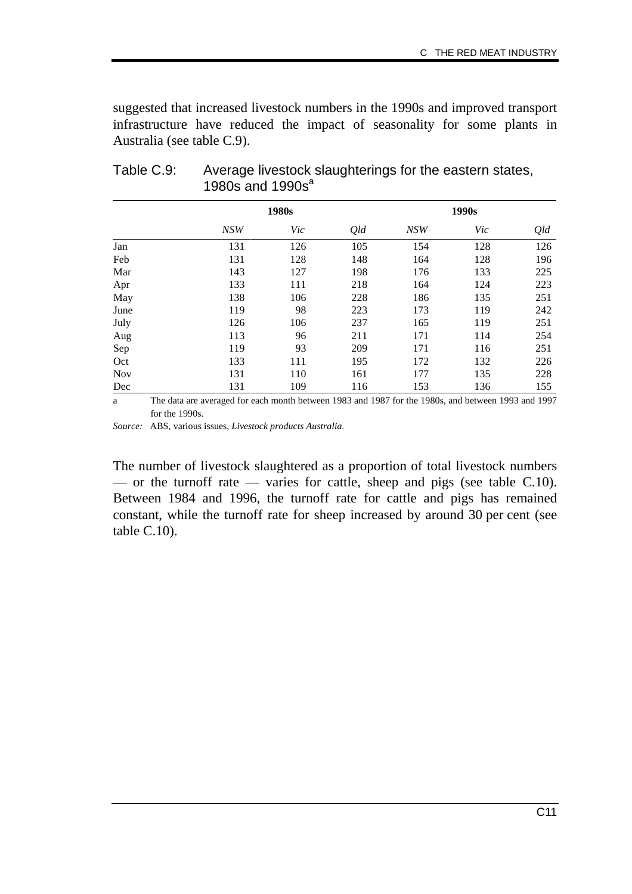suggested that increased livestock numbers in the 1990s and improved transport infrastructure have reduced the impact of seasonality for some plants in Australia (see table C.9).

Table C.9: Average livestock slaughterings for the eastern states, 1980s and 1990s[a]

| | **1980s** | | | **1990s** | | |
|---|---|---|---|---|---|---|
| | *NSW* | *Vic* | *Qld* | *NSW* | *Vic* | *Qld* |
| Jan | 131 | 126 | 105 | 154 | 128 | 126 |
| Feb | 131 | 128 | 148 | 164 | 128 | 196 |
| Mar | 143 | 127 | 198 | 176 | 133 | 225 |
| Apr | 133 | 111 | 218 | 164 | 124 | 223 |
| May | 138 | 106 | 228 | 186 | 135 | 251 |
| June | 119 | 98 | 223 | 173 | 119 | 242 |
| July | 126 | 106 | 237 | 165 | 119 | 251 |
| Aug | 113 | 96 | 211 | 171 | 114 | 254 |
| Sep | 119 | 93 | 209 | 171 | 116 | 251 |
| Oct | 133 | 111 | 195 | 172 | 132 | 226 |
| Nov | 131 | 110 | 161 | 177 | 135 | 228 |
| Dec | 131 | 109 | 116 | 153 | 136 | 155 |

a The data are averaged for each month between 1983 and 1987 for the 1980s, and between 1993 and 1997 for the 1990s.

*Source:* ABS, various issues, *Livestock products Australia.*

The number of livestock slaughtered as a proportion of total livestock numbers — or the turnoff rate — varies for cattle, sheep and pigs (see table C.10). Between 1984 and 1996, the turnoff rate for cattle and pigs has remained constant, while the turnoff rate for sheep increased by around 30 per cent (see table C.10).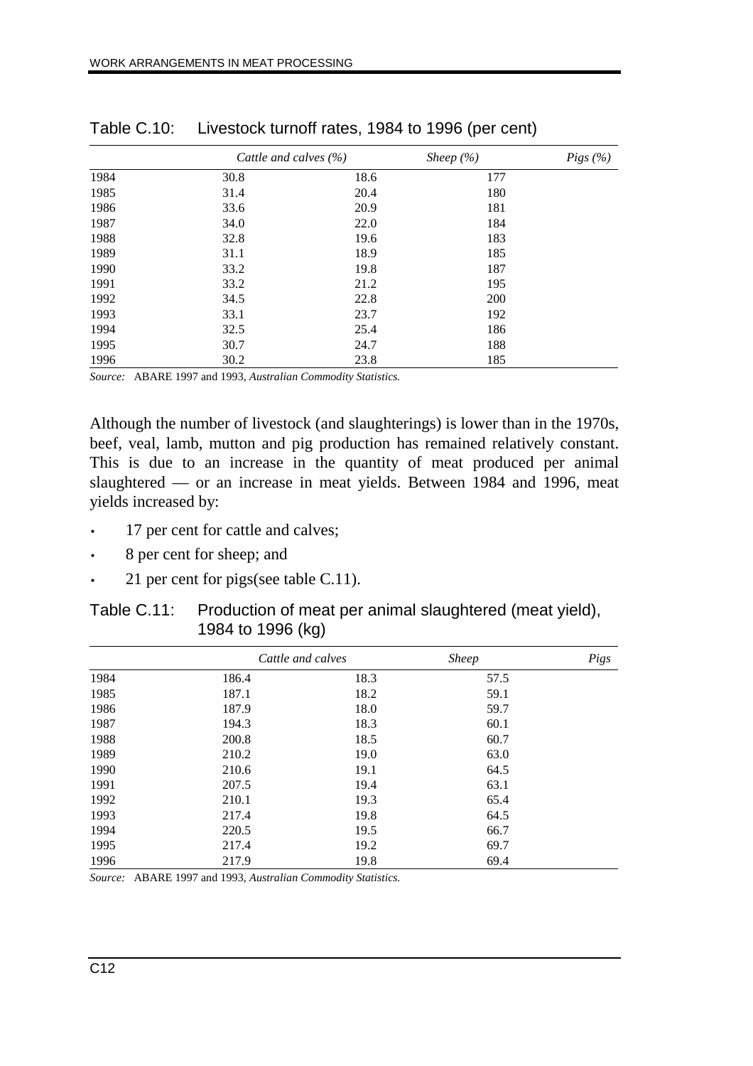Table C.10: Livestock turnoff rates, 1984 to 1996 (per cent)

| | *Cattle and calves (%)* | *Sheep (%)* | *Pigs (%)* |
|---|---|---|---|
| 1984 | 30.8 | 18.6 | 177 |
| 1985 | 31.4 | 20.4 | 180 |
| 1986 | 33.6 | 20.9 | 181 |
| 1987 | 34.0 | 22.0 | 184 |
| 1988 | 32.8 | 19.6 | 183 |
| 1989 | 31.1 | 18.9 | 185 |
| 1990 | 33.2 | 19.8 | 187 |
| 1991 | 33.2 | 21.2 | 195 |
| 1992 | 34.5 | 22.8 | 200 |
| 1993 | 33.1 | 23.7 | 192 |
| 1994 | 32.5 | 25.4 | 186 |
| 1995 | 30.7 | 24.7 | 188 |
| 1996 | 30.2 | 23.8 | 185 |

*Source:* ABARE 1997 and 1993, *Australian Commodity Statistics.*

Although the number of livestock (and slaughterings) is lower than in the 1970s, beef, veal, lamb, mutton and pig production has remained relatively constant. This is due to an increase in the quantity of meat produced per animal slaughtered — or an increase in meat yields. Between 1984 and 1996, meat yields increased by:

- 17 per cent for cattle and calves;
- 8 per cent for sheep; and
- 21 per cent for pigs(see table C.11).

Table C.11: Production of meat per animal slaughtered (meat yield), 1984 to 1996 (kg)

| | *Cattle and calves* | *Sheep* | *Pigs* |
|---|---|---|---|
| 1984 | 186.4 | 18.3 | 57.5 |
| 1985 | 187.1 | 18.2 | 59.1 |
| 1986 | 187.9 | 18.0 | 59.7 |
| 1987 | 194.3 | 18.3 | 60.1 |
| 1988 | 200.8 | 18.5 | 60.7 |
| 1989 | 210.2 | 19.0 | 63.0 |
| 1990 | 210.6 | 19.1 | 64.5 |
| 1991 | 207.5 | 19.4 | 63.1 |
| 1992 | 210.1 | 19.3 | 65.4 |
| 1993 | 217.4 | 19.8 | 64.5 |
| 1994 | 220.5 | 19.5 | 66.7 |
| 1995 | 217.4 | 19.2 | 69.7 |
| 1996 | 217.9 | 19.8 | 69.4 |

*Source:* ABARE 1997 and 1993, *Australian Commodity Statistics.*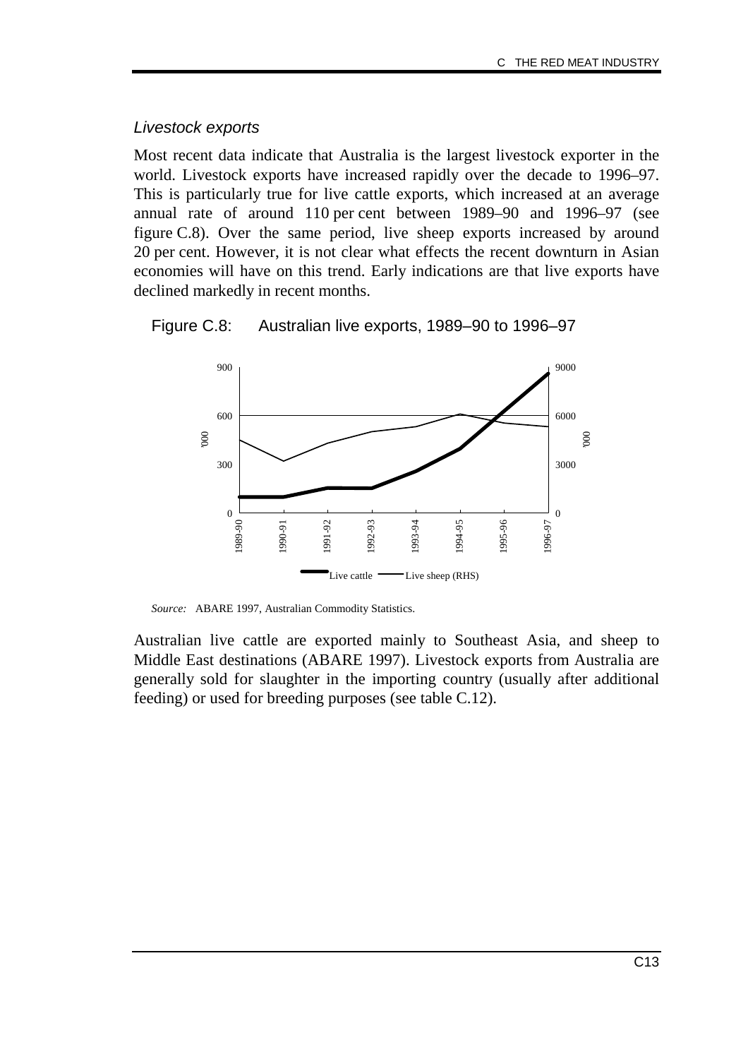### *Livestock exports*

Most recent data indicate that Australia is the largest livestock exporter in the world. Livestock exports have increased rapidly over the decade to 1996–97. This is particularly true for live cattle exports, which increased at an average annual rate of around 110 per cent between 1989–90 and 1996–97 (see figure C.8). Over the same period, live sheep exports increased by around 20 per cent. However, it is not clear what effects the recent downturn in Asian economies will have on this trend. Early indications are that live exports have declined markedly in recent months.

Figure C.8: Australian live exports, 1989–90 to 1996–97

*Source:* ABARE 1997, Australian Commodity Statistics.

Australian live cattle are exported mainly to Southeast Asia, and sheep to Middle East destinations (ABARE 1997). Livestock exports from Australia are generally sold for slaughter in the importing country (usually after additional feeding) or used for breeding purposes (see table C.12).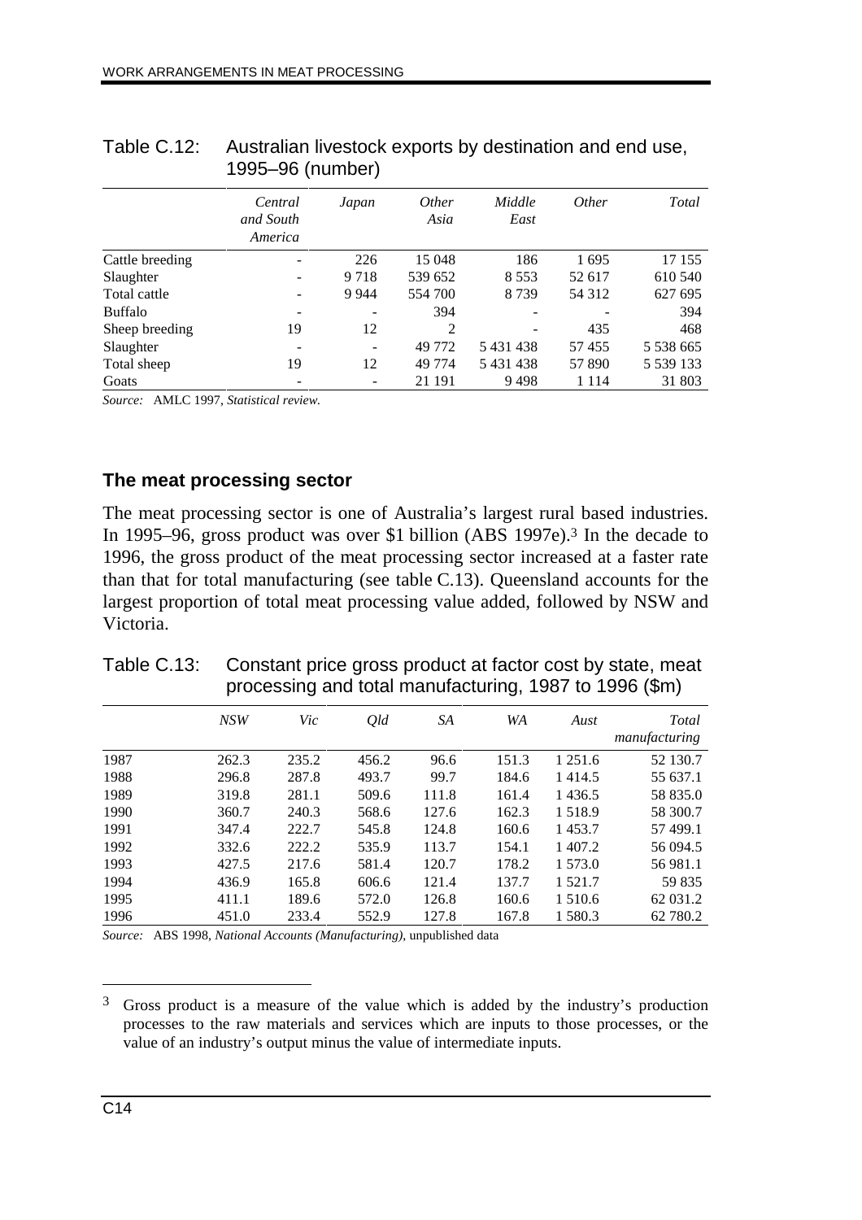Table C.12: Australian livestock exports by destination and end use, 1995–96 (number)

| | *Central and South America* | *Japan* | *Other Asia* | *Middle East* | *Other* | *Total* |
|---|---|---|---|---|---|---|
| Cattle breeding | - | 226 | 15 048 | 186 | 1 695 | 17 155 |
| Slaughter | - | 9 718 | 539 652 | 8 553 | 52 617 | 610 540 |
| Total cattle | - | 9 944 | 554 700 | 8 739 | 54 312 | 627 695 |
| Buffalo | - | - | 394 | - | - | 394 |
| Sheep breeding | 19 | 12 | 2 | - | 435 | 468 |
| Slaughter | - | - | 49 772 | 5 431 438 | 57 455 | 5 538 665 |
| Total sheep | 19 | 12 | 49 774 | 5 431 438 | 57 890 | 5 539 133 |
| Goats | - | - | 21 191 | 9 498 | 1 114 | 31 803 |

*Source:* AMLC 1997, *Statistical review.*

## The meat processing sector

The meat processing sector is one of Australia's largest rural based industries. In 1995–96, gross product was over $1 billion (ABS 1997e).[3] In the decade to 1996, the gross product of the meat processing sector increased at a faster rate than that for total manufacturing (see table C.13). Queensland accounts for the largest proportion of total meat processing value added, followed by NSW and Victoria.

Table C.13: Constant price gross product at factor cost by state, meat processing and total manufacturing, 1987 to 1996 ($m)

| | *NSW* | *Vic* | *Qld* | *SA* | *WA* | *Aust* | *Total manufacturing* |
|---|---|---|---|---|---|---|---|
| 1987 | 262.3 | 235.2 | 456.2 | 96.6 | 151.3 | 1 251.6 | 52 130.7 |
| 1988 | 296.8 | 287.8 | 493.7 | 99.7 | 184.6 | 1 414.5 | 55 637.1 |
| 1989 | 319.8 | 281.1 | 509.6 | 111.8 | 161.4 | 1 436.5 | 58 835.0 |
| 1990 | 360.7 | 240.3 | 568.6 | 127.6 | 162.3 | 1 518.9 | 58 300.7 |
| 1991 | 347.4 | 222.7 | 545.8 | 124.8 | 160.6 | 1 453.7 | 57 499.1 |
| 1992 | 332.6 | 222.2 | 535.9 | 113.7 | 154.1 | 1 407.2 | 56 094.5 |
| 1993 | 427.5 | 217.6 | 581.4 | 120.7 | 178.2 | 1 573.0 | 56 981.1 |
| 1994 | 436.9 | 165.8 | 606.6 | 121.4 | 137.7 | 1 521.7 | 59 835 |
| 1995 | 411.1 | 189.6 | 572.0 | 126.8 | 160.6 | 1 510.6 | 62 031.2 |
| 1996 | 451.0 | 233.4 | 552.9 | 127.8 | 167.8 | 1 580.3 | 62 780.2 |

*Source:* ABS 1998, *National Accounts (Manufacturing)*, unpublished data

[3] Gross product is a measure of the value which is added by the industry's production processes to the raw materials and services which are inputs to those processes, or the value of an industry's output minus the value of intermediate inputs.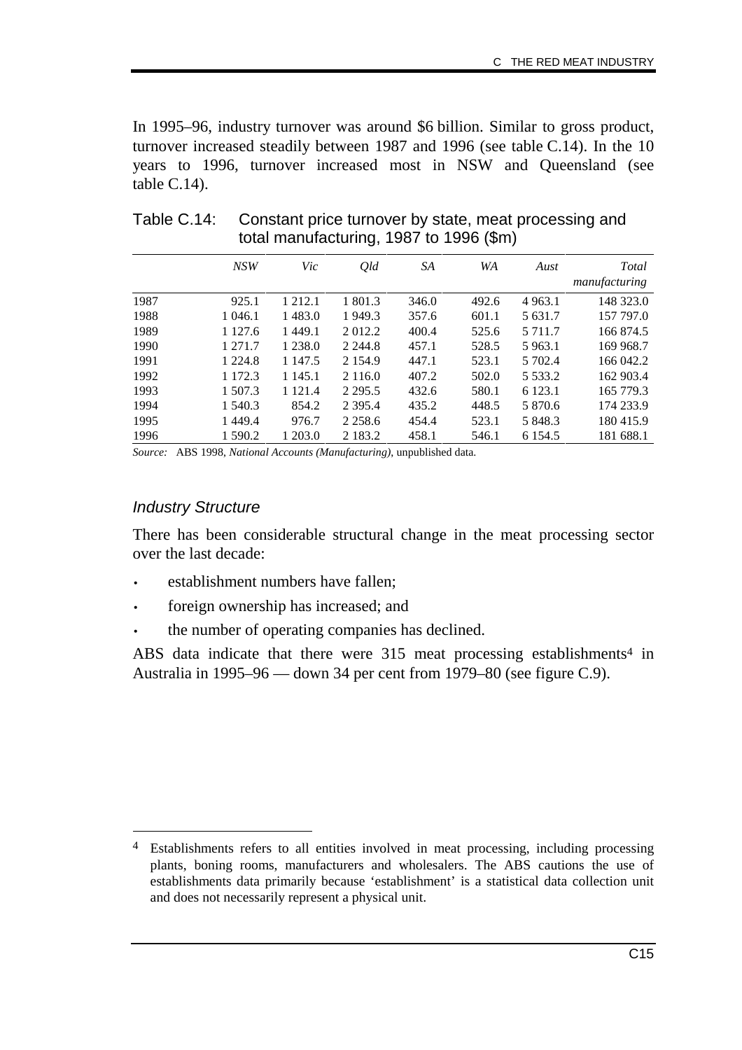In 1995–96, industry turnover was around $6 billion. Similar to gross product, turnover increased steadily between 1987 and 1996 (see table C.14). In the 10 years to 1996, turnover increased most in NSW and Queensland (see table C.14).

Table C.14: Constant price turnover by state, meat processing and total manufacturing, 1987 to 1996 ($m)

| | *NSW* | *Vic* | *Qld* | *SA* | *WA* | *Aust* | *Total manufacturing* |
|---|---|---|---|---|---|---|---|
| 1987 | 925.1 | 1 212.1 | 1 801.3 | 346.0 | 492.6 | 4 963.1 | 148 323.0 |
| 1988 | 1 046.1 | 1 483.0 | 1 949.3 | 357.6 | 601.1 | 5 631.7 | 157 797.0 |
| 1989 | 1 127.6 | 1 449.1 | 2 012.2 | 400.4 | 525.6 | 5 711.7 | 166 874.5 |
| 1990 | 1 271.7 | 1 238.0 | 2 244.8 | 457.1 | 528.5 | 5 963.1 | 169 968.7 |
| 1991 | 1 224.8 | 1 147.5 | 2 154.9 | 447.1 | 523.1 | 5 702.4 | 166 042.2 |
| 1992 | 1 172.3 | 1 145.1 | 2 116.0 | 407.2 | 502.0 | 5 533.2 | 162 903.4 |
| 1993 | 1 507.3 | 1 121.4 | 2 295.5 | 432.6 | 580.1 | 6 123.1 | 165 779.3 |
| 1994 | 1 540.3 | 854.2 | 2 395.4 | 435.2 | 448.5 | 5 870.6 | 174 233.9 |
| 1995 | 1 449.4 | 976.7 | 2 258.6 | 454.4 | 523.1 | 5 848.3 | 180 415.9 |
| 1996 | 1 590.2 | 1 203.0 | 2 183.2 | 458.1 | 546.1 | 6 154.5 | 181 688.1 |

*Source:* ABS 1998, *National Accounts (Manufacturing)*, unpublished data.

### *Industry Structure*

There has been considerable structural change in the meat processing sector over the last decade:

- establishment numbers have fallen;
- foreign ownership has increased; and
- the number of operating companies has declined.

ABS data indicate that there were 315 meat processing establishments[4] in Australia in 1995–96 — down 34 per cent from 1979–80 (see figure C.9).

[4] Establishments refers to all entities involved in meat processing, including processing plants, boning rooms, manufacturers and wholesalers. The ABS cautions the use of establishments data primarily because 'establishment' is a statistical data collection unit and does not necessarily represent a physical unit.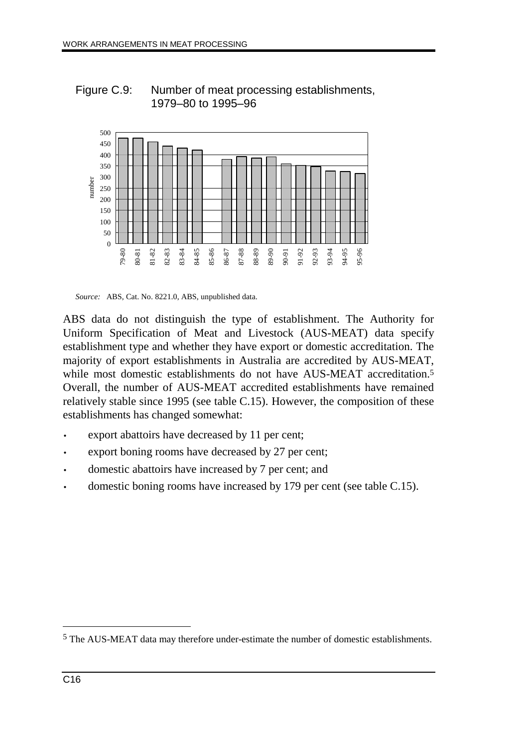Figure C.9: Number of meat processing establishments, 1979–80 to 1995–96

*Source:* ABS, Cat. No. 8221.0, ABS, unpublished data.

ABS data do not distinguish the type of establishment. The Authority for Uniform Specification of Meat and Livestock (AUS-MEAT) data specify establishment type and whether they have export or domestic accreditation. The majority of export establishments in Australia are accredited by AUS-MEAT, while most domestic establishments do not have AUS-MEAT accreditation.[5] Overall, the number of AUS-MEAT accredited establishments have remained relatively stable since 1995 (see table C.15). However, the composition of these establishments has changed somewhat:

- export abattoirs have decreased by 11 per cent;
- export boning rooms have decreased by 27 per cent;
- domestic abattoirs have increased by 7 per cent; and
- domestic boning rooms have increased by 179 per cent (see table C.15).

---

[5] The AUS-MEAT data may therefore under-estimate the number of domestic establishments.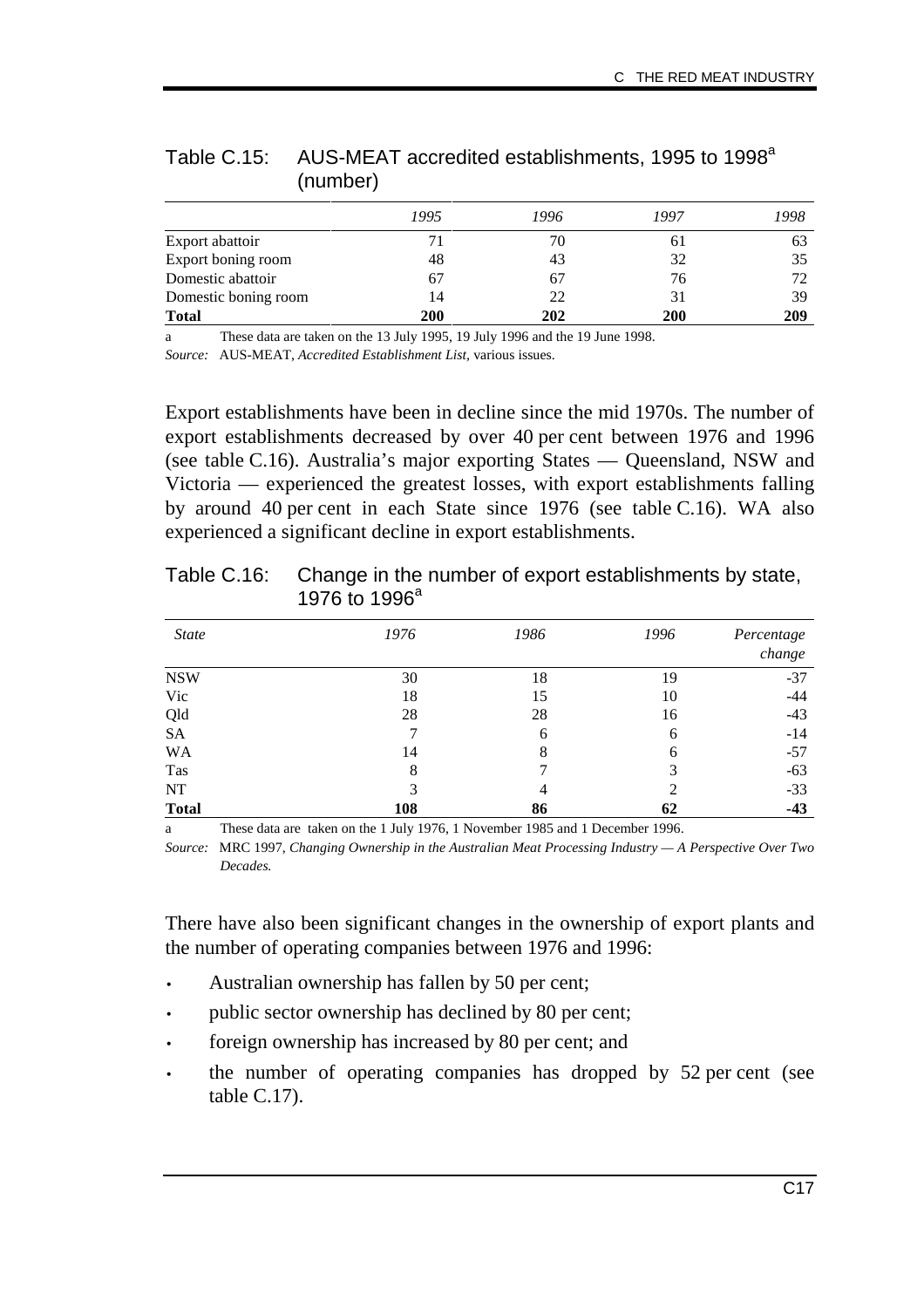Table C.15: AUS-MEAT accredited establishments, 1995 to 1998[a] (number)

| | *1995* | *1996* | *1997* | *1998* |
|---|---|---|---|---|
| Export abattoir | 71 | 70 | 61 | 63 |
| Export boning room | 48 | 43 | 32 | 35 |
| Domestic abattoir | 67 | 67 | 76 | 72 |
| Domestic boning room | 14 | 22 | 31 | 39 |
| **Total** | **200** | **202** | **200** | **209** |

a These data are taken on the 13 July 1995, 19 July 1996 and the 19 June 1998.

*Source:* AUS-MEAT, *Accredited Establishment List*, various issues.

Export establishments have been in decline since the mid 1970s. The number of export establishments decreased by over 40 per cent between 1976 and 1996 (see table C.16). Australia's major exporting States — Queensland, NSW and Victoria — experienced the greatest losses, with export establishments falling by around 40 per cent in each State since 1976 (see table C.16). WA also experienced a significant decline in export establishments.

Table C.16: Change in the number of export establishments by state, 1976 to 1996[a]

| *State* | *1976* | *1986* | *1996* | *Percentage change* |
|---|---|---|---|---|
| NSW | 30 | 18 | 19 | -37 |
| Vic | 18 | 15 | 10 | -44 |
| Qld | 28 | 28 | 16 | -43 |
| SA | 7 | 6 | 6 | -14 |
| WA | 14 | 8 | 6 | -57 |
| Tas | 8 | 7 | 3 | -63 |
| NT | 3 | 4 | 2 | -33 |
| **Total** | **108** | **86** | **62** | **-43** |

a These data are taken on the 1 July 1976, 1 November 1985 and 1 December 1996.

*Source:* MRC 1997, *Changing Ownership in the Australian Meat Processing Industry — A Perspective Over Two Decades.*

There have also been significant changes in the ownership of export plants and the number of operating companies between 1976 and 1996:

- Australian ownership has fallen by 50 per cent;
- public sector ownership has declined by 80 per cent;
- foreign ownership has increased by 80 per cent; and
- the number of operating companies has dropped by 52 per cent (see table C.17).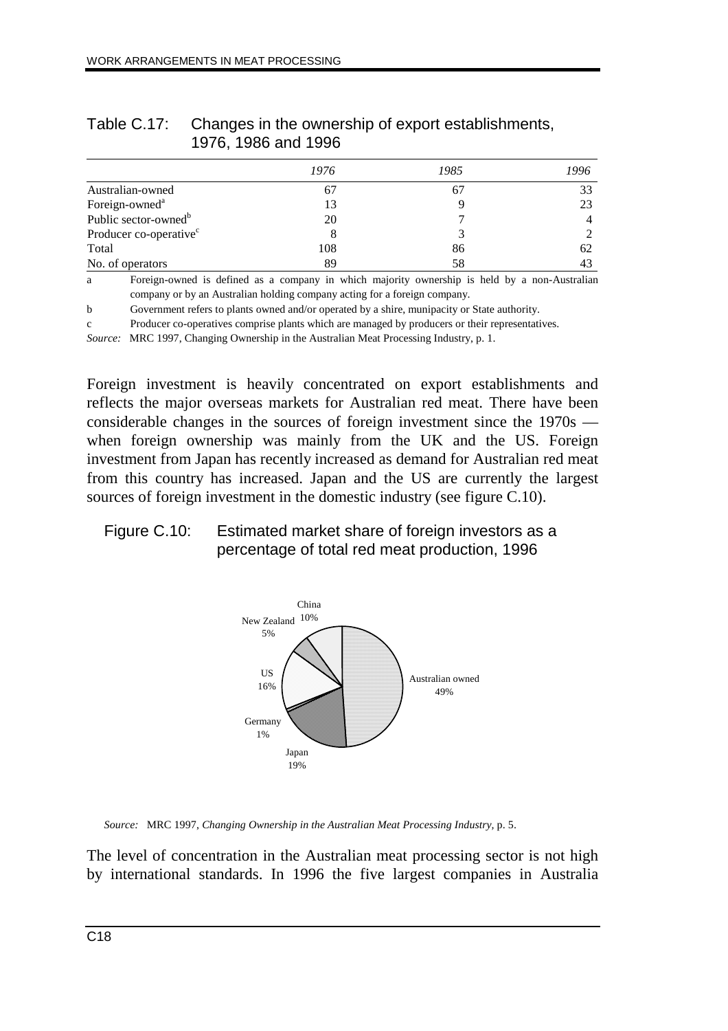Table C.17: Changes in the ownership of export establishments, 1976, 1986 and 1996

| | *1976* | *1985* | *1996* |
|---|---|---|---|
| Australian-owned | 67 | 67 | 33 |
| Foreign-owned[a] | 13 | 9 | 23 |
| Public sector-owned[b] | 20 | 7 | 4 |
| Producer co-operative[c] | 8 | 3 | 2 |
| Total | 108 | 86 | 62 |
| No. of operators | 89 | 58 | 43 |

a Foreign-owned is defined as a company in which majority ownership is held by a non-Australian company or by an Australian holding company acting for a foreign company.

b Government refers to plants owned and/or operated by a shire, munipacity or State authority.

c Producer co-operatives comprise plants which are managed by producers or their representatives.

*Source:* MRC 1997, Changing Ownership in the Australian Meat Processing Industry, p. 1.

Foreign investment is heavily concentrated on export establishments and reflects the major overseas markets for Australian red meat. There have been considerable changes in the sources of foreign investment since the 1970s — when foreign ownership was mainly from the UK and the US. Foreign investment from Japan has recently increased as demand for Australian red meat from this country has increased. Japan and the US are currently the largest sources of foreign investment in the domestic industry (see figure C.10).

Figure C.10: Estimated market share of foreign investors as a percentage of total red meat production, 1996

China 10%; New Zealand 5%; US 16%; Germany 1%; Japan 19%; Australian owned 49%

*Source:* MRC 1997, *Changing Ownership in the Australian Meat Processing Industry*, p. 5.

The level of concentration in the Australian meat processing sector is not high by international standards. In 1996 the five largest companies in Australia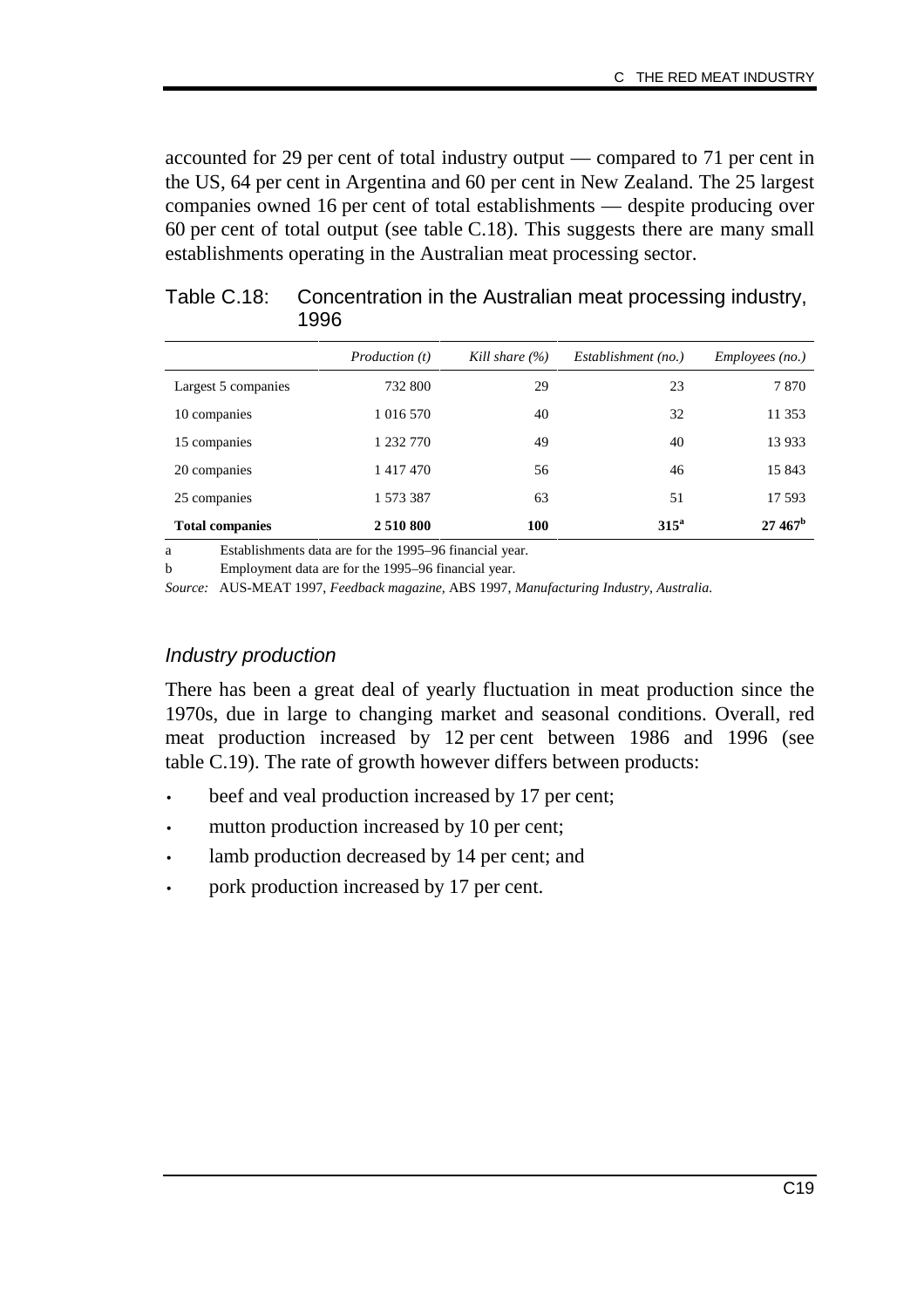accounted for 29 per cent of total industry output — compared to 71 per cent in the US, 64 per cent in Argentina and 60 per cent in New Zealand. The 25 largest companies owned 16 per cent of total establishments — despite producing over 60 per cent of total output (see table C.18). This suggests there are many small establishments operating in the Australian meat processing sector.

Table C.18: Concentration in the Australian meat processing industry, 1996

| | *Production (t)* | *Kill share (%)* | *Establishment (no.)* | *Employees (no.)* |
|---|---|---|---|---|
| Largest 5 companies | 732 800 | 29 | 23 | 7 870 |
| 10 companies | 1 016 570 | 40 | 32 | 11 353 |
| 15 companies | 1 232 770 | 49 | 40 | 13 933 |
| 20 companies | 1 417 470 | 56 | 46 | 15 843 |
| 25 companies | 1 573 387 | 63 | 51 | 17 593 |
| **Total companies** | **2 510 800** | **100** | **315**[a] | **27 467**[b] |

a Establishments data are for the 1995–96 financial year.

b Employment data are for the 1995–96 financial year.

*Source:* AUS-MEAT 1997, *Feedback magazine*, ABS 1997, *Manufacturing Industry, Australia*.

### *Industry production*

There has been a great deal of yearly fluctuation in meat production since the 1970s, due in large to changing market and seasonal conditions. Overall, red meat production increased by 12 per cent between 1986 and 1996 (see table C.19). The rate of growth however differs between products:

- beef and veal production increased by 17 per cent;
- mutton production increased by 10 per cent;
- lamb production decreased by 14 per cent; and
- pork production increased by 17 per cent.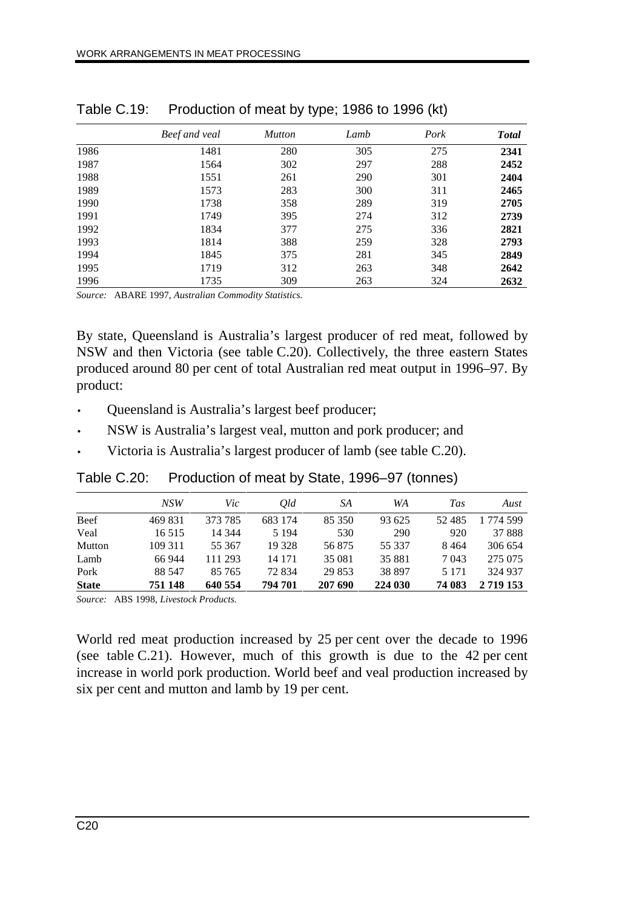Table C.19: Production of meat by type; 1986 to 1996 (kt)

| | *Beef and veal* | *Mutton* | *Lamb* | *Pork* | ***Total*** |
|---|---|---|---|---|---|
| 1986 | 1481 | 280 | 305 | 275 | **2341** |
| 1987 | 1564 | 302 | 297 | 288 | **2452** |
| 1988 | 1551 | 261 | 290 | 301 | **2404** |
| 1989 | 1573 | 283 | 300 | 311 | **2465** |
| 1990 | 1738 | 358 | 289 | 319 | **2705** |
| 1991 | 1749 | 395 | 274 | 312 | **2739** |
| 1992 | 1834 | 377 | 275 | 336 | **2821** |
| 1993 | 1814 | 388 | 259 | 328 | **2793** |
| 1994 | 1845 | 375 | 281 | 345 | **2849** |
| 1995 | 1719 | 312 | 263 | 348 | **2642** |
| 1996 | 1735 | 309 | 263 | 324 | **2632** |

*Source:* ABARE 1997, *Australian Commodity Statistics.*

By state, Queensland is Australia's largest producer of red meat, followed by NSW and then Victoria (see table C.20). Collectively, the three eastern States produced around 80 per cent of total Australian red meat output in 1996–97. By product:

- Queensland is Australia's largest beef producer;
- NSW is Australia's largest veal, mutton and pork producer; and
- Victoria is Australia's largest producer of lamb (see table C.20).

Table C.20: Production of meat by State, 1996–97 (tonnes)

| | *NSW* | *Vic* | *Qld* | *SA* | *WA* | *Tas* | *Aust* |
|---|---|---|---|---|---|---|---|
| Beef | 469 831 | 373 785 | 683 174 | 85 350 | 93 625 | 52 485 | 1 774 599 |
| Veal | 16 515 | 14 344 | 5 194 | 530 | 290 | 920 | 37 888 |
| Mutton | 109 311 | 55 367 | 19 328 | 56 875 | 55 337 | 8 464 | 306 654 |
| Lamb | 66 944 | 111 293 | 14 171 | 35 081 | 35 881 | 7 043 | 275 075 |
| Pork | 88 547 | 85 765 | 72 834 | 29 853 | 38 897 | 5 171 | 324 937 |
| **State** | **751 148** | **640 554** | **794 701** | **207 690** | **224 030** | **74 083** | **2 719 153** |

*Source:* ABS 1998, *Livestock Products.*

World red meat production increased by 25 per cent over the decade to 1996 (see table C.21). However, much of this growth is due to the 42 per cent increase in world pork production. World beef and veal production increased by six per cent and mutton and lamb by 19 per cent.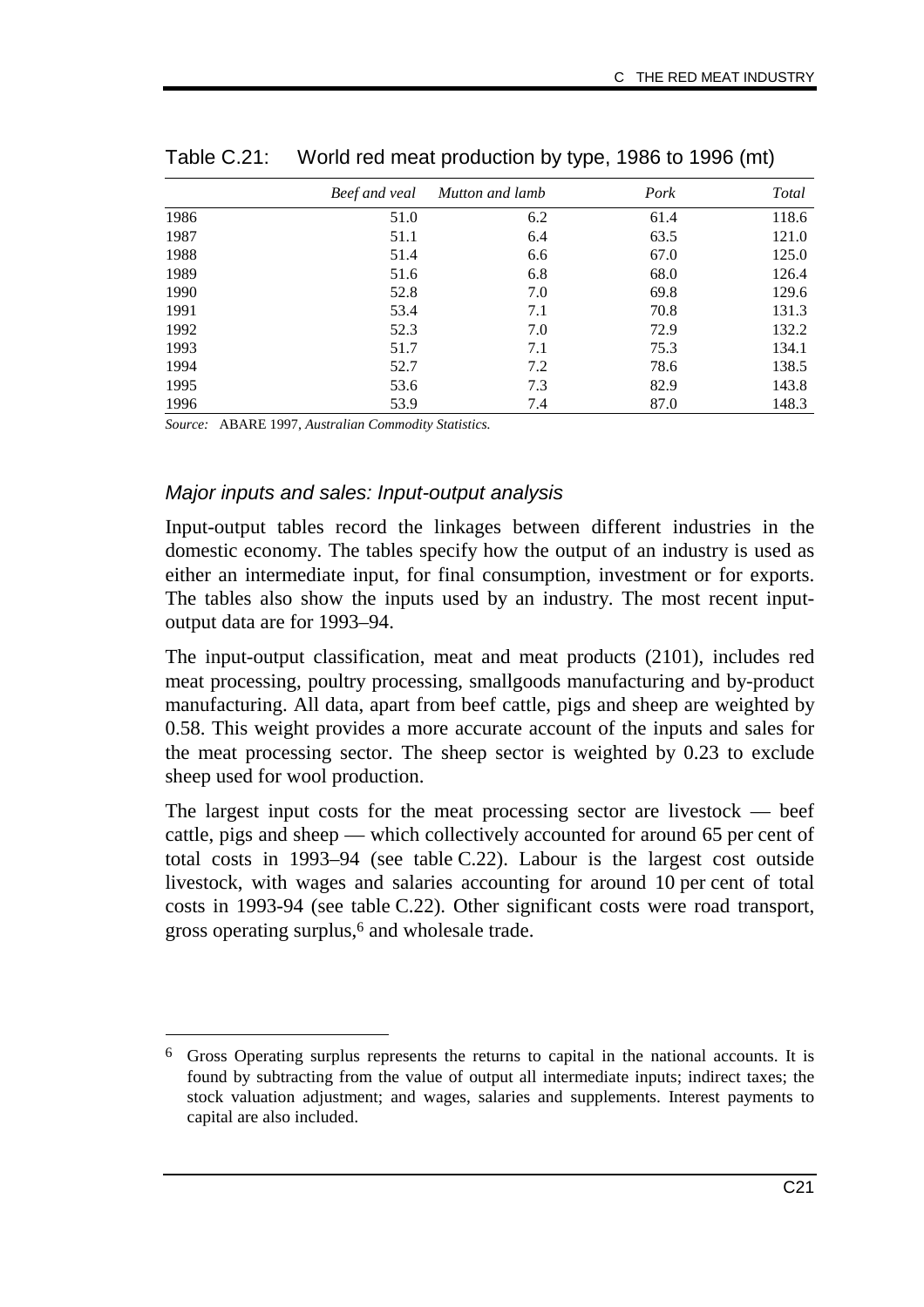Table C.21: World red meat production by type, 1986 to 1996 (mt)

| | *Beef and veal* | *Mutton and lamb* | *Pork* | *Total* |
|---|---|---|---|---|
| 1986 | 51.0 | 6.2 | 61.4 | 118.6 |
| 1987 | 51.1 | 6.4 | 63.5 | 121.0 |
| 1988 | 51.4 | 6.6 | 67.0 | 125.0 |
| 1989 | 51.6 | 6.8 | 68.0 | 126.4 |
| 1990 | 52.8 | 7.0 | 69.8 | 129.6 |
| 1991 | 53.4 | 7.1 | 70.8 | 131.3 |
| 1992 | 52.3 | 7.0 | 72.9 | 132.2 |
| 1993 | 51.7 | 7.1 | 75.3 | 134.1 |
| 1994 | 52.7 | 7.2 | 78.6 | 138.5 |
| 1995 | 53.6 | 7.3 | 82.9 | 143.8 |
| 1996 | 53.9 | 7.4 | 87.0 | 148.3 |

*Source:* ABARE 1997, *Australian Commodity Statistics.*

### *Major inputs and sales: Input-output analysis*

Input-output tables record the linkages between different industries in the domestic economy. The tables specify how the output of an industry is used as either an intermediate input, for final consumption, investment or for exports. The tables also show the inputs used by an industry. The most recent input-output data are for 1993–94.

The input-output classification, meat and meat products (2101), includes red meat processing, poultry processing, smallgoods manufacturing and by-product manufacturing. All data, apart from beef cattle, pigs and sheep are weighted by 0.58. This weight provides a more accurate account of the inputs and sales for the meat processing sector. The sheep sector is weighted by 0.23 to exclude sheep used for wool production.

The largest input costs for the meat processing sector are livestock — beef cattle, pigs and sheep — which collectively accounted for around 65 per cent of total costs in 1993–94 (see table C.22). Labour is the largest cost outside livestock, with wages and salaries accounting for around 10 per cent of total costs in 1993-94 (see table C.22). Other significant costs were road transport, gross operating surplus,[6] and wholesale trade.

---

[6] Gross Operating surplus represents the returns to capital in the national accounts. It is found by subtracting from the value of output all intermediate inputs; indirect taxes; the stock valuation adjustment; and wages, salaries and supplements. Interest payments to capital are also included.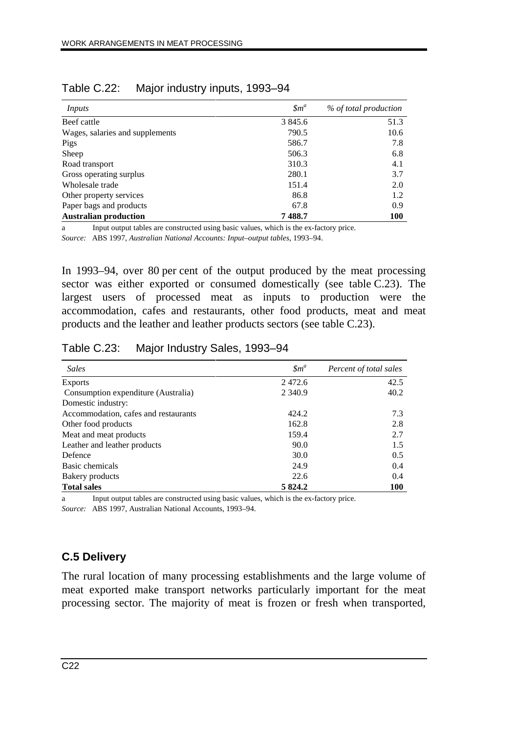Table C.22: Major industry inputs, 1993–94

| *Inputs* | *$m[a]* | *% of total production* |
|---|---|---|
| Beef cattle | 3 845.6 | 51.3 |
| Wages, salaries and supplements | 790.5 | 10.6 |
| Pigs | 586.7 | 7.8 |
| Sheep | 506.3 | 6.8 |
| Road transport | 310.3 | 4.1 |
| Gross operating surplus | 280.1 | 3.7 |
| Wholesale trade | 151.4 | 2.0 |
| Other property services | 86.8 | 1.2 |
| Paper bags and products | 67.8 | 0.9 |
| **Australian production** | **7 488.7** | **100** |

a Input output tables are constructed using basic values, which is the ex-factory price.

*Source:* ABS 1997, *Australian National Accounts: Input–output tables*, 1993–94.

In 1993–94, over 80 per cent of the output produced by the meat processing sector was either exported or consumed domestically (see table C.23). The largest users of processed meat as inputs to production were the accommodation, cafes and restaurants, other food products, meat and meat products and the leather and leather products sectors (see table C.23).

Table C.23: Major Industry Sales, 1993–94

| *Sales* | *$m[a]* | *Percent of total sales* |
|---|---|---|
| Exports | 2 472.6 | 42.5 |
| Consumption expenditure (Australia) | 2 340.9 | 40.2 |
| Domestic industry: | | |
| Accommodation, cafes and restaurants | 424.2 | 7.3 |
| Other food products | 162.8 | 2.8 |
| Meat and meat products | 159.4 | 2.7 |
| Leather and leather products | 90.0 | 1.5 |
| Defence | 30.0 | 0.5 |
| Basic chemicals | 24.9 | 0.4 |
| Bakery products | 22.6 | 0.4 |
| **Total sales** | **5 824.2** | **100** |

a Input output tables are constructed using basic values, which is the ex-factory price.

*Source:* ABS 1997, Australian National Accounts, 1993–94.

## C.5 Delivery

The rural location of many processing establishments and the large volume of meat exported make transport networks particularly important for the meat processing sector. The majority of meat is frozen or fresh when transported,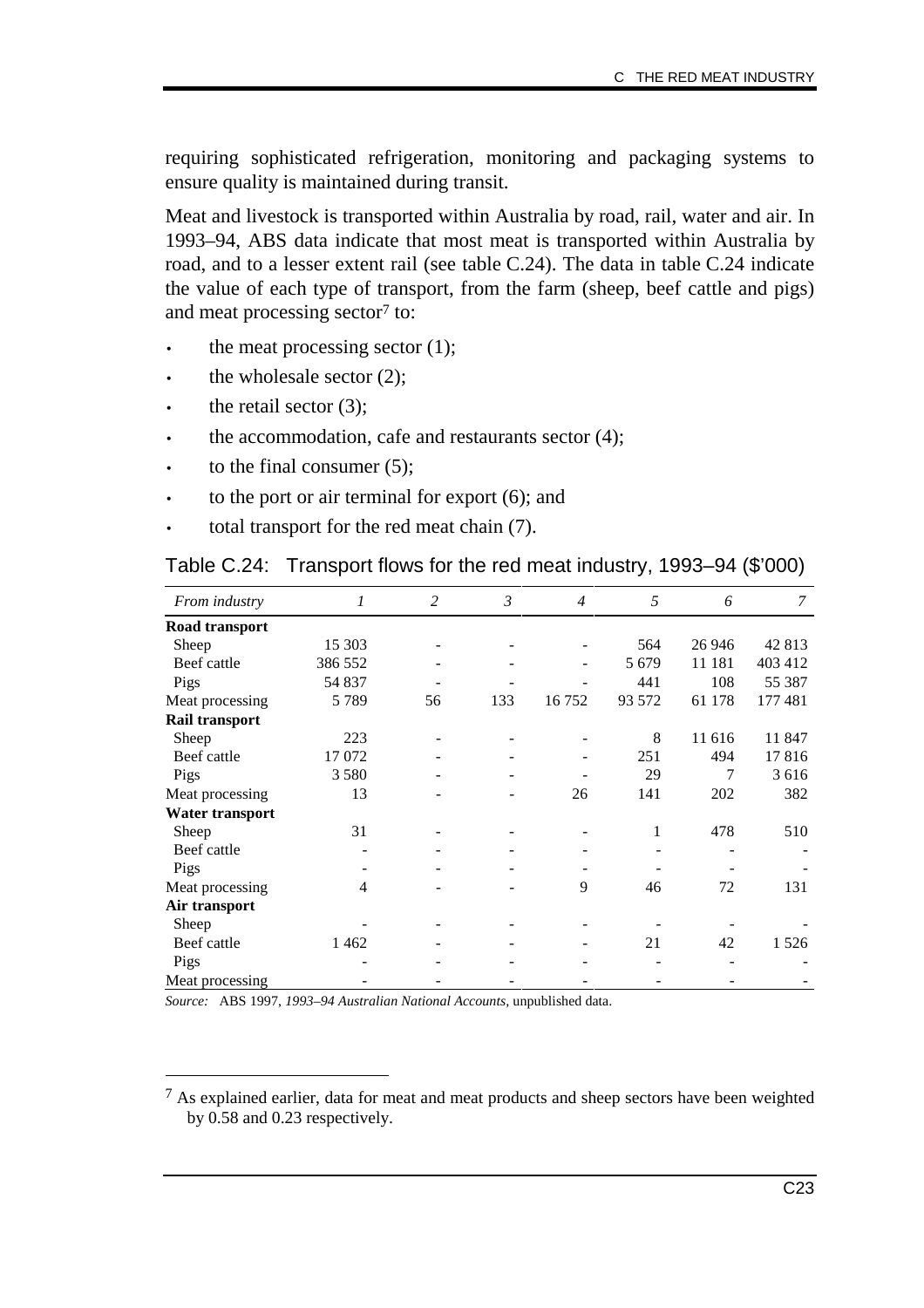requiring sophisticated refrigeration, monitoring and packaging systems to ensure quality is maintained during transit.

Meat and livestock is transported within Australia by road, rail, water and air. In 1993–94, ABS data indicate that most meat is transported within Australia by road, and to a lesser extent rail (see table C.24). The data in table C.24 indicate the value of each type of transport, from the farm (sheep, beef cattle and pigs) and meat processing sector[7] to:

- the meat processing sector (1);
- the wholesale sector (2);
- the retail sector (3);
- the accommodation, cafe and restaurants sector (4);
- to the final consumer (5);
- to the port or air terminal for export (6); and
- total transport for the red meat chain (7).

Table C.24: Transport flows for the red meat industry, 1993–94 ($'000)

| *From industry* | *1* | *2* | *3* | *4* | *5* | *6* | *7* |
|---|---|---|---|---|---|---|---|
| **Road transport** | | | | | | | |
| Sheep | 15 303 | - | - | - | 564 | 26 946 | 42 813 |
| Beef cattle | 386 552 | - | - | - | 5 679 | 11 181 | 403 412 |
| Pigs | 54 837 | - | - | - | 441 | 108 | 55 387 |
| Meat processing | 5 789 | 56 | 133 | 16 752 | 93 572 | 61 178 | 177 481 |
| **Rail transport** | | | | | | | |
| Sheep | 223 | - | - | - | 8 | 11 616 | 11 847 |
| Beef cattle | 17 072 | - | - | - | 251 | 494 | 17 816 |
| Pigs | 3 580 | - | - | - | 29 | 7 | 3 616 |
| Meat processing | 13 | - | - | 26 | 141 | 202 | 382 |
| **Water transport** | | | | | | | |
| Sheep | 31 | - | - | - | 1 | 478 | 510 |
| Beef cattle | - | - | - | - | - | - | - |
| Pigs | - | - | - | - | - | - | - |
| Meat processing | 4 | - | - | 9 | 46 | 72 | 131 |
| **Air transport** | | | | | | | |
| Sheep | - | - | - | - | - | - | - |
| Beef cattle | 1 462 | - | - | - | 21 | 42 | 1 526 |
| Pigs | - | - | - | - | - | - | - |
| Meat processing | - | - | - | - | - | - | - |

*Source:* ABS 1997, *1993–94 Australian National Accounts*, unpublished data.

[7] As explained earlier, data for meat and meat products and sheep sectors have been weighted by 0.58 and 0.23 respectively.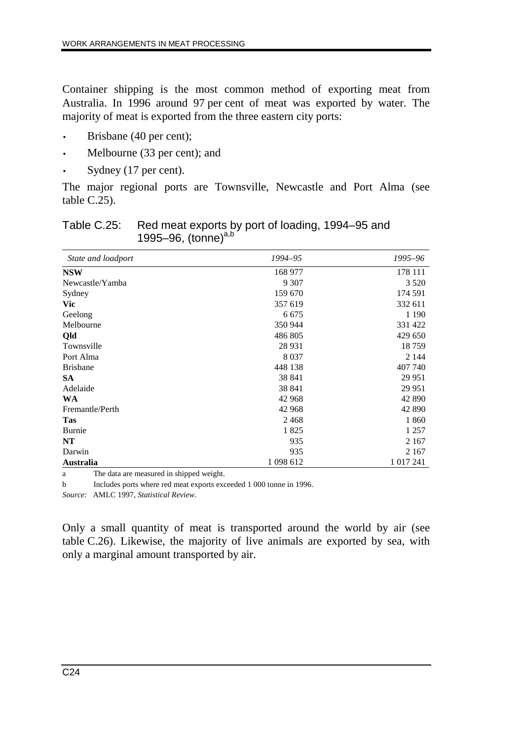Container shipping is the most common method of exporting meat from Australia. In 1996 around 97 per cent of meat was exported by water. The majority of meat is exported from the three eastern city ports:

- Brisbane (40 per cent);
- Melbourne (33 per cent); and
- Sydney (17 per cent).

The major regional ports are Townsville, Newcastle and Port Alma (see table C.25).

Table C.25: Red meat exports by port of loading, 1994–95 and 1995–96, (tonne)[a,b]

| *State and loadport* | *1994–95* | *1995–96* |
|---|---|---|
| **NSW** | 168 977 | 178 111 |
| Newcastle/Yamba | 9 307 | 3 520 |
| Sydney | 159 670 | 174 591 |
| **Vic** | 357 619 | 332 611 |
| Geelong | 6 675 | 1 190 |
| Melbourne | 350 944 | 331 422 |
| **Qld** | 486 805 | 429 650 |
| Townsville | 28 931 | 18 759 |
| Port Alma | 8 037 | 2 144 |
| Brisbane | 448 138 | 407 740 |
| **SA** | 38 841 | 29 951 |
| Adelaide | 38 841 | 29 951 |
| **WA** | 42 968 | 42 890 |
| Fremantle/Perth | 42 968 | 42 890 |
| **Tas** | 2 468 | 1 860 |
| Burnie | 1 825 | 1 257 |
| **NT** | 935 | 2 167 |
| Darwin | 935 | 2 167 |
| **Australia** | 1 098 612 | 1 017 241 |

a The data are measured in shipped weight.

b Includes ports where red meat exports exceeded 1 000 tonne in 1996.

*Source:* AMLC 1997, *Statistical Review*.

Only a small quantity of meat is transported around the world by air (see table C.26). Likewise, the majority of live animals are exported by sea, with only a marginal amount transported by air.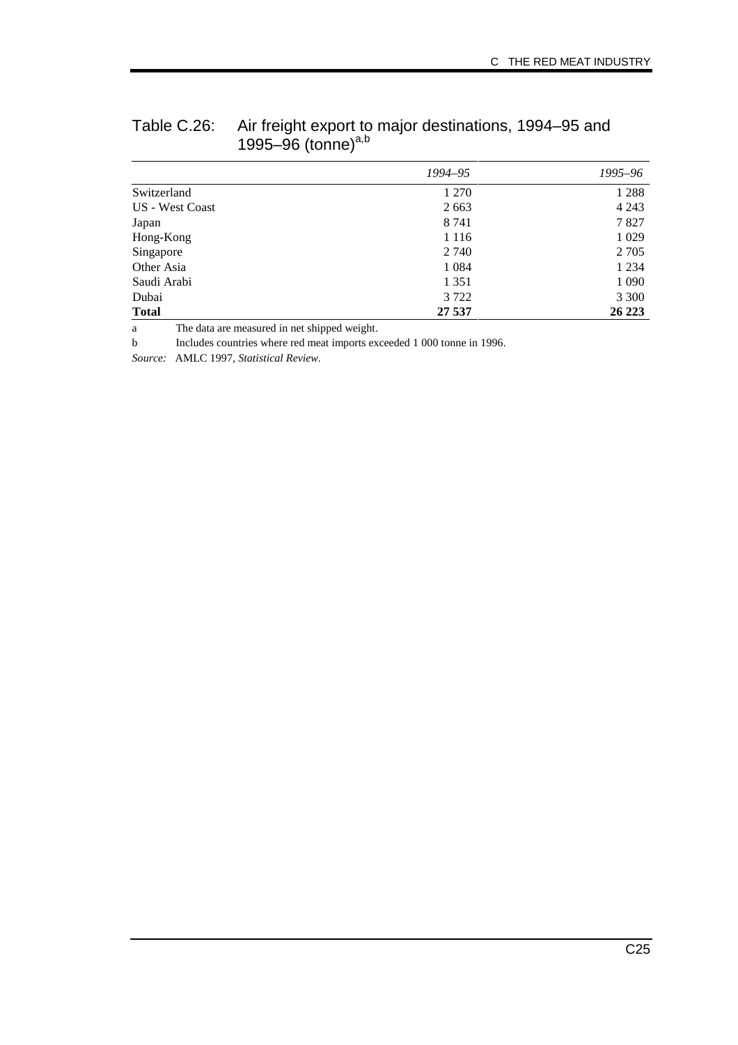Table C.26: Air freight export to major destinations, 1994–95 and 1995–96 (tonne)[a,b]

| | *1994–95* | *1995–96* |
|---|---|---|
| Switzerland | 1 270 | 1 288 |
| US - West Coast | 2 663 | 4 243 |
| Japan | 8 741 | 7 827 |
| Hong-Kong | 1 116 | 1 029 |
| Singapore | 2 740 | 2 705 |
| Other Asia | 1 084 | 1 234 |
| Saudi Arabi | 1 351 | 1 090 |
| Dubai | 3 722 | 3 300 |
| **Total** | **27 537** | **26 223** |

a The data are measured in net shipped weight.

b Includes countries where red meat imports exceeded 1 000 tonne in 1996.

*Source:* AMLC 1997, *Statistical Review*.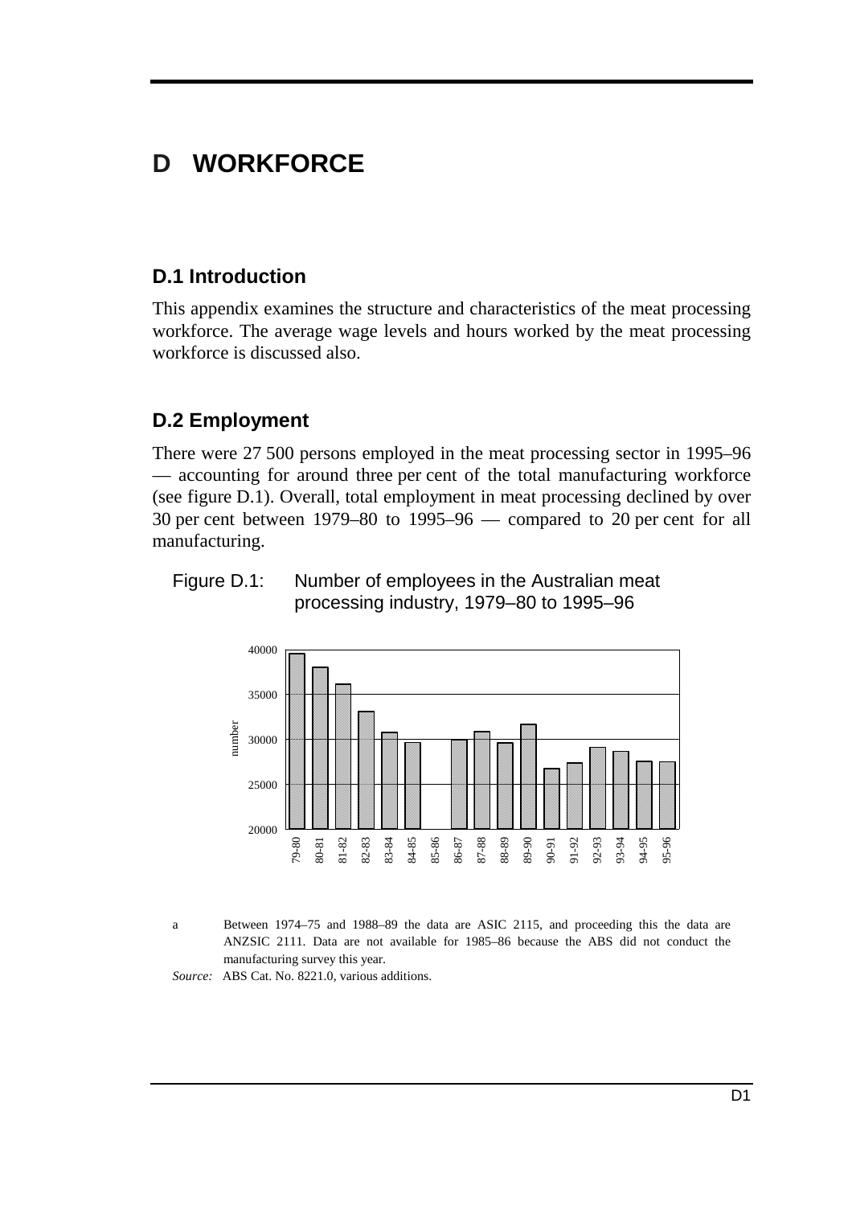# D WORKFORCE

## D.1 Introduction

This appendix examines the structure and characteristics of the meat processing workforce. The average wage levels and hours worked by the meat processing workforce is discussed also.

## D.2 Employment

There were 27 500 persons employed in the meat processing sector in 1995–96 — accounting for around three per cent of the total manufacturing workforce (see figure D.1). Overall, total employment in meat processing declined by over 30 per cent between 1979–80 to 1995–96 — compared to 20 per cent for all manufacturing.

Figure D.1: Number of employees in the Australian meat processing industry, 1979–80 to 1995–96

a Between 1974–75 and 1988–89 the data are ASIC 2115, and proceeding this the data are ANZSIC 2111. Data are not available for 1985–86 because the ABS did not conduct the manufacturing survey this year.

*Source:* ABS Cat. No. 8221.0, various additions.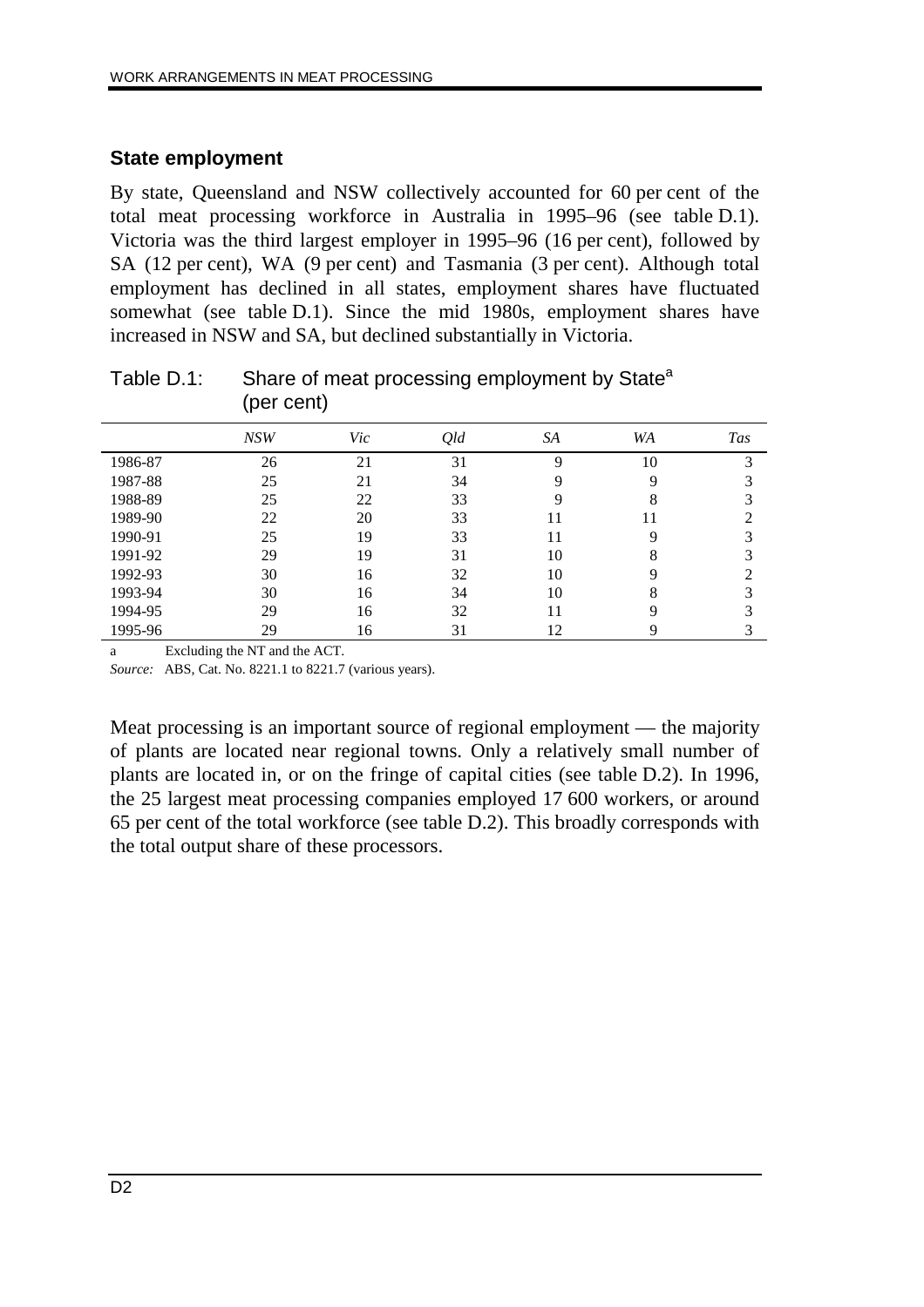## State employment

By state, Queensland and NSW collectively accounted for 60 per cent of the total meat processing workforce in Australia in 1995–96 (see table D.1). Victoria was the third largest employer in 1995–96 (16 per cent), followed by SA (12 per cent), WA (9 per cent) and Tasmania (3 per cent). Although total employment has declined in all states, employment shares have fluctuated somewhat (see table D.1). Since the mid 1980s, employment shares have increased in NSW and SA, but declined substantially in Victoria.

Table D.1: Share of meat processing employment by State[a] (per cent)

| | *NSW* | *Vic* | *Qld* | *SA* | *WA* | *Tas* |
|---|---|---|---|---|---|---|
| 1986-87 | 26 | 21 | 31 | 9 | 10 | 3 |
| 1987-88 | 25 | 21 | 34 | 9 | 9 | 3 |
| 1988-89 | 25 | 22 | 33 | 9 | 8 | 3 |
| 1989-90 | 22 | 20 | 33 | 11 | 11 | 2 |
| 1990-91 | 25 | 19 | 33 | 11 | 9 | 3 |
| 1991-92 | 29 | 19 | 31 | 10 | 8 | 3 |
| 1992-93 | 30 | 16 | 32 | 10 | 9 | 2 |
| 1993-94 | 30 | 16 | 34 | 10 | 8 | 3 |
| 1994-95 | 29 | 16 | 32 | 11 | 9 | 3 |
| 1995-96 | 29 | 16 | 31 | 12 | 9 | 3 |

a Excluding the NT and the ACT.

*Source:* ABS, Cat. No. 8221.1 to 8221.7 (various years).

Meat processing is an important source of regional employment — the majority of plants are located near regional towns. Only a relatively small number of plants are located in, or on the fringe of capital cities (see table D.2). In 1996, the 25 largest meat processing companies employed 17 600 workers, or around 65 per cent of the total workforce (see table D.2). This broadly corresponds with the total output share of these processors.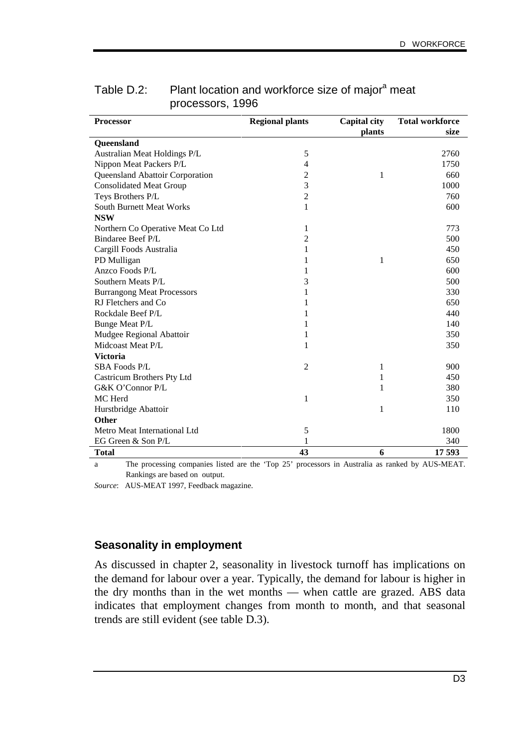Table D.2: Plant location and workforce size of major[a] meat processors, 1996

| Processor | Regional plants | Capital city plants | Total workforce size |
|---|---|---|---|
| **Queensland** | | | |
| Australian Meat Holdings P/L | 5 | | 2760 |
| Nippon Meat Packers P/L | 4 | | 1750 |
| Queensland Abattoir Corporation | 2 | 1 | 660 |
| Consolidated Meat Group | 3 | | 1000 |
| Teys Brothers P/L | 2 | | 760 |
| South Burnett Meat Works | 1 | | 600 |
| **NSW** | | | |
| Northern Co Operative Meat Co Ltd | 1 | | 773 |
| Bindaree Beef P/L | 2 | | 500 |
| Cargill Foods Australia | 1 | | 450 |
| PD Mulligan | 1 | 1 | 650 |
| Anzco Foods P/L | 1 | | 600 |
| Southern Meats P/L | 3 | | 500 |
| Burrangong Meat Processors | 1 | | 330 |
| RJ Fletchers and Co | 1 | | 650 |
| Rockdale Beef P/L | 1 | | 440 |
| Bunge Meat P/L | 1 | | 140 |
| Mudgee Regional Abattoir | 1 | | 350 |
| Midcoast Meat P/L | 1 | | 350 |
| **Victoria** | | | |
| SBA Foods P/L | 2 | 1 | 900 |
| Castricum Brothers Pty Ltd | | 1 | 450 |
| G&K O'Connor P/L | | 1 | 380 |
| MC Herd | 1 | | 350 |
| Hurstbridge Abattoir | | 1 | 110 |
| **Other** | | | |
| Metro Meat International Ltd | 5 | | 1800 |
| EG Green & Son P/L | 1 | | 340 |
| **Total** | **43** | **6** | **17 593** |

a The processing companies listed are the 'Top 25' processors in Australia as ranked by AUS-MEAT. Rankings are based on output.

*Source*: AUS-MEAT 1997, Feedback magazine.

### Seasonality in employment

As discussed in chapter 2, seasonality in livestock turnoff has implications on the demand for labour over a year. Typically, the demand for labour is higher in the dry months than in the wet months — when cattle are grazed. ABS data indicates that employment changes from month to month, and that seasonal trends are still evident (see table D.3).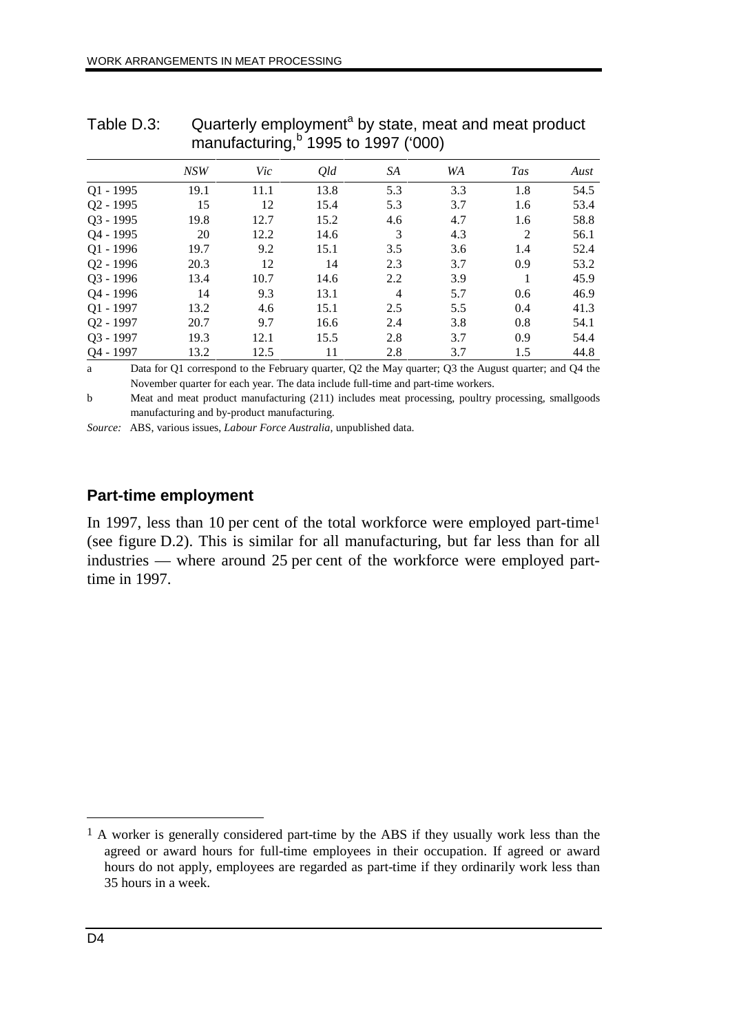Table D.3: Quarterly employment[a] by state, meat and meat product manufacturing,[b] 1995 to 1997 ('000)

| | *NSW* | *Vic* | *Qld* | *SA* | *WA* | *Tas* | *Aust* |
|---|---|---|---|---|---|---|---|
| Q1 - 1995 | 19.1 | 11.1 | 13.8 | 5.3 | 3.3 | 1.8 | 54.5 |
| Q2 - 1995 | 15 | 12 | 15.4 | 5.3 | 3.7 | 1.6 | 53.4 |
| Q3 - 1995 | 19.8 | 12.7 | 15.2 | 4.6 | 4.7 | 1.6 | 58.8 |
| Q4 - 1995 | 20 | 12.2 | 14.6 | 3 | 4.3 | 2 | 56.1 |
| Q1 - 1996 | 19.7 | 9.2 | 15.1 | 3.5 | 3.6 | 1.4 | 52.4 |
| Q2 - 1996 | 20.3 | 12 | 14 | 2.3 | 3.7 | 0.9 | 53.2 |
| Q3 - 1996 | 13.4 | 10.7 | 14.6 | 2.2 | 3.9 | 1 | 45.9 |
| Q4 - 1996 | 14 | 9.3 | 13.1 | 4 | 5.7 | 0.6 | 46.9 |
| Q1 - 1997 | 13.2 | 4.6 | 15.1 | 2.5 | 5.5 | 0.4 | 41.3 |
| Q2 - 1997 | 20.7 | 9.7 | 16.6 | 2.4 | 3.8 | 0.8 | 54.1 |
| Q3 - 1997 | 19.3 | 12.1 | 15.5 | 2.8 | 3.7 | 0.9 | 54.4 |
| Q4 - 1997 | 13.2 | 12.5 | 11 | 2.8 | 3.7 | 1.5 | 44.8 |

a Data for Q1 correspond to the February quarter, Q2 the May quarter; Q3 the August quarter; and Q4 the November quarter for each year. The data include full-time and part-time workers.

b Meat and meat product manufacturing (211) includes meat processing, poultry processing, smallgoods manufacturing and by-product manufacturing.

*Source:* ABS, various issues, *Labour Force Australia*, unpublished data.

## Part-time employment

In 1997, less than 10 per cent of the total workforce were employed part-time[1] (see figure D.2). This is similar for all manufacturing, but far less than for all industries — where around 25 per cent of the workforce were employed part-time in 1997.

[1] A worker is generally considered part-time by the ABS if they usually work less than the agreed or award hours for full-time employees in their occupation. If agreed or award hours do not apply, employees are regarded as part-time if they ordinarily work less than 35 hours in a week.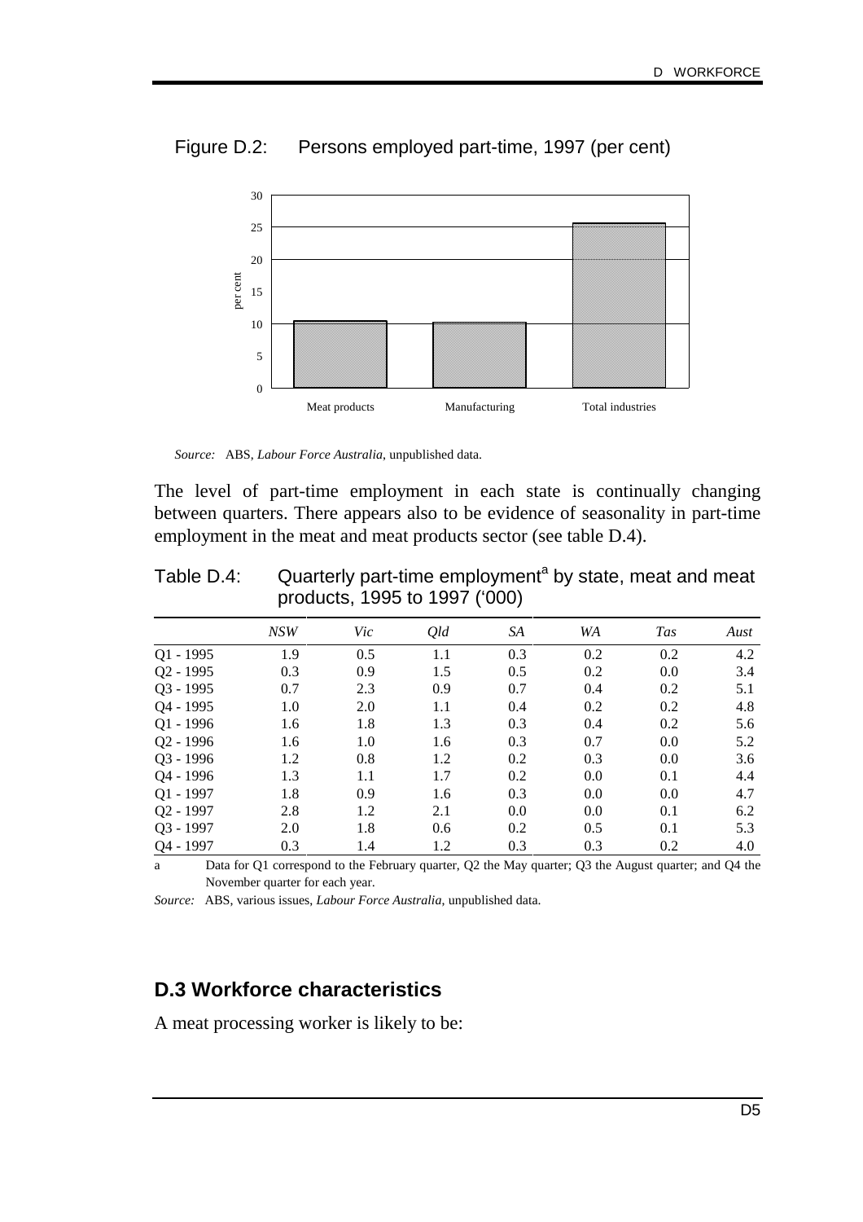Figure D.2: Persons employed part-time, 1997 (per cent)

*Source:* ABS, *Labour Force Australia*, unpublished data.

The level of part-time employment in each state is continually changing between quarters. There appears also to be evidence of seasonality in part-time employment in the meat and meat products sector (see table D.4).

Table D.4: Quarterly part-time employment[a] by state, meat and meat products, 1995 to 1997 ('000)

| | *NSW* | *Vic* | *Qld* | *SA* | *WA* | *Tas* | *Aust* |
|---|---|---|---|---|---|---|---|
| Q1 - 1995 | 1.9 | 0.5 | 1.1 | 0.3 | 0.2 | 0.2 | 4.2 |
| Q2 - 1995 | 0.3 | 0.9 | 1.5 | 0.5 | 0.2 | 0.0 | 3.4 |
| Q3 - 1995 | 0.7 | 2.3 | 0.9 | 0.7 | 0.4 | 0.2 | 5.1 |
| Q4 - 1995 | 1.0 | 2.0 | 1.1 | 0.4 | 0.2 | 0.2 | 4.8 |
| Q1 - 1996 | 1.6 | 1.8 | 1.3 | 0.3 | 0.4 | 0.2 | 5.6 |
| Q2 - 1996 | 1.6 | 1.0 | 1.6 | 0.3 | 0.7 | 0.0 | 5.2 |
| Q3 - 1996 | 1.2 | 0.8 | 1.2 | 0.2 | 0.3 | 0.0 | 3.6 |
| Q4 - 1996 | 1.3 | 1.1 | 1.7 | 0.2 | 0.0 | 0.1 | 4.4 |
| Q1 - 1997 | 1.8 | 0.9 | 1.6 | 0.3 | 0.0 | 0.0 | 4.7 |
| Q2 - 1997 | 2.8 | 1.2 | 2.1 | 0.0 | 0.0 | 0.1 | 6.2 |
| Q3 - 1997 | 2.0 | 1.8 | 0.6 | 0.2 | 0.5 | 0.1 | 5.3 |
| Q4 - 1997 | 0.3 | 1.4 | 1.2 | 0.3 | 0.3 | 0.2 | 4.0 |

a Data for Q1 correspond to the February quarter, Q2 the May quarter; Q3 the August quarter; and Q4 the November quarter for each year.

*Source:* ABS, various issues, *Labour Force Australia*, unpublished data.

## D.3 Workforce characteristics

A meat processing worker is likely to be: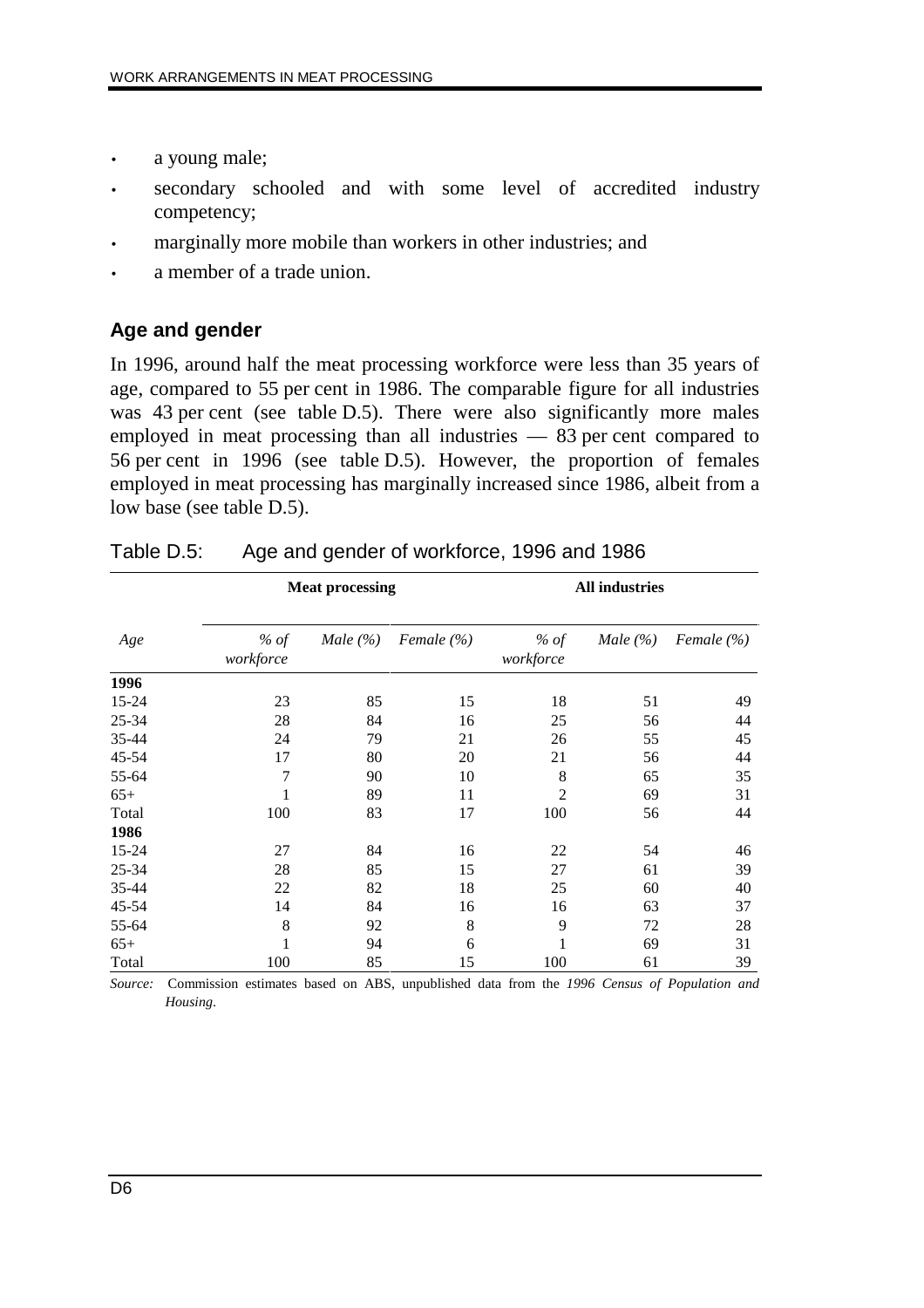- a young male;
- secondary schooled and with some level of accredited industry competency;
- marginally more mobile than workers in other industries; and
- a member of a trade union.

### Age and gender

In 1996, around half the meat processing workforce were less than 35 years of age, compared to 55 per cent in 1986. The comparable figure for all industries was 43 per cent (see table D.5). There were also significantly more males employed in meat processing than all industries — 83 per cent compared to 56 per cent in 1996 (see table D.5). However, the proportion of females employed in meat processing has marginally increased since 1986, albeit from a low base (see table D.5).

Table D.5: Age and gender of workforce, 1996 and 1986

| | Meat processing | | | All industries | | |
|---|---|---|---|---|---|---|
| *Age* | *% of workforce* | *Male (%)* | *Female (%)* | *% of workforce* | *Male (%)* | *Female (%)* |
| **1996** | | | | | | |
| 15-24 | 23 | 85 | 15 | 18 | 51 | 49 |
| 25-34 | 28 | 84 | 16 | 25 | 56 | 44 |
| 35-44 | 24 | 79 | 21 | 26 | 55 | 45 |
| 45-54 | 17 | 80 | 20 | 21 | 56 | 44 |
| 55-64 | 7 | 90 | 10 | 8 | 65 | 35 |
| 65+ | 1 | 89 | 11 | 2 | 69 | 31 |
| Total | 100 | 83 | 17 | 100 | 56 | 44 |
| **1986** | | | | | | |
| 15-24 | 27 | 84 | 16 | 22 | 54 | 46 |
| 25-34 | 28 | 85 | 15 | 27 | 61 | 39 |
| 35-44 | 22 | 82 | 18 | 25 | 60 | 40 |
| 45-54 | 14 | 84 | 16 | 16 | 63 | 37 |
| 55-64 | 8 | 92 | 8 | 9 | 72 | 28 |
| 65+ | 1 | 94 | 6 | 1 | 69 | 31 |
| Total | 100 | 85 | 15 | 100 | 61 | 39 |

*Source:* Commission estimates based on ABS, unpublished data from the *1996 Census of Population and Housing*.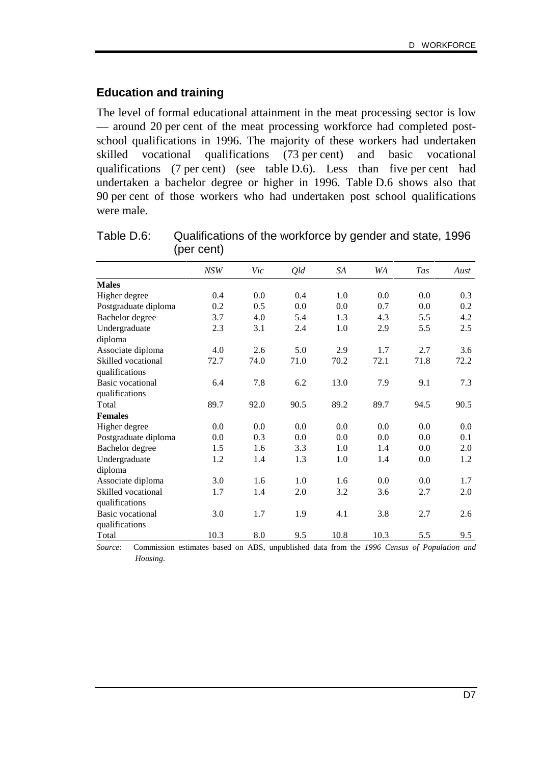## Education and training

The level of formal educational attainment in the meat processing sector is low — around 20 per cent of the meat processing workforce had completed post-school qualifications in 1996. The majority of these workers had undertaken skilled vocational qualifications (73 per cent) and basic vocational qualifications (7 per cent) (see table D.6). Less than five per cent had undertaken a bachelor degree or higher in 1996. Table D.6 shows also that 90 per cent of those workers who had undertaken post school qualifications were male.

Table D.6: Qualifications of the workforce by gender and state, 1996 (per cent)

| | *NSW* | *Vic* | *Qld* | *SA* | *WA* | *Tas* | *Aust* |
|---|---|---|---|---|---|---|---|
| **Males** | | | | | | | |
| Higher degree | 0.4 | 0.0 | 0.4 | 1.0 | 0.0 | 0.0 | 0.3 |
| Postgraduate diploma | 0.2 | 0.5 | 0.0 | 0.0 | 0.7 | 0.0 | 0.2 |
| Bachelor degree | 3.7 | 4.0 | 5.4 | 1.3 | 4.3 | 5.5 | 4.2 |
| Undergraduate diploma | 2.3 | 3.1 | 2.4 | 1.0 | 2.9 | 5.5 | 2.5 |
| Associate diploma | 4.0 | 2.6 | 5.0 | 2.9 | 1.7 | 2.7 | 3.6 |
| Skilled vocational qualifications | 72.7 | 74.0 | 71.0 | 70.2 | 72.1 | 71.8 | 72.2 |
| Basic vocational qualifications | 6.4 | 7.8 | 6.2 | 13.0 | 7.9 | 9.1 | 7.3 |
| Total | 89.7 | 92.0 | 90.5 | 89.2 | 89.7 | 94.5 | 90.5 |
| **Females** | | | | | | | |
| Higher degree | 0.0 | 0.0 | 0.0 | 0.0 | 0.0 | 0.0 | 0.0 |
| Postgraduate diploma | 0.0 | 0.3 | 0.0 | 0.0 | 0.0 | 0.0 | 0.1 |
| Bachelor degree | 1.5 | 1.6 | 3.3 | 1.0 | 1.4 | 0.0 | 2.0 |
| Undergraduate diploma | 1.2 | 1.4 | 1.3 | 1.0 | 1.4 | 0.0 | 1.2 |
| Associate diploma | 3.0 | 1.6 | 1.0 | 1.6 | 0.0 | 0.0 | 1.7 |
| Skilled vocational qualifications | 1.7 | 1.4 | 2.0 | 3.2 | 3.6 | 2.7 | 2.0 |
| Basic vocational qualifications | 3.0 | 1.7 | 1.9 | 4.1 | 3.8 | 2.7 | 2.6 |
| Total | 10.3 | 8.0 | 9.5 | 10.8 | 10.3 | 5.5 | 9.5 |

*Source:* Commission estimates based on ABS, unpublished data from the *1996 Census of Population and Housing*.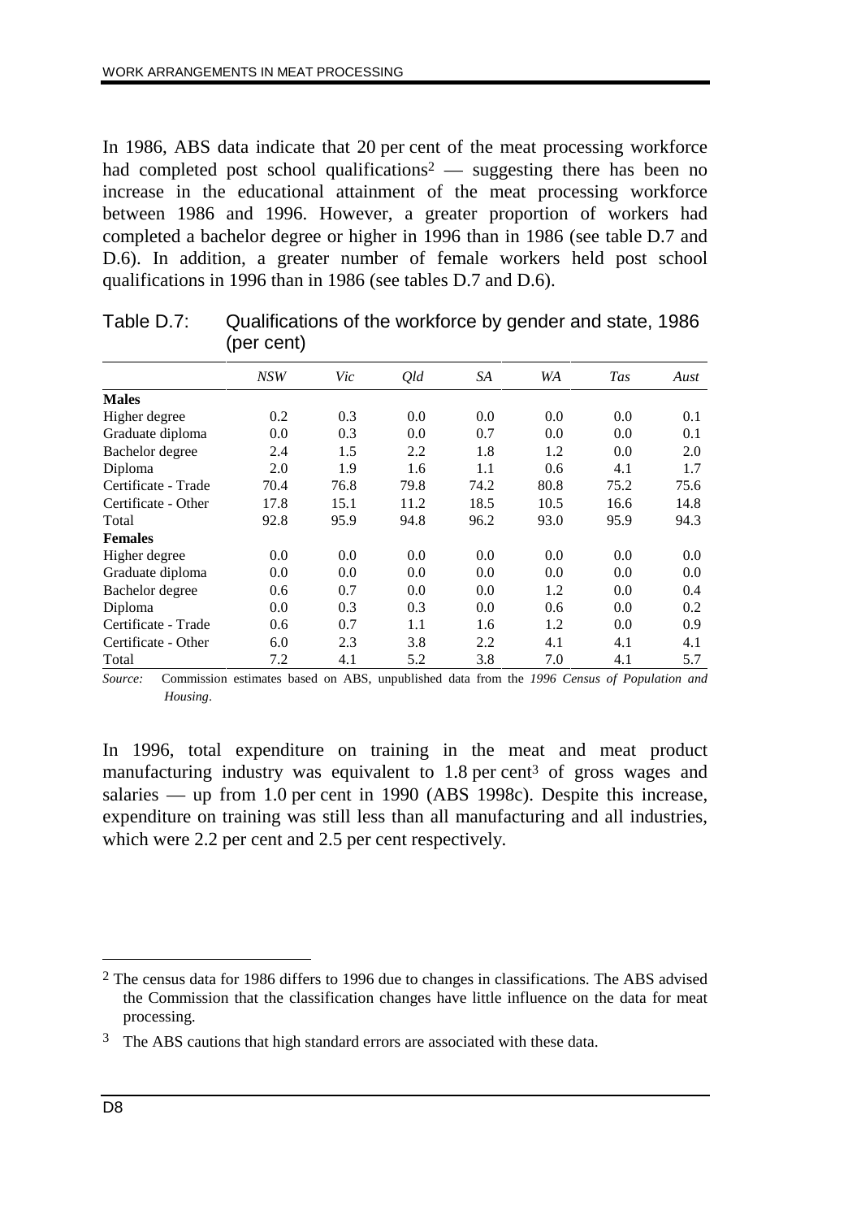In 1986, ABS data indicate that 20 per cent of the meat processing workforce had completed post school qualifications[2] — suggesting there has been no increase in the educational attainment of the meat processing workforce between 1986 and 1996. However, a greater proportion of workers had completed a bachelor degree or higher in 1996 than in 1986 (see table D.7 and D.6). In addition, a greater number of female workers held post school qualifications in 1996 than in 1986 (see tables D.7 and D.6).

Table D.7: Qualifications of the workforce by gender and state, 1986 (per cent)

| | *NSW* | *Vic* | *Qld* | *SA* | *WA* | *Tas* | *Aust* |
|---|---|---|---|---|---|---|---|
| **Males** | | | | | | | |
| Higher degree | 0.2 | 0.3 | 0.0 | 0.0 | 0.0 | 0.0 | 0.1 |
| Graduate diploma | 0.0 | 0.3 | 0.0 | 0.7 | 0.0 | 0.0 | 0.1 |
| Bachelor degree | 2.4 | 1.5 | 2.2 | 1.8 | 1.2 | 0.0 | 2.0 |
| Diploma | 2.0 | 1.9 | 1.6 | 1.1 | 0.6 | 4.1 | 1.7 |
| Certificate - Trade | 70.4 | 76.8 | 79.8 | 74.2 | 80.8 | 75.2 | 75.6 |
| Certificate - Other | 17.8 | 15.1 | 11.2 | 18.5 | 10.5 | 16.6 | 14.8 |
| Total | 92.8 | 95.9 | 94.8 | 96.2 | 93.0 | 95.9 | 94.3 |
| **Females** | | | | | | | |
| Higher degree | 0.0 | 0.0 | 0.0 | 0.0 | 0.0 | 0.0 | 0.0 |
| Graduate diploma | 0.0 | 0.0 | 0.0 | 0.0 | 0.0 | 0.0 | 0.0 |
| Bachelor degree | 0.6 | 0.7 | 0.0 | 0.0 | 1.2 | 0.0 | 0.4 |
| Diploma | 0.0 | 0.3 | 0.3 | 0.0 | 0.6 | 0.0 | 0.2 |
| Certificate - Trade | 0.6 | 0.7 | 1.1 | 1.6 | 1.2 | 0.0 | 0.9 |
| Certificate - Other | 6.0 | 2.3 | 3.8 | 2.2 | 4.1 | 4.1 | 4.1 |
| Total | 7.2 | 4.1 | 5.2 | 3.8 | 7.0 | 4.1 | 5.7 |

*Source:* Commission estimates based on ABS, unpublished data from the *1996 Census of Population and Housing*.

In 1996, total expenditure on training in the meat and meat product manufacturing industry was equivalent to 1.8 per cent[3] of gross wages and salaries — up from 1.0 per cent in 1990 (ABS 1998c). Despite this increase, expenditure on training was still less than all manufacturing and all industries, which were 2.2 per cent and 2.5 per cent respectively.

[2] The census data for 1986 differs to 1996 due to changes in classifications. The ABS advised the Commission that the classification changes have little influence on the data for meat processing.

[3] The ABS cautions that high standard errors are associated with these data.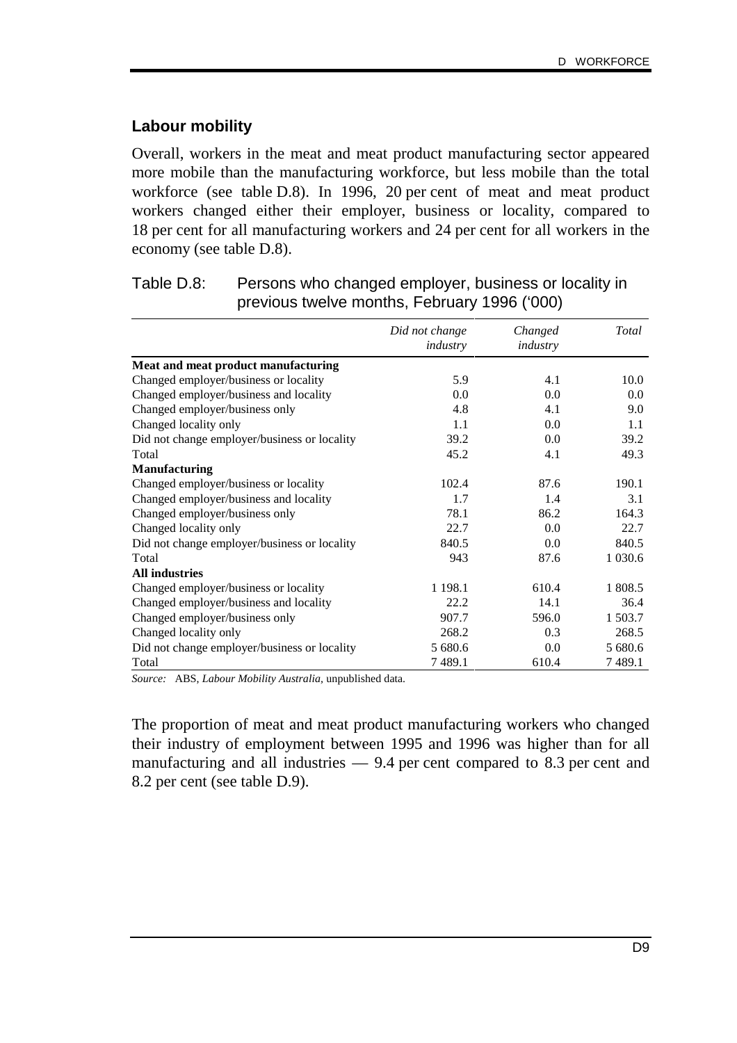## Labour mobility

Overall, workers in the meat and meat product manufacturing sector appeared more mobile than the manufacturing workforce, but less mobile than the total workforce (see table D.8). In 1996, 20 per cent of meat and meat product workers changed either their employer, business or locality, compared to 18 per cent for all manufacturing workers and 24 per cent for all workers in the economy (see table D.8).

Table D.8: Persons who changed employer, business or locality in previous twelve months, February 1996 ('000)

| | *Did not change industry* | *Changed industry* | *Total* |
|---|---|---|---|
| **Meat and meat product manufacturing** | | | |
| Changed employer/business or locality | 5.9 | 4.1 | 10.0 |
| Changed employer/business and locality | 0.0 | 0.0 | 0.0 |
| Changed employer/business only | 4.8 | 4.1 | 9.0 |
| Changed locality only | 1.1 | 0.0 | 1.1 |
| Did not change employer/business or locality | 39.2 | 0.0 | 39.2 |
| Total | 45.2 | 4.1 | 49.3 |
| **Manufacturing** | | | |
| Changed employer/business or locality | 102.4 | 87.6 | 190.1 |
| Changed employer/business and locality | 1.7 | 1.4 | 3.1 |
| Changed employer/business only | 78.1 | 86.2 | 164.3 |
| Changed locality only | 22.7 | 0.0 | 22.7 |
| Did not change employer/business or locality | 840.5 | 0.0 | 840.5 |
| Total | 943 | 87.6 | 1 030.6 |
| **All industries** | | | |
| Changed employer/business or locality | 1 198.1 | 610.4 | 1 808.5 |
| Changed employer/business and locality | 22.2 | 14.1 | 36.4 |
| Changed employer/business only | 907.7 | 596.0 | 1 503.7 |
| Changed locality only | 268.2 | 0.3 | 268.5 |
| Did not change employer/business or locality | 5 680.6 | 0.0 | 5 680.6 |
| Total | 7 489.1 | 610.4 | 7 489.1 |

*Source:* ABS, *Labour Mobility Australia*, unpublished data.

The proportion of meat and meat product manufacturing workers who changed their industry of employment between 1995 and 1996 was higher than for all manufacturing and all industries — 9.4 per cent compared to 8.3 per cent and 8.2 per cent (see table D.9).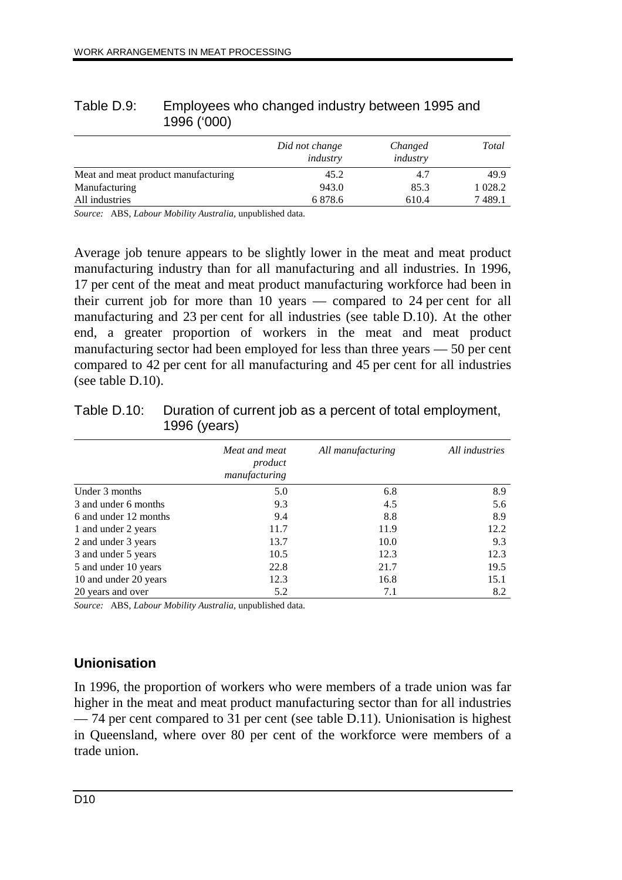Table D.9: Employees who changed industry between 1995 and 1996 ('000)

| | *Did not change industry* | *Changed industry* | *Total* |
|---|---|---|---|
| Meat and meat product manufacturing | 45.2 | 4.7 | 49.9 |
| Manufacturing | 943.0 | 85.3 | 1 028.2 |
| All industries | 6 878.6 | 610.4 | 7 489.1 |

*Source:* ABS, *Labour Mobility Australia*, unpublished data.

Average job tenure appears to be slightly lower in the meat and meat product manufacturing industry than for all manufacturing and all industries. In 1996, 17 per cent of the meat and meat product manufacturing workforce had been in their current job for more than 10 years — compared to 24 per cent for all manufacturing and 23 per cent for all industries (see table D.10). At the other end, a greater proportion of workers in the meat and meat product manufacturing sector had been employed for less than three years — 50 per cent compared to 42 per cent for all manufacturing and 45 per cent for all industries (see table D.10).

Table D.10: Duration of current job as a percent of total employment, 1996 (years)

| | *Meat and meat product manufacturing* | *All manufacturing* | *All industries* |
|---|---|---|---|
| Under 3 months | 5.0 | 6.8 | 8.9 |
| 3 and under 6 months | 9.3 | 4.5 | 5.6 |
| 6 and under 12 months | 9.4 | 8.8 | 8.9 |
| 1 and under 2 years | 11.7 | 11.9 | 12.2 |
| 2 and under 3 years | 13.7 | 10.0 | 9.3 |
| 3 and under 5 years | 10.5 | 12.3 | 12.3 |
| 5 and under 10 years | 22.8 | 21.7 | 19.5 |
| 10 and under 20 years | 12.3 | 16.8 | 15.1 |
| 20 years and over | 5.2 | 7.1 | 8.2 |

*Source:* ABS, *Labour Mobility Australia*, unpublished data.

### Unionisation

In 1996, the proportion of workers who were members of a trade union was far higher in the meat and meat product manufacturing sector than for all industries — 74 per cent compared to 31 per cent (see table D.11). Unionisation is highest in Queensland, where over 80 per cent of the workforce were members of a trade union.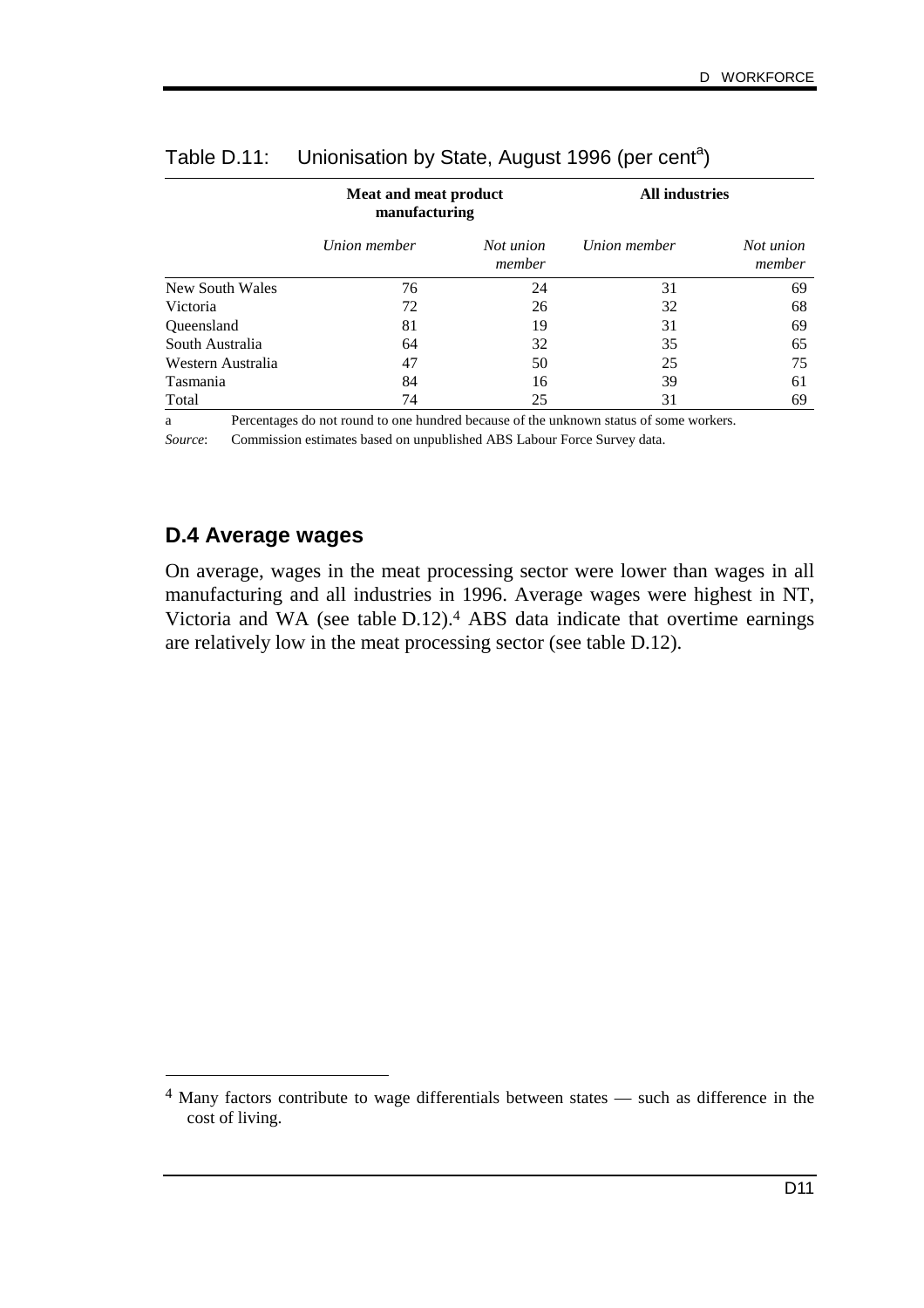Table D.11: Unionisation by State, August 1996 (per cent[a])

| | Meat and meat product manufacturing | | All industries | |
|---|---|---|---|---|
| | *Union member* | *Not union member* | *Union member* | *Not union member* |
| New South Wales | 76 | 24 | 31 | 69 |
| Victoria | 72 | 26 | 32 | 68 |
| Queensland | 81 | 19 | 31 | 69 |
| South Australia | 64 | 32 | 35 | 65 |
| Western Australia | 47 | 50 | 25 | 75 |
| Tasmania | 84 | 16 | 39 | 61 |
| Total | 74 | 25 | 31 | 69 |

a Percentages do not round to one hundred because of the unknown status of some workers.

*Source*: Commission estimates based on unpublished ABS Labour Force Survey data.

## D.4 Average wages

On average, wages in the meat processing sector were lower than wages in all manufacturing and all industries in 1996. Average wages were highest in NT, Victoria and WA (see table D.12).[4] ABS data indicate that overtime earnings are relatively low in the meat processing sector (see table D.12).

[4] Many factors contribute to wage differentials between states — such as difference in the cost of living.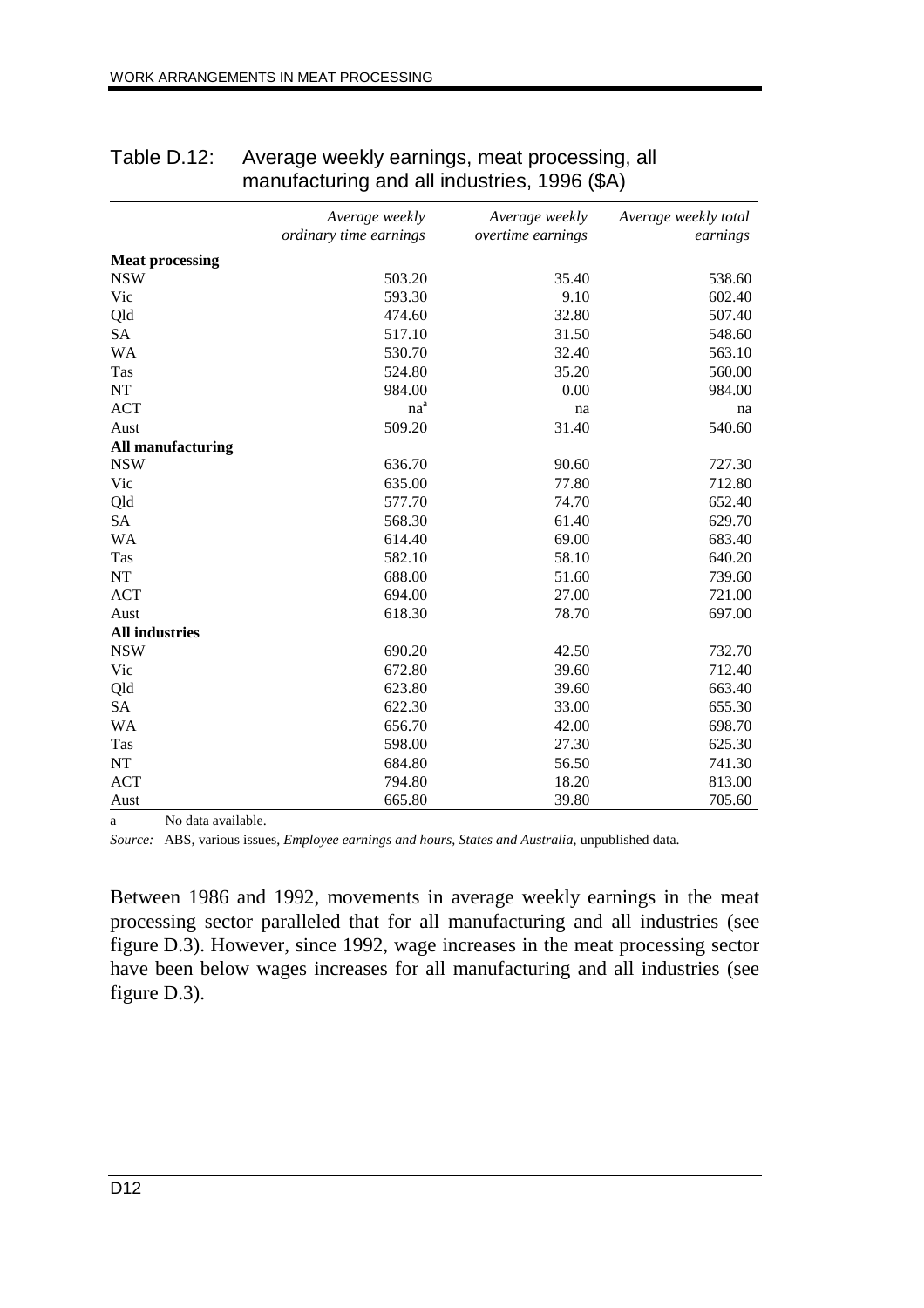Table D.12: Average weekly earnings, meat processing, all manufacturing and all industries, 1996 ($A)

| | *Average weekly ordinary time earnings* | *Average weekly overtime earnings* | *Average weekly total earnings* |
|---|---|---|---|
| **Meat processing** | | | |
| NSW | 503.20 | 35.40 | 538.60 |
| Vic | 593.30 | 9.10 | 602.40 |
| Qld | 474.60 | 32.80 | 507.40 |
| SA | 517.10 | 31.50 | 548.60 |
| WA | 530.70 | 32.40 | 563.10 |
| Tas | 524.80 | 35.20 | 560.00 |
| NT | 984.00 | 0.00 | 984.00 |
| ACT | na[a] | na | na |
| Aust | 509.20 | 31.40 | 540.60 |
| **All manufacturing** | | | |
| NSW | 636.70 | 90.60 | 727.30 |
| Vic | 635.00 | 77.80 | 712.80 |
| Qld | 577.70 | 74.70 | 652.40 |
| SA | 568.30 | 61.40 | 629.70 |
| WA | 614.40 | 69.00 | 683.40 |
| Tas | 582.10 | 58.10 | 640.20 |
| NT | 688.00 | 51.60 | 739.60 |
| ACT | 694.00 | 27.00 | 721.00 |
| Aust | 618.30 | 78.70 | 697.00 |
| **All industries** | | | |
| NSW | 690.20 | 42.50 | 732.70 |
| Vic | 672.80 | 39.60 | 712.40 |
| Qld | 623.80 | 39.60 | 663.40 |
| SA | 622.30 | 33.00 | 655.30 |
| WA | 656.70 | 42.00 | 698.70 |
| Tas | 598.00 | 27.30 | 625.30 |
| NT | 684.80 | 56.50 | 741.30 |
| ACT | 794.80 | 18.20 | 813.00 |
| Aust | 665.80 | 39.80 | 705.60 |

a No data available.

*Source:* ABS, various issues, *Employee earnings and hours, States and Australia*, unpublished data.

Between 1986 and 1992, movements in average weekly earnings in the meat processing sector paralleled that for all manufacturing and all industries (see figure D.3). However, since 1992, wage increases in the meat processing sector have been below wages increases for all manufacturing and all industries (see figure D.3).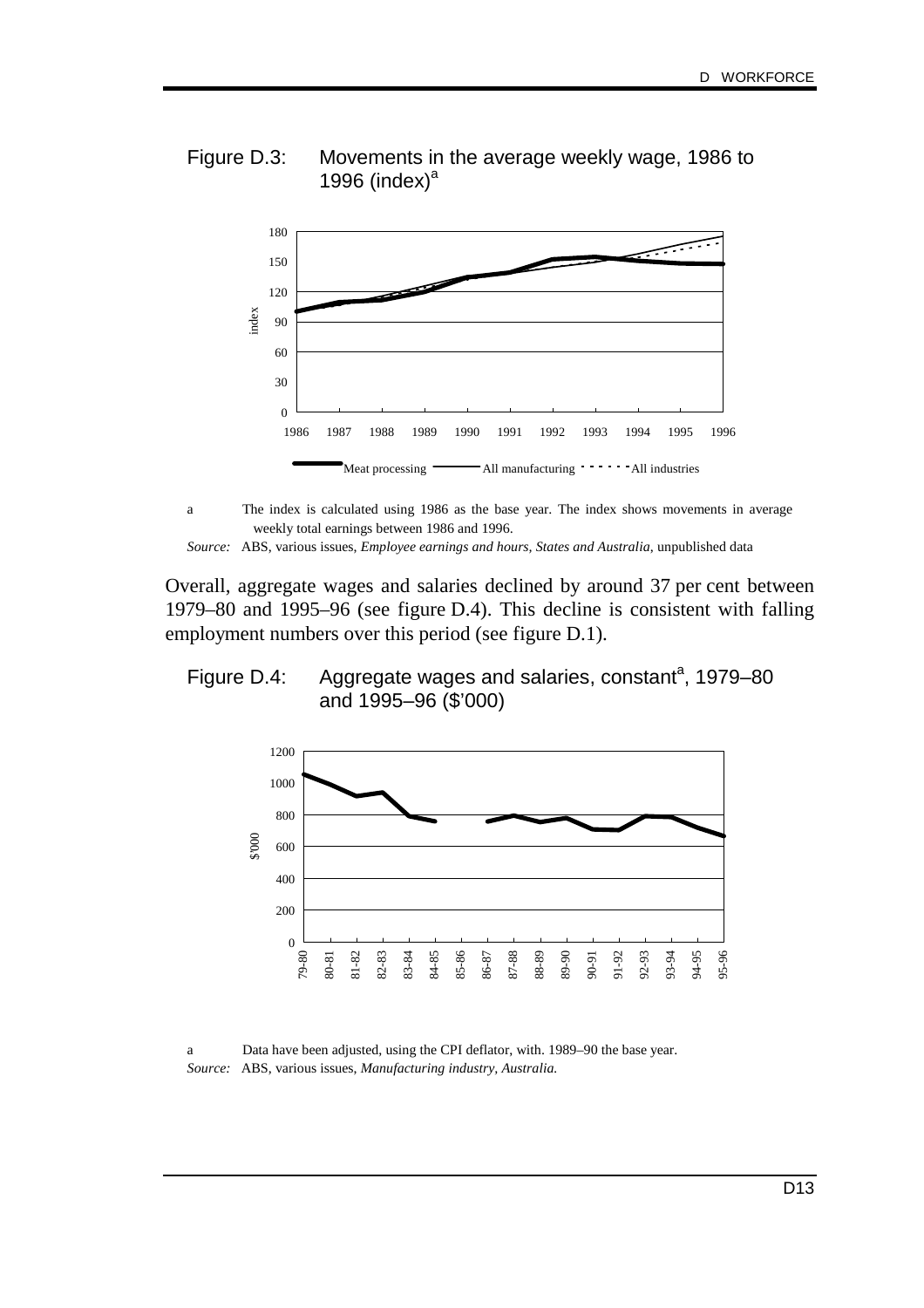Figure D.3: Movements in the average weekly wage, 1986 to 1996 (index)[a]

a The index is calculated using 1986 as the base year. The index shows movements in average weekly total earnings between 1986 and 1996.

*Source:* ABS, various issues, *Employee earnings and hours, States and Australia*, unpublished data

Overall, aggregate wages and salaries declined by around 37 per cent between 1979–80 and 1995–96 (see figure D.4). This decline is consistent with falling employment numbers over this period (see figure D.1).

Figure D.4: Aggregate wages and salaries, constant[a], 1979–80 and 1995–96 ($'000)

a Data have been adjusted, using the CPI deflator, with. 1989–90 the base year.

*Source:* ABS, various issues, *Manufacturing industry, Australia.*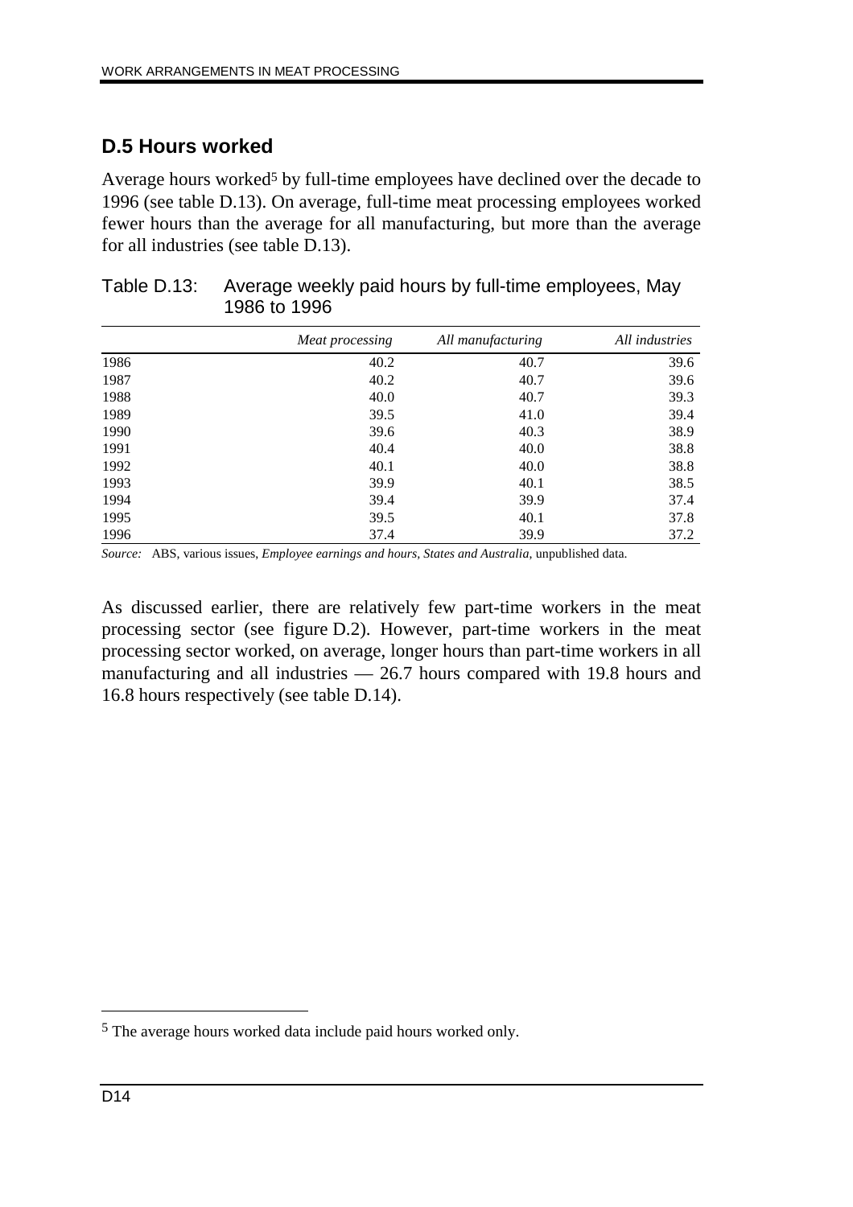## D.5 Hours worked

Average hours worked[5] by full-time employees have declined over the decade to 1996 (see table D.13). On average, full-time meat processing employees worked fewer hours than the average for all manufacturing, but more than the average for all industries (see table D.13).

Table D.13: Average weekly paid hours by full-time employees, May 1986 to 1996

| | *Meat processing* | *All manufacturing* | *All industries* |
|---|---|---|---|
| 1986 | 40.2 | 40.7 | 39.6 |
| 1987 | 40.2 | 40.7 | 39.6 |
| 1988 | 40.0 | 40.7 | 39.3 |
| 1989 | 39.5 | 41.0 | 39.4 |
| 1990 | 39.6 | 40.3 | 38.9 |
| 1991 | 40.4 | 40.0 | 38.8 |
| 1992 | 40.1 | 40.0 | 38.8 |
| 1993 | 39.9 | 40.1 | 38.5 |
| 1994 | 39.4 | 39.9 | 37.4 |
| 1995 | 39.5 | 40.1 | 37.8 |
| 1996 | 37.4 | 39.9 | 37.2 |

*Source:* ABS, various issues, *Employee earnings and hours, States and Australia*, unpublished data.

As discussed earlier, there are relatively few part-time workers in the meat processing sector (see figure D.2). However, part-time workers in the meat processing sector worked, on average, longer hours than part-time workers in all manufacturing and all industries — 26.7 hours compared with 19.8 hours and 16.8 hours respectively (see table D.14).

---

[5] The average hours worked data include paid hours worked only.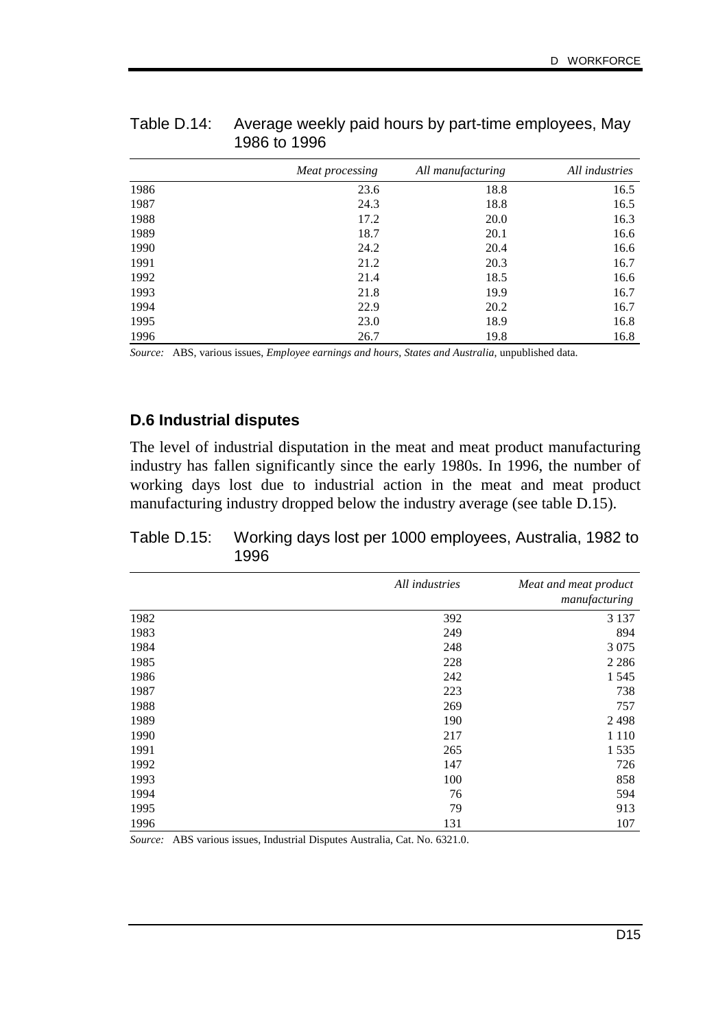Table D.14: Average weekly paid hours by part-time employees, May 1986 to 1996

| | *Meat processing* | *All manufacturing* | *All industries* |
|---|---|---|---|
| 1986 | 23.6 | 18.8 | 16.5 |
| 1987 | 24.3 | 18.8 | 16.5 |
| 1988 | 17.2 | 20.0 | 16.3 |
| 1989 | 18.7 | 20.1 | 16.6 |
| 1990 | 24.2 | 20.4 | 16.6 |
| 1991 | 21.2 | 20.3 | 16.7 |
| 1992 | 21.4 | 18.5 | 16.6 |
| 1993 | 21.8 | 19.9 | 16.7 |
| 1994 | 22.9 | 20.2 | 16.7 |
| 1995 | 23.0 | 18.9 | 16.8 |
| 1996 | 26.7 | 19.8 | 16.8 |

*Source:* ABS, various issues, *Employee earnings and hours, States and Australia*, unpublished data.

### D.6 Industrial disputes

The level of industrial disputation in the meat and meat product manufacturing industry has fallen significantly since the early 1980s. In 1996, the number of working days lost due to industrial action in the meat and meat product manufacturing industry dropped below the industry average (see table D.15).

Table D.15: Working days lost per 1000 employees, Australia, 1982 to 1996

| | *All industries* | *Meat and meat product manufacturing* |
|---|---|---|
| 1982 | 392 | 3 137 |
| 1983 | 249 | 894 |
| 1984 | 248 | 3 075 |
| 1985 | 228 | 2 286 |
| 1986 | 242 | 1 545 |
| 1987 | 223 | 738 |
| 1988 | 269 | 757 |
| 1989 | 190 | 2 498 |
| 1990 | 217 | 1 110 |
| 1991 | 265 | 1 535 |
| 1992 | 147 | 726 |
| 1993 | 100 | 858 |
| 1994 | 76 | 594 |
| 1995 | 79 | 913 |
| 1996 | 131 | 107 |

*Source:* ABS various issues, Industrial Disputes Australia, Cat. No. 6321.0.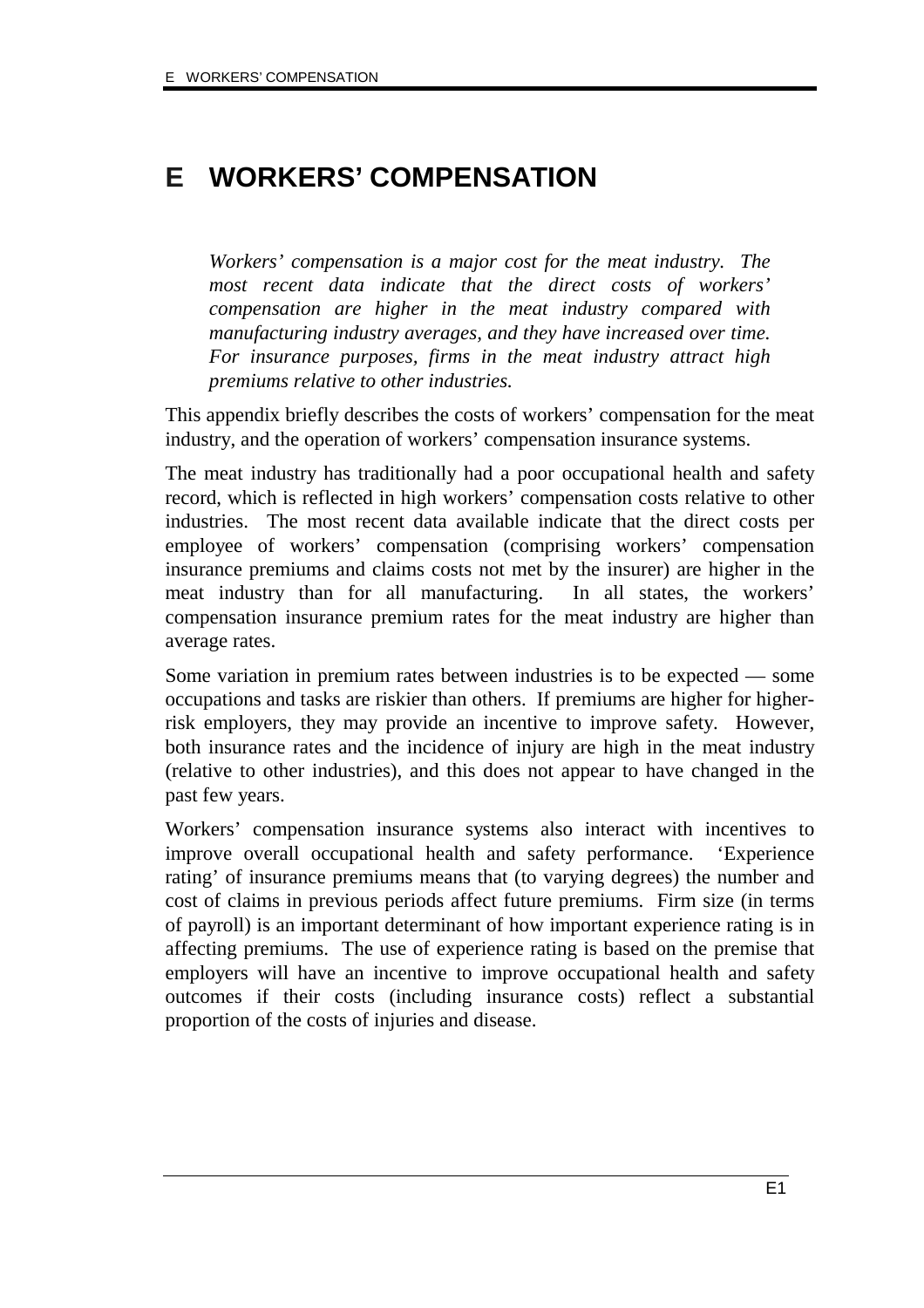# E WORKERS' COMPENSATION

*Workers' compensation is a major cost for the meat industry. The most recent data indicate that the direct costs of workers' compensation are higher in the meat industry compared with manufacturing industry averages, and they have increased over time. For insurance purposes, firms in the meat industry attract high premiums relative to other industries.*

This appendix briefly describes the costs of workers' compensation for the meat industry, and the operation of workers' compensation insurance systems.

The meat industry has traditionally had a poor occupational health and safety record, which is reflected in high workers' compensation costs relative to other industries. The most recent data available indicate that the direct costs per employee of workers' compensation (comprising workers' compensation insurance premiums and claims costs not met by the insurer) are higher in the meat industry than for all manufacturing. In all states, the workers' compensation insurance premium rates for the meat industry are higher than average rates.

Some variation in premium rates between industries is to be expected — some occupations and tasks are riskier than others. If premiums are higher for higher-risk employers, they may provide an incentive to improve safety. However, both insurance rates and the incidence of injury are high in the meat industry (relative to other industries), and this does not appear to have changed in the past few years.

Workers' compensation insurance systems also interact with incentives to improve overall occupational health and safety performance. 'Experience rating' of insurance premiums means that (to varying degrees) the number and cost of claims in previous periods affect future premiums. Firm size (in terms of payroll) is an important determinant of how important experience rating is in affecting premiums. The use of experience rating is based on the premise that employers will have an incentive to improve occupational health and safety outcomes if their costs (including insurance costs) reflect a substantial proportion of the costs of injuries and disease.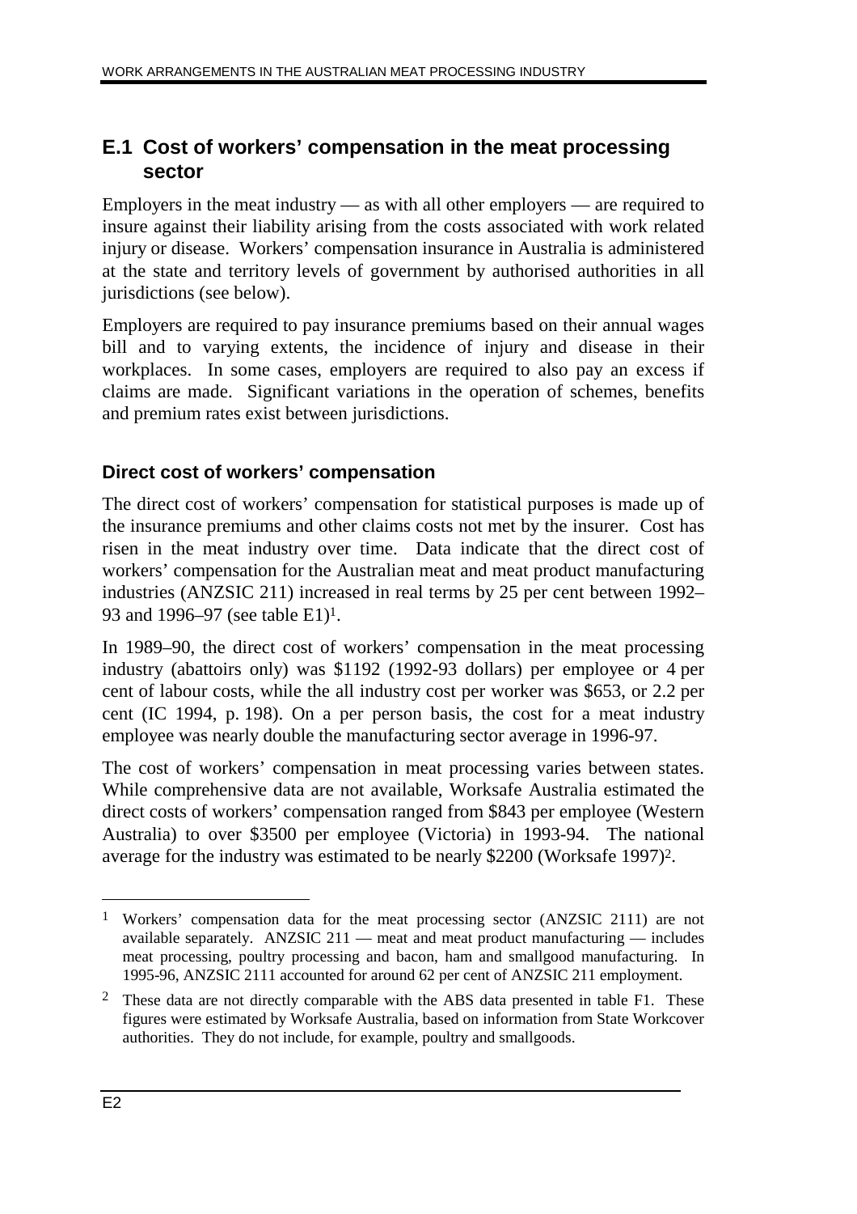## E.1 Cost of workers' compensation in the meat processing sector

Employers in the meat industry — as with all other employers — are required to insure against their liability arising from the costs associated with work related injury or disease. Workers' compensation insurance in Australia is administered at the state and territory levels of government by authorised authorities in all jurisdictions (see below).

Employers are required to pay insurance premiums based on their annual wages bill and to varying extents, the incidence of injury and disease in their workplaces. In some cases, employers are required to also pay an excess if claims are made. Significant variations in the operation of schemes, benefits and premium rates exist between jurisdictions.

### Direct cost of workers' compensation

The direct cost of workers' compensation for statistical purposes is made up of the insurance premiums and other claims costs not met by the insurer. Cost has risen in the meat industry over time. Data indicate that the direct cost of workers' compensation for the Australian meat and meat product manufacturing industries (ANZSIC 211) increased in real terms by 25 per cent between 1992–93 and 1996–97 (see table E1)[1].

In 1989–90, the direct cost of workers' compensation in the meat processing industry (abattoirs only) was $1192 (1992-93 dollars) per employee or 4 per cent of labour costs, while the all industry cost per worker was $653, or 2.2 per cent (IC 1994, p. 198). On a per person basis, the cost for a meat industry employee was nearly double the manufacturing sector average in 1996-97.

The cost of workers' compensation in meat processing varies between states. While comprehensive data are not available, Worksafe Australia estimated the direct costs of workers' compensation ranged from $843 per employee (Western Australia) to over $3500 per employee (Victoria) in 1993-94. The national average for the industry was estimated to be nearly $2200 (Worksafe 1997)[2].

---

[1] Workers' compensation data for the meat processing sector (ANZSIC 2111) are not available separately. ANZSIC 211 — meat and meat product manufacturing — includes meat processing, poultry processing and bacon, ham and smallgood manufacturing. In 1995-96, ANZSIC 2111 accounted for around 62 per cent of ANZSIC 211 employment.

[2] These data are not directly comparable with the ABS data presented in table F1. These figures were estimated by Worksafe Australia, based on information from State Workcover authorities. They do not include, for example, poultry and smallgoods.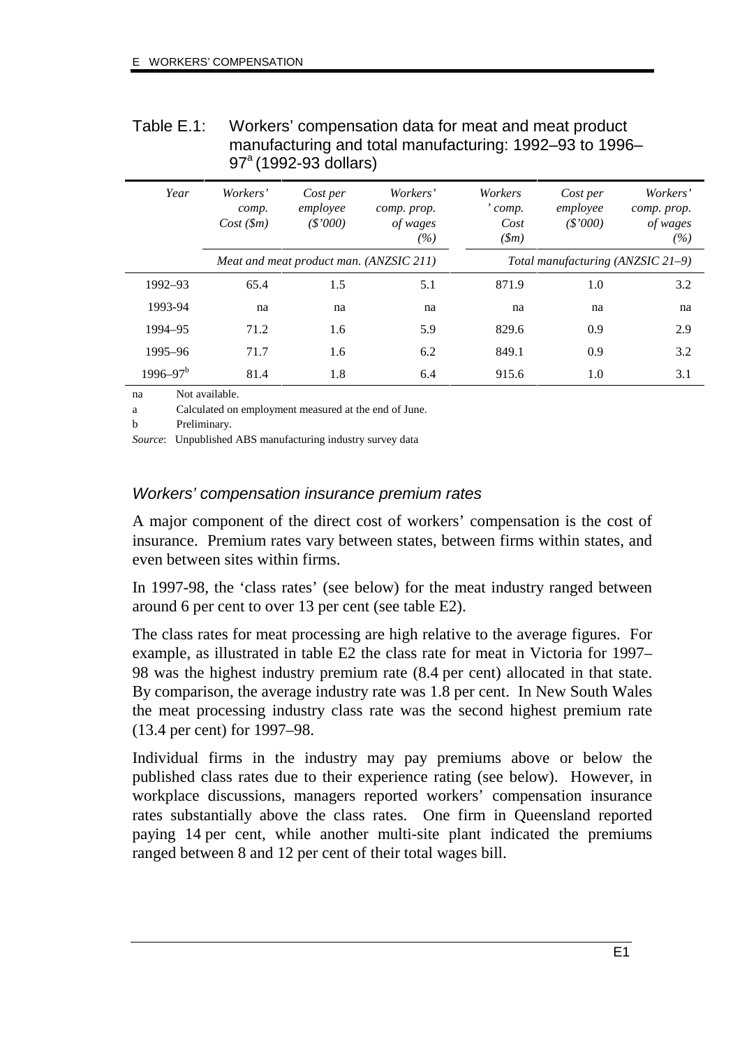Table E.1: Workers' compensation data for meat and meat product manufacturing and total manufacturing: 1992–93 to 1996–97[a] (1992-93 dollars)

| *Year* | *Workers' comp. Cost ($m)* | *Cost per employee ($'000)* | *Workers' comp. prop. of wages (%)* | *Workers' comp. Cost ($m)* | *Cost per employee ($'000)* | *Workers' comp. prop. of wages (%)* |
|---|---|---|---|---|---|---|
| | *Meat and meat product man. (ANZSIC 211)* | | | *Total manufacturing (ANZSIC 21–9)* | | |
| 1992–93 | 65.4 | 1.5 | 5.1 | 871.9 | 1.0 | 3.2 |
| 1993-94 | na | na | na | na | na | na |
| 1994–95 | 71.2 | 1.6 | 5.9 | 829.6 | 0.9 | 2.9 |
| 1995–96 | 71.7 | 1.6 | 6.2 | 849.1 | 0.9 | 3.2 |
| 1996–97[b] | 81.4 | 1.8 | 6.4 | 915.6 | 1.0 | 3.1 |

na Not available.

a Calculated on employment measured at the end of June.

b Preliminary.

*Source*: Unpublished ABS manufacturing industry survey data

### *Workers' compensation insurance premium rates*

A major component of the direct cost of workers' compensation is the cost of insurance. Premium rates vary between states, between firms within states, and even between sites within firms.

In 1997-98, the 'class rates' (see below) for the meat industry ranged between around 6 per cent to over 13 per cent (see table E2).

The class rates for meat processing are high relative to the average figures. For example, as illustrated in table E2 the class rate for meat in Victoria for 1997–98 was the highest industry premium rate (8.4 per cent) allocated in that state. By comparison, the average industry rate was 1.8 per cent. In New South Wales the meat processing industry class rate was the second highest premium rate (13.4 per cent) for 1997–98.

Individual firms in the industry may pay premiums above or below the published class rates due to their experience rating (see below). However, in workplace discussions, managers reported workers' compensation insurance rates substantially above the class rates. One firm in Queensland reported paying 14 per cent, while another multi-site plant indicated the premiums ranged between 8 and 12 per cent of their total wages bill.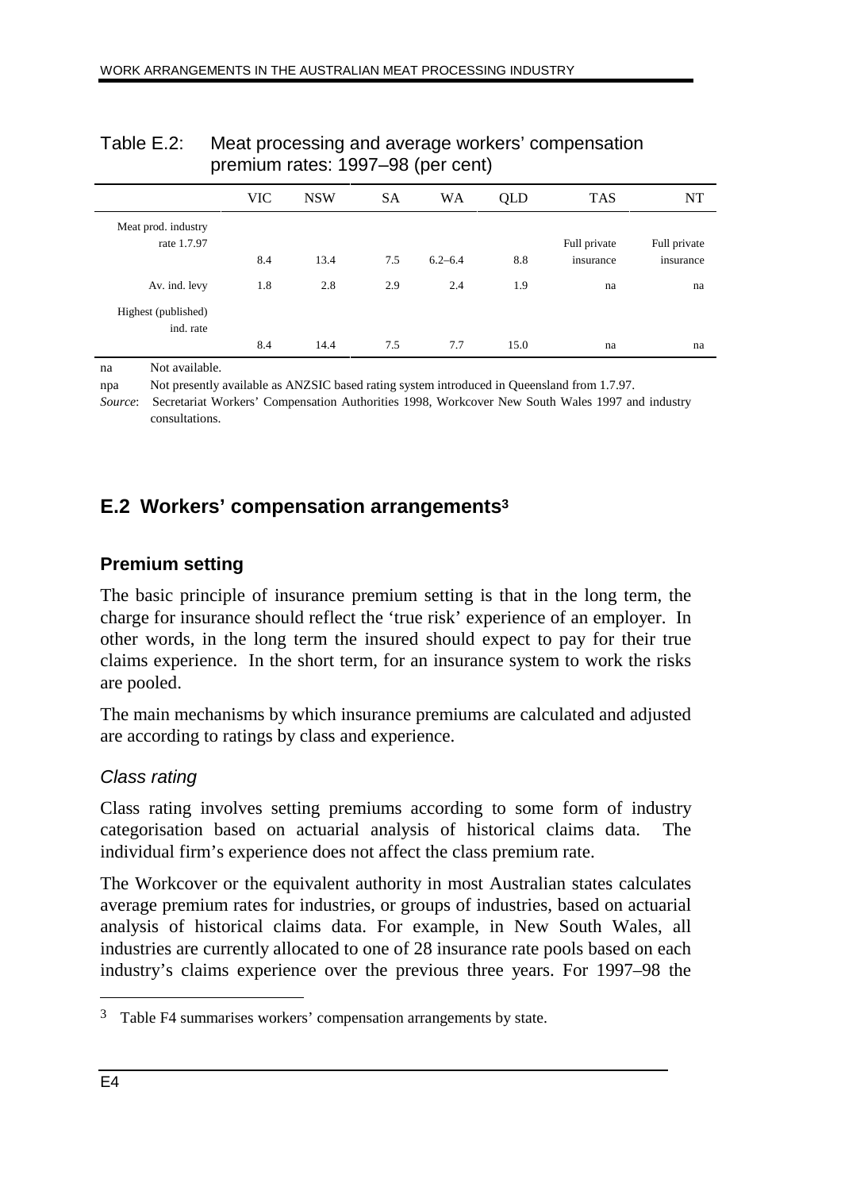Table E.2: Meat processing and average workers' compensation premium rates: 1997–98 (per cent)

| | VIC | NSW | SA | WA | QLD | TAS | NT |
|---|---|---|---|---|---|---|---|
| Meat prod. industry rate 1.7.97 | 8.4 | 13.4 | 7.5 | 6.2–6.4 | 8.8 | Full private insurance | Full private insurance |
| Av. ind. levy | 1.8 | 2.8 | 2.9 | 2.4 | 1.9 | na | na |
| Highest (published) ind. rate | 8.4 | 14.4 | 7.5 | 7.7 | 15.0 | na | na |

na Not available.

npa Not presently available as ANZSIC based rating system introduced in Queensland from 1.7.97.

*Source*: Secretariat Workers' Compensation Authorities 1998, Workcover New South Wales 1997 and industry consultations.

## E.2 Workers' compensation arrangements[3]

### Premium setting

The basic principle of insurance premium setting is that in the long term, the charge for insurance should reflect the 'true risk' experience of an employer. In other words, in the long term the insured should expect to pay for their true claims experience. In the short term, for an insurance system to work the risks are pooled.

The main mechanisms by which insurance premiums are calculated and adjusted are according to ratings by class and experience.

#### *Class rating*

Class rating involves setting premiums according to some form of industry categorisation based on actuarial analysis of historical claims data. The individual firm's experience does not affect the class premium rate.

The Workcover or the equivalent authority in most Australian states calculates average premium rates for industries, or groups of industries, based on actuarial analysis of historical claims data. For example, in New South Wales, all industries are currently allocated to one of 28 insurance rate pools based on each industry's claims experience over the previous three years. For 1997–98 the

[3] Table F4 summarises workers' compensation arrangements by state.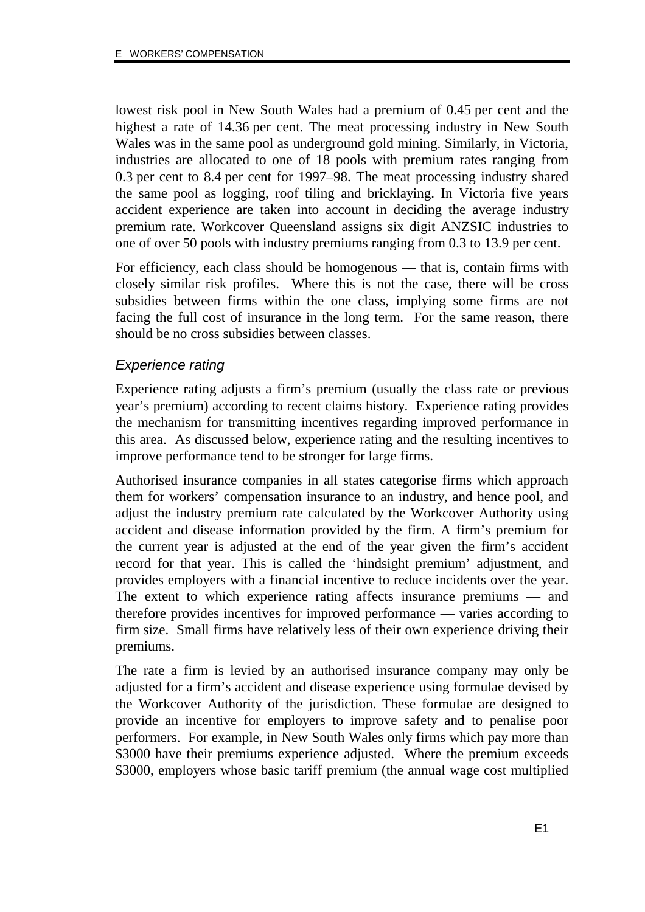lowest risk pool in New South Wales had a premium of 0.45 per cent and the highest a rate of 14.36 per cent. The meat processing industry in New South Wales was in the same pool as underground gold mining. Similarly, in Victoria, industries are allocated to one of 18 pools with premium rates ranging from 0.3 per cent to 8.4 per cent for 1997–98. The meat processing industry shared the same pool as logging, roof tiling and bricklaying. In Victoria five years accident experience are taken into account in deciding the average industry premium rate. Workcover Queensland assigns six digit ANZSIC industries to one of over 50 pools with industry premiums ranging from 0.3 to 13.9 per cent.

For efficiency, each class should be homogenous — that is, contain firms with closely similar risk profiles. Where this is not the case, there will be cross subsidies between firms within the one class, implying some firms are not facing the full cost of insurance in the long term. For the same reason, there should be no cross subsidies between classes.

### *Experience rating*

Experience rating adjusts a firm's premium (usually the class rate or previous year's premium) according to recent claims history. Experience rating provides the mechanism for transmitting incentives regarding improved performance in this area. As discussed below, experience rating and the resulting incentives to improve performance tend to be stronger for large firms.

Authorised insurance companies in all states categorise firms which approach them for workers' compensation insurance to an industry, and hence pool, and adjust the industry premium rate calculated by the Workcover Authority using accident and disease information provided by the firm. A firm's premium for the current year is adjusted at the end of the year given the firm's accident record for that year. This is called the 'hindsight premium' adjustment, and provides employers with a financial incentive to reduce incidents over the year. The extent to which experience rating affects insurance premiums — and therefore provides incentives for improved performance — varies according to firm size. Small firms have relatively less of their own experience driving their premiums.

The rate a firm is levied by an authorised insurance company may only be adjusted for a firm's accident and disease experience using formulae devised by the Workcover Authority of the jurisdiction. These formulae are designed to provide an incentive for employers to improve safety and to penalise poor performers. For example, in New South Wales only firms which pay more than $3000 have their premiums experience adjusted. Where the premium exceeds $3000, employers whose basic tariff premium (the annual wage cost multiplied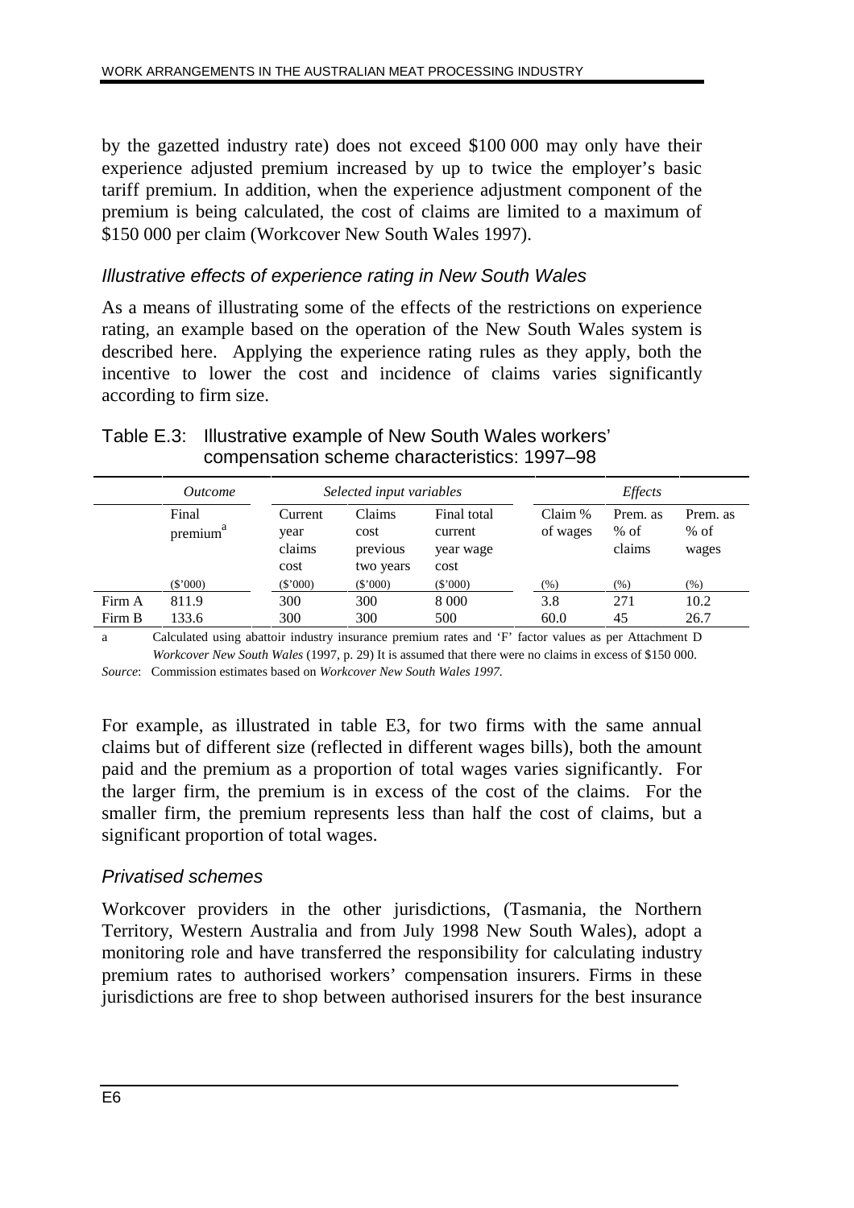by the gazetted industry rate) does not exceed $100 000 may only have their experience adjusted premium increased by up to twice the employer's basic tariff premium. In addition, when the experience adjustment component of the premium is being calculated, the cost of claims are limited to a maximum of $150 000 per claim (Workcover New South Wales 1997).

### *Illustrative effects of experience rating in New South Wales*

As a means of illustrating some of the effects of the restrictions on experience rating, an example based on the operation of the New South Wales system is described here. Applying the experience rating rules as they apply, both the incentive to lower the cost and incidence of claims varies significantly according to firm size.

Table E.3: Illustrative example of New South Wales workers' compensation scheme characteristics: 1997–98

| | *Outcome* | *Selected input variables* | | | *Effects* | | |
|---|---|---|---|---|---|---|---|
| | Final premium[a] | Current year claims cost | Claims cost previous two years | Final total current year wage cost | Claim % of wages | Prem. as % of claims | Prem. as % of wages |
| | ($'000) | ($'000) | ($'000) | ($'000) | (%) | (%) | (%) |
| Firm A | 811.9 | 300 | 300 | 8 000 | 3.8 | 271 | 10.2 |
| Firm B | 133.6 | 300 | 300 | 500 | 60.0 | 45 | 26.7 |

a Calculated using abattoir industry insurance premium rates and 'F' factor values as per Attachment D *Workcover New South Wales* (1997, p. 29) It is assumed that there were no claims in excess of $150 000.

*Source*: Commission estimates based on *Workcover New South Wales 1997.*

For example, as illustrated in table E3, for two firms with the same annual claims but of different size (reflected in different wages bills), both the amount paid and the premium as a proportion of total wages varies significantly. For the larger firm, the premium is in excess of the cost of the claims. For the smaller firm, the premium represents less than half the cost of claims, but a significant proportion of total wages.

### *Privatised schemes*

Workcover providers in the other jurisdictions, (Tasmania, the Northern Territory, Western Australia and from July 1998 New South Wales), adopt a monitoring role and have transferred the responsibility for calculating industry premium rates to authorised workers' compensation insurers. Firms in these jurisdictions are free to shop between authorised insurers for the best insurance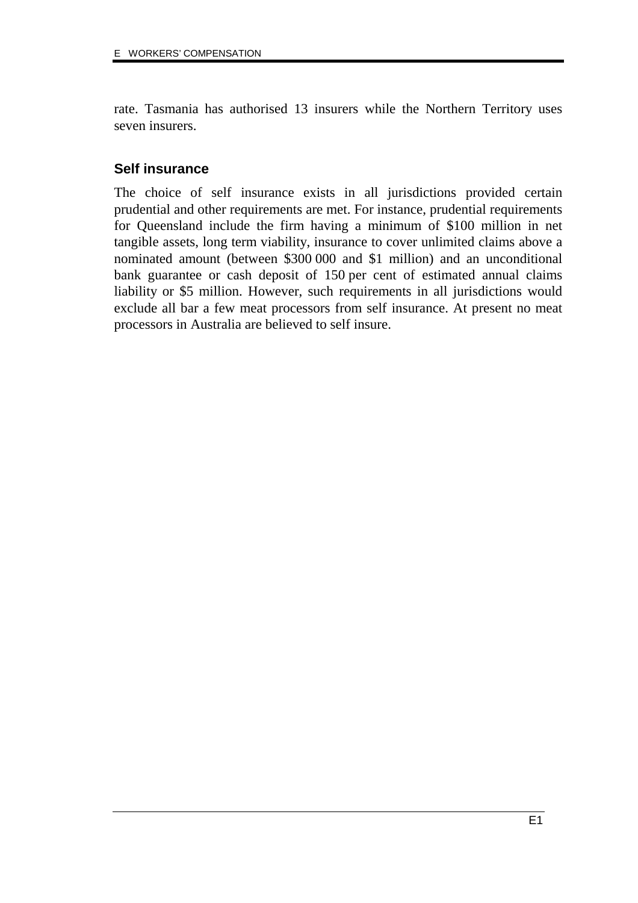rate. Tasmania has authorised 13 insurers while the Northern Territory uses seven insurers.

### Self insurance

The choice of self insurance exists in all jurisdictions provided certain prudential and other requirements are met. For instance, prudential requirements for Queensland include the firm having a minimum of $100 million in net tangible assets, long term viability, insurance to cover unlimited claims above a nominated amount (between $300 000 and $1 million) and an unconditional bank guarantee or cash deposit of 150 per cent of estimated annual claims liability or $5 million. However, such requirements in all jurisdictions would exclude all bar a few meat processors from self insurance. At present no meat processors in Australia are believed to self insure.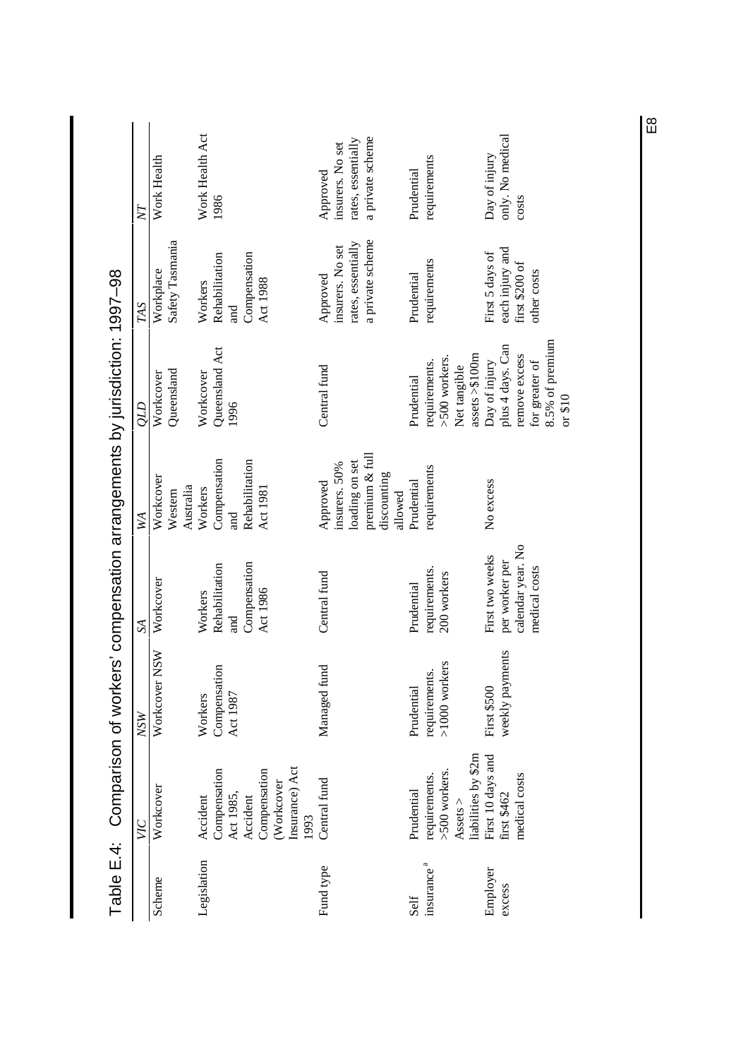## Table E.4: Comparison of workers' compensation arrangements by jurisdiction: 1997–98

| | *VIC* | *NSW* | *SA* | *WA* | *QLD* | *TAS* | *NT* |
|---|---|---|---|---|---|---|---|
| Scheme | Workcover | Workcover NSW | Workcover | Workcover Western Australia | Workcover Queensland | Workplace Safety Tasmania | Work Health |
| Legislation | Accident Compensation Act 1985, Accident Compensation (Workcover Insurance) Act 1993 | Workers Compensation Act 1987 | Workers Rehabilitation and Compensation Act 1986 | Workers Compensation and Rehabilitation Act 1981 | Workcover Queensland Act 1996 | Workers Rehabilitation and Compensation Act 1988 | Work Health Act 1986 |
| Fund type | Central fund | Managed fund | Central fund | Approved insurers. 50% loading on set premium & full discounting allowed | Central fund | Approved insurers. No set rates, essentially a private scheme | Approved insurers. No set rates, essentially a private scheme |
| Self insurance [a] | Prudential requirements. >500 workers. Assets > liabilities by \$2m | Prudential requirements. >1000 workers | Prudential requirements. 200 workers | Prudential requirements | Prudential requirements. >500 workers. Net tangible assets >\$100m | Prudential requirements | Prudential requirements |
| Employer excess | First 10 days and first \$462 medical costs | First \$500 weekly payments | First two weeks per worker per calendar year. No medical costs | No excess | Day of injury plus 4 days. Can remove excess for greater of 8.5% of premium or \$10 | First 5 days of each injury and first \$200 of other costs | Day of injury only. No medical costs |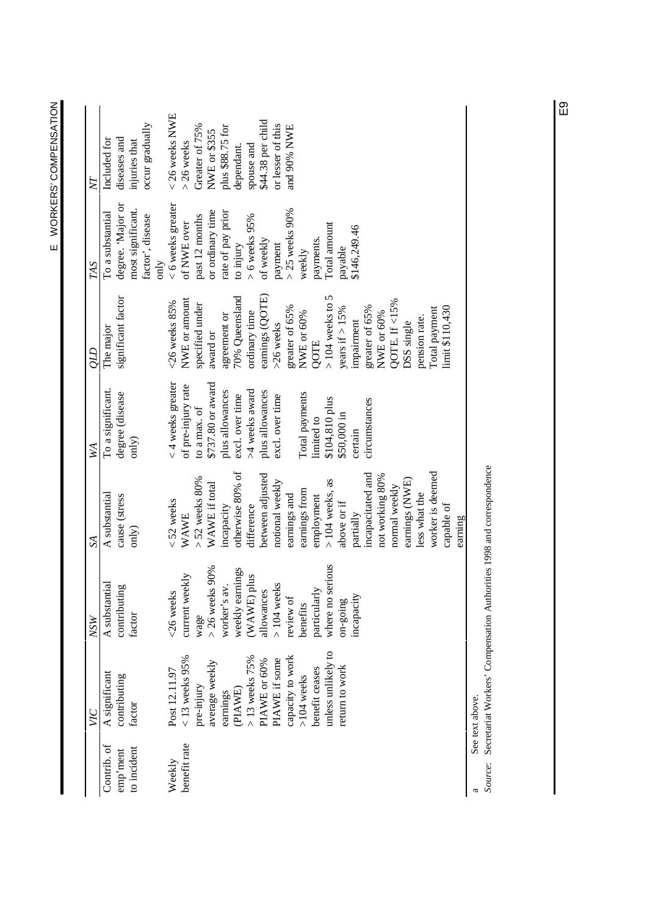| | VIC | NSW | SA | WA | QLD | TAS | NT |
|---|---|---|---|---|---|---|---|
| Contrib. of emp'ment to incident | A significant contributing factor | A substantial contributing factor | A substantial cause (stress only) | To a significant degree (disease only) | The major significant factor | To a substantial degree. 'Major or most significant factor', disease only | Included for diseases and injuries that occur gradually |
| Weekly benefit rate | Post 12.11.97 < 13 weeks 95% pre-injury average weekly earnings (PIAWE) > 13 weeks 75% PIAWE or 60% PIAWE if some capacity to work >104 weeks benefit ceases unless unlikely to return to work | <26 weeks current weekly wage > 26 weeks 90% worker's av. weekly earnings (WAWE) plus allowances > 104 weeks review of benefits particularly where no serious on-going incapacity | < 52 weeks WAWE > 52 weeks 80% WAWE if total incapacity otherwise 80% of difference between adjusted notional weekly earnings and earnings from employment > 104 weeks, as above or if partially incapacitated and not working 80% normal weekly earnings (NWE) less what the worker is deemed capable of earning | < 4 weeks greater of pre-injury rate to a max. of $737.80 or award plus allowances excl. over time >4 weeks award plus allowances excl. over time<br><br>Total payments limited to $104,810 plus $50,000 in certain circumstances | <26 weeks 85% NWE or amount specified under award or agreement or 70% Queensland ordinary time earnings (QOTE) >26 weeks greater of 65% NWE or 60% QOTE > 104 weeks to 5 years if > 15% impairment greater of 65% NWE or 60% QOTE. If <15% DSS single pension rate. Total payment limit $110,430 | < 6 weeks greater of NWE over past 12 months or ordinary time rate of pay prior to injury > 6 weeks 95% of weekly payment > 25 weeks 90% weekly payments. Total amount payable $146,249.46 | < 26 weeks NWE > 26 weeks Greater of 75% NWE or $355 plus $88.75 for dependant. spouse and $44.38 per child or lesser of this and 90% NWE |

a See text above.

*Source:* Secretariat Workers' Compensation Authorities 1998 and correspondence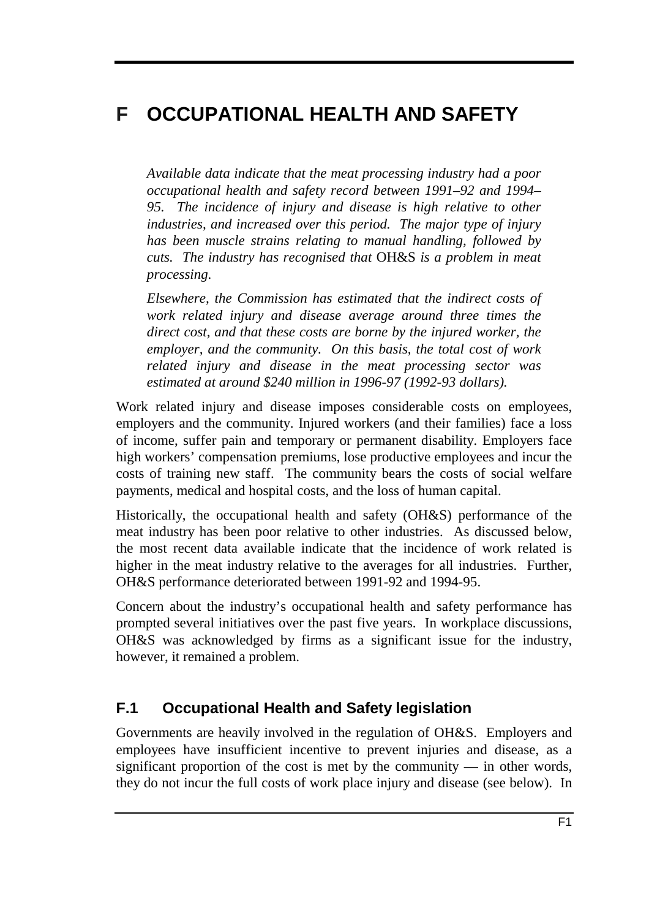# F OCCUPATIONAL HEALTH AND SAFETY

*Available data indicate that the meat processing industry had a poor occupational health and safety record between 1991–92 and 1994–95. The incidence of injury and disease is high relative to other industries, and increased over this period. The major type of injury has been muscle strains relating to manual handling, followed by cuts. The industry has recognised that* OH&S *is a problem in meat processing.*

*Elsewhere, the Commission has estimated that the indirect costs of work related injury and disease average around three times the direct cost, and that these costs are borne by the injured worker, the employer, and the community. On this basis, the total cost of work related injury and disease in the meat processing sector was estimated at around $240 million in 1996-97 (1992-93 dollars).*

Work related injury and disease imposes considerable costs on employees, employers and the community. Injured workers (and their families) face a loss of income, suffer pain and temporary or permanent disability. Employers face high workers' compensation premiums, lose productive employees and incur the costs of training new staff. The community bears the costs of social welfare payments, medical and hospital costs, and the loss of human capital.

Historically, the occupational health and safety (OH&S) performance of the meat industry has been poor relative to other industries. As discussed below, the most recent data available indicate that the incidence of work related is higher in the meat industry relative to the averages for all industries. Further, OH&S performance deteriorated between 1991-92 and 1994-95.

Concern about the industry's occupational health and safety performance has prompted several initiatives over the past five years. In workplace discussions, OH&S was acknowledged by firms as a significant issue for the industry, however, it remained a problem.

## F.1 Occupational Health and Safety legislation

Governments are heavily involved in the regulation of OH&S. Employers and employees have insufficient incentive to prevent injuries and disease, as a significant proportion of the cost is met by the community — in other words, they do not incur the full costs of work place injury and disease (see below). In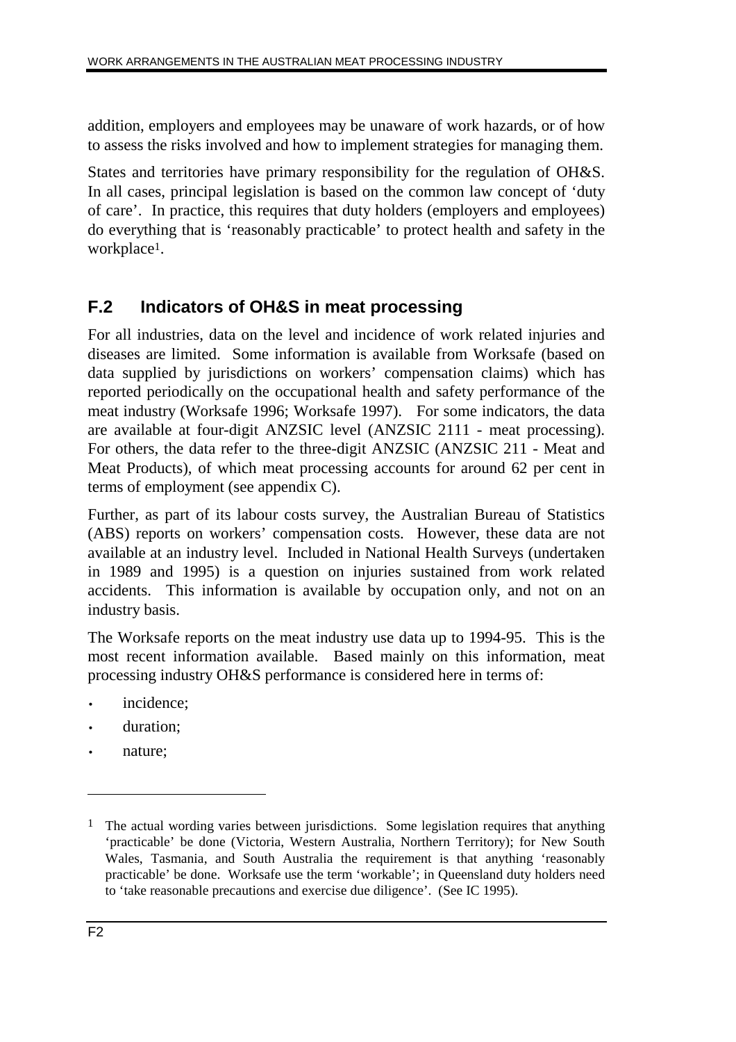addition, employers and employees may be unaware of work hazards, or of how to assess the risks involved and how to implement strategies for managing them.

States and territories have primary responsibility for the regulation of OH&S. In all cases, principal legislation is based on the common law concept of 'duty of care'. In practice, this requires that duty holders (employers and employees) do everything that is 'reasonably practicable' to protect health and safety in the workplace[1].

## F.2 Indicators of OH&S in meat processing

For all industries, data on the level and incidence of work related injuries and diseases are limited. Some information is available from Worksafe (based on data supplied by jurisdictions on workers' compensation claims) which has reported periodically on the occupational health and safety performance of the meat industry (Worksafe 1996; Worksafe 1997). For some indicators, the data are available at four-digit ANZSIC level (ANZSIC 2111 - meat processing). For others, the data refer to the three-digit ANZSIC (ANZSIC 211 - Meat and Meat Products), of which meat processing accounts for around 62 per cent in terms of employment (see appendix C).

Further, as part of its labour costs survey, the Australian Bureau of Statistics (ABS) reports on workers' compensation costs. However, these data are not available at an industry level. Included in National Health Surveys (undertaken in 1989 and 1995) is a question on injuries sustained from work related accidents. This information is available by occupation only, and not on an industry basis.

The Worksafe reports on the meat industry use data up to 1994-95. This is the most recent information available. Based mainly on this information, meat processing industry OH&S performance is considered here in terms of:

- incidence;
- duration;
- nature;

---

[1] The actual wording varies between jurisdictions. Some legislation requires that anything 'practicable' be done (Victoria, Western Australia, Northern Territory); for New South Wales, Tasmania, and South Australia the requirement is that anything 'reasonably practicable' be done. Worksafe use the term 'workable'; in Queensland duty holders need to 'take reasonable precautions and exercise due diligence'. (See IC 1995).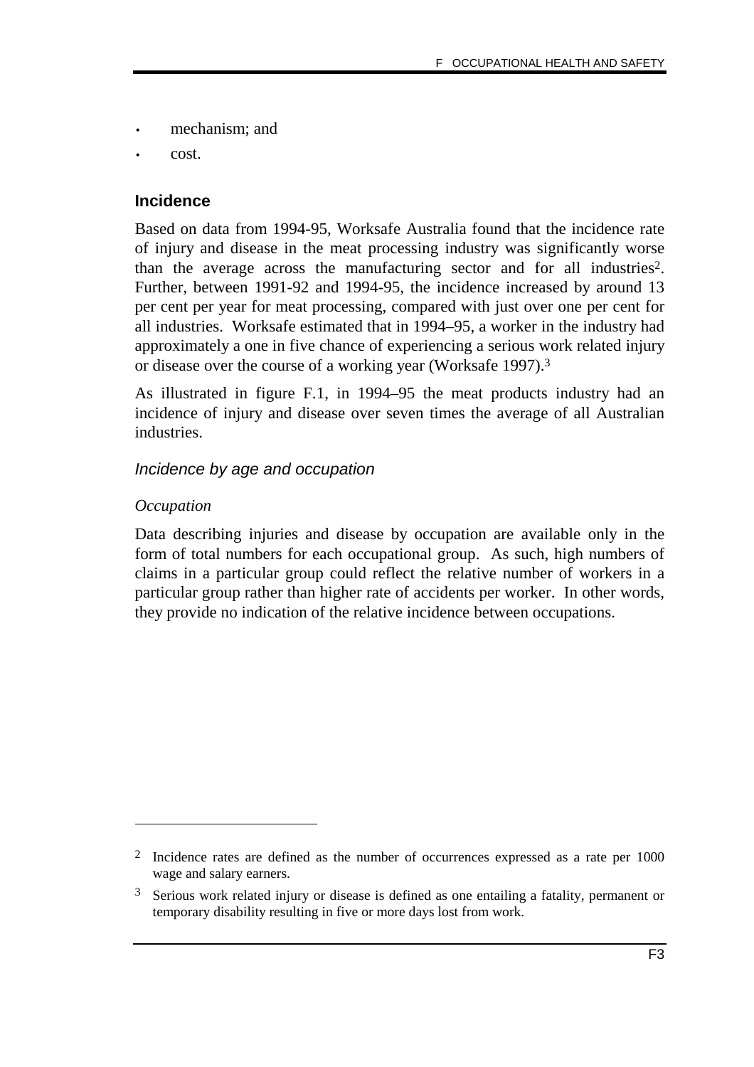- mechanism; and
- cost.

### Incidence

Based on data from 1994-95, Worksafe Australia found that the incidence rate of injury and disease in the meat processing industry was significantly worse than the average across the manufacturing sector and for all industries[2]. Further, between 1991-92 and 1994-95, the incidence increased by around 13 per cent per year for meat processing, compared with just over one per cent for all industries. Worksafe estimated that in 1994–95, a worker in the industry had approximately a one in five chance of experiencing a serious work related injury or disease over the course of a working year (Worksafe 1997).[3]

As illustrated in figure F.1, in 1994–95 the meat products industry had an incidence of injury and disease over seven times the average of all Australian industries.

#### *Incidence by age and occupation*

*Occupation*

Data describing injuries and disease by occupation are available only in the form of total numbers for each occupational group. As such, high numbers of claims in a particular group could reflect the relative number of workers in a particular group rather than higher rate of accidents per worker. In other words, they provide no indication of the relative incidence between occupations.

---

[2] Incidence rates are defined as the number of occurrences expressed as a rate per 1000 wage and salary earners.

[3] Serious work related injury or disease is defined as one entailing a fatality, permanent or temporary disability resulting in five or more days lost from work.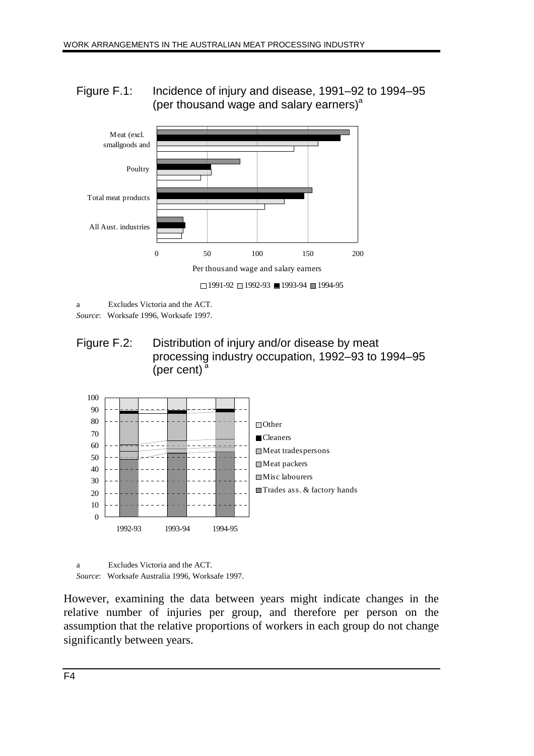Figure F.1: Incidence of injury and disease, 1991–92 to 1994–95 (per thousand wage and salary earners)[a]

a Excludes Victoria and the ACT.
*Source*: Worksafe 1996, Worksafe 1997.

Figure F.2: Distribution of injury and/or disease by meat processing industry occupation, 1992–93 to 1994–95 (per cent)[a]

a Excludes Victoria and the ACT.
*Source*: Worksafe Australia 1996, Worksafe 1997.

However, examining the data between years might indicate changes in the relative number of injuries per group, and therefore per person on the assumption that the relative proportions of workers in each group do not change significantly between years.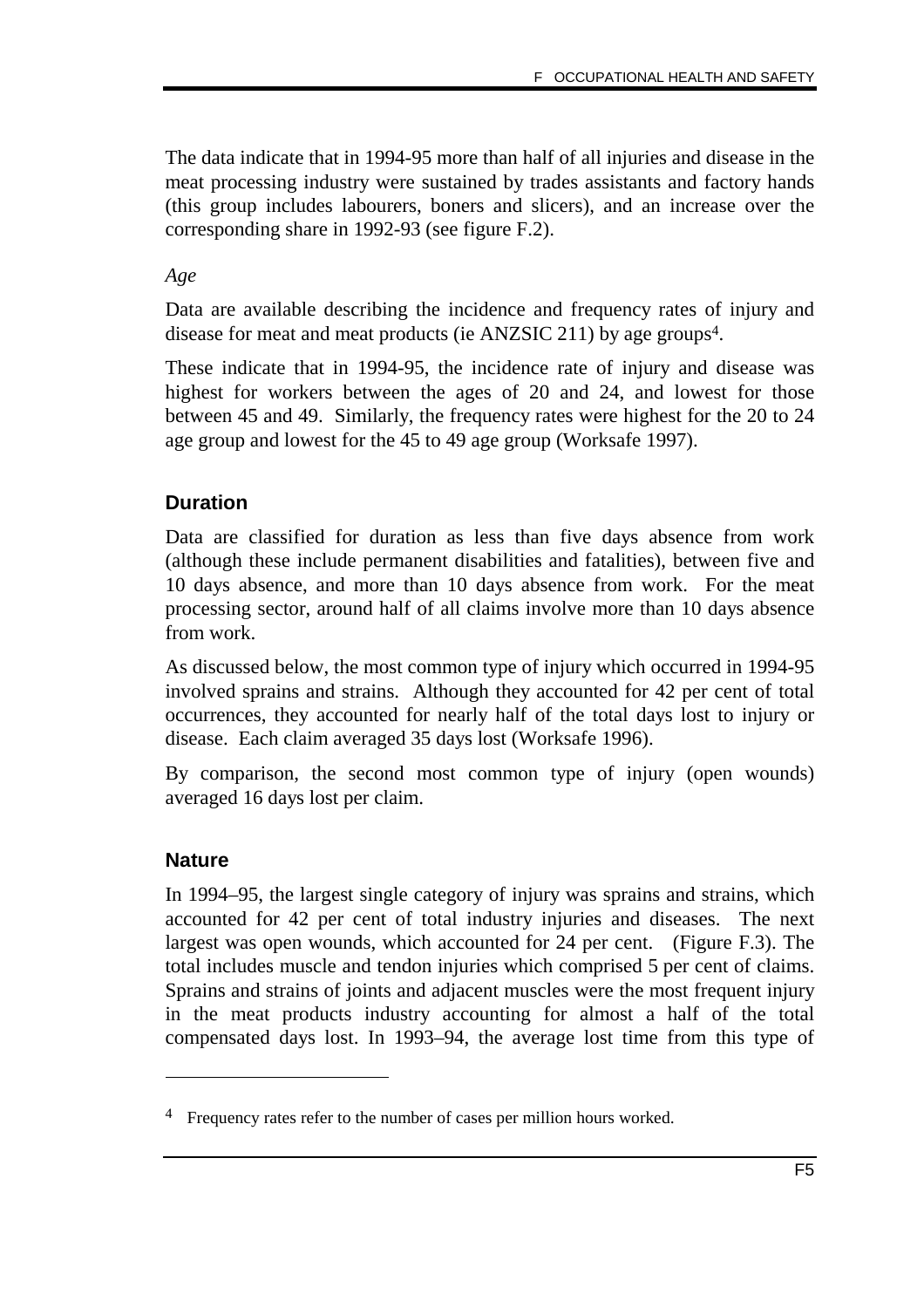The data indicate that in 1994-95 more than half of all injuries and disease in the meat processing industry were sustained by trades assistants and factory hands (this group includes labourers, boners and slicers), and an increase over the corresponding share in 1992-93 (see figure F.2).

*Age*

Data are available describing the incidence and frequency rates of injury and disease for meat and meat products (ie ANZSIC 211) by age groups[4].

These indicate that in 1994-95, the incidence rate of injury and disease was highest for workers between the ages of 20 and 24, and lowest for those between 45 and 49. Similarly, the frequency rates were highest for the 20 to 24 age group and lowest for the 45 to 49 age group (Worksafe 1997).

### Duration

Data are classified for duration as less than five days absence from work (although these include permanent disabilities and fatalities), between five and 10 days absence, and more than 10 days absence from work. For the meat processing sector, around half of all claims involve more than 10 days absence from work.

As discussed below, the most common type of injury which occurred in 1994-95 involved sprains and strains. Although they accounted for 42 per cent of total occurrences, they accounted for nearly half of the total days lost to injury or disease. Each claim averaged 35 days lost (Worksafe 1996).

By comparison, the second most common type of injury (open wounds) averaged 16 days lost per claim.

### Nature

In 1994–95, the largest single category of injury was sprains and strains, which accounted for 42 per cent of total industry injuries and diseases. The next largest was open wounds, which accounted for 24 per cent. (Figure F.3). The total includes muscle and tendon injuries which comprised 5 per cent of claims. Sprains and strains of joints and adjacent muscles were the most frequent injury in the meat products industry accounting for almost a half of the total compensated days lost. In 1993–94, the average lost time from this type of

---

[4] Frequency rates refer to the number of cases per million hours worked.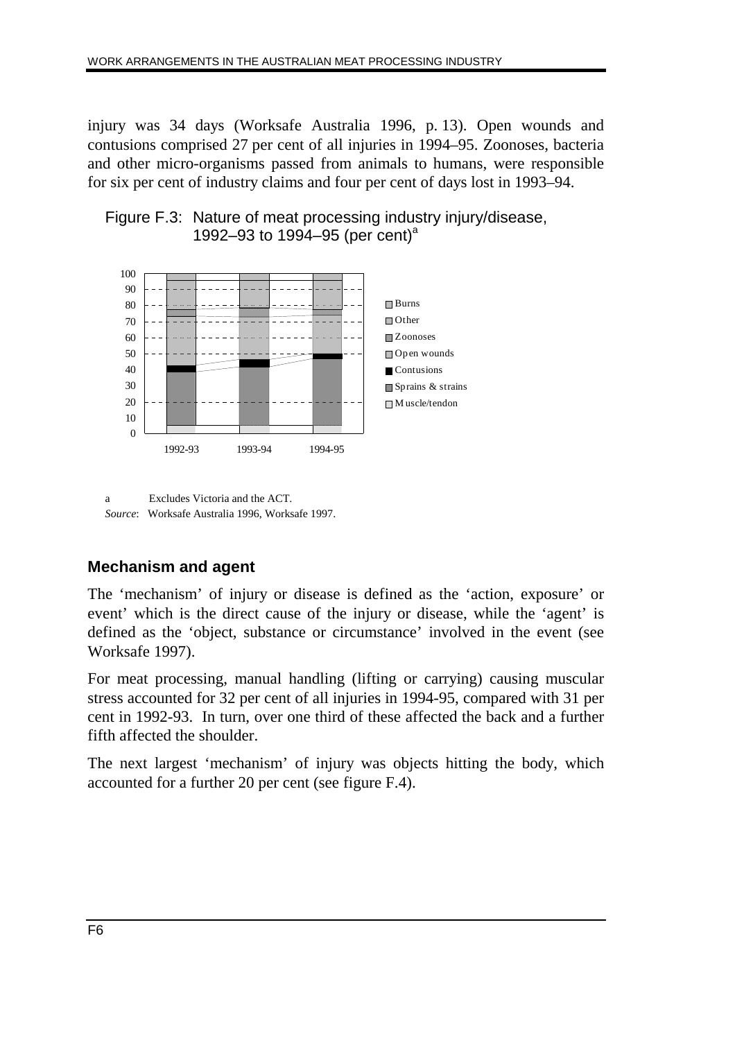injury was 34 days (Worksafe Australia 1996, p. 13). Open wounds and contusions comprised 27 per cent of all injuries in 1994–95. Zoonoses, bacteria and other micro-organisms passed from animals to humans, were responsible for six per cent of industry claims and four per cent of days lost in 1993–94.

Figure F.3: Nature of meat processing industry injury/disease, 1992–93 to 1994–95 (per cent)[a]

a Excludes Victoria and the ACT.

*Source*: Worksafe Australia 1996, Worksafe 1997.

### Mechanism and agent

The 'mechanism' of injury or disease is defined as the 'action, exposure' or event' which is the direct cause of the injury or disease, while the 'agent' is defined as the 'object, substance or circumstance' involved in the event (see Worksafe 1997).

For meat processing, manual handling (lifting or carrying) causing muscular stress accounted for 32 per cent of all injuries in 1994-95, compared with 31 per cent in 1992-93. In turn, over one third of these affected the back and a further fifth affected the shoulder.

The next largest 'mechanism' of injury was objects hitting the body, which accounted for a further 20 per cent (see figure F.4).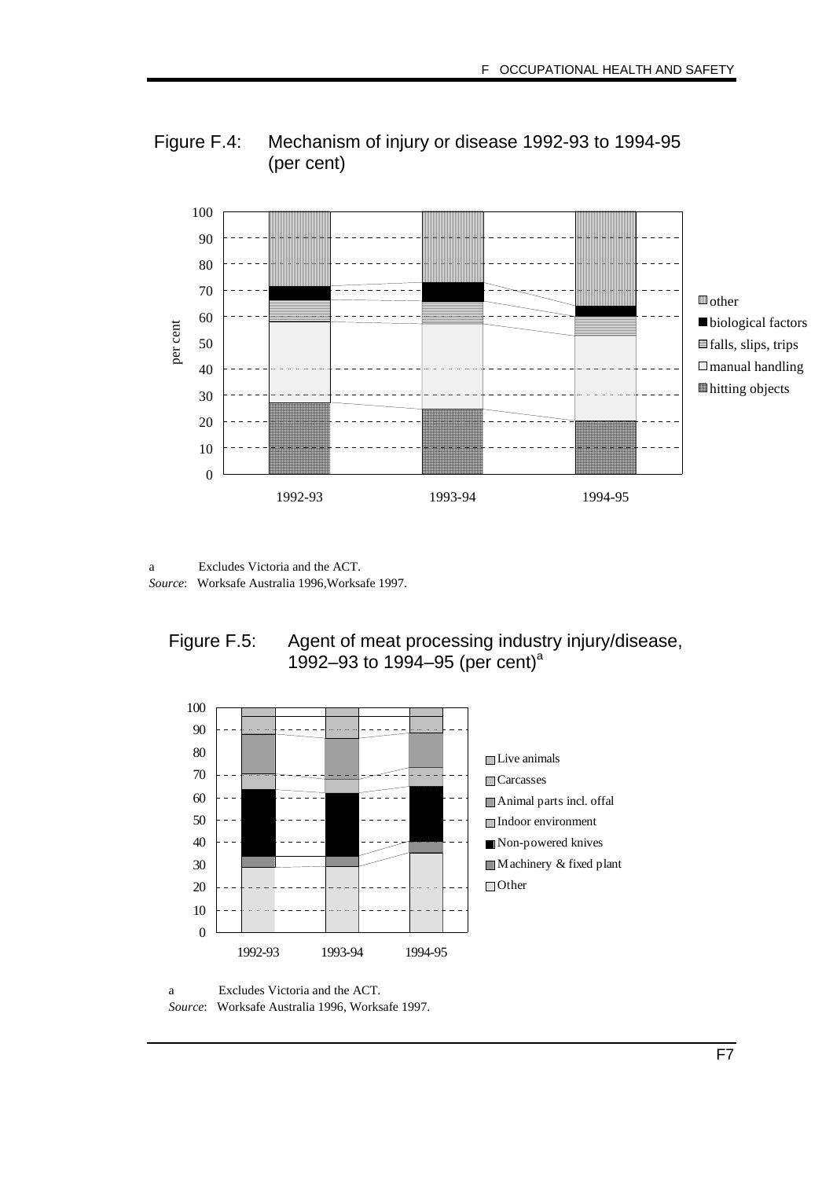Figure F.4: Mechanism of injury or disease 1992-93 to 1994-95 (per cent)

a Excludes Victoria and the ACT.

*Source*: Worksafe Australia 1996,Worksafe 1997.

Figure F.5: Agent of meat processing industry injury/disease, 1992–93 to 1994–95 (per cent)[a]

a Excludes Victoria and the ACT.

*Source*: Worksafe Australia 1996, Worksafe 1997.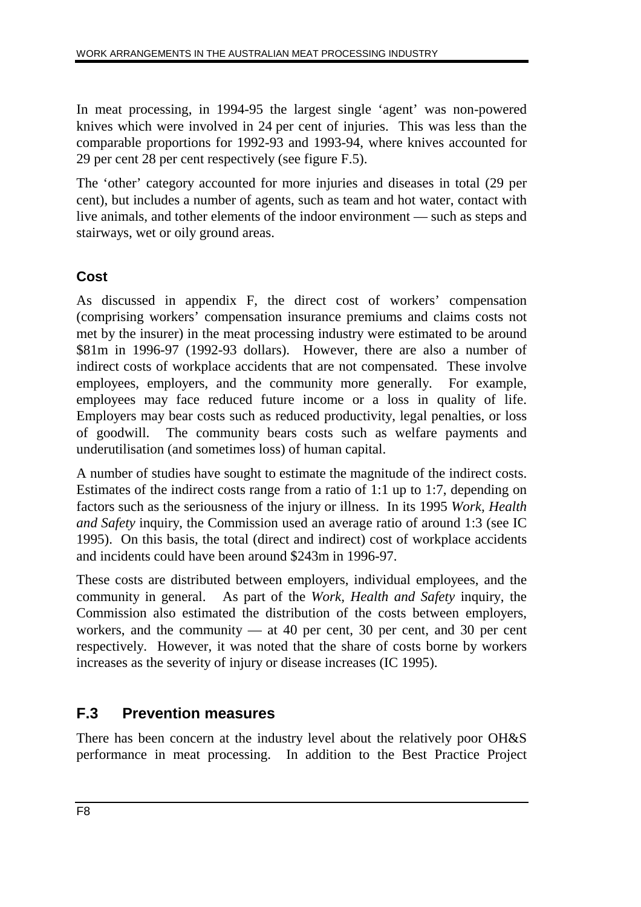In meat processing, in 1994-95 the largest single 'agent' was non-powered knives which were involved in 24 per cent of injuries. This was less than the comparable proportions for 1992-93 and 1993-94, where knives accounted for 29 per cent 28 per cent respectively (see figure F.5).

The 'other' category accounted for more injuries and diseases in total (29 per cent), but includes a number of agents, such as team and hot water, contact with live animals, and tother elements of the indoor environment — such as steps and stairways, wet or oily ground areas.

### Cost

As discussed in appendix F, the direct cost of workers' compensation (comprising workers' compensation insurance premiums and claims costs not met by the insurer) in the meat processing industry were estimated to be around \$81m in 1996-97 (1992-93 dollars). However, there are also a number of indirect costs of workplace accidents that are not compensated. These involve employees, employers, and the community more generally. For example, employees may face reduced future income or a loss in quality of life. Employers may bear costs such as reduced productivity, legal penalties, or loss of goodwill. The community bears costs such as welfare payments and underutilisation (and sometimes loss) of human capital.

A number of studies have sought to estimate the magnitude of the indirect costs. Estimates of the indirect costs range from a ratio of 1:1 up to 1:7, depending on factors such as the seriousness of the injury or illness. In its 1995 *Work, Health and Safety* inquiry, the Commission used an average ratio of around 1:3 (see IC 1995). On this basis, the total (direct and indirect) cost of workplace accidents and incidents could have been around \$243m in 1996-97.

These costs are distributed between employers, individual employees, and the community in general. As part of the *Work, Health and Safety* inquiry, the Commission also estimated the distribution of the costs between employers, workers, and the community — at 40 per cent, 30 per cent, and 30 per cent respectively. However, it was noted that the share of costs borne by workers increases as the severity of injury or disease increases (IC 1995).

## F.3 Prevention measures

There has been concern at the industry level about the relatively poor OH&S performance in meat processing. In addition to the Best Practice Project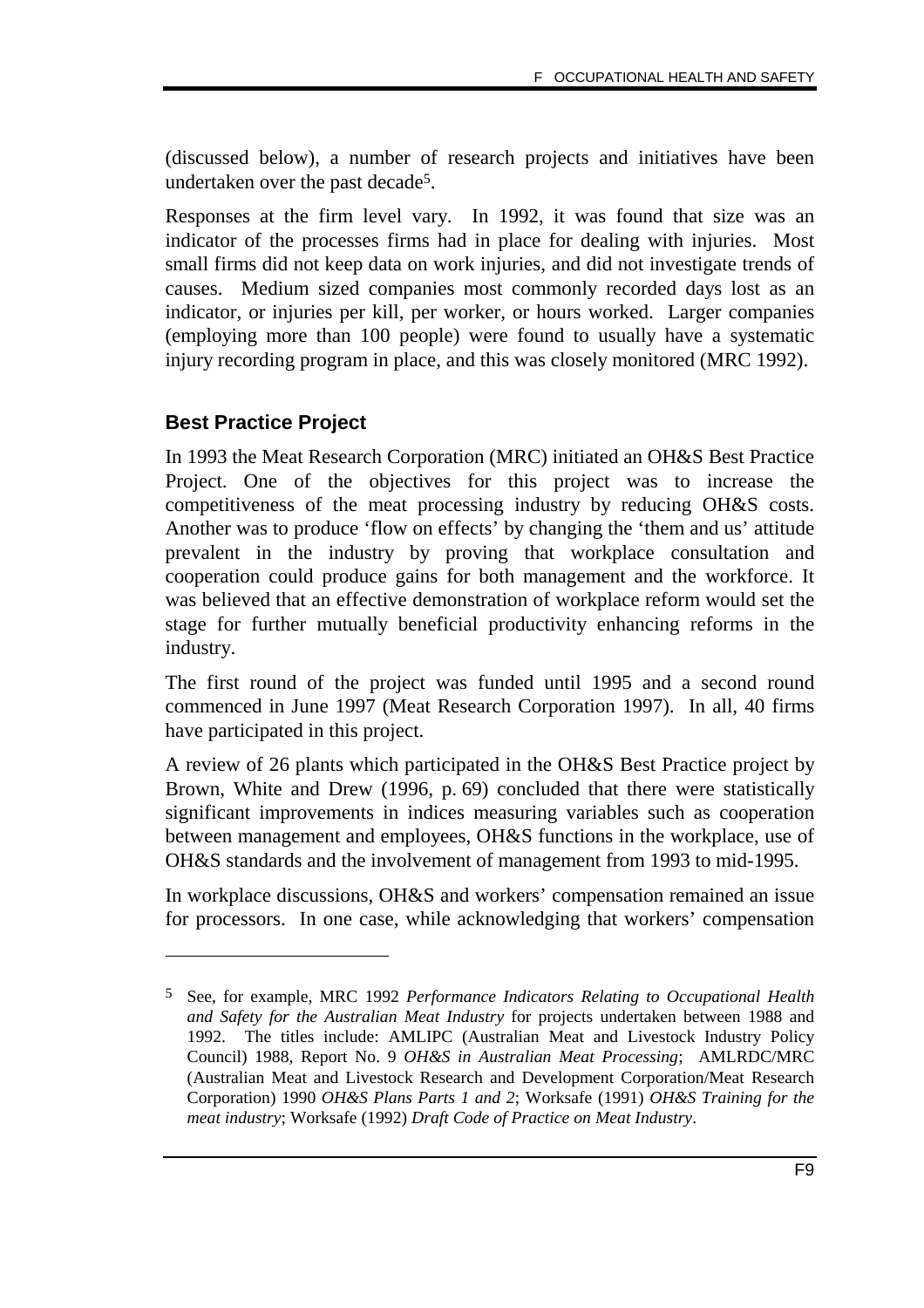(discussed below), a number of research projects and initiatives have been undertaken over the past decade[5].

Responses at the firm level vary. In 1992, it was found that size was an indicator of the processes firms had in place for dealing with injuries. Most small firms did not keep data on work injuries, and did not investigate trends of causes. Medium sized companies most commonly recorded days lost as an indicator, or injuries per kill, per worker, or hours worked. Larger companies (employing more than 100 people) were found to usually have a systematic injury recording program in place, and this was closely monitored (MRC 1992).

### Best Practice Project

In 1993 the Meat Research Corporation (MRC) initiated an OH&S Best Practice Project. One of the objectives for this project was to increase the competitiveness of the meat processing industry by reducing OH&S costs. Another was to produce 'flow on effects' by changing the 'them and us' attitude prevalent in the industry by proving that workplace consultation and cooperation could produce gains for both management and the workforce. It was believed that an effective demonstration of workplace reform would set the stage for further mutually beneficial productivity enhancing reforms in the industry.

The first round of the project was funded until 1995 and a second round commenced in June 1997 (Meat Research Corporation 1997). In all, 40 firms have participated in this project.

A review of 26 plants which participated in the OH&S Best Practice project by Brown, White and Drew (1996, p. 69) concluded that there were statistically significant improvements in indices measuring variables such as cooperation between management and employees, OH&S functions in the workplace, use of OH&S standards and the involvement of management from 1993 to mid-1995.

In workplace discussions, OH&S and workers' compensation remained an issue for processors. In one case, while acknowledging that workers' compensation

---

[5] See, for example, MRC 1992 *Performance Indicators Relating to Occupational Health and Safety for the Australian Meat Industry* for projects undertaken between 1988 and 1992. The titles include: AMLIPC (Australian Meat and Livestock Industry Policy Council) 1988, Report No. 9 *OH&S in Australian Meat Processing*; AMLRDC/MRC (Australian Meat and Livestock Research and Development Corporation/Meat Research Corporation) 1990 *OH&S Plans Parts 1 and 2*; Worksafe (1991) *OH&S Training for the meat industry*; Worksafe (1992) *Draft Code of Practice on Meat Industry*.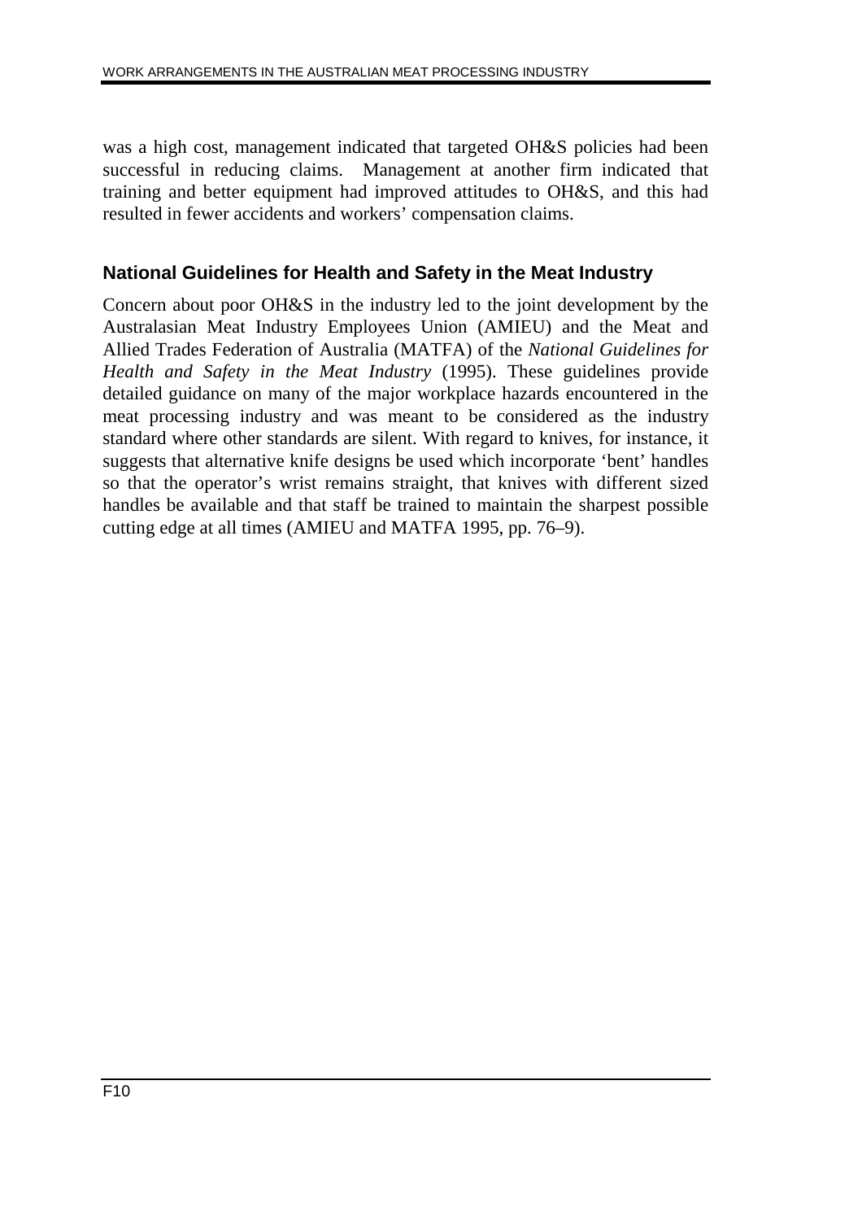was a high cost, management indicated that targeted OH&S policies had been successful in reducing claims. Management at another firm indicated that training and better equipment had improved attitudes to OH&S, and this had resulted in fewer accidents and workers' compensation claims.

### National Guidelines for Health and Safety in the Meat Industry

Concern about poor OH&S in the industry led to the joint development by the Australasian Meat Industry Employees Union (AMIEU) and the Meat and Allied Trades Federation of Australia (MATFA) of the *National Guidelines for Health and Safety in the Meat Industry* (1995). These guidelines provide detailed guidance on many of the major workplace hazards encountered in the meat processing industry and was meant to be considered as the industry standard where other standards are silent. With regard to knives, for instance, it suggests that alternative knife designs be used which incorporate 'bent' handles so that the operator's wrist remains straight, that knives with different sized handles be available and that staff be trained to maintain the sharpest possible cutting edge at all times (AMIEU and MATFA 1995, pp. 76–9).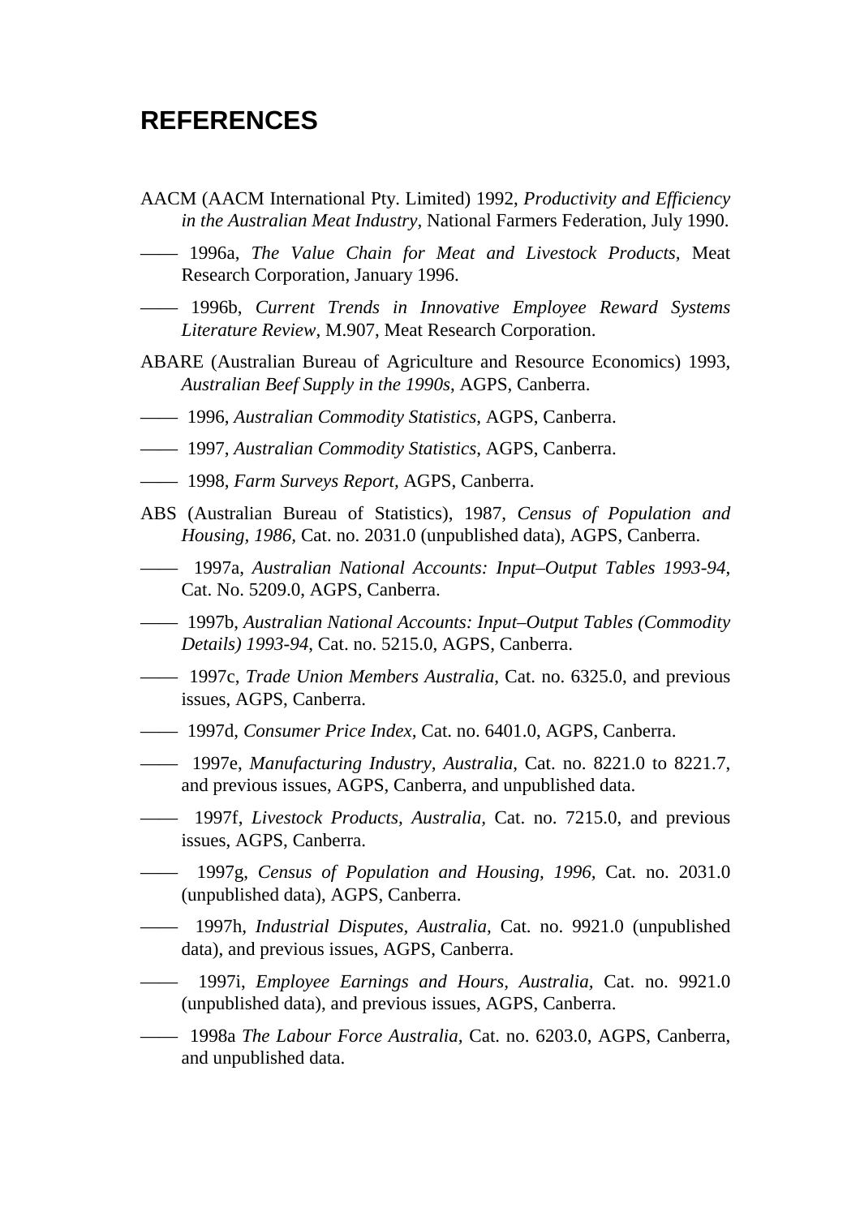# REFERENCES

AACM (AACM International Pty. Limited) 1992, *Productivity and Efficiency in the Australian Meat Industry,* National Farmers Federation, July 1990.

—— 1996a, *The Value Chain for Meat and Livestock Products,* Meat Research Corporation, January 1996.

—— 1996b, *Current Trends in Innovative Employee Reward Systems Literature Review*, M.907, Meat Research Corporation.

ABARE (Australian Bureau of Agriculture and Resource Economics) 1993, *Australian Beef Supply in the 1990s*, AGPS, Canberra.

—— 1996, *Australian Commodity Statistics*, AGPS, Canberra.

—— 1997, *Australian Commodity Statistics*, AGPS, Canberra.

—— 1998, *Farm Surveys Report*, AGPS, Canberra.

ABS (Australian Bureau of Statistics), 1987, *Census of Population and Housing, 1986,* Cat. no. 2031.0 (unpublished data), AGPS, Canberra.

—— 1997a, *Australian National Accounts: Input–Output Tables 1993-94*, Cat. No. 5209.0, AGPS, Canberra.

—— 1997b, *Australian National Accounts: Input–Output Tables (Commodity Details) 1993-94*, Cat. no. 5215.0, AGPS, Canberra.

—— 1997c, *Trade Union Members Australia*, Cat. no. 6325.0, and previous issues, AGPS, Canberra.

—— 1997d, *Consumer Price Index,* Cat. no. 6401.0, AGPS, Canberra.

—— 1997e, *Manufacturing Industry, Australia*, Cat. no. 8221.0 to 8221.7, and previous issues, AGPS, Canberra, and unpublished data.

—— 1997f, *Livestock Products, Australia,* Cat. no. 7215.0, and previous issues, AGPS, Canberra.

—— 1997g, *Census of Population and Housing, 1996,* Cat. no. 2031.0 (unpublished data), AGPS, Canberra.

—— 1997h, *Industrial Disputes, Australia,* Cat. no. 9921.0 (unpublished data), and previous issues, AGPS, Canberra.

—— 1997i, *Employee Earnings and Hours, Australia*, Cat. no. 9921.0 (unpublished data), and previous issues, AGPS, Canberra.

—— 1998a *The Labour Force Australia,* Cat. no. 6203.0, AGPS, Canberra, and unpublished data.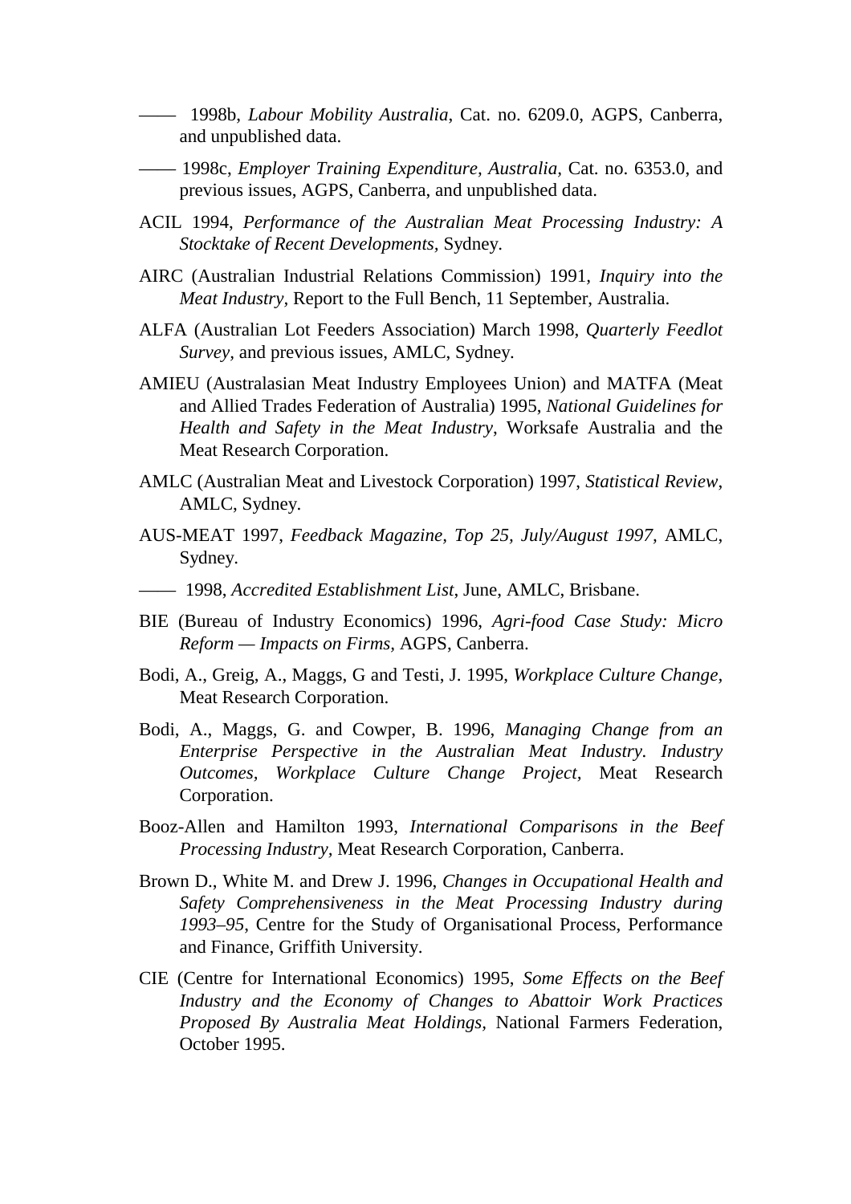—— 1998b, *Labour Mobility Australia*, Cat. no. 6209.0, AGPS, Canberra, and unpublished data.

—— 1998c, *Employer Training Expenditure, Australia*, Cat. no. 6353.0, and previous issues, AGPS, Canberra, and unpublished data.

ACIL 1994, *Performance of the Australian Meat Processing Industry: A Stocktake of Recent Developments*, Sydney.

AIRC (Australian Industrial Relations Commission) 1991, *Inquiry into the Meat Industry*, Report to the Full Bench, 11 September, Australia.

ALFA (Australian Lot Feeders Association) March 1998, *Quarterly Feedlot Survey*, and previous issues, AMLC, Sydney.

AMIEU (Australasian Meat Industry Employees Union) and MATFA (Meat and Allied Trades Federation of Australia) 1995, *National Guidelines for Health and Safety in the Meat Industry*, Worksafe Australia and the Meat Research Corporation.

AMLC (Australian Meat and Livestock Corporation) 1997, *Statistical Review*, AMLC, Sydney.

AUS-MEAT 1997, *Feedback Magazine, Top 25, July/August 1997*, AMLC, Sydney.

—— 1998, *Accredited Establishment List*, June, AMLC, Brisbane.

BIE (Bureau of Industry Economics) 1996, *Agri-food Case Study: Micro Reform — Impacts on Firms*, AGPS, Canberra.

Bodi, A., Greig, A., Maggs, G and Testi, J. 1995, *Workplace Culture Change*, Meat Research Corporation.

Bodi, A., Maggs, G. and Cowper, B. 1996, *Managing Change from an Enterprise Perspective in the Australian Meat Industry. Industry Outcomes, Workplace Culture Change Project*, Meat Research Corporation.

Booz-Allen and Hamilton 1993, *International Comparisons in the Beef Processing Industry*, Meat Research Corporation, Canberra.

Brown D., White M. and Drew J. 1996, *Changes in Occupational Health and Safety Comprehensiveness in the Meat Processing Industry during 1993–95*, Centre for the Study of Organisational Process, Performance and Finance, Griffith University.

CIE (Centre for International Economics) 1995, *Some Effects on the Beef Industry and the Economy of Changes to Abattoir Work Practices Proposed By Australia Meat Holdings*, National Farmers Federation, October 1995.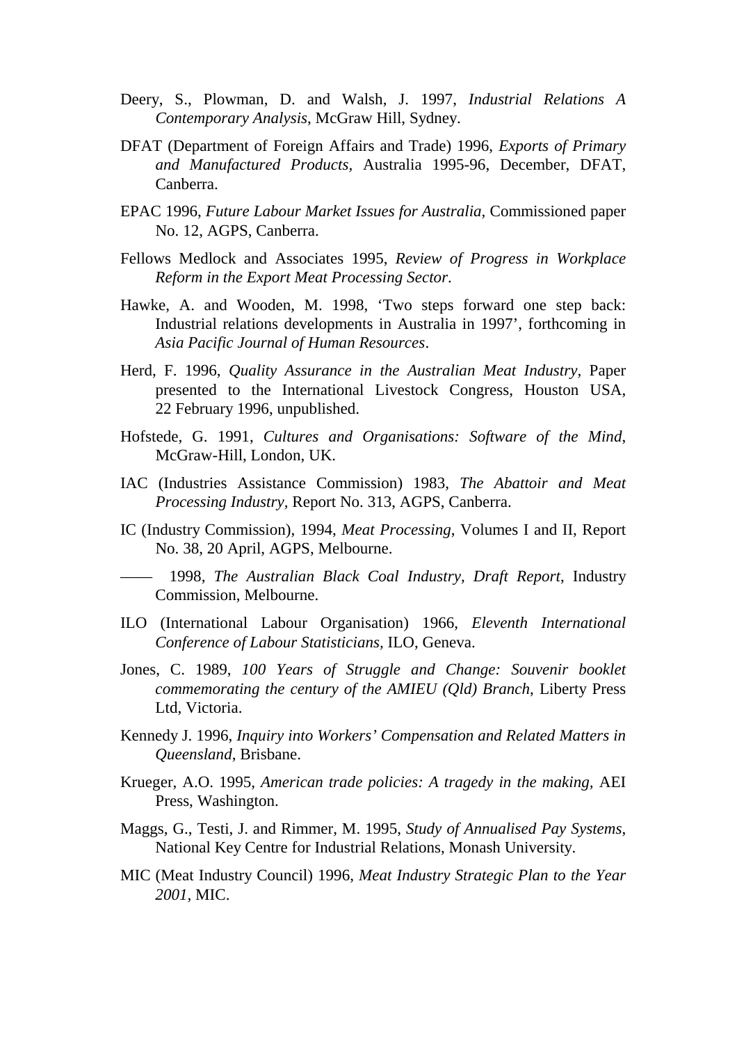Deery, S., Plowman, D. and Walsh, J. 1997, *Industrial Relations A Contemporary Analysis*, McGraw Hill, Sydney.

DFAT (Department of Foreign Affairs and Trade) 1996, *Exports of Primary and Manufactured Products*, Australia 1995-96, December, DFAT, Canberra.

EPAC 1996, *Future Labour Market Issues for Australia*, Commissioned paper No. 12, AGPS, Canberra.

Fellows Medlock and Associates 1995, *Review of Progress in Workplace Reform in the Export Meat Processing Sector*.

Hawke, A. and Wooden, M. 1998, 'Two steps forward one step back: Industrial relations developments in Australia in 1997', forthcoming in *Asia Pacific Journal of Human Resources*.

Herd, F. 1996, *Quality Assurance in the Australian Meat Industry*, Paper presented to the International Livestock Congress, Houston USA, 22 February 1996, unpublished.

Hofstede, G. 1991, *Cultures and Organisations: Software of the Mind*, McGraw-Hill, London, UK.

IAC (Industries Assistance Commission) 1983, *The Abattoir and Meat Processing Industry*, Report No. 313, AGPS, Canberra.

IC (Industry Commission), 1994, *Meat Processing*, Volumes I and II, Report No. 38, 20 April, AGPS, Melbourne.

—— 1998, *The Australian Black Coal Industry, Draft Report*, Industry Commission, Melbourne.

ILO (International Labour Organisation) 1966, *Eleventh International Conference of Labour Statisticians*, ILO, Geneva.

Jones, C. 1989, *100 Years of Struggle and Change: Souvenir booklet commemorating the century of the AMIEU (Qld) Branch*, Liberty Press Ltd, Victoria.

Kennedy J. 1996, *Inquiry into Workers' Compensation and Related Matters in Queensland*, Brisbane.

Krueger, A.O. 1995, *American trade policies: A tragedy in the making*, AEI Press, Washington.

Maggs, G., Testi, J. and Rimmer, M. 1995, *Study of Annualised Pay Systems*, National Key Centre for Industrial Relations, Monash University.

MIC (Meat Industry Council) 1996, *Meat Industry Strategic Plan to the Year 2001*, MIC.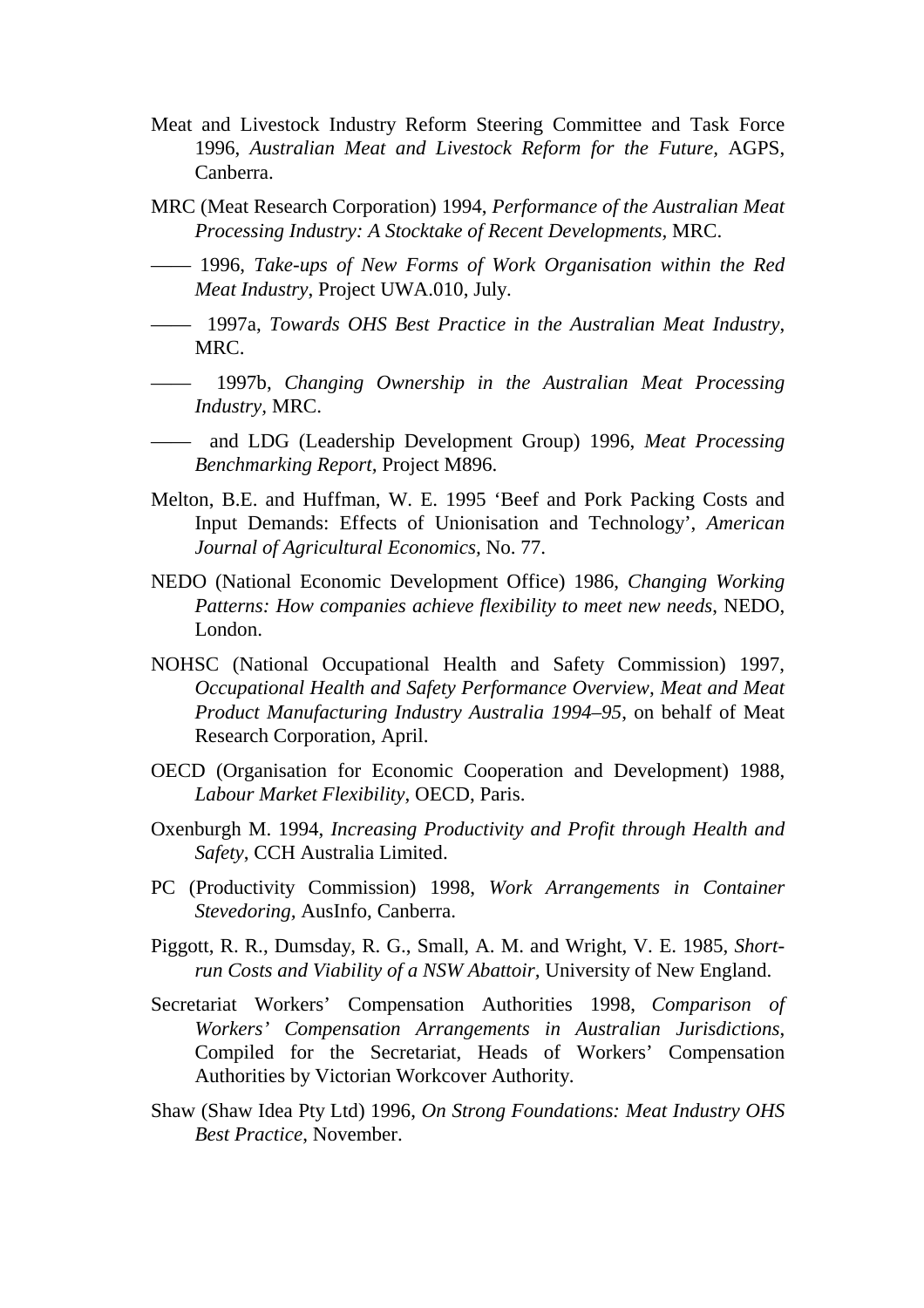Meat and Livestock Industry Reform Steering Committee and Task Force 1996, *Australian Meat and Livestock Reform for the Future,* AGPS, Canberra.

MRC (Meat Research Corporation) 1994, *Performance of the Australian Meat Processing Industry: A Stocktake of Recent Developments,* MRC.

—— 1996, *Take-ups of New Forms of Work Organisation within the Red Meat Industry*, Project UWA.010, July.

—— 1997a, *Towards OHS Best Practice in the Australian Meat Industry*, MRC.

—— 1997b, *Changing Ownership in the Australian Meat Processing Industry*, MRC.

—— and LDG (Leadership Development Group) 1996, *Meat Processing Benchmarking Report,* Project M896.

Melton, B.E. and Huffman, W. E. 1995 'Beef and Pork Packing Costs and Input Demands: Effects of Unionisation and Technology', *American Journal of Agricultural Economics,* No. 77.

NEDO (National Economic Development Office) 1986, *Changing Working Patterns: How companies achieve flexibility to meet new needs*, NEDO, London.

NOHSC (National Occupational Health and Safety Commission) 1997, *Occupational Health and Safety Performance Overview, Meat and Meat Product Manufacturing Industry Australia 1994–95*, on behalf of Meat Research Corporation, April.

OECD (Organisation for Economic Cooperation and Development) 1988, *Labour Market Flexibility*, OECD, Paris.

Oxenburgh M. 1994, *Increasing Productivity and Profit through Health and Safety*, CCH Australia Limited.

PC (Productivity Commission) 1998, *Work Arrangements in Container Stevedoring,* AusInfo, Canberra.

Piggott, R. R., Dumsday, R. G., Small, A. M. and Wright, V. E. 1985, *Short-run Costs and Viability of a NSW Abattoir,* University of New England.

Secretariat Workers' Compensation Authorities 1998, *Comparison of Workers' Compensation Arrangements in Australian Jurisdictions*, Compiled for the Secretariat, Heads of Workers' Compensation Authorities by Victorian Workcover Authority.

Shaw (Shaw Idea Pty Ltd) 1996, *On Strong Foundations: Meat Industry OHS Best Practice*, November.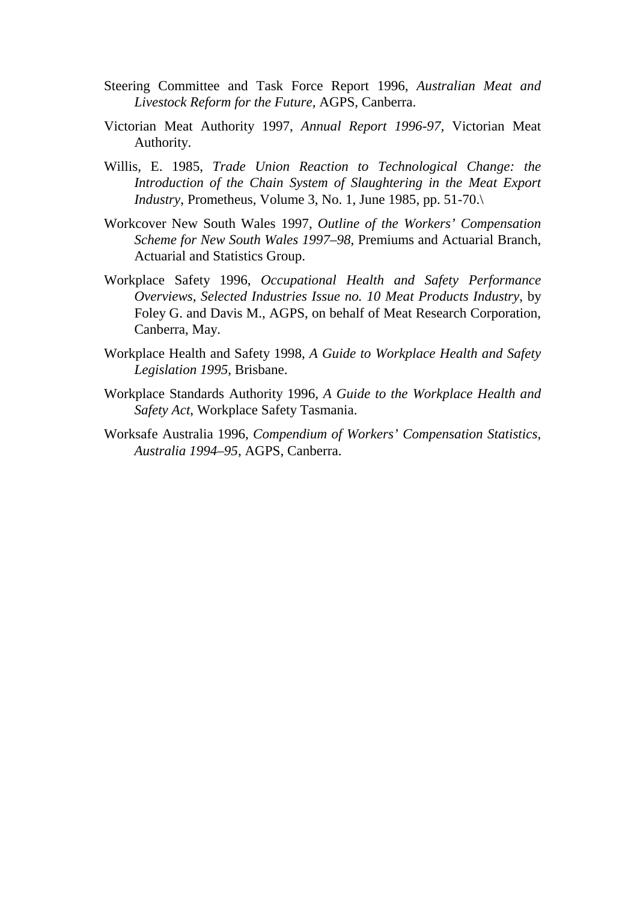Steering Committee and Task Force Report 1996, *Australian Meat and Livestock Reform for the Future*, AGPS, Canberra.

Victorian Meat Authority 1997, *Annual Report 1996-97*, Victorian Meat Authority.

Willis, E. 1985, *Trade Union Reaction to Technological Change: the Introduction of the Chain System of Slaughtering in the Meat Export Industry*, Prometheus, Volume 3, No. 1, June 1985, pp. 51-70.\

Workcover New South Wales 1997, *Outline of the Workers' Compensation Scheme for New South Wales 1997–98*, Premiums and Actuarial Branch, Actuarial and Statistics Group.

Workplace Safety 1996, *Occupational Health and Safety Performance Overviews, Selected Industries Issue no. 10 Meat Products Industry*, by Foley G. and Davis M., AGPS, on behalf of Meat Research Corporation, Canberra, May.

Workplace Health and Safety 1998, *A Guide to Workplace Health and Safety Legislation 1995*, Brisbane.

Workplace Standards Authority 1996, *A Guide to the Workplace Health and Safety Act*, Workplace Safety Tasmania.

Worksafe Australia 1996, *Compendium of Workers' Compensation Statistics, Australia 1994–95*, AGPS, Canberra.